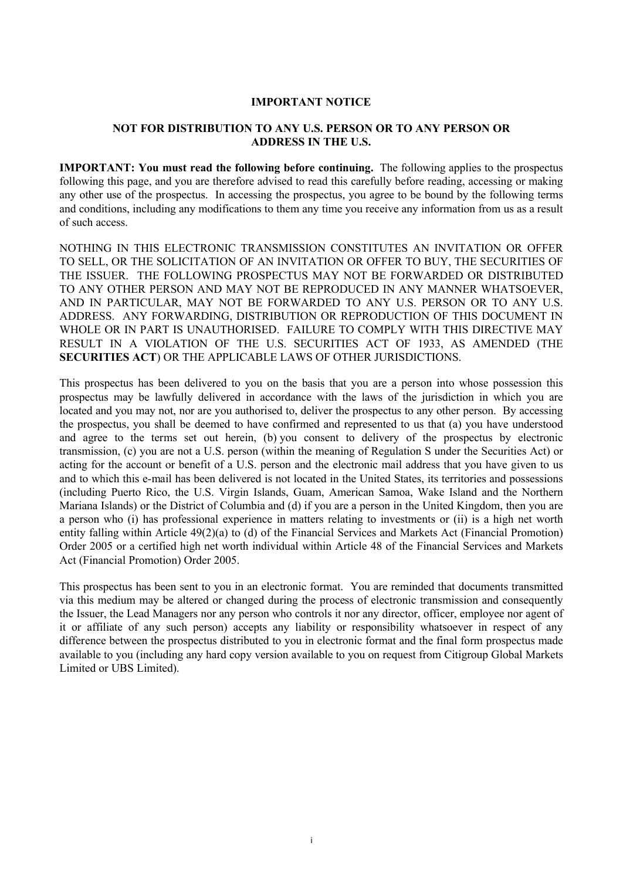**IMPORTANT NOTICE**

**NOT FOR DISTRIBUTION TO ANY U.S. PERSON OR TO ANY PERSON OR ADDRESS IN THE U.S.**

**IMPORTANT: You must read the following before continuing.** The following applies to the prospectus following this page, and you are therefore advised to read this carefully before reading, accessing or making any other use of the prospectus. In accessing the prospectus, you agree to be bound by the following terms and conditions, including any modifications to them any time you receive any information from us as a result of such access.

NOTHING IN THIS ELECTRONIC TRANSMISSION CONSTITUTES AN INVITATION OR OFFER TO SELL, OR THE SOLICITATION OF AN INVITATION OR OFFER TO BUY, THE SECURITIES OF THE ISSUER. THE FOLLOWING PROSPECTUS MAY NOT BE FORWARDED OR DISTRIBUTED TO ANY OTHER PERSON AND MAY NOT BE REPRODUCED IN ANY MANNER WHATSOEVER, AND IN PARTICULAR, MAY NOT BE FORWARDED TO ANY U.S. PERSON OR TO ANY U.S. ADDRESS. ANY FORWARDING, DISTRIBUTION OR REPRODUCTION OF THIS DOCUMENT IN WHOLE OR IN PART IS UNAUTHORISED. FAILURE TO COMPLY WITH THIS DIRECTIVE MAY RESULT IN A VIOLATION OF THE U.S. SECURITIES ACT OF 1933, AS AMENDED (THE **SECURITIES ACT**) OR THE APPLICABLE LAWS OF OTHER JURISDICTIONS.

This prospectus has been delivered to you on the basis that you are a person into whose possession this prospectus may be lawfully delivered in accordance with the laws of the jurisdiction in which you are located and you may not, nor are you authorised to, deliver the prospectus to any other person. By accessing the prospectus, you shall be deemed to have confirmed and represented to us that (a) you have understood and agree to the terms set out herein, (b) you consent to delivery of the prospectus by electronic transmission, (c) you are not a U.S. person (within the meaning of Regulation S under the Securities Act) or acting for the account or benefit of a U.S. person and the electronic mail address that you have given to us and to which this e-mail has been delivered is not located in the United States, its territories and possessions (including Puerto Rico, the U.S. Virgin Islands, Guam, American Samoa, Wake Island and the Northern Mariana Islands) or the District of Columbia and (d) if you are a person in the United Kingdom, then you are a person who (i) has professional experience in matters relating to investments or (ii) is a high net worth entity falling within Article 49(2)(a) to (d) of the Financial Services and Markets Act (Financial Promotion) Order 2005 or a certified high net worth individual within Article 48 of the Financial Services and Markets Act (Financial Promotion) Order 2005.

This prospectus has been sent to you in an electronic format. You are reminded that documents transmitted via this medium may be altered or changed during the process of electronic transmission and consequently the Issuer, the Lead Managers nor any person who controls it nor any director, officer, employee nor agent of it or affiliate of any such person) accepts any liability or responsibility whatsoever in respect of any difference between the prospectus distributed to you in electronic format and the final form prospectus made available to you (including any hard copy version available to you on request from Citigroup Global Markets Limited or UBS Limited).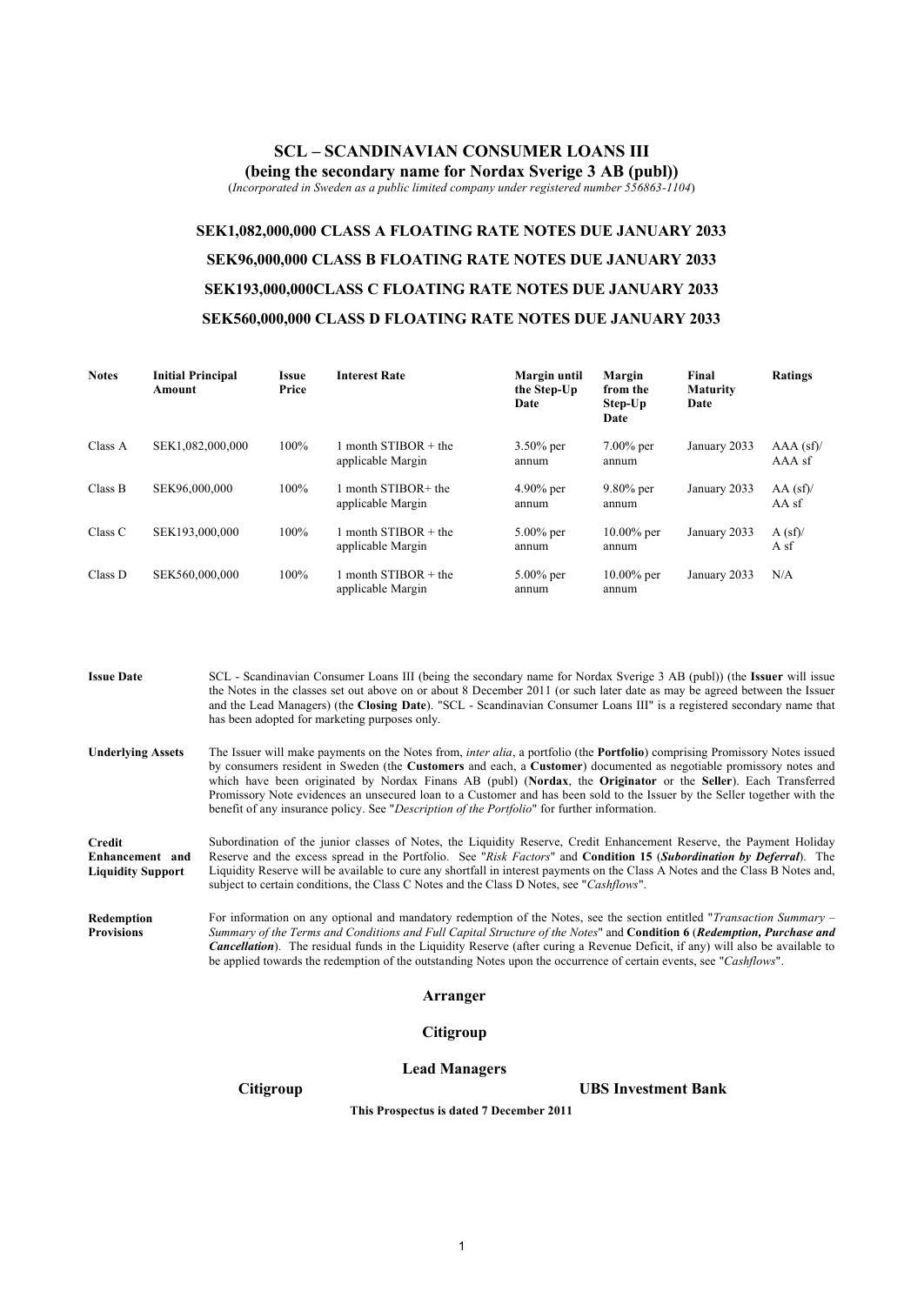# SCL – SCANDINAVIAN CONSUMER LOANS III

**(being the secondary name for Nordax Sverige 3 AB (publ))**

(*Incorporated in Sweden as a public limited company under registered number 556863-1104*)

## SEK1,082,000,000 CLASS A FLOATING RATE NOTES DUE JANUARY 2033

## SEK96,000,000 CLASS B FLOATING RATE NOTES DUE JANUARY 2033

## SEK193,000,000CLASS C FLOATING RATE NOTES DUE JANUARY 2033

## SEK560,000,000 CLASS D FLOATING RATE NOTES DUE JANUARY 2033

| Notes | Initial Principal Amount | Issue Price | Interest Rate | Margin until the Step-Up Date | Margin from the Step-Up Date | Final Maturity Date | Ratings |
|---|---|---|---|---|---|---|---|
| Class A | SEK1,082,000,000 | 100% | 1 month STIBOR + the applicable Margin | 3.50% per annum | 7.00% per annum | January 2033 | AAA (sf)/ AAA sf |
| Class B | SEK96,000,000 | 100% | 1 month STIBOR+ the applicable Margin | 4.90% per annum | 9.80% per annum | January 2033 | AA (sf)/ AA sf |
| Class C | SEK193,000,000 | 100% | 1 month STIBOR + the applicable Margin | 5.00% per annum | 10.00% per annum | January 2033 | A (sf)/ A sf |
| Class D | SEK560,000,000 | 100% | 1 month STIBOR + the applicable Margin | 5.00% per annum | 10.00% per annum | January 2033 | N/A |

**Issue Date** SCL - Scandinavian Consumer Loans III (being the secondary name for Nordax Sverige 3 AB (publ)) (the **Issuer** will issue the Notes in the classes set out above on or about 8 December 2011 (or such later date as may be agreed between the Issuer and the Lead Managers) (the **Closing Date**). "SCL - Scandinavian Consumer Loans III" is a registered secondary name that has been adopted for marketing purposes only.

**Underlying Assets** The Issuer will make payments on the Notes from, *inter alia*, a portfolio (the **Portfolio**) comprising Promissory Notes issued by consumers resident in Sweden (the **Customers** and each, a **Customer**) documented as negotiable promissory notes and which have been originated by Nordax Finans AB (publ) (**Nordax**, the **Originator** or the **Seller**). Each Transferred Promissory Note evidences an unsecured loan to a Customer and has been sold to the Issuer by the Seller together with the benefit of any insurance policy. See "*Description of the Portfolio*" for further information.

**Credit Enhancement and Liquidity Support** Subordination of the junior classes of Notes, the Liquidity Reserve, Credit Enhancement Reserve, the Payment Holiday Reserve and the excess spread in the Portfolio. See "*Risk Factors*" and **Condition 15** (***Subordination by Deferral***). The Liquidity Reserve will be available to cure any shortfall in interest payments on the Class A Notes and the Class B Notes and, subject to certain conditions, the Class C Notes and the Class D Notes, see "*Cashflows*".

**Redemption Provisions** For information on any optional and mandatory redemption of the Notes, see the section entitled "*Transaction Summary – Summary of the Terms and Conditions and Full Capital Structure of the Notes*" and **Condition 6** (***Redemption, Purchase and Cancellation***). The residual funds in the Liquidity Reserve (after curing a Revenue Deficit, if any) will also be available to be applied towards the redemption of the outstanding Notes upon the occurrence of certain events, see "*Cashflows*".

**Arranger**

**Citigroup**

**Lead Managers**

**Citigroup** **UBS Investment Bank**

**This Prospectus is dated 7 December 2011**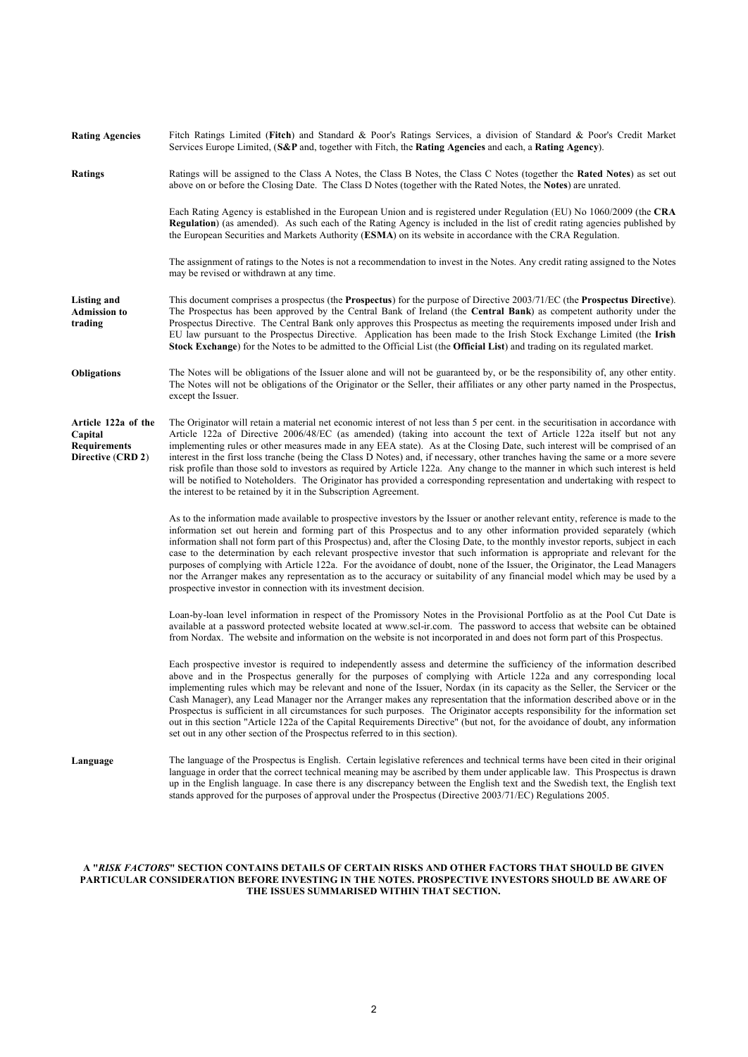| | |
|---|---|
| **Rating Agencies** | Fitch Ratings Limited (**Fitch**) and Standard & Poor's Ratings Services, a division of Standard & Poor's Credit Market Services Europe Limited, (**S&P** and, together with Fitch, the **Rating Agencies** and each, a **Rating Agency**). |
| **Ratings** | Ratings will be assigned to the Class A Notes, the Class B Notes, the Class C Notes (together the **Rated Notes**) as set out above on or before the Closing Date. The Class D Notes (together with the Rated Notes, the **Notes**) are unrated.<br><br>Each Rating Agency is established in the European Union and is registered under Regulation (EU) No 1060/2009 (the **CRA Regulation**) (as amended). As such each of the Rating Agency is included in the list of credit rating agencies published by the European Securities and Markets Authority (**ESMA**) on its website in accordance with the CRA Regulation.<br><br>The assignment of ratings to the Notes is not a recommendation to invest in the Notes. Any credit rating assigned to the Notes may be revised or withdrawn at any time. |
| **Listing and Admission to trading** | This document comprises a prospectus (the **Prospectus**) for the purpose of Directive 2003/71/EC (the **Prospectus Directive**). The Prospectus has been approved by the Central Bank of Ireland (the **Central Bank**) as competent authority under the Prospectus Directive. The Central Bank only approves this Prospectus as meeting the requirements imposed under Irish and EU law pursuant to the Prospectus Directive. Application has been made to the Irish Stock Exchange Limited (the **Irish Stock Exchange**) for the Notes to be admitted to the Official List (the **Official List**) and trading on its regulated market. |
| **Obligations** | The Notes will be obligations of the Issuer alone and will not be guaranteed by, or be the responsibility of, any other entity. The Notes will not be obligations of the Originator or the Seller, their affiliates or any other party named in the Prospectus, except the Issuer. |
| **Article 122a of the Capital Requirements Directive (CRD 2)** | The Originator will retain a material net economic interest of not less than 5 per cent. in the securitisation in accordance with Article 122a of Directive 2006/48/EC (as amended) (taking into account the text of Article 122a itself but not any implementing rules or other measures made in any EEA state). As at the Closing Date, such interest will be comprised of an interest in the first loss tranche (being the Class D Notes) and, if necessary, other tranches having the same or a more severe risk profile than those sold to investors as required by Article 122a. Any change to the manner in which such interest is held will be notified to Noteholders. The Originator has provided a corresponding representation and undertaking with respect to the interest to be retained by it in the Subscription Agreement.<br><br>As to the information made available to prospective investors by the Issuer or another relevant entity, reference is made to the information set out herein and forming part of this Prospectus and to any other information provided separately (which information shall not form part of this Prospectus) and, after the Closing Date, to the monthly investor reports, subject in each case to the determination by each relevant prospective investor that such information is appropriate and relevant for the purposes of complying with Article 122a. For the avoidance of doubt, none of the Issuer, the Originator, the Lead Managers nor the Arranger makes any representation as to the accuracy or suitability of any financial model which may be used by a prospective investor in connection with its investment decision.<br><br>Loan-by-loan level information in respect of the Promissory Notes in the Provisional Portfolio as at the Pool Cut Date is available at a password protected website located at www.scl-ir.com. The password to access that website can be obtained from Nordax. The website and information on the website is not incorporated in and does not form part of this Prospectus.<br><br>Each prospective investor is required to independently assess and determine the sufficiency of the information described above and in the Prospectus generally for the purposes of complying with Article 122a and any corresponding local implementing rules which may be relevant and none of the Issuer, Nordax (in its capacity as the Seller, the Servicer or the Cash Manager), any Lead Manager nor the Arranger makes any representation that the information described above or in the Prospectus is sufficient in all circumstances for such purposes. The Originator accepts responsibility for the information set out in this section "Article 122a of the Capital Requirements Directive" (but not, for the avoidance of doubt, any information set out in any other section of the Prospectus referred to in this section). |
| **Language** | The language of the Prospectus is English. Certain legislative references and technical terms have been cited in their original language in order that the correct technical meaning may be ascribed by them under applicable law. This Prospectus is drawn up in the English language. In case there is any discrepancy between the English text and the Swedish text, the English text stands approved for the purposes of approval under the Prospectus (Directive 2003/71/EC) Regulations 2005. |

**A "*RISK FACTORS*" SECTION CONTAINS DETAILS OF CERTAIN RISKS AND OTHER FACTORS THAT SHOULD BE GIVEN PARTICULAR CONSIDERATION BEFORE INVESTING IN THE NOTES. PROSPECTIVE INVESTORS SHOULD BE AWARE OF THE ISSUES SUMMARISED WITHIN THAT SECTION.**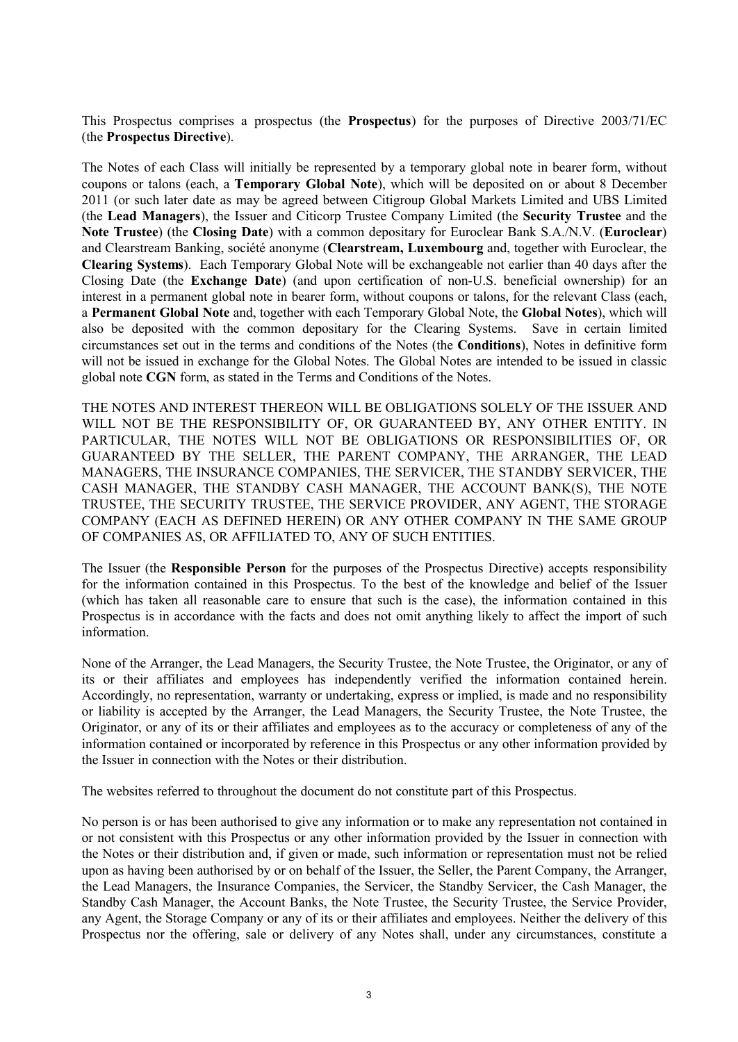This Prospectus comprises a prospectus (the **Prospectus**) for the purposes of Directive 2003/71/EC (the **Prospectus Directive**).

The Notes of each Class will initially be represented by a temporary global note in bearer form, without coupons or talons (each, a **Temporary Global Note**), which will be deposited on or about 8 December 2011 (or such later date as may be agreed between Citigroup Global Markets Limited and UBS Limited (the **Lead Managers**), the Issuer and Citicorp Trustee Company Limited (the **Security Trustee** and the **Note Trustee**) (the **Closing Date**) with a common depositary for Euroclear Bank S.A./N.V. (**Euroclear**) and Clearstream Banking, société anonyme (**Clearstream, Luxembourg** and, together with Euroclear, the **Clearing Systems**). Each Temporary Global Note will be exchangeable not earlier than 40 days after the Closing Date (the **Exchange Date**) (and upon certification of non-U.S. beneficial ownership) for an interest in a permanent global note in bearer form, without coupons or talons, for the relevant Class (each, a **Permanent Global Note** and, together with each Temporary Global Note, the **Global Notes**), which will also be deposited with the common depositary for the Clearing Systems. Save in certain limited circumstances set out in the terms and conditions of the Notes (the **Conditions**), Notes in definitive form will not be issued in exchange for the Global Notes. The Global Notes are intended to be issued in classic global note **CGN** form, as stated in the Terms and Conditions of the Notes.

THE NOTES AND INTEREST THEREON WILL BE OBLIGATIONS SOLELY OF THE ISSUER AND WILL NOT BE THE RESPONSIBILITY OF, OR GUARANTEED BY, ANY OTHER ENTITY. IN PARTICULAR, THE NOTES WILL NOT BE OBLIGATIONS OR RESPONSIBILITIES OF, OR GUARANTEED BY THE SELLER, THE PARENT COMPANY, THE ARRANGER, THE LEAD MANAGERS, THE INSURANCE COMPANIES, THE SERVICER, THE STANDBY SERVICER, THE CASH MANAGER, THE STANDBY CASH MANAGER, THE ACCOUNT BANK(S), THE NOTE TRUSTEE, THE SECURITY TRUSTEE, THE SERVICE PROVIDER, ANY AGENT, THE STORAGE COMPANY (EACH AS DEFINED HEREIN) OR ANY OTHER COMPANY IN THE SAME GROUP OF COMPANIES AS, OR AFFILIATED TO, ANY OF SUCH ENTITIES.

The Issuer (the **Responsible Person** for the purposes of the Prospectus Directive) accepts responsibility for the information contained in this Prospectus. To the best of the knowledge and belief of the Issuer (which has taken all reasonable care to ensure that such is the case), the information contained in this Prospectus is in accordance with the facts and does not omit anything likely to affect the import of such information.

None of the Arranger, the Lead Managers, the Security Trustee, the Note Trustee, the Originator, or any of its or their affiliates and employees has independently verified the information contained herein. Accordingly, no representation, warranty or undertaking, express or implied, is made and no responsibility or liability is accepted by the Arranger, the Lead Managers, the Security Trustee, the Note Trustee, the Originator, or any of its or their affiliates and employees as to the accuracy or completeness of any of the information contained or incorporated by reference in this Prospectus or any other information provided by the Issuer in connection with the Notes or their distribution.

The websites referred to throughout the document do not constitute part of this Prospectus.

No person is or has been authorised to give any information or to make any representation not contained in or not consistent with this Prospectus or any other information provided by the Issuer in connection with the Notes or their distribution and, if given or made, such information or representation must not be relied upon as having been authorised by or on behalf of the Issuer, the Seller, the Parent Company, the Arranger, the Lead Managers, the Insurance Companies, the Servicer, the Standby Servicer, the Cash Manager, the Standby Cash Manager, the Account Banks, the Note Trustee, the Security Trustee, the Service Provider, any Agent, the Storage Company or any of its or their affiliates and employees. Neither the delivery of this Prospectus nor the offering, sale or delivery of any Notes shall, under any circumstances, constitute a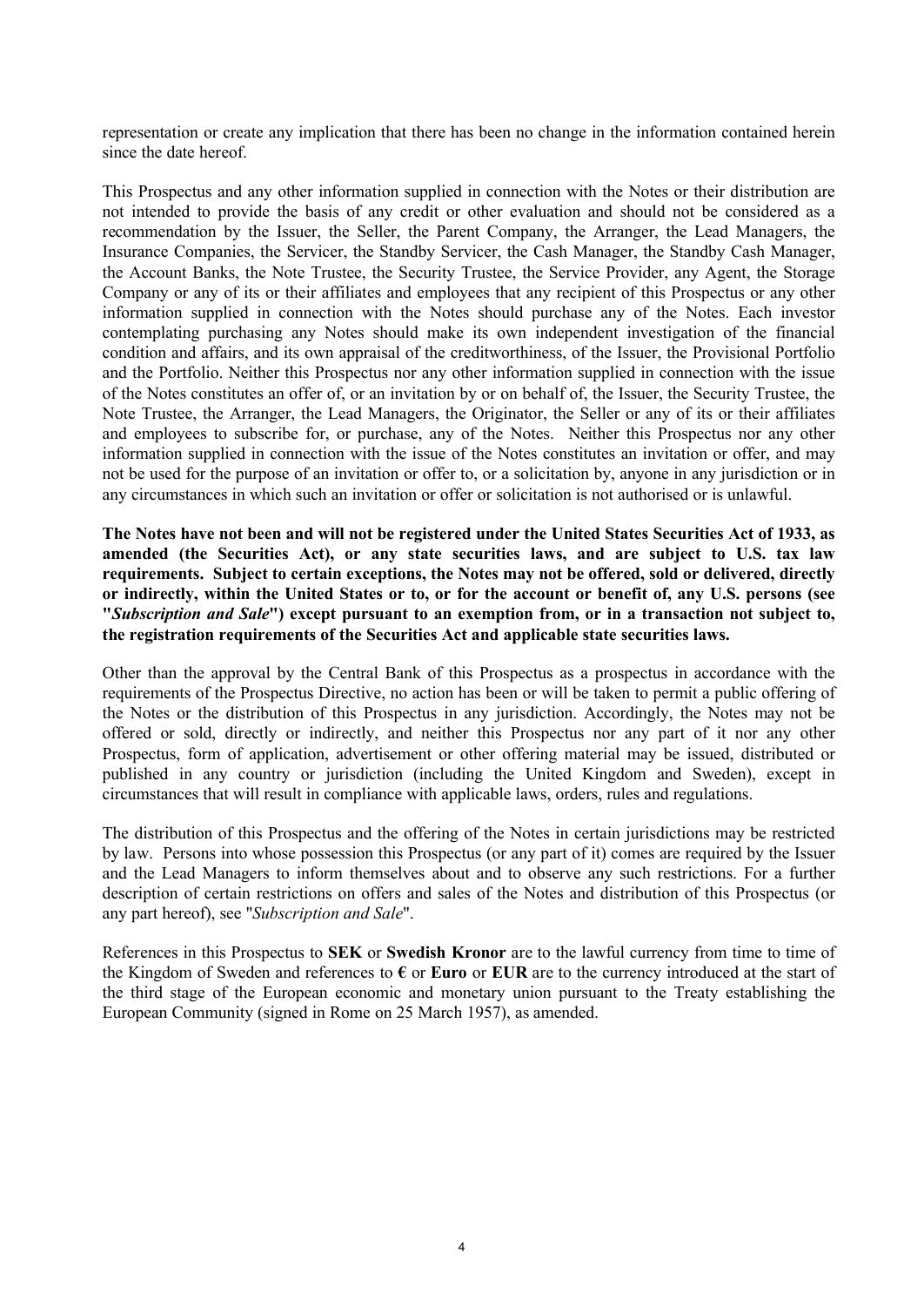representation or create any implication that there has been no change in the information contained herein since the date hereof.

This Prospectus and any other information supplied in connection with the Notes or their distribution are not intended to provide the basis of any credit or other evaluation and should not be considered as a recommendation by the Issuer, the Seller, the Parent Company, the Arranger, the Lead Managers, the Insurance Companies, the Servicer, the Standby Servicer, the Cash Manager, the Standby Cash Manager, the Account Banks, the Note Trustee, the Security Trustee, the Service Provider, any Agent, the Storage Company or any of its or their affiliates and employees that any recipient of this Prospectus or any other information supplied in connection with the Notes should purchase any of the Notes. Each investor contemplating purchasing any Notes should make its own independent investigation of the financial condition and affairs, and its own appraisal of the creditworthiness, of the Issuer, the Provisional Portfolio and the Portfolio. Neither this Prospectus nor any other information supplied in connection with the issue of the Notes constitutes an offer of, or an invitation by or on behalf of, the Issuer, the Security Trustee, the Note Trustee, the Arranger, the Lead Managers, the Originator, the Seller or any of its or their affiliates and employees to subscribe for, or purchase, any of the Notes. Neither this Prospectus nor any other information supplied in connection with the issue of the Notes constitutes an invitation or offer, and may not be used for the purpose of an invitation or offer to, or a solicitation by, anyone in any jurisdiction or in any circumstances in which such an invitation or offer or solicitation is not authorised or is unlawful.

**The Notes have not been and will not be registered under the United States Securities Act of 1933, as amended (the Securities Act), or any state securities laws, and are subject to U.S. tax law requirements. Subject to certain exceptions, the Notes may not be offered, sold or delivered, directly or indirectly, within the United States or to, or for the account or benefit of, any U.S. persons (see "*Subscription and Sale*") except pursuant to an exemption from, or in a transaction not subject to, the registration requirements of the Securities Act and applicable state securities laws.**

Other than the approval by the Central Bank of this Prospectus as a prospectus in accordance with the requirements of the Prospectus Directive, no action has been or will be taken to permit a public offering of the Notes or the distribution of this Prospectus in any jurisdiction. Accordingly, the Notes may not be offered or sold, directly or indirectly, and neither this Prospectus nor any part of it nor any other Prospectus, form of application, advertisement or other offering material may be issued, distributed or published in any country or jurisdiction (including the United Kingdom and Sweden), except in circumstances that will result in compliance with applicable laws, orders, rules and regulations.

The distribution of this Prospectus and the offering of the Notes in certain jurisdictions may be restricted by law. Persons into whose possession this Prospectus (or any part of it) comes are required by the Issuer and the Lead Managers to inform themselves about and to observe any such restrictions. For a further description of certain restrictions on offers and sales of the Notes and distribution of this Prospectus (or any part hereof), see "*Subscription and Sale*".

References in this Prospectus to **SEK** or **Swedish Kronor** are to the lawful currency from time to time of the Kingdom of Sweden and references to **€** or **Euro** or **EUR** are to the currency introduced at the start of the third stage of the European economic and monetary union pursuant to the Treaty establishing the European Community (signed in Rome on 25 March 1957), as amended.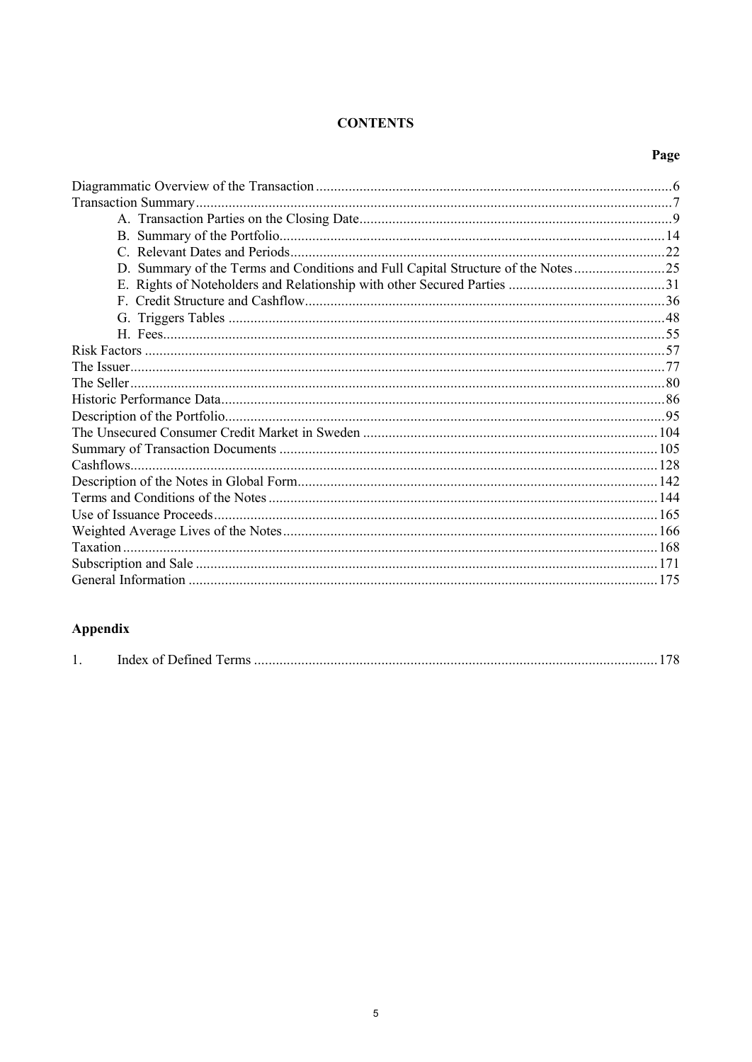# CONTENTS

| | Page |
|---|---|
| Diagrammatic Overview of the Transaction | 6 |
| Transaction Summary | 7 |
| A. Transaction Parties on the Closing Date | 9 |
| B. Summary of the Portfolio | 14 |
| C. Relevant Dates and Periods | 22 |
| D. Summary of the Terms and Conditions and Full Capital Structure of the Notes | 25 |
| E. Rights of Noteholders and Relationship with other Secured Parties | 31 |
| F. Credit Structure and Cashflow | 36 |
| G. Triggers Tables | 48 |
| H. Fees | 55 |
| Risk Factors | 57 |
| The Issuer | 77 |
| The Seller | 80 |
| Historic Performance Data | 86 |
| Description of the Portfolio | 95 |
| The Unsecured Consumer Credit Market in Sweden | 104 |
| Summary of Transaction Documents | 105 |
| Cashflows | 128 |
| Description of the Notes in Global Form | 142 |
| Terms and Conditions of the Notes | 144 |
| Use of Issuance Proceeds | 165 |
| Weighted Average Lives of the Notes | 166 |
| Taxation | 168 |
| Subscription and Sale | 171 |
| General Information | 175 |

## Appendix

| | | |
|---|---|---|
| 1. | Index of Defined Terms | 178 |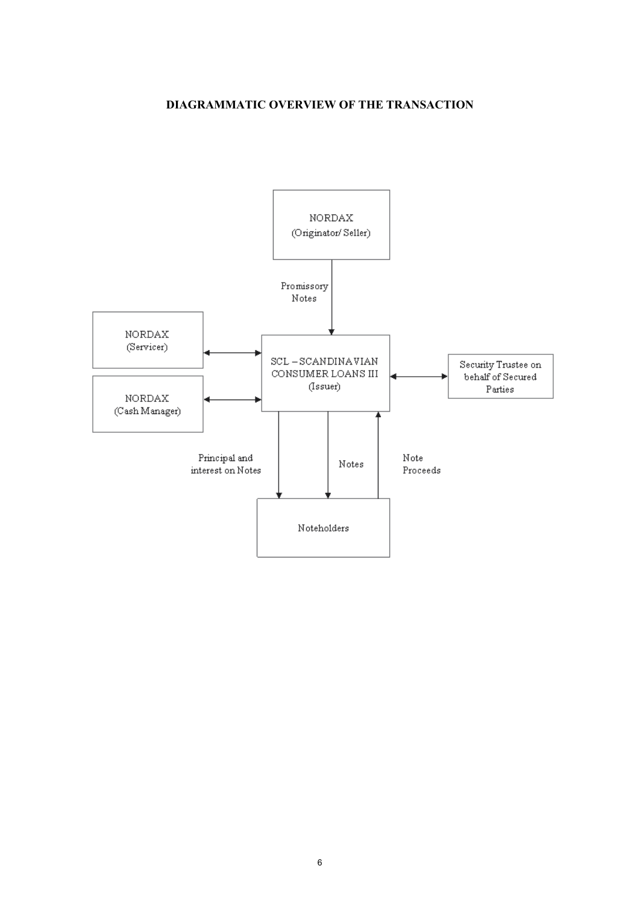**DIAGRAMMATIC OVERVIEW OF THE TRANSACTION**

NORDAX
(Originator/ Seller)

Promissory
Notes

NORDAX
(Servicer)

SCL – SCANDINAVIAN
CONSUMER LOANS III
(Issuer)

Security Trustee on
behalf of Secured
Parties

NORDAX
(Cash Manager)

Principal and
interest on Notes

Notes

Note
Proceeds

Noteholders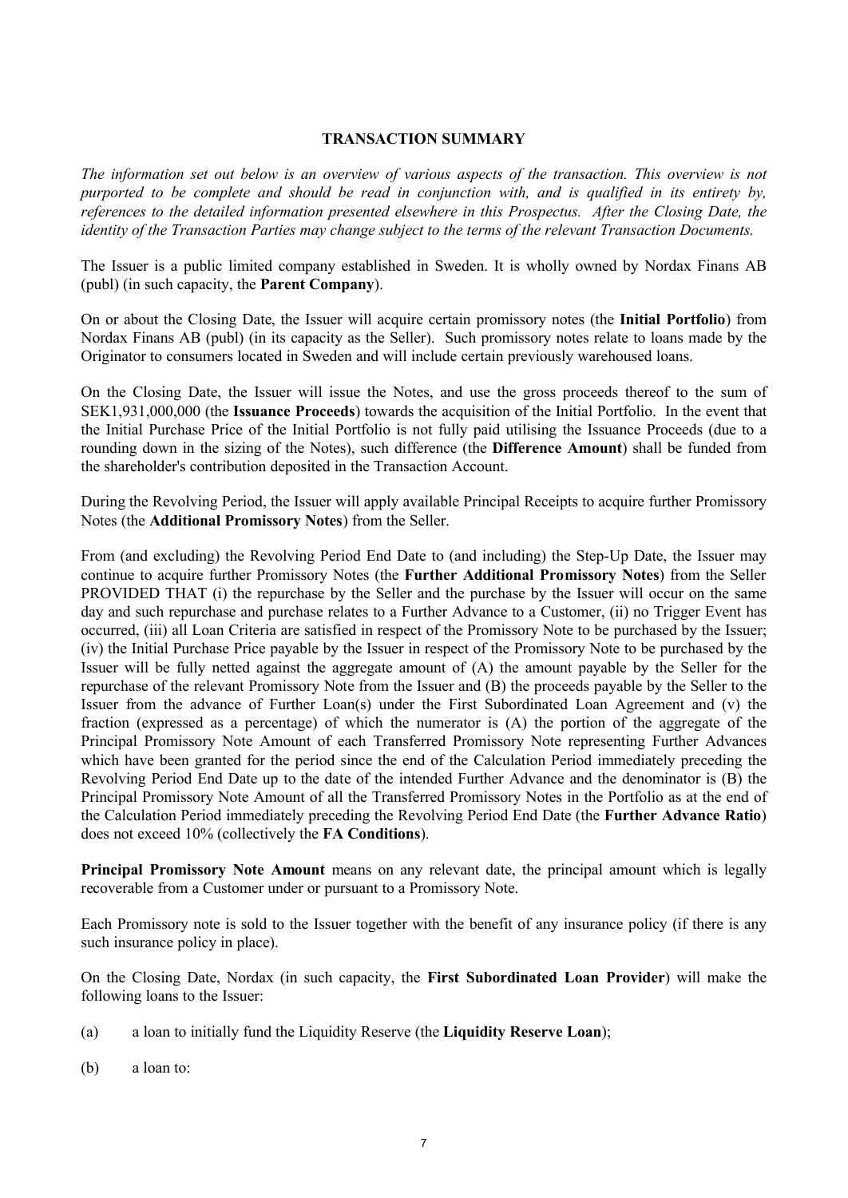## TRANSACTION SUMMARY

*The information set out below is an overview of various aspects of the transaction. This overview is not purported to be complete and should be read in conjunction with, and is qualified in its entirety by, references to the detailed information presented elsewhere in this Prospectus. After the Closing Date, the identity of the Transaction Parties may change subject to the terms of the relevant Transaction Documents.*

The Issuer is a public limited company established in Sweden. It is wholly owned by Nordax Finans AB (publ) (in such capacity, the **Parent Company**).

On or about the Closing Date, the Issuer will acquire certain promissory notes (the **Initial Portfolio**) from Nordax Finans AB (publ) (in its capacity as the Seller). Such promissory notes relate to loans made by the Originator to consumers located in Sweden and will include certain previously warehoused loans.

On the Closing Date, the Issuer will issue the Notes, and use the gross proceeds thereof to the sum of SEK1,931,000,000 (the **Issuance Proceeds**) towards the acquisition of the Initial Portfolio. In the event that the Initial Purchase Price of the Initial Portfolio is not fully paid utilising the Issuance Proceeds (due to a rounding down in the sizing of the Notes), such difference (the **Difference Amount**) shall be funded from the shareholder's contribution deposited in the Transaction Account.

During the Revolving Period, the Issuer will apply available Principal Receipts to acquire further Promissory Notes (the **Additional Promissory Notes**) from the Seller.

From (and excluding) the Revolving Period End Date to (and including) the Step-Up Date, the Issuer may continue to acquire further Promissory Notes (the **Further Additional Promissory Notes**) from the Seller PROVIDED THAT (i) the repurchase by the Seller and the purchase by the Issuer will occur on the same day and such repurchase and purchase relates to a Further Advance to a Customer, (ii) no Trigger Event has occurred, (iii) all Loan Criteria are satisfied in respect of the Promissory Note to be purchased by the Issuer; (iv) the Initial Purchase Price payable by the Issuer in respect of the Promissory Note to be purchased by the Issuer will be fully netted against the aggregate amount of (A) the amount payable by the Seller for the repurchase of the relevant Promissory Note from the Issuer and (B) the proceeds payable by the Seller to the Issuer from the advance of Further Loan(s) under the First Subordinated Loan Agreement and (v) the fraction (expressed as a percentage) of which the numerator is (A) the portion of the aggregate of the Principal Promissory Note Amount of each Transferred Promissory Note representing Further Advances which have been granted for the period since the end of the Calculation Period immediately preceding the Revolving Period End Date up to the date of the intended Further Advance and the denominator is (B) the Principal Promissory Note Amount of all the Transferred Promissory Notes in the Portfolio as at the end of the Calculation Period immediately preceding the Revolving Period End Date (the **Further Advance Ratio**) does not exceed 10% (collectively the **FA Conditions**).

**Principal Promissory Note Amount** means on any relevant date, the principal amount which is legally recoverable from a Customer under or pursuant to a Promissory Note.

Each Promissory note is sold to the Issuer together with the benefit of any insurance policy (if there is any such insurance policy in place).

On the Closing Date, Nordax (in such capacity, the **First Subordinated Loan Provider**) will make the following loans to the Issuer:

(a) a loan to initially fund the Liquidity Reserve (the **Liquidity Reserve Loan**);

(b) a loan to: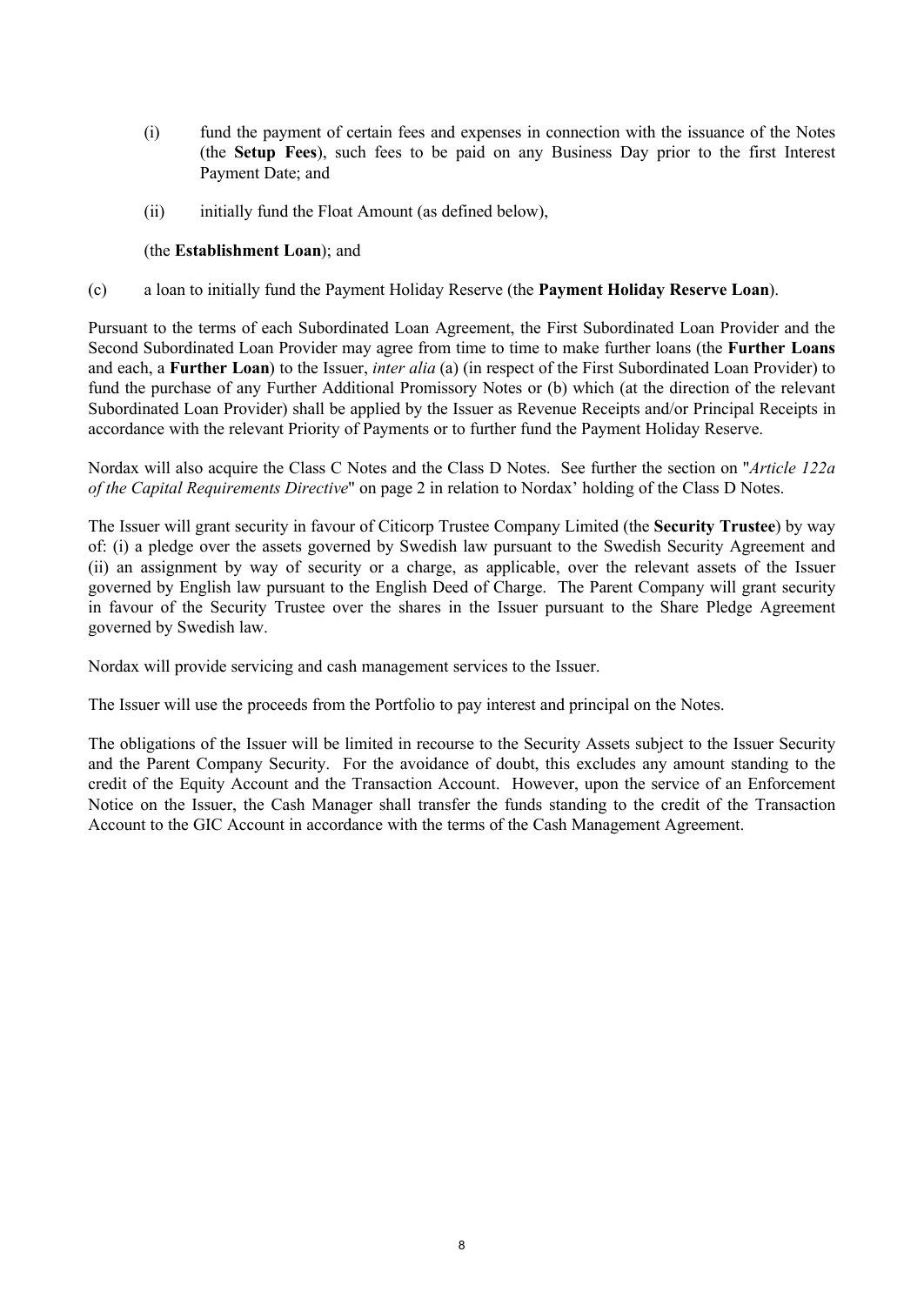(i) fund the payment of certain fees and expenses in connection with the issuance of the Notes (the **Setup Fees**), such fees to be paid on any Business Day prior to the first Interest Payment Date; and

(ii) initially fund the Float Amount (as defined below),

(the **Establishment Loan**); and

(c) a loan to initially fund the Payment Holiday Reserve (the **Payment Holiday Reserve Loan**).

Pursuant to the terms of each Subordinated Loan Agreement, the First Subordinated Loan Provider and the Second Subordinated Loan Provider may agree from time to time to make further loans (the **Further Loans** and each, a **Further Loan**) to the Issuer, *inter alia* (a) (in respect of the First Subordinated Loan Provider) to fund the purchase of any Further Additional Promissory Notes or (b) which (at the direction of the relevant Subordinated Loan Provider) shall be applied by the Issuer as Revenue Receipts and/or Principal Receipts in accordance with the relevant Priority of Payments or to further fund the Payment Holiday Reserve.

Nordax will also acquire the Class C Notes and the Class D Notes. See further the section on "*Article 122a of the Capital Requirements Directive*" on page 2 in relation to Nordax' holding of the Class D Notes.

The Issuer will grant security in favour of Citicorp Trustee Company Limited (the **Security Trustee**) by way of: (i) a pledge over the assets governed by Swedish law pursuant to the Swedish Security Agreement and (ii) an assignment by way of security or a charge, as applicable, over the relevant assets of the Issuer governed by English law pursuant to the English Deed of Charge. The Parent Company will grant security in favour of the Security Trustee over the shares in the Issuer pursuant to the Share Pledge Agreement governed by Swedish law.

Nordax will provide servicing and cash management services to the Issuer.

The Issuer will use the proceeds from the Portfolio to pay interest and principal on the Notes.

The obligations of the Issuer will be limited in recourse to the Security Assets subject to the Issuer Security and the Parent Company Security. For the avoidance of doubt, this excludes any amount standing to the credit of the Equity Account and the Transaction Account. However, upon the service of an Enforcement Notice on the Issuer, the Cash Manager shall transfer the funds standing to the credit of the Transaction Account to the GIC Account in accordance with the terms of the Cash Management Agreement.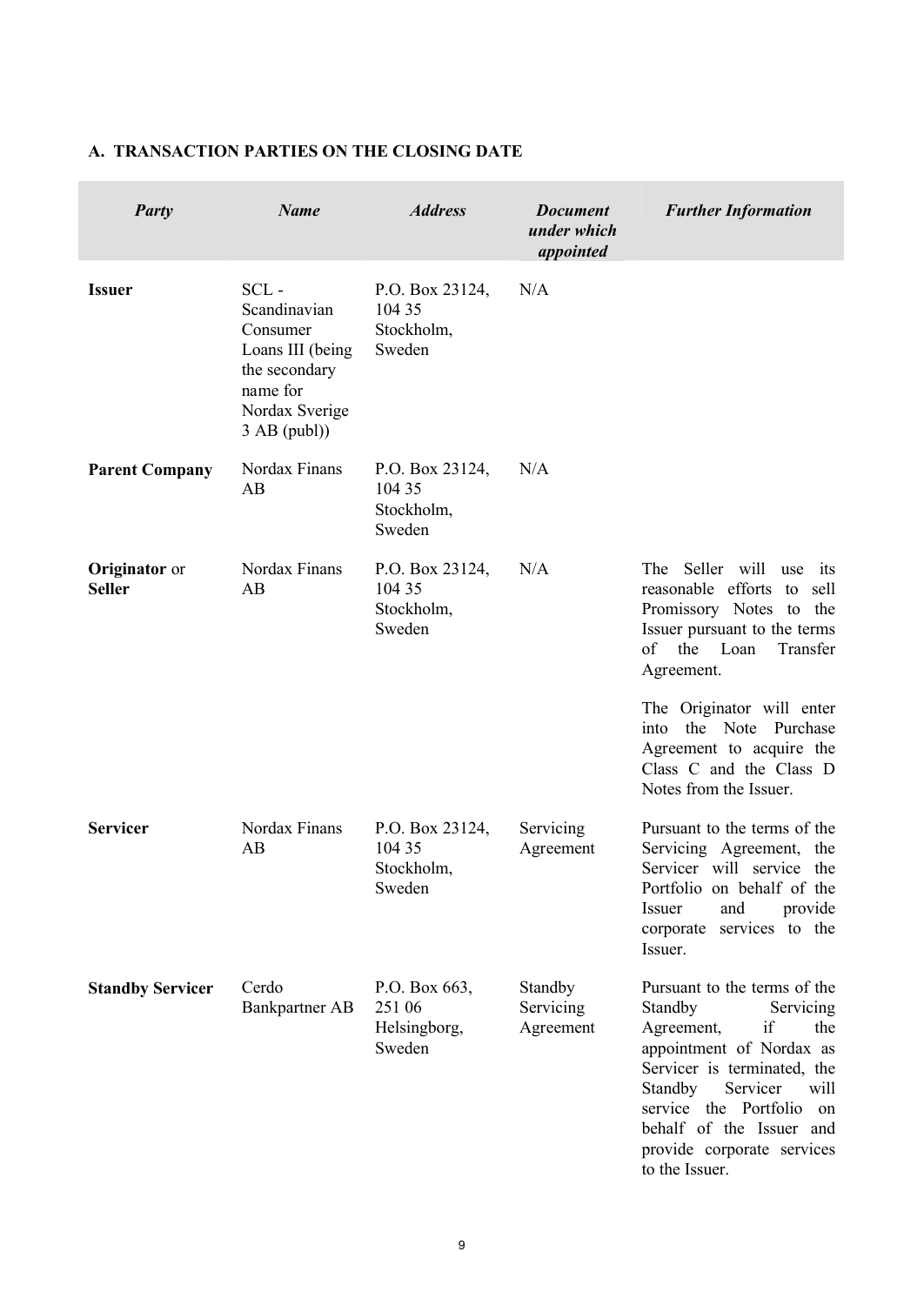## A. TRANSACTION PARTIES ON THE CLOSING DATE

| *Party* | *Name* | *Address* | *Document under which appointed* | *Further Information* |
|---|---|---|---|---|
| **Issuer** | SCL - Scandinavian Consumer Loans III (being the secondary name for Nordax Sverige 3 AB (publ)) | P.O. Box 23124, 104 35 Stockholm, Sweden | N/A | |
| **Parent Company** | Nordax Finans AB | P.O. Box 23124, 104 35 Stockholm, Sweden | N/A | |
| **Originator** or **Seller** | Nordax Finans AB | P.O. Box 23124, 104 35 Stockholm, Sweden | N/A | The Seller will use its reasonable efforts to sell Promissory Notes to the Issuer pursuant to the terms of the Loan Transfer Agreement.<br><br>The Originator will enter into the Note Purchase Agreement to acquire the Class C and the Class D Notes from the Issuer. |
| **Servicer** | Nordax Finans AB | P.O. Box 23124, 104 35 Stockholm, Sweden | Servicing Agreement | Pursuant to the terms of the Servicing Agreement, the Servicer will service the Portfolio on behalf of the Issuer and provide corporate services to the Issuer. |
| **Standby Servicer** | Cerdo Bankpartner AB | P.O. Box 663, 251 06 Helsingborg, Sweden | Standby Servicing Agreement | Pursuant to the terms of the Standby Servicing Agreement, if the appointment of Nordax as Servicer is terminated, the Standby Servicer will service the Portfolio on behalf of the Issuer and provide corporate services to the Issuer. |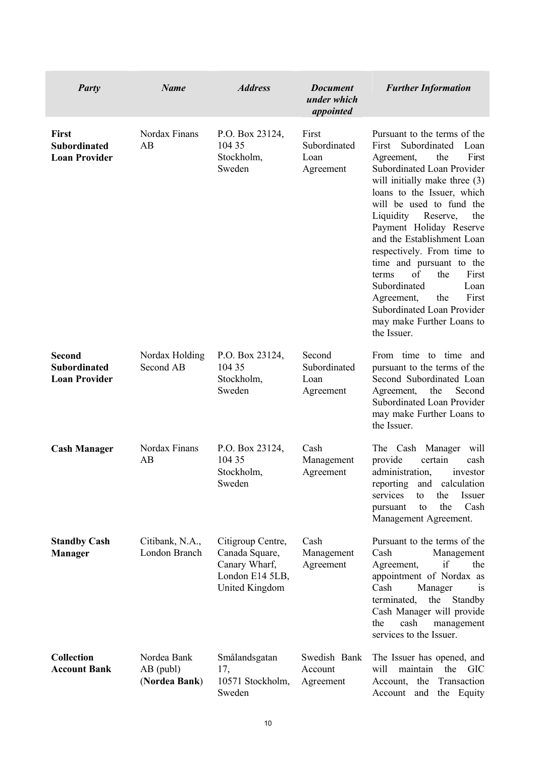| *Party* | *Name* | *Address* | *Document under which appointed* | *Further Information* |
|---|---|---|---|---|
| **First Subordinated Loan Provider** | Nordax Finans AB | P.O. Box 23124, 104 35 Stockholm, Sweden | First Subordinated Loan Agreement | Pursuant to the terms of the First Subordinated Loan Agreement, the First Subordinated Loan Provider will initially make three (3) loans to the Issuer, which will be used to fund the Liquidity Reserve, the Payment Holiday Reserve and the Establishment Loan respectively. From time to time and pursuant to the terms of the First Subordinated Loan Agreement, the First Subordinated Loan Provider may make Further Loans to the Issuer. |
| **Second Subordinated Loan Provider** | Nordax Holding Second AB | P.O. Box 23124, 104 35 Stockholm, Sweden | Second Subordinated Loan Agreement | From time to time and pursuant to the terms of the Second Subordinated Loan Agreement, the Second Subordinated Loan Provider may make Further Loans to the Issuer. |
| **Cash Manager** | Nordax Finans AB | P.O. Box 23124, 104 35 Stockholm, Sweden | Cash Management Agreement | The Cash Manager will provide certain cash administration, investor reporting and calculation services to the Issuer pursuant to the Cash Management Agreement. |
| **Standby Cash Manager** | Citibank, N.A., London Branch | Citigroup Centre, Canada Square, Canary Wharf, London E14 5LB, United Kingdom | Cash Management Agreement | Pursuant to the terms of the Cash Management Agreement, if the appointment of Nordax as Cash Manager is terminated, the Standby Cash Manager will provide the cash management services to the Issuer. |
| **Collection Account Bank** | Nordea Bank AB (publ) (**Nordea Bank**) | Smålandsgatan 17, 10571 Stockholm, Sweden | Swedish Bank Account Agreement | The Issuer has opened, and will maintain the GIC Account, the Transaction Account and the Equity |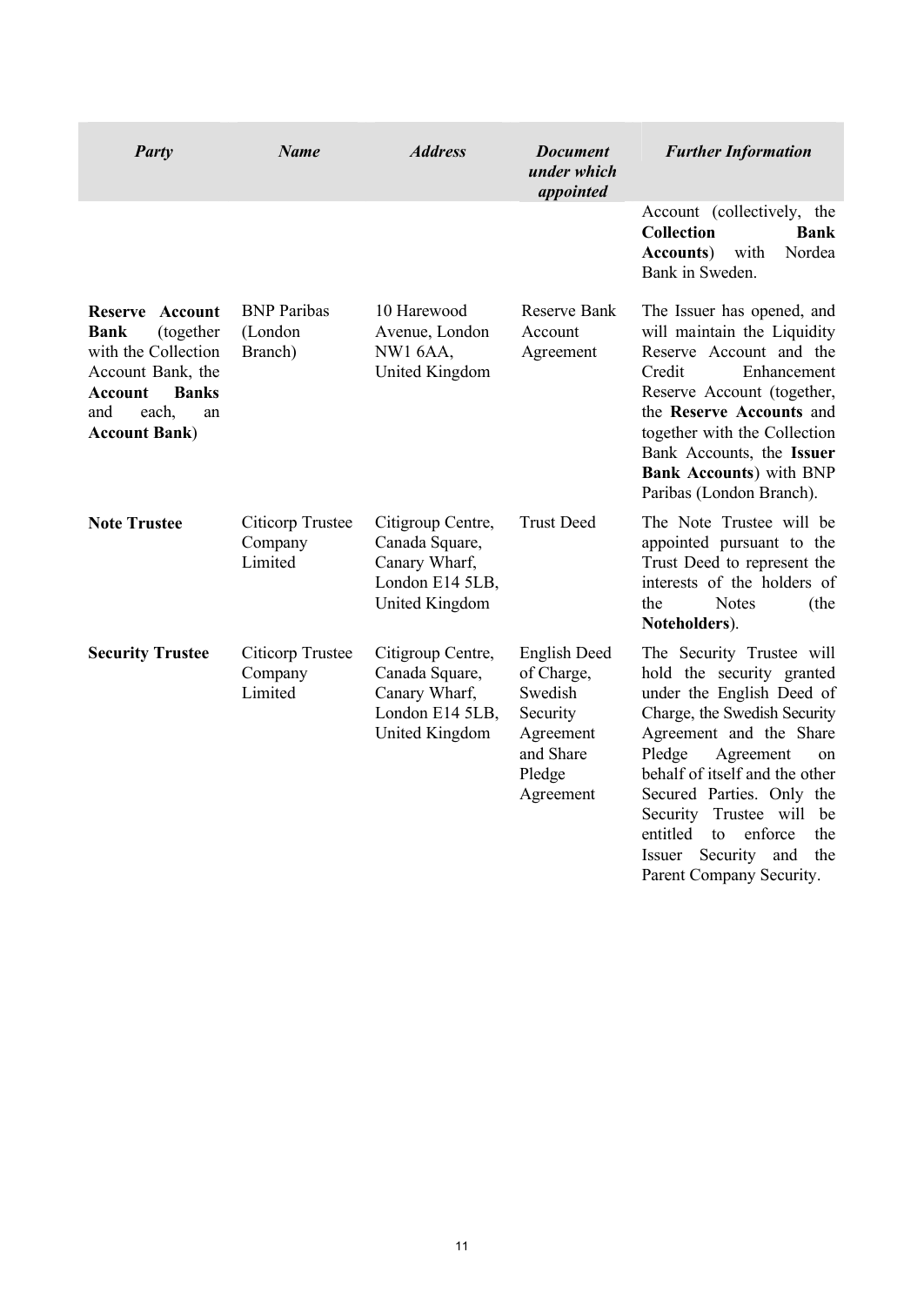| *Party* | *Name* | *Address* | *Document under which appointed* | *Further Information* |
|---|---|---|---|---|
| | | | | Account (collectively, the **Collection Bank Accounts**) with Nordea Bank in Sweden. |
| **Reserve Account Bank** (together with the Collection Account Bank, the **Account Banks** and each, an **Account Bank**) | BNP Paribas (London Branch) | 10 Harewood Avenue, London NW1 6AA, United Kingdom | Reserve Bank Account Agreement | The Issuer has opened, and will maintain the Liquidity Reserve Account and the Credit Enhancement Reserve Account (together, the **Reserve Accounts** and together with the Collection Bank Accounts, the **Issuer Bank Accounts**) with BNP Paribas (London Branch). |
| **Note Trustee** | Citicorp Trustee Company Limited | Citigroup Centre, Canada Square, Canary Wharf, London E14 5LB, United Kingdom | Trust Deed | The Note Trustee will be appointed pursuant to the Trust Deed to represent the interests of the holders of the Notes (the **Noteholders**). |
| **Security Trustee** | Citicorp Trustee Company Limited | Citigroup Centre, Canada Square, Canary Wharf, London E14 5LB, United Kingdom | English Deed of Charge, Swedish Security Agreement and Share Pledge Agreement | The Security Trustee will hold the security granted under the English Deed of Charge, the Swedish Security Agreement and the Share Pledge Agreement on behalf of itself and the other Secured Parties. Only the Security Trustee will be entitled to enforce the Issuer Security and the Parent Company Security. |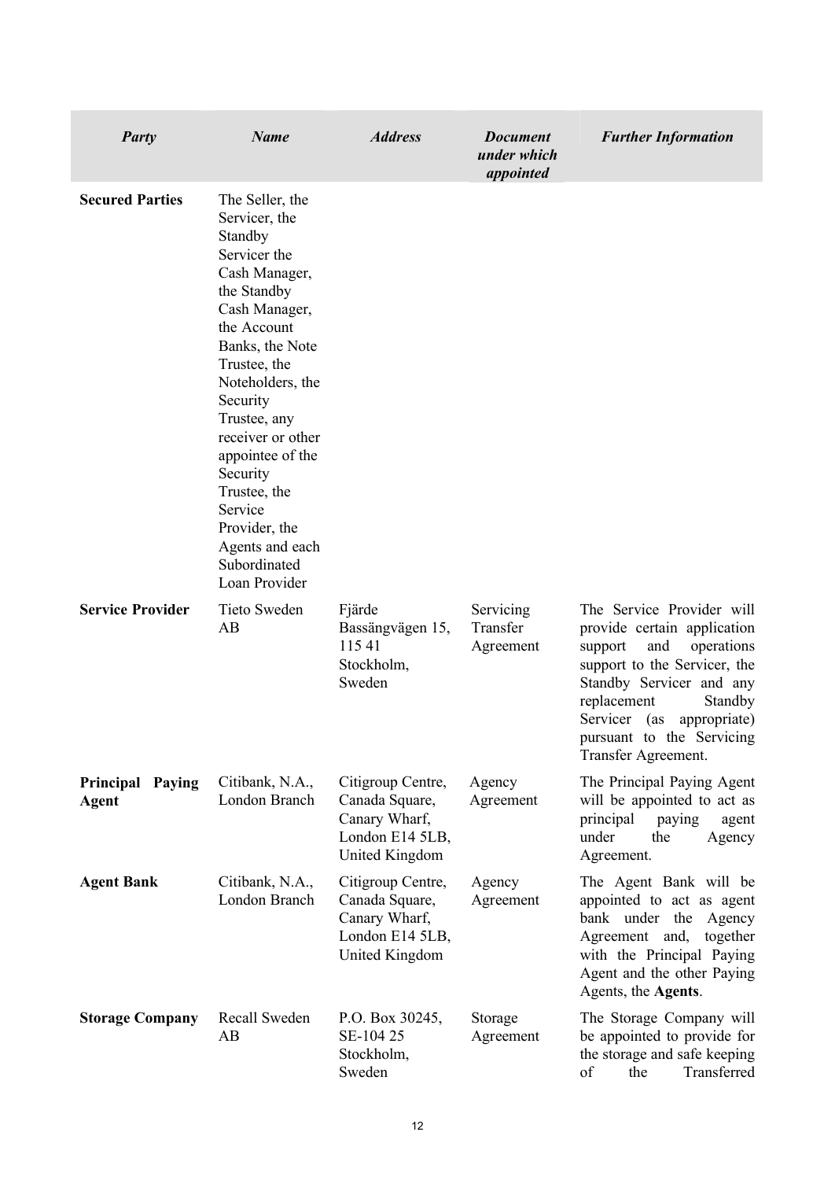| *Party* | *Name* | *Address* | *Document under which appointed* | *Further Information* |
|---|---|---|---|---|
| **Secured Parties** | The Seller, the Servicer, the Standby Servicer the Cash Manager, the Standby Cash Manager, the Account Banks, the Note Trustee, the Noteholders, the Security Trustee, any receiver or other appointee of the Security Trustee, the Service Provider, the Agents and each Subordinated Loan Provider | | | |
| **Service Provider** | Tieto Sweden AB | Fjärde Bassängvägen 15, 115 41 Stockholm, Sweden | Servicing Transfer Agreement | The Service Provider will provide certain application support and operations support to the Servicer, the Standby Servicer and any replacement Standby Servicer (as appropriate) pursuant to the Servicing Transfer Agreement. |
| **Principal Paying Agent** | Citibank, N.A., London Branch | Citigroup Centre, Canada Square, Canary Wharf, London E14 5LB, United Kingdom | Agency Agreement | The Principal Paying Agent will be appointed to act as principal paying agent under the Agency Agreement. |
| **Agent Bank** | Citibank, N.A., London Branch | Citigroup Centre, Canada Square, Canary Wharf, London E14 5LB, United Kingdom | Agency Agreement | The Agent Bank will be appointed to act as agent bank under the Agency Agreement and, together with the Principal Paying Agent and the other Paying Agents, the **Agents**. |
| **Storage Company** | Recall Sweden AB | P.O. Box 30245, SE-104 25 Stockholm, Sweden | Storage Agreement | The Storage Company will be appointed to provide for the storage and safe keeping of the Transferred |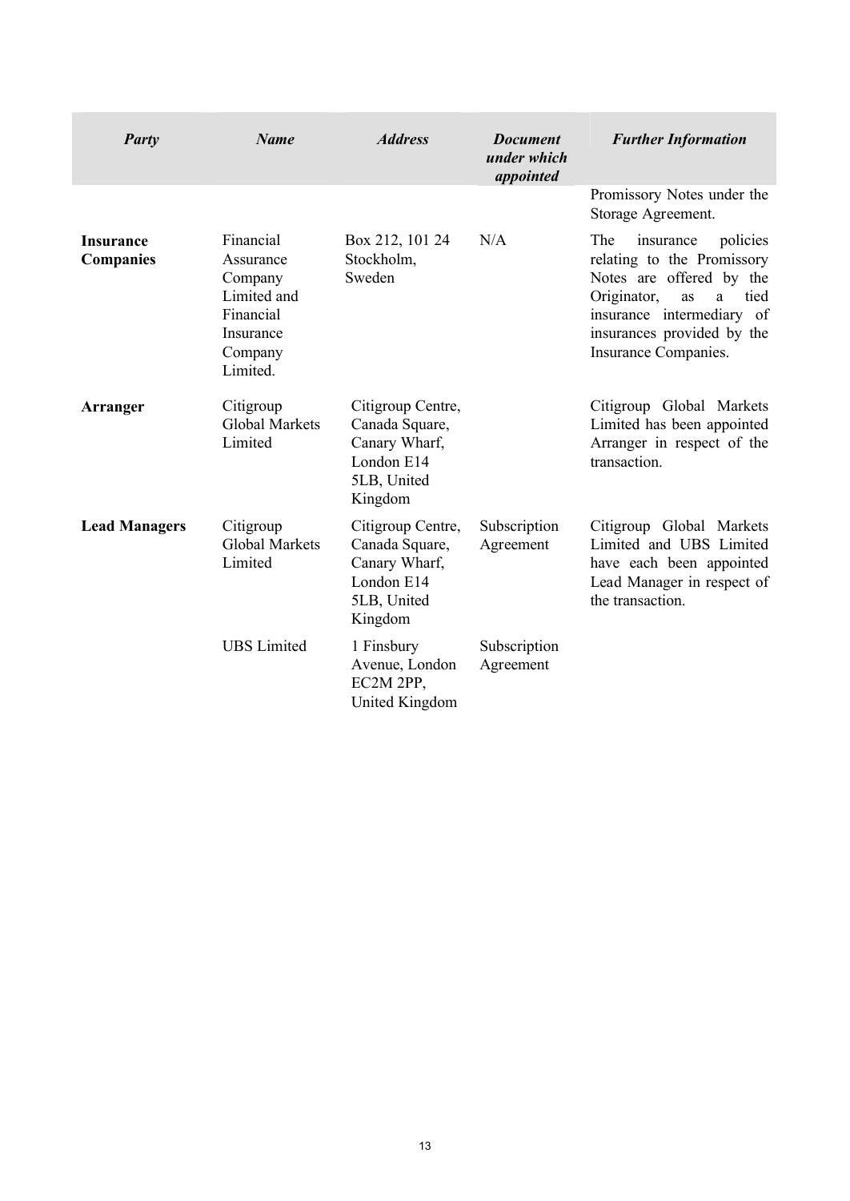| *Party* | *Name* | *Address* | *Document under which appointed* | *Further Information* |
|---|---|---|---|---|
| | | | | Promissory Notes under the Storage Agreement. |
| **Insurance Companies** | Financial Assurance Company Limited and Financial Insurance Company Limited. | Box 212, 101 24 Stockholm, Sweden | N/A | The insurance policies relating to the Promissory Notes are offered by the Originator, as a tied insurance intermediary of insurances provided by the Insurance Companies. |
| **Arranger** | Citigroup Global Markets Limited | Citigroup Centre, Canada Square, Canary Wharf, London E14 5LB, United Kingdom | | Citigroup Global Markets Limited has been appointed Arranger in respect of the transaction. |
| **Lead Managers** | Citigroup Global Markets Limited | Citigroup Centre, Canada Square, Canary Wharf, London E14 5LB, United Kingdom | Subscription Agreement | Citigroup Global Markets Limited and UBS Limited have each been appointed Lead Manager in respect of the transaction. |
| | UBS Limited | 1 Finsbury Avenue, London EC2M 2PP, United Kingdom | Subscription Agreement | |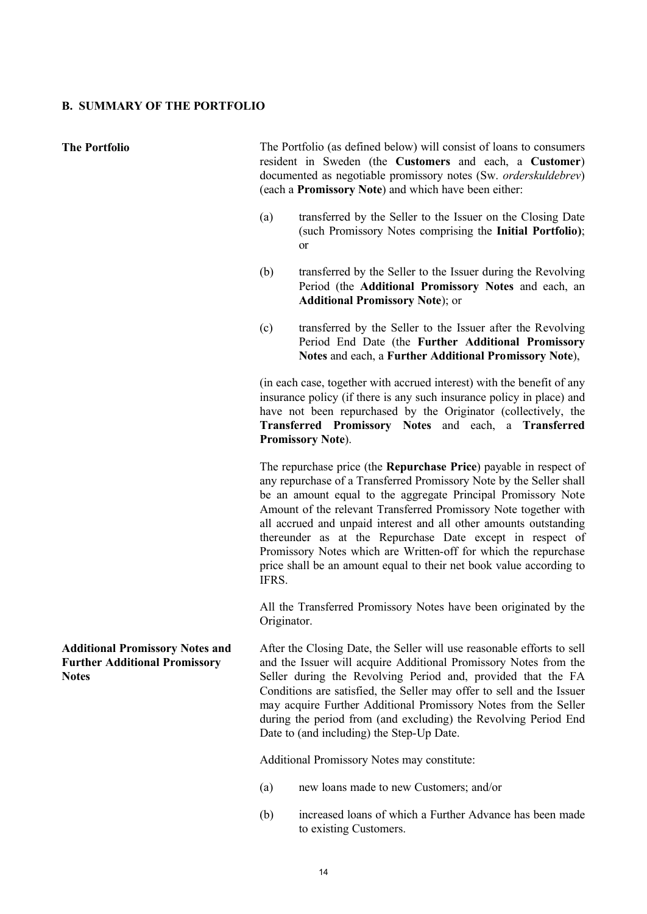## B. SUMMARY OF THE PORTFOLIO

**The Portfolio**

The Portfolio (as defined below) will consist of loans to consumers resident in Sweden (the **Customers** and each, a **Customer**) documented as negotiable promissory notes (Sw. *orderskuldebrev*) (each a **Promissory Note**) and which have been either:

(a) transferred by the Seller to the Issuer on the Closing Date (such Promissory Notes comprising the **Initial Portfolio)**; or

(b) transferred by the Seller to the Issuer during the Revolving Period (the **Additional Promissory Notes** and each, an **Additional Promissory Note**); or

(c) transferred by the Seller to the Issuer after the Revolving Period End Date (the **Further Additional Promissory Notes** and each, a **Further Additional Promissory Note**),

(in each case, together with accrued interest) with the benefit of any insurance policy (if there is any such insurance policy in place) and have not been repurchased by the Originator (collectively, the **Transferred Promissory Notes** and each, a **Transferred Promissory Note**).

The repurchase price (the **Repurchase Price**) payable in respect of any repurchase of a Transferred Promissory Note by the Seller shall be an amount equal to the aggregate Principal Promissory Note Amount of the relevant Transferred Promissory Note together with all accrued and unpaid interest and all other amounts outstanding thereunder as at the Repurchase Date except in respect of Promissory Notes which are Written-off for which the repurchase price shall be an amount equal to their net book value according to IFRS.

All the Transferred Promissory Notes have been originated by the Originator.

**Additional Promissory Notes and Further Additional Promissory Notes**

After the Closing Date, the Seller will use reasonable efforts to sell and the Issuer will acquire Additional Promissory Notes from the Seller during the Revolving Period and, provided that the FA Conditions are satisfied, the Seller may offer to sell and the Issuer may acquire Further Additional Promissory Notes from the Seller during the period from (and excluding) the Revolving Period End Date to (and including) the Step-Up Date.

Additional Promissory Notes may constitute:

(a) new loans made to new Customers; and/or

(b) increased loans of which a Further Advance has been made to existing Customers.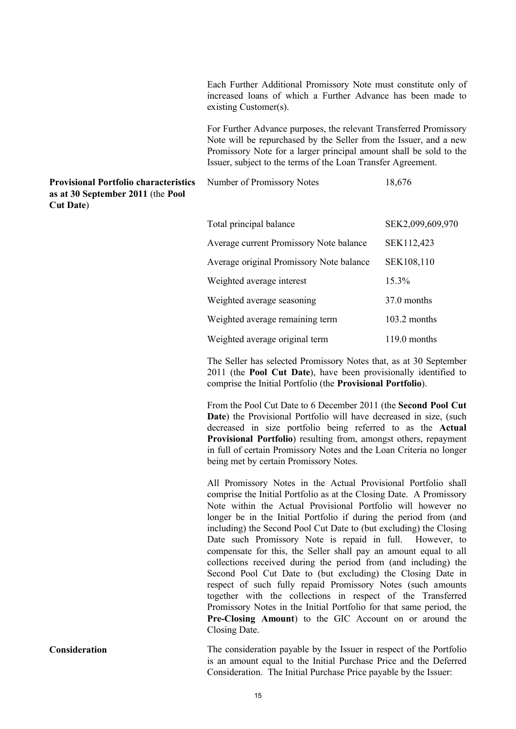Each Further Additional Promissory Note must constitute only of increased loans of which a Further Advance has been made to existing Customer(s).

For Further Advance purposes, the relevant Transferred Promissory Note will be repurchased by the Seller from the Issuer, and a new Promissory Note for a larger principal amount shall be sold to the Issuer, subject to the terms of the Loan Transfer Agreement.

**Provisional Portfolio characteristics as at 30 September 2011** (the **Pool Cut Date**)

| | |
|---|---|
| Number of Promissory Notes | 18,676 |
| Total principal balance | SEK2,099,609,970 |
| Average current Promissory Note balance | SEK112,423 |
| Average original Promissory Note balance | SEK108,110 |
| Weighted average interest | 15.3% |
| Weighted average seasoning | 37.0 months |
| Weighted average remaining term | 103.2 months |
| Weighted average original term | 119.0 months |

The Seller has selected Promissory Notes that, as at 30 September 2011 (the **Pool Cut Date**), have been provisionally identified to comprise the Initial Portfolio (the **Provisional Portfolio**).

From the Pool Cut Date to 6 December 2011 (the **Second Pool Cut Date**) the Provisional Portfolio will have decreased in size, (such decreased in size portfolio being referred to as the **Actual Provisional Portfolio**) resulting from, amongst others, repayment in full of certain Promissory Notes and the Loan Criteria no longer being met by certain Promissory Notes.

All Promissory Notes in the Actual Provisional Portfolio shall comprise the Initial Portfolio as at the Closing Date. A Promissory Note within the Actual Provisional Portfolio will however no longer be in the Initial Portfolio if during the period from (and including) the Second Pool Cut Date to (but excluding) the Closing Date such Promissory Note is repaid in full. However, to compensate for this, the Seller shall pay an amount equal to all collections received during the period from (and including) the Second Pool Cut Date to (but excluding) the Closing Date in respect of such fully repaid Promissory Notes (such amounts together with the collections in respect of the Transferred Promissory Notes in the Initial Portfolio for that same period, the **Pre-Closing Amount**) to the GIC Account on or around the Closing Date.

**Consideration**

The consideration payable by the Issuer in respect of the Portfolio is an amount equal to the Initial Purchase Price and the Deferred Consideration. The Initial Purchase Price payable by the Issuer: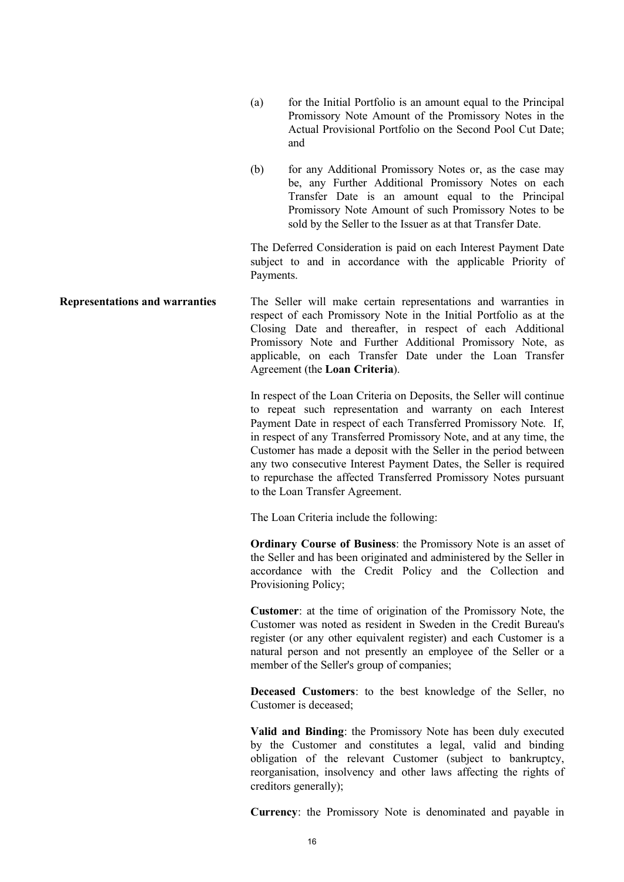(a) for the Initial Portfolio is an amount equal to the Principal Promissory Note Amount of the Promissory Notes in the Actual Provisional Portfolio on the Second Pool Cut Date; and

(b) for any Additional Promissory Notes or, as the case may be, any Further Additional Promissory Notes on each Transfer Date is an amount equal to the Principal Promissory Note Amount of such Promissory Notes to be sold by the Seller to the Issuer as at that Transfer Date.

The Deferred Consideration is paid on each Interest Payment Date subject to and in accordance with the applicable Priority of Payments.

**Representations and warranties**

The Seller will make certain representations and warranties in respect of each Promissory Note in the Initial Portfolio as at the Closing Date and thereafter, in respect of each Additional Promissory Note and Further Additional Promissory Note, as applicable, on each Transfer Date under the Loan Transfer Agreement (the **Loan Criteria**).

In respect of the Loan Criteria on Deposits, the Seller will continue to repeat such representation and warranty on each Interest Payment Date in respect of each Transferred Promissory Note. If, in respect of any Transferred Promissory Note, and at any time, the Customer has made a deposit with the Seller in the period between any two consecutive Interest Payment Dates, the Seller is required to repurchase the affected Transferred Promissory Notes pursuant to the Loan Transfer Agreement.

The Loan Criteria include the following:

**Ordinary Course of Business**: the Promissory Note is an asset of the Seller and has been originated and administered by the Seller in accordance with the Credit Policy and the Collection and Provisioning Policy;

**Customer**: at the time of origination of the Promissory Note, the Customer was noted as resident in Sweden in the Credit Bureau's register (or any other equivalent register) and each Customer is a natural person and not presently an employee of the Seller or a member of the Seller's group of companies;

**Deceased Customers**: to the best knowledge of the Seller, no Customer is deceased;

**Valid and Binding**: the Promissory Note has been duly executed by the Customer and constitutes a legal, valid and binding obligation of the relevant Customer (subject to bankruptcy, reorganisation, insolvency and other laws affecting the rights of creditors generally);

**Currency**: the Promissory Note is denominated and payable in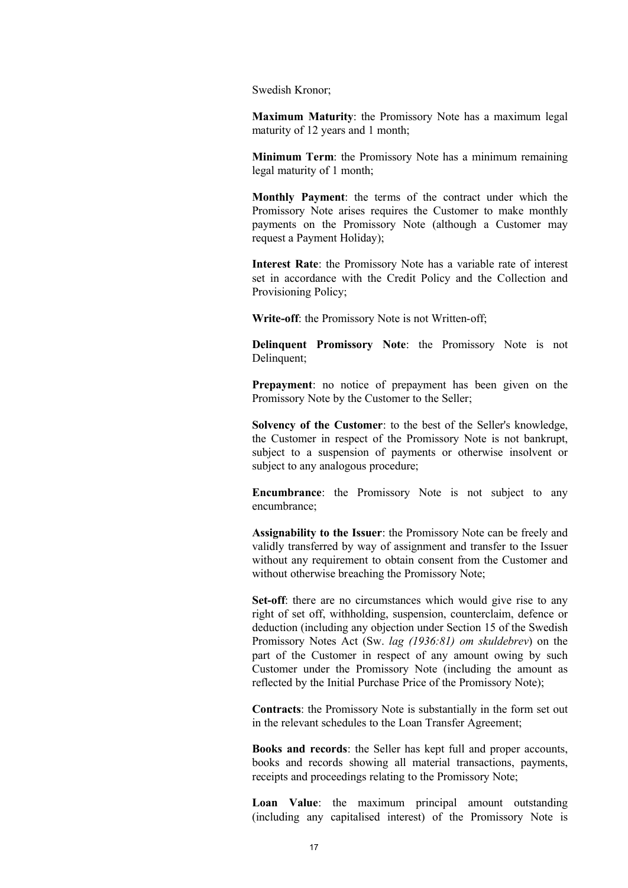Swedish Kronor;

**Maximum Maturity**: the Promissory Note has a maximum legal maturity of 12 years and 1 month;

**Minimum Term**: the Promissory Note has a minimum remaining legal maturity of 1 month;

**Monthly Payment**: the terms of the contract under which the Promissory Note arises requires the Customer to make monthly payments on the Promissory Note (although a Customer may request a Payment Holiday);

**Interest Rate**: the Promissory Note has a variable rate of interest set in accordance with the Credit Policy and the Collection and Provisioning Policy;

**Write-off**: the Promissory Note is not Written-off;

**Delinquent Promissory Note**: the Promissory Note is not Delinquent;

**Prepayment**: no notice of prepayment has been given on the Promissory Note by the Customer to the Seller;

**Solvency of the Customer**: to the best of the Seller's knowledge, the Customer in respect of the Promissory Note is not bankrupt, subject to a suspension of payments or otherwise insolvent or subject to any analogous procedure;

**Encumbrance**: the Promissory Note is not subject to any encumbrance;

**Assignability to the Issuer**: the Promissory Note can be freely and validly transferred by way of assignment and transfer to the Issuer without any requirement to obtain consent from the Customer and without otherwise breaching the Promissory Note;

**Set-off**: there are no circumstances which would give rise to any right of set off, withholding, suspension, counterclaim, defence or deduction (including any objection under Section 15 of the Swedish Promissory Notes Act (Sw. *lag (1936:81) om skuldebrev*) on the part of the Customer in respect of any amount owing by such Customer under the Promissory Note (including the amount as reflected by the Initial Purchase Price of the Promissory Note);

**Contracts**: the Promissory Note is substantially in the form set out in the relevant schedules to the Loan Transfer Agreement;

**Books and records**: the Seller has kept full and proper accounts, books and records showing all material transactions, payments, receipts and proceedings relating to the Promissory Note;

**Loan Value**: the maximum principal amount outstanding (including any capitalised interest) of the Promissory Note is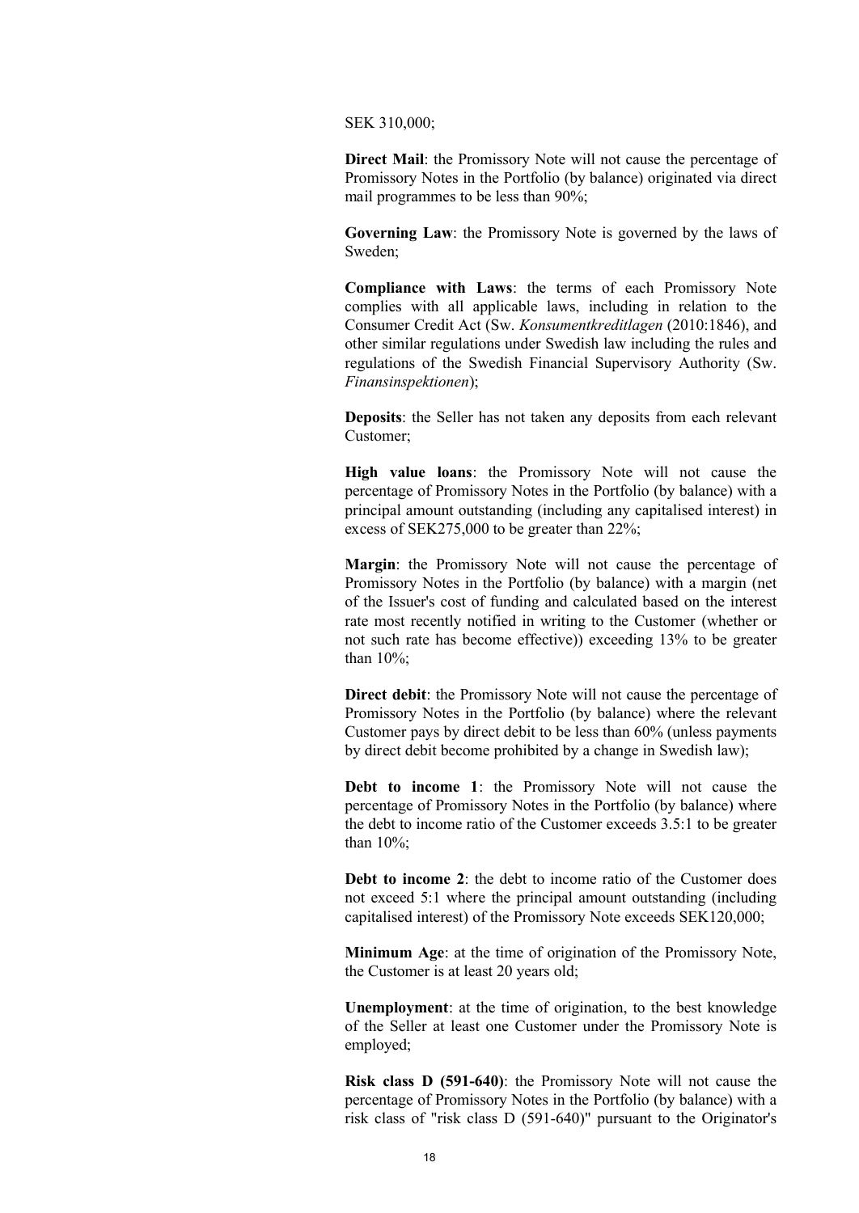SEK 310,000;

**Direct Mail**: the Promissory Note will not cause the percentage of Promissory Notes in the Portfolio (by balance) originated via direct mail programmes to be less than 90%;

**Governing Law**: the Promissory Note is governed by the laws of Sweden;

**Compliance with Laws**: the terms of each Promissory Note complies with all applicable laws, including in relation to the Consumer Credit Act (Sw. *Konsumentkreditlagen* (2010:1846), and other similar regulations under Swedish law including the rules and regulations of the Swedish Financial Supervisory Authority (Sw. *Finansinspektionen*);

**Deposits**: the Seller has not taken any deposits from each relevant Customer;

**High value loans**: the Promissory Note will not cause the percentage of Promissory Notes in the Portfolio (by balance) with a principal amount outstanding (including any capitalised interest) in excess of SEK275,000 to be greater than 22%;

**Margin**: the Promissory Note will not cause the percentage of Promissory Notes in the Portfolio (by balance) with a margin (net of the Issuer's cost of funding and calculated based on the interest rate most recently notified in writing to the Customer (whether or not such rate has become effective)) exceeding 13% to be greater than 10%;

**Direct debit**: the Promissory Note will not cause the percentage of Promissory Notes in the Portfolio (by balance) where the relevant Customer pays by direct debit to be less than 60% (unless payments by direct debit become prohibited by a change in Swedish law);

**Debt to income 1**: the Promissory Note will not cause the percentage of Promissory Notes in the Portfolio (by balance) where the debt to income ratio of the Customer exceeds 3.5:1 to be greater than 10%;

**Debt to income 2**: the debt to income ratio of the Customer does not exceed 5:1 where the principal amount outstanding (including capitalised interest) of the Promissory Note exceeds SEK120,000;

**Minimum Age**: at the time of origination of the Promissory Note, the Customer is at least 20 years old;

**Unemployment**: at the time of origination, to the best knowledge of the Seller at least one Customer under the Promissory Note is employed;

**Risk class D (591-640)**: the Promissory Note will not cause the percentage of Promissory Notes in the Portfolio (by balance) with a risk class of "risk class D (591-640)" pursuant to the Originator's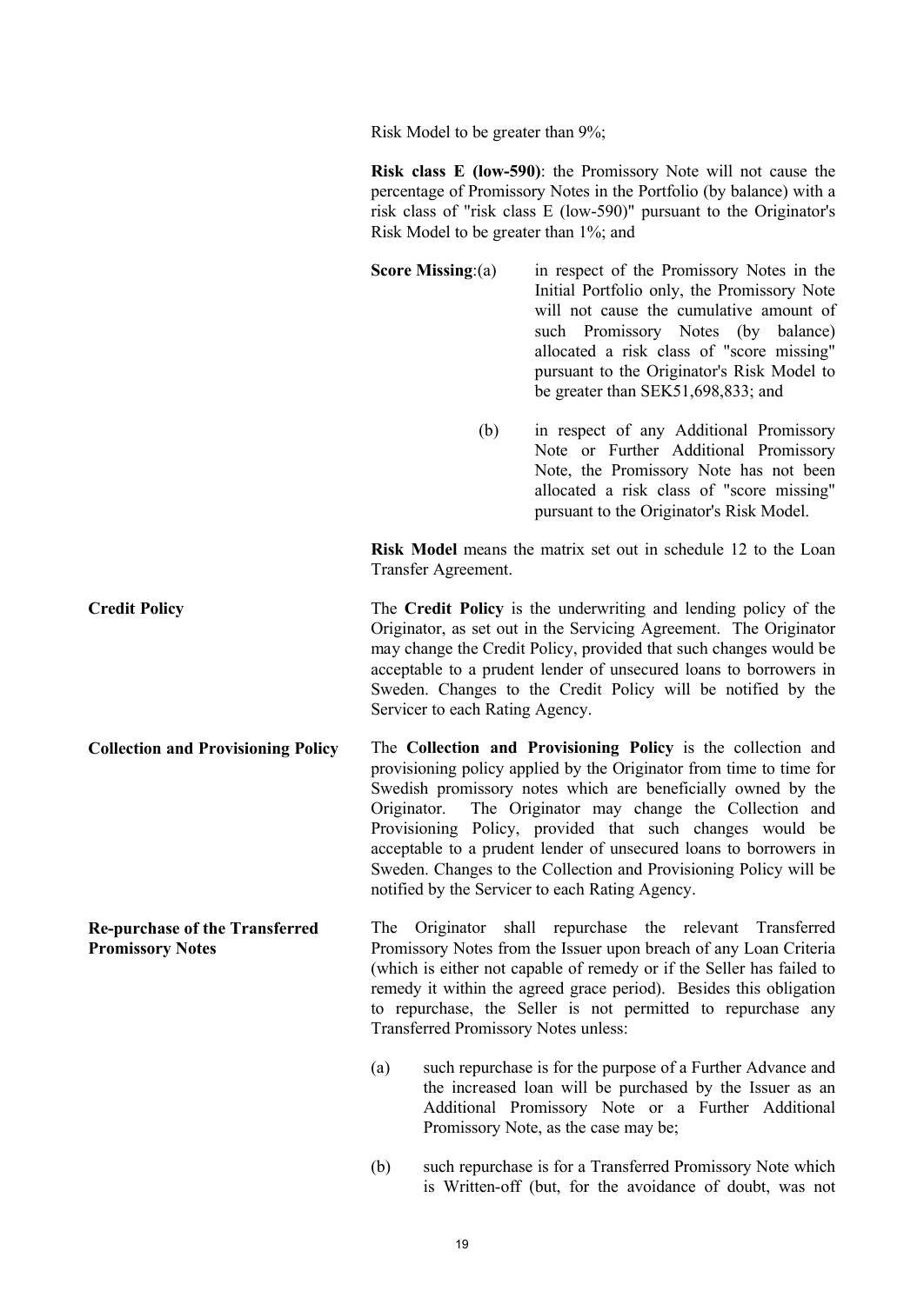Risk Model to be greater than 9%;

**Risk class E (low-590)**: the Promissory Note will not cause the percentage of Promissory Notes in the Portfolio (by balance) with a risk class of "risk class E (low-590)" pursuant to the Originator's Risk Model to be greater than 1%; and

**Score Missing**:(a) in respect of the Promissory Notes in the Initial Portfolio only, the Promissory Note will not cause the cumulative amount of such Promissory Notes (by balance) allocated a risk class of "score missing" pursuant to the Originator's Risk Model to be greater than SEK51,698,833; and

(b) in respect of any Additional Promissory Note or Further Additional Promissory Note, the Promissory Note has not been allocated a risk class of "score missing" pursuant to the Originator's Risk Model.

**Risk Model** means the matrix set out in schedule 12 to the Loan Transfer Agreement.

**Credit Policy**

The **Credit Policy** is the underwriting and lending policy of the Originator, as set out in the Servicing Agreement. The Originator may change the Credit Policy, provided that such changes would be acceptable to a prudent lender of unsecured loans to borrowers in Sweden. Changes to the Credit Policy will be notified by the Servicer to each Rating Agency.

**Collection and Provisioning Policy**

The **Collection and Provisioning Policy** is the collection and provisioning policy applied by the Originator from time to time for Swedish promissory notes which are beneficially owned by the Originator. The Originator may change the Collection and Provisioning Policy, provided that such changes would be acceptable to a prudent lender of unsecured loans to borrowers in Sweden. Changes to the Collection and Provisioning Policy will be notified by the Servicer to each Rating Agency.

**Re-purchase of the Transferred Promissory Notes**

The Originator shall repurchase the relevant Transferred Promissory Notes from the Issuer upon breach of any Loan Criteria (which is either not capable of remedy or if the Seller has failed to remedy it within the agreed grace period). Besides this obligation to repurchase, the Seller is not permitted to repurchase any Transferred Promissory Notes unless:

(a) such repurchase is for the purpose of a Further Advance and the increased loan will be purchased by the Issuer as an Additional Promissory Note or a Further Additional Promissory Note, as the case may be;

(b) such repurchase is for a Transferred Promissory Note which is Written-off (but, for the avoidance of doubt, was not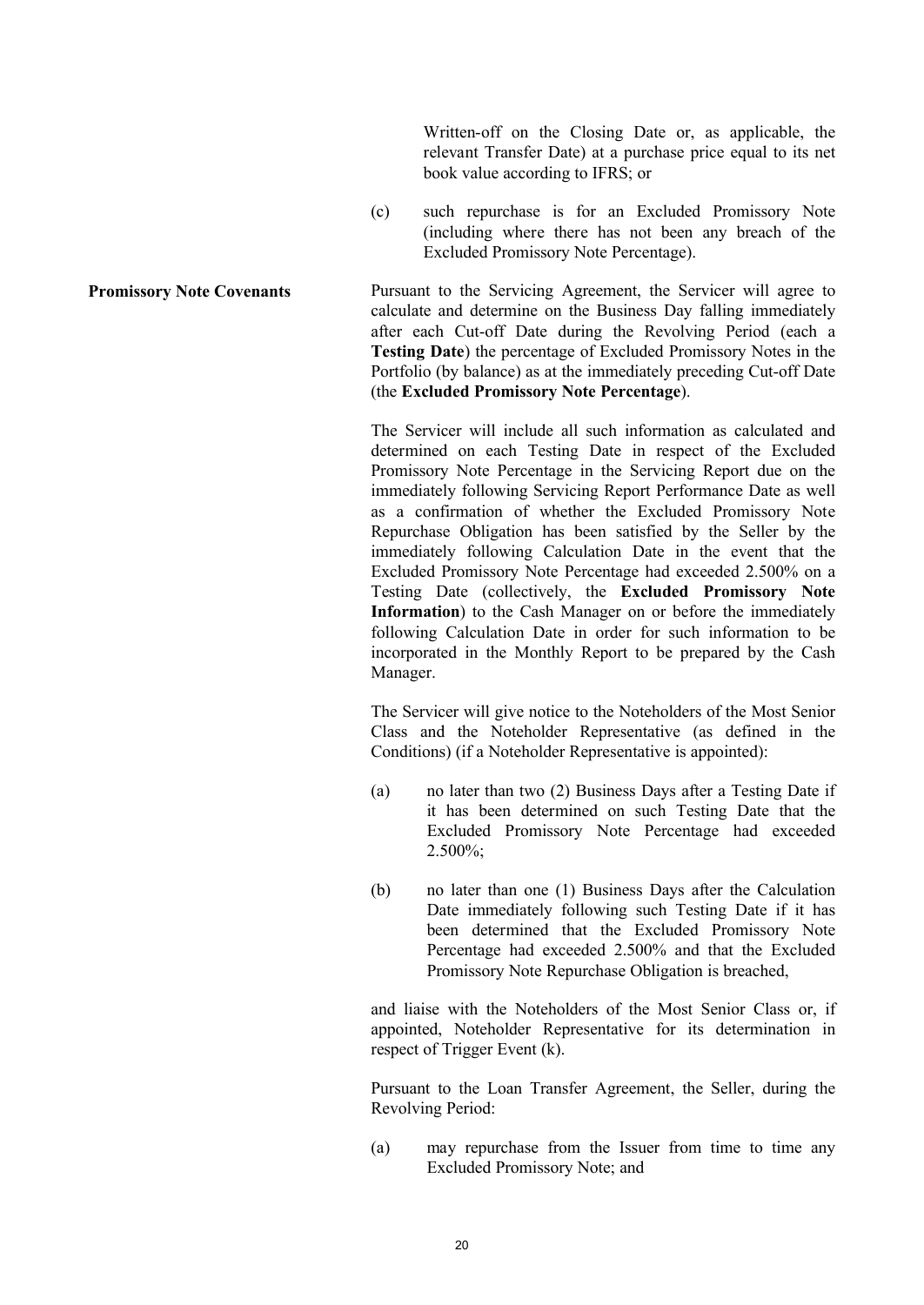Written-off on the Closing Date or, as applicable, the relevant Transfer Date) at a purchase price equal to its net book value according to IFRS; or

(c) such repurchase is for an Excluded Promissory Note (including where there has not been any breach of the Excluded Promissory Note Percentage).

**Promissory Note Covenants**

Pursuant to the Servicing Agreement, the Servicer will agree to calculate and determine on the Business Day falling immediately after each Cut-off Date during the Revolving Period (each a **Testing Date**) the percentage of Excluded Promissory Notes in the Portfolio (by balance) as at the immediately preceding Cut-off Date (the **Excluded Promissory Note Percentage**).

The Servicer will include all such information as calculated and determined on each Testing Date in respect of the Excluded Promissory Note Percentage in the Servicing Report due on the immediately following Servicing Report Performance Date as well as a confirmation of whether the Excluded Promissory Note Repurchase Obligation has been satisfied by the Seller by the immediately following Calculation Date in the event that the Excluded Promissory Note Percentage had exceeded 2.500% on a Testing Date (collectively, the **Excluded Promissory Note Information**) to the Cash Manager on or before the immediately following Calculation Date in order for such information to be incorporated in the Monthly Report to be prepared by the Cash Manager.

The Servicer will give notice to the Noteholders of the Most Senior Class and the Noteholder Representative (as defined in the Conditions) (if a Noteholder Representative is appointed):

(a) no later than two (2) Business Days after a Testing Date if it has been determined on such Testing Date that the Excluded Promissory Note Percentage had exceeded 2.500%;

(b) no later than one (1) Business Days after the Calculation Date immediately following such Testing Date if it has been determined that the Excluded Promissory Note Percentage had exceeded 2.500% and that the Excluded Promissory Note Repurchase Obligation is breached,

and liaise with the Noteholders of the Most Senior Class or, if appointed, Noteholder Representative for its determination in respect of Trigger Event (k).

Pursuant to the Loan Transfer Agreement, the Seller, during the Revolving Period:

(a) may repurchase from the Issuer from time to time any Excluded Promissory Note; and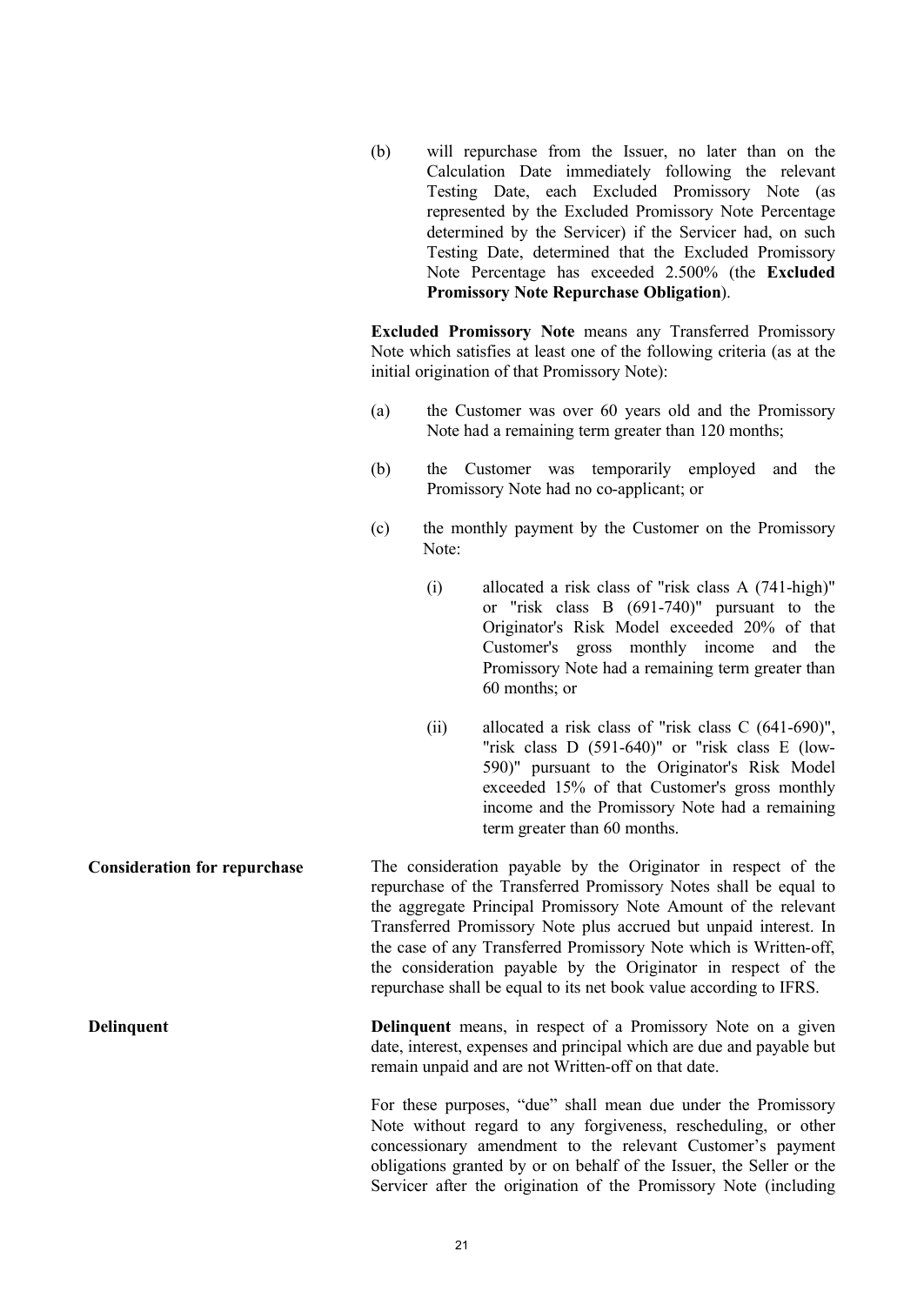(b) will repurchase from the Issuer, no later than on the Calculation Date immediately following the relevant Testing Date, each Excluded Promissory Note (as represented by the Excluded Promissory Note Percentage determined by the Servicer) if the Servicer had, on such Testing Date, determined that the Excluded Promissory Note Percentage has exceeded 2.500% (the **Excluded Promissory Note Repurchase Obligation**).

**Excluded Promissory Note** means any Transferred Promissory Note which satisfies at least one of the following criteria (as at the initial origination of that Promissory Note):

(a) the Customer was over 60 years old and the Promissory Note had a remaining term greater than 120 months;

(b) the Customer was temporarily employed and the Promissory Note had no co-applicant; or

(c) the monthly payment by the Customer on the Promissory Note:

(i) allocated a risk class of "risk class A (741-high)" or "risk class B (691-740)" pursuant to the Originator's Risk Model exceeded 20% of that Customer's gross monthly income and the Promissory Note had a remaining term greater than 60 months; or

(ii) allocated a risk class of "risk class C (641-690)", "risk class D (591-640)" or "risk class E (low-590)" pursuant to the Originator's Risk Model exceeded 15% of that Customer's gross monthly income and the Promissory Note had a remaining term greater than 60 months.

**Consideration for repurchase**

The consideration payable by the Originator in respect of the repurchase of the Transferred Promissory Notes shall be equal to the aggregate Principal Promissory Note Amount of the relevant Transferred Promissory Note plus accrued but unpaid interest. In the case of any Transferred Promissory Note which is Written-off, the consideration payable by the Originator in respect of the repurchase shall be equal to its net book value according to IFRS.

**Delinquent**

**Delinquent** means, in respect of a Promissory Note on a given date, interest, expenses and principal which are due and payable but remain unpaid and are not Written-off on that date.

For these purposes, "due" shall mean due under the Promissory Note without regard to any forgiveness, rescheduling, or other concessionary amendment to the relevant Customer's payment obligations granted by or on behalf of the Issuer, the Seller or the Servicer after the origination of the Promissory Note (including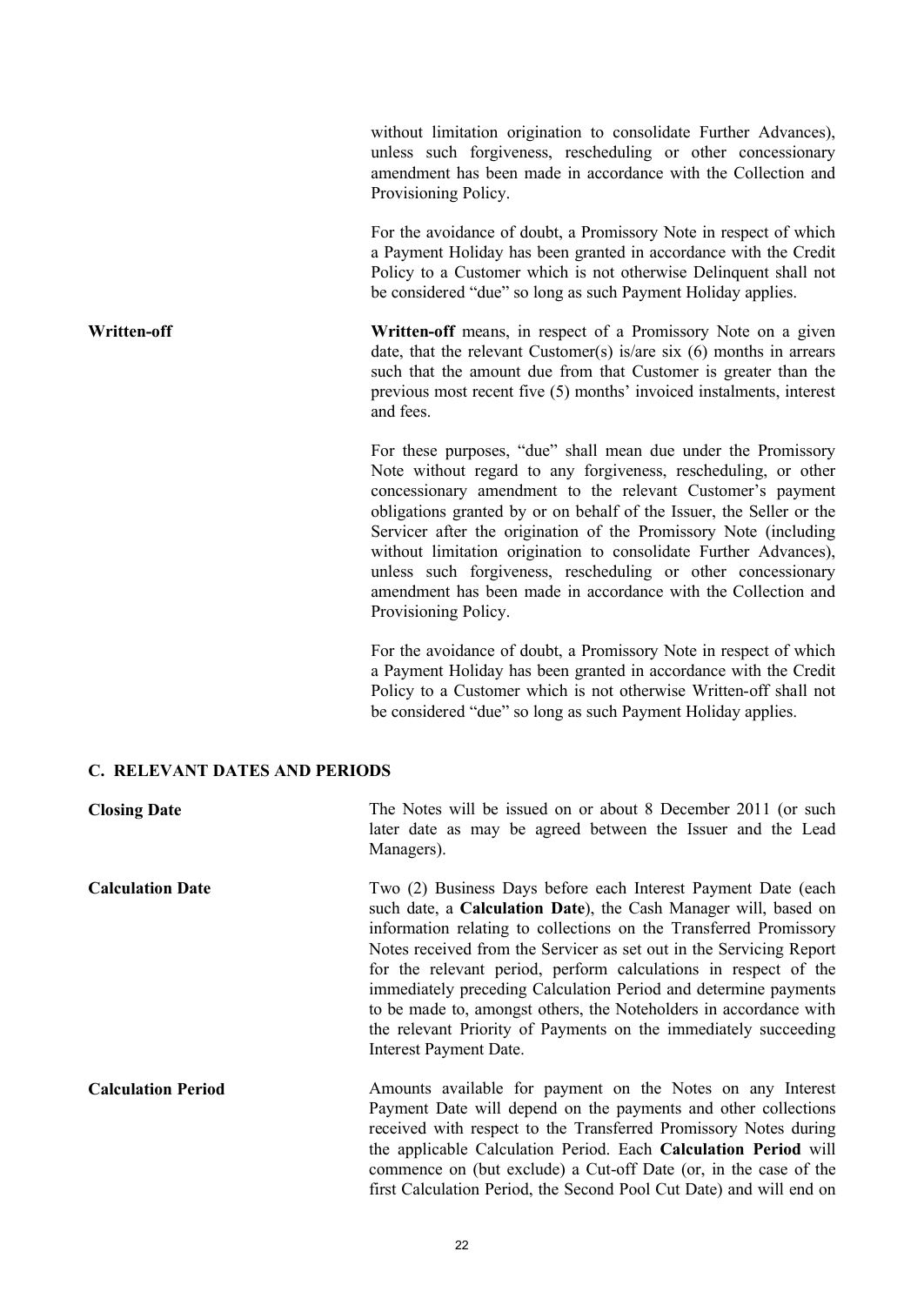without limitation origination to consolidate Further Advances), unless such forgiveness, rescheduling or other concessionary amendment has been made in accordance with the Collection and Provisioning Policy.

For the avoidance of doubt, a Promissory Note in respect of which a Payment Holiday has been granted in accordance with the Credit Policy to a Customer which is not otherwise Delinquent shall not be considered "due" so long as such Payment Holiday applies.

**Written-off**

**Written-off** means, in respect of a Promissory Note on a given date, that the relevant Customer(s) is/are six (6) months in arrears such that the amount due from that Customer is greater than the previous most recent five (5) months' invoiced instalments, interest and fees.

For these purposes, "due" shall mean due under the Promissory Note without regard to any forgiveness, rescheduling, or other concessionary amendment to the relevant Customer's payment obligations granted by or on behalf of the Issuer, the Seller or the Servicer after the origination of the Promissory Note (including without limitation origination to consolidate Further Advances), unless such forgiveness, rescheduling or other concessionary amendment has been made in accordance with the Collection and Provisioning Policy.

For the avoidance of doubt, a Promissory Note in respect of which a Payment Holiday has been granted in accordance with the Credit Policy to a Customer which is not otherwise Written-off shall not be considered "due" so long as such Payment Holiday applies.

## C. RELEVANT DATES AND PERIODS

**Closing Date**

The Notes will be issued on or about 8 December 2011 (or such later date as may be agreed between the Issuer and the Lead Managers).

**Calculation Date**

Two (2) Business Days before each Interest Payment Date (each such date, a **Calculation Date**), the Cash Manager will, based on information relating to collections on the Transferred Promissory Notes received from the Servicer as set out in the Servicing Report for the relevant period, perform calculations in respect of the immediately preceding Calculation Period and determine payments to be made to, amongst others, the Noteholders in accordance with the relevant Priority of Payments on the immediately succeeding Interest Payment Date.

**Calculation Period**

Amounts available for payment on the Notes on any Interest Payment Date will depend on the payments and other collections received with respect to the Transferred Promissory Notes during the applicable Calculation Period. Each **Calculation Period** will commence on (but exclude) a Cut-off Date (or, in the case of the first Calculation Period, the Second Pool Cut Date) and will end on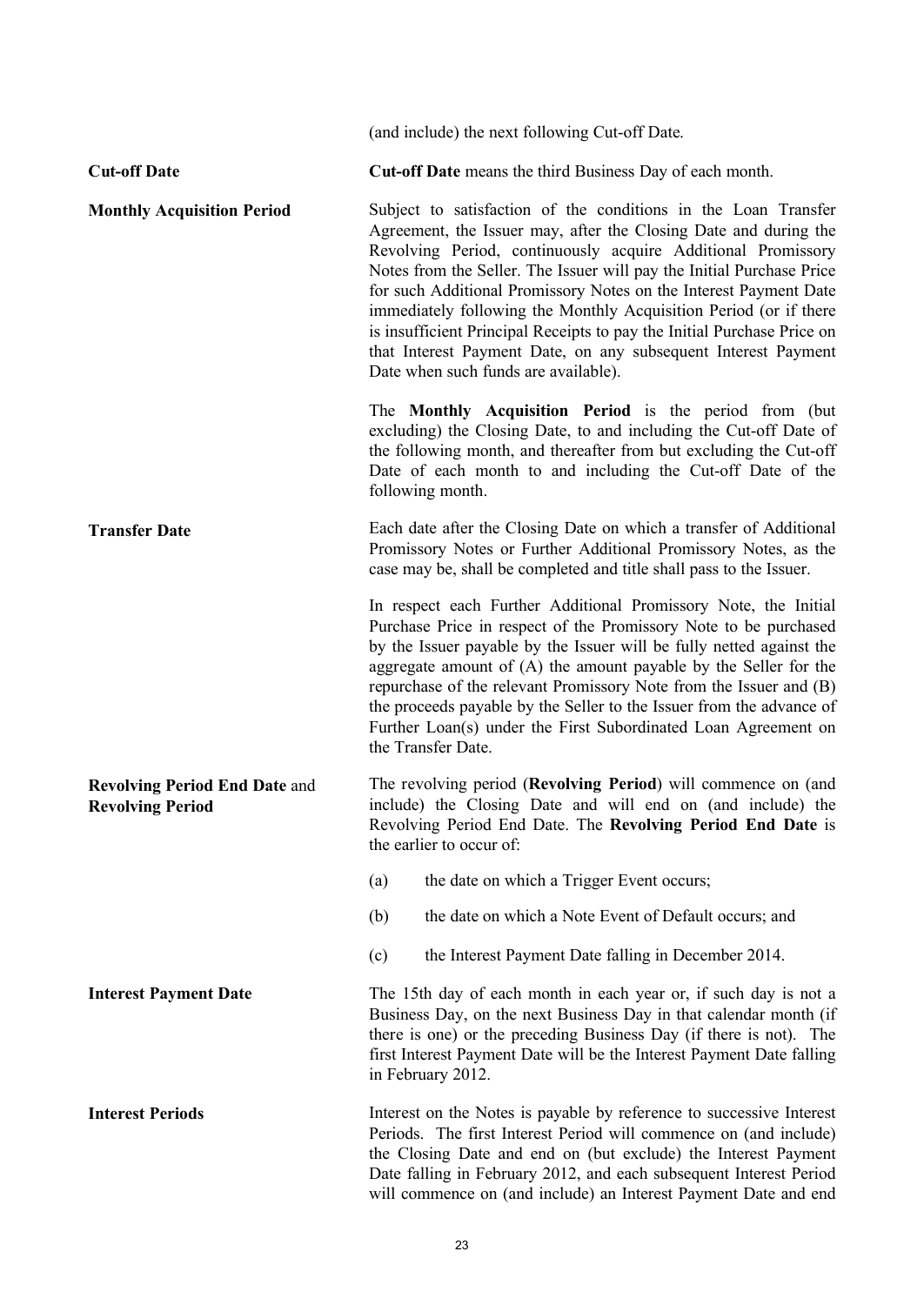(and include) the next following Cut-off Date.

**Cut-off Date**

**Cut-off Date** means the third Business Day of each month.

**Monthly Acquisition Period**

Subject to satisfaction of the conditions in the Loan Transfer Agreement, the Issuer may, after the Closing Date and during the Revolving Period, continuously acquire Additional Promissory Notes from the Seller. The Issuer will pay the Initial Purchase Price for such Additional Promissory Notes on the Interest Payment Date immediately following the Monthly Acquisition Period (or if there is insufficient Principal Receipts to pay the Initial Purchase Price on that Interest Payment Date, on any subsequent Interest Payment Date when such funds are available).

The **Monthly Acquisition Period** is the period from (but excluding) the Closing Date, to and including the Cut-off Date of the following month, and thereafter from but excluding the Cut-off Date of each month to and including the Cut-off Date of the following month.

**Transfer Date**

Each date after the Closing Date on which a transfer of Additional Promissory Notes or Further Additional Promissory Notes, as the case may be, shall be completed and title shall pass to the Issuer.

In respect each Further Additional Promissory Note, the Initial Purchase Price in respect of the Promissory Note to be purchased by the Issuer payable by the Issuer will be fully netted against the aggregate amount of (A) the amount payable by the Seller for the repurchase of the relevant Promissory Note from the Issuer and (B) the proceeds payable by the Seller to the Issuer from the advance of Further Loan(s) under the First Subordinated Loan Agreement on the Transfer Date.

**Revolving Period End Date and Revolving Period**

The revolving period (**Revolving Period**) will commence on (and include) the Closing Date and will end on (and include) the Revolving Period End Date. The **Revolving Period End Date** is the earlier to occur of:

(a) the date on which a Trigger Event occurs;

(b) the date on which a Note Event of Default occurs; and

(c) the Interest Payment Date falling in December 2014.

**Interest Payment Date**

The 15th day of each month in each year or, if such day is not a Business Day, on the next Business Day in that calendar month (if there is one) or the preceding Business Day (if there is not). The first Interest Payment Date will be the Interest Payment Date falling in February 2012.

**Interest Periods**

Interest on the Notes is payable by reference to successive Interest Periods. The first Interest Period will commence on (and include) the Closing Date and end on (but exclude) the Interest Payment Date falling in February 2012, and each subsequent Interest Period will commence on (and include) an Interest Payment Date and end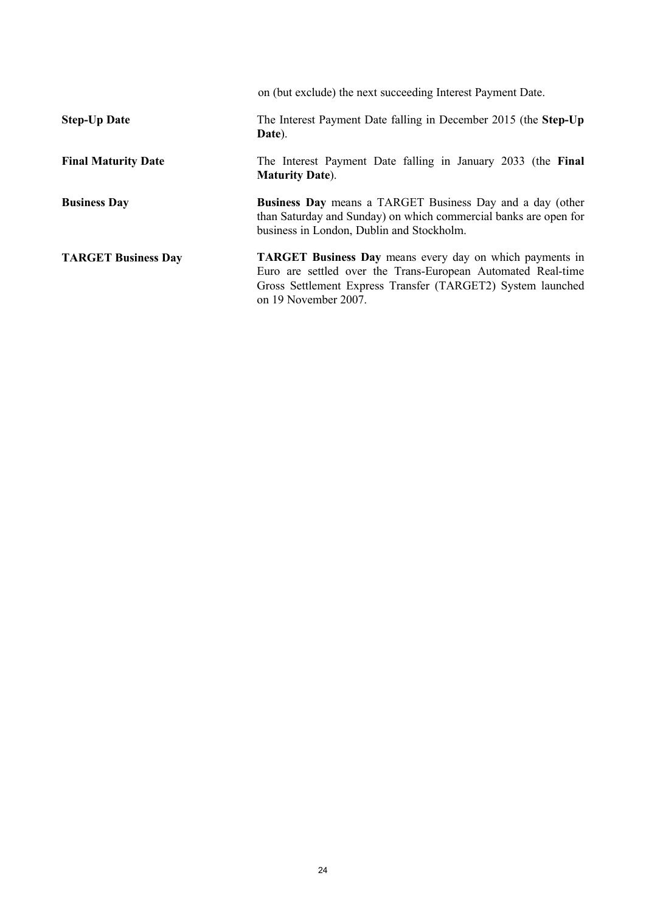|  | on (but exclude) the next succeeding Interest Payment Date. |
| --- | --- |
| **Step-Up Date** | The Interest Payment Date falling in December 2015 (the **Step-Up Date**). |
| **Final Maturity Date** | The Interest Payment Date falling in January 2033 (the **Final Maturity Date**). |
| **Business Day** | **Business Day** means a TARGET Business Day and a day (other than Saturday and Sunday) on which commercial banks are open for business in London, Dublin and Stockholm. |
| **TARGET Business Day** | **TARGET Business Day** means every day on which payments in Euro are settled over the Trans-European Automated Real-time Gross Settlement Express Transfer (TARGET2) System launched on 19 November 2007. |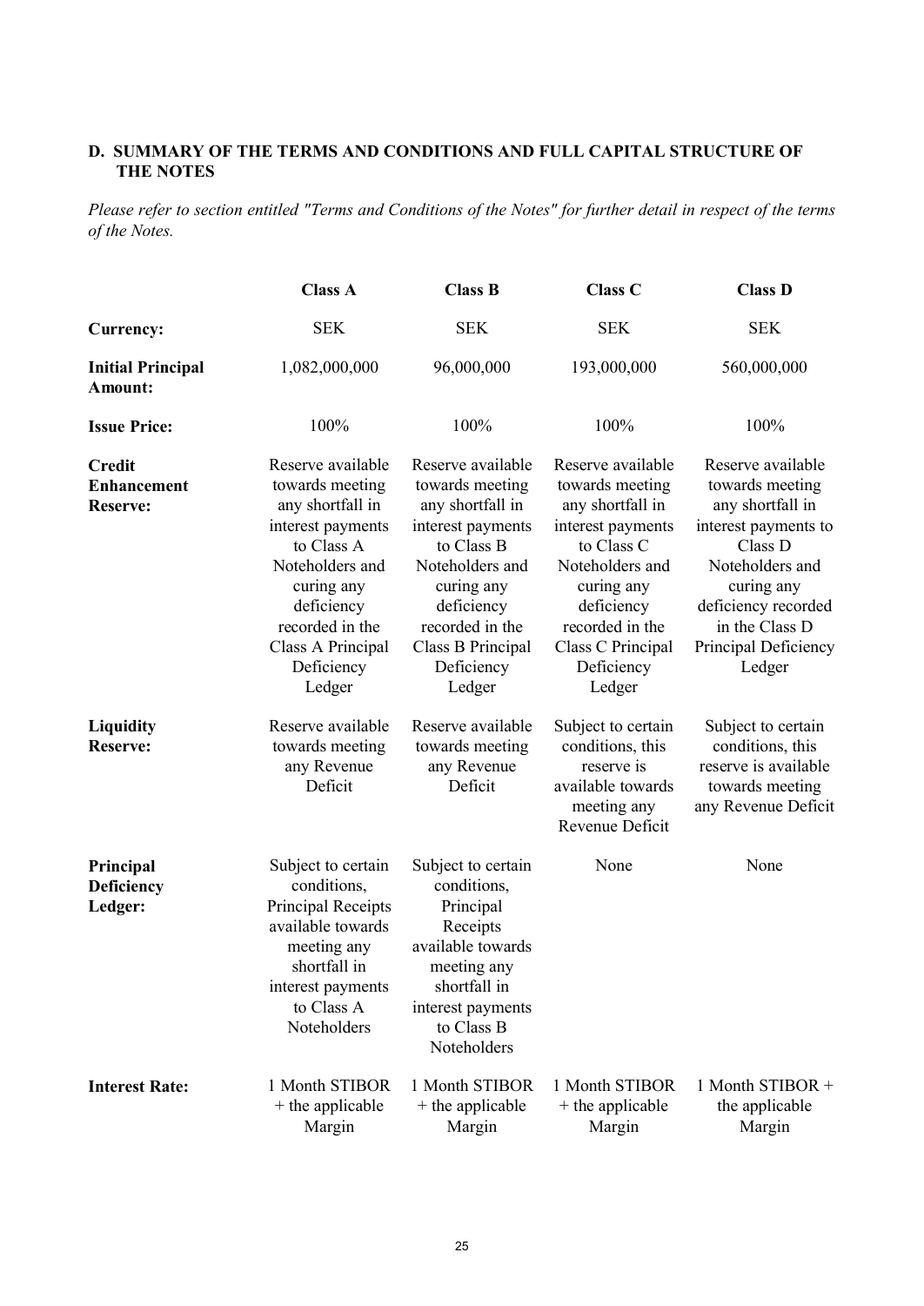### D. SUMMARY OF THE TERMS AND CONDITIONS AND FULL CAPITAL STRUCTURE OF THE NOTES

*Please refer to section entitled "Terms and Conditions of the Notes" for further detail in respect of the terms of the Notes.*

| | Class A | Class B | Class C | Class D |
|---|---|---|---|---|
| **Currency:** | SEK | SEK | SEK | SEK |
| **Initial Principal Amount:** | 1,082,000,000 | 96,000,000 | 193,000,000 | 560,000,000 |
| **Issue Price:** | 100% | 100% | 100% | 100% |
| **Credit Enhancement Reserve:** | Reserve available towards meeting any shortfall in interest payments to Class A Noteholders and curing any deficiency recorded in the Class A Principal Deficiency Ledger | Reserve available towards meeting any shortfall in interest payments to Class B Noteholders and curing any deficiency recorded in the Class B Principal Deficiency Ledger | Reserve available towards meeting any shortfall in interest payments to Class C Noteholders and curing any deficiency recorded in the Class C Principal Deficiency Ledger | Reserve available towards meeting any shortfall in interest payments to Class D Noteholders and curing any deficiency recorded in the Class D Principal Deficiency Ledger |
| **Liquidity Reserve:** | Reserve available towards meeting any Revenue Deficit | Reserve available towards meeting any Revenue Deficit | Subject to certain conditions, this reserve is available towards meeting any Revenue Deficit | Subject to certain conditions, this reserve is available towards meeting any Revenue Deficit |
| **Principal Deficiency Ledger:** | Subject to certain conditions, Principal Receipts available towards meeting any shortfall in interest payments to Class A Noteholders | Subject to certain conditions, Principal Receipts available towards meeting any shortfall in interest payments to Class B Noteholders | None | None |
| **Interest Rate:** | 1 Month STIBOR + the applicable Margin | 1 Month STIBOR + the applicable Margin | 1 Month STIBOR + the applicable Margin | 1 Month STIBOR + the applicable Margin |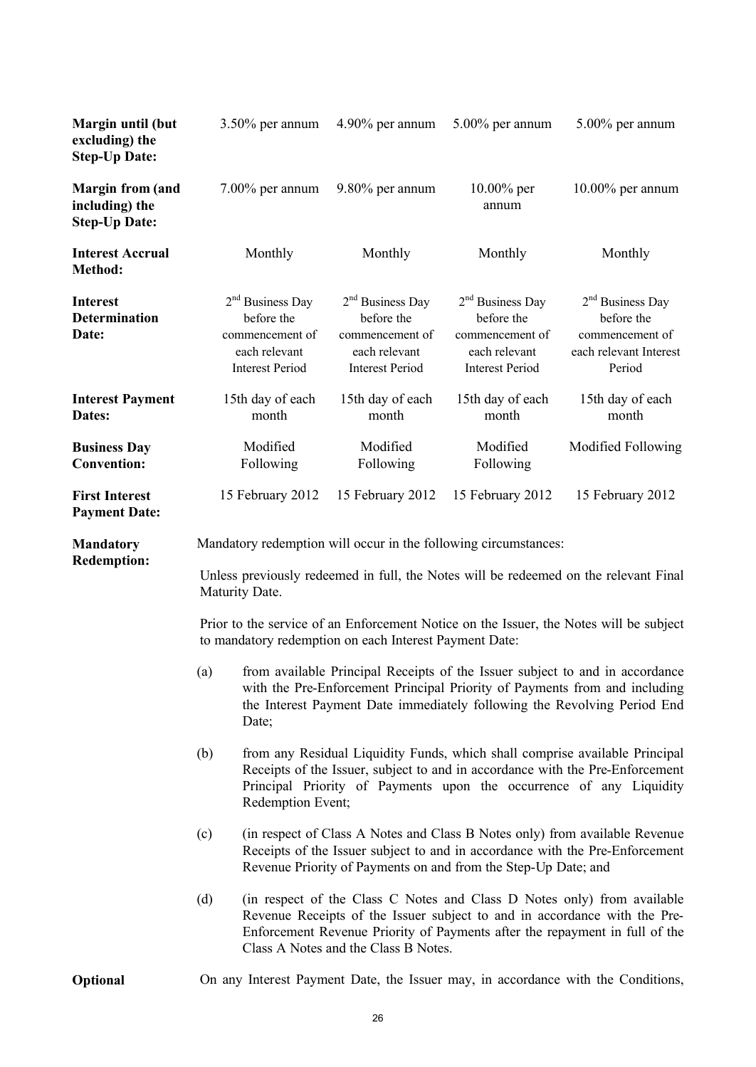| | | | | |
|---|---|---|---|---|
| **Margin until (but excluding) the Step-Up Date:** | 3.50% per annum | 4.90% per annum | 5.00% per annum | 5.00% per annum |
| **Margin from (and including) the Step-Up Date:** | 7.00% per annum | 9.80% per annum | 10.00% per annum | 10.00% per annum |
| **Interest Accrual Method:** | Monthly | Monthly | Monthly | Monthly |
| **Interest Determination Date:** | 2nd Business Day before the commencement of each relevant Interest Period | 2nd Business Day before the commencement of each relevant Interest Period | 2nd Business Day before the commencement of each relevant Interest Period | 2nd Business Day before the commencement of each relevant Interest Period |
| **Interest Payment Dates:** | 15th day of each month | 15th day of each month | 15th day of each month | 15th day of each month |
| **Business Day Convention:** | Modified Following | Modified Following | Modified Following | Modified Following |
| **First Interest Payment Date:** | 15 February 2012 | 15 February 2012 | 15 February 2012 | 15 February 2012 |

**Mandatory Redemption:**

Mandatory redemption will occur in the following circumstances:

Unless previously redeemed in full, the Notes will be redeemed on the relevant Final Maturity Date.

Prior to the service of an Enforcement Notice on the Issuer, the Notes will be subject to mandatory redemption on each Interest Payment Date:

(a) from available Principal Receipts of the Issuer subject to and in accordance with the Pre-Enforcement Principal Priority of Payments from and including the Interest Payment Date immediately following the Revolving Period End Date;

(b) from any Residual Liquidity Funds, which shall comprise available Principal Receipts of the Issuer, subject to and in accordance with the Pre-Enforcement Principal Priority of Payments upon the occurrence of any Liquidity Redemption Event;

(c) (in respect of Class A Notes and Class B Notes only) from available Revenue Receipts of the Issuer subject to and in accordance with the Pre-Enforcement Revenue Priority of Payments on and from the Step-Up Date; and

(d) (in respect of the Class C Notes and Class D Notes only) from available Revenue Receipts of the Issuer subject to and in accordance with the Pre-Enforcement Revenue Priority of Payments after the repayment in full of the Class A Notes and the Class B Notes.

**Optional**

On any Interest Payment Date, the Issuer may, in accordance with the Conditions,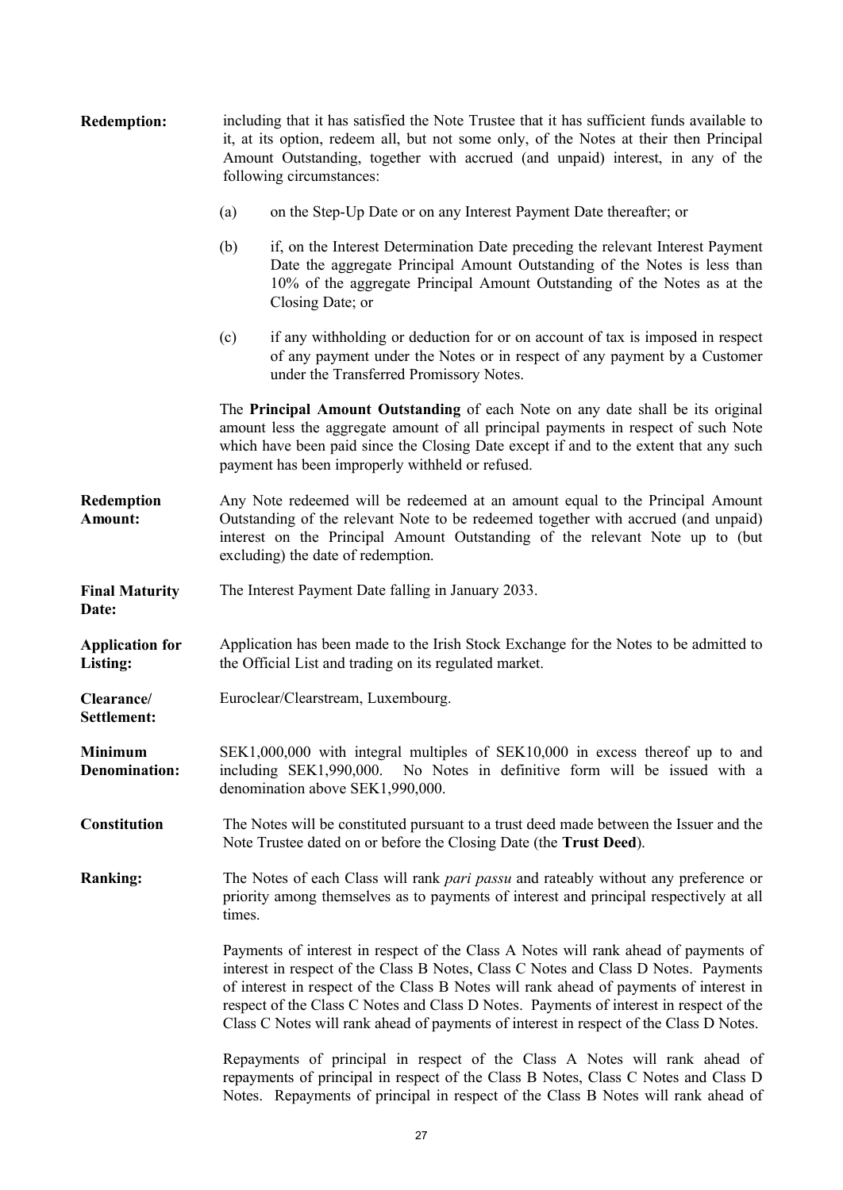**Redemption:** including that it has satisfied the Note Trustee that it has sufficient funds available to it, at its option, redeem all, but not some only, of the Notes at their then Principal Amount Outstanding, together with accrued (and unpaid) interest, in any of the following circumstances:

(a) on the Step-Up Date or on any Interest Payment Date thereafter; or

(b) if, on the Interest Determination Date preceding the relevant Interest Payment Date the aggregate Principal Amount Outstanding of the Notes is less than 10% of the aggregate Principal Amount Outstanding of the Notes as at the Closing Date; or

(c) if any withholding or deduction for or on account of tax is imposed in respect of any payment under the Notes or in respect of any payment by a Customer under the Transferred Promissory Notes.

The **Principal Amount Outstanding** of each Note on any date shall be its original amount less the aggregate amount of all principal payments in respect of such Note which have been paid since the Closing Date except if and to the extent that any such payment has been improperly withheld or refused.

**Redemption Amount:** Any Note redeemed will be redeemed at an amount equal to the Principal Amount Outstanding of the relevant Note to be redeemed together with accrued (and unpaid) interest on the Principal Amount Outstanding of the relevant Note up to (but excluding) the date of redemption.

**Final Maturity Date:** The Interest Payment Date falling in January 2033.

**Application for Listing:** Application has been made to the Irish Stock Exchange for the Notes to be admitted to the Official List and trading on its regulated market.

**Clearance/ Settlement:** Euroclear/Clearstream, Luxembourg.

**Minimum Denomination:** SEK1,000,000 with integral multiples of SEK10,000 in excess thereof up to and including SEK1,990,000. No Notes in definitive form will be issued with a denomination above SEK1,990,000.

**Constitution** The Notes will be constituted pursuant to a trust deed made between the Issuer and the Note Trustee dated on or before the Closing Date (the **Trust Deed**).

**Ranking:** The Notes of each Class will rank *pari passu* and rateably without any preference or priority among themselves as to payments of interest and principal respectively at all times.

Payments of interest in respect of the Class A Notes will rank ahead of payments of interest in respect of the Class B Notes, Class C Notes and Class D Notes. Payments of interest in respect of the Class B Notes will rank ahead of payments of interest in respect of the Class C Notes and Class D Notes. Payments of interest in respect of the Class C Notes will rank ahead of payments of interest in respect of the Class D Notes.

Repayments of principal in respect of the Class A Notes will rank ahead of repayments of principal in respect of the Class B Notes, Class C Notes and Class D Notes. Repayments of principal in respect of the Class B Notes will rank ahead of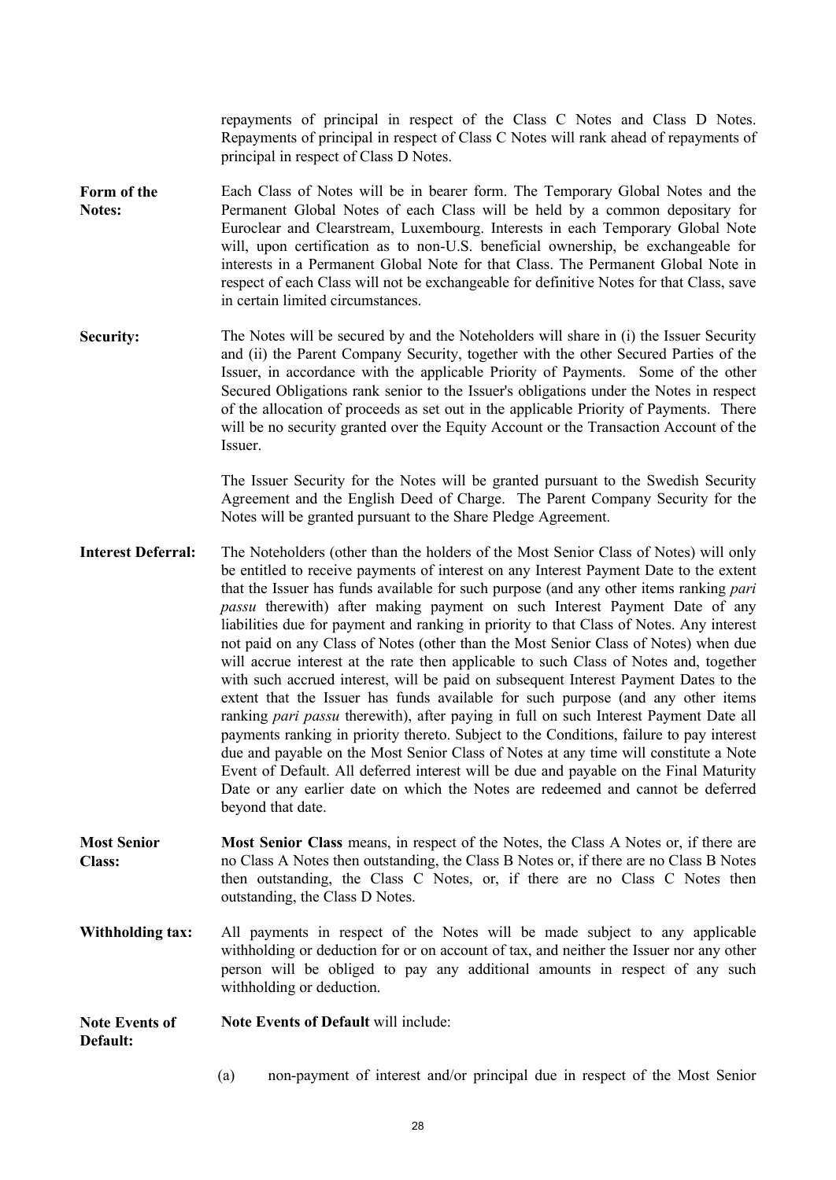repayments of principal in respect of the Class C Notes and Class D Notes. Repayments of principal in respect of Class C Notes will rank ahead of repayments of principal in respect of Class D Notes.

**Form of the Notes:** Each Class of Notes will be in bearer form. The Temporary Global Notes and the Permanent Global Notes of each Class will be held by a common depositary for Euroclear and Clearstream, Luxembourg. Interests in each Temporary Global Note will, upon certification as to non-U.S. beneficial ownership, be exchangeable for interests in a Permanent Global Note for that Class. The Permanent Global Note in respect of each Class will not be exchangeable for definitive Notes for that Class, save in certain limited circumstances.

**Security:** The Notes will be secured by and the Noteholders will share in (i) the Issuer Security and (ii) the Parent Company Security, together with the other Secured Parties of the Issuer, in accordance with the applicable Priority of Payments. Some of the other Secured Obligations rank senior to the Issuer's obligations under the Notes in respect of the allocation of proceeds as set out in the applicable Priority of Payments. There will be no security granted over the Equity Account or the Transaction Account of the Issuer.

The Issuer Security for the Notes will be granted pursuant to the Swedish Security Agreement and the English Deed of Charge. The Parent Company Security for the Notes will be granted pursuant to the Share Pledge Agreement.

**Interest Deferral:** The Noteholders (other than the holders of the Most Senior Class of Notes) will only be entitled to receive payments of interest on any Interest Payment Date to the extent that the Issuer has funds available for such purpose (and any other items ranking *pari passu* therewith) after making payment on such Interest Payment Date of any liabilities due for payment and ranking in priority to that Class of Notes. Any interest not paid on any Class of Notes (other than the Most Senior Class of Notes) when due will accrue interest at the rate then applicable to such Class of Notes and, together with such accrued interest, will be paid on subsequent Interest Payment Dates to the extent that the Issuer has funds available for such purpose (and any other items ranking *pari passu* therewith), after paying in full on such Interest Payment Date all payments ranking in priority thereto. Subject to the Conditions, failure to pay interest due and payable on the Most Senior Class of Notes at any time will constitute a Note Event of Default. All deferred interest will be due and payable on the Final Maturity Date or any earlier date on which the Notes are redeemed and cannot be deferred beyond that date.

**Most Senior Class:** **Most Senior Class** means, in respect of the Notes, the Class A Notes or, if there are no Class A Notes then outstanding, the Class B Notes or, if there are no Class B Notes then outstanding, the Class C Notes, or, if there are no Class C Notes then outstanding, the Class D Notes.

**Withholding tax:** All payments in respect of the Notes will be made subject to any applicable withholding or deduction for or on account of tax, and neither the Issuer nor any other person will be obliged to pay any additional amounts in respect of any such withholding or deduction.

**Note Events of Default:** **Note Events of Default** will include:

(a) non-payment of interest and/or principal due in respect of the Most Senior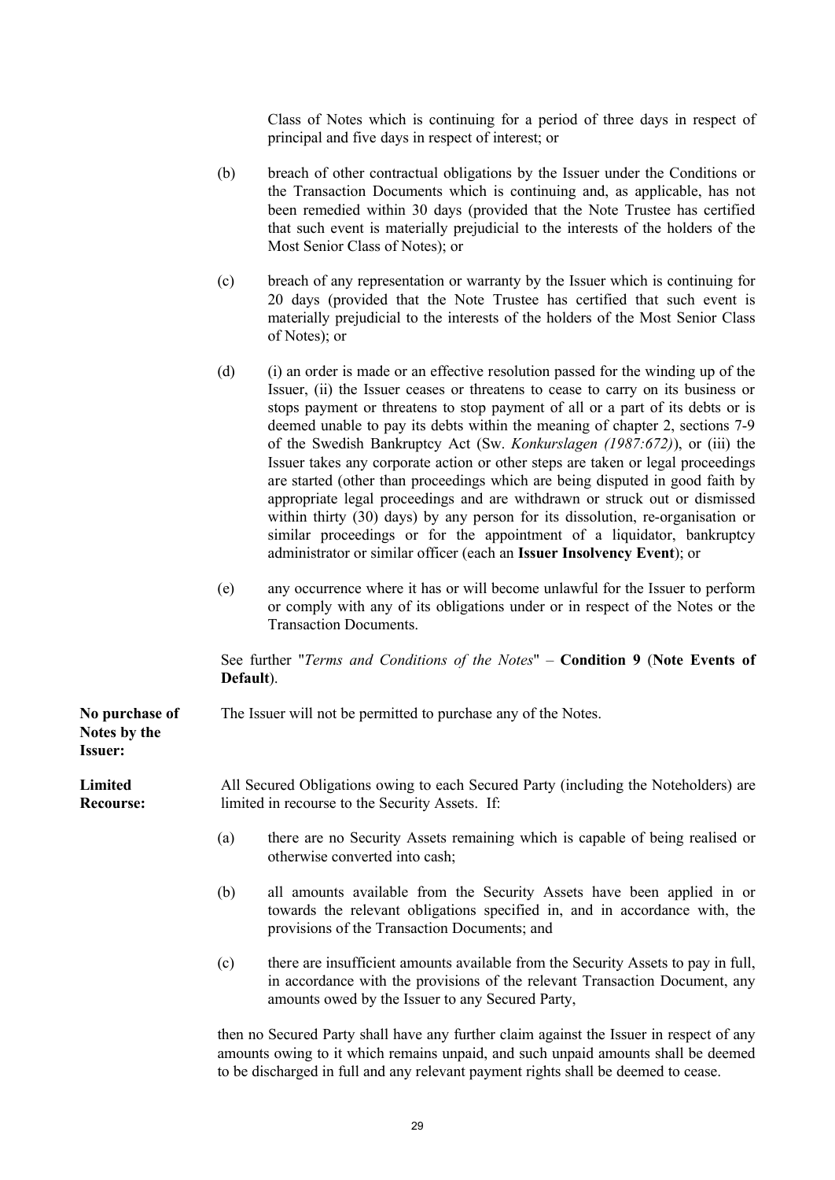Class of Notes which is continuing for a period of three days in respect of principal and five days in respect of interest; or

(b) breach of other contractual obligations by the Issuer under the Conditions or the Transaction Documents which is continuing and, as applicable, has not been remedied within 30 days (provided that the Note Trustee has certified that such event is materially prejudicial to the interests of the holders of the Most Senior Class of Notes); or

(c) breach of any representation or warranty by the Issuer which is continuing for 20 days (provided that the Note Trustee has certified that such event is materially prejudicial to the interests of the holders of the Most Senior Class of Notes); or

(d) (i) an order is made or an effective resolution passed for the winding up of the Issuer, (ii) the Issuer ceases or threatens to cease to carry on its business or stops payment or threatens to stop payment of all or a part of its debts or is deemed unable to pay its debts within the meaning of chapter 2, sections 7-9 of the Swedish Bankruptcy Act (Sw. *Konkurslagen (1987:672)*), or (iii) the Issuer takes any corporate action or other steps are taken or legal proceedings are started (other than proceedings which are being disputed in good faith by appropriate legal proceedings and are withdrawn or struck out or dismissed within thirty (30) days) by any person for its dissolution, re-organisation or similar proceedings or for the appointment of a liquidator, bankruptcy administrator or similar officer (each an **Issuer Insolvency Event**); or

(e) any occurrence where it has or will become unlawful for the Issuer to perform or comply with any of its obligations under or in respect of the Notes or the Transaction Documents.

See further "*Terms and Conditions of the Notes*" – **Condition 9** (**Note Events of Default**).

**No purchase of Notes by the Issuer:** The Issuer will not be permitted to purchase any of the Notes.

**Limited Recourse:** All Secured Obligations owing to each Secured Party (including the Noteholders) are limited in recourse to the Security Assets. If:

(a) there are no Security Assets remaining which is capable of being realised or otherwise converted into cash;

(b) all amounts available from the Security Assets have been applied in or towards the relevant obligations specified in, and in accordance with, the provisions of the Transaction Documents; and

(c) there are insufficient amounts available from the Security Assets to pay in full, in accordance with the provisions of the relevant Transaction Document, any amounts owed by the Issuer to any Secured Party,

then no Secured Party shall have any further claim against the Issuer in respect of any amounts owing to it which remains unpaid, and such unpaid amounts shall be deemed to be discharged in full and any relevant payment rights shall be deemed to cease.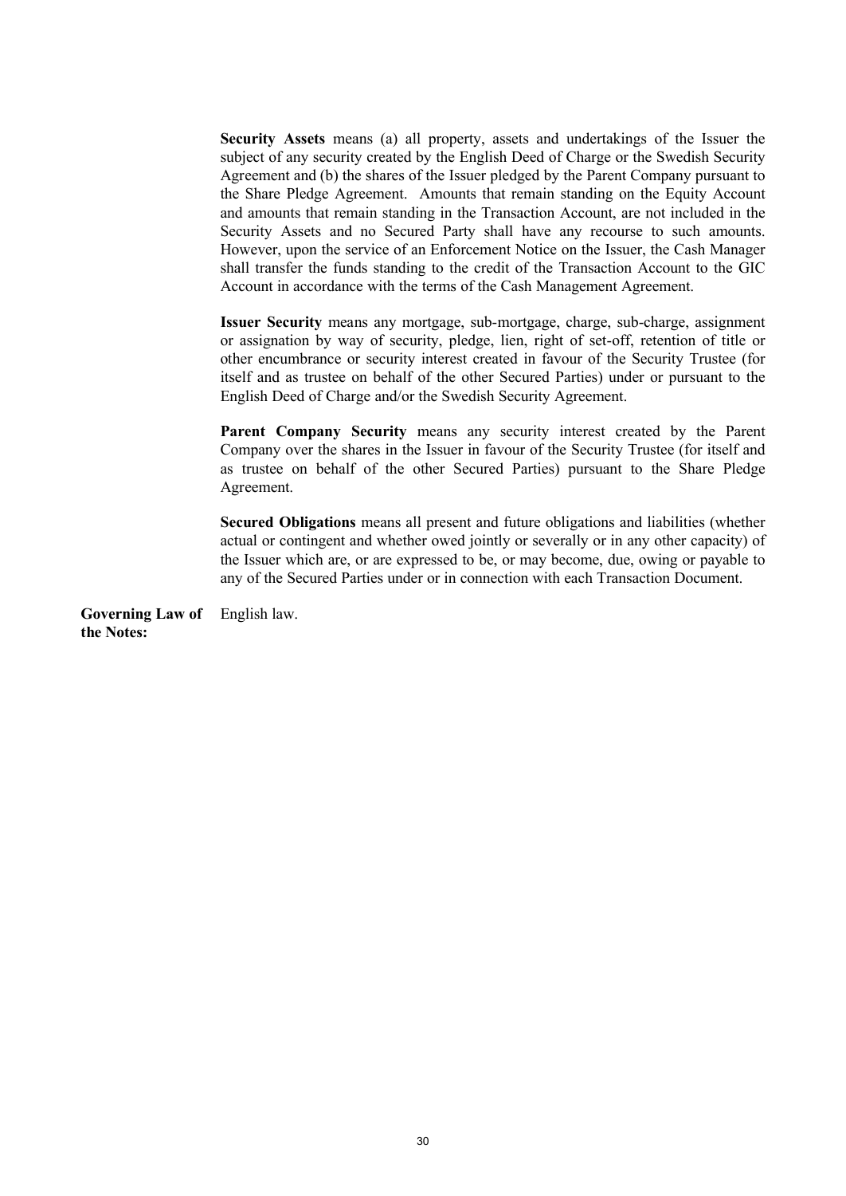**Security Assets** means (a) all property, assets and undertakings of the Issuer the subject of any security created by the English Deed of Charge or the Swedish Security Agreement and (b) the shares of the Issuer pledged by the Parent Company pursuant to the Share Pledge Agreement. Amounts that remain standing on the Equity Account and amounts that remain standing in the Transaction Account, are not included in the Security Assets and no Secured Party shall have any recourse to such amounts. However, upon the service of an Enforcement Notice on the Issuer, the Cash Manager shall transfer the funds standing to the credit of the Transaction Account to the GIC Account in accordance with the terms of the Cash Management Agreement.

**Issuer Security** means any mortgage, sub-mortgage, charge, sub-charge, assignment or assignation by way of security, pledge, lien, right of set-off, retention of title or other encumbrance or security interest created in favour of the Security Trustee (for itself and as trustee on behalf of the other Secured Parties) under or pursuant to the English Deed of Charge and/or the Swedish Security Agreement.

**Parent Company Security** means any security interest created by the Parent Company over the shares in the Issuer in favour of the Security Trustee (for itself and as trustee on behalf of the other Secured Parties) pursuant to the Share Pledge Agreement.

**Secured Obligations** means all present and future obligations and liabilities (whether actual or contingent and whether owed jointly or severally or in any other capacity) of the Issuer which are, or are expressed to be, or may become, due, owing or payable to any of the Secured Parties under or in connection with each Transaction Document.

**Governing Law of the Notes:** English law.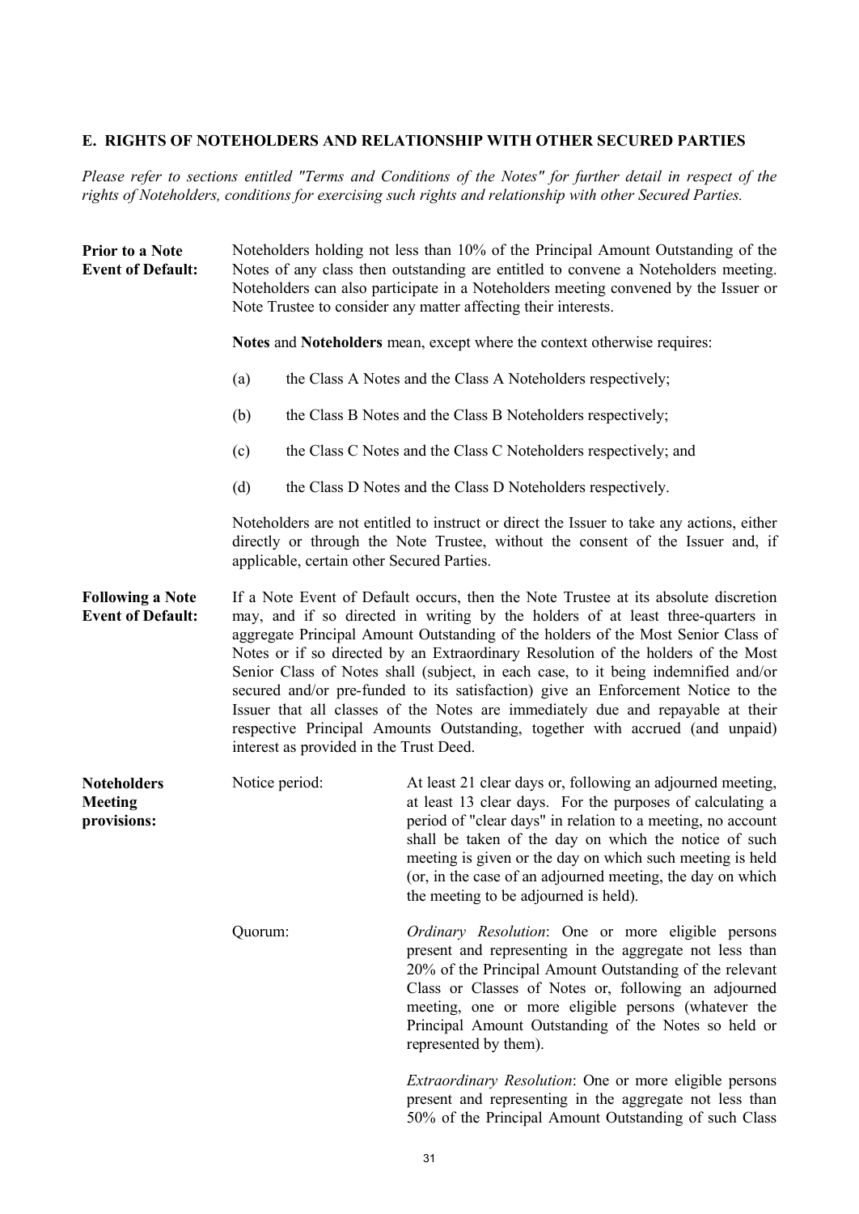## E. RIGHTS OF NOTEHOLDERS AND RELATIONSHIP WITH OTHER SECURED PARTIES

*Please refer to sections entitled "Terms and Conditions of the Notes" for further detail in respect of the rights of Noteholders, conditions for exercising such rights and relationship with other Secured Parties.*

**Prior to a Note Event of Default:**

Noteholders holding not less than 10% of the Principal Amount Outstanding of the Notes of any class then outstanding are entitled to convene a Noteholders meeting. Noteholders can also participate in a Noteholders meeting convened by the Issuer or Note Trustee to consider any matter affecting their interests.

**Notes** and **Noteholders** mean, except where the context otherwise requires:

(a) the Class A Notes and the Class A Noteholders respectively;

(b) the Class B Notes and the Class B Noteholders respectively;

(c) the Class C Notes and the Class C Noteholders respectively; and

(d) the Class D Notes and the Class D Noteholders respectively.

Noteholders are not entitled to instruct or direct the Issuer to take any actions, either directly or through the Note Trustee, without the consent of the Issuer and, if applicable, certain other Secured Parties.

**Following a Note Event of Default:**

If a Note Event of Default occurs, then the Note Trustee at its absolute discretion may, and if so directed in writing by the holders of at least three-quarters in aggregate Principal Amount Outstanding of the holders of the Most Senior Class of Notes or if so directed by an Extraordinary Resolution of the holders of the Most Senior Class of Notes shall (subject, in each case, to it being indemnified and/or secured and/or pre-funded to its satisfaction) give an Enforcement Notice to the Issuer that all classes of the Notes are immediately due and repayable at their respective Principal Amounts Outstanding, together with accrued (and unpaid) interest as provided in the Trust Deed.

**Noteholders Meeting provisions:**

Notice period: At least 21 clear days or, following an adjourned meeting, at least 13 clear days. For the purposes of calculating a period of "clear days" in relation to a meeting, no account shall be taken of the day on which the notice of such meeting is given or the day on which such meeting is held (or, in the case of an adjourned meeting, the day on which the meeting to be adjourned is held).

Quorum: *Ordinary Resolution*: One or more eligible persons present and representing in the aggregate not less than 20% of the Principal Amount Outstanding of the relevant Class or Classes of Notes or, following an adjourned meeting, one or more eligible persons (whatever the Principal Amount Outstanding of the Notes so held or represented by them).

*Extraordinary Resolution*: One or more eligible persons present and representing in the aggregate not less than 50% of the Principal Amount Outstanding of such Class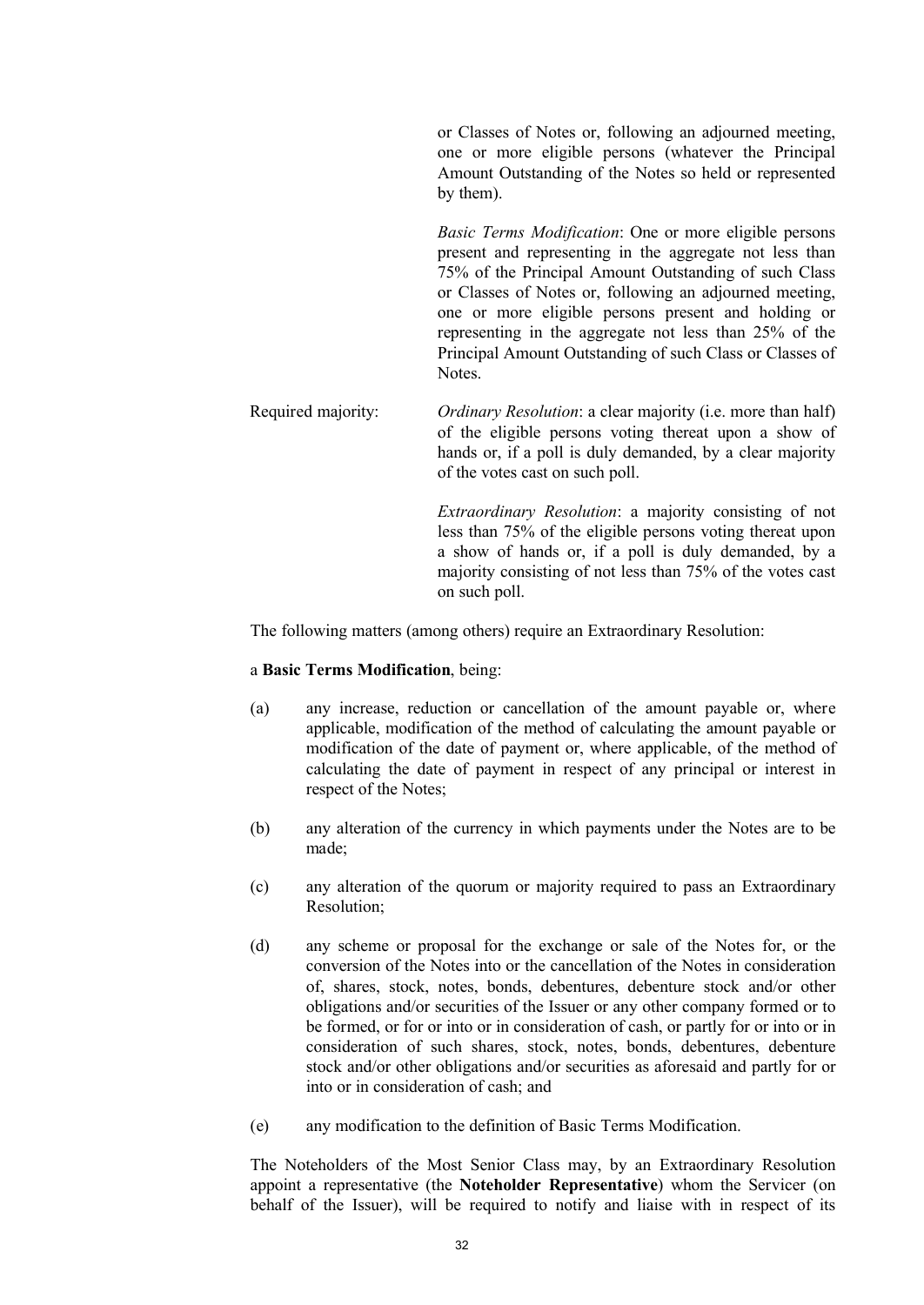| | |
|---|---|
| | or Classes of Notes or, following an adjourned meeting, one or more eligible persons (whatever the Principal Amount Outstanding of the Notes so held or represented by them). |
| | *Basic Terms Modification*: One or more eligible persons present and representing in the aggregate not less than 75% of the Principal Amount Outstanding of such Class or Classes of Notes or, following an adjourned meeting, one or more eligible persons present and holding or representing in the aggregate not less than 25% of the Principal Amount Outstanding of such Class or Classes of Notes. |
| Required majority: | *Ordinary Resolution*: a clear majority (i.e. more than half) of the eligible persons voting thereat upon a show of hands or, if a poll is duly demanded, by a clear majority of the votes cast on such poll. |
| | *Extraordinary Resolution*: a majority consisting of not less than 75% of the eligible persons voting thereat upon a show of hands or, if a poll is duly demanded, by a majority consisting of not less than 75% of the votes cast on such poll. |

The following matters (among others) require an Extraordinary Resolution:

a **Basic Terms Modification**, being:

(a) any increase, reduction or cancellation of the amount payable or, where applicable, modification of the method of calculating the amount payable or modification of the date of payment or, where applicable, of the method of calculating the date of payment in respect of any principal or interest in respect of the Notes;

(b) any alteration of the currency in which payments under the Notes are to be made;

(c) any alteration of the quorum or majority required to pass an Extraordinary Resolution;

(d) any scheme or proposal for the exchange or sale of the Notes for, or the conversion of the Notes into or the cancellation of the Notes in consideration of, shares, stock, notes, bonds, debentures, debenture stock and/or other obligations and/or securities of the Issuer or any other company formed or to be formed, or for or into or in consideration of cash, or partly for or into or in consideration of such shares, stock, notes, bonds, debentures, debenture stock and/or other obligations and/or securities as aforesaid and partly for or into or in consideration of cash; and

(e) any modification to the definition of Basic Terms Modification.

The Noteholders of the Most Senior Class may, by an Extraordinary Resolution appoint a representative (the **Noteholder Representative**) whom the Servicer (on behalf of the Issuer), will be required to notify and liaise with in respect of its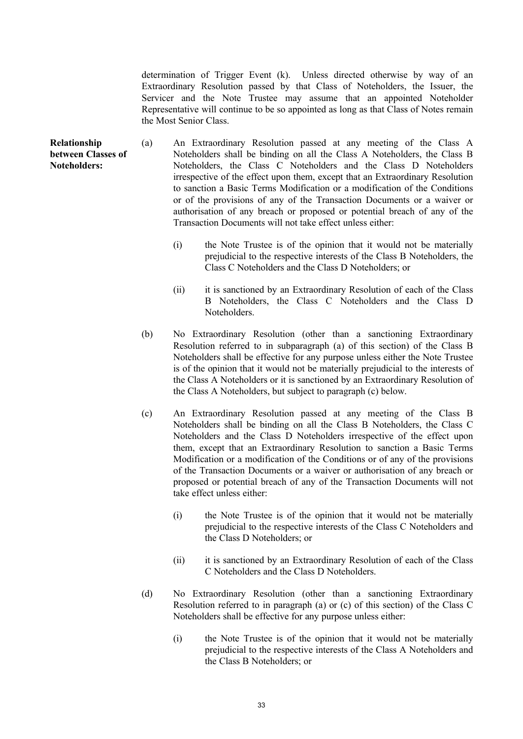determination of Trigger Event (k). Unless directed otherwise by way of an Extraordinary Resolution passed by that Class of Noteholders, the Issuer, the Servicer and the Note Trustee may assume that an appointed Noteholder Representative will continue to be so appointed as long as that Class of Notes remain the Most Senior Class.

**Relationship between Classes of Noteholders:**

(a) An Extraordinary Resolution passed at any meeting of the Class A Noteholders shall be binding on all the Class A Noteholders, the Class B Noteholders, the Class C Noteholders and the Class D Noteholders irrespective of the effect upon them, except that an Extraordinary Resolution to sanction a Basic Terms Modification or a modification of the Conditions or of the provisions of any of the Transaction Documents or a waiver or authorisation of any breach or proposed or potential breach of any of the Transaction Documents will not take effect unless either:

(i) the Note Trustee is of the opinion that it would not be materially prejudicial to the respective interests of the Class B Noteholders, the Class C Noteholders and the Class D Noteholders; or

(ii) it is sanctioned by an Extraordinary Resolution of each of the Class B Noteholders, the Class C Noteholders and the Class D Noteholders.

(b) No Extraordinary Resolution (other than a sanctioning Extraordinary Resolution referred to in subparagraph (a) of this section) of the Class B Noteholders shall be effective for any purpose unless either the Note Trustee is of the opinion that it would not be materially prejudicial to the interests of the Class A Noteholders or it is sanctioned by an Extraordinary Resolution of the Class A Noteholders, but subject to paragraph (c) below.

(c) An Extraordinary Resolution passed at any meeting of the Class B Noteholders shall be binding on all the Class B Noteholders, the Class C Noteholders and the Class D Noteholders irrespective of the effect upon them, except that an Extraordinary Resolution to sanction a Basic Terms Modification or a modification of the Conditions or of any of the provisions of the Transaction Documents or a waiver or authorisation of any breach or proposed or potential breach of any of the Transaction Documents will not take effect unless either:

(i) the Note Trustee is of the opinion that it would not be materially prejudicial to the respective interests of the Class C Noteholders and the Class D Noteholders; or

(ii) it is sanctioned by an Extraordinary Resolution of each of the Class C Noteholders and the Class D Noteholders.

(d) No Extraordinary Resolution (other than a sanctioning Extraordinary Resolution referred to in paragraph (a) or (c) of this section) of the Class C Noteholders shall be effective for any purpose unless either:

(i) the Note Trustee is of the opinion that it would not be materially prejudicial to the respective interests of the Class A Noteholders and the Class B Noteholders; or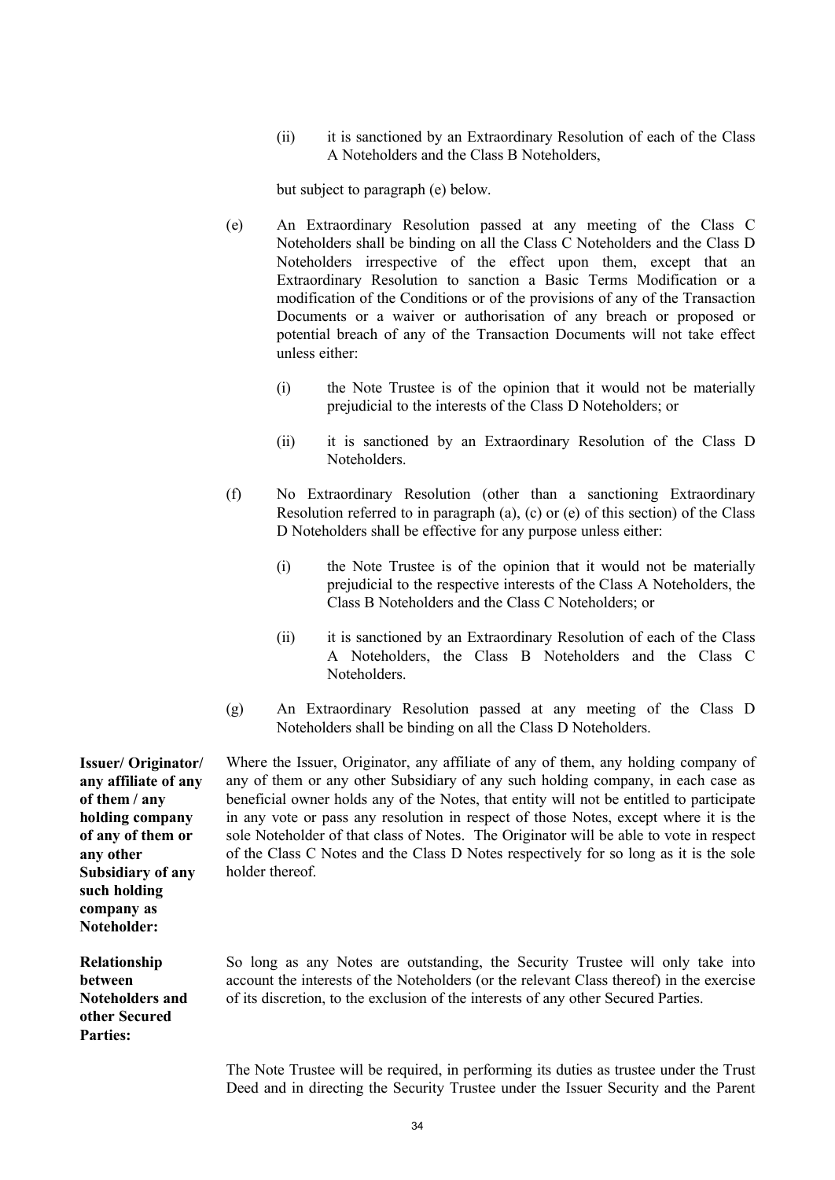(ii) it is sanctioned by an Extraordinary Resolution of each of the Class A Noteholders and the Class B Noteholders,

but subject to paragraph (e) below.

(e) An Extraordinary Resolution passed at any meeting of the Class C Noteholders shall be binding on all the Class C Noteholders and the Class D Noteholders irrespective of the effect upon them, except that an Extraordinary Resolution to sanction a Basic Terms Modification or a modification of the Conditions or of the provisions of any of the Transaction Documents or a waiver or authorisation of any breach or proposed or potential breach of any of the Transaction Documents will not take effect unless either:

(i) the Note Trustee is of the opinion that it would not be materially prejudicial to the interests of the Class D Noteholders; or

(ii) it is sanctioned by an Extraordinary Resolution of the Class D Noteholders.

(f) No Extraordinary Resolution (other than a sanctioning Extraordinary Resolution referred to in paragraph (a), (c) or (e) of this section) of the Class D Noteholders shall be effective for any purpose unless either:

(i) the Note Trustee is of the opinion that it would not be materially prejudicial to the respective interests of the Class A Noteholders, the Class B Noteholders and the Class C Noteholders; or

(ii) it is sanctioned by an Extraordinary Resolution of each of the Class A Noteholders, the Class B Noteholders and the Class C Noteholders.

(g) An Extraordinary Resolution passed at any meeting of the Class D Noteholders shall be binding on all the Class D Noteholders.

**Issuer/ Originator/ any affiliate of any of them / any holding company of any of them or any other Subsidiary of any such holding company as Noteholder:**

Where the Issuer, Originator, any affiliate of any of them, any holding company of any of them or any other Subsidiary of any such holding company, in each case as beneficial owner holds any of the Notes, that entity will not be entitled to participate in any vote or pass any resolution in respect of those Notes, except where it is the sole Noteholder of that class of Notes. The Originator will be able to vote in respect of the Class C Notes and the Class D Notes respectively for so long as it is the sole holder thereof.

**Relationship between Noteholders and other Secured Parties:**

So long as any Notes are outstanding, the Security Trustee will only take into account the interests of the Noteholders (or the relevant Class thereof) in the exercise of its discretion, to the exclusion of the interests of any other Secured Parties.

The Note Trustee will be required, in performing its duties as trustee under the Trust Deed and in directing the Security Trustee under the Issuer Security and the Parent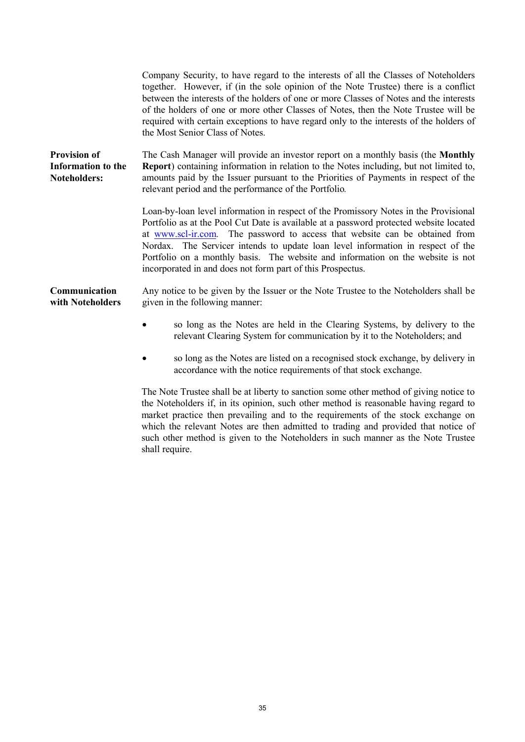Company Security, to have regard to the interests of all the Classes of Noteholders together. However, if (in the sole opinion of the Note Trustee) there is a conflict between the interests of the holders of one or more Classes of Notes and the interests of the holders of one or more other Classes of Notes, then the Note Trustee will be required with certain exceptions to have regard only to the interests of the holders of the Most Senior Class of Notes.

**Provision of Information to the Noteholders:**

The Cash Manager will provide an investor report on a monthly basis (the **Monthly Report**) containing information in relation to the Notes including, but not limited to, amounts paid by the Issuer pursuant to the Priorities of Payments in respect of the relevant period and the performance of the Portfolio.

Loan-by-loan level information in respect of the Promissory Notes in the Provisional Portfolio as at the Pool Cut Date is available at a password protected website located at www.scl-ir.com. The password to access that website can be obtained from Nordax. The Servicer intends to update loan level information in respect of the Portfolio on a monthly basis. The website and information on the website is not incorporated in and does not form part of this Prospectus.

**Communication with Noteholders**

Any notice to be given by the Issuer or the Note Trustee to the Noteholders shall be given in the following manner:

- so long as the Notes are held in the Clearing Systems, by delivery to the relevant Clearing System for communication by it to the Noteholders; and
- so long as the Notes are listed on a recognised stock exchange, by delivery in accordance with the notice requirements of that stock exchange.

The Note Trustee shall be at liberty to sanction some other method of giving notice to the Noteholders if, in its opinion, such other method is reasonable having regard to market practice then prevailing and to the requirements of the stock exchange on which the relevant Notes are then admitted to trading and provided that notice of such other method is given to the Noteholders in such manner as the Note Trustee shall require.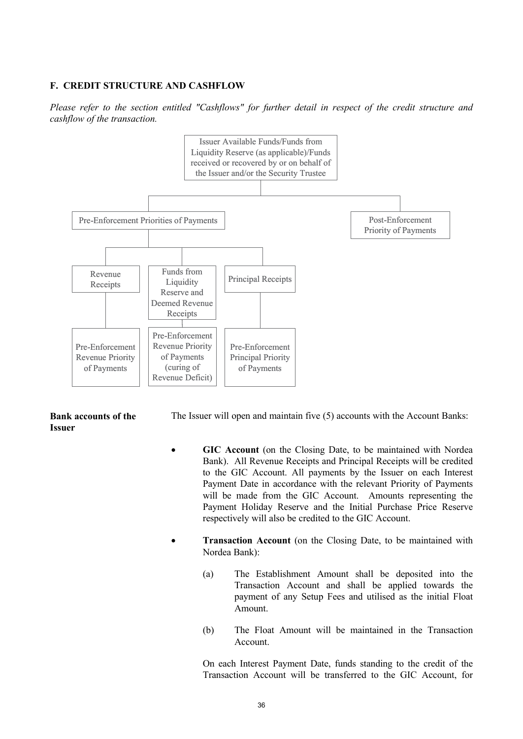## F. CREDIT STRUCTURE AND CASHFLOW

*Please refer to the section entitled "Cashflows" for further detail in respect of the credit structure and cashflow of the transaction.*

Issuer Available Funds/Funds from Liquidity Reserve (as applicable)/Funds received or recovered by or on behalf of the Issuer and/or the Security Trustee

Pre-Enforcement Priorities of Payments

Post-Enforcement Priority of Payments

Revenue Receipts

Funds from Liquidity Reserve and Deemed Revenue Receipts

Principal Receipts

Pre-Enforcement Revenue Priority of Payments

Pre-Enforcement Revenue Priority of Payments (curing of Revenue Deficit)

Pre-Enforcement Principal Priority of Payments

**Bank accounts of the Issuer**

The Issuer will open and maintain five (5) accounts with the Account Banks:

- **GIC Account** (on the Closing Date, to be maintained with Nordea Bank). All Revenue Receipts and Principal Receipts will be credited to the GIC Account. All payments by the Issuer on each Interest Payment Date in accordance with the relevant Priority of Payments will be made from the GIC Account. Amounts representing the Payment Holiday Reserve and the Initial Purchase Price Reserve respectively will also be credited to the GIC Account.

- **Transaction Account** (on the Closing Date, to be maintained with Nordea Bank):

  (a) The Establishment Amount shall be deposited into the Transaction Account and shall be applied towards the payment of any Setup Fees and utilised as the initial Float Amount.

  (b) The Float Amount will be maintained in the Transaction Account.

  On each Interest Payment Date, funds standing to the credit of the Transaction Account will be transferred to the GIC Account, for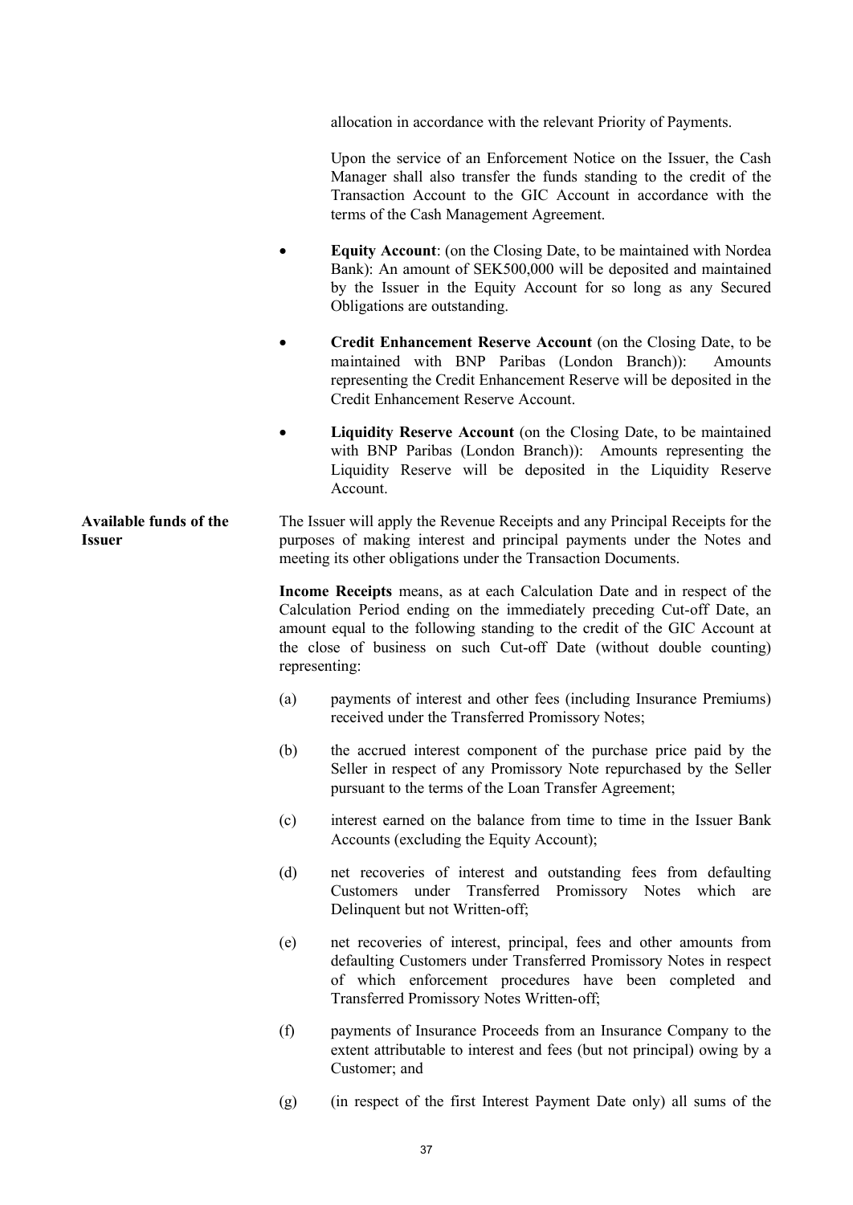allocation in accordance with the relevant Priority of Payments.

Upon the service of an Enforcement Notice on the Issuer, the Cash Manager shall also transfer the funds standing to the credit of the Transaction Account to the GIC Account in accordance with the terms of the Cash Management Agreement.

- **Equity Account**: (on the Closing Date, to be maintained with Nordea Bank): An amount of SEK500,000 will be deposited and maintained by the Issuer in the Equity Account for so long as any Secured Obligations are outstanding.
- **Credit Enhancement Reserve Account** (on the Closing Date, to be maintained with BNP Paribas (London Branch)): Amounts representing the Credit Enhancement Reserve will be deposited in the Credit Enhancement Reserve Account.
- **Liquidity Reserve Account** (on the Closing Date, to be maintained with BNP Paribas (London Branch)): Amounts representing the Liquidity Reserve will be deposited in the Liquidity Reserve Account.

**Available funds of the Issuer**

The Issuer will apply the Revenue Receipts and any Principal Receipts for the purposes of making interest and principal payments under the Notes and meeting its other obligations under the Transaction Documents.

**Income Receipts** means, as at each Calculation Date and in respect of the Calculation Period ending on the immediately preceding Cut-off Date, an amount equal to the following standing to the credit of the GIC Account at the close of business on such Cut-off Date (without double counting) representing:

(a) payments of interest and other fees (including Insurance Premiums) received under the Transferred Promissory Notes;

(b) the accrued interest component of the purchase price paid by the Seller in respect of any Promissory Note repurchased by the Seller pursuant to the terms of the Loan Transfer Agreement;

(c) interest earned on the balance from time to time in the Issuer Bank Accounts (excluding the Equity Account);

(d) net recoveries of interest and outstanding fees from defaulting Customers under Transferred Promissory Notes which are Delinquent but not Written-off;

(e) net recoveries of interest, principal, fees and other amounts from defaulting Customers under Transferred Promissory Notes in respect of which enforcement procedures have been completed and Transferred Promissory Notes Written-off;

(f) payments of Insurance Proceeds from an Insurance Company to the extent attributable to interest and fees (but not principal) owing by a Customer; and

(g) (in respect of the first Interest Payment Date only) all sums of the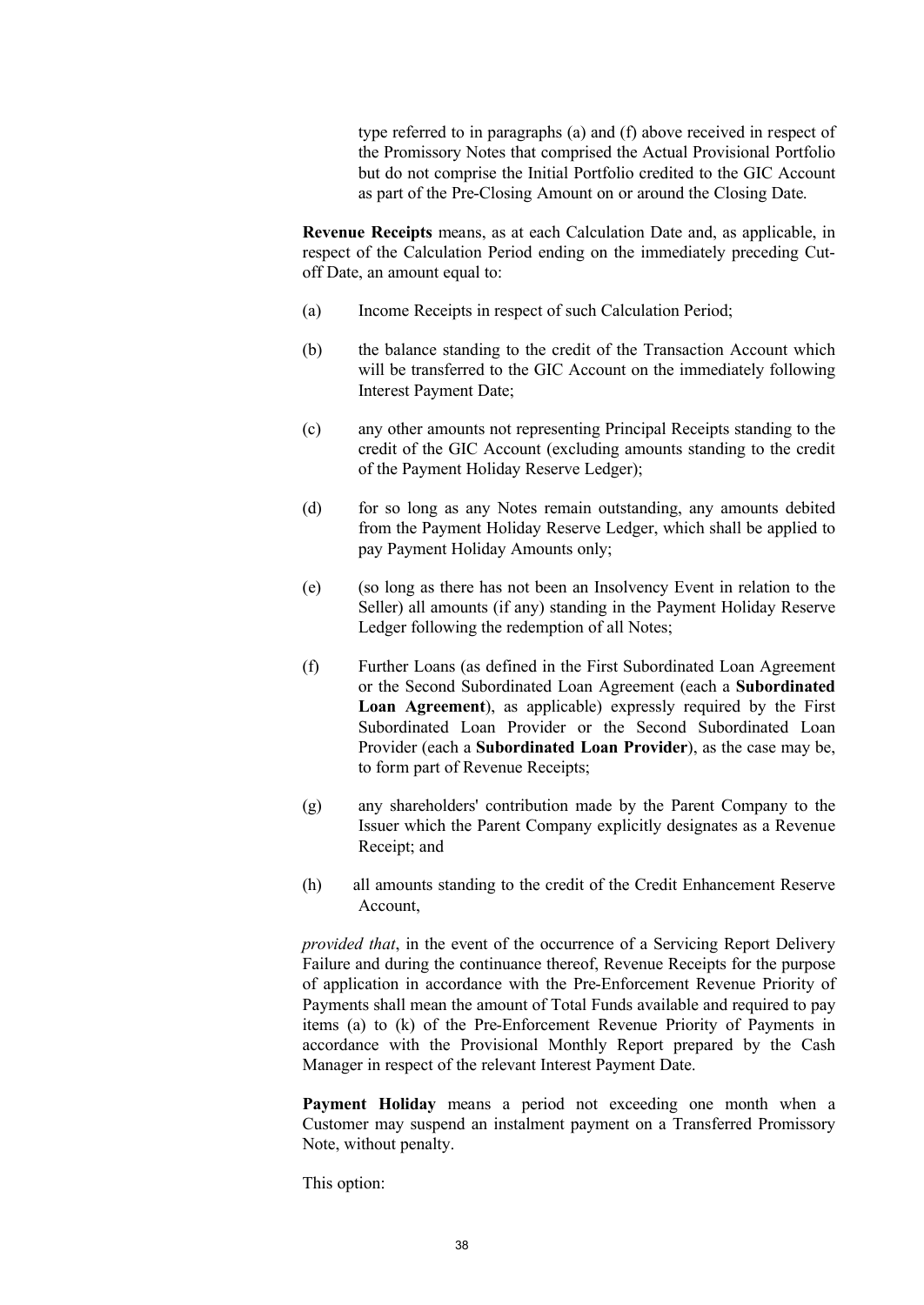type referred to in paragraphs (a) and (f) above received in respect of the Promissory Notes that comprised the Actual Provisional Portfolio but do not comprise the Initial Portfolio credited to the GIC Account as part of the Pre-Closing Amount on or around the Closing Date.

**Revenue Receipts** means, as at each Calculation Date and, as applicable, in respect of the Calculation Period ending on the immediately preceding Cut-off Date, an amount equal to:

(a) Income Receipts in respect of such Calculation Period;

(b) the balance standing to the credit of the Transaction Account which will be transferred to the GIC Account on the immediately following Interest Payment Date;

(c) any other amounts not representing Principal Receipts standing to the credit of the GIC Account (excluding amounts standing to the credit of the Payment Holiday Reserve Ledger);

(d) for so long as any Notes remain outstanding, any amounts debited from the Payment Holiday Reserve Ledger, which shall be applied to pay Payment Holiday Amounts only;

(e) (so long as there has not been an Insolvency Event in relation to the Seller) all amounts (if any) standing in the Payment Holiday Reserve Ledger following the redemption of all Notes;

(f) Further Loans (as defined in the First Subordinated Loan Agreement or the Second Subordinated Loan Agreement (each a **Subordinated Loan Agreement**), as applicable) expressly required by the First Subordinated Loan Provider or the Second Subordinated Loan Provider (each a **Subordinated Loan Provider**), as the case may be, to form part of Revenue Receipts;

(g) any shareholders' contribution made by the Parent Company to the Issuer which the Parent Company explicitly designates as a Revenue Receipt; and

(h) all amounts standing to the credit of the Credit Enhancement Reserve Account,

*provided that*, in the event of the occurrence of a Servicing Report Delivery Failure and during the continuance thereof, Revenue Receipts for the purpose of application in accordance with the Pre-Enforcement Revenue Priority of Payments shall mean the amount of Total Funds available and required to pay items (a) to (k) of the Pre-Enforcement Revenue Priority of Payments in accordance with the Provisional Monthly Report prepared by the Cash Manager in respect of the relevant Interest Payment Date.

**Payment Holiday** means a period not exceeding one month when a Customer may suspend an instalment payment on a Transferred Promissory Note, without penalty.

This option: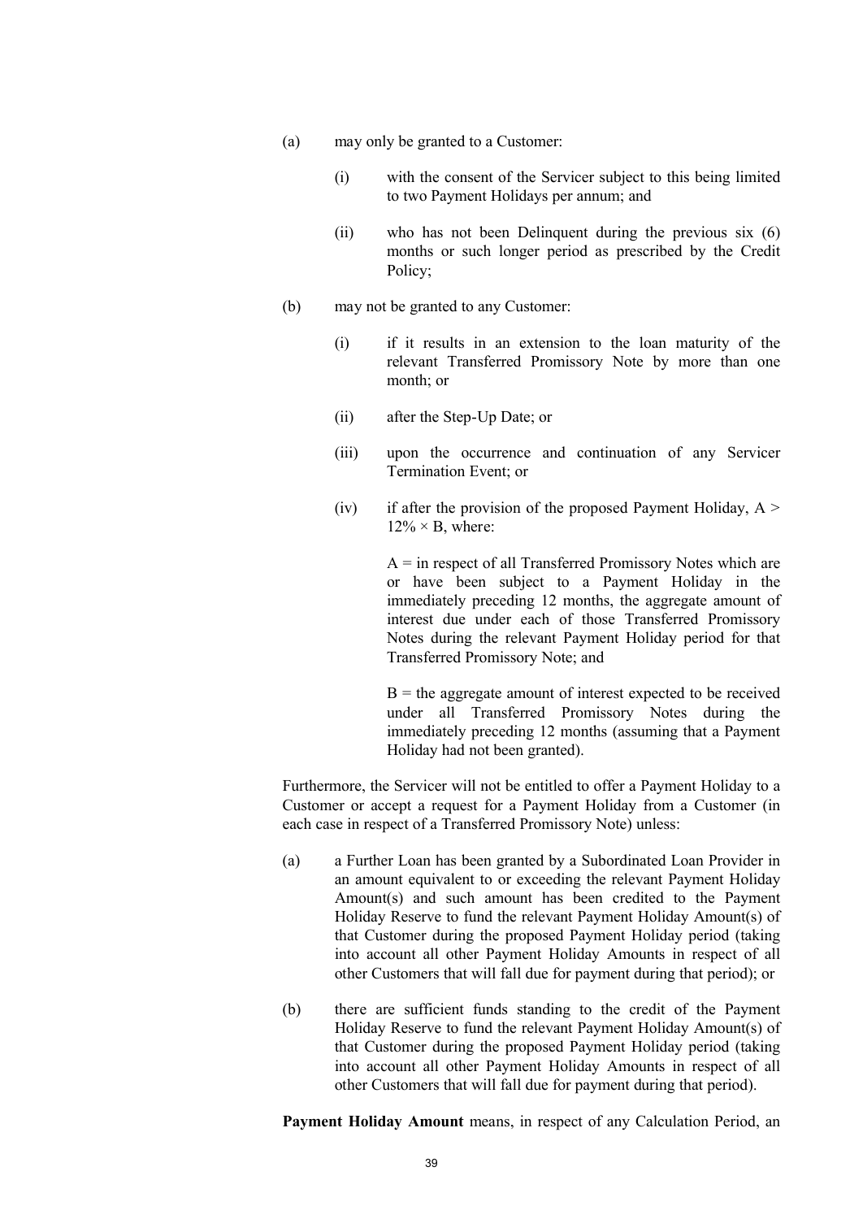(a) may only be granted to a Customer:

  (i) with the consent of the Servicer subject to this being limited to two Payment Holidays per annum; and

  (ii) who has not been Delinquent during the previous six (6) months or such longer period as prescribed by the Credit Policy;

(b) may not be granted to any Customer:

  (i) if it results in an extension to the loan maturity of the relevant Transferred Promissory Note by more than one month; or

  (ii) after the Step-Up Date; or

  (iii) upon the occurrence and continuation of any Servicer Termination Event; or

  (iv) if after the provision of the proposed Payment Holiday, $A > 12\% \times B$, where:

  A = in respect of all Transferred Promissory Notes which are or have been subject to a Payment Holiday in the immediately preceding 12 months, the aggregate amount of interest due under each of those Transferred Promissory Notes during the relevant Payment Holiday period for that Transferred Promissory Note; and

  B = the aggregate amount of interest expected to be received under all Transferred Promissory Notes during the immediately preceding 12 months (assuming that a Payment Holiday had not been granted).

Furthermore, the Servicer will not be entitled to offer a Payment Holiday to a Customer or accept a request for a Payment Holiday from a Customer (in each case in respect of a Transferred Promissory Note) unless:

(a) a Further Loan has been granted by a Subordinated Loan Provider in an amount equivalent to or exceeding the relevant Payment Holiday Amount(s) and such amount has been credited to the Payment Holiday Reserve to fund the relevant Payment Holiday Amount(s) of that Customer during the proposed Payment Holiday period (taking into account all other Payment Holiday Amounts in respect of all other Customers that will fall due for payment during that period); or

(b) there are sufficient funds standing to the credit of the Payment Holiday Reserve to fund the relevant Payment Holiday Amount(s) of that Customer during the proposed Payment Holiday period (taking into account all other Payment Holiday Amounts in respect of all other Customers that will fall due for payment during that period).

**Payment Holiday Amount** means, in respect of any Calculation Period, an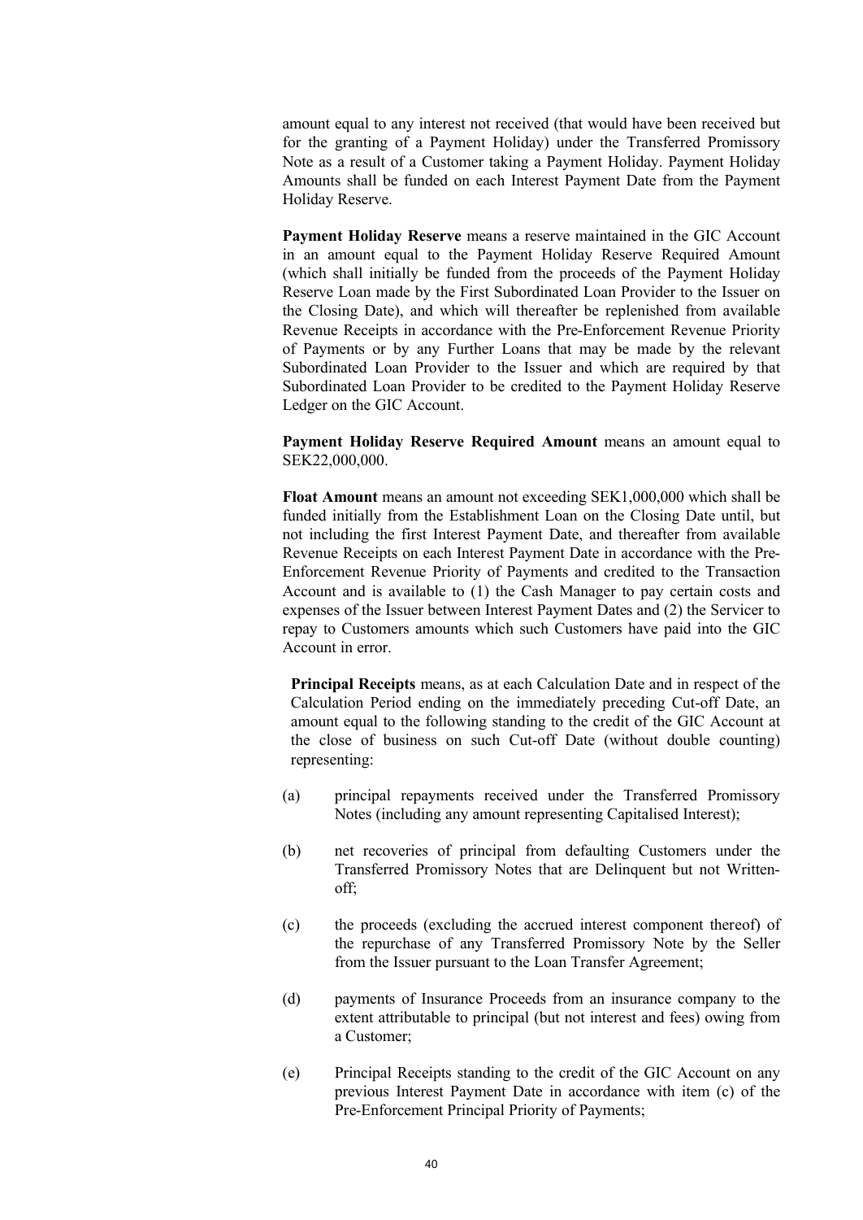amount equal to any interest not received (that would have been received but for the granting of a Payment Holiday) under the Transferred Promissory Note as a result of a Customer taking a Payment Holiday. Payment Holiday Amounts shall be funded on each Interest Payment Date from the Payment Holiday Reserve.

**Payment Holiday Reserve** means a reserve maintained in the GIC Account in an amount equal to the Payment Holiday Reserve Required Amount (which shall initially be funded from the proceeds of the Payment Holiday Reserve Loan made by the First Subordinated Loan Provider to the Issuer on the Closing Date), and which will thereafter be replenished from available Revenue Receipts in accordance with the Pre-Enforcement Revenue Priority of Payments or by any Further Loans that may be made by the relevant Subordinated Loan Provider to the Issuer and which are required by that Subordinated Loan Provider to be credited to the Payment Holiday Reserve Ledger on the GIC Account.

**Payment Holiday Reserve Required Amount** means an amount equal to SEK22,000,000.

**Float Amount** means an amount not exceeding SEK1,000,000 which shall be funded initially from the Establishment Loan on the Closing Date until, but not including the first Interest Payment Date, and thereafter from available Revenue Receipts on each Interest Payment Date in accordance with the Pre-Enforcement Revenue Priority of Payments and credited to the Transaction Account and is available to (1) the Cash Manager to pay certain costs and expenses of the Issuer between Interest Payment Dates and (2) the Servicer to repay to Customers amounts which such Customers have paid into the GIC Account in error.

**Principal Receipts** means, as at each Calculation Date and in respect of the Calculation Period ending on the immediately preceding Cut-off Date, an amount equal to the following standing to the credit of the GIC Account at the close of business on such Cut-off Date (without double counting) representing:

(a) principal repayments received under the Transferred Promissory Notes (including any amount representing Capitalised Interest);

(b) net recoveries of principal from defaulting Customers under the Transferred Promissory Notes that are Delinquent but not Written-off;

(c) the proceeds (excluding the accrued interest component thereof) of the repurchase of any Transferred Promissory Note by the Seller from the Issuer pursuant to the Loan Transfer Agreement;

(d) payments of Insurance Proceeds from an insurance company to the extent attributable to principal (but not interest and fees) owing from a Customer;

(e) Principal Receipts standing to the credit of the GIC Account on any previous Interest Payment Date in accordance with item (c) of the Pre-Enforcement Principal Priority of Payments;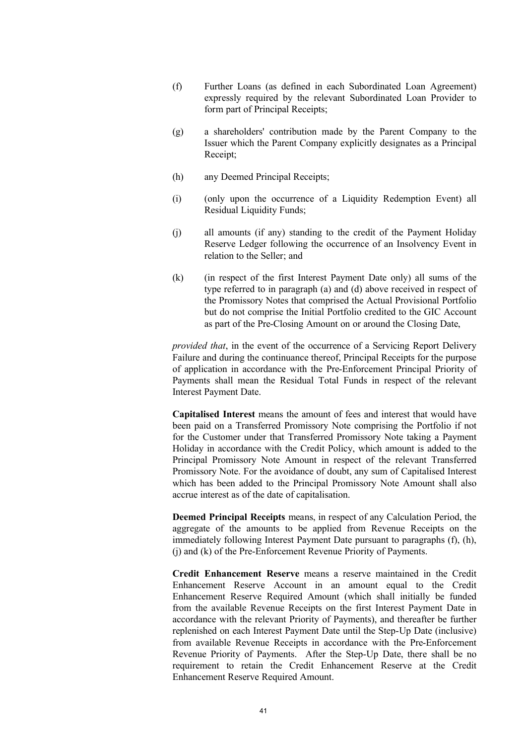(f) Further Loans (as defined in each Subordinated Loan Agreement) expressly required by the relevant Subordinated Loan Provider to form part of Principal Receipts;

(g) a shareholders' contribution made by the Parent Company to the Issuer which the Parent Company explicitly designates as a Principal Receipt;

(h) any Deemed Principal Receipts;

(i) (only upon the occurrence of a Liquidity Redemption Event) all Residual Liquidity Funds;

(j) all amounts (if any) standing to the credit of the Payment Holiday Reserve Ledger following the occurrence of an Insolvency Event in relation to the Seller; and

(k) (in respect of the first Interest Payment Date only) all sums of the type referred to in paragraph (a) and (d) above received in respect of the Promissory Notes that comprised the Actual Provisional Portfolio but do not comprise the Initial Portfolio credited to the GIC Account as part of the Pre-Closing Amount on or around the Closing Date,

*provided that*, in the event of the occurrence of a Servicing Report Delivery Failure and during the continuance thereof, Principal Receipts for the purpose of application in accordance with the Pre-Enforcement Principal Priority of Payments shall mean the Residual Total Funds in respect of the relevant Interest Payment Date.

**Capitalised Interest** means the amount of fees and interest that would have been paid on a Transferred Promissory Note comprising the Portfolio if not for the Customer under that Transferred Promissory Note taking a Payment Holiday in accordance with the Credit Policy, which amount is added to the Principal Promissory Note Amount in respect of the relevant Transferred Promissory Note. For the avoidance of doubt, any sum of Capitalised Interest which has been added to the Principal Promissory Note Amount shall also accrue interest as of the date of capitalisation.

**Deemed Principal Receipts** means, in respect of any Calculation Period, the aggregate of the amounts to be applied from Revenue Receipts on the immediately following Interest Payment Date pursuant to paragraphs (f), (h), (j) and (k) of the Pre-Enforcement Revenue Priority of Payments.

**Credit Enhancement Reserve** means a reserve maintained in the Credit Enhancement Reserve Account in an amount equal to the Credit Enhancement Reserve Required Amount (which shall initially be funded from the available Revenue Receipts on the first Interest Payment Date in accordance with the relevant Priority of Payments), and thereafter be further replenished on each Interest Payment Date until the Step-Up Date (inclusive) from available Revenue Receipts in accordance with the Pre-Enforcement Revenue Priority of Payments. After the Step-Up Date, there shall be no requirement to retain the Credit Enhancement Reserve at the Credit Enhancement Reserve Required Amount.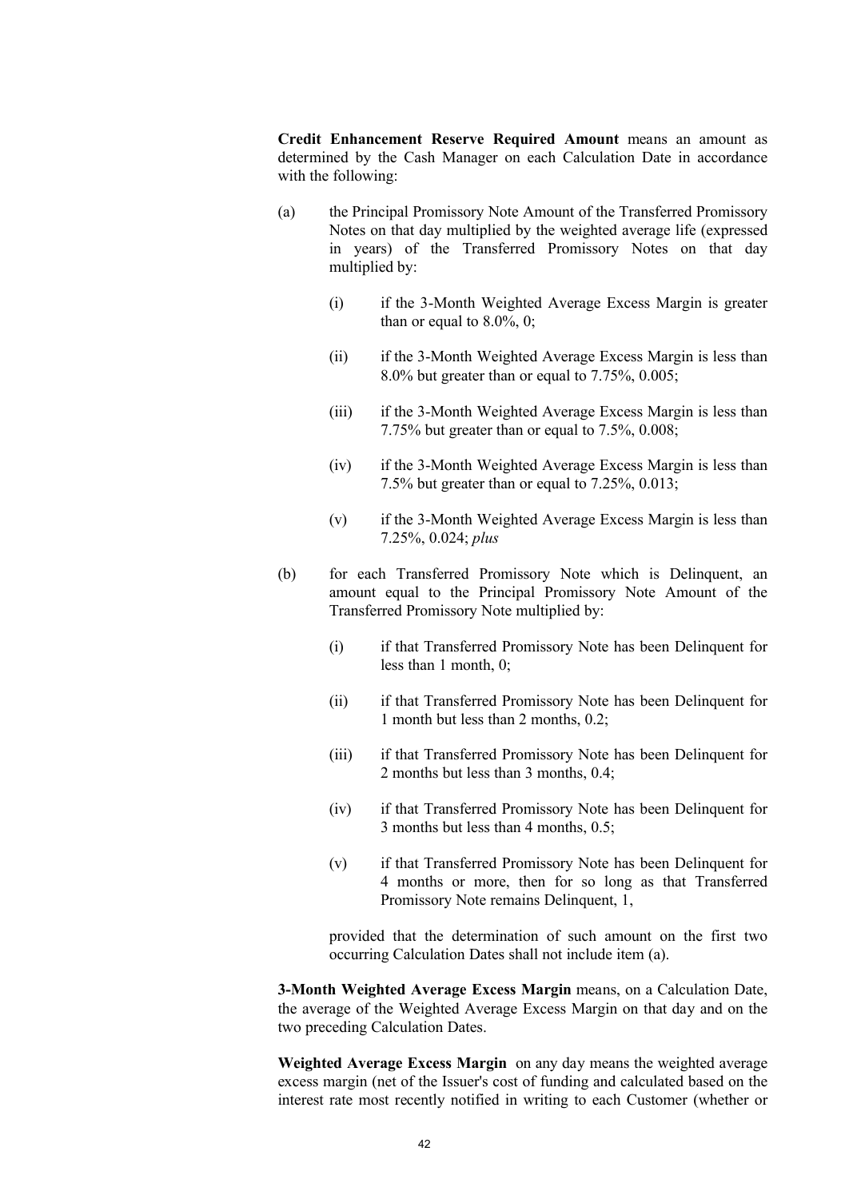**Credit Enhancement Reserve Required Amount** means an amount as determined by the Cash Manager on each Calculation Date in accordance with the following:

(a) the Principal Promissory Note Amount of the Transferred Promissory Notes on that day multiplied by the weighted average life (expressed in years) of the Transferred Promissory Notes on that day multiplied by:

  (i) if the 3-Month Weighted Average Excess Margin is greater than or equal to 8.0%, 0;

  (ii) if the 3-Month Weighted Average Excess Margin is less than 8.0% but greater than or equal to 7.75%, 0.005;

  (iii) if the 3-Month Weighted Average Excess Margin is less than 7.75% but greater than or equal to 7.5%, 0.008;

  (iv) if the 3-Month Weighted Average Excess Margin is less than 7.5% but greater than or equal to 7.25%, 0.013;

  (v) if the 3-Month Weighted Average Excess Margin is less than 7.25%, 0.024; *plus*

(b) for each Transferred Promissory Note which is Delinquent, an amount equal to the Principal Promissory Note Amount of the Transferred Promissory Note multiplied by:

  (i) if that Transferred Promissory Note has been Delinquent for less than 1 month, 0;

  (ii) if that Transferred Promissory Note has been Delinquent for 1 month but less than 2 months, 0.2;

  (iii) if that Transferred Promissory Note has been Delinquent for 2 months but less than 3 months, 0.4;

  (iv) if that Transferred Promissory Note has been Delinquent for 3 months but less than 4 months, 0.5;

  (v) if that Transferred Promissory Note has been Delinquent for 4 months or more, then for so long as that Transferred Promissory Note remains Delinquent, 1,

  provided that the determination of such amount on the first two occurring Calculation Dates shall not include item (a).

**3-Month Weighted Average Excess Margin** means, on a Calculation Date, the average of the Weighted Average Excess Margin on that day and on the two preceding Calculation Dates.

**Weighted Average Excess Margin** on any day means the weighted average excess margin (net of the Issuer's cost of funding and calculated based on the interest rate most recently notified in writing to each Customer (whether or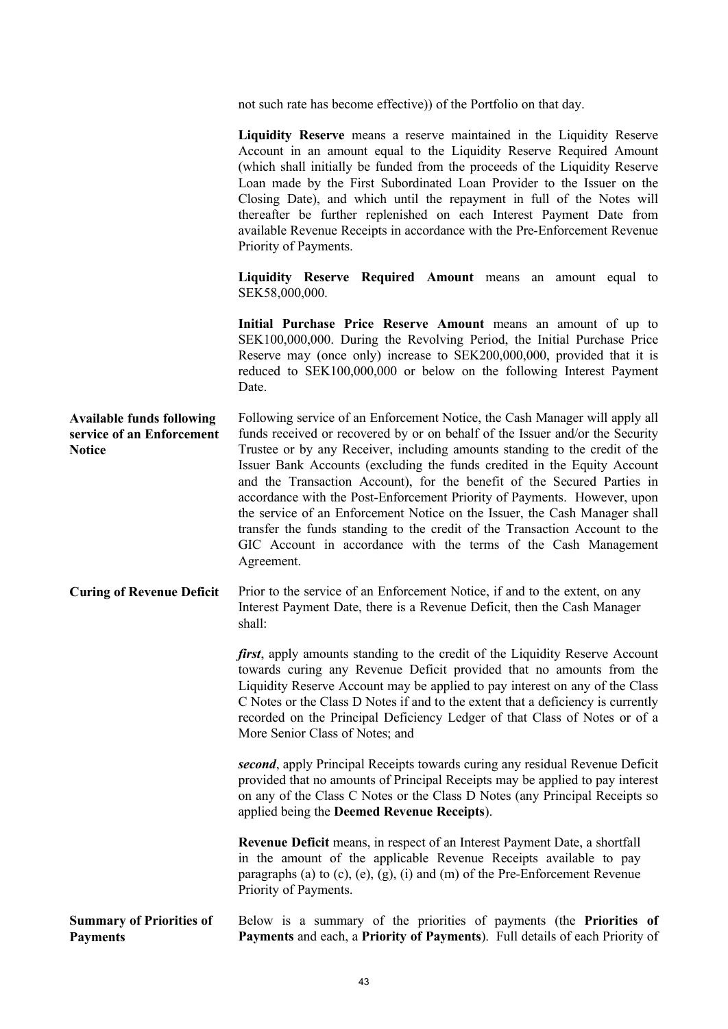not such rate has become effective)) of the Portfolio on that day.

**Liquidity Reserve** means a reserve maintained in the Liquidity Reserve Account in an amount equal to the Liquidity Reserve Required Amount (which shall initially be funded from the proceeds of the Liquidity Reserve Loan made by the First Subordinated Loan Provider to the Issuer on the Closing Date), and which until the repayment in full of the Notes will thereafter be further replenished on each Interest Payment Date from available Revenue Receipts in accordance with the Pre-Enforcement Revenue Priority of Payments.

**Liquidity Reserve Required Amount** means an amount equal to SEK58,000,000.

**Initial Purchase Price Reserve Amount** means an amount of up to SEK100,000,000. During the Revolving Period, the Initial Purchase Price Reserve may (once only) increase to SEK200,000,000, provided that it is reduced to SEK100,000,000 or below on the following Interest Payment Date.

**Available funds following service of an Enforcement Notice**

Following service of an Enforcement Notice, the Cash Manager will apply all funds received or recovered by or on behalf of the Issuer and/or the Security Trustee or by any Receiver, including amounts standing to the credit of the Issuer Bank Accounts (excluding the funds credited in the Equity Account and the Transaction Account), for the benefit of the Secured Parties in accordance with the Post-Enforcement Priority of Payments. However, upon the service of an Enforcement Notice on the Issuer, the Cash Manager shall transfer the funds standing to the credit of the Transaction Account to the GIC Account in accordance with the terms of the Cash Management Agreement.

**Curing of Revenue Deficit**

Prior to the service of an Enforcement Notice, if and to the extent, on any Interest Payment Date, there is a Revenue Deficit, then the Cash Manager shall:

***first***, apply amounts standing to the credit of the Liquidity Reserve Account towards curing any Revenue Deficit provided that no amounts from the Liquidity Reserve Account may be applied to pay interest on any of the Class C Notes or the Class D Notes if and to the extent that a deficiency is currently recorded on the Principal Deficiency Ledger of that Class of Notes or of a More Senior Class of Notes; and

***second***, apply Principal Receipts towards curing any residual Revenue Deficit provided that no amounts of Principal Receipts may be applied to pay interest on any of the Class C Notes or the Class D Notes (any Principal Receipts so applied being the **Deemed Revenue Receipts**).

**Revenue Deficit** means, in respect of an Interest Payment Date, a shortfall in the amount of the applicable Revenue Receipts available to pay paragraphs (a) to (c), (e), (g), (i) and (m) of the Pre-Enforcement Revenue Priority of Payments.

**Summary of Priorities of Payments**

Below is a summary of the priorities of payments (the **Priorities of Payments** and each, a **Priority of Payments**). Full details of each Priority of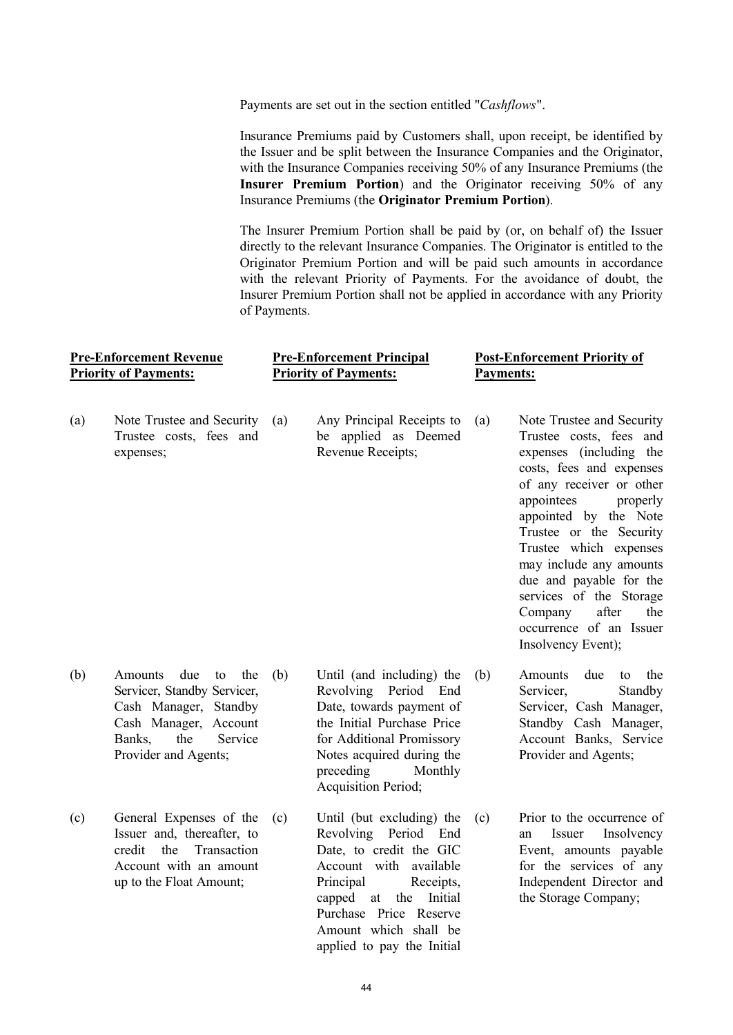Payments are set out in the section entitled "*Cashflows*".

Insurance Premiums paid by Customers shall, upon receipt, be identified by the Issuer and be split between the Insurance Companies and the Originator, with the Insurance Companies receiving 50% of any Insurance Premiums (the **Insurer Premium Portion**) and the Originator receiving 50% of any Insurance Premiums (the **Originator Premium Portion**).

The Insurer Premium Portion shall be paid by (or, on behalf of) the Issuer directly to the relevant Insurance Companies. The Originator is entitled to the Originator Premium Portion and will be paid such amounts in accordance with the relevant Priority of Payments. For the avoidance of doubt, the Insurer Premium Portion shall not be applied in accordance with any Priority of Payments.

| <u>**Pre-Enforcement Revenue Priority of Payments:**</u> | <u>**Pre-Enforcement Principal Priority of Payments:**</u> | <u>**Post-Enforcement Priority of Payments:**</u> |
|---|---|---|
| (a) Note Trustee and Security Trustee costs, fees and expenses; | (a) Any Principal Receipts to be applied as Deemed Revenue Receipts; | (a) Note Trustee and Security Trustee costs, fees and expenses (including the costs, fees and expenses of any receiver or other appointees properly appointed by the Note Trustee or the Security Trustee which expenses may include any amounts due and payable for the services of the Storage Company after the occurrence of an Issuer Insolvency Event); |
| (b) Amounts due to the Servicer, Standby Servicer, Cash Manager, Standby Cash Manager, Account Banks, the Service Provider and Agents; | (b) Until (and including) the Revolving Period End Date, towards payment of the Initial Purchase Price for Additional Promissory Notes acquired during the preceding Monthly Acquisition Period; | (b) Amounts due to the Servicer, Standby Servicer, Cash Manager, Standby Cash Manager, Account Banks, Service Provider and Agents; |
| (c) General Expenses of the Issuer and, thereafter, to credit the Transaction Account with an amount up to the Float Amount; | (c) Until (but excluding) the Revolving Period End Date, to credit the GIC Account with available Principal Receipts, capped at the Initial Purchase Price Reserve Amount which shall be applied to pay the Initial | (c) Prior to the occurrence of an Issuer Insolvency Event, amounts payable for the services of any Independent Director and the Storage Company; |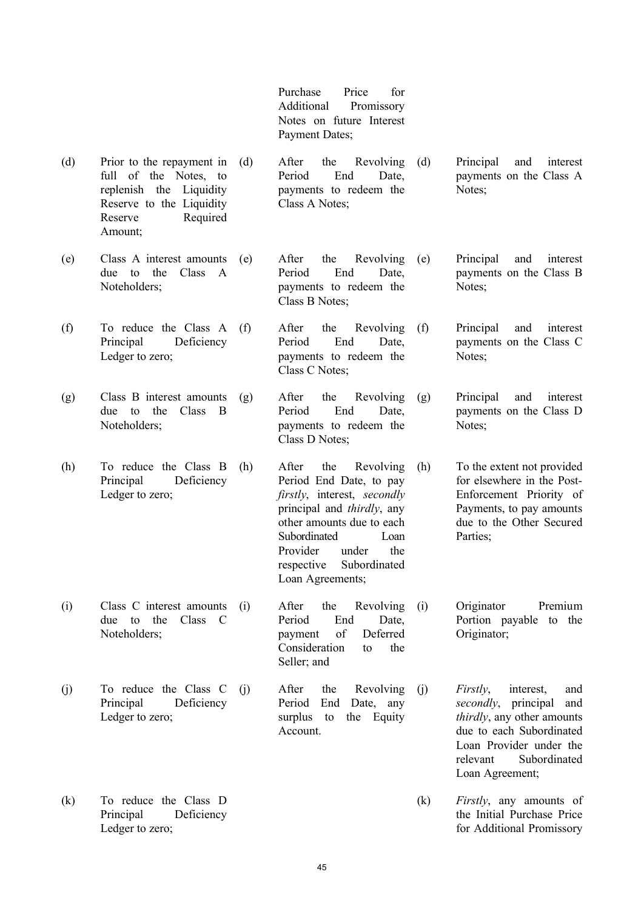| | | | | | |
|---|---|---|---|---|---|
| | | | Purchase Price for Additional Promissory Notes on future Interest Payment Dates; | | |
| (d) | Prior to the repayment in full of the Notes, to replenish the Liquidity Reserve to the Liquidity Reserve Required Amount; | (d) | After the Revolving Period End Date, payments to redeem the Class A Notes; | (d) | Principal and interest payments on the Class A Notes; |
| (e) | Class A interest amounts due to the Class A Noteholders; | (e) | After the Revolving Period End Date, payments to redeem the Class B Notes; | (e) | Principal and interest payments on the Class B Notes; |
| (f) | To reduce the Class A Principal Deficiency Ledger to zero; | (f) | After the Revolving Period End Date, payments to redeem the Class C Notes; | (f) | Principal and interest payments on the Class C Notes; |
| (g) | Class B interest amounts due to the Class B Noteholders; | (g) | After the Revolving Period End Date, payments to redeem the Class D Notes; | (g) | Principal and interest payments on the Class D Notes; |
| (h) | To reduce the Class B Principal Deficiency Ledger to zero; | (h) | After the Revolving Period End Date, to pay *firstly*, interest, *secondly* principal and *thirdly*, any other amounts due to each Subordinated Loan Provider under the respective Subordinated Loan Agreements; | (h) | To the extent not provided for elsewhere in the Post-Enforcement Priority of Payments, to pay amounts due to the Other Secured Parties; |
| (i) | Class C interest amounts due to the Class C Noteholders; | (i) | After the Revolving Period End Date, payment of Deferred Consideration to the Seller; and | (i) | Originator Premium Portion payable to the Originator; |
| (j) | To reduce the Class C Principal Deficiency Ledger to zero; | (j) | After the Revolving Period End Date, any surplus to the Equity Account. | (j) | *Firstly*, interest, and *secondly*, principal and *thirdly*, any other amounts due to each Subordinated Loan Provider under the relevant Subordinated Loan Agreement; |
| (k) | To reduce the Class D Principal Deficiency Ledger to zero; | | | (k) | *Firstly*, any amounts of the Initial Purchase Price for Additional Promissory |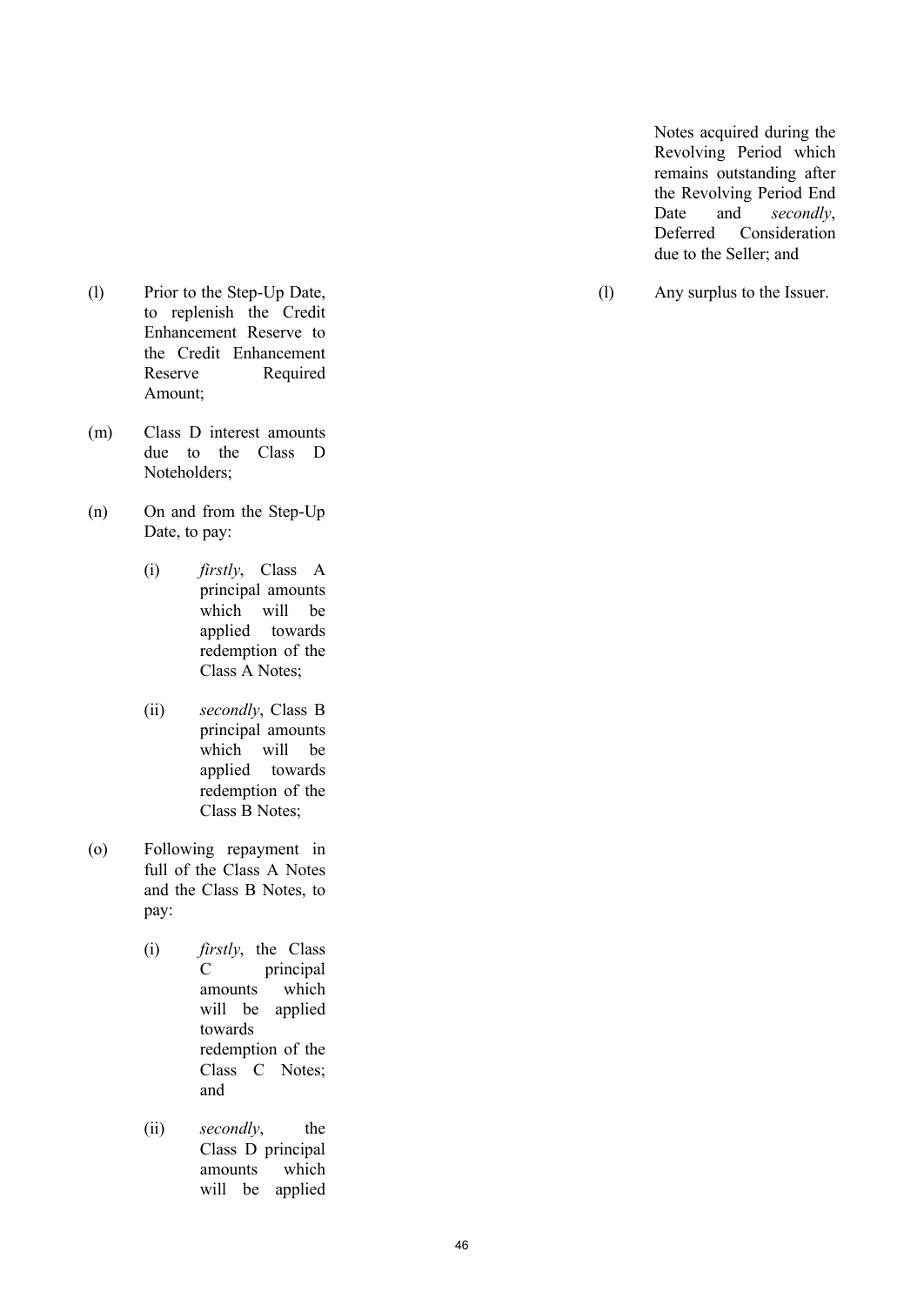Notes acquired during the Revolving Period which remains outstanding after the Revolving Period End Date and *secondly*, Deferred Consideration due to the Seller; and

(l) Any surplus to the Issuer.

(l) Prior to the Step-Up Date, to replenish the Credit Enhancement Reserve to the Credit Enhancement Reserve Required Amount;

(m) Class D interest amounts due to the Class D Noteholders;

(n) On and from the Step-Up Date, to pay:

(i) *firstly*, Class A principal amounts which will be applied towards redemption of the Class A Notes;

(ii) *secondly*, Class B principal amounts which will be applied towards redemption of the Class B Notes;

(o) Following repayment in full of the Class A Notes and the Class B Notes, to pay:

(i) *firstly*, the Class C principal amounts which will be applied towards redemption of the Class C Notes; and

(ii) *secondly*, the Class D principal amounts which will be applied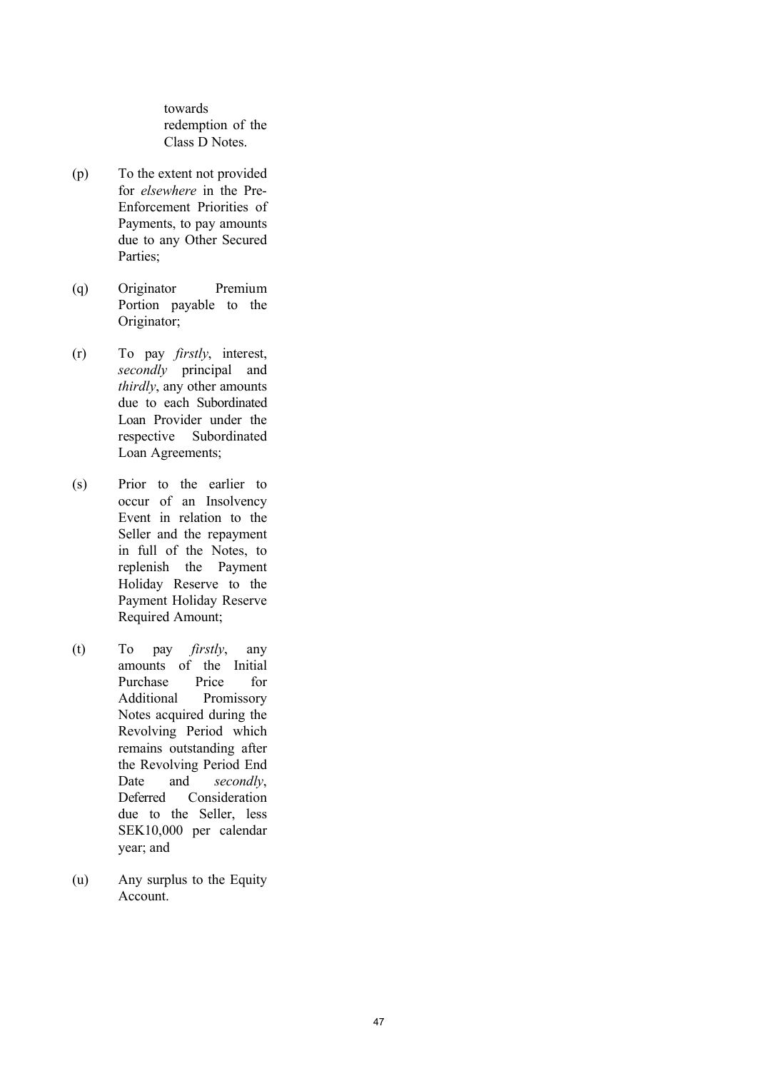towards redemption of the Class D Notes.

(p) To the extent not provided for *elsewhere* in the Pre-Enforcement Priorities of Payments, to pay amounts due to any Other Secured Parties;

(q) Originator Premium Portion payable to the Originator;

(r) To pay *firstly*, interest, *secondly* principal and *thirdly*, any other amounts due to each Subordinated Loan Provider under the respective Subordinated Loan Agreements;

(s) Prior to the earlier to occur of an Insolvency Event in relation to the Seller and the repayment in full of the Notes, to replenish the Payment Holiday Reserve to the Payment Holiday Reserve Required Amount;

(t) To pay *firstly*, any amounts of the Initial Purchase Price for Additional Promissory Notes acquired during the Revolving Period which remains outstanding after the Revolving Period End Date and *secondly*, Deferred Consideration due to the Seller, less SEK10,000 per calendar year; and

(u) Any surplus to the Equity Account.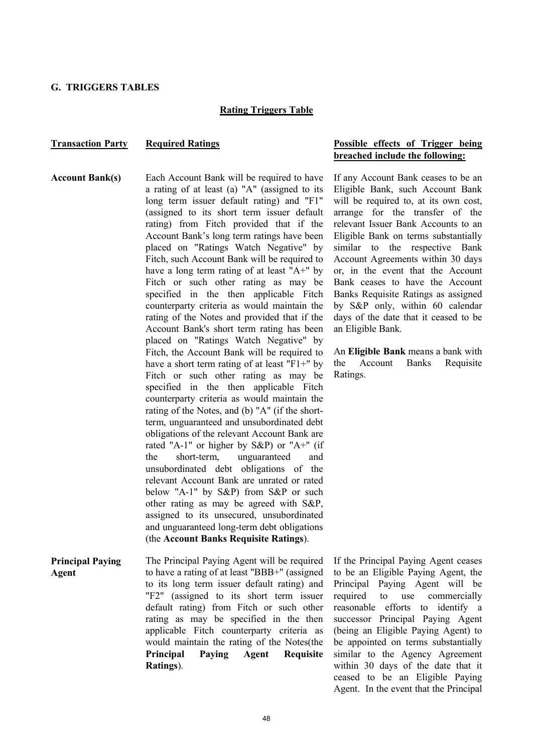## G. TRIGGERS TABLES

### Rating Triggers Table

| Transaction Party | Required Ratings | Possible effects of Trigger being breached include the following: |
|---|---|---|
| **Account Bank(s)** | Each Account Bank will be required to have a rating of at least (a) "A" (assigned to its long term issuer default rating) and "F1" (assigned to its short term issuer default rating) from Fitch provided that if the Account Bank's long term ratings have been placed on "Ratings Watch Negative" by Fitch, such Account Bank will be required to have a long term rating of at least "A+" by Fitch or such other rating as may be specified in the then applicable Fitch counterparty criteria as would maintain the rating of the Notes and provided that if the Account Bank's short term rating has been placed on "Ratings Watch Negative" by Fitch, the Account Bank will be required to have a short term rating of at least "F1+" by Fitch or such other rating as may be specified in the then applicable Fitch counterparty criteria as would maintain the rating of the Notes, and (b) "A" (if the short-term, unguaranteed and unsubordinated debt obligations of the relevant Account Bank are rated "A-1" or higher by S&P) or "A+" (if the short-term, unguaranteed and unsubordinated debt obligations of the relevant Account Bank are unrated or rated below "A-1" by S&P) from S&P or such other rating as may be agreed with S&P, assigned to its unsecured, unsubordinated and unguaranteed long-term debt obligations (the **Account Banks Requisite Ratings**). | If any Account Bank ceases to be an Eligible Bank, such Account Bank will be required to, at its own cost, arrange for the transfer of the relevant Issuer Bank Accounts to an Eligible Bank on terms substantially similar to the respective Bank Account Agreements within 30 days or, in the event that the Account Bank ceases to have the Account Banks Requisite Ratings as assigned by S&P only, within 60 calendar days of the date that it ceased to be an Eligible Bank.<br><br>An **Eligible Bank** means a bank with the Account Banks Requisite Ratings. |
| **Principal Paying Agent** | The Principal Paying Agent will be required to have a rating of at least "BBB+" (assigned to its long term issuer default rating) and "F2" (assigned to its short term issuer default rating) from Fitch or such other rating as may be specified in the then applicable Fitch counterparty criteria as would maintain the rating of the Notes(the **Principal Paying Agent Requisite Ratings**). | If the Principal Paying Agent ceases to be an Eligible Paying Agent, the Principal Paying Agent will be required to use commercially reasonable efforts to identify a successor Principal Paying Agent (being an Eligible Paying Agent) to be appointed on terms substantially similar to the Agency Agreement within 30 days of the date that it ceased to be an Eligible Paying Agent. In the event that the Principal |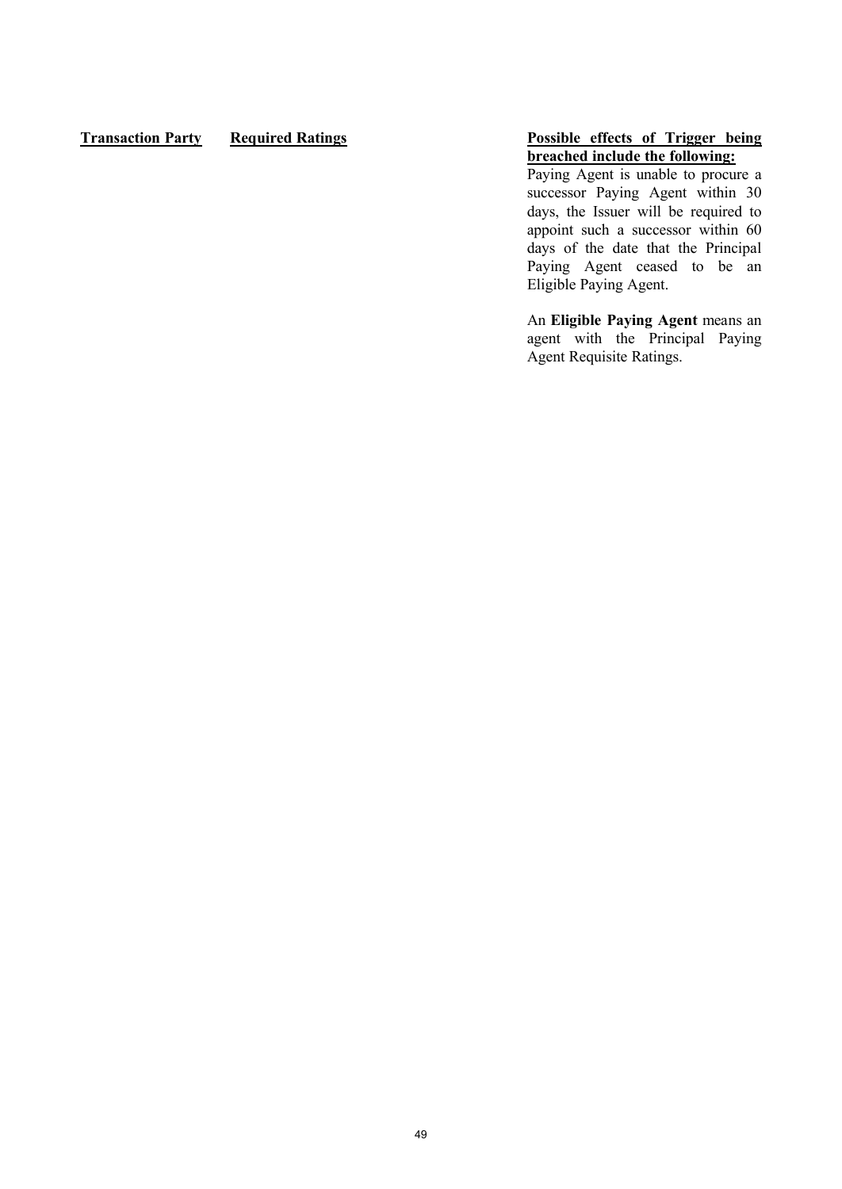| Transaction Party | Required Ratings | Possible effects of Trigger being breached include the following: |
| --- | --- | --- |
| | | Paying Agent is unable to procure a successor Paying Agent within 30 days, the Issuer will be required to appoint such a successor within 60 days of the date that the Principal Paying Agent ceased to be an Eligible Paying Agent.<br><br>An **Eligible Paying Agent** means an agent with the Principal Paying Agent Requisite Ratings. |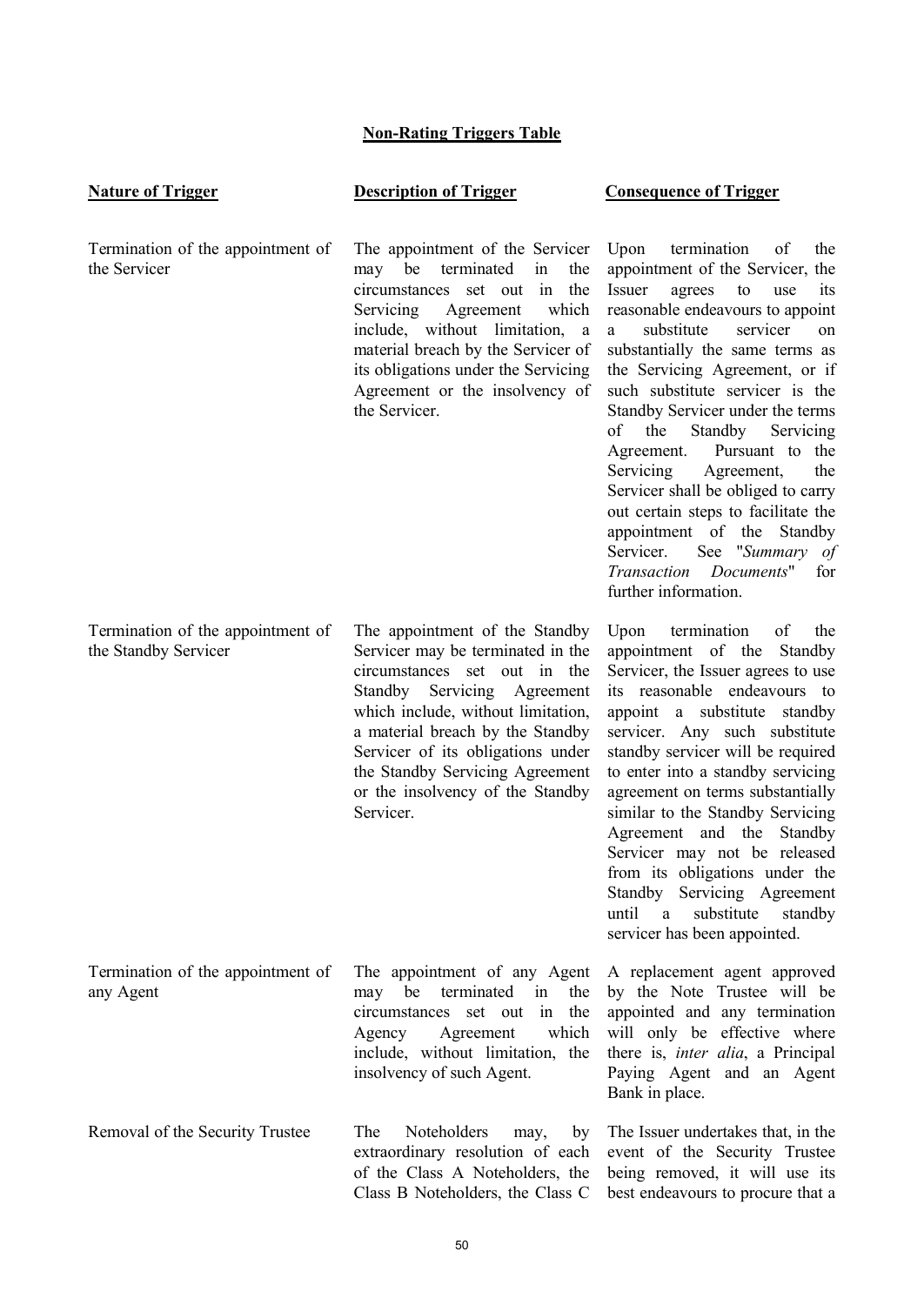**Non-Rating Triggers Table**

| Nature of Trigger | Description of Trigger | Consequence of Trigger |
|---|---|---|
| Termination of the appointment of the Servicer | The appointment of the Servicer may be terminated in the circumstances set out in the Servicing Agreement which include, without limitation, a material breach by the Servicer of its obligations under the Servicing Agreement or the insolvency of the Servicer. | Upon termination of the appointment of the Servicer, the Issuer agrees to use its reasonable endeavours to appoint a substitute servicer on substantially the same terms as the Servicing Agreement, or if such substitute servicer is the Standby Servicer under the terms of the Standby Servicing Agreement. Pursuant to the Servicing Agreement, the Servicer shall be obliged to carry out certain steps to facilitate the appointment of the Standby Servicer. See "*Summary of Transaction Documents*" for further information. |
| Termination of the appointment of the Standby Servicer | The appointment of the Standby Servicer may be terminated in the circumstances set out in the Standby Servicing Agreement which include, without limitation, a material breach by the Standby Servicer of its obligations under the Standby Servicing Agreement or the insolvency of the Standby Servicer. | Upon termination of the appointment of the Standby Servicer, the Issuer agrees to use its reasonable endeavours to appoint a substitute standby servicer. Any such substitute standby servicer will be required to enter into a standby servicing agreement on terms substantially similar to the Standby Servicing Agreement and the Standby Servicer may not be released from its obligations under the Standby Servicing Agreement until a substitute standby servicer has been appointed. |
| Termination of the appointment of any Agent | The appointment of any Agent may be terminated in the circumstances set out in the Agency Agreement which include, without limitation, the insolvency of such Agent. | A replacement agent approved by the Note Trustee will be appointed and any termination will only be effective where there is, *inter alia*, a Principal Paying Agent and an Agent Bank in place. |
| Removal of the Security Trustee | The Noteholders may, by extraordinary resolution of each of the Class A Noteholders, the Class B Noteholders, the Class C | The Issuer undertakes that, in the event of the Security Trustee being removed, it will use its best endeavours to procure that a |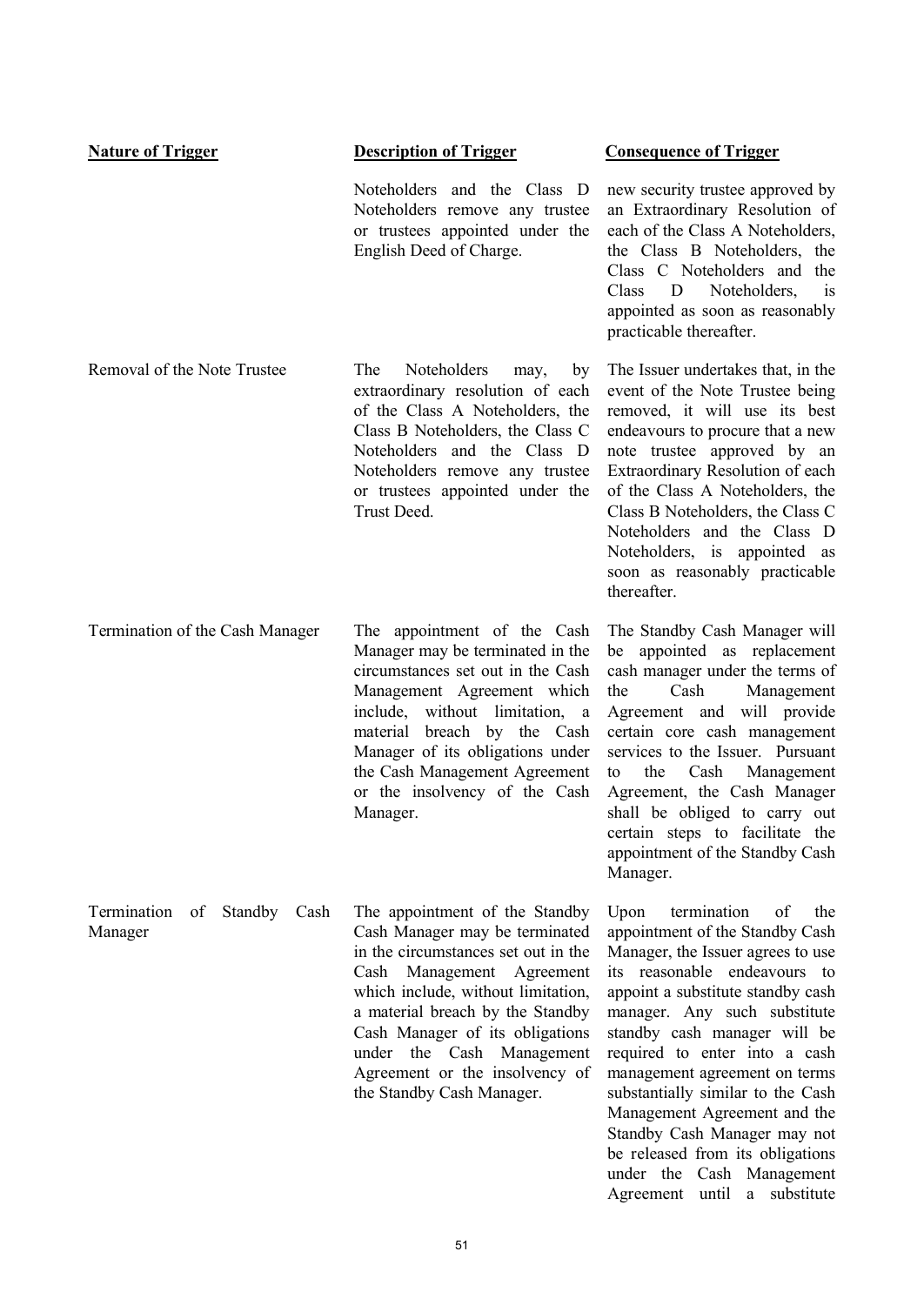| Nature of Trigger | Description of Trigger | Consequence of Trigger |
|---|---|---|
| | Noteholders and the Class D Noteholders remove any trustee or trustees appointed under the English Deed of Charge. | new security trustee approved by an Extraordinary Resolution of each of the Class A Noteholders, the Class B Noteholders, the Class C Noteholders and the Class D Noteholders, is appointed as soon as reasonably practicable thereafter. |
| Removal of the Note Trustee | The Noteholders may, by extraordinary resolution of each of the Class A Noteholders, the Class B Noteholders, the Class C Noteholders and the Class D Noteholders remove any trustee or trustees appointed under the Trust Deed. | The Issuer undertakes that, in the event of the Note Trustee being removed, it will use its best endeavours to procure that a new note trustee approved by an Extraordinary Resolution of each of the Class A Noteholders, the Class B Noteholders, the Class C Noteholders and the Class D Noteholders, is appointed as soon as reasonably practicable thereafter. |
| Termination of the Cash Manager | The appointment of the Cash Manager may be terminated in the circumstances set out in the Cash Management Agreement which include, without limitation, a material breach by the Cash Manager of its obligations under the Cash Management Agreement or the insolvency of the Cash Manager. | The Standby Cash Manager will be appointed as replacement cash manager under the terms of the Cash Management Agreement and will provide certain core cash management services to the Issuer. Pursuant to the Cash Management Agreement, the Cash Manager shall be obliged to carry out certain steps to facilitate the appointment of the Standby Cash Manager. |
| Termination of Standby Cash Manager | The appointment of the Standby Cash Manager may be terminated in the circumstances set out in the Cash Management Agreement which include, without limitation, a material breach by the Standby Cash Manager of its obligations under the Cash Management Agreement or the insolvency of the Standby Cash Manager. | Upon termination of the appointment of the Standby Cash Manager, the Issuer agrees to use its reasonable endeavours to appoint a substitute standby cash manager. Any such substitute standby cash manager will be required to enter into a cash management agreement on terms substantially similar to the Cash Management Agreement and the Standby Cash Manager may not be released from its obligations under the Cash Management Agreement until a substitute |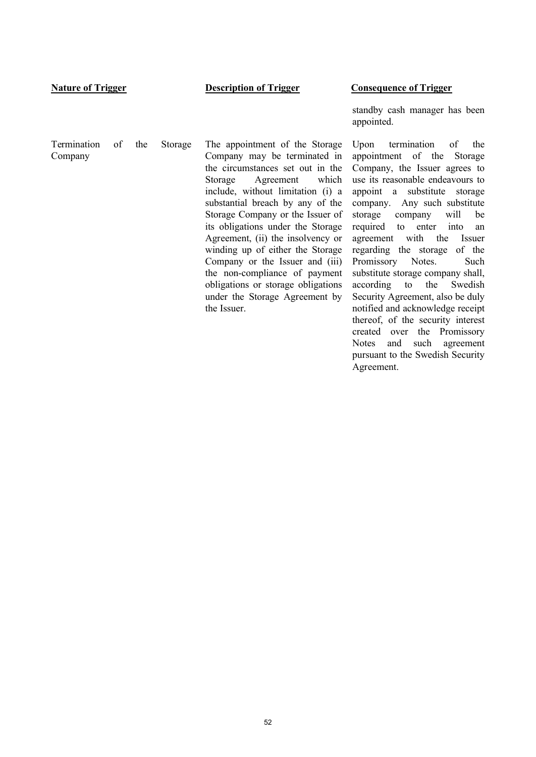| Nature of Trigger | Description of Trigger | Consequence of Trigger |
| --- | --- | --- |
| | | standby cash manager has been appointed. |
| Termination of the Storage Company | The appointment of the Storage Company may be terminated in the circumstances set out in the Storage Agreement which include, without limitation (i) a substantial breach by any of the Storage Company or the Issuer of its obligations under the Storage Agreement, (ii) the insolvency or winding up of either the Storage Company or the Issuer and (iii) the non-compliance of payment obligations or storage obligations under the Storage Agreement by the Issuer. | Upon termination of the appointment of the Storage Company, the Issuer agrees to use its reasonable endeavours to appoint a substitute storage company. Any such substitute storage company will be required to enter into an agreement with the Issuer regarding the storage of the Promissory Notes. Such substitute storage company shall, according to the Swedish Security Agreement, also be duly notified and acknowledge receipt thereof, of the security interest created over the Promissory Notes and such agreement pursuant to the Swedish Security Agreement. |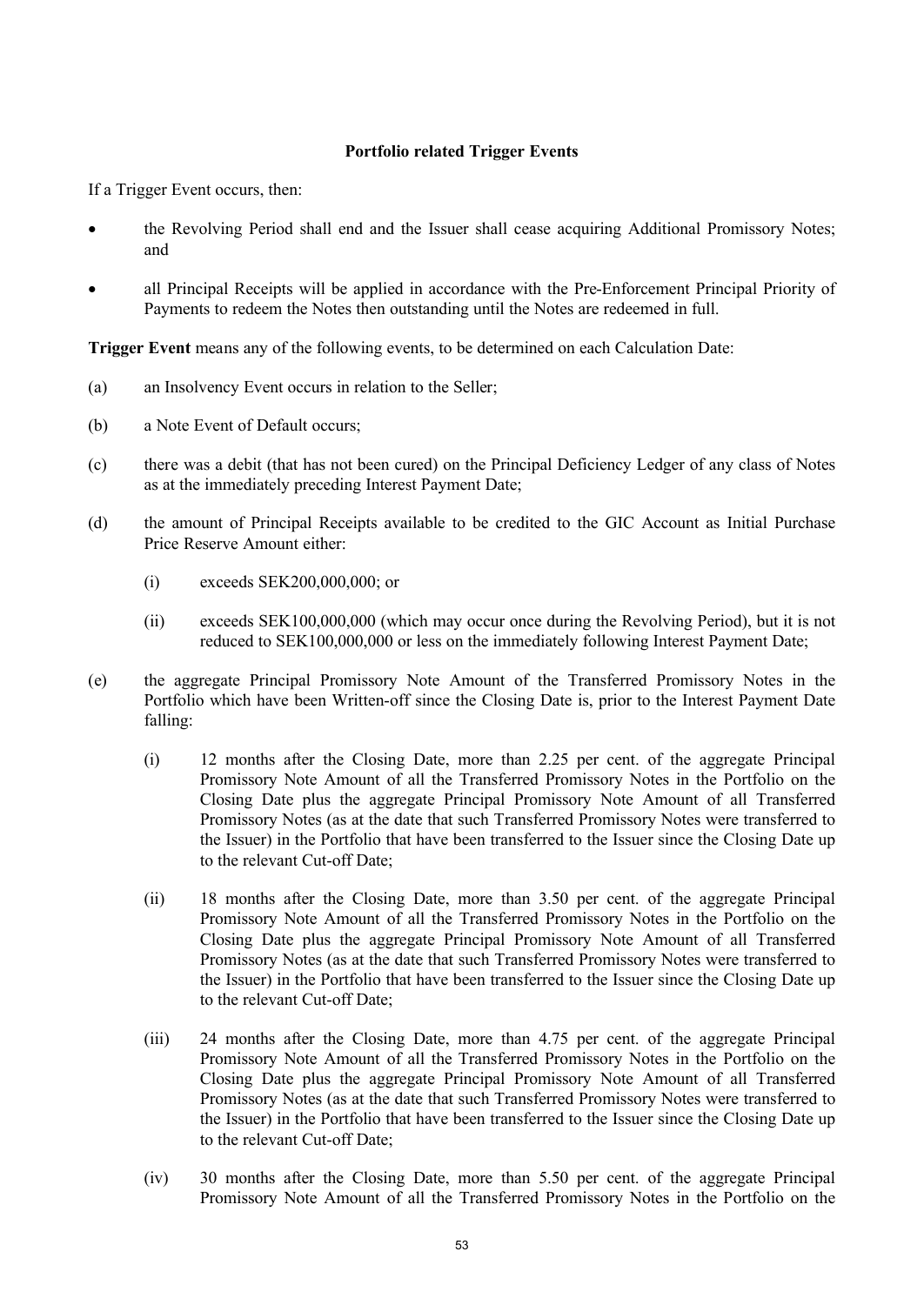**Portfolio related Trigger Events**

If a Trigger Event occurs, then:

- the Revolving Period shall end and the Issuer shall cease acquiring Additional Promissory Notes; and
- all Principal Receipts will be applied in accordance with the Pre-Enforcement Principal Priority of Payments to redeem the Notes then outstanding until the Notes are redeemed in full.

**Trigger Event** means any of the following events, to be determined on each Calculation Date:

(a) an Insolvency Event occurs in relation to the Seller;

(b) a Note Event of Default occurs;

(c) there was a debit (that has not been cured) on the Principal Deficiency Ledger of any class of Notes as at the immediately preceding Interest Payment Date;

(d) the amount of Principal Receipts available to be credited to the GIC Account as Initial Purchase Price Reserve Amount either:

  (i) exceeds SEK200,000,000; or

  (ii) exceeds SEK100,000,000 (which may occur once during the Revolving Period), but it is not reduced to SEK100,000,000 or less on the immediately following Interest Payment Date;

(e) the aggregate Principal Promissory Note Amount of the Transferred Promissory Notes in the Portfolio which have been Written-off since the Closing Date is, prior to the Interest Payment Date falling:

  (i) 12 months after the Closing Date, more than 2.25 per cent. of the aggregate Principal Promissory Note Amount of all the Transferred Promissory Notes in the Portfolio on the Closing Date plus the aggregate Principal Promissory Note Amount of all Transferred Promissory Notes (as at the date that such Transferred Promissory Notes were transferred to the Issuer) in the Portfolio that have been transferred to the Issuer since the Closing Date up to the relevant Cut-off Date;

  (ii) 18 months after the Closing Date, more than 3.50 per cent. of the aggregate Principal Promissory Note Amount of all the Transferred Promissory Notes in the Portfolio on the Closing Date plus the aggregate Principal Promissory Note Amount of all Transferred Promissory Notes (as at the date that such Transferred Promissory Notes were transferred to the Issuer) in the Portfolio that have been transferred to the Issuer since the Closing Date up to the relevant Cut-off Date;

  (iii) 24 months after the Closing Date, more than 4.75 per cent. of the aggregate Principal Promissory Note Amount of all the Transferred Promissory Notes in the Portfolio on the Closing Date plus the aggregate Principal Promissory Note Amount of all Transferred Promissory Notes (as at the date that such Transferred Promissory Notes were transferred to the Issuer) in the Portfolio that have been transferred to the Issuer since the Closing Date up to the relevant Cut-off Date;

  (iv) 30 months after the Closing Date, more than 5.50 per cent. of the aggregate Principal Promissory Note Amount of all the Transferred Promissory Notes in the Portfolio on the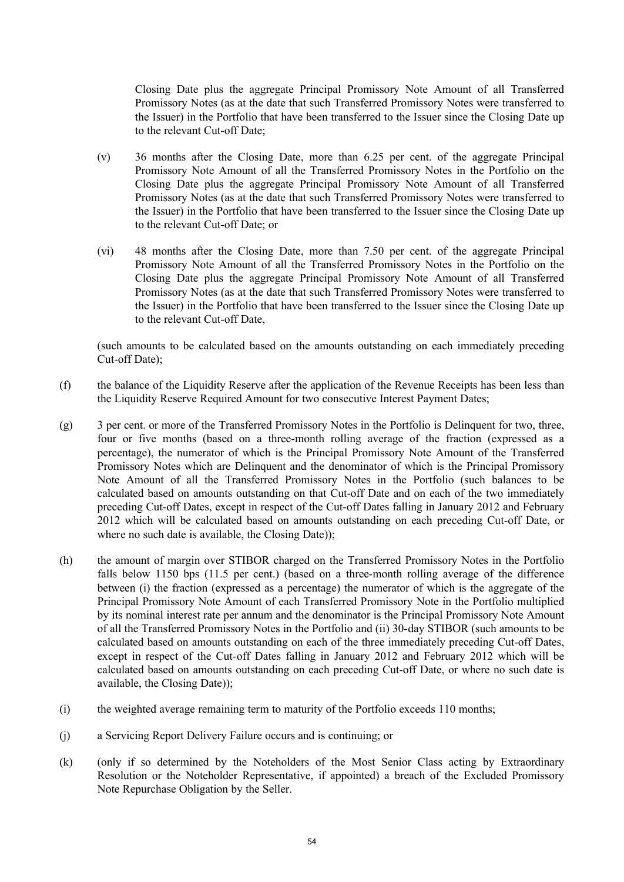Closing Date plus the aggregate Principal Promissory Note Amount of all Transferred Promissory Notes (as at the date that such Transferred Promissory Notes were transferred to the Issuer) in the Portfolio that have been transferred to the Issuer since the Closing Date up to the relevant Cut-off Date;

(v) 36 months after the Closing Date, more than 6.25 per cent. of the aggregate Principal Promissory Note Amount of all the Transferred Promissory Notes in the Portfolio on the Closing Date plus the aggregate Principal Promissory Note Amount of all Transferred Promissory Notes (as at the date that such Transferred Promissory Notes were transferred to the Issuer) in the Portfolio that have been transferred to the Issuer since the Closing Date up to the relevant Cut-off Date; or

(vi) 48 months after the Closing Date, more than 7.50 per cent. of the aggregate Principal Promissory Note Amount of all the Transferred Promissory Notes in the Portfolio on the Closing Date plus the aggregate Principal Promissory Note Amount of all Transferred Promissory Notes (as at the date that such Transferred Promissory Notes were transferred to the Issuer) in the Portfolio that have been transferred to the Issuer since the Closing Date up to the relevant Cut-off Date,

(such amounts to be calculated based on the amounts outstanding on each immediately preceding Cut-off Date);

(f) the balance of the Liquidity Reserve after the application of the Revenue Receipts has been less than the Liquidity Reserve Required Amount for two consecutive Interest Payment Dates;

(g) 3 per cent. or more of the Transferred Promissory Notes in the Portfolio is Delinquent for two, three, four or five months (based on a three-month rolling average of the fraction (expressed as a percentage), the numerator of which is the Principal Promissory Note Amount of the Transferred Promissory Notes which are Delinquent and the denominator of which is the Principal Promissory Note Amount of all the Transferred Promissory Notes in the Portfolio (such balances to be calculated based on amounts outstanding on that Cut-off Date and on each of the two immediately preceding Cut-off Dates, except in respect of the Cut-off Dates falling in January 2012 and February 2012 which will be calculated based on amounts outstanding on each preceding Cut-off Date, or where no such date is available, the Closing Date));

(h) the amount of margin over STIBOR charged on the Transferred Promissory Notes in the Portfolio falls below 1150 bps (11.5 per cent.) (based on a three-month rolling average of the difference between (i) the fraction (expressed as a percentage) the numerator of which is the aggregate of the Principal Promissory Note Amount of each Transferred Promissory Note in the Portfolio multiplied by its nominal interest rate per annum and the denominator is the Principal Promissory Note Amount of all the Transferred Promissory Notes in the Portfolio and (ii) 30-day STIBOR (such amounts to be calculated based on amounts outstanding on each of the three immediately preceding Cut-off Dates, except in respect of the Cut-off Dates falling in January 2012 and February 2012 which will be calculated based on amounts outstanding on each preceding Cut-off Date, or where no such date is available, the Closing Date));

(i) the weighted average remaining term to maturity of the Portfolio exceeds 110 months;

(j) a Servicing Report Delivery Failure occurs and is continuing; or

(k) (only if so determined by the Noteholders of the Most Senior Class acting by Extraordinary Resolution or the Noteholder Representative, if appointed) a breach of the Excluded Promissory Note Repurchase Obligation by the Seller.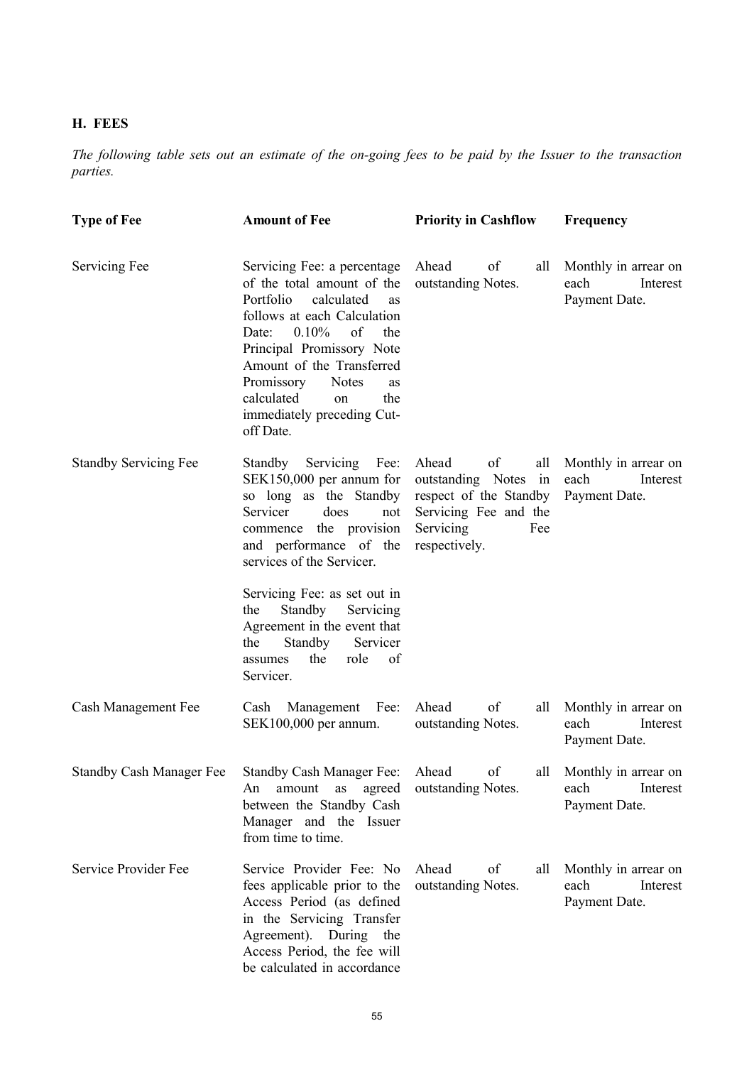## H. FEES

*The following table sets out an estimate of the on-going fees to be paid by the Issuer to the transaction parties.*

| Type of Fee | Amount of Fee | Priority in Cashflow | Frequency |
|---|---|---|---|
| Servicing Fee | Servicing Fee: a percentage of the total amount of the Portfolio calculated as follows at each Calculation Date: 0.10% of the Principal Promissory Note Amount of the Transferred Promissory Notes as calculated on the immediately preceding Cut-off Date. | Ahead of all outstanding Notes. | Monthly in arrear on each Interest Payment Date. |
| Standby Servicing Fee | Standby Servicing Fee: SEK150,000 per annum for so long as the Standby Servicer does not commence the provision and performance of the services of the Servicer.<br><br>Servicing Fee: as set out in the Standby Servicing Agreement in the event that the Standby Servicer assumes the role of Servicer. | Ahead of all outstanding Notes in respect of the Standby Servicing Fee and the Servicing Fee respectively. | Monthly in arrear on each Interest Payment Date. |
| Cash Management Fee | Cash Management Fee: SEK100,000 per annum. | Ahead of all outstanding Notes. | Monthly in arrear on each Interest Payment Date. |
| Standby Cash Manager Fee | Standby Cash Manager Fee: An amount as agreed between the Standby Cash Manager and the Issuer from time to time. | Ahead of all outstanding Notes. | Monthly in arrear on each Interest Payment Date. |
| Service Provider Fee | Service Provider Fee: No fees applicable prior to the Access Period (as defined in the Servicing Transfer Agreement). During the Access Period, the fee will be calculated in accordance | Ahead of all outstanding Notes. | Monthly in arrear on each Interest Payment Date. |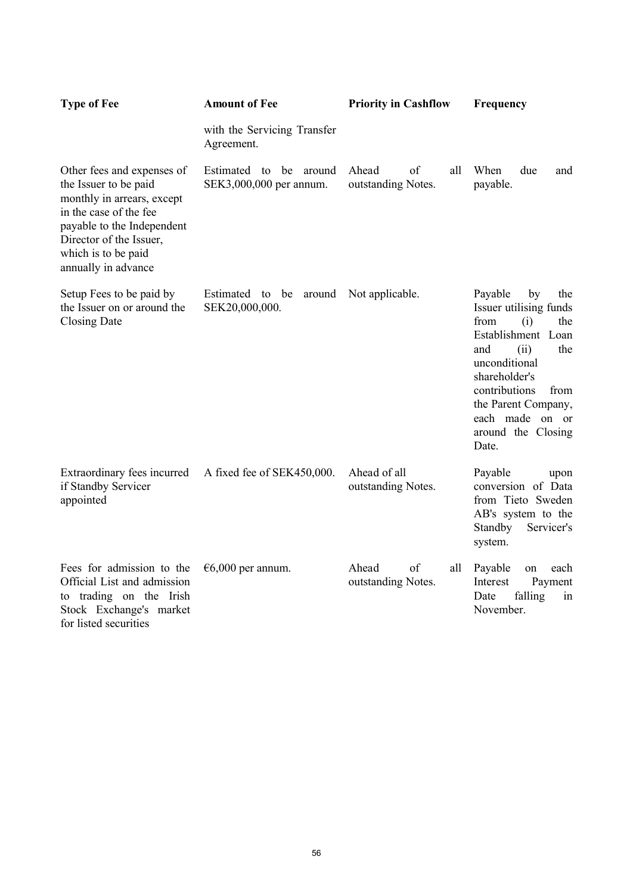| Type of Fee | Amount of Fee | Priority in Cashflow | Frequency |
|---|---|---|---|
| | with the Servicing Transfer Agreement. | | |
| Other fees and expenses of the Issuer to be paid monthly in arrears, except in the case of the fee payable to the Independent Director of the Issuer, which is to be paid annually in advance | Estimated to be around SEK3,000,000 per annum. | Ahead of all outstanding Notes. | When due and payable. |
| Setup Fees to be paid by the Issuer on or around the Closing Date | Estimated to be around SEK20,000,000. | Not applicable. | Payable by the Issuer utilising funds from (i) the Establishment Loan and (ii) the unconditional shareholder's contributions from the Parent Company, each made on or around the Closing Date. |
| Extraordinary fees incurred if Standby Servicer appointed | A fixed fee of SEK450,000. | Ahead of all outstanding Notes. | Payable upon conversion of Data from Tieto Sweden AB's system to the Standby Servicer's system. |
| Fees for admission to the Official List and admission to trading on the Irish Stock Exchange's market for listed securities | €6,000 per annum. | Ahead of all outstanding Notes. | Payable on each Interest Payment Date falling in November. |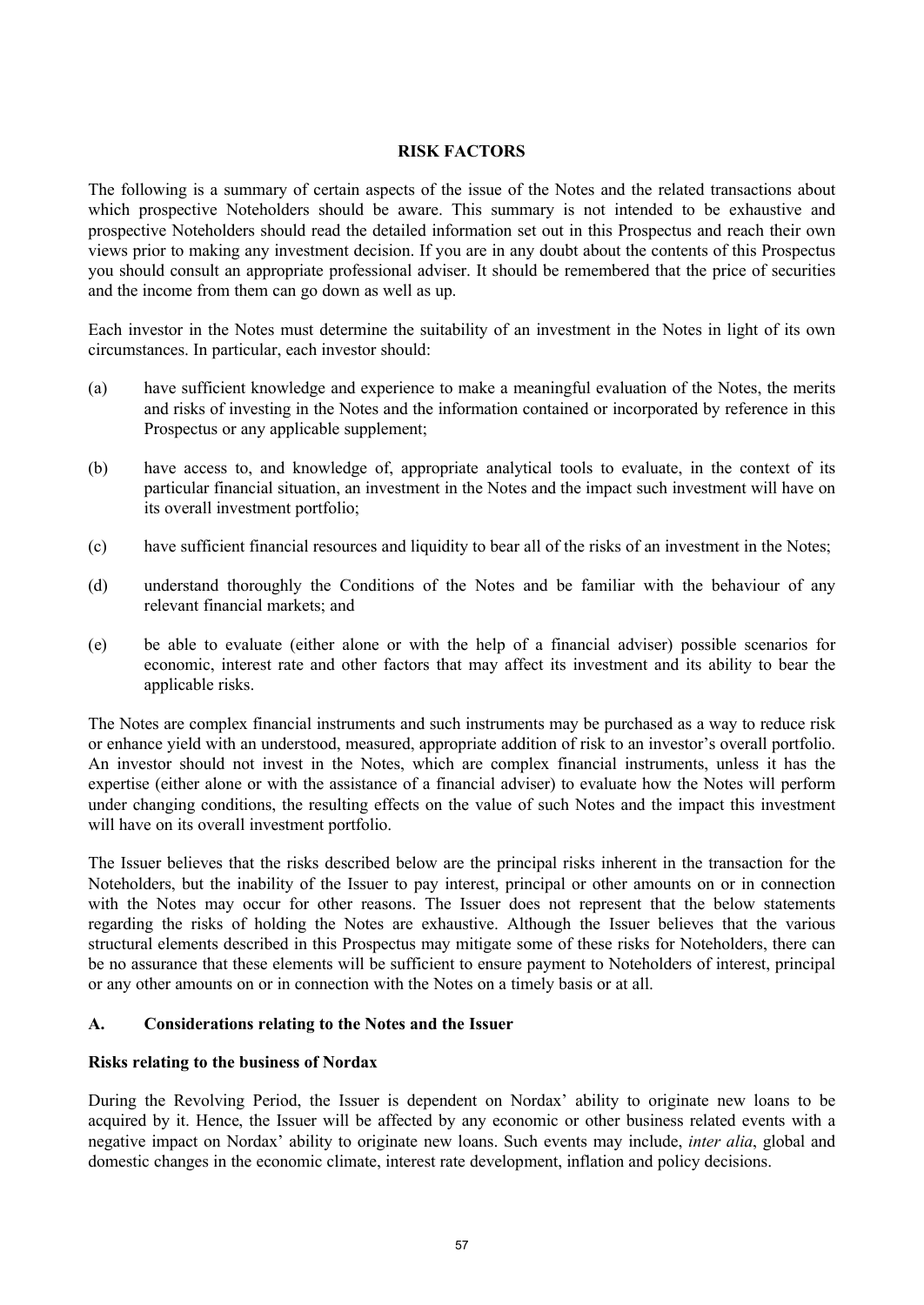## RISK FACTORS

The following is a summary of certain aspects of the issue of the Notes and the related transactions about which prospective Noteholders should be aware. This summary is not intended to be exhaustive and prospective Noteholders should read the detailed information set out in this Prospectus and reach their own views prior to making any investment decision. If you are in any doubt about the contents of this Prospectus you should consult an appropriate professional adviser. It should be remembered that the price of securities and the income from them can go down as well as up.

Each investor in the Notes must determine the suitability of an investment in the Notes in light of its own circumstances. In particular, each investor should:

(a) have sufficient knowledge and experience to make a meaningful evaluation of the Notes, the merits and risks of investing in the Notes and the information contained or incorporated by reference in this Prospectus or any applicable supplement;

(b) have access to, and knowledge of, appropriate analytical tools to evaluate, in the context of its particular financial situation, an investment in the Notes and the impact such investment will have on its overall investment portfolio;

(c) have sufficient financial resources and liquidity to bear all of the risks of an investment in the Notes;

(d) understand thoroughly the Conditions of the Notes and be familiar with the behaviour of any relevant financial markets; and

(e) be able to evaluate (either alone or with the help of a financial adviser) possible scenarios for economic, interest rate and other factors that may affect its investment and its ability to bear the applicable risks.

The Notes are complex financial instruments and such instruments may be purchased as a way to reduce risk or enhance yield with an understood, measured, appropriate addition of risk to an investor's overall portfolio. An investor should not invest in the Notes, which are complex financial instruments, unless it has the expertise (either alone or with the assistance of a financial adviser) to evaluate how the Notes will perform under changing conditions, the resulting effects on the value of such Notes and the impact this investment will have on its overall investment portfolio.

The Issuer believes that the risks described below are the principal risks inherent in the transaction for the Noteholders, but the inability of the Issuer to pay interest, principal or other amounts on or in connection with the Notes may occur for other reasons. The Issuer does not represent that the below statements regarding the risks of holding the Notes are exhaustive. Although the Issuer believes that the various structural elements described in this Prospectus may mitigate some of these risks for Noteholders, there can be no assurance that these elements will be sufficient to ensure payment to Noteholders of interest, principal or any other amounts on or in connection with the Notes on a timely basis or at all.

### A. Considerations relating to the Notes and the Issuer

#### Risks relating to the business of Nordax

During the Revolving Period, the Issuer is dependent on Nordax' ability to originate new loans to be acquired by it. Hence, the Issuer will be affected by any economic or other business related events with a negative impact on Nordax' ability to originate new loans. Such events may include, *inter alia*, global and domestic changes in the economic climate, interest rate development, inflation and policy decisions.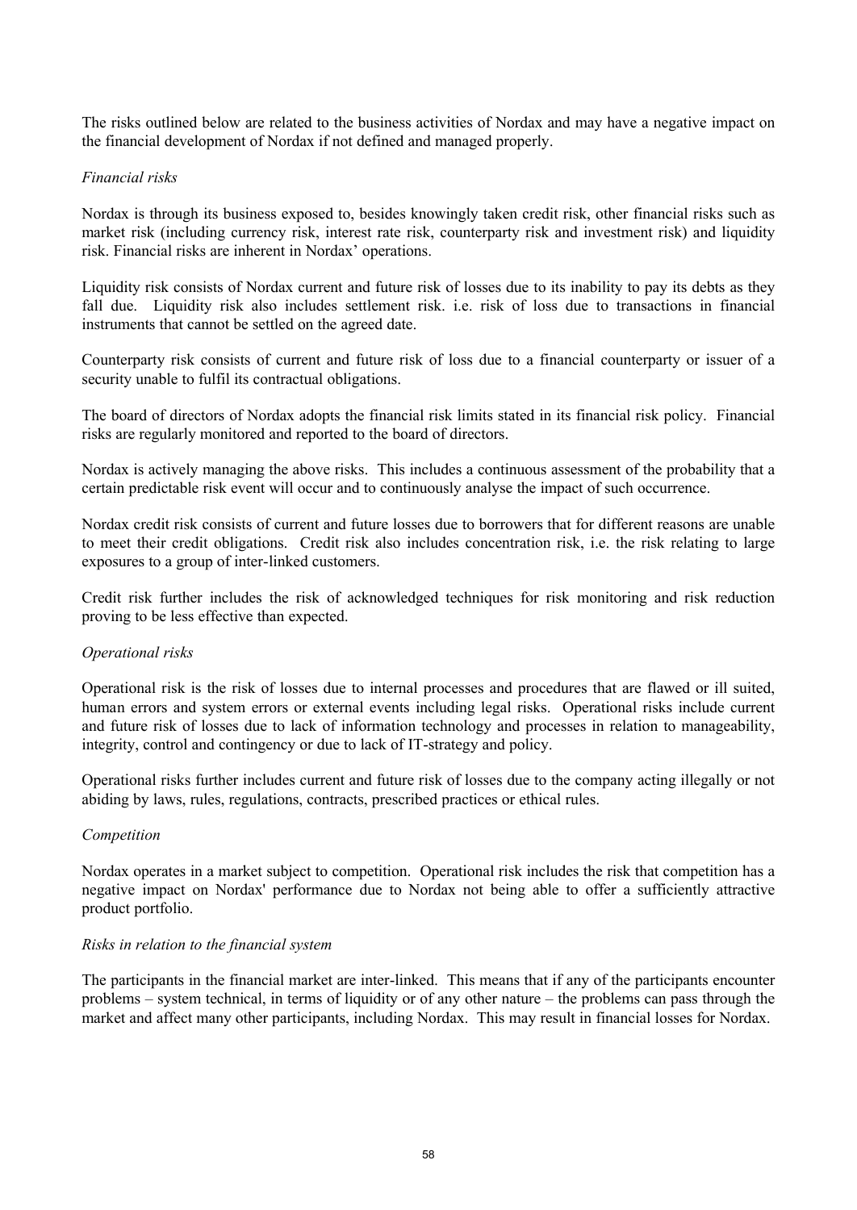The risks outlined below are related to the business activities of Nordax and may have a negative impact on the financial development of Nordax if not defined and managed properly.

*Financial risks*

Nordax is through its business exposed to, besides knowingly taken credit risk, other financial risks such as market risk (including currency risk, interest rate risk, counterparty risk and investment risk) and liquidity risk. Financial risks are inherent in Nordax' operations.

Liquidity risk consists of Nordax current and future risk of losses due to its inability to pay its debts as they fall due. Liquidity risk also includes settlement risk. i.e. risk of loss due to transactions in financial instruments that cannot be settled on the agreed date.

Counterparty risk consists of current and future risk of loss due to a financial counterparty or issuer of a security unable to fulfil its contractual obligations.

The board of directors of Nordax adopts the financial risk limits stated in its financial risk policy. Financial risks are regularly monitored and reported to the board of directors.

Nordax is actively managing the above risks. This includes a continuous assessment of the probability that a certain predictable risk event will occur and to continuously analyse the impact of such occurrence.

Nordax credit risk consists of current and future losses due to borrowers that for different reasons are unable to meet their credit obligations. Credit risk also includes concentration risk, i.e. the risk relating to large exposures to a group of inter-linked customers.

Credit risk further includes the risk of acknowledged techniques for risk monitoring and risk reduction proving to be less effective than expected.

*Operational risks*

Operational risk is the risk of losses due to internal processes and procedures that are flawed or ill suited, human errors and system errors or external events including legal risks. Operational risks include current and future risk of losses due to lack of information technology and processes in relation to manageability, integrity, control and contingency or due to lack of IT-strategy and policy.

Operational risks further includes current and future risk of losses due to the company acting illegally or not abiding by laws, rules, regulations, contracts, prescribed practices or ethical rules.

*Competition*

Nordax operates in a market subject to competition. Operational risk includes the risk that competition has a negative impact on Nordax' performance due to Nordax not being able to offer a sufficiently attractive product portfolio.

*Risks in relation to the financial system*

The participants in the financial market are inter-linked. This means that if any of the participants encounter problems – system technical, in terms of liquidity or of any other nature – the problems can pass through the market and affect many other participants, including Nordax. This may result in financial losses for Nordax.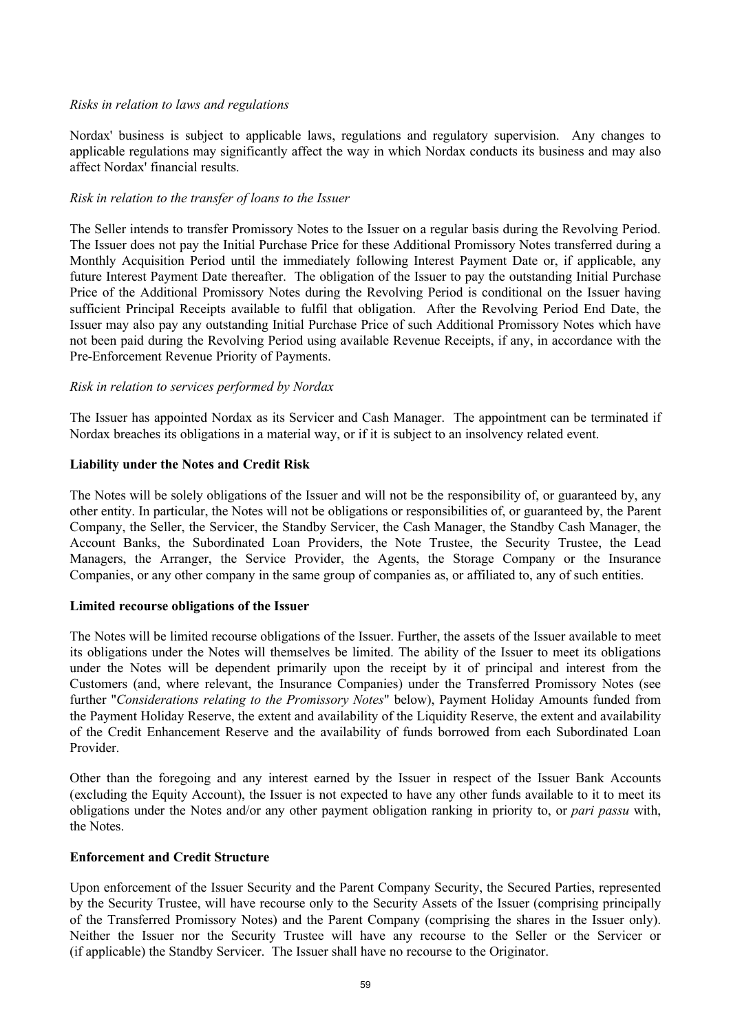*Risks in relation to laws and regulations*

Nordax' business is subject to applicable laws, regulations and regulatory supervision. Any changes to applicable regulations may significantly affect the way in which Nordax conducts its business and may also affect Nordax' financial results.

*Risk in relation to the transfer of loans to the Issuer*

The Seller intends to transfer Promissory Notes to the Issuer on a regular basis during the Revolving Period. The Issuer does not pay the Initial Purchase Price for these Additional Promissory Notes transferred during a Monthly Acquisition Period until the immediately following Interest Payment Date or, if applicable, any future Interest Payment Date thereafter. The obligation of the Issuer to pay the outstanding Initial Purchase Price of the Additional Promissory Notes during the Revolving Period is conditional on the Issuer having sufficient Principal Receipts available to fulfil that obligation. After the Revolving Period End Date, the Issuer may also pay any outstanding Initial Purchase Price of such Additional Promissory Notes which have not been paid during the Revolving Period using available Revenue Receipts, if any, in accordance with the Pre-Enforcement Revenue Priority of Payments.

*Risk in relation to services performed by Nordax*

The Issuer has appointed Nordax as its Servicer and Cash Manager. The appointment can be terminated if Nordax breaches its obligations in a material way, or if it is subject to an insolvency related event.

**Liability under the Notes and Credit Risk**

The Notes will be solely obligations of the Issuer and will not be the responsibility of, or guaranteed by, any other entity. In particular, the Notes will not be obligations or responsibilities of, or guaranteed by, the Parent Company, the Seller, the Servicer, the Standby Servicer, the Cash Manager, the Standby Cash Manager, the Account Banks, the Subordinated Loan Providers, the Note Trustee, the Security Trustee, the Lead Managers, the Arranger, the Service Provider, the Agents, the Storage Company or the Insurance Companies, or any other company in the same group of companies as, or affiliated to, any of such entities.

**Limited recourse obligations of the Issuer**

The Notes will be limited recourse obligations of the Issuer. Further, the assets of the Issuer available to meet its obligations under the Notes will themselves be limited. The ability of the Issuer to meet its obligations under the Notes will be dependent primarily upon the receipt by it of principal and interest from the Customers (and, where relevant, the Insurance Companies) under the Transferred Promissory Notes (see further "*Considerations relating to the Promissory Notes*" below), Payment Holiday Amounts funded from the Payment Holiday Reserve, the extent and availability of the Liquidity Reserve, the extent and availability of the Credit Enhancement Reserve and the availability of funds borrowed from each Subordinated Loan Provider.

Other than the foregoing and any interest earned by the Issuer in respect of the Issuer Bank Accounts (excluding the Equity Account), the Issuer is not expected to have any other funds available to it to meet its obligations under the Notes and/or any other payment obligation ranking in priority to, or *pari passu* with, the Notes.

**Enforcement and Credit Structure**

Upon enforcement of the Issuer Security and the Parent Company Security, the Secured Parties, represented by the Security Trustee, will have recourse only to the Security Assets of the Issuer (comprising principally of the Transferred Promissory Notes) and the Parent Company (comprising the shares in the Issuer only). Neither the Issuer nor the Security Trustee will have any recourse to the Seller or the Servicer or (if applicable) the Standby Servicer. The Issuer shall have no recourse to the Originator.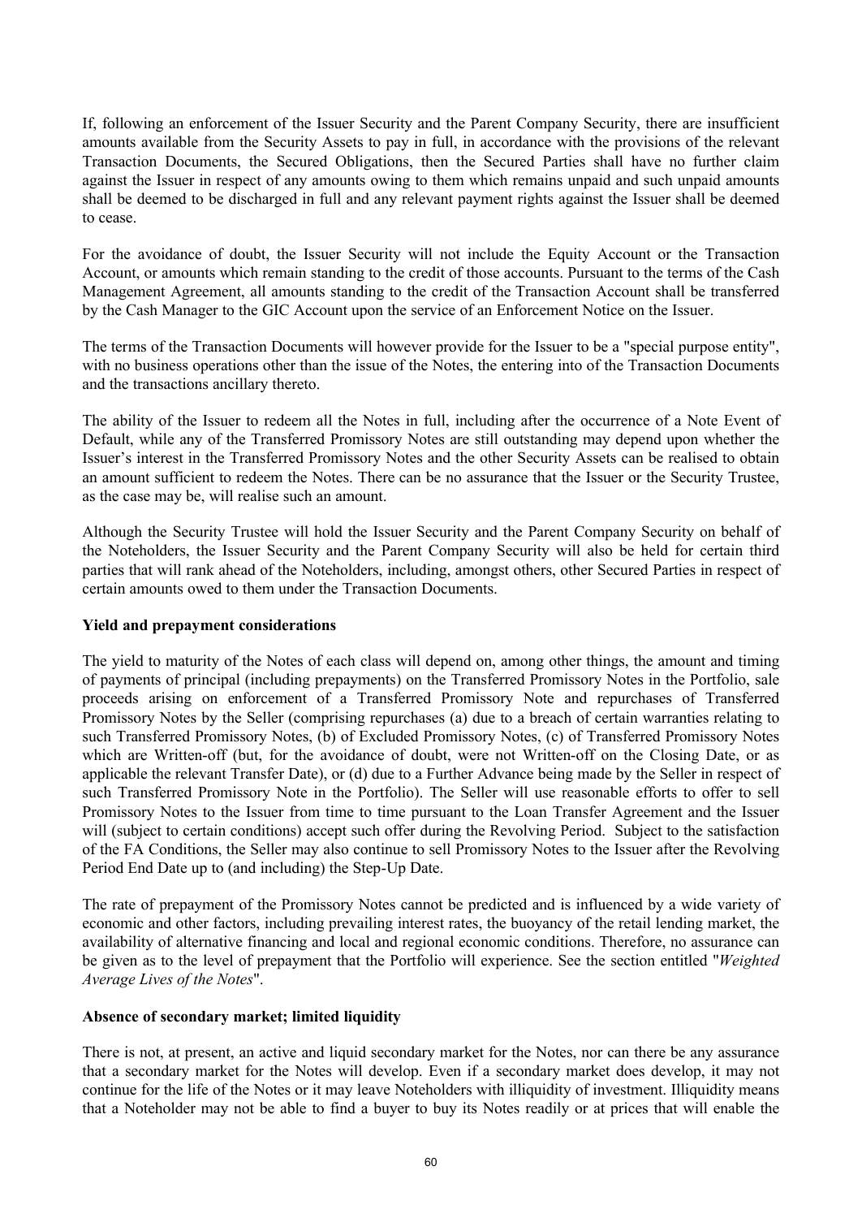If, following an enforcement of the Issuer Security and the Parent Company Security, there are insufficient amounts available from the Security Assets to pay in full, in accordance with the provisions of the relevant Transaction Documents, the Secured Obligations, then the Secured Parties shall have no further claim against the Issuer in respect of any amounts owing to them which remains unpaid and such unpaid amounts shall be deemed to be discharged in full and any relevant payment rights against the Issuer shall be deemed to cease.

For the avoidance of doubt, the Issuer Security will not include the Equity Account or the Transaction Account, or amounts which remain standing to the credit of those accounts. Pursuant to the terms of the Cash Management Agreement, all amounts standing to the credit of the Transaction Account shall be transferred by the Cash Manager to the GIC Account upon the service of an Enforcement Notice on the Issuer.

The terms of the Transaction Documents will however provide for the Issuer to be a "special purpose entity", with no business operations other than the issue of the Notes, the entering into of the Transaction Documents and the transactions ancillary thereto.

The ability of the Issuer to redeem all the Notes in full, including after the occurrence of a Note Event of Default, while any of the Transferred Promissory Notes are still outstanding may depend upon whether the Issuer's interest in the Transferred Promissory Notes and the other Security Assets can be realised to obtain an amount sufficient to redeem the Notes. There can be no assurance that the Issuer or the Security Trustee, as the case may be, will realise such an amount.

Although the Security Trustee will hold the Issuer Security and the Parent Company Security on behalf of the Noteholders, the Issuer Security and the Parent Company Security will also be held for certain third parties that will rank ahead of the Noteholders, including, amongst others, other Secured Parties in respect of certain amounts owed to them under the Transaction Documents.

**Yield and prepayment considerations**

The yield to maturity of the Notes of each class will depend on, among other things, the amount and timing of payments of principal (including prepayments) on the Transferred Promissory Notes in the Portfolio, sale proceeds arising on enforcement of a Transferred Promissory Note and repurchases of Transferred Promissory Notes by the Seller (comprising repurchases (a) due to a breach of certain warranties relating to such Transferred Promissory Notes, (b) of Excluded Promissory Notes, (c) of Transferred Promissory Notes which are Written-off (but, for the avoidance of doubt, were not Written-off on the Closing Date, or as applicable the relevant Transfer Date), or (d) due to a Further Advance being made by the Seller in respect of such Transferred Promissory Note in the Portfolio). The Seller will use reasonable efforts to offer to sell Promissory Notes to the Issuer from time to time pursuant to the Loan Transfer Agreement and the Issuer will (subject to certain conditions) accept such offer during the Revolving Period. Subject to the satisfaction of the FA Conditions, the Seller may also continue to sell Promissory Notes to the Issuer after the Revolving Period End Date up to (and including) the Step-Up Date.

The rate of prepayment of the Promissory Notes cannot be predicted and is influenced by a wide variety of economic and other factors, including prevailing interest rates, the buoyancy of the retail lending market, the availability of alternative financing and local and regional economic conditions. Therefore, no assurance can be given as to the level of prepayment that the Portfolio will experience. See the section entitled "*Weighted Average Lives of the Notes*".

**Absence of secondary market; limited liquidity**

There is not, at present, an active and liquid secondary market for the Notes, nor can there be any assurance that a secondary market for the Notes will develop. Even if a secondary market does develop, it may not continue for the life of the Notes or it may leave Noteholders with illiquidity of investment. Illiquidity means that a Noteholder may not be able to find a buyer to buy its Notes readily or at prices that will enable the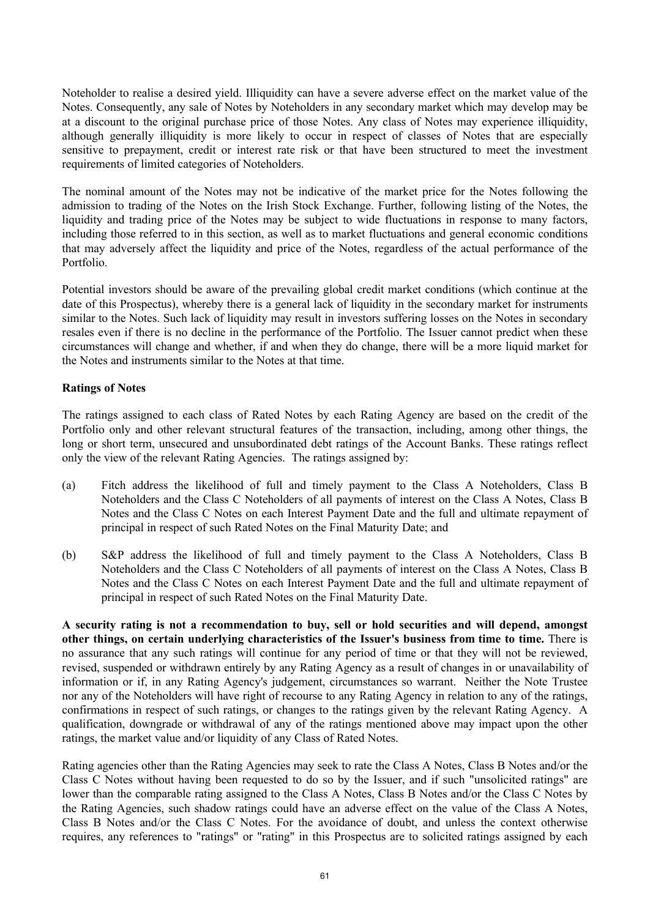Noteholder to realise a desired yield. Illiquidity can have a severe adverse effect on the market value of the Notes. Consequently, any sale of Notes by Noteholders in any secondary market which may develop may be at a discount to the original purchase price of those Notes. Any class of Notes may experience illiquidity, although generally illiquidity is more likely to occur in respect of classes of Notes that are especially sensitive to prepayment, credit or interest rate risk or that have been structured to meet the investment requirements of limited categories of Noteholders.

The nominal amount of the Notes may not be indicative of the market price for the Notes following the admission to trading of the Notes on the Irish Stock Exchange. Further, following listing of the Notes, the liquidity and trading price of the Notes may be subject to wide fluctuations in response to many factors, including those referred to in this section, as well as to market fluctuations and general economic conditions that may adversely affect the liquidity and price of the Notes, regardless of the actual performance of the Portfolio.

Potential investors should be aware of the prevailing global credit market conditions (which continue at the date of this Prospectus), whereby there is a general lack of liquidity in the secondary market for instruments similar to the Notes. Such lack of liquidity may result in investors suffering losses on the Notes in secondary resales even if there is no decline in the performance of the Portfolio. The Issuer cannot predict when these circumstances will change and whether, if and when they do change, there will be a more liquid market for the Notes and instruments similar to the Notes at that time.

**Ratings of Notes**

The ratings assigned to each class of Rated Notes by each Rating Agency are based on the credit of the Portfolio only and other relevant structural features of the transaction, including, among other things, the long or short term, unsecured and unsubordinated debt ratings of the Account Banks. These ratings reflect only the view of the relevant Rating Agencies. The ratings assigned by:

(a) Fitch address the likelihood of full and timely payment to the Class A Noteholders, Class B Noteholders and the Class C Noteholders of all payments of interest on the Class A Notes, Class B Notes and the Class C Notes on each Interest Payment Date and the full and ultimate repayment of principal in respect of such Rated Notes on the Final Maturity Date; and

(b) S&P address the likelihood of full and timely payment to the Class A Noteholders, Class B Noteholders and the Class C Noteholders of all payments of interest on the Class A Notes, Class B Notes and the Class C Notes on each Interest Payment Date and the full and ultimate repayment of principal in respect of such Rated Notes on the Final Maturity Date.

**A security rating is not a recommendation to buy, sell or hold securities and will depend, amongst other things, on certain underlying characteristics of the Issuer's business from time to time.** There is no assurance that any such ratings will continue for any period of time or that they will not be reviewed, revised, suspended or withdrawn entirely by any Rating Agency as a result of changes in or unavailability of information or if, in any Rating Agency's judgement, circumstances so warrant. Neither the Note Trustee nor any of the Noteholders will have right of recourse to any Rating Agency in relation to any of the ratings, confirmations in respect of such ratings, or changes to the ratings given by the relevant Rating Agency. A qualification, downgrade or withdrawal of any of the ratings mentioned above may impact upon the other ratings, the market value and/or liquidity of any Class of Rated Notes.

Rating agencies other than the Rating Agencies may seek to rate the Class A Notes, Class B Notes and/or the Class C Notes without having been requested to do so by the Issuer, and if such "unsolicited ratings" are lower than the comparable rating assigned to the Class A Notes, Class B Notes and/or the Class C Notes by the Rating Agencies, such shadow ratings could have an adverse effect on the value of the Class A Notes, Class B Notes and/or the Class C Notes. For the avoidance of doubt, and unless the context otherwise requires, any references to "ratings" or "rating" in this Prospectus are to solicited ratings assigned by each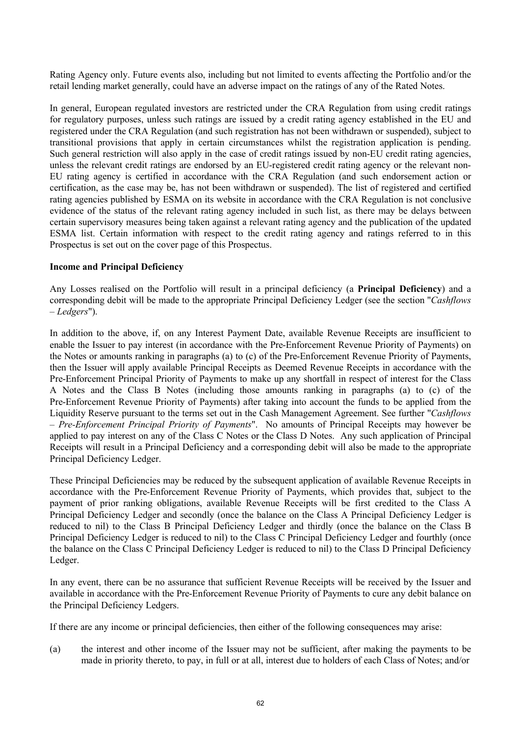Rating Agency only. Future events also, including but not limited to events affecting the Portfolio and/or the retail lending market generally, could have an adverse impact on the ratings of any of the Rated Notes.

In general, European regulated investors are restricted under the CRA Regulation from using credit ratings for regulatory purposes, unless such ratings are issued by a credit rating agency established in the EU and registered under the CRA Regulation (and such registration has not been withdrawn or suspended), subject to transitional provisions that apply in certain circumstances whilst the registration application is pending. Such general restriction will also apply in the case of credit ratings issued by non-EU credit rating agencies, unless the relevant credit ratings are endorsed by an EU-registered credit rating agency or the relevant non-EU rating agency is certified in accordance with the CRA Regulation (and such endorsement action or certification, as the case may be, has not been withdrawn or suspended). The list of registered and certified rating agencies published by ESMA on its website in accordance with the CRA Regulation is not conclusive evidence of the status of the relevant rating agency included in such list, as there may be delays between certain supervisory measures being taken against a relevant rating agency and the publication of the updated ESMA list. Certain information with respect to the credit rating agency and ratings referred to in this Prospectus is set out on the cover page of this Prospectus.

**Income and Principal Deficiency**

Any Losses realised on the Portfolio will result in a principal deficiency (a **Principal Deficiency**) and a corresponding debit will be made to the appropriate Principal Deficiency Ledger (see the section "*Cashflows – Ledgers*").

In addition to the above, if, on any Interest Payment Date, available Revenue Receipts are insufficient to enable the Issuer to pay interest (in accordance with the Pre-Enforcement Revenue Priority of Payments) on the Notes or amounts ranking in paragraphs (a) to (c) of the Pre-Enforcement Revenue Priority of Payments, then the Issuer will apply available Principal Receipts as Deemed Revenue Receipts in accordance with the Pre-Enforcement Principal Priority of Payments to make up any shortfall in respect of interest for the Class A Notes and the Class B Notes (including those amounts ranking in paragraphs (a) to (c) of the Pre-Enforcement Revenue Priority of Payments) after taking into account the funds to be applied from the Liquidity Reserve pursuant to the terms set out in the Cash Management Agreement. See further "*Cashflows – Pre-Enforcement Principal Priority of Payments*". No amounts of Principal Receipts may however be applied to pay interest on any of the Class C Notes or the Class D Notes. Any such application of Principal Receipts will result in a Principal Deficiency and a corresponding debit will also be made to the appropriate Principal Deficiency Ledger.

These Principal Deficiencies may be reduced by the subsequent application of available Revenue Receipts in accordance with the Pre-Enforcement Revenue Priority of Payments, which provides that, subject to the payment of prior ranking obligations, available Revenue Receipts will be first credited to the Class A Principal Deficiency Ledger and secondly (once the balance on the Class A Principal Deficiency Ledger is reduced to nil) to the Class B Principal Deficiency Ledger and thirdly (once the balance on the Class B Principal Deficiency Ledger is reduced to nil) to the Class C Principal Deficiency Ledger and fourthly (once the balance on the Class C Principal Deficiency Ledger is reduced to nil) to the Class D Principal Deficiency Ledger.

In any event, there can be no assurance that sufficient Revenue Receipts will be received by the Issuer and available in accordance with the Pre-Enforcement Revenue Priority of Payments to cure any debit balance on the Principal Deficiency Ledgers.

If there are any income or principal deficiencies, then either of the following consequences may arise:

(a) the interest and other income of the Issuer may not be sufficient, after making the payments to be made in priority thereto, to pay, in full or at all, interest due to holders of each Class of Notes; and/or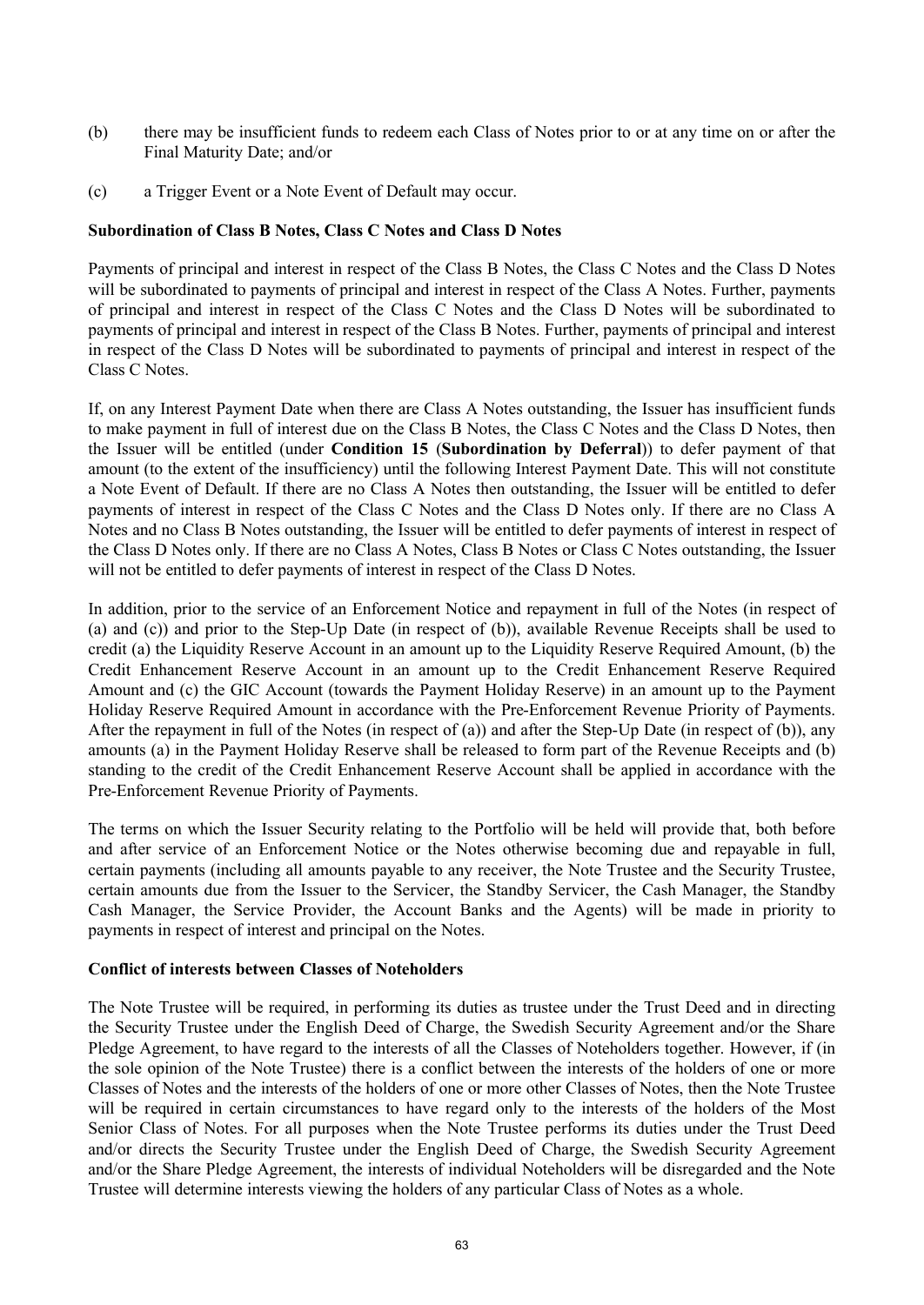(b) there may be insufficient funds to redeem each Class of Notes prior to or at any time on or after the Final Maturity Date; and/or

(c) a Trigger Event or a Note Event of Default may occur.

**Subordination of Class B Notes, Class C Notes and Class D Notes**

Payments of principal and interest in respect of the Class B Notes, the Class C Notes and the Class D Notes will be subordinated to payments of principal and interest in respect of the Class A Notes. Further, payments of principal and interest in respect of the Class C Notes and the Class D Notes will be subordinated to payments of principal and interest in respect of the Class B Notes. Further, payments of principal and interest in respect of the Class D Notes will be subordinated to payments of principal and interest in respect of the Class C Notes.

If, on any Interest Payment Date when there are Class A Notes outstanding, the Issuer has insufficient funds to make payment in full of interest due on the Class B Notes, the Class C Notes and the Class D Notes, then the Issuer will be entitled (under **Condition 15** (**Subordination by Deferral**)) to defer payment of that amount (to the extent of the insufficiency) until the following Interest Payment Date. This will not constitute a Note Event of Default. If there are no Class A Notes then outstanding, the Issuer will be entitled to defer payments of interest in respect of the Class C Notes and the Class D Notes only. If there are no Class A Notes and no Class B Notes outstanding, the Issuer will be entitled to defer payments of interest in respect of the Class D Notes only. If there are no Class A Notes, Class B Notes or Class C Notes outstanding, the Issuer will not be entitled to defer payments of interest in respect of the Class D Notes.

In addition, prior to the service of an Enforcement Notice and repayment in full of the Notes (in respect of (a) and (c)) and prior to the Step-Up Date (in respect of (b)), available Revenue Receipts shall be used to credit (a) the Liquidity Reserve Account in an amount up to the Liquidity Reserve Required Amount, (b) the Credit Enhancement Reserve Account in an amount up to the Credit Enhancement Reserve Required Amount and (c) the GIC Account (towards the Payment Holiday Reserve) in an amount up to the Payment Holiday Reserve Required Amount in accordance with the Pre-Enforcement Revenue Priority of Payments. After the repayment in full of the Notes (in respect of (a)) and after the Step-Up Date (in respect of (b)), any amounts (a) in the Payment Holiday Reserve shall be released to form part of the Revenue Receipts and (b) standing to the credit of the Credit Enhancement Reserve Account shall be applied in accordance with the Pre-Enforcement Revenue Priority of Payments.

The terms on which the Issuer Security relating to the Portfolio will be held will provide that, both before and after service of an Enforcement Notice or the Notes otherwise becoming due and repayable in full, certain payments (including all amounts payable to any receiver, the Note Trustee and the Security Trustee, certain amounts due from the Issuer to the Servicer, the Standby Servicer, the Cash Manager, the Standby Cash Manager, the Service Provider, the Account Banks and the Agents) will be made in priority to payments in respect of interest and principal on the Notes.

**Conflict of interests between Classes of Noteholders**

The Note Trustee will be required, in performing its duties as trustee under the Trust Deed and in directing the Security Trustee under the English Deed of Charge, the Swedish Security Agreement and/or the Share Pledge Agreement, to have regard to the interests of all the Classes of Noteholders together. However, if (in the sole opinion of the Note Trustee) there is a conflict between the interests of the holders of one or more Classes of Notes and the interests of the holders of one or more other Classes of Notes, then the Note Trustee will be required in certain circumstances to have regard only to the interests of the holders of the Most Senior Class of Notes. For all purposes when the Note Trustee performs its duties under the Trust Deed and/or directs the Security Trustee under the English Deed of Charge, the Swedish Security Agreement and/or the Share Pledge Agreement, the interests of individual Noteholders will be disregarded and the Note Trustee will determine interests viewing the holders of any particular Class of Notes as a whole.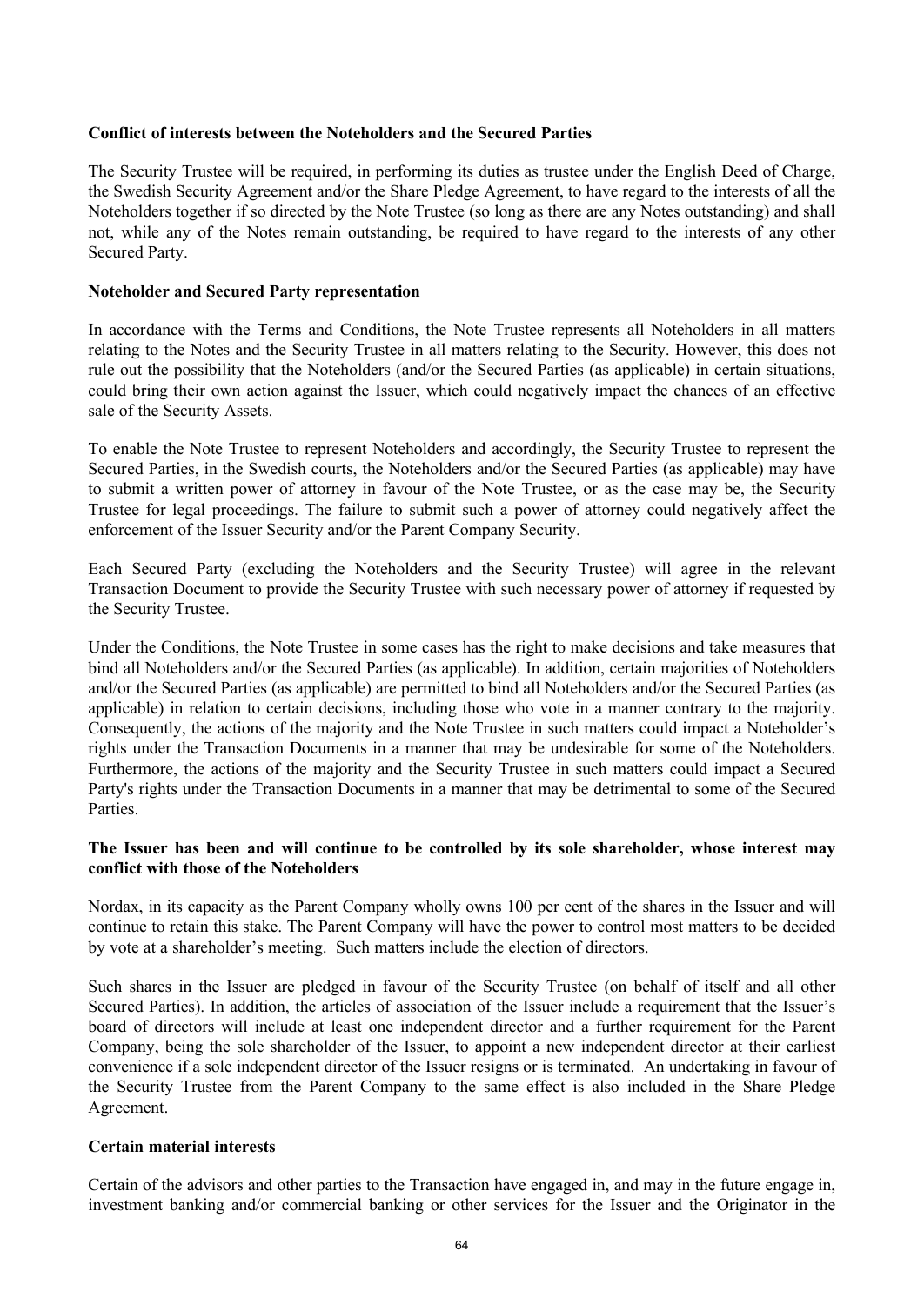**Conflict of interests between the Noteholders and the Secured Parties**

The Security Trustee will be required, in performing its duties as trustee under the English Deed of Charge, the Swedish Security Agreement and/or the Share Pledge Agreement, to have regard to the interests of all the Noteholders together if so directed by the Note Trustee (so long as there are any Notes outstanding) and shall not, while any of the Notes remain outstanding, be required to have regard to the interests of any other Secured Party.

**Noteholder and Secured Party representation**

In accordance with the Terms and Conditions, the Note Trustee represents all Noteholders in all matters relating to the Notes and the Security Trustee in all matters relating to the Security. However, this does not rule out the possibility that the Noteholders (and/or the Secured Parties (as applicable) in certain situations, could bring their own action against the Issuer, which could negatively impact the chances of an effective sale of the Security Assets.

To enable the Note Trustee to represent Noteholders and accordingly, the Security Trustee to represent the Secured Parties, in the Swedish courts, the Noteholders and/or the Secured Parties (as applicable) may have to submit a written power of attorney in favour of the Note Trustee, or as the case may be, the Security Trustee for legal proceedings. The failure to submit such a power of attorney could negatively affect the enforcement of the Issuer Security and/or the Parent Company Security.

Each Secured Party (excluding the Noteholders and the Security Trustee) will agree in the relevant Transaction Document to provide the Security Trustee with such necessary power of attorney if requested by the Security Trustee.

Under the Conditions, the Note Trustee in some cases has the right to make decisions and take measures that bind all Noteholders and/or the Secured Parties (as applicable). In addition, certain majorities of Noteholders and/or the Secured Parties (as applicable) are permitted to bind all Noteholders and/or the Secured Parties (as applicable) in relation to certain decisions, including those who vote in a manner contrary to the majority. Consequently, the actions of the majority and the Note Trustee in such matters could impact a Noteholder's rights under the Transaction Documents in a manner that may be undesirable for some of the Noteholders. Furthermore, the actions of the majority and the Security Trustee in such matters could impact a Secured Party's rights under the Transaction Documents in a manner that may be detrimental to some of the Secured Parties.

**The Issuer has been and will continue to be controlled by its sole shareholder, whose interest may conflict with those of the Noteholders**

Nordax, in its capacity as the Parent Company wholly owns 100 per cent of the shares in the Issuer and will continue to retain this stake. The Parent Company will have the power to control most matters to be decided by vote at a shareholder's meeting. Such matters include the election of directors.

Such shares in the Issuer are pledged in favour of the Security Trustee (on behalf of itself and all other Secured Parties). In addition, the articles of association of the Issuer include a requirement that the Issuer's board of directors will include at least one independent director and a further requirement for the Parent Company, being the sole shareholder of the Issuer, to appoint a new independent director at their earliest convenience if a sole independent director of the Issuer resigns or is terminated. An undertaking in favour of the Security Trustee from the Parent Company to the same effect is also included in the Share Pledge Agreement.

**Certain material interests**

Certain of the advisors and other parties to the Transaction have engaged in, and may in the future engage in, investment banking and/or commercial banking or other services for the Issuer and the Originator in the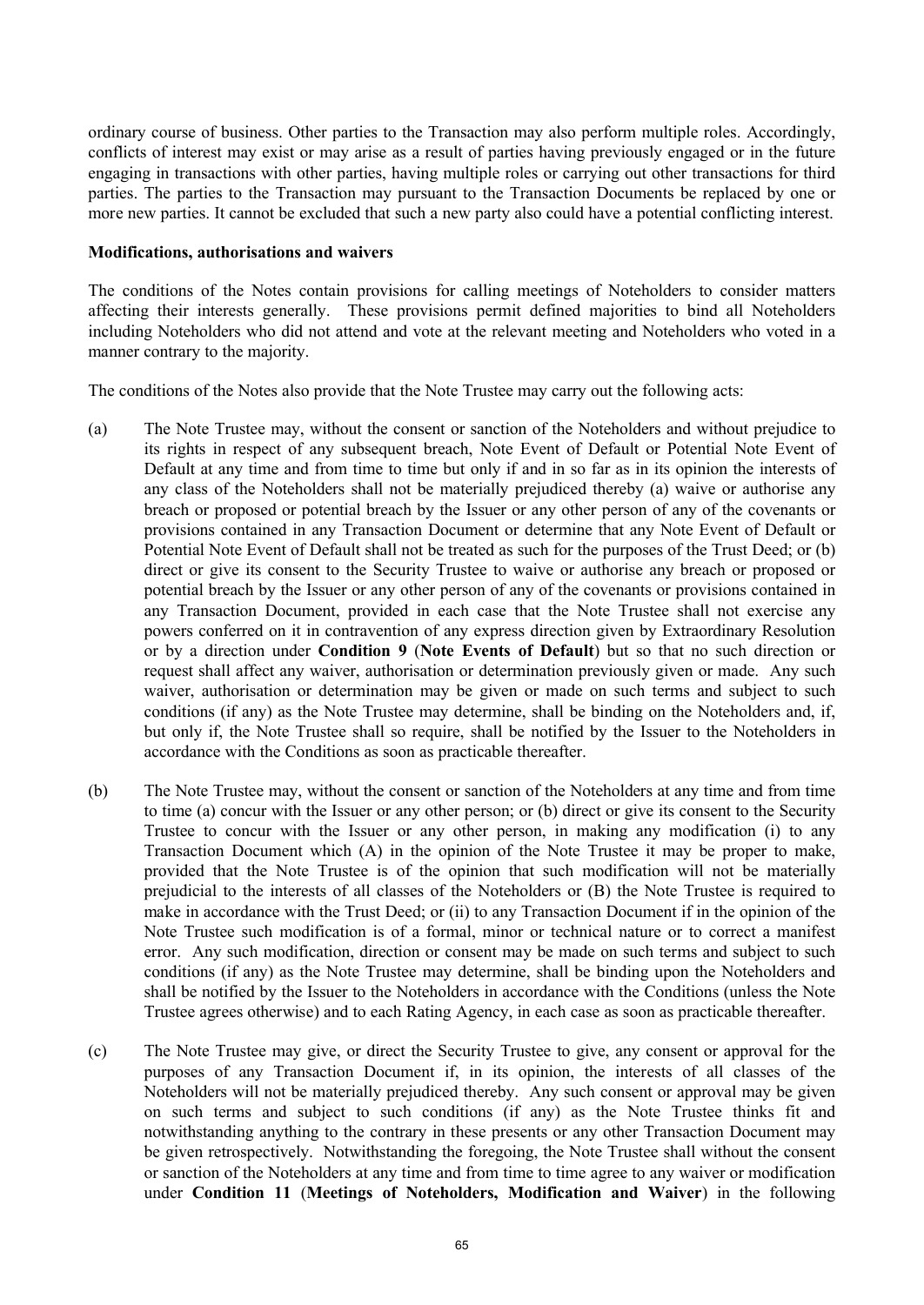ordinary course of business. Other parties to the Transaction may also perform multiple roles. Accordingly, conflicts of interest may exist or may arise as a result of parties having previously engaged or in the future engaging in transactions with other parties, having multiple roles or carrying out other transactions for third parties. The parties to the Transaction may pursuant to the Transaction Documents be replaced by one or more new parties. It cannot be excluded that such a new party also could have a potential conflicting interest.

**Modifications, authorisations and waivers**

The conditions of the Notes contain provisions for calling meetings of Noteholders to consider matters affecting their interests generally. These provisions permit defined majorities to bind all Noteholders including Noteholders who did not attend and vote at the relevant meeting and Noteholders who voted in a manner contrary to the majority.

The conditions of the Notes also provide that the Note Trustee may carry out the following acts:

(a) The Note Trustee may, without the consent or sanction of the Noteholders and without prejudice to its rights in respect of any subsequent breach, Note Event of Default or Potential Note Event of Default at any time and from time to time but only if and in so far as in its opinion the interests of any class of the Noteholders shall not be materially prejudiced thereby (a) waive or authorise any breach or proposed or potential breach by the Issuer or any other person of any of the covenants or provisions contained in any Transaction Document or determine that any Note Event of Default or Potential Note Event of Default shall not be treated as such for the purposes of the Trust Deed; or (b) direct or give its consent to the Security Trustee to waive or authorise any breach or proposed or potential breach by the Issuer or any other person of any of the covenants or provisions contained in any Transaction Document, provided in each case that the Note Trustee shall not exercise any powers conferred on it in contravention of any express direction given by Extraordinary Resolution or by a direction under **Condition 9** (**Note Events of Default**) but so that no such direction or request shall affect any waiver, authorisation or determination previously given or made. Any such waiver, authorisation or determination may be given or made on such terms and subject to such conditions (if any) as the Note Trustee may determine, shall be binding on the Noteholders and, if, but only if, the Note Trustee shall so require, shall be notified by the Issuer to the Noteholders in accordance with the Conditions as soon as practicable thereafter.

(b) The Note Trustee may, without the consent or sanction of the Noteholders at any time and from time to time (a) concur with the Issuer or any other person; or (b) direct or give its consent to the Security Trustee to concur with the Issuer or any other person, in making any modification (i) to any Transaction Document which (A) in the opinion of the Note Trustee it may be proper to make, provided that the Note Trustee is of the opinion that such modification will not be materially prejudicial to the interests of all classes of the Noteholders or (B) the Note Trustee is required to make in accordance with the Trust Deed; or (ii) to any Transaction Document if in the opinion of the Note Trustee such modification is of a formal, minor or technical nature or to correct a manifest error. Any such modification, direction or consent may be made on such terms and subject to such conditions (if any) as the Note Trustee may determine, shall be binding upon the Noteholders and shall be notified by the Issuer to the Noteholders in accordance with the Conditions (unless the Note Trustee agrees otherwise) and to each Rating Agency, in each case as soon as practicable thereafter.

(c) The Note Trustee may give, or direct the Security Trustee to give, any consent or approval for the purposes of any Transaction Document if, in its opinion, the interests of all classes of the Noteholders will not be materially prejudiced thereby. Any such consent or approval may be given on such terms and subject to such conditions (if any) as the Note Trustee thinks fit and notwithstanding anything to the contrary in these presents or any other Transaction Document may be given retrospectively. Notwithstanding the foregoing, the Note Trustee shall without the consent or sanction of the Noteholders at any time and from time to time agree to any waiver or modification under **Condition 11** (**Meetings of Noteholders, Modification and Waiver**) in the following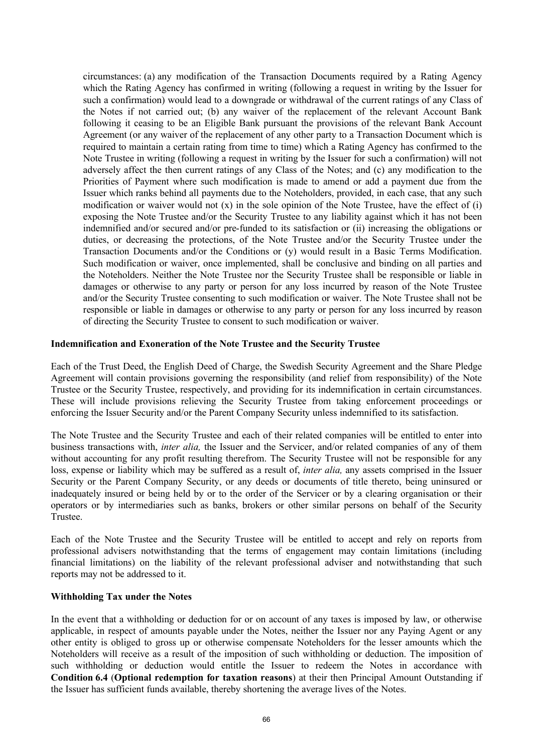circumstances: (a) any modification of the Transaction Documents required by a Rating Agency which the Rating Agency has confirmed in writing (following a request in writing by the Issuer for such a confirmation) would lead to a downgrade or withdrawal of the current ratings of any Class of the Notes if not carried out; (b) any waiver of the replacement of the relevant Account Bank following it ceasing to be an Eligible Bank pursuant the provisions of the relevant Bank Account Agreement (or any waiver of the replacement of any other party to a Transaction Document which is required to maintain a certain rating from time to time) which a Rating Agency has confirmed to the Note Trustee in writing (following a request in writing by the Issuer for such a confirmation) will not adversely affect the then current ratings of any Class of the Notes; and (c) any modification to the Priorities of Payment where such modification is made to amend or add a payment due from the Issuer which ranks behind all payments due to the Noteholders, provided, in each case, that any such modification or waiver would not (x) in the sole opinion of the Note Trustee, have the effect of (i) exposing the Note Trustee and/or the Security Trustee to any liability against which it has not been indemnified and/or secured and/or pre-funded to its satisfaction or (ii) increasing the obligations or duties, or decreasing the protections, of the Note Trustee and/or the Security Trustee under the Transaction Documents and/or the Conditions or (y) would result in a Basic Terms Modification. Such modification or waiver, once implemented, shall be conclusive and binding on all parties and the Noteholders. Neither the Note Trustee nor the Security Trustee shall be responsible or liable in damages or otherwise to any party or person for any loss incurred by reason of the Note Trustee and/or the Security Trustee consenting to such modification or waiver. The Note Trustee shall not be responsible or liable in damages or otherwise to any party or person for any loss incurred by reason of directing the Security Trustee to consent to such modification or waiver.

**Indemnification and Exoneration of the Note Trustee and the Security Trustee**

Each of the Trust Deed, the English Deed of Charge, the Swedish Security Agreement and the Share Pledge Agreement will contain provisions governing the responsibility (and relief from responsibility) of the Note Trustee or the Security Trustee, respectively, and providing for its indemnification in certain circumstances. These will include provisions relieving the Security Trustee from taking enforcement proceedings or enforcing the Issuer Security and/or the Parent Company Security unless indemnified to its satisfaction.

The Note Trustee and the Security Trustee and each of their related companies will be entitled to enter into business transactions with, *inter alia,* the Issuer and the Servicer, and/or related companies of any of them without accounting for any profit resulting therefrom. The Security Trustee will not be responsible for any loss, expense or liability which may be suffered as a result of, *inter alia,* any assets comprised in the Issuer Security or the Parent Company Security, or any deeds or documents of title thereto, being uninsured or inadequately insured or being held by or to the order of the Servicer or by a clearing organisation or their operators or by intermediaries such as banks, brokers or other similar persons on behalf of the Security Trustee.

Each of the Note Trustee and the Security Trustee will be entitled to accept and rely on reports from professional advisers notwithstanding that the terms of engagement may contain limitations (including financial limitations) on the liability of the relevant professional adviser and notwithstanding that such reports may not be addressed to it.

**Withholding Tax under the Notes**

In the event that a withholding or deduction for or on account of any taxes is imposed by law, or otherwise applicable, in respect of amounts payable under the Notes, neither the Issuer nor any Paying Agent or any other entity is obliged to gross up or otherwise compensate Noteholders for the lesser amounts which the Noteholders will receive as a result of the imposition of such withholding or deduction. The imposition of such withholding or deduction would entitle the Issuer to redeem the Notes in accordance with **Condition 6.4** (**Optional redemption for taxation reasons**) at their then Principal Amount Outstanding if the Issuer has sufficient funds available, thereby shortening the average lives of the Notes.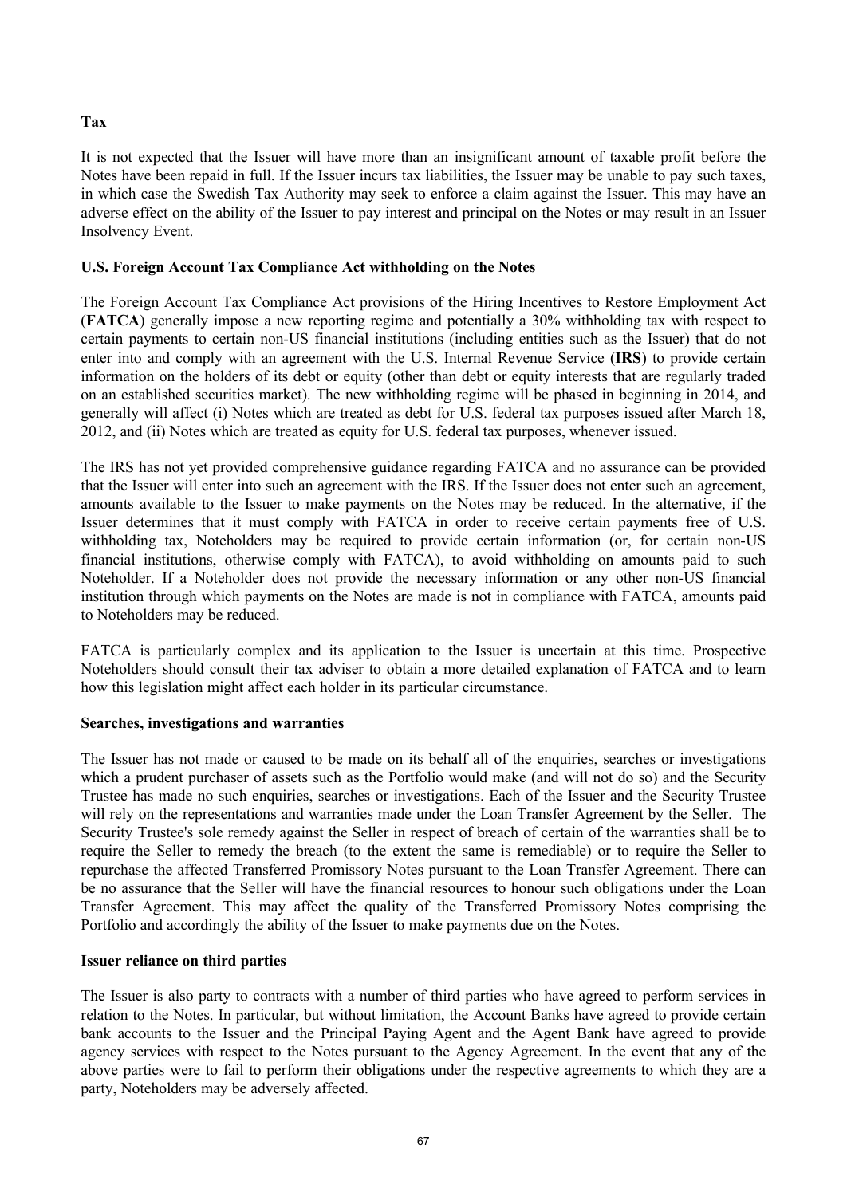**Tax**

It is not expected that the Issuer will have more than an insignificant amount of taxable profit before the Notes have been repaid in full. If the Issuer incurs tax liabilities, the Issuer may be unable to pay such taxes, in which case the Swedish Tax Authority may seek to enforce a claim against the Issuer. This may have an adverse effect on the ability of the Issuer to pay interest and principal on the Notes or may result in an Issuer Insolvency Event.

**U.S. Foreign Account Tax Compliance Act withholding on the Notes**

The Foreign Account Tax Compliance Act provisions of the Hiring Incentives to Restore Employment Act (**FATCA**) generally impose a new reporting regime and potentially a 30% withholding tax with respect to certain payments to certain non-US financial institutions (including entities such as the Issuer) that do not enter into and comply with an agreement with the U.S. Internal Revenue Service (**IRS**) to provide certain information on the holders of its debt or equity (other than debt or equity interests that are regularly traded on an established securities market). The new withholding regime will be phased in beginning in 2014, and generally will affect (i) Notes which are treated as debt for U.S. federal tax purposes issued after March 18, 2012, and (ii) Notes which are treated as equity for U.S. federal tax purposes, whenever issued.

The IRS has not yet provided comprehensive guidance regarding FATCA and no assurance can be provided that the Issuer will enter into such an agreement with the IRS. If the Issuer does not enter such an agreement, amounts available to the Issuer to make payments on the Notes may be reduced. In the alternative, if the Issuer determines that it must comply with FATCA in order to receive certain payments free of U.S. withholding tax, Noteholders may be required to provide certain information (or, for certain non-US financial institutions, otherwise comply with FATCA), to avoid withholding on amounts paid to such Noteholder. If a Noteholder does not provide the necessary information or any other non-US financial institution through which payments on the Notes are made is not in compliance with FATCA, amounts paid to Noteholders may be reduced.

FATCA is particularly complex and its application to the Issuer is uncertain at this time. Prospective Noteholders should consult their tax adviser to obtain a more detailed explanation of FATCA and to learn how this legislation might affect each holder in its particular circumstance.

**Searches, investigations and warranties**

The Issuer has not made or caused to be made on its behalf all of the enquiries, searches or investigations which a prudent purchaser of assets such as the Portfolio would make (and will not do so) and the Security Trustee has made no such enquiries, searches or investigations. Each of the Issuer and the Security Trustee will rely on the representations and warranties made under the Loan Transfer Agreement by the Seller. The Security Trustee's sole remedy against the Seller in respect of breach of certain of the warranties shall be to require the Seller to remedy the breach (to the extent the same is remediable) or to require the Seller to repurchase the affected Transferred Promissory Notes pursuant to the Loan Transfer Agreement. There can be no assurance that the Seller will have the financial resources to honour such obligations under the Loan Transfer Agreement. This may affect the quality of the Transferred Promissory Notes comprising the Portfolio and accordingly the ability of the Issuer to make payments due on the Notes.

**Issuer reliance on third parties**

The Issuer is also party to contracts with a number of third parties who have agreed to perform services in relation to the Notes. In particular, but without limitation, the Account Banks have agreed to provide certain bank accounts to the Issuer and the Principal Paying Agent and the Agent Bank have agreed to provide agency services with respect to the Notes pursuant to the Agency Agreement. In the event that any of the above parties were to fail to perform their obligations under the respective agreements to which they are a party, Noteholders may be adversely affected.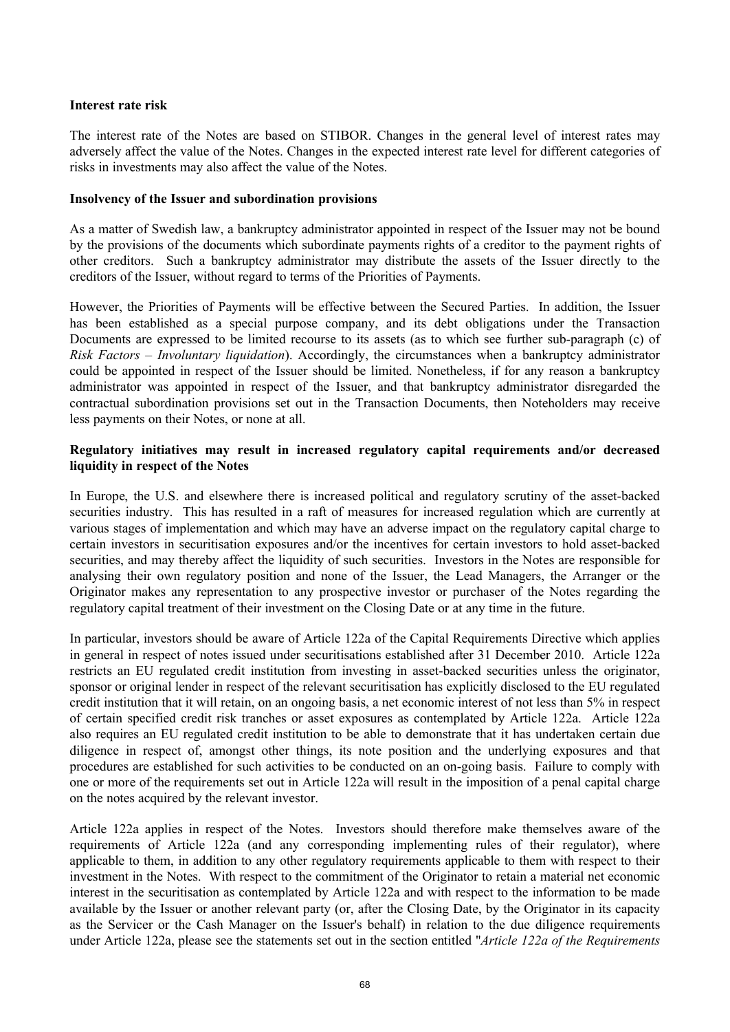**Interest rate risk**

The interest rate of the Notes are based on STIBOR. Changes in the general level of interest rates may adversely affect the value of the Notes. Changes in the expected interest rate level for different categories of risks in investments may also affect the value of the Notes.

**Insolvency of the Issuer and subordination provisions**

As a matter of Swedish law, a bankruptcy administrator appointed in respect of the Issuer may not be bound by the provisions of the documents which subordinate payments rights of a creditor to the payment rights of other creditors. Such a bankruptcy administrator may distribute the assets of the Issuer directly to the creditors of the Issuer, without regard to terms of the Priorities of Payments.

However, the Priorities of Payments will be effective between the Secured Parties. In addition, the Issuer has been established as a special purpose company, and its debt obligations under the Transaction Documents are expressed to be limited recourse to its assets (as to which see further sub-paragraph (c) of *Risk Factors – Involuntary liquidation*). Accordingly, the circumstances when a bankruptcy administrator could be appointed in respect of the Issuer should be limited. Nonetheless, if for any reason a bankruptcy administrator was appointed in respect of the Issuer, and that bankruptcy administrator disregarded the contractual subordination provisions set out in the Transaction Documents, then Noteholders may receive less payments on their Notes, or none at all.

**Regulatory initiatives may result in increased regulatory capital requirements and/or decreased liquidity in respect of the Notes**

In Europe, the U.S. and elsewhere there is increased political and regulatory scrutiny of the asset-backed securities industry. This has resulted in a raft of measures for increased regulation which are currently at various stages of implementation and which may have an adverse impact on the regulatory capital charge to certain investors in securitisation exposures and/or the incentives for certain investors to hold asset-backed securities, and may thereby affect the liquidity of such securities. Investors in the Notes are responsible for analysing their own regulatory position and none of the Issuer, the Lead Managers, the Arranger or the Originator makes any representation to any prospective investor or purchaser of the Notes regarding the regulatory capital treatment of their investment on the Closing Date or at any time in the future.

In particular, investors should be aware of Article 122a of the Capital Requirements Directive which applies in general in respect of notes issued under securitisations established after 31 December 2010. Article 122a restricts an EU regulated credit institution from investing in asset-backed securities unless the originator, sponsor or original lender in respect of the relevant securitisation has explicitly disclosed to the EU regulated credit institution that it will retain, on an ongoing basis, a net economic interest of not less than 5% in respect of certain specified credit risk tranches or asset exposures as contemplated by Article 122a. Article 122a also requires an EU regulated credit institution to be able to demonstrate that it has undertaken certain due diligence in respect of, amongst other things, its note position and the underlying exposures and that procedures are established for such activities to be conducted on an on-going basis. Failure to comply with one or more of the requirements set out in Article 122a will result in the imposition of a penal capital charge on the notes acquired by the relevant investor.

Article 122a applies in respect of the Notes. Investors should therefore make themselves aware of the requirements of Article 122a (and any corresponding implementing rules of their regulator), where applicable to them, in addition to any other regulatory requirements applicable to them with respect to their investment in the Notes. With respect to the commitment of the Originator to retain a material net economic interest in the securitisation as contemplated by Article 122a and with respect to the information to be made available by the Issuer or another relevant party (or, after the Closing Date, by the Originator in its capacity as the Servicer or the Cash Manager on the Issuer's behalf) in relation to the due diligence requirements under Article 122a, please see the statements set out in the section entitled "*Article 122a of the Requirements*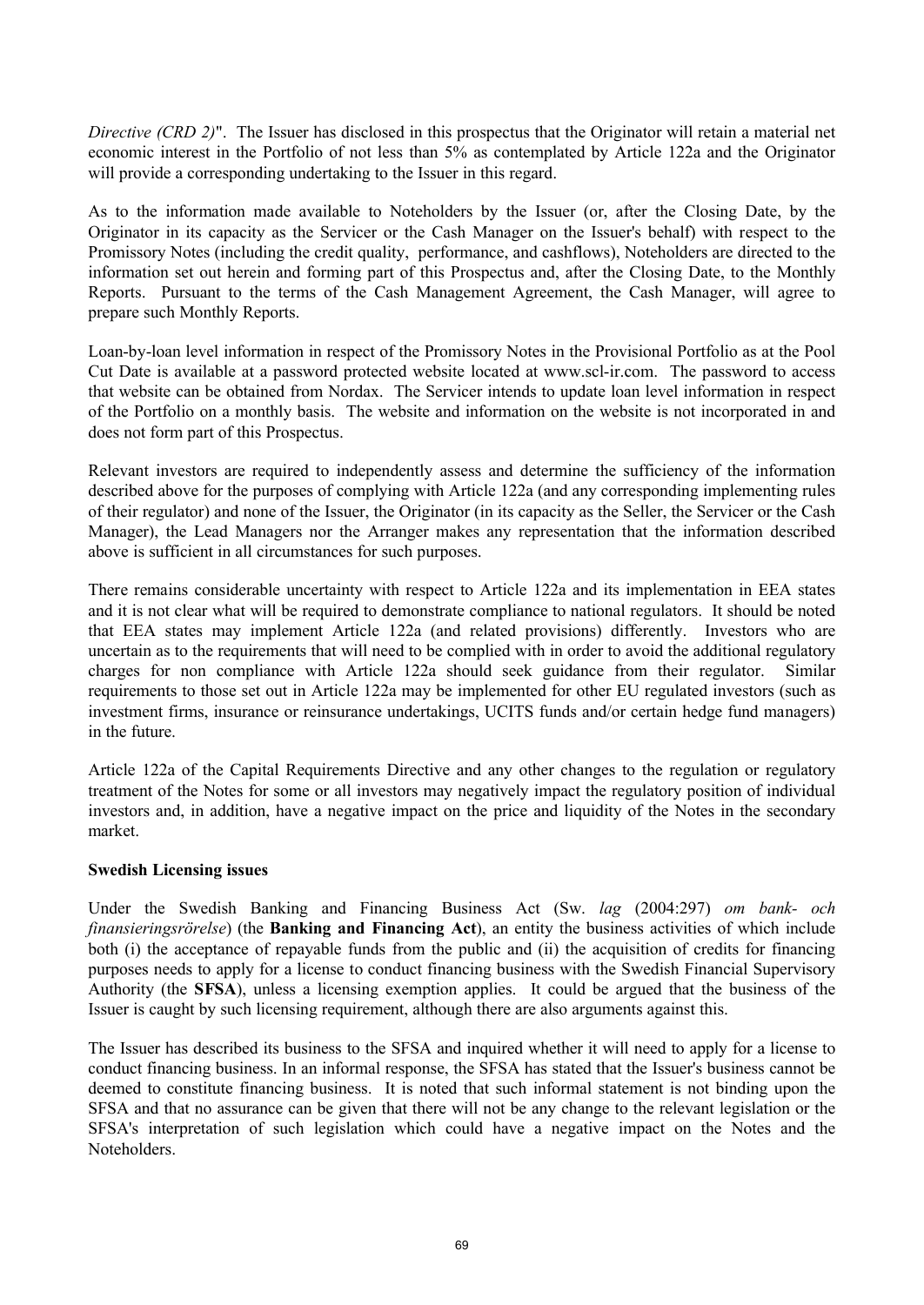*Directive (CRD 2)*". The Issuer has disclosed in this prospectus that the Originator will retain a material net economic interest in the Portfolio of not less than 5% as contemplated by Article 122a and the Originator will provide a corresponding undertaking to the Issuer in this regard.

As to the information made available to Noteholders by the Issuer (or, after the Closing Date, by the Originator in its capacity as the Servicer or the Cash Manager on the Issuer's behalf) with respect to the Promissory Notes (including the credit quality, performance, and cashflows), Noteholders are directed to the information set out herein and forming part of this Prospectus and, after the Closing Date, to the Monthly Reports. Pursuant to the terms of the Cash Management Agreement, the Cash Manager, will agree to prepare such Monthly Reports.

Loan-by-loan level information in respect of the Promissory Notes in the Provisional Portfolio as at the Pool Cut Date is available at a password protected website located at www.scl-ir.com. The password to access that website can be obtained from Nordax. The Servicer intends to update loan level information in respect of the Portfolio on a monthly basis. The website and information on the website is not incorporated in and does not form part of this Prospectus.

Relevant investors are required to independently assess and determine the sufficiency of the information described above for the purposes of complying with Article 122a (and any corresponding implementing rules of their regulator) and none of the Issuer, the Originator (in its capacity as the Seller, the Servicer or the Cash Manager), the Lead Managers nor the Arranger makes any representation that the information described above is sufficient in all circumstances for such purposes.

There remains considerable uncertainty with respect to Article 122a and its implementation in EEA states and it is not clear what will be required to demonstrate compliance to national regulators. It should be noted that EEA states may implement Article 122a (and related provisions) differently. Investors who are uncertain as to the requirements that will need to be complied with in order to avoid the additional regulatory charges for non compliance with Article 122a should seek guidance from their regulator. Similar requirements to those set out in Article 122a may be implemented for other EU regulated investors (such as investment firms, insurance or reinsurance undertakings, UCITS funds and/or certain hedge fund managers) in the future.

Article 122a of the Capital Requirements Directive and any other changes to the regulation or regulatory treatment of the Notes for some or all investors may negatively impact the regulatory position of individual investors and, in addition, have a negative impact on the price and liquidity of the Notes in the secondary market.

**Swedish Licensing issues**

Under the Swedish Banking and Financing Business Act (Sw. *lag* (2004:297) *om bank- och finansieringsrörelse*) (the **Banking and Financing Act**), an entity the business activities of which include both (i) the acceptance of repayable funds from the public and (ii) the acquisition of credits for financing purposes needs to apply for a license to conduct financing business with the Swedish Financial Supervisory Authority (the **SFSA**), unless a licensing exemption applies. It could be argued that the business of the Issuer is caught by such licensing requirement, although there are also arguments against this.

The Issuer has described its business to the SFSA and inquired whether it will need to apply for a license to conduct financing business. In an informal response, the SFSA has stated that the Issuer's business cannot be deemed to constitute financing business. It is noted that such informal statement is not binding upon the SFSA and that no assurance can be given that there will not be any change to the relevant legislation or the SFSA's interpretation of such legislation which could have a negative impact on the Notes and the Noteholders.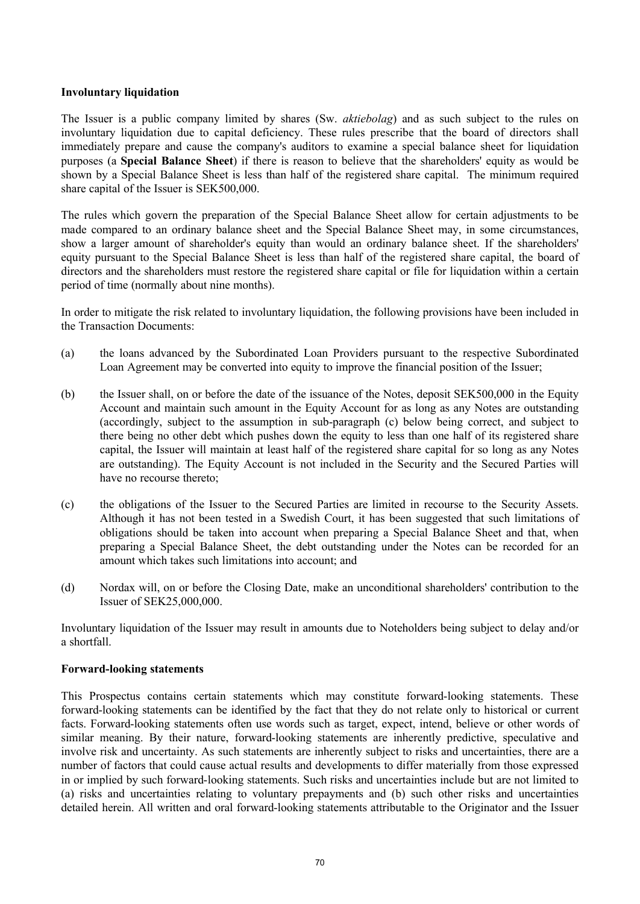**Involuntary liquidation**

The Issuer is a public company limited by shares (Sw. *aktiebolag*) and as such subject to the rules on involuntary liquidation due to capital deficiency. These rules prescribe that the board of directors shall immediately prepare and cause the company's auditors to examine a special balance sheet for liquidation purposes (a **Special Balance Sheet**) if there is reason to believe that the shareholders' equity as would be shown by a Special Balance Sheet is less than half of the registered share capital. The minimum required share capital of the Issuer is SEK500,000.

The rules which govern the preparation of the Special Balance Sheet allow for certain adjustments to be made compared to an ordinary balance sheet and the Special Balance Sheet may, in some circumstances, show a larger amount of shareholder's equity than would an ordinary balance sheet. If the shareholders' equity pursuant to the Special Balance Sheet is less than half of the registered share capital, the board of directors and the shareholders must restore the registered share capital or file for liquidation within a certain period of time (normally about nine months).

In order to mitigate the risk related to involuntary liquidation, the following provisions have been included in the Transaction Documents:

(a) the loans advanced by the Subordinated Loan Providers pursuant to the respective Subordinated Loan Agreement may be converted into equity to improve the financial position of the Issuer;

(b) the Issuer shall, on or before the date of the issuance of the Notes, deposit SEK500,000 in the Equity Account and maintain such amount in the Equity Account for as long as any Notes are outstanding (accordingly, subject to the assumption in sub-paragraph (c) below being correct, and subject to there being no other debt which pushes down the equity to less than one half of its registered share capital, the Issuer will maintain at least half of the registered share capital for so long as any Notes are outstanding). The Equity Account is not included in the Security and the Secured Parties will have no recourse thereto;

(c) the obligations of the Issuer to the Secured Parties are limited in recourse to the Security Assets. Although it has not been tested in a Swedish Court, it has been suggested that such limitations of obligations should be taken into account when preparing a Special Balance Sheet and that, when preparing a Special Balance Sheet, the debt outstanding under the Notes can be recorded for an amount which takes such limitations into account; and

(d) Nordax will, on or before the Closing Date, make an unconditional shareholders' contribution to the Issuer of SEK25,000,000.

Involuntary liquidation of the Issuer may result in amounts due to Noteholders being subject to delay and/or a shortfall.

**Forward-looking statements**

This Prospectus contains certain statements which may constitute forward-looking statements. These forward-looking statements can be identified by the fact that they do not relate only to historical or current facts. Forward-looking statements often use words such as target, expect, intend, believe or other words of similar meaning. By their nature, forward-looking statements are inherently predictive, speculative and involve risk and uncertainty. As such statements are inherently subject to risks and uncertainties, there are a number of factors that could cause actual results and developments to differ materially from those expressed in or implied by such forward-looking statements. Such risks and uncertainties include but are not limited to (a) risks and uncertainties relating to voluntary prepayments and (b) such other risks and uncertainties detailed herein. All written and oral forward-looking statements attributable to the Originator and the Issuer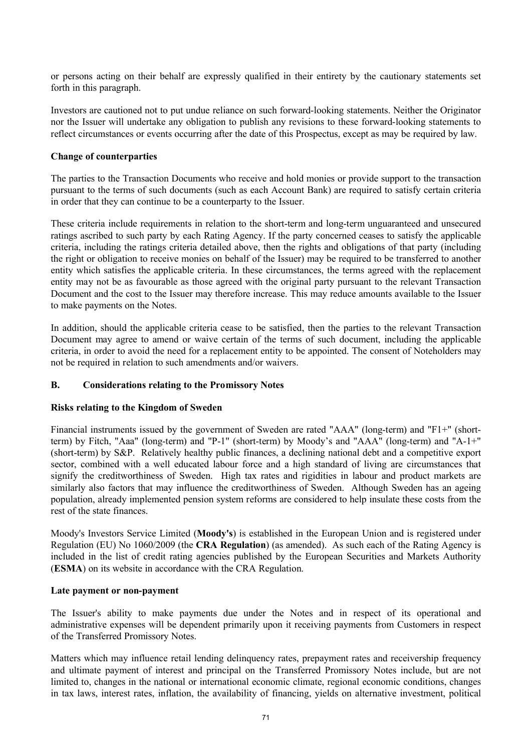or persons acting on their behalf are expressly qualified in their entirety by the cautionary statements set forth in this paragraph.

Investors are cautioned not to put undue reliance on such forward-looking statements. Neither the Originator nor the Issuer will undertake any obligation to publish any revisions to these forward-looking statements to reflect circumstances or events occurring after the date of this Prospectus, except as may be required by law.

**Change of counterparties**

The parties to the Transaction Documents who receive and hold monies or provide support to the transaction pursuant to the terms of such documents (such as each Account Bank) are required to satisfy certain criteria in order that they can continue to be a counterparty to the Issuer.

These criteria include requirements in relation to the short-term and long-term unguaranteed and unsecured ratings ascribed to such party by each Rating Agency. If the party concerned ceases to satisfy the applicable criteria, including the ratings criteria detailed above, then the rights and obligations of that party (including the right or obligation to receive monies on behalf of the Issuer) may be required to be transferred to another entity which satisfies the applicable criteria. In these circumstances, the terms agreed with the replacement entity may not be as favourable as those agreed with the original party pursuant to the relevant Transaction Document and the cost to the Issuer may therefore increase. This may reduce amounts available to the Issuer to make payments on the Notes.

In addition, should the applicable criteria cease to be satisfied, then the parties to the relevant Transaction Document may agree to amend or waive certain of the terms of such document, including the applicable criteria, in order to avoid the need for a replacement entity to be appointed. The consent of Noteholders may not be required in relation to such amendments and/or waivers.

## B. Considerations relating to the Promissory Notes

**Risks relating to the Kingdom of Sweden**

Financial instruments issued by the government of Sweden are rated "AAA" (long-term) and "F1+" (short-term) by Fitch, "Aaa" (long-term) and "P-1" (short-term) by Moody's and "AAA" (long-term) and "A-1+" (short-term) by S&P. Relatively healthy public finances, a declining national debt and a competitive export sector, combined with a well educated labour force and a high standard of living are circumstances that signify the creditworthiness of Sweden. High tax rates and rigidities in labour and product markets are similarly also factors that may influence the creditworthiness of Sweden. Although Sweden has an ageing population, already implemented pension system reforms are considered to help insulate these costs from the rest of the state finances.

Moody's Investors Service Limited (**Moody's**) is established in the European Union and is registered under Regulation (EU) No 1060/2009 (the **CRA Regulation**) (as amended). As such each of the Rating Agency is included in the list of credit rating agencies published by the European Securities and Markets Authority (**ESMA**) on its website in accordance with the CRA Regulation.

**Late payment or non-payment**

The Issuer's ability to make payments due under the Notes and in respect of its operational and administrative expenses will be dependent primarily upon it receiving payments from Customers in respect of the Transferred Promissory Notes.

Matters which may influence retail lending delinquency rates, prepayment rates and receivership frequency and ultimate payment of interest and principal on the Transferred Promissory Notes include, but are not limited to, changes in the national or international economic climate, regional economic conditions, changes in tax laws, interest rates, inflation, the availability of financing, yields on alternative investment, political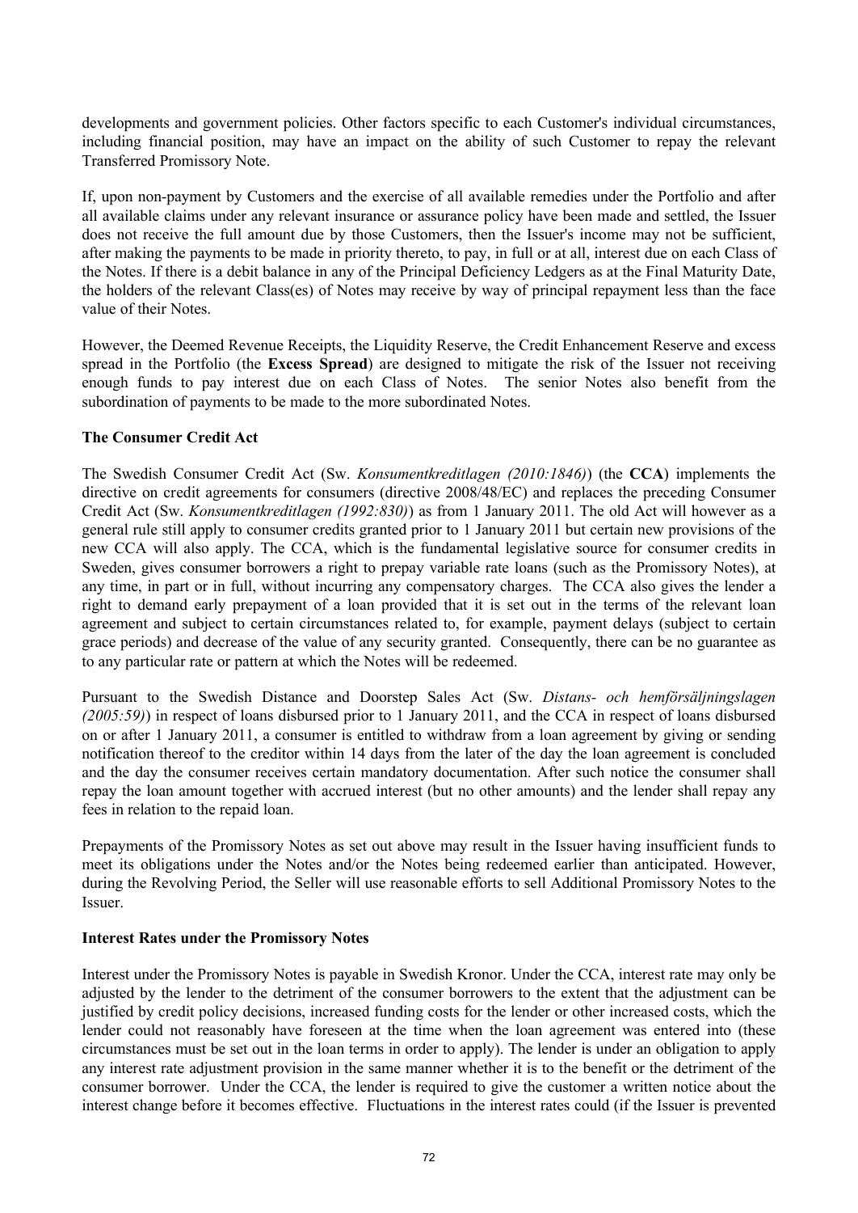developments and government policies. Other factors specific to each Customer's individual circumstances, including financial position, may have an impact on the ability of such Customer to repay the relevant Transferred Promissory Note.

If, upon non-payment by Customers and the exercise of all available remedies under the Portfolio and after all available claims under any relevant insurance or assurance policy have been made and settled, the Issuer does not receive the full amount due by those Customers, then the Issuer's income may not be sufficient, after making the payments to be made in priority thereto, to pay, in full or at all, interest due on each Class of the Notes. If there is a debit balance in any of the Principal Deficiency Ledgers as at the Final Maturity Date, the holders of the relevant Class(es) of Notes may receive by way of principal repayment less than the face value of their Notes.

However, the Deemed Revenue Receipts, the Liquidity Reserve, the Credit Enhancement Reserve and excess spread in the Portfolio (the **Excess Spread**) are designed to mitigate the risk of the Issuer not receiving enough funds to pay interest due on each Class of Notes. The senior Notes also benefit from the subordination of payments to be made to the more subordinated Notes.

**The Consumer Credit Act**

The Swedish Consumer Credit Act (Sw. *Konsumentkreditlagen (2010:1846)*) (the **CCA**) implements the directive on credit agreements for consumers (directive 2008/48/EC) and replaces the preceding Consumer Credit Act (Sw. *Konsumentkreditlagen (1992:830)*) as from 1 January 2011. The old Act will however as a general rule still apply to consumer credits granted prior to 1 January 2011 but certain new provisions of the new CCA will also apply. The CCA, which is the fundamental legislative source for consumer credits in Sweden, gives consumer borrowers a right to prepay variable rate loans (such as the Promissory Notes), at any time, in part or in full, without incurring any compensatory charges. The CCA also gives the lender a right to demand early prepayment of a loan provided that it is set out in the terms of the relevant loan agreement and subject to certain circumstances related to, for example, payment delays (subject to certain grace periods) and decrease of the value of any security granted. Consequently, there can be no guarantee as to any particular rate or pattern at which the Notes will be redeemed.

Pursuant to the Swedish Distance and Doorstep Sales Act (Sw. *Distans- och hemförsäljningslagen (2005:59)*) in respect of loans disbursed prior to 1 January 2011, and the CCA in respect of loans disbursed on or after 1 January 2011, a consumer is entitled to withdraw from a loan agreement by giving or sending notification thereof to the creditor within 14 days from the later of the day the loan agreement is concluded and the day the consumer receives certain mandatory documentation. After such notice the consumer shall repay the loan amount together with accrued interest (but no other amounts) and the lender shall repay any fees in relation to the repaid loan.

Prepayments of the Promissory Notes as set out above may result in the Issuer having insufficient funds to meet its obligations under the Notes and/or the Notes being redeemed earlier than anticipated. However, during the Revolving Period, the Seller will use reasonable efforts to sell Additional Promissory Notes to the Issuer.

**Interest Rates under the Promissory Notes**

Interest under the Promissory Notes is payable in Swedish Kronor. Under the CCA, interest rate may only be adjusted by the lender to the detriment of the consumer borrowers to the extent that the adjustment can be justified by credit policy decisions, increased funding costs for the lender or other increased costs, which the lender could not reasonably have foreseen at the time when the loan agreement was entered into (these circumstances must be set out in the loan terms in order to apply). The lender is under an obligation to apply any interest rate adjustment provision in the same manner whether it is to the benefit or the detriment of the consumer borrower. Under the CCA, the lender is required to give the customer a written notice about the interest change before it becomes effective. Fluctuations in the interest rates could (if the Issuer is prevented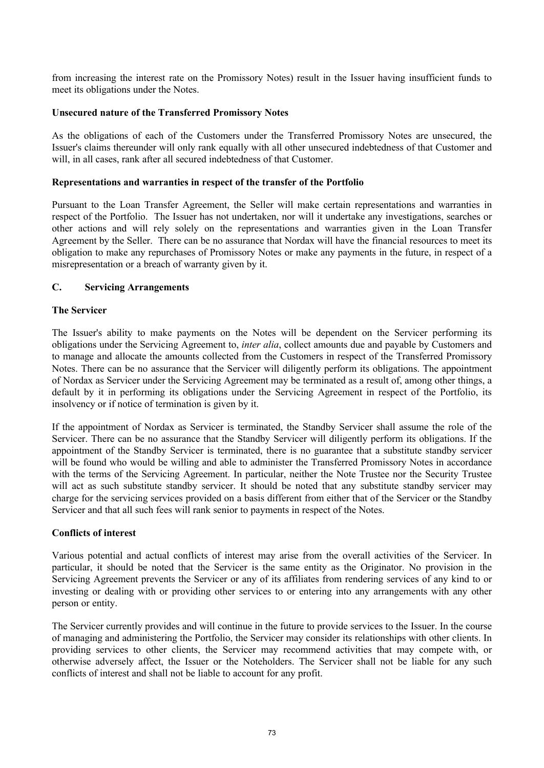from increasing the interest rate on the Promissory Notes) result in the Issuer having insufficient funds to meet its obligations under the Notes.

**Unsecured nature of the Transferred Promissory Notes**

As the obligations of each of the Customers under the Transferred Promissory Notes are unsecured, the Issuer's claims thereunder will only rank equally with all other unsecured indebtedness of that Customer and will, in all cases, rank after all secured indebtedness of that Customer.

**Representations and warranties in respect of the transfer of the Portfolio**

Pursuant to the Loan Transfer Agreement, the Seller will make certain representations and warranties in respect of the Portfolio. The Issuer has not undertaken, nor will it undertake any investigations, searches or other actions and will rely solely on the representations and warranties given in the Loan Transfer Agreement by the Seller. There can be no assurance that Nordax will have the financial resources to meet its obligation to make any repurchases of Promissory Notes or make any payments in the future, in respect of a misrepresentation or a breach of warranty given by it.

## C. Servicing Arrangements

**The Servicer**

The Issuer's ability to make payments on the Notes will be dependent on the Servicer performing its obligations under the Servicing Agreement to, *inter alia*, collect amounts due and payable by Customers and to manage and allocate the amounts collected from the Customers in respect of the Transferred Promissory Notes. There can be no assurance that the Servicer will diligently perform its obligations. The appointment of Nordax as Servicer under the Servicing Agreement may be terminated as a result of, among other things, a default by it in performing its obligations under the Servicing Agreement in respect of the Portfolio, its insolvency or if notice of termination is given by it.

If the appointment of Nordax as Servicer is terminated, the Standby Servicer shall assume the role of the Servicer. There can be no assurance that the Standby Servicer will diligently perform its obligations. If the appointment of the Standby Servicer is terminated, there is no guarantee that a substitute standby servicer will be found who would be willing and able to administer the Transferred Promissory Notes in accordance with the terms of the Servicing Agreement. In particular, neither the Note Trustee nor the Security Trustee will act as such substitute standby servicer. It should be noted that any substitute standby servicer may charge for the servicing services provided on a basis different from either that of the Servicer or the Standby Servicer and that all such fees will rank senior to payments in respect of the Notes.

**Conflicts of interest**

Various potential and actual conflicts of interest may arise from the overall activities of the Servicer. In particular, it should be noted that the Servicer is the same entity as the Originator. No provision in the Servicing Agreement prevents the Servicer or any of its affiliates from rendering services of any kind to or investing or dealing with or providing other services to or entering into any arrangements with any other person or entity.

The Servicer currently provides and will continue in the future to provide services to the Issuer. In the course of managing and administering the Portfolio, the Servicer may consider its relationships with other clients. In providing services to other clients, the Servicer may recommend activities that may compete with, or otherwise adversely affect, the Issuer or the Noteholders. The Servicer shall not be liable for any such conflicts of interest and shall not be liable to account for any profit.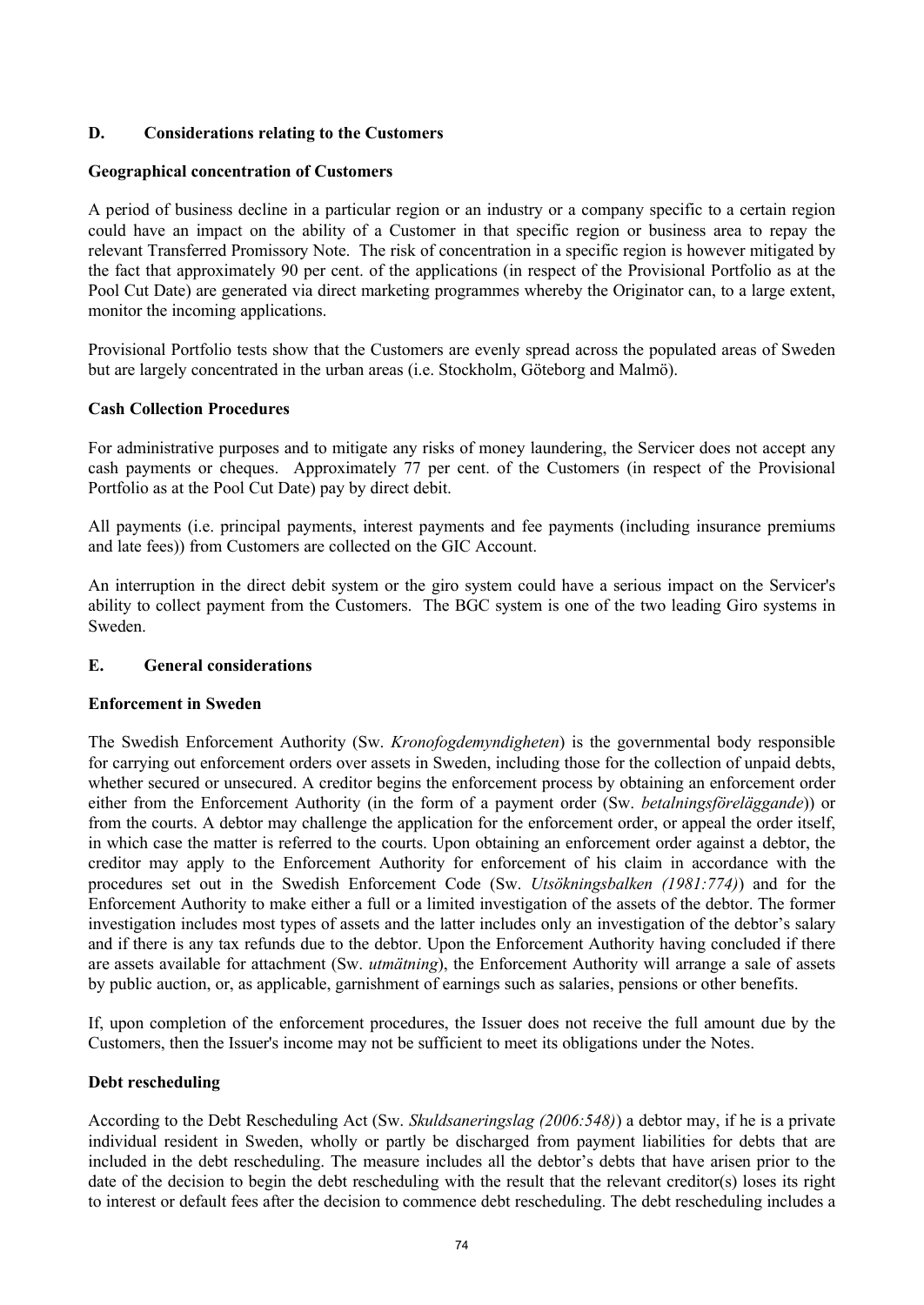## D. Considerations relating to the Customers

**Geographical concentration of Customers**

A period of business decline in a particular region or an industry or a company specific to a certain region could have an impact on the ability of a Customer in that specific region or business area to repay the relevant Transferred Promissory Note. The risk of concentration in a specific region is however mitigated by the fact that approximately 90 per cent. of the applications (in respect of the Provisional Portfolio as at the Pool Cut Date) are generated via direct marketing programmes whereby the Originator can, to a large extent, monitor the incoming applications.

Provisional Portfolio tests show that the Customers are evenly spread across the populated areas of Sweden but are largely concentrated in the urban areas (i.e. Stockholm, Göteborg and Malmö).

**Cash Collection Procedures**

For administrative purposes and to mitigate any risks of money laundering, the Servicer does not accept any cash payments or cheques. Approximately 77 per cent. of the Customers (in respect of the Provisional Portfolio as at the Pool Cut Date) pay by direct debit.

All payments (i.e. principal payments, interest payments and fee payments (including insurance premiums and late fees)) from Customers are collected on the GIC Account.

An interruption in the direct debit system or the giro system could have a serious impact on the Servicer's ability to collect payment from the Customers. The BGC system is one of the two leading Giro systems in Sweden.

## E. General considerations

**Enforcement in Sweden**

The Swedish Enforcement Authority (Sw. *Kronofogdemyndigheten*) is the governmental body responsible for carrying out enforcement orders over assets in Sweden, including those for the collection of unpaid debts, whether secured or unsecured. A creditor begins the enforcement process by obtaining an enforcement order either from the Enforcement Authority (in the form of a payment order (Sw. *betalningsföreläggande*)) or from the courts. A debtor may challenge the application for the enforcement order, or appeal the order itself, in which case the matter is referred to the courts. Upon obtaining an enforcement order against a debtor, the creditor may apply to the Enforcement Authority for enforcement of his claim in accordance with the procedures set out in the Swedish Enforcement Code (Sw. *Utsökningsbalken (1981:774)*) and for the Enforcement Authority to make either a full or a limited investigation of the assets of the debtor. The former investigation includes most types of assets and the latter includes only an investigation of the debtor's salary and if there is any tax refunds due to the debtor. Upon the Enforcement Authority having concluded if there are assets available for attachment (Sw. *utmätning*), the Enforcement Authority will arrange a sale of assets by public auction, or, as applicable, garnishment of earnings such as salaries, pensions or other benefits.

If, upon completion of the enforcement procedures, the Issuer does not receive the full amount due by the Customers, then the Issuer's income may not be sufficient to meet its obligations under the Notes.

**Debt rescheduling**

According to the Debt Rescheduling Act (Sw. *Skuldsaneringslag (2006:548)*) a debtor may, if he is a private individual resident in Sweden, wholly or partly be discharged from payment liabilities for debts that are included in the debt rescheduling. The measure includes all the debtor's debts that have arisen prior to the date of the decision to begin the debt rescheduling with the result that the relevant creditor(s) loses its right to interest or default fees after the decision to commence debt rescheduling. The debt rescheduling includes a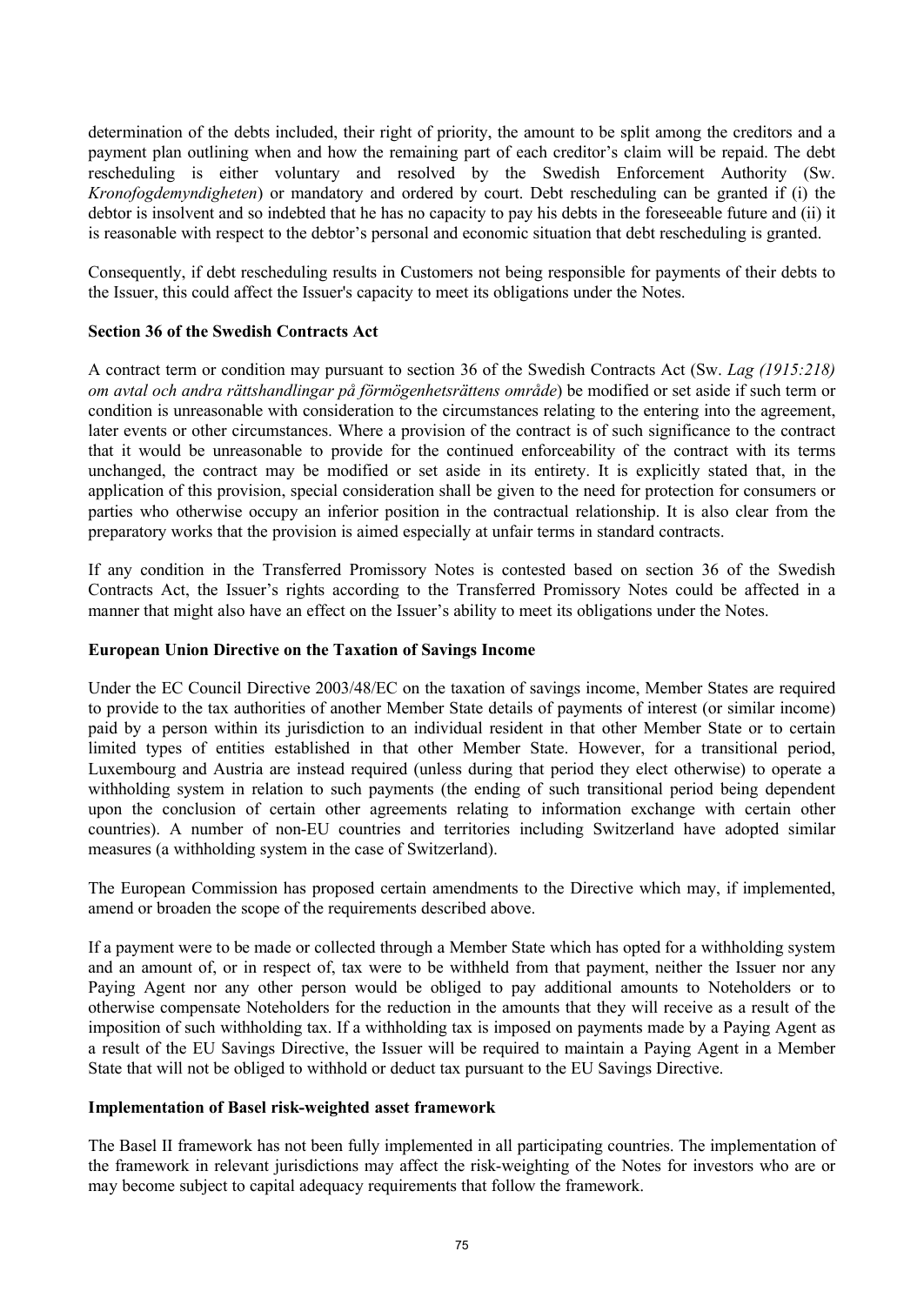determination of the debts included, their right of priority, the amount to be split among the creditors and a payment plan outlining when and how the remaining part of each creditor's claim will be repaid. The debt rescheduling is either voluntary and resolved by the Swedish Enforcement Authority (Sw. *Kronofogdemyndigheten*) or mandatory and ordered by court. Debt rescheduling can be granted if (i) the debtor is insolvent and so indebted that he has no capacity to pay his debts in the foreseeable future and (ii) it is reasonable with respect to the debtor's personal and economic situation that debt rescheduling is granted.

Consequently, if debt rescheduling results in Customers not being responsible for payments of their debts to the Issuer, this could affect the Issuer's capacity to meet its obligations under the Notes.

**Section 36 of the Swedish Contracts Act**

A contract term or condition may pursuant to section 36 of the Swedish Contracts Act (Sw. *Lag (1915:218) om avtal och andra rättshandlingar på förmögenhetsrättens område*) be modified or set aside if such term or condition is unreasonable with consideration to the circumstances relating to the entering into the agreement, later events or other circumstances. Where a provision of the contract is of such significance to the contract that it would be unreasonable to provide for the continued enforceability of the contract with its terms unchanged, the contract may be modified or set aside in its entirety. It is explicitly stated that, in the application of this provision, special consideration shall be given to the need for protection for consumers or parties who otherwise occupy an inferior position in the contractual relationship. It is also clear from the preparatory works that the provision is aimed especially at unfair terms in standard contracts.

If any condition in the Transferred Promissory Notes is contested based on section 36 of the Swedish Contracts Act, the Issuer's rights according to the Transferred Promissory Notes could be affected in a manner that might also have an effect on the Issuer's ability to meet its obligations under the Notes.

**European Union Directive on the Taxation of Savings Income**

Under the EC Council Directive 2003/48/EC on the taxation of savings income, Member States are required to provide to the tax authorities of another Member State details of payments of interest (or similar income) paid by a person within its jurisdiction to an individual resident in that other Member State or to certain limited types of entities established in that other Member State. However, for a transitional period, Luxembourg and Austria are instead required (unless during that period they elect otherwise) to operate a withholding system in relation to such payments (the ending of such transitional period being dependent upon the conclusion of certain other agreements relating to information exchange with certain other countries). A number of non-EU countries and territories including Switzerland have adopted similar measures (a withholding system in the case of Switzerland).

The European Commission has proposed certain amendments to the Directive which may, if implemented, amend or broaden the scope of the requirements described above.

If a payment were to be made or collected through a Member State which has opted for a withholding system and an amount of, or in respect of, tax were to be withheld from that payment, neither the Issuer nor any Paying Agent nor any other person would be obliged to pay additional amounts to Noteholders or to otherwise compensate Noteholders for the reduction in the amounts that they will receive as a result of the imposition of such withholding tax. If a withholding tax is imposed on payments made by a Paying Agent as a result of the EU Savings Directive, the Issuer will be required to maintain a Paying Agent in a Member State that will not be obliged to withhold or deduct tax pursuant to the EU Savings Directive.

**Implementation of Basel risk-weighted asset framework**

The Basel II framework has not been fully implemented in all participating countries. The implementation of the framework in relevant jurisdictions may affect the risk-weighting of the Notes for investors who are or may become subject to capital adequacy requirements that follow the framework.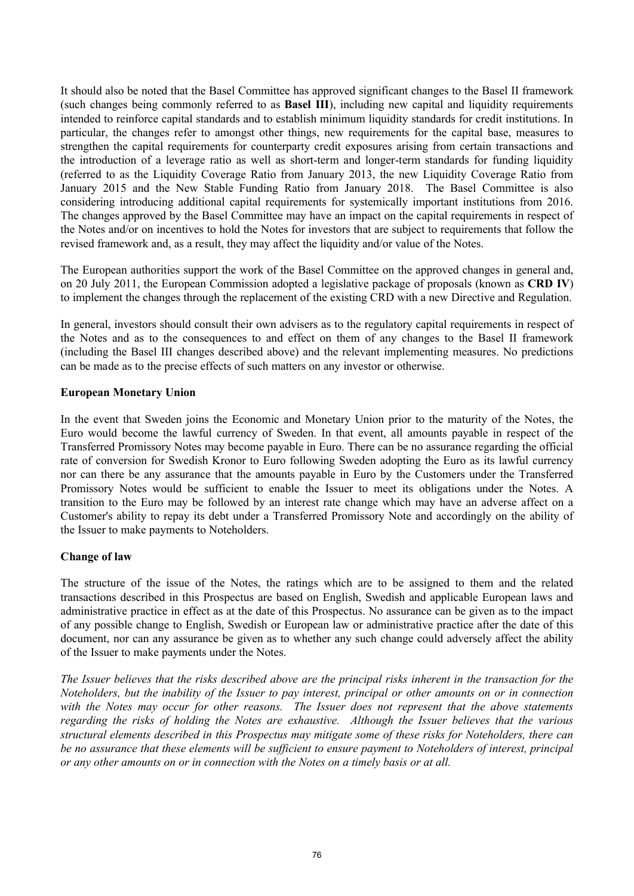It should also be noted that the Basel Committee has approved significant changes to the Basel II framework (such changes being commonly referred to as **Basel III**), including new capital and liquidity requirements intended to reinforce capital standards and to establish minimum liquidity standards for credit institutions. In particular, the changes refer to amongst other things, new requirements for the capital base, measures to strengthen the capital requirements for counterparty credit exposures arising from certain transactions and the introduction of a leverage ratio as well as short-term and longer-term standards for funding liquidity (referred to as the Liquidity Coverage Ratio from January 2013, the new Liquidity Coverage Ratio from January 2015 and the New Stable Funding Ratio from January 2018. The Basel Committee is also considering introducing additional capital requirements for systemically important institutions from 2016. The changes approved by the Basel Committee may have an impact on the capital requirements in respect of the Notes and/or on incentives to hold the Notes for investors that are subject to requirements that follow the revised framework and, as a result, they may affect the liquidity and/or value of the Notes.

The European authorities support the work of the Basel Committee on the approved changes in general and, on 20 July 2011, the European Commission adopted a legislative package of proposals (known as **CRD IV**) to implement the changes through the replacement of the existing CRD with a new Directive and Regulation.

In general, investors should consult their own advisers as to the regulatory capital requirements in respect of the Notes and as to the consequences to and effect on them of any changes to the Basel II framework (including the Basel III changes described above) and the relevant implementing measures. No predictions can be made as to the precise effects of such matters on any investor or otherwise.

**European Monetary Union**

In the event that Sweden joins the Economic and Monetary Union prior to the maturity of the Notes, the Euro would become the lawful currency of Sweden. In that event, all amounts payable in respect of the Transferred Promissory Notes may become payable in Euro. There can be no assurance regarding the official rate of conversion for Swedish Kronor to Euro following Sweden adopting the Euro as its lawful currency nor can there be any assurance that the amounts payable in Euro by the Customers under the Transferred Promissory Notes would be sufficient to enable the Issuer to meet its obligations under the Notes. A transition to the Euro may be followed by an interest rate change which may have an adverse affect on a Customer's ability to repay its debt under a Transferred Promissory Note and accordingly on the ability of the Issuer to make payments to Noteholders.

**Change of law**

The structure of the issue of the Notes, the ratings which are to be assigned to them and the related transactions described in this Prospectus are based on English, Swedish and applicable European laws and administrative practice in effect as at the date of this Prospectus. No assurance can be given as to the impact of any possible change to English, Swedish or European law or administrative practice after the date of this document, nor can any assurance be given as to whether any such change could adversely affect the ability of the Issuer to make payments under the Notes.

*The Issuer believes that the risks described above are the principal risks inherent in the transaction for the Noteholders, but the inability of the Issuer to pay interest, principal or other amounts on or in connection with the Notes may occur for other reasons. The Issuer does not represent that the above statements regarding the risks of holding the Notes are exhaustive. Although the Issuer believes that the various structural elements described in this Prospectus may mitigate some of these risks for Noteholders, there can be no assurance that these elements will be sufficient to ensure payment to Noteholders of interest, principal or any other amounts on or in connection with the Notes on a timely basis or at all.*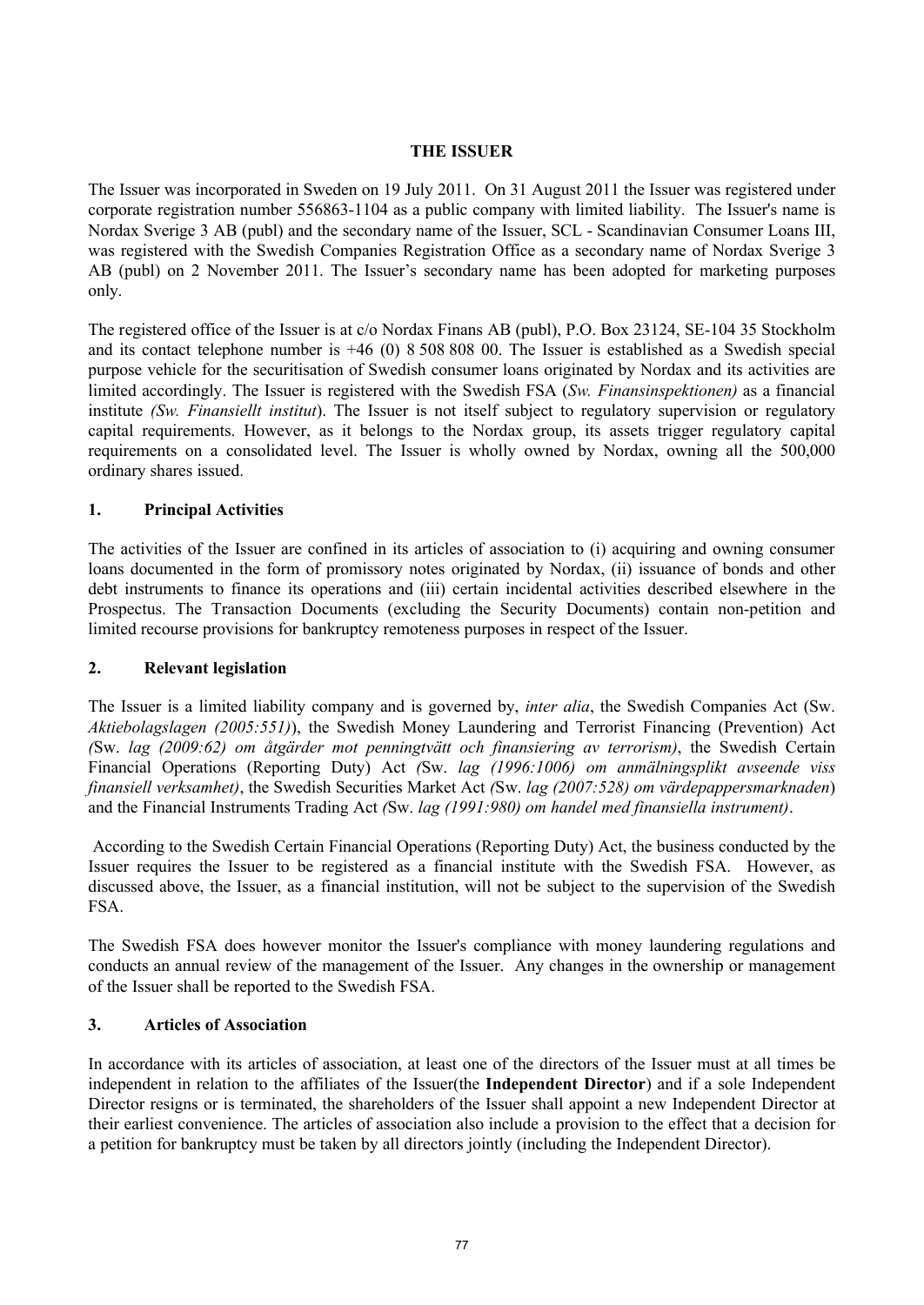## THE ISSUER

The Issuer was incorporated in Sweden on 19 July 2011. On 31 August 2011 the Issuer was registered under corporate registration number 556863-1104 as a public company with limited liability. The Issuer's name is Nordax Sverige 3 AB (publ) and the secondary name of the Issuer, SCL - Scandinavian Consumer Loans III, was registered with the Swedish Companies Registration Office as a secondary name of Nordax Sverige 3 AB (publ) on 2 November 2011. The Issuer's secondary name has been adopted for marketing purposes only.

The registered office of the Issuer is at c/o Nordax Finans AB (publ), P.O. Box 23124, SE-104 35 Stockholm and its contact telephone number is +46 (0) 8 508 808 00. The Issuer is established as a Swedish special purpose vehicle for the securitisation of Swedish consumer loans originated by Nordax and its activities are limited accordingly. The Issuer is registered with the Swedish FSA (*Sw. Finansinspektionen)* as a financial institute *(Sw. Finansiellt institut*). The Issuer is not itself subject to regulatory supervision or regulatory capital requirements. However, as it belongs to the Nordax group, its assets trigger regulatory capital requirements on a consolidated level. The Issuer is wholly owned by Nordax, owning all the 500,000 ordinary shares issued.

### 1. Principal Activities

The activities of the Issuer are confined in its articles of association to (i) acquiring and owning consumer loans documented in the form of promissory notes originated by Nordax, (ii) issuance of bonds and other debt instruments to finance its operations and (iii) certain incidental activities described elsewhere in the Prospectus. The Transaction Documents (excluding the Security Documents) contain non-petition and limited recourse provisions for bankruptcy remoteness purposes in respect of the Issuer.

### 2. Relevant legislation

The Issuer is a limited liability company and is governed by, *inter alia*, the Swedish Companies Act (Sw. *Aktiebolagslagen (2005:551)*), the Swedish Money Laundering and Terrorist Financing (Prevention) Act *(*Sw. *lag (2009:62) om åtgärder mot penningtvätt och finansiering av terrorism)*, the Swedish Certain Financial Operations (Reporting Duty) Act *(*Sw. *lag (1996:1006) om anmälningsplikt avseende viss finansiell verksamhet)*, the Swedish Securities Market Act *(*Sw. *lag (2007:528) om värdepappersmarknaden*) and the Financial Instruments Trading Act *(*Sw. *lag (1991:980) om handel med finansiella instrument)*.

According to the Swedish Certain Financial Operations (Reporting Duty) Act, the business conducted by the Issuer requires the Issuer to be registered as a financial institute with the Swedish FSA. However, as discussed above, the Issuer, as a financial institution, will not be subject to the supervision of the Swedish FSA.

The Swedish FSA does however monitor the Issuer's compliance with money laundering regulations and conducts an annual review of the management of the Issuer. Any changes in the ownership or management of the Issuer shall be reported to the Swedish FSA.

### 3. Articles of Association

In accordance with its articles of association, at least one of the directors of the Issuer must at all times be independent in relation to the affiliates of the Issuer(the **Independent Director**) and if a sole Independent Director resigns or is terminated, the shareholders of the Issuer shall appoint a new Independent Director at their earliest convenience. The articles of association also include a provision to the effect that a decision for a petition for bankruptcy must be taken by all directors jointly (including the Independent Director).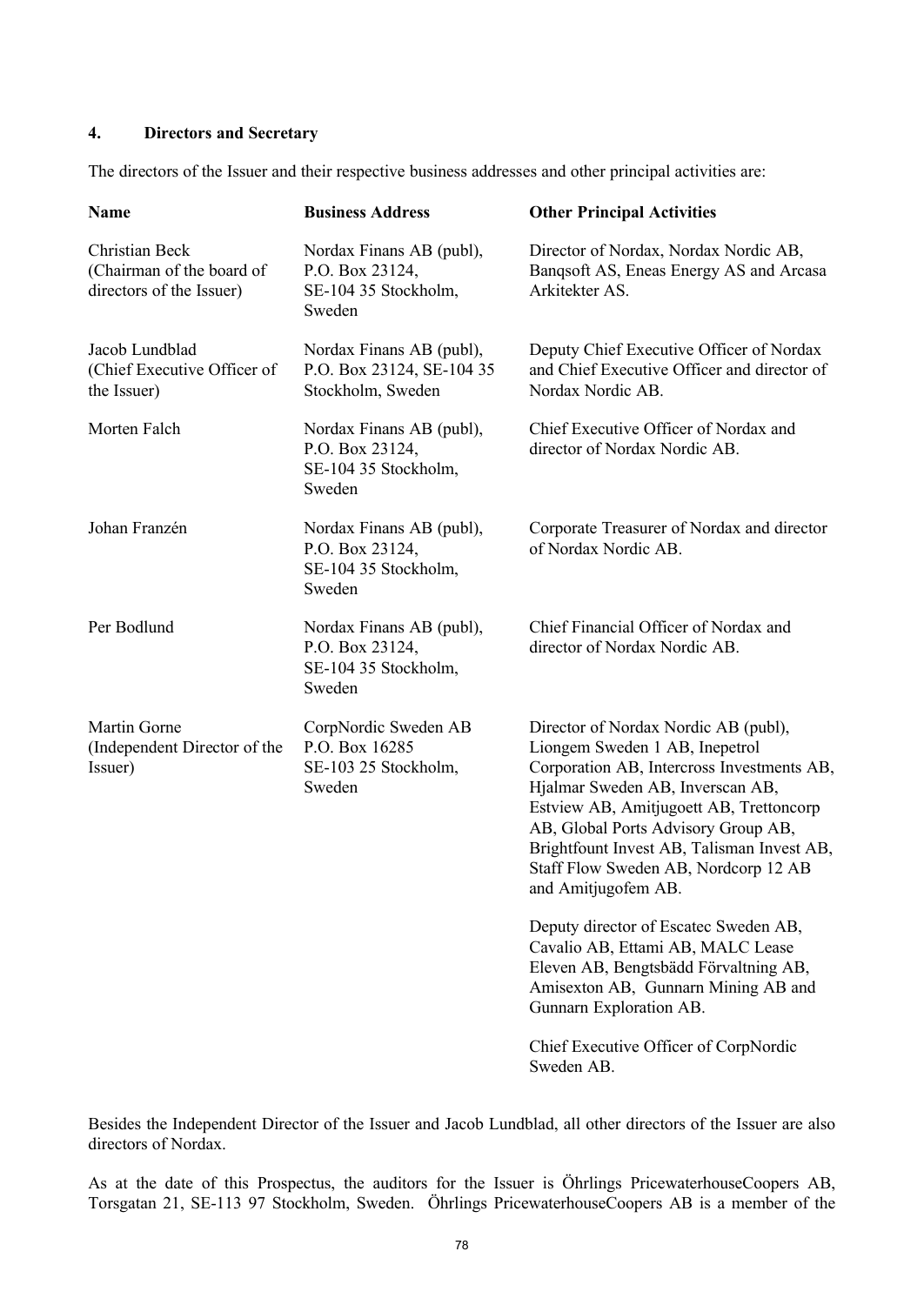## 4. Directors and Secretary

The directors of the Issuer and their respective business addresses and other principal activities are:

| Name | Business Address | Other Principal Activities |
|---|---|---|
| Christian Beck (Chairman of the board of directors of the Issuer) | Nordax Finans AB (publ), P.O. Box 23124, SE-104 35 Stockholm, Sweden | Director of Nordax, Nordax Nordic AB, Banqsoft AS, Eneas Energy AS and Arcasa Arkitekter AS. |
| Jacob Lundblad (Chief Executive Officer of the Issuer) | Nordax Finans AB (publ), P.O. Box 23124, SE-104 35 Stockholm, Sweden | Deputy Chief Executive Officer of Nordax and Chief Executive Officer and director of Nordax Nordic AB. |
| Morten Falch | Nordax Finans AB (publ), P.O. Box 23124, SE-104 35 Stockholm, Sweden | Chief Executive Officer of Nordax and director of Nordax Nordic AB. |
| Johan Franzén | Nordax Finans AB (publ), P.O. Box 23124, SE-104 35 Stockholm, Sweden | Corporate Treasurer of Nordax and director of Nordax Nordic AB. |
| Per Bodlund | Nordax Finans AB (publ), P.O. Box 23124, SE-104 35 Stockholm, Sweden | Chief Financial Officer of Nordax and director of Nordax Nordic AB. |
| Martin Gorne (Independent Director of the Issuer) | CorpNordic Sweden AB P.O. Box 16285 SE-103 25 Stockholm, Sweden | Director of Nordax Nordic AB (publ), Liongem Sweden 1 AB, Inepetrol Corporation AB, Intercross Investments AB, Hjalmar Sweden AB, Inverscan AB, Estview AB, Amitjugoett AB, Trettoncorp AB, Global Ports Advisory Group AB, Brightfount Invest AB, Talisman Invest AB, Staff Flow Sweden AB, Nordcorp 12 AB and Amitjugofem AB.<br><br>Deputy director of Escatec Sweden AB, Cavalio AB, Ettami AB, MALC Lease Eleven AB, Bengtsbädd Förvaltning AB, Amisexton AB, Gunnarn Mining AB and Gunnarn Exploration AB.<br><br>Chief Executive Officer of CorpNordic Sweden AB. |

Besides the Independent Director of the Issuer and Jacob Lundblad, all other directors of the Issuer are also directors of Nordax.

As at the date of this Prospectus, the auditors for the Issuer is Öhrlings PricewaterhouseCoopers AB, Torsgatan 21, SE-113 97 Stockholm, Sweden. Öhrlings PricewaterhouseCoopers AB is a member of the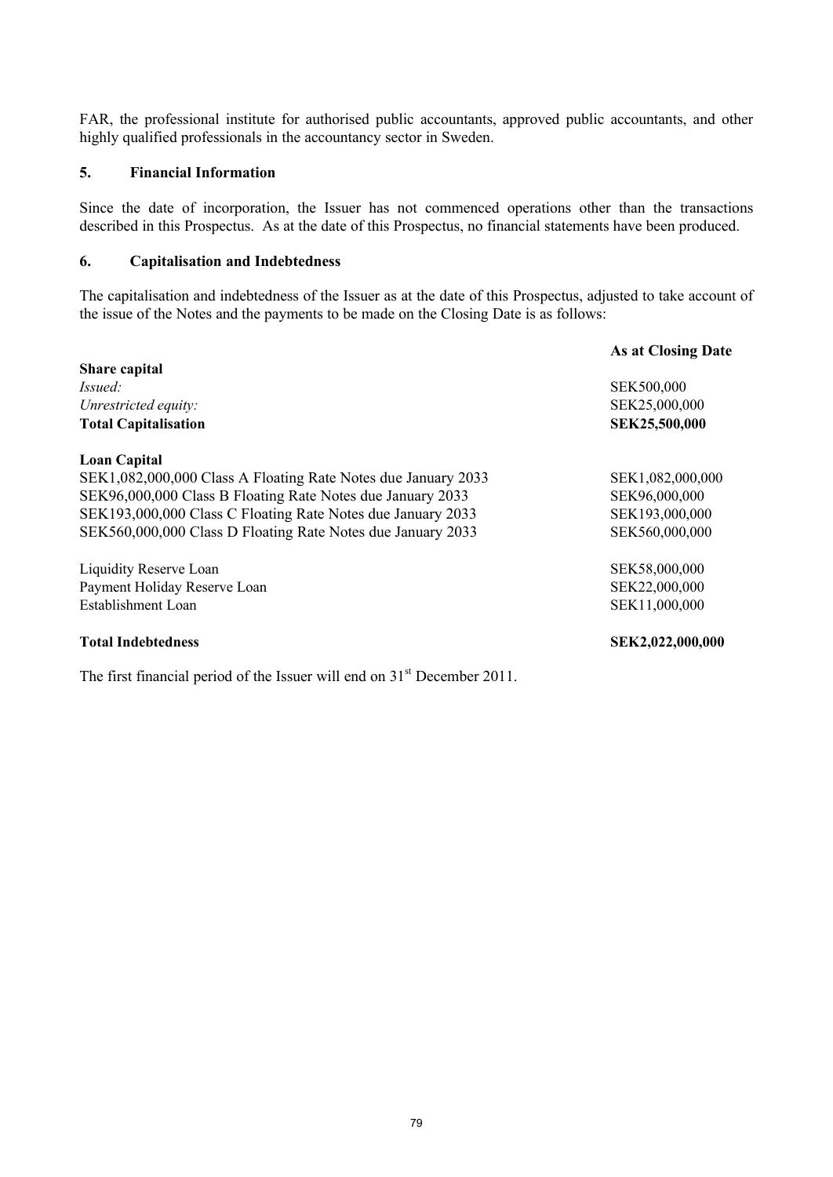FAR, the professional institute for authorised public accountants, approved public accountants, and other highly qualified professionals in the accountancy sector in Sweden.

## 5. Financial Information

Since the date of incorporation, the Issuer has not commenced operations other than the transactions described in this Prospectus. As at the date of this Prospectus, no financial statements have been produced.

## 6. Capitalisation and Indebtedness

The capitalisation and indebtedness of the Issuer as at the date of this Prospectus, adjusted to take account of the issue of the Notes and the payments to be made on the Closing Date is as follows:

| | **As at Closing Date** |
|---|---|
| **Share capital** | |
| *Issued:* | SEK500,000 |
| *Unrestricted equity:* | SEK25,000,000 |
| **Total Capitalisation** | **SEK25,500,000** |
| | |
| **Loan Capital** | |
| SEK1,082,000,000 Class A Floating Rate Notes due January 2033 | SEK1,082,000,000 |
| SEK96,000,000 Class B Floating Rate Notes due January 2033 | SEK96,000,000 |
| SEK193,000,000 Class C Floating Rate Notes due January 2033 | SEK193,000,000 |
| SEK560,000,000 Class D Floating Rate Notes due January 2033 | SEK560,000,000 |
| | |
| Liquidity Reserve Loan | SEK58,000,000 |
| Payment Holiday Reserve Loan | SEK22,000,000 |
| Establishment Loan | SEK11,000,000 |
| | |
| **Total Indebtedness** | **SEK2,022,000,000** |

The first financial period of the Issuer will end on 31st December 2011.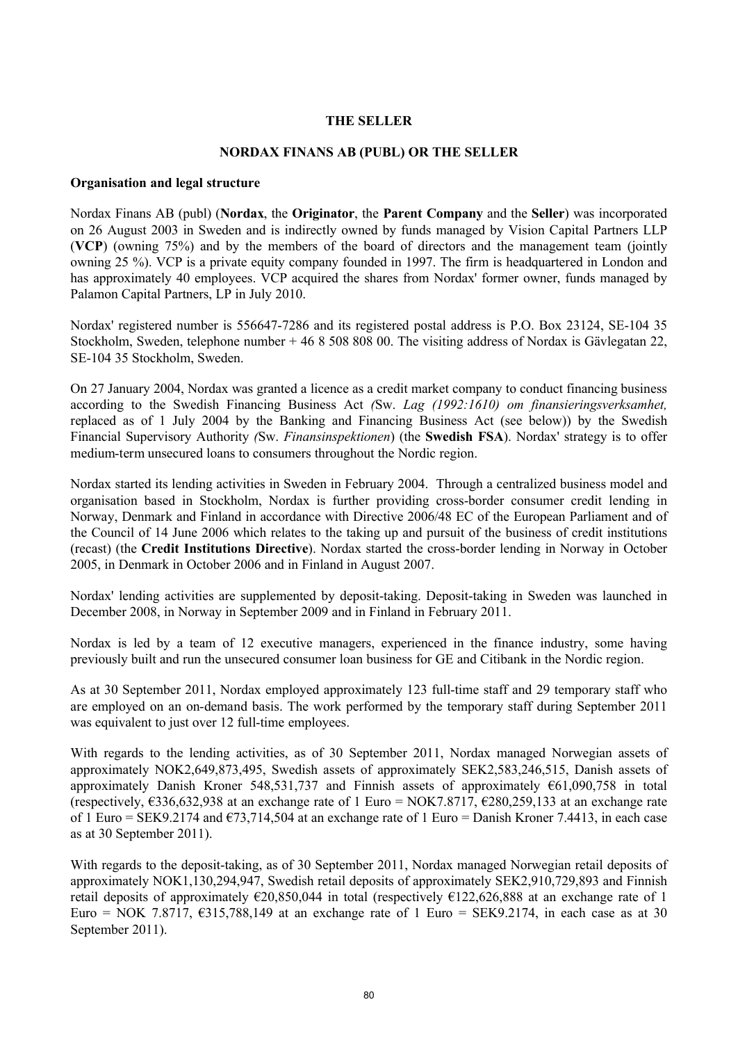## THE SELLER

## NORDAX FINANS AB (PUBL) OR THE SELLER

**Organisation and legal structure**

Nordax Finans AB (publ) (**Nordax**, the **Originator**, the **Parent Company** and the **Seller**) was incorporated on 26 August 2003 in Sweden and is indirectly owned by funds managed by Vision Capital Partners LLP (**VCP**) (owning 75%) and by the members of the board of directors and the management team (jointly owning 25 %). VCP is a private equity company founded in 1997. The firm is headquartered in London and has approximately 40 employees. VCP acquired the shares from Nordax' former owner, funds managed by Palamon Capital Partners, LP in July 2010.

Nordax' registered number is 556647-7286 and its registered postal address is P.O. Box 23124, SE-104 35 Stockholm, Sweden, telephone number + 46 8 508 808 00. The visiting address of Nordax is Gävlegatan 22, SE-104 35 Stockholm, Sweden.

On 27 January 2004, Nordax was granted a licence as a credit market company to conduct financing business according to the Swedish Financing Business Act *(*Sw. *Lag (1992:1610) om finansieringsverksamhet,* replaced as of 1 July 2004 by the Banking and Financing Business Act (see below)) by the Swedish Financial Supervisory Authority *(*Sw. *Finansinspektionen*) (the **Swedish FSA**). Nordax' strategy is to offer medium-term unsecured loans to consumers throughout the Nordic region.

Nordax started its lending activities in Sweden in February 2004. Through a centralized business model and organisation based in Stockholm, Nordax is further providing cross-border consumer credit lending in Norway, Denmark and Finland in accordance with Directive 2006/48 EC of the European Parliament and of the Council of 14 June 2006 which relates to the taking up and pursuit of the business of credit institutions (recast) (the **Credit Institutions Directive**). Nordax started the cross-border lending in Norway in October 2005, in Denmark in October 2006 and in Finland in August 2007.

Nordax' lending activities are supplemented by deposit-taking. Deposit-taking in Sweden was launched in December 2008, in Norway in September 2009 and in Finland in February 2011.

Nordax is led by a team of 12 executive managers, experienced in the finance industry, some having previously built and run the unsecured consumer loan business for GE and Citibank in the Nordic region.

As at 30 September 2011, Nordax employed approximately 123 full-time staff and 29 temporary staff who are employed on an on-demand basis. The work performed by the temporary staff during September 2011 was equivalent to just over 12 full-time employees.

With regards to the lending activities, as of 30 September 2011, Nordax managed Norwegian assets of approximately NOK2,649,873,495, Swedish assets of approximately SEK2,583,246,515, Danish assets of approximately Danish Kroner 548,531,737 and Finnish assets of approximately €61,090,758 in total (respectively, €336,632,938 at an exchange rate of 1 Euro = NOK7.8717, €280,259,133 at an exchange rate of 1 Euro = SEK9.2174 and €73,714,504 at an exchange rate of 1 Euro = Danish Kroner 7.4413, in each case as at 30 September 2011).

With regards to the deposit-taking, as of 30 September 2011, Nordax managed Norwegian retail deposits of approximately NOK1,130,294,947, Swedish retail deposits of approximately SEK2,910,729,893 and Finnish retail deposits of approximately €20,850,044 in total (respectively €122,626,888 at an exchange rate of 1 Euro = NOK 7.8717, €315,788,149 at an exchange rate of 1 Euro = SEK9.2174, in each case as at 30 September 2011).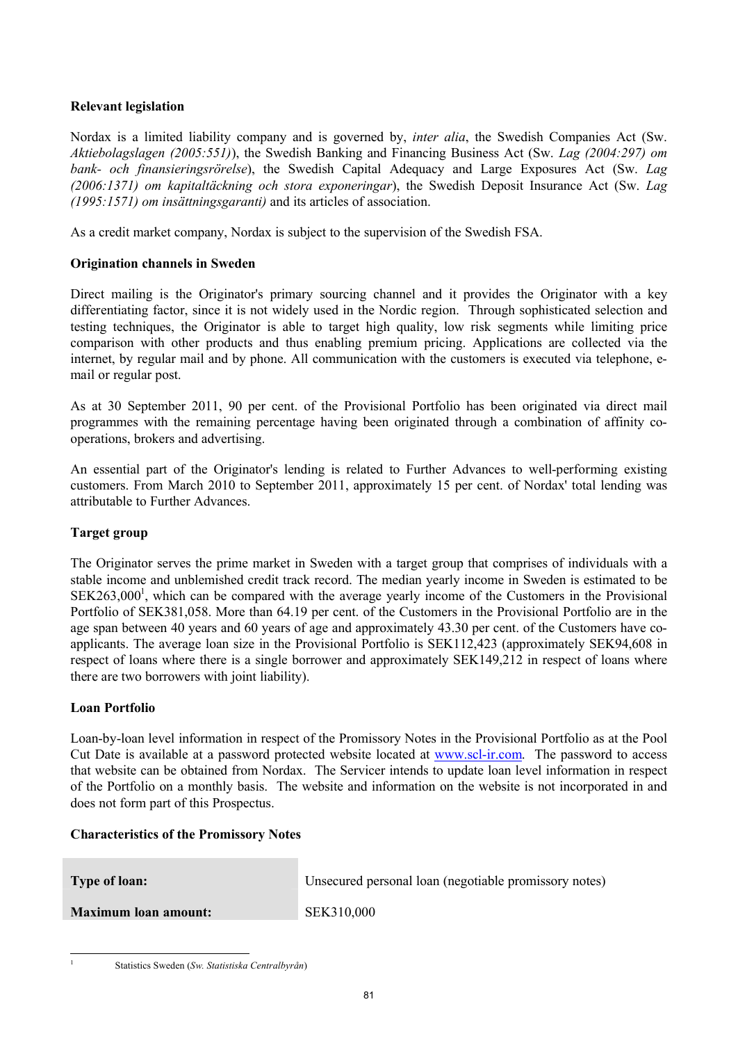**Relevant legislation**

Nordax is a limited liability company and is governed by, *inter alia*, the Swedish Companies Act (Sw. *Aktiebolagslagen (2005:551)*), the Swedish Banking and Financing Business Act (Sw. *Lag (2004:297) om bank- och finansieringsrörelse*), the Swedish Capital Adequacy and Large Exposures Act (Sw. *Lag (2006:1371) om kapitaltäckning och stora exponeringar*), the Swedish Deposit Insurance Act (Sw. *Lag (1995:1571) om insättningsgaranti)* and its articles of association.

As a credit market company, Nordax is subject to the supervision of the Swedish FSA.

**Origination channels in Sweden**

Direct mailing is the Originator's primary sourcing channel and it provides the Originator with a key differentiating factor, since it is not widely used in the Nordic region. Through sophisticated selection and testing techniques, the Originator is able to target high quality, low risk segments while limiting price comparison with other products and thus enabling premium pricing. Applications are collected via the internet, by regular mail and by phone. All communication with the customers is executed via telephone, e-mail or regular post.

As at 30 September 2011, 90 per cent. of the Provisional Portfolio has been originated via direct mail programmes with the remaining percentage having been originated through a combination of affinity co-operations, brokers and advertising.

An essential part of the Originator's lending is related to Further Advances to well-performing existing customers. From March 2010 to September 2011, approximately 15 per cent. of Nordax' total lending was attributable to Further Advances.

**Target group**

The Originator serves the prime market in Sweden with a target group that comprises of individuals with a stable income and unblemished credit track record. The median yearly income in Sweden is estimated to be SEK263,000[1], which can be compared with the average yearly income of the Customers in the Provisional Portfolio of SEK381,058. More than 64.19 per cent. of the Customers in the Provisional Portfolio are in the age span between 40 years and 60 years of age and approximately 43.30 per cent. of the Customers have co-applicants. The average loan size in the Provisional Portfolio is SEK112,423 (approximately SEK94,608 in respect of loans where there is a single borrower and approximately SEK149,212 in respect of loans where there are two borrowers with joint liability).

**Loan Portfolio**

Loan-by-loan level information in respect of the Promissory Notes in the Provisional Portfolio as at the Pool Cut Date is available at a password protected website located at www.scl-ir.com. The password to access that website can be obtained from Nordax. The Servicer intends to update loan level information in respect of the Portfolio on a monthly basis. The website and information on the website is not incorporated in and does not form part of this Prospectus.

**Characteristics of the Promissory Notes**

| | |
|---|---|
| **Type of loan:** | Unsecured personal loan (negotiable promissory notes) |
| **Maximum loan amount:** | SEK310,000 |

[1] Statistics Sweden (*Sw. Statistiska Centralbyrån*)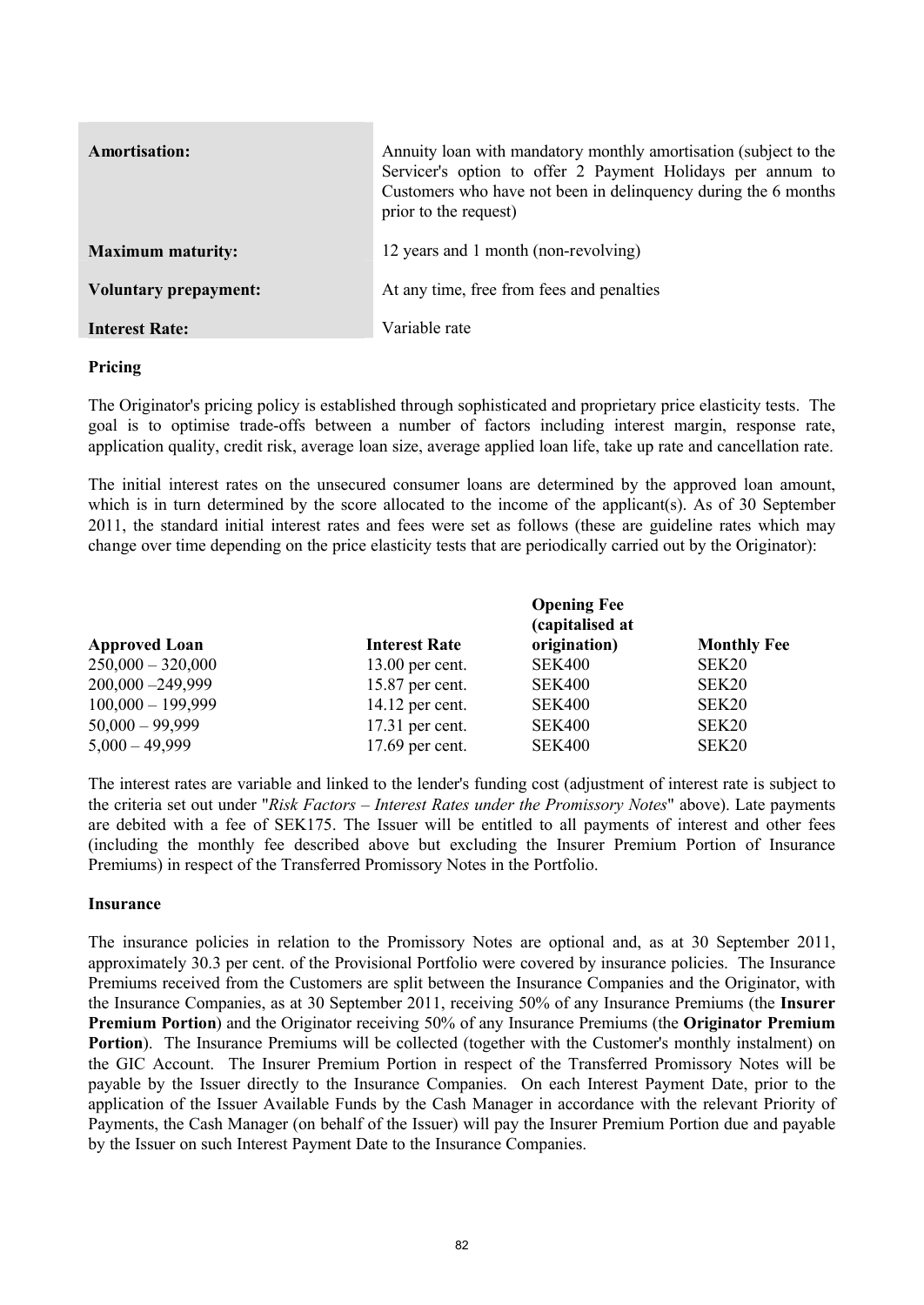| | |
|---|---|
| **Amortisation:** | Annuity loan with mandatory monthly amortisation (subject to the Servicer's option to offer 2 Payment Holidays per annum to Customers who have not been in delinquency during the 6 months prior to the request) |
| **Maximum maturity:** | 12 years and 1 month (non-revolving) |
| **Voluntary prepayment:** | At any time, free from fees and penalties |
| **Interest Rate:** | Variable rate |

**Pricing**

The Originator's pricing policy is established through sophisticated and proprietary price elasticity tests. The goal is to optimise trade-offs between a number of factors including interest margin, response rate, application quality, credit risk, average loan size, average applied loan life, take up rate and cancellation rate.

The initial interest rates on the unsecured consumer loans are determined by the approved loan amount, which is in turn determined by the score allocated to the income of the applicant(s). As of 30 September 2011, the standard initial interest rates and fees were set as follows (these are guideline rates which may change over time depending on the price elasticity tests that are periodically carried out by the Originator):

| **Approved Loan** | **Interest Rate** | **Opening Fee (capitalised at origination)** | **Monthly Fee** |
|---|---|---|---|
| 250,000 – 320,000 | 13.00 per cent. | SEK400 | SEK20 |
| 200,000 –249,999 | 15.87 per cent. | SEK400 | SEK20 |
| 100,000 – 199,999 | 14.12 per cent. | SEK400 | SEK20 |
| 50,000 – 99,999 | 17.31 per cent. | SEK400 | SEK20 |
| 5,000 – 49,999 | 17.69 per cent. | SEK400 | SEK20 |

The interest rates are variable and linked to the lender's funding cost (adjustment of interest rate is subject to the criteria set out under "*Risk Factors – Interest Rates under the Promissory Notes*" above). Late payments are debited with a fee of SEK175. The Issuer will be entitled to all payments of interest and other fees (including the monthly fee described above but excluding the Insurer Premium Portion of Insurance Premiums) in respect of the Transferred Promissory Notes in the Portfolio.

**Insurance**

The insurance policies in relation to the Promissory Notes are optional and, as at 30 September 2011, approximately 30.3 per cent. of the Provisional Portfolio were covered by insurance policies. The Insurance Premiums received from the Customers are split between the Insurance Companies and the Originator, with the Insurance Companies, as at 30 September 2011, receiving 50% of any Insurance Premiums (the **Insurer Premium Portion**) and the Originator receiving 50% of any Insurance Premiums (the **Originator Premium Portion**). The Insurance Premiums will be collected (together with the Customer's monthly instalment) on the GIC Account. The Insurer Premium Portion in respect of the Transferred Promissory Notes will be payable by the Issuer directly to the Insurance Companies. On each Interest Payment Date, prior to the application of the Issuer Available Funds by the Cash Manager in accordance with the relevant Priority of Payments, the Cash Manager (on behalf of the Issuer) will pay the Insurer Premium Portion due and payable by the Issuer on such Interest Payment Date to the Insurance Companies.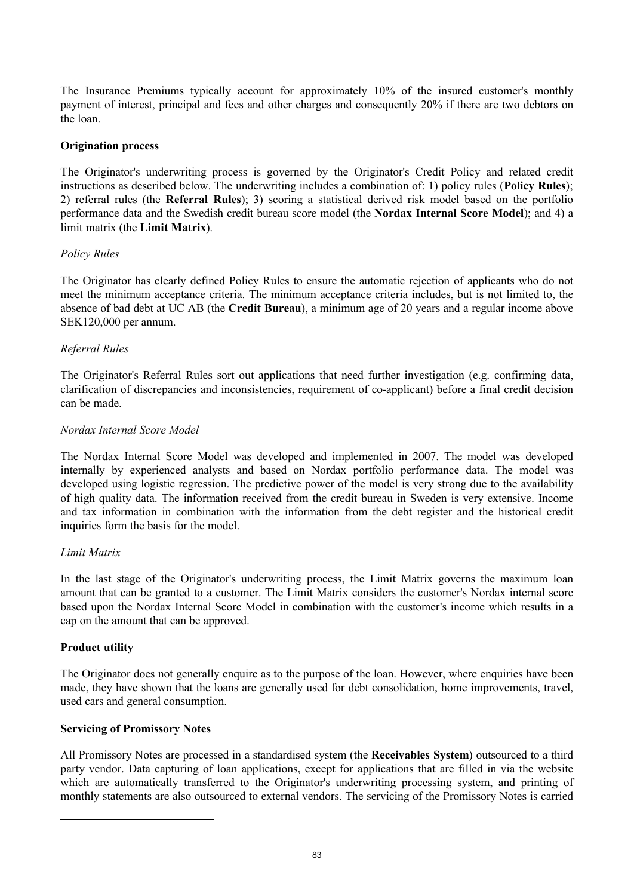The Insurance Premiums typically account for approximately 10% of the insured customer's monthly payment of interest, principal and fees and other charges and consequently 20% if there are two debtors on the loan.

**Origination process**

The Originator's underwriting process is governed by the Originator's Credit Policy and related credit instructions as described below. The underwriting includes a combination of: 1) policy rules (**Policy Rules**); 2) referral rules (the **Referral Rules**); 3) scoring a statistical derived risk model based on the portfolio performance data and the Swedish credit bureau score model (the **Nordax Internal Score Model**); and 4) a limit matrix (the **Limit Matrix**).

*Policy Rules*

The Originator has clearly defined Policy Rules to ensure the automatic rejection of applicants who do not meet the minimum acceptance criteria. The minimum acceptance criteria includes, but is not limited to, the absence of bad debt at UC AB (the **Credit Bureau**), a minimum age of 20 years and a regular income above SEK120,000 per annum.

*Referral Rules*

The Originator's Referral Rules sort out applications that need further investigation (e.g. confirming data, clarification of discrepancies and inconsistencies, requirement of co-applicant) before a final credit decision can be made.

*Nordax Internal Score Model*

The Nordax Internal Score Model was developed and implemented in 2007. The model was developed internally by experienced analysts and based on Nordax portfolio performance data. The model was developed using logistic regression. The predictive power of the model is very strong due to the availability of high quality data. The information received from the credit bureau in Sweden is very extensive. Income and tax information in combination with the information from the debt register and the historical credit inquiries form the basis for the model.

*Limit Matrix*

In the last stage of the Originator's underwriting process, the Limit Matrix governs the maximum loan amount that can be granted to a customer. The Limit Matrix considers the customer's Nordax internal score based upon the Nordax Internal Score Model in combination with the customer's income which results in a cap on the amount that can be approved.

**Product utility**

The Originator does not generally enquire as to the purpose of the loan. However, where enquiries have been made, they have shown that the loans are generally used for debt consolidation, home improvements, travel, used cars and general consumption.

**Servicing of Promissory Notes**

All Promissory Notes are processed in a standardised system (the **Receivables System**) outsourced to a third party vendor. Data capturing of loan applications, except for applications that are filled in via the website which are automatically transferred to the Originator's underwriting processing system, and printing of monthly statements are also outsourced to external vendors. The servicing of the Promissory Notes is carried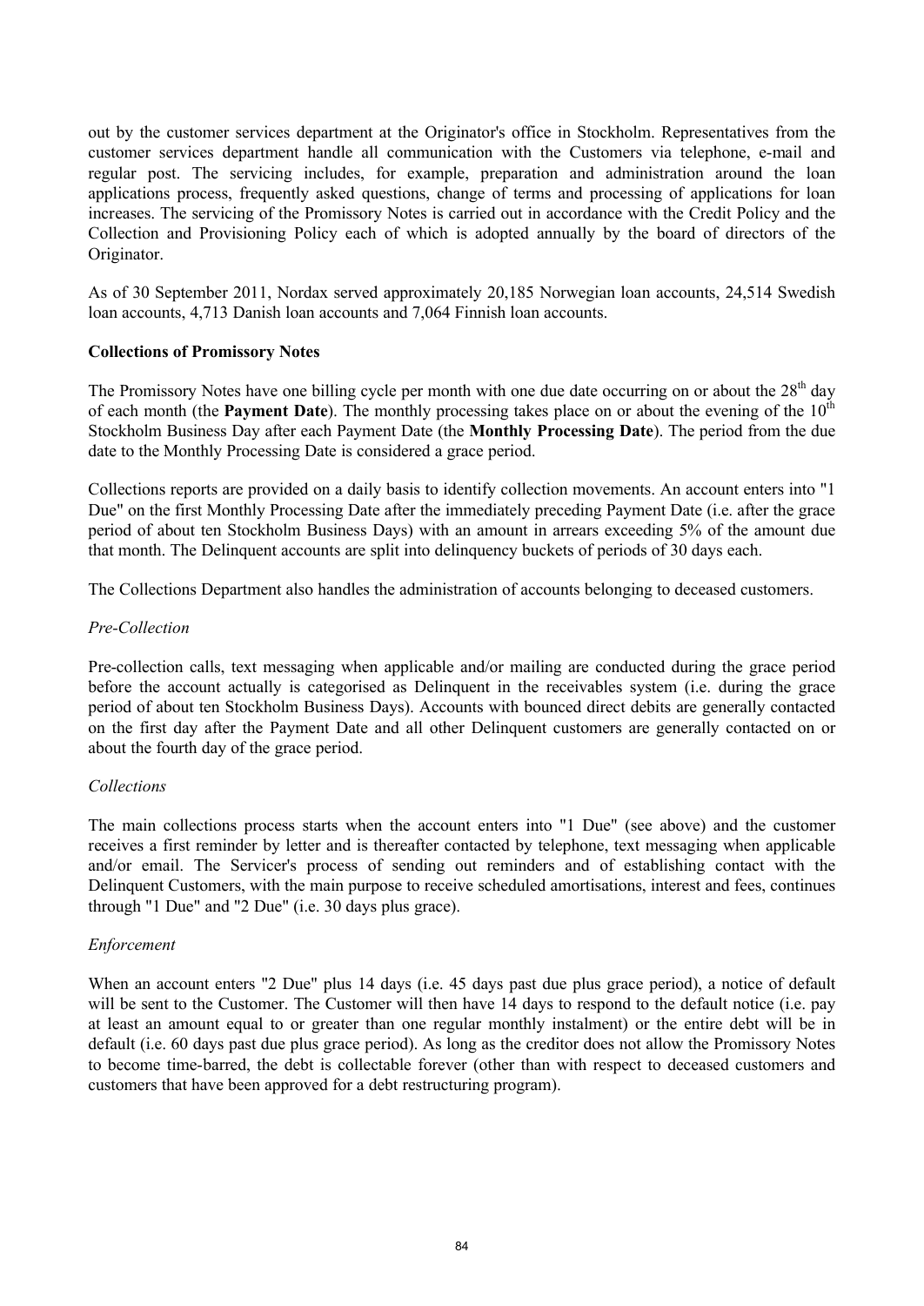out by the customer services department at the Originator's office in Stockholm. Representatives from the customer services department handle all communication with the Customers via telephone, e-mail and regular post. The servicing includes, for example, preparation and administration around the loan applications process, frequently asked questions, change of terms and processing of applications for loan increases. The servicing of the Promissory Notes is carried out in accordance with the Credit Policy and the Collection and Provisioning Policy each of which is adopted annually by the board of directors of the Originator.

As of 30 September 2011, Nordax served approximately 20,185 Norwegian loan accounts, 24,514 Swedish loan accounts, 4,713 Danish loan accounts and 7,064 Finnish loan accounts.

**Collections of Promissory Notes**

The Promissory Notes have one billing cycle per month with one due date occurring on or about the 28th day of each month (the **Payment Date**). The monthly processing takes place on or about the evening of the 10th Stockholm Business Day after each Payment Date (the **Monthly Processing Date**). The period from the due date to the Monthly Processing Date is considered a grace period.

Collections reports are provided on a daily basis to identify collection movements. An account enters into "1 Due" on the first Monthly Processing Date after the immediately preceding Payment Date (i.e. after the grace period of about ten Stockholm Business Days) with an amount in arrears exceeding 5% of the amount due that month. The Delinquent accounts are split into delinquency buckets of periods of 30 days each.

The Collections Department also handles the administration of accounts belonging to deceased customers.

*Pre-Collection*

Pre-collection calls, text messaging when applicable and/or mailing are conducted during the grace period before the account actually is categorised as Delinquent in the receivables system (i.e. during the grace period of about ten Stockholm Business Days). Accounts with bounced direct debits are generally contacted on the first day after the Payment Date and all other Delinquent customers are generally contacted on or about the fourth day of the grace period.

*Collections*

The main collections process starts when the account enters into "1 Due" (see above) and the customer receives a first reminder by letter and is thereafter contacted by telephone, text messaging when applicable and/or email. The Servicer's process of sending out reminders and of establishing contact with the Delinquent Customers, with the main purpose to receive scheduled amortisations, interest and fees, continues through "1 Due" and "2 Due" (i.e. 30 days plus grace).

*Enforcement*

When an account enters "2 Due" plus 14 days (i.e. 45 days past due plus grace period), a notice of default will be sent to the Customer. The Customer will then have 14 days to respond to the default notice (i.e. pay at least an amount equal to or greater than one regular monthly instalment) or the entire debt will be in default (i.e. 60 days past due plus grace period). As long as the creditor does not allow the Promissory Notes to become time-barred, the debt is collectable forever (other than with respect to deceased customers and customers that have been approved for a debt restructuring program).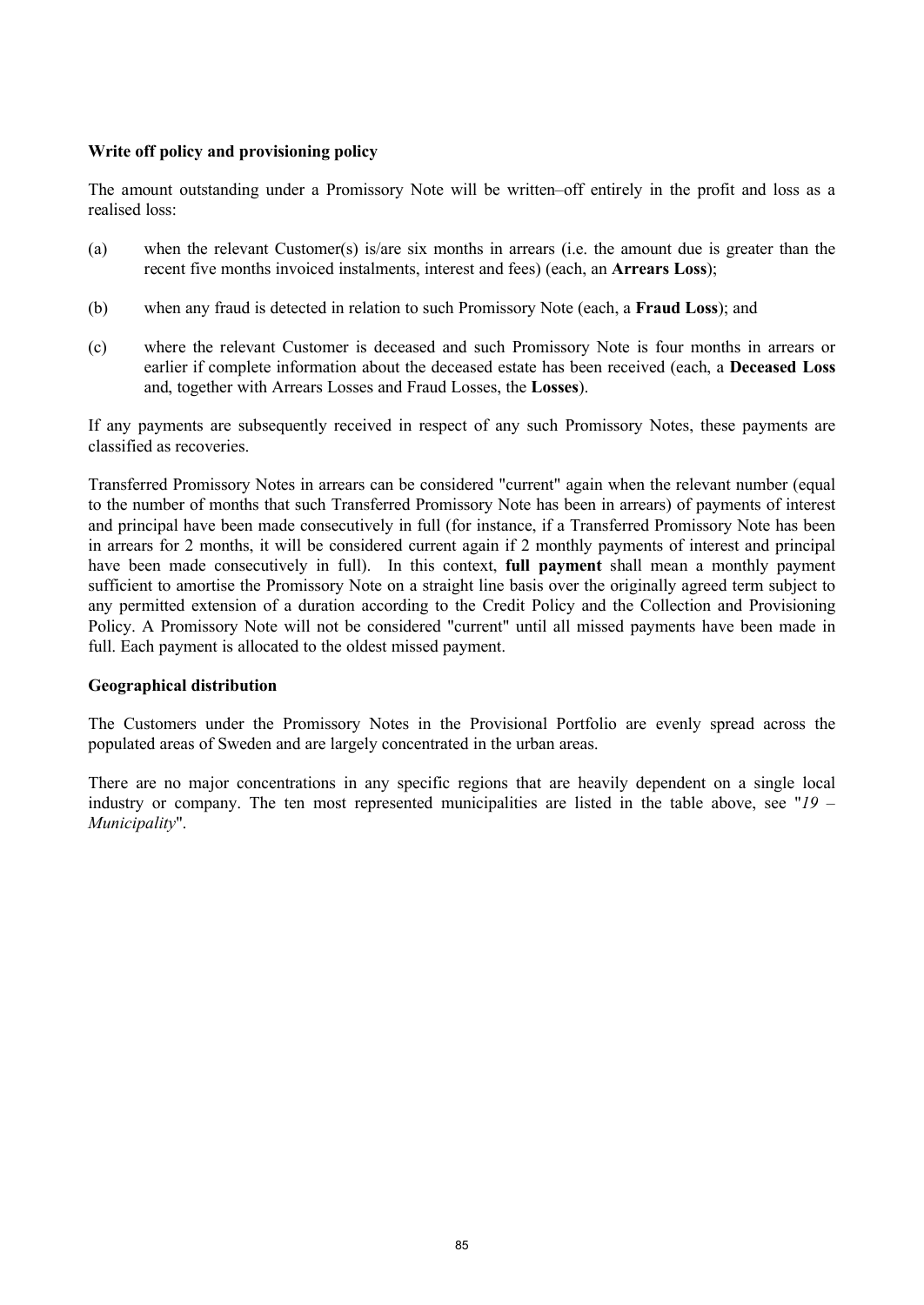**Write off policy and provisioning policy**

The amount outstanding under a Promissory Note will be written–off entirely in the profit and loss as a realised loss:

(a) when the relevant Customer(s) is/are six months in arrears (i.e. the amount due is greater than the recent five months invoiced instalments, interest and fees) (each, an **Arrears Loss**);

(b) when any fraud is detected in relation to such Promissory Note (each, a **Fraud Loss**); and

(c) where the relevant Customer is deceased and such Promissory Note is four months in arrears or earlier if complete information about the deceased estate has been received (each, a **Deceased Loss** and, together with Arrears Losses and Fraud Losses, the **Losses**).

If any payments are subsequently received in respect of any such Promissory Notes, these payments are classified as recoveries.

Transferred Promissory Notes in arrears can be considered "current" again when the relevant number (equal to the number of months that such Transferred Promissory Note has been in arrears) of payments of interest and principal have been made consecutively in full (for instance, if a Transferred Promissory Note has been in arrears for 2 months, it will be considered current again if 2 monthly payments of interest and principal have been made consecutively in full). In this context, **full payment** shall mean a monthly payment sufficient to amortise the Promissory Note on a straight line basis over the originally agreed term subject to any permitted extension of a duration according to the Credit Policy and the Collection and Provisioning Policy. A Promissory Note will not be considered "current" until all missed payments have been made in full. Each payment is allocated to the oldest missed payment.

**Geographical distribution**

The Customers under the Promissory Notes in the Provisional Portfolio are evenly spread across the populated areas of Sweden and are largely concentrated in the urban areas.

There are no major concentrations in any specific regions that are heavily dependent on a single local industry or company. The ten most represented municipalities are listed in the table above, see "*19 – Municipality*".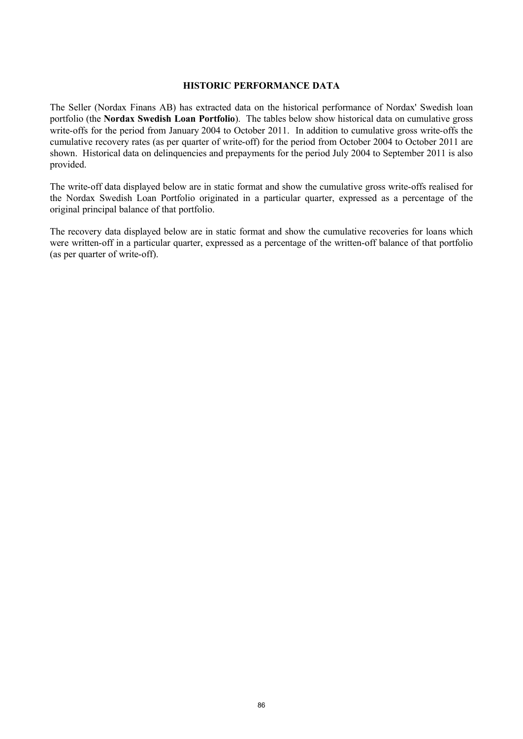## HISTORIC PERFORMANCE DATA

The Seller (Nordax Finans AB) has extracted data on the historical performance of Nordax' Swedish loan portfolio (the **Nordax Swedish Loan Portfolio**). The tables below show historical data on cumulative gross write-offs for the period from January 2004 to October 2011. In addition to cumulative gross write-offs the cumulative recovery rates (as per quarter of write-off) for the period from October 2004 to October 2011 are shown. Historical data on delinquencies and prepayments for the period July 2004 to September 2011 is also provided.

The write-off data displayed below are in static format and show the cumulative gross write-offs realised for the Nordax Swedish Loan Portfolio originated in a particular quarter, expressed as a percentage of the original principal balance of that portfolio.

The recovery data displayed below are in static format and show the cumulative recoveries for loans which were written-off in a particular quarter, expressed as a percentage of the written-off balance of that portfolio (as per quarter of write-off).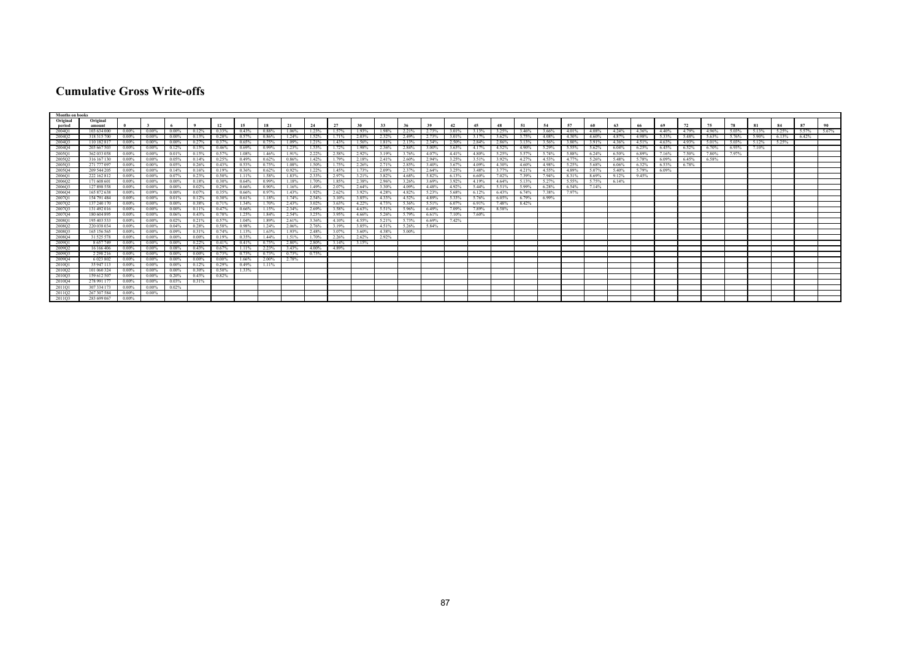# Cumulative Gross Write-offs

| Months on books | | | | | | | | | | | | | | | | | | | | | | | | | | | | | | | | |
|---|---|---|---|---|---|---|---|---|---|---|---|---|---|---|---|---|---|---|---|---|---|---|---|---|---|---|---|---|---|---|---|---|
| Original period | Original amount | 0 | 3 | 6 | 9 | 12 | 15 | 18 | 21 | 24 | 27 | 30 | 33 | 36 | 39 | 42 | 45 | 48 | 51 | 54 | 57 | 60 | 63 | 66 | 69 | 72 | 75 | 78 | 81 | 84 | 87 | 90 |
| 2004Q1 | 103 634 000 | 0.00% | 0.00% | 0.00% | 0.12% | 0.33% | 0.43% | 0.88% | 1.06% | 1.23% | 1.57% | 1.93% | 1.98% | 2.21% | 2.73% | 3.01% | 3.13% | 3.25% | 3.46% | 3.66% | 4.01% | 4.08% | 4.24% | 4.36% | 4.40% | 4.79% | 4.96% | 5.03% | 5.13% | 5.25% | 5.57% | 5.67% |
| 2004Q2 | 118 315 700 | 0.00% | 0.00% | 0.00% | 0.13% | 0.28% | 0.57% | 0.86% | 1.24% | 1.52% | 1.71% | 2.03% | 2.32% | 2.49% | 2.73% | 3.01% | 3.17% | 3.62% | 3.75% | 4.08% | 4.30% | 4.60% | 4.87% | 4.98% | 5.33% | 5.48% | 5.63% | 5.76% | 5.90% | 6.13% | 6.42% | |
| 2004Q3 | 110 182 817 | 0.00% | 0.00% | 0.00% | 0.27% | 0.37% | 0.65% | 0.75% | 1.09% | 1.21% | 1.43% | 1.56% | 1.81% | 2.13% | 2.34% | 2.50% | 2.84% | 2.86% | 3.13% | 3.56% | 3.80% | 3.91% | 4.36% | 4.51% | 4.63% | 4.93% | 5.01% | 5.03% | 5.12% | 5.25% | | |
| 2004Q4 | 203 667 503 | 0.00% | 0.00% | 0.12% | 0.15% | 0.46% | 0.69% | 0.99% | 1.23% | 1.53% | 1.72% | 1.98% | 2.36% | 2.84% | 3.00% | 3.63% | 4.17% | 4.52% | 4.90% | 5.29% | 5.55% | 5.62% | 6.04% | 6.25% | 6.45% | 6.52% | 6.70% | 6.93% | 7.10% | | | |
| 2005Q1 | 362 033 058 | 0.00% | 0.00% | 0.01% | 0.15% | 0.57% | 1.08% | 1.46% | 1.91% | 2.22% | 2.58% | 2.92% | 3.19% | 3.76% | 4.07% | 4.41% | 4.80% | 5.25% | 5.57% | 5.74% | 5.88% | 6.24% | 6.50% | 6.89% | 7.16% | 7.50% | 7.80% | 7.97% | | | | |
| 2005Q2 | 316 167 130 | 0.00% | 0.00% | 0.05% | 0.14% | 0.25% | 0.49% | 0.62% | 0.86% | 1.42% | 1.79% | 2.18% | 2.41% | 2.60% | 2.94% | 3.25% | 3.51% | 3.92% | 4.27% | 4.53% | 4.77% | 5.26% | 5.48% | 5.78% | 6.09% | 6.45% | 6.58% | | | | | |
| 2005Q3 | 271 777 097 | 0.00% | 0.00% | 0.05% | 0.26% | 0.43% | 0.53% | 0.75% | 1.08% | 1.50% | 1.75% | 2.26% | 2.71% | 2.85% | 3.40% | 3.67% | 4.09% | 4.30% | 4.60% | 4.98% | 5.25% | 5.68% | 6.06% | 6.32% | 6.53% | 6.78% | | | | | | |
| 2005Q4 | 209 544 205 | 0.00% | 0.00% | 0.14% | 0.16% | 0.19% | 0.36% | 0.62% | 0.92% | 1.22% | 1.45% | 1.73% | 2.09% | 2.37% | 2.64% | 3.25% | 3.48% | 3.77% | 4.21% | 4.55% | 4.89% | 5.07% | 5.40% | 5.79% | 6.09% | | | | | | | |
| 2006Q1 | 222 162 812 | 0.00% | 0.00% | 0.07% | 0.23% | 0.50% | 1.11% | 1.58% | 1.83% | 2.33% | 2.97% | 3.21% | 3.82% | 4.68% | 5.82% | 6.13% | 6.60% | 7.02% | 7.39% | 7.94% | 8.31% | 8.69% | 9.12% | 9.45% | | | | | | | | |
| 2006Q2 | 171 608 601 | 0.00% | 0.00% | 0.00% | 0.18% | 0.30% | 0.64% | 0.99% | 1.18% | 1.70% | 1.85% | 2.38% | 2.96% | 3.26% | 3.69% | 3.92% | 4.19% | 4.64% | 5.13% | 5.27% | 5.55% | 5.75% | 6.14% | | | | | | | | | |
| 2006Q3 | 127 898 558 | 0.00% | 0.00% | 0.00% | 0.02% | 0.29% | 0.66% | 0.90% | 1.16% | 1.49% | 2.07% | 2.64% | 3.30% | 4.09% | 4.48% | 4.92% | 5.44% | 5.51% | 5.99% | 6.28% | 6.54% | 7.14% | | | | | | | | | | |
| 2006Q4 | 165 872 638 | 0.00% | 0.09% | 0.00% | 0.07% | 0.35% | 0.66% | 0.97% | 1.43% | 1.92% | 2.62% | 3.92% | 4.28% | 4.82% | 5.23% | 5.68% | 6.12% | 6.43% | 6.74% | 7.38% | 7.97% | | | | | | | | | | | |
| 2007Q1 | 154 791 484 | 0.00% | 0.00% | 0.01% | 0.12% | 0.30% | 0.61% | 1.18% | 1.74% | 2.54% | 3.10% | 3.85% | 4.33% | 4.52% | 4.89% | 5.33% | 5.76% | 6.05% | 6.79% | 6.99% | | | | | | | | | | | | |
| 2007Q2 | 137 240 170 | 0.00% | 0.00% | 0.00% | 0.38% | 0.71% | 1.34% | 1.70% | 2.43% | 3.02% | 3.63% | 4.22% | 4.73% | 5.36% | 5.51% | 6.07% | 6.91% | 7.48% | 8.42% | | | | | | | | | | | | | |
| 2007Q3 | 131 492 016 | 0.00% | 0.00% | 0.00% | 0.11% | 0.47% | 0.66% | 1.15% | 2.34% | 2.69% | 3.58% | 4.63% | 5.51% | 5.96% | 6.49% | 7.09% | 7.89% | 8.58% | | | | | | | | | | | | | | |
| 2007Q4 | 180 604 895 | 0.00% | 0.00% | 0.06% | 0.43% | 0.78% | 1.25% | 1.84% | 2.54% | 3.25% | 3.95% | 4.66% | 5.26% | 5.79% | 6.61% | 7.10% | 7.60% | | | | | | | | | | | | | | | |
| 2008Q1 | 195 403 533 | 0.00% | 0.00% | 0.02% | 0.21% | 0.57% | 1.04% | 1.89% | 2.61% | 3.36% | 4.10% | 4.55% | 5.21% | 5.73% | 6.69% | 7.42% | | | | | | | | | | | | | | | | |
| 2008Q2 | 220 038 034 | 0.00% | 0.00% | 0.04% | 0.28% | 0.58% | 0.98% | 1.24% | 2.06% | 2.76% | 3.19% | 3.85% | 4.51% | 5.26% | 5.84% | | | | | | | | | | | | | | | | | |
| 2008Q3 | 165 156 565 | 0.00% | 0.00% | 0.09% | 0.31% | 0.74% | 1.13% | 1.63% | 1.93% | 2.48% | 3.07% | 3.60% | 4.38% | 5.00% | | | | | | | | | | | | | | | | | | |
| 2008Q4 | 31 525 578 | 0.00% | 0.00% | 0.00% | 0.00% | 0.19% | 0.35% | 1.44% | 1.51% | 1.70% | 2.26% | 2.62% | 2.92% | | | | | | | | | | | | | | | | | | | |
| 2009Q1 | 8 657 749 | 0.00% | 0.00% | 0.00% | 0.22% | 0.41% | 0.41% | 0.75% | 2.80% | 2.80% | 3.14% | 3.15% | | | | | | | | | | | | | | | | | | | | |
| 2009Q2 | 16 166 406 | 0.00% | 0.00% | 0.08% | 0.43% | 0.67% | 1.11% | 2.23% | 3.43% | 4.00% | 4.89% | | | | | | | | | | | | | | | | | | | | | |
| 2009Q3 | 2 298 216 | 0.00% | 0.00% | 0.00% | 0.00% | 0.73% | 0.73% | 0.73% | 0.73% | 0.73% | | | | | | | | | | | | | | | | | | | | | | |
| 2009Q4 | 6 023 802 | 0.00% | 0.00% | 0.00% | 0.00% | 0.00% | 1.66% | 2.00% | 2.78% | | | | | | | | | | | | | | | | | | | | | | | |
| 2010Q1 | 35 947 113 | 0.00% | 0.00% | 0.00% | 0.12% | 0.29% | 0.49% | 1.11% | | | | | | | | | | | | | | | | | | | | | | | | |
| 2010Q2 | 101 060 324 | 0.00% | 0.00% | 0.00% | 0.30% | 0.50% | 1.33% | | | | | | | | | | | | | | | | | | | | | | | | | |
| 2010Q3 | 159 612 507 | 0.00% | 0.00% | 0.20% | 0.43% | 0.82% | | | | | | | | | | | | | | | | | | | | | | | | | | |
| 2010Q4 | 278 991 177 | 0.00% | 0.00% | 0.03% | 0.31% | | | | | | | | | | | | | | | | | | | | | | | | | | | |
| 2011Q1 | 307 334 173 | 0.00% | 0.00% | 0.02% | | | | | | | | | | | | | | | | | | | | | | | | | | | | |
| 2011Q2 | 267 307 584 | 0.00% | 0.00% | | | | | | | | | | | | | | | | | | | | | | | | | | | | | |
| 2011Q3 | 283 609 067 | 0.00% | | | | | | | | | | | | | | | | | | | | | | | | | | | | | | |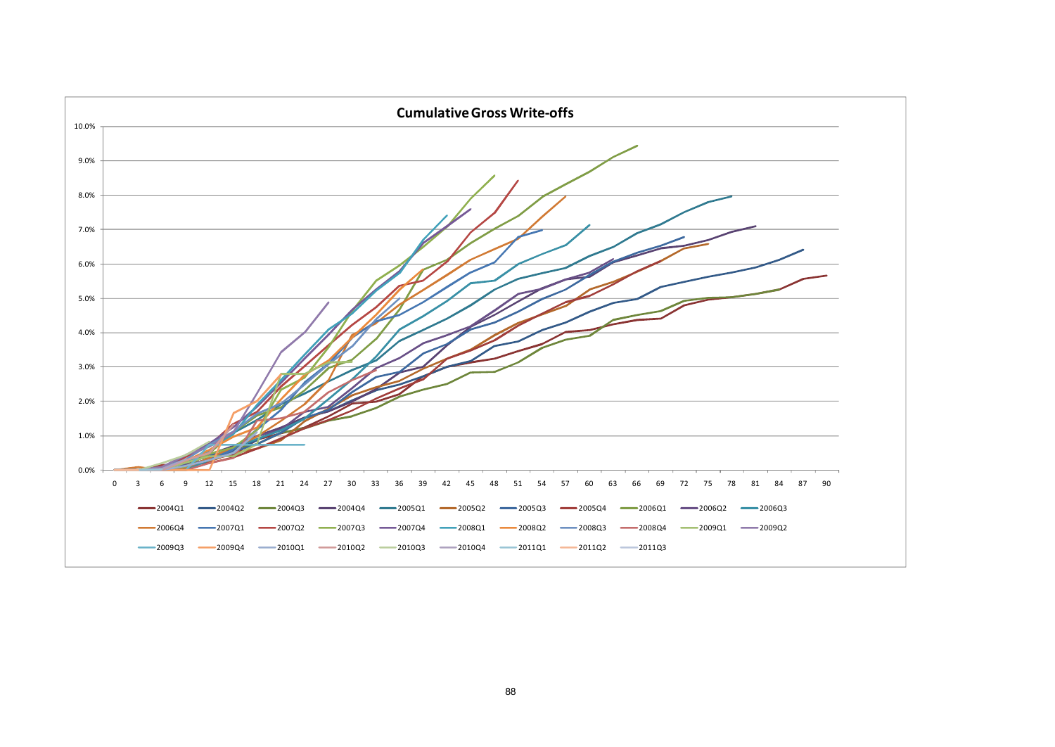**Cumulative Gross Write-offs**

Y-axis: 0.0%, 1.0%, 2.0%, 3.0%, 4.0%, 5.0%, 6.0%, 7.0%, 8.0%, 9.0%, 10.0%

X-axis: 0, 3, 6, 9, 12, 15, 18, 21, 24, 27, 30, 33, 36, 39, 42, 45, 48, 51, 54, 57, 60, 63, 66, 69, 72, 75, 78, 81, 84, 87, 90

Legend: 2004Q1, 2004Q2, 2004Q3, 2004Q4, 2005Q1, 2005Q2, 2005Q3, 2005Q4, 2006Q1, 2006Q2, 2006Q3, 2006Q4, 2007Q1, 2007Q2, 2007Q3, 2007Q4, 2008Q1, 2008Q2, 2008Q3, 2008Q4, 2009Q1, 2009Q2, 2009Q3, 2009Q4, 2010Q1, 2010Q2, 2010Q3, 2010Q4, 2011Q1, 2011Q2, 2011Q3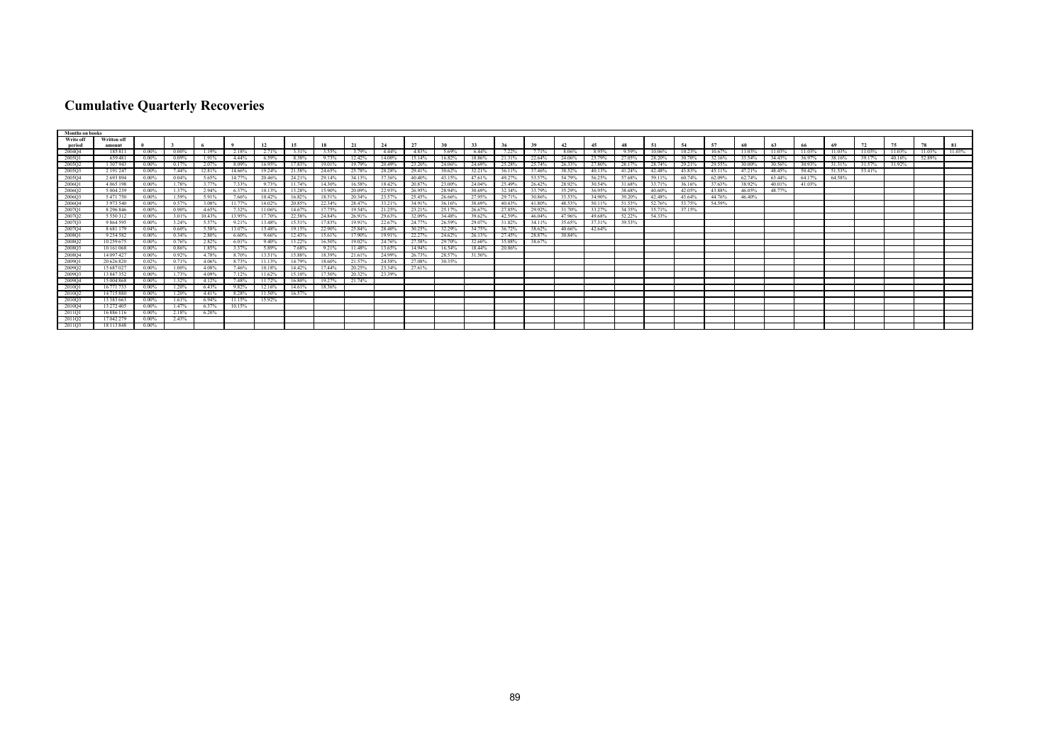# Cumulative Quarterly Recoveries

| Write off period | Written off amount | 0 | 3 | 6 | 9 | 12 | 15 | 18 | 21 | 24 | 27 | 30 | 33 | 36 | 39 | 42 | 45 | 48 | 51 | 54 | 57 | 60 | 63 | 66 | 69 | 72 | 75 | 78 | 81 |
|---|---|---|---|---|---|---|---|---|---|---|---|---|---|---|---|---|---|---|---|---|---|---|---|---|---|---|---|---|---|
| 2004Q4 | 185 811 | 0.00% | 0.00% | 1.19% | 2.18% | 2.71% | 3.31% | 3.55% | 3.79% | 4.44% | 4.83% | 5.69% | 6.44% | 7.22% | 7.71% | 8.06% | 8.95% | 9.59% | 10.06% | 10.23% | 10.67% | 11.03% | 11.03% | 11.03% | 11.03% | 11.03% | 11.03% | 11.03% | 11.03% |
| 2005Q1 | 659 481 | 0.00% | 0.09% | 1.91% | 4.44% | 6.59% | 8.38% | 9.73% | 12.42% | 14.00% | 15.14% | 16.82% | 18.86% | 21.31% | 22.64% | 24.06% | 25.79% | 27.05% | 28.20% | 30.70% | 32.16% | 33.54% | 34.43% | 36.97% | 38.16% | 39.17% | 40.16% | 52.89% | |
| 2005Q2 | 1 307 943 | 0.00% | 0.17% | 2.07% | 8.09% | 16.95% | 17.83% | 19.01% | 19.79% | 20.49% | 23.20% | 24.06% | 24.69% | 25.28% | 25.74% | 26.33% | 27.80% | 28.17% | 28.74% | 29.21% | 29.55% | 30.00% | 30.56% | 30.93% | 31.31% | 31.57% | 31.92% | | |
| 2005Q3 | 2 191 247 | 0.00% | 7.44% | 12.81% | 14.66% | 19.24% | 21.58% | 24.65% | 25.78% | 28.28% | 29.41% | 30.62% | 32.21% | 36.11% | 37.46% | 38.52% | 40.13% | 41.24% | 42.48% | 43.83% | 45.11% | 47.21% | 48.45% | 50.42% | 51.53% | 53.41% | | | |
| 2005Q4 | 2 693 894 | 0.00% | 0.04% | 5.65% | 14.77% | 20.46% | 24.21% | 29.14% | 34.13% | 37.36% | 40.40% | 43.15% | 47.61% | 49.27% | 53.57% | 54.79% | 56.25% | 57.68% | 59.11% | 60.74% | 62.09% | 62.74% | 63.44% | 64.17% | 64.58% | | | | |
| 2006Q1 | 4 065 198 | 0.00% | 1.78% | 3.77% | 7.33% | 9.73% | 11.74% | 14.30% | 16.58% | 18.42% | 20.87% | 23.00% | 24.04% | 25.49% | 26.42% | 28.92% | 30.54% | 31.68% | 33.71% | 36.16% | 37.63% | 38.92% | 40.01% | 41.03% | | | | | |
| 2006Q2 | 5 004 239 | 0.00% | 1.37% | 2.94% | 6.37% | 10.13% | 13.28% | 15.90% | 20.09% | 22.93% | 26.95% | 28.94% | 30.69% | 32.34% | 33.79% | 35.29% | 36.95% | 38.68% | 40.60% | 42.05% | 43.88% | 46.05% | 48.77% | | | | | | |
| 2006Q3 | 5 471 750 | 0.00% | 1.59% | 5.91% | 7.66% | 10.42% | 16.82% | 18.51% | 20.34% | 23.57% | 25.45% | 26.66% | 27.95% | 29.71% | 30.86% | 33.53% | 34.90% | 39.20% | 42.48% | 43.64% | 44.76% | 46.40% | | | | | | | |
| 2006Q4 | 3 973 540 | 0.00% | 0.57% | 3.08% | 11.77% | 14.02% | 20.85% | 22.34% | 28.47% | 33.21% | 34.91% | 36.16% | 38.69% | 40.43% | 41.80% | 48.53% | 50.11% | 51.53% | 52.76% | 53.75% | 54.59% | | | | | | | | |
| 2007Q1 | 8 296 846 | 0.00% | 0.90% | 4.65% | 7.32% | 11.06% | 14.67% | 17.75% | 19.54% | 21.25% | 23.21% | 25.17% | 26.67% | 27.85% | 29.92% | 31.70% | 33.27% | 34.35% | 35.71% | 37.15% | | | | | | | | | |
| 2007Q2 | 5 550 312 | 0.00% | 3.01% | 10.43% | 13.95% | 17.70% | 22.58% | 24.84% | 26.91% | 29.63% | 32.09% | 34.48% | 39.62% | 42.59% | 46.04% | 47.96% | 49.68% | 52.22% | 54.33% | | | | | | | | | | |
| 2007Q3 | 9 864 595 | 0.00% | 3.24% | 5.57% | 9.21% | 13.48% | 15.51% | 17.83% | 19.91% | 22.67% | 24.77% | 26.59% | 29.07% | 31.82% | 34.11% | 35.65% | 37.31% | 39.53% | | | | | | | | | | | |
| 2007Q4 | 8 681 179 | 0.04% | 0.60% | 5.58% | 13.07% | 15.48% | 19.15% | 22.90% | 25.84% | 28.40% | 30.25% | 32.29% | 34.75% | 36.72% | 38.62% | 40.66% | 42.64% | | | | | | | | | | | | |
| 2008Q1 | 9 254 582 | 0.00% | 0.34% | 2.80% | 6.60% | 9.66% | 12.43% | 15.61% | 17.90% | 19.91% | 22.27% | 24.62% | 26.13% | 27.45% | 28.87% | 30.84% | | | | | | | | | | | | | |
| 2008Q2 | 10 259 675 | 0.00% | 0.76% | 2.82% | 6.01% | 9.40% | 13.22% | 16.50% | 19.02% | 24.76% | 27.58% | 29.70% | 32.60% | 35.08% | 38.67% | | | | | | | | | | | | | | |
| 2008Q3 | 10 161 068 | 0.00% | 0.86% | 1.85% | 3.57% | 5.89% | 7.68% | 9.21% | 11.48% | 13.65% | 14.94% | 16.54% | 18.44% | 20.86% | | | | | | | | | | | | | | | |
| 2008Q4 | 14 097 427 | 0.00% | 0.92% | 4.78% | 8.70% | 13.51% | 15.88% | 18.39% | 21.61% | 24.99% | 26.73% | 28.57% | 31.50% | | | | | | | | | | | | | | | | |
| 2009Q1 | 20 626 820 | 0.02% | 0.71% | 4.06% | 8.73% | 11.13% | 14.79% | 18.60% | 21.57% | 24.58% | 27.08% | 30.35% | | | | | | | | | | | | | | | | | |
| 2009Q2 | 15 687 027 | 0.00% | 1.00% | 4.08% | 7.46% | 10.18% | 14.42% | 17.44% | 20.25% | 23.34% | 27.61% | | | | | | | | | | | | | | | | | | |
| 2009Q3 | 13 847 352 | 0.00% | 1.73% | 4.09% | 7.12% | 11.62% | 15.10% | 17.50% | 20.32% | 23.39% | | | | | | | | | | | | | | | | | | | |
| 2009Q4 | 15 004 868 | 0.00% | 1.32% | 4.12% | 7.48% | 11.72% | 16.80% | 19.27% | 21.74% | | | | | | | | | | | | | | | | | | | | |
| 2010Q1 | 16 771 733 | 0.00% | 1.20% | 6.43% | 9.82% | 12.16% | 14.61% | 18.36% | | | | | | | | | | | | | | | | | | | | | |
| 2010Q2 | 14 715 880 | 0.00% | 1.20% | 4.41% | 8.28% | 11.50% | 16.57% | | | | | | | | | | | | | | | | | | | | | | |
| 2010Q3 | 13 383 663 | 0.00% | 1.61% | 6.94% | 11.15% | 15.92% | | | | | | | | | | | | | | | | | | | | | | | |
| 2010Q4 | 13 272 405 | 0.00% | 1.47% | 6.37% | 10.15% | | | | | | | | | | | | | | | | | | | | | | | | |
| 2011Q1 | 16 886 116 | 0.00% | 2.18% | 6.20% | | | | | | | | | | | | | | | | | | | | | | | | | |
| 2011Q2 | 17 042 279 | 0.00% | 2.43% | | | | | | | | | | | | | | | | | | | | | | | | | | |
| 2011Q3 | 18 113 848 | 0.00% | | | | | | | | | | | | | | | | | | | | | | | | | | | |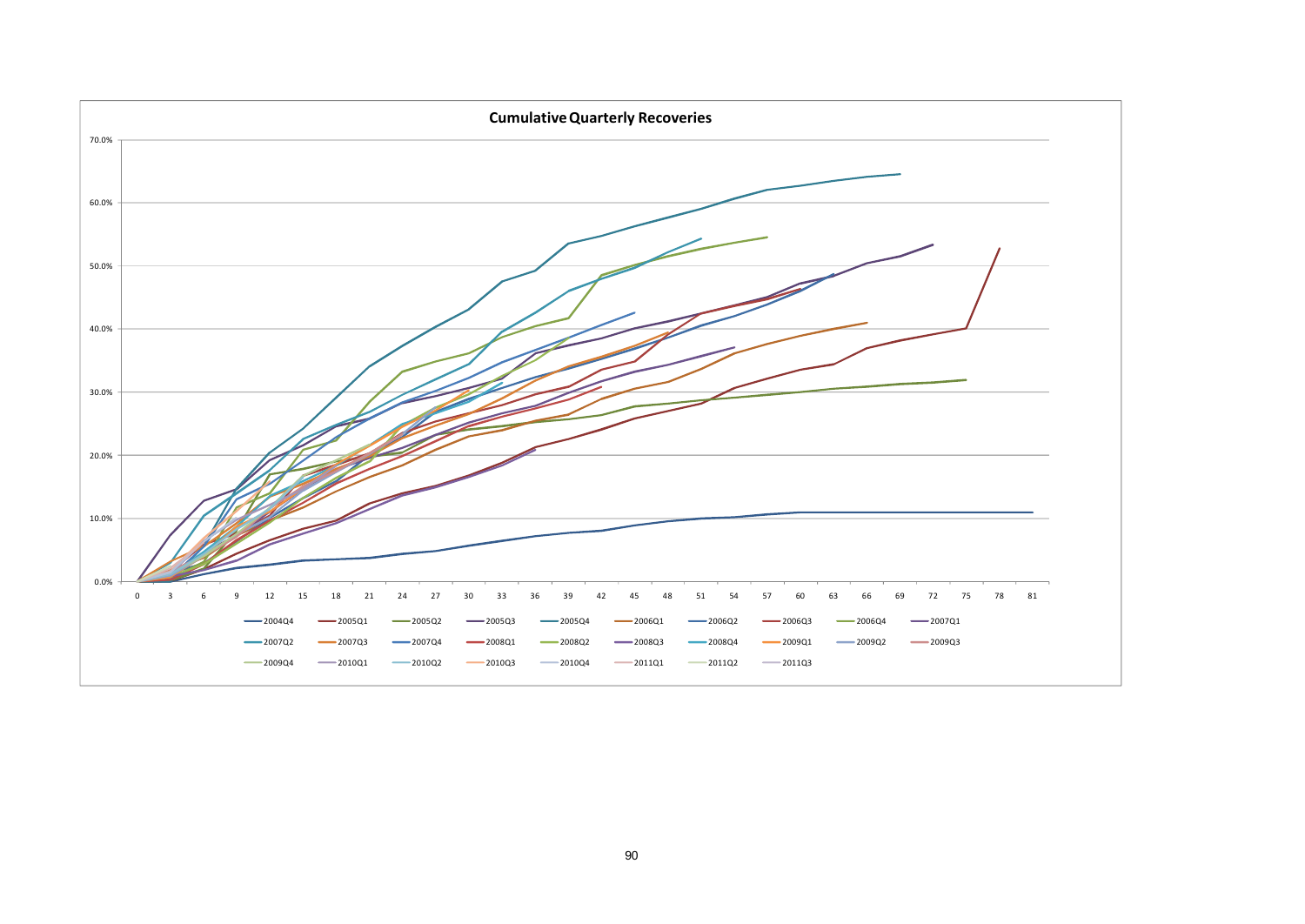**Cumulative Quarterly Recoveries**

Y-axis: 0.0%, 10.0%, 20.0%, 30.0%, 40.0%, 50.0%, 60.0%, 70.0%

X-axis: 0, 3, 6, 9, 12, 15, 18, 21, 24, 27, 30, 33, 36, 39, 42, 45, 48, 51, 54, 57, 60, 63, 66, 69, 72, 75, 78, 81

Legend: 2004Q4, 2005Q1, 2005Q2, 2005Q3, 2005Q4, 2006Q1, 2006Q2, 2006Q3, 2006Q4, 2007Q1, 2007Q2, 2007Q3, 2007Q4, 2008Q1, 2008Q2, 2008Q3, 2008Q4, 2009Q1, 2009Q2, 2009Q3, 2009Q4, 2010Q1, 2010Q2, 2010Q3, 2010Q4, 2011Q1, 2011Q2, 2011Q3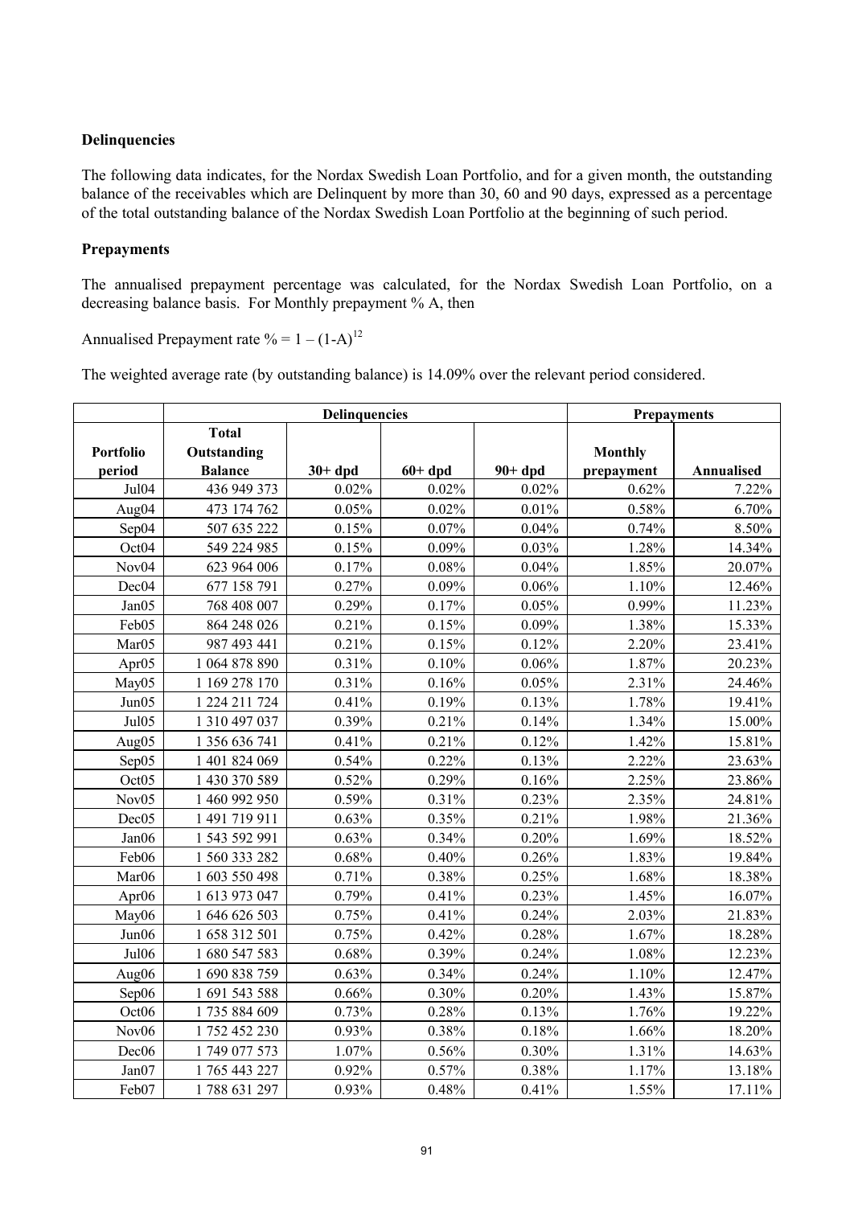**Delinquencies**

The following data indicates, for the Nordax Swedish Loan Portfolio, and for a given month, the outstanding balance of the receivables which are Delinquent by more than 30, 60 and 90 days, expressed as a percentage of the total outstanding balance of the Nordax Swedish Loan Portfolio at the beginning of such period.

**Prepayments**

The annualised prepayment percentage was calculated, for the Nordax Swedish Loan Portfolio, on a decreasing balance basis. For Monthly prepayment % A, then

Annualised Prepayment rate % = $1 - (1\text{-}A)^{12}$

The weighted average rate (by outstanding balance) is 14.09% over the relevant period considered.

| | Delinquencies | | | | Prepayments | |
|---|---|---|---|---|---|---|
| **Portfolio period** | **Total Outstanding Balance** | **30+ dpd** | **60+ dpd** | **90+ dpd** | **Monthly prepayment** | **Annualised** |
| Jul04 | 436 949 373 | 0.02% | 0.02% | 0.02% | 0.62% | 7.22% |
| Aug04 | 473 174 762 | 0.05% | 0.02% | 0.01% | 0.58% | 6.70% |
| Sep04 | 507 635 222 | 0.15% | 0.07% | 0.04% | 0.74% | 8.50% |
| Oct04 | 549 224 985 | 0.15% | 0.09% | 0.03% | 1.28% | 14.34% |
| Nov04 | 623 964 006 | 0.17% | 0.08% | 0.04% | 1.85% | 20.07% |
| Dec04 | 677 158 791 | 0.27% | 0.09% | 0.06% | 1.10% | 12.46% |
| Jan05 | 768 408 007 | 0.29% | 0.17% | 0.05% | 0.99% | 11.23% |
| Feb05 | 864 248 026 | 0.21% | 0.15% | 0.09% | 1.38% | 15.33% |
| Mar05 | 987 493 441 | 0.21% | 0.15% | 0.12% | 2.20% | 23.41% |
| Apr05 | 1 064 878 890 | 0.31% | 0.10% | 0.06% | 1.87% | 20.23% |
| May05 | 1 169 278 170 | 0.31% | 0.16% | 0.05% | 2.31% | 24.46% |
| Jun05 | 1 224 211 724 | 0.41% | 0.19% | 0.13% | 1.78% | 19.41% |
| Jul05 | 1 310 497 037 | 0.39% | 0.21% | 0.14% | 1.34% | 15.00% |
| Aug05 | 1 356 636 741 | 0.41% | 0.21% | 0.12% | 1.42% | 15.81% |
| Sep05 | 1 401 824 069 | 0.54% | 0.22% | 0.13% | 2.22% | 23.63% |
| Oct05 | 1 430 370 589 | 0.52% | 0.29% | 0.16% | 2.25% | 23.86% |
| Nov05 | 1 460 992 950 | 0.59% | 0.31% | 0.23% | 2.35% | 24.81% |
| Dec05 | 1 491 719 911 | 0.63% | 0.35% | 0.21% | 1.98% | 21.36% |
| Jan06 | 1 543 592 991 | 0.63% | 0.34% | 0.20% | 1.69% | 18.52% |
| Feb06 | 1 560 333 282 | 0.68% | 0.40% | 0.26% | 1.83% | 19.84% |
| Mar06 | 1 603 550 498 | 0.71% | 0.38% | 0.25% | 1.68% | 18.38% |
| Apr06 | 1 613 973 047 | 0.79% | 0.41% | 0.23% | 1.45% | 16.07% |
| May06 | 1 646 626 503 | 0.75% | 0.41% | 0.24% | 2.03% | 21.83% |
| Jun06 | 1 658 312 501 | 0.75% | 0.42% | 0.28% | 1.67% | 18.28% |
| Jul06 | 1 680 547 583 | 0.68% | 0.39% | 0.24% | 1.08% | 12.23% |
| Aug06 | 1 690 838 759 | 0.63% | 0.34% | 0.24% | 1.10% | 12.47% |
| Sep06 | 1 691 543 588 | 0.66% | 0.30% | 0.20% | 1.43% | 15.87% |
| Oct06 | 1 735 884 609 | 0.73% | 0.28% | 0.13% | 1.76% | 19.22% |
| Nov06 | 1 752 452 230 | 0.93% | 0.38% | 0.18% | 1.66% | 18.20% |
| Dec06 | 1 749 077 573 | 1.07% | 0.56% | 0.30% | 1.31% | 14.63% |
| Jan07 | 1 765 443 227 | 0.92% | 0.57% | 0.38% | 1.17% | 13.18% |
| Feb07 | 1 788 631 297 | 0.93% | 0.48% | 0.41% | 1.55% | 17.11% |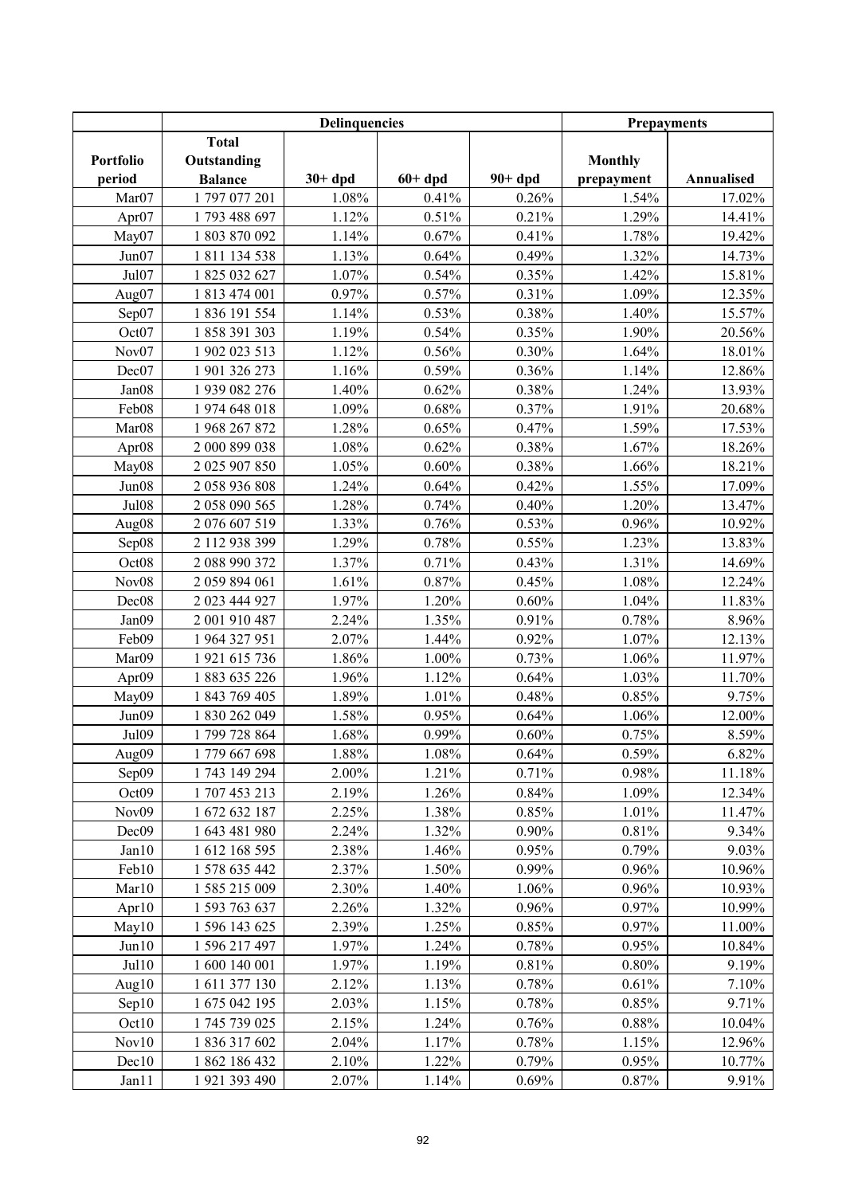| | Delinquencies | | | | Prepayments | |
|---|---|---|---|---|---|---|
| **Portfolio period** | **Total Outstanding Balance** | **30+ dpd** | **60+ dpd** | **90+ dpd** | **Monthly prepayment** | **Annualised** |
| Mar07 | 1 797 077 201 | 1.08% | 0.41% | 0.26% | 1.54% | 17.02% |
| Apr07 | 1 793 488 697 | 1.12% | 0.51% | 0.21% | 1.29% | 14.41% |
| May07 | 1 803 870 092 | 1.14% | 0.67% | 0.41% | 1.78% | 19.42% |
| Jun07 | 1 811 134 538 | 1.13% | 0.64% | 0.49% | 1.32% | 14.73% |
| Jul07 | 1 825 032 627 | 1.07% | 0.54% | 0.35% | 1.42% | 15.81% |
| Aug07 | 1 813 474 001 | 0.97% | 0.57% | 0.31% | 1.09% | 12.35% |
| Sep07 | 1 836 191 554 | 1.14% | 0.53% | 0.38% | 1.40% | 15.57% |
| Oct07 | 1 858 391 303 | 1.19% | 0.54% | 0.35% | 1.90% | 20.56% |
| Nov07 | 1 902 023 513 | 1.12% | 0.56% | 0.30% | 1.64% | 18.01% |
| Dec07 | 1 901 326 273 | 1.16% | 0.59% | 0.36% | 1.14% | 12.86% |
| Jan08 | 1 939 082 276 | 1.40% | 0.62% | 0.38% | 1.24% | 13.93% |
| Feb08 | 1 974 648 018 | 1.09% | 0.68% | 0.37% | 1.91% | 20.68% |
| Mar08 | 1 968 267 872 | 1.28% | 0.65% | 0.47% | 1.59% | 17.53% |
| Apr08 | 2 000 899 038 | 1.08% | 0.62% | 0.38% | 1.67% | 18.26% |
| May08 | 2 025 907 850 | 1.05% | 0.60% | 0.38% | 1.66% | 18.21% |
| Jun08 | 2 058 936 808 | 1.24% | 0.64% | 0.42% | 1.55% | 17.09% |
| Jul08 | 2 058 090 565 | 1.28% | 0.74% | 0.40% | 1.20% | 13.47% |
| Aug08 | 2 076 607 519 | 1.33% | 0.76% | 0.53% | 0.96% | 10.92% |
| Sep08 | 2 112 938 399 | 1.29% | 0.78% | 0.55% | 1.23% | 13.83% |
| Oct08 | 2 088 990 372 | 1.37% | 0.71% | 0.43% | 1.31% | 14.69% |
| Nov08 | 2 059 894 061 | 1.61% | 0.87% | 0.45% | 1.08% | 12.24% |
| Dec08 | 2 023 444 927 | 1.97% | 1.20% | 0.60% | 1.04% | 11.83% |
| Jan09 | 2 001 910 487 | 2.24% | 1.35% | 0.91% | 0.78% | 8.96% |
| Feb09 | 1 964 327 951 | 2.07% | 1.44% | 0.92% | 1.07% | 12.13% |
| Mar09 | 1 921 615 736 | 1.86% | 1.00% | 0.73% | 1.06% | 11.97% |
| Apr09 | 1 883 635 226 | 1.96% | 1.12% | 0.64% | 1.03% | 11.70% |
| May09 | 1 843 769 405 | 1.89% | 1.01% | 0.48% | 0.85% | 9.75% |
| Jun09 | 1 830 262 049 | 1.58% | 0.95% | 0.64% | 1.06% | 12.00% |
| Jul09 | 1 799 728 864 | 1.68% | 0.99% | 0.60% | 0.75% | 8.59% |
| Aug09 | 1 779 667 698 | 1.88% | 1.08% | 0.64% | 0.59% | 6.82% |
| Sep09 | 1 743 149 294 | 2.00% | 1.21% | 0.71% | 0.98% | 11.18% |
| Oct09 | 1 707 453 213 | 2.19% | 1.26% | 0.84% | 1.09% | 12.34% |
| Nov09 | 1 672 632 187 | 2.25% | 1.38% | 0.85% | 1.01% | 11.47% |
| Dec09 | 1 643 481 980 | 2.24% | 1.32% | 0.90% | 0.81% | 9.34% |
| Jan10 | 1 612 168 595 | 2.38% | 1.46% | 0.95% | 0.79% | 9.03% |
| Feb10 | 1 578 635 442 | 2.37% | 1.50% | 0.99% | 0.96% | 10.96% |
| Mar10 | 1 585 215 009 | 2.30% | 1.40% | 1.06% | 0.96% | 10.93% |
| Apr10 | 1 593 763 637 | 2.26% | 1.32% | 0.96% | 0.97% | 10.99% |
| May10 | 1 596 143 625 | 2.39% | 1.25% | 0.85% | 0.97% | 11.00% |
| Jun10 | 1 596 217 497 | 1.97% | 1.24% | 0.78% | 0.95% | 10.84% |
| Jul10 | 1 600 140 001 | 1.97% | 1.19% | 0.81% | 0.80% | 9.19% |
| Aug10 | 1 611 377 130 | 2.12% | 1.13% | 0.78% | 0.61% | 7.10% |
| Sep10 | 1 675 042 195 | 2.03% | 1.15% | 0.78% | 0.85% | 9.71% |
| Oct10 | 1 745 739 025 | 2.15% | 1.24% | 0.76% | 0.88% | 10.04% |
| Nov10 | 1 836 317 602 | 2.04% | 1.17% | 0.78% | 1.15% | 12.96% |
| Dec10 | 1 862 186 432 | 2.10% | 1.22% | 0.79% | 0.95% | 10.77% |
| Jan11 | 1 921 393 490 | 2.07% | 1.14% | 0.69% | 0.87% | 9.91% |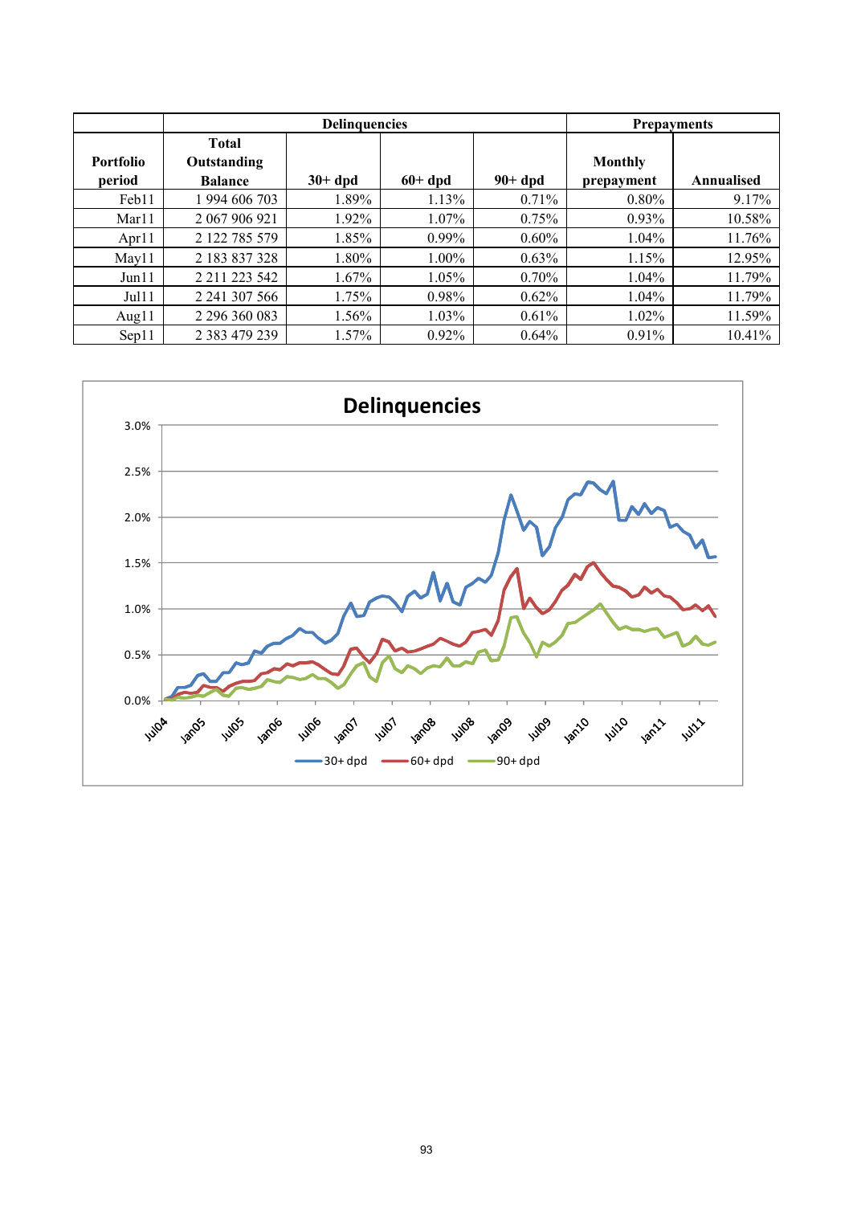| Portfolio period | Total Outstanding Balance | Delinquencies | | | Prepayments | |
|---|---|---|---|---|---|---|
| | | 30+ dpd | 60+ dpd | 90+ dpd | Monthly prepayment | Annualised |
| Feb11 | 1 994 606 703 | 1.89% | 1.13% | 0.71% | 0.80% | 9.17% |
| Mar11 | 2 067 906 921 | 1.92% | 1.07% | 0.75% | 0.93% | 10.58% |
| Apr11 | 2 122 785 579 | 1.85% | 0.99% | 0.60% | 1.04% | 11.76% |
| May11 | 2 183 837 328 | 1.80% | 1.00% | 0.63% | 1.15% | 12.95% |
| Jun11 | 2 211 223 542 | 1.67% | 1.05% | 0.70% | 1.04% | 11.79% |
| Jul11 | 2 241 307 566 | 1.75% | 0.98% | 0.62% | 1.04% | 11.79% |
| Aug11 | 2 296 360 083 | 1.56% | 1.03% | 0.61% | 1.02% | 11.59% |
| Sep11 | 2 383 479 239 | 1.57% | 0.92% | 0.64% | 0.91% | 10.41% |

**Delinquencies**

(Chart: 30+ dpd, 60+ dpd, 90+ dpd; Jul04 – Jul11; 0.0% – 3.0%)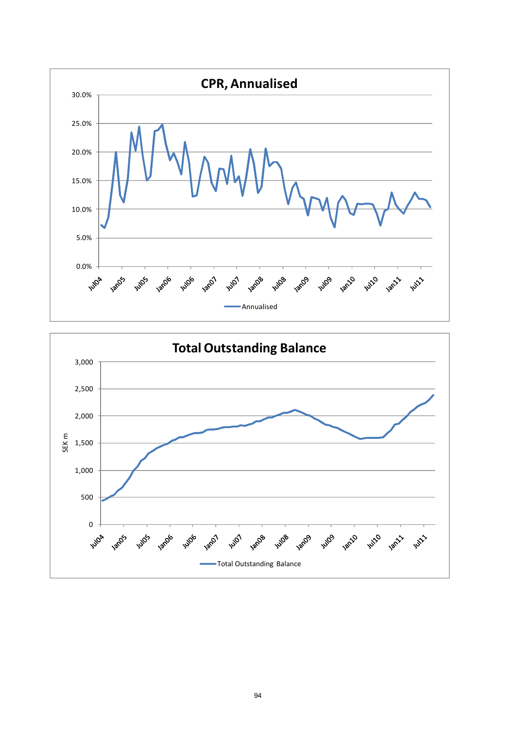## CPR, Annualised

30.0%
25.0%
20.0%
15.0%
10.0%
5.0%
0.0%

Jul04 Jan05 Jul05 Jan06 Jul06 Jan07 Jul07 Jan08 Jul08 Jan09 Jul09 Jan10 Jul10 Jan11 Jul11

Annualised

## Total Outstanding Balance

SEK m

3,000
2,500
2,000
1,500
1,000
500
0

Jul04 Jan05 Jul05 Jan06 Jul06 Jan07 Jul07 Jan08 Jul08 Jan09 Jul09 Jan10 Jul10 Jan11 Jul11

Total Outstanding Balance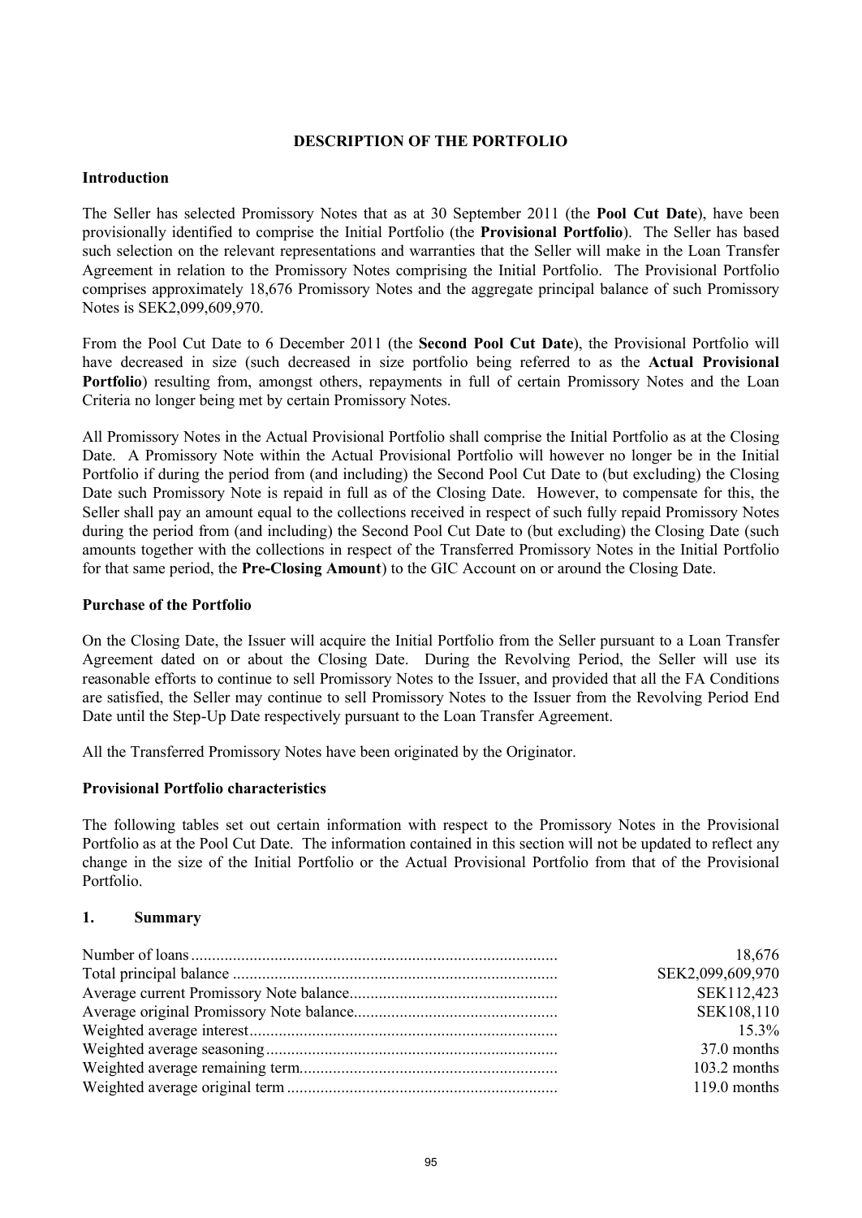## DESCRIPTION OF THE PORTFOLIO

### Introduction

The Seller has selected Promissory Notes that as at 30 September 2011 (the **Pool Cut Date**), have been provisionally identified to comprise the Initial Portfolio (the **Provisional Portfolio**). The Seller has based such selection on the relevant representations and warranties that the Seller will make in the Loan Transfer Agreement in relation to the Promissory Notes comprising the Initial Portfolio. The Provisional Portfolio comprises approximately 18,676 Promissory Notes and the aggregate principal balance of such Promissory Notes is SEK2,099,609,970.

From the Pool Cut Date to 6 December 2011 (the **Second Pool Cut Date**), the Provisional Portfolio will have decreased in size (such decreased in size portfolio being referred to as the **Actual Provisional Portfolio**) resulting from, amongst others, repayments in full of certain Promissory Notes and the Loan Criteria no longer being met by certain Promissory Notes.

All Promissory Notes in the Actual Provisional Portfolio shall comprise the Initial Portfolio as at the Closing Date. A Promissory Note within the Actual Provisional Portfolio will however no longer be in the Initial Portfolio if during the period from (and including) the Second Pool Cut Date to (but excluding) the Closing Date such Promissory Note is repaid in full as of the Closing Date. However, to compensate for this, the Seller shall pay an amount equal to the collections received in respect of such fully repaid Promissory Notes during the period from (and including) the Second Pool Cut Date to (but excluding) the Closing Date (such amounts together with the collections in respect of the Transferred Promissory Notes in the Initial Portfolio for that same period, the **Pre-Closing Amount**) to the GIC Account on or around the Closing Date.

### Purchase of the Portfolio

On the Closing Date, the Issuer will acquire the Initial Portfolio from the Seller pursuant to a Loan Transfer Agreement dated on or about the Closing Date. During the Revolving Period, the Seller will use its reasonable efforts to continue to sell Promissory Notes to the Issuer, and provided that all the FA Conditions are satisfied, the Seller may continue to sell Promissory Notes to the Issuer from the Revolving Period End Date until the Step-Up Date respectively pursuant to the Loan Transfer Agreement.

All the Transferred Promissory Notes have been originated by the Originator.

### Provisional Portfolio characteristics

The following tables set out certain information with respect to the Promissory Notes in the Provisional Portfolio as at the Pool Cut Date. The information contained in this section will not be updated to reflect any change in the size of the Initial Portfolio or the Actual Provisional Portfolio from that of the Provisional Portfolio.

### 1. Summary

| | |
|---|---|
| Number of loans | 18,676 |
| Total principal balance | SEK2,099,609,970 |
| Average current Promissory Note balance | SEK112,423 |
| Average original Promissory Note balance | SEK108,110 |
| Weighted average interest | 15.3% |
| Weighted average seasoning | 37.0 months |
| Weighted average remaining term | 103.2 months |
| Weighted average original term | 119.0 months |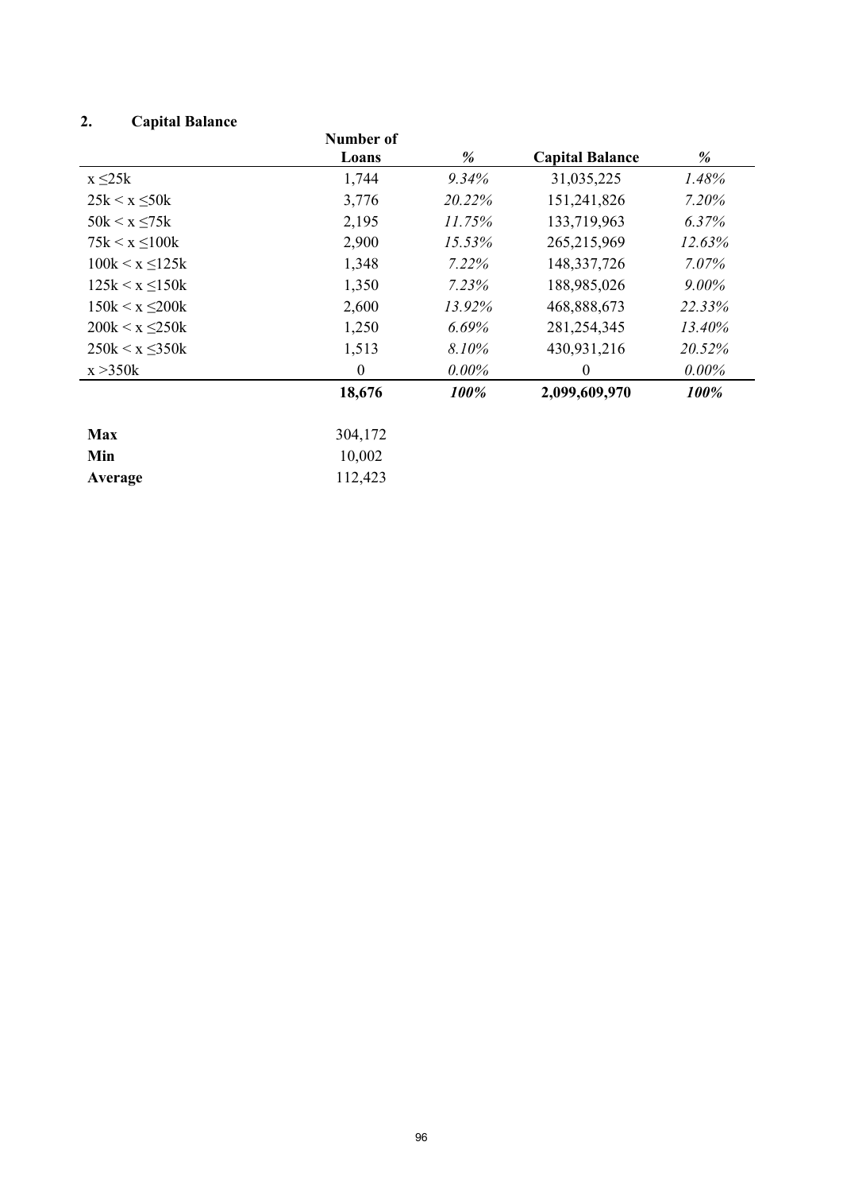## 2. Capital Balance

| | Number of Loans | % | Capital Balance | % |
|---|---|---|---|---|
| x ≤25k | 1,744 | *9.34%* | 31,035,225 | *1.48%* |
| 25k < x ≤50k | 3,776 | *20.22%* | 151,241,826 | *7.20%* |
| 50k < x ≤75k | 2,195 | *11.75%* | 133,719,963 | *6.37%* |
| 75k < x ≤100k | 2,900 | *15.53%* | 265,215,969 | *12.63%* |
| 100k < x ≤125k | 1,348 | *7.22%* | 148,337,726 | *7.07%* |
| 125k < x ≤150k | 1,350 | *7.23%* | 188,985,026 | *9.00%* |
| 150k < x ≤200k | 2,600 | *13.92%* | 468,888,673 | *22.33%* |
| 200k < x ≤250k | 1,250 | *6.69%* | 281,254,345 | *13.40%* |
| 250k < x ≤350k | 1,513 | *8.10%* | 430,931,216 | *20.52%* |
| x >350k | 0 | *0.00%* | 0 | *0.00%* |
| | **18,676** | ***100%*** | **2,099,609,970** | ***100%*** |

| | |
|---|---|
| **Max** | 304,172 |
| **Min** | 10,002 |
| **Average** | 112,423 |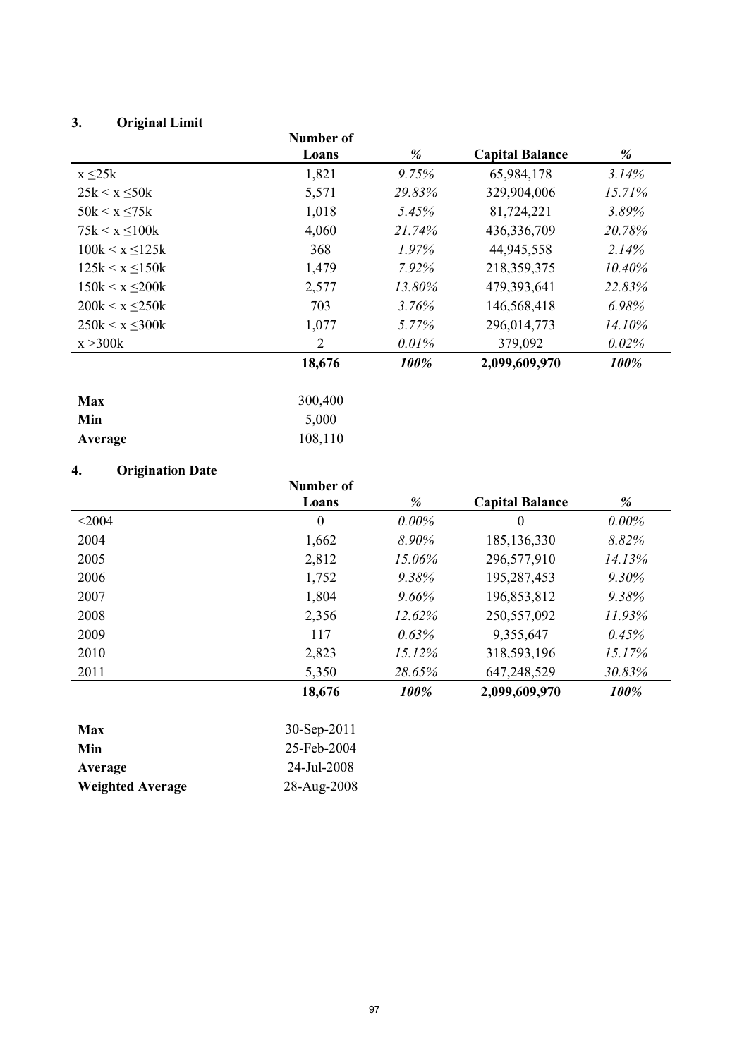### 3. Original Limit

| | Number of Loans | % | Capital Balance | % |
|---|---|---|---|---|
| x ≤25k | 1,821 | *9.75%* | 65,984,178 | *3.14%* |
| 25k < x ≤50k | 5,571 | *29.83%* | 329,904,006 | *15.71%* |
| 50k < x ≤75k | 1,018 | *5.45%* | 81,724,221 | *3.89%* |
| 75k < x ≤100k | 4,060 | *21.74%* | 436,336,709 | *20.78%* |
| 100k < x ≤125k | 368 | *1.97%* | 44,945,558 | *2.14%* |
| 125k < x ≤150k | 1,479 | *7.92%* | 218,359,375 | *10.40%* |
| 150k < x ≤200k | 2,577 | *13.80%* | 479,393,641 | *22.83%* |
| 200k < x ≤250k | 703 | *3.76%* | 146,568,418 | *6.98%* |
| 250k < x ≤300k | 1,077 | *5.77%* | 296,014,773 | *14.10%* |
| x >300k | 2 | *0.01%* | 379,092 | *0.02%* |
| | **18,676** | ***100%*** | **2,099,609,970** | ***100%*** |

| | |
|---|---|
| **Max** | 300,400 |
| **Min** | 5,000 |
| **Average** | 108,110 |

### 4. Origination Date

| | Number of Loans | % | Capital Balance | % |
|---|---|---|---|---|
| <2004 | 0 | *0.00%* | 0 | *0.00%* |
| 2004 | 1,662 | *8.90%* | 185,136,330 | *8.82%* |
| 2005 | 2,812 | *15.06%* | 296,577,910 | *14.13%* |
| 2006 | 1,752 | *9.38%* | 195,287,453 | *9.30%* |
| 2007 | 1,804 | *9.66%* | 196,853,812 | *9.38%* |
| 2008 | 2,356 | *12.62%* | 250,557,092 | *11.93%* |
| 2009 | 117 | *0.63%* | 9,355,647 | *0.45%* |
| 2010 | 2,823 | *15.12%* | 318,593,196 | *15.17%* |
| 2011 | 5,350 | *28.65%* | 647,248,529 | *30.83%* |
| | **18,676** | ***100%*** | **2,099,609,970** | ***100%*** |

| | |
|---|---|
| **Max** | 30-Sep-2011 |
| **Min** | 25-Feb-2004 |
| **Average** | 24-Jul-2008 |
| **Weighted Average** | 28-Aug-2008 |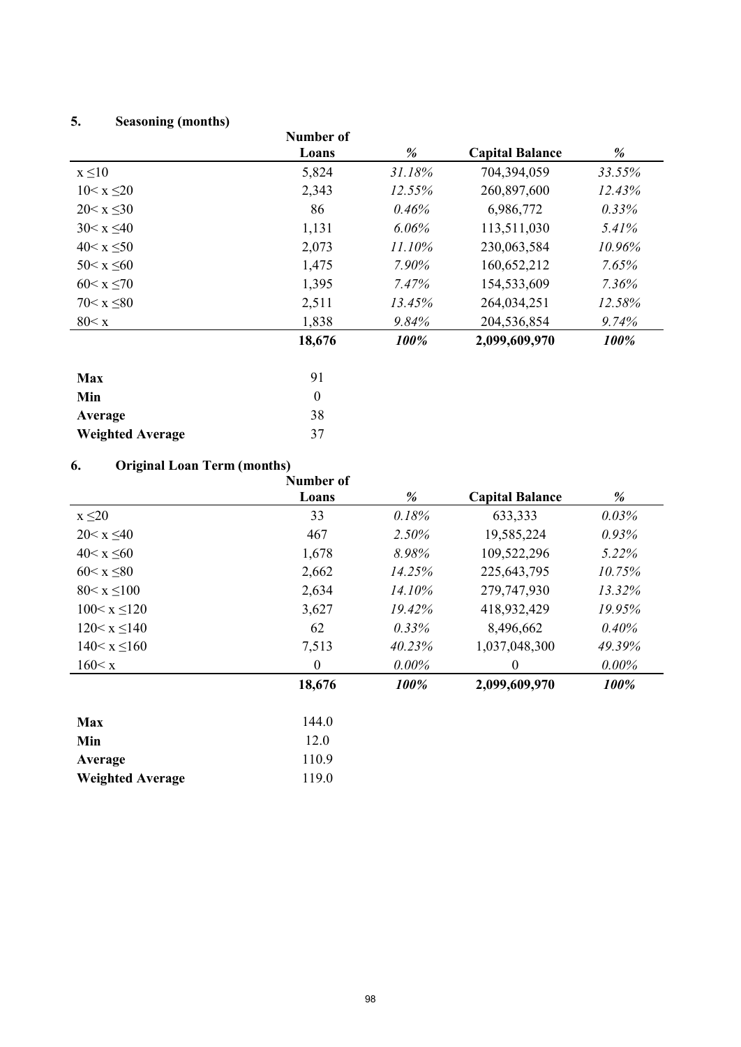## 5. Seasoning (months)

| | Number of Loans | % | Capital Balance | % |
|---|---|---|---|---|
| x ≤10 | 5,824 | *31.18%* | 704,394,059 | *33.55%* |
| 10< x ≤20 | 2,343 | *12.55%* | 260,897,600 | *12.43%* |
| 20< x ≤30 | 86 | *0.46%* | 6,986,772 | *0.33%* |
| 30< x ≤40 | 1,131 | *6.06%* | 113,511,030 | *5.41%* |
| 40< x ≤50 | 2,073 | *11.10%* | 230,063,584 | *10.96%* |
| 50< x ≤60 | 1,475 | *7.90%* | 160,652,212 | *7.65%* |
| 60< x ≤70 | 1,395 | *7.47%* | 154,533,609 | *7.36%* |
| 70< x ≤80 | 2,511 | *13.45%* | 264,034,251 | *12.58%* |
| 80< x | 1,838 | *9.84%* | 204,536,854 | *9.74%* |
| | **18,676** | ***100%*** | **2,099,609,970** | ***100%*** |

| | |
|---|---|
| **Max** | 91 |
| **Min** | 0 |
| **Average** | 38 |
| **Weighted Average** | 37 |

## 6. Original Loan Term (months)

| | Number of Loans | % | Capital Balance | % |
|---|---|---|---|---|
| x ≤20 | 33 | *0.18%* | 633,333 | *0.03%* |
| 20< x ≤40 | 467 | *2.50%* | 19,585,224 | *0.93%* |
| 40< x ≤60 | 1,678 | *8.98%* | 109,522,296 | *5.22%* |
| 60< x ≤80 | 2,662 | *14.25%* | 225,643,795 | *10.75%* |
| 80< x ≤100 | 2,634 | *14.10%* | 279,747,930 | *13.32%* |
| 100< x ≤120 | 3,627 | *19.42%* | 418,932,429 | *19.95%* |
| 120< x ≤140 | 62 | *0.33%* | 8,496,662 | *0.40%* |
| 140< x ≤160 | 7,513 | *40.23%* | 1,037,048,300 | *49.39%* |
| 160< x | 0 | *0.00%* | 0 | *0.00%* |
| | **18,676** | ***100%*** | **2,099,609,970** | ***100%*** |

| | |
|---|---|
| **Max** | 144.0 |
| **Min** | 12.0 |
| **Average** | 110.9 |
| **Weighted Average** | 119.0 |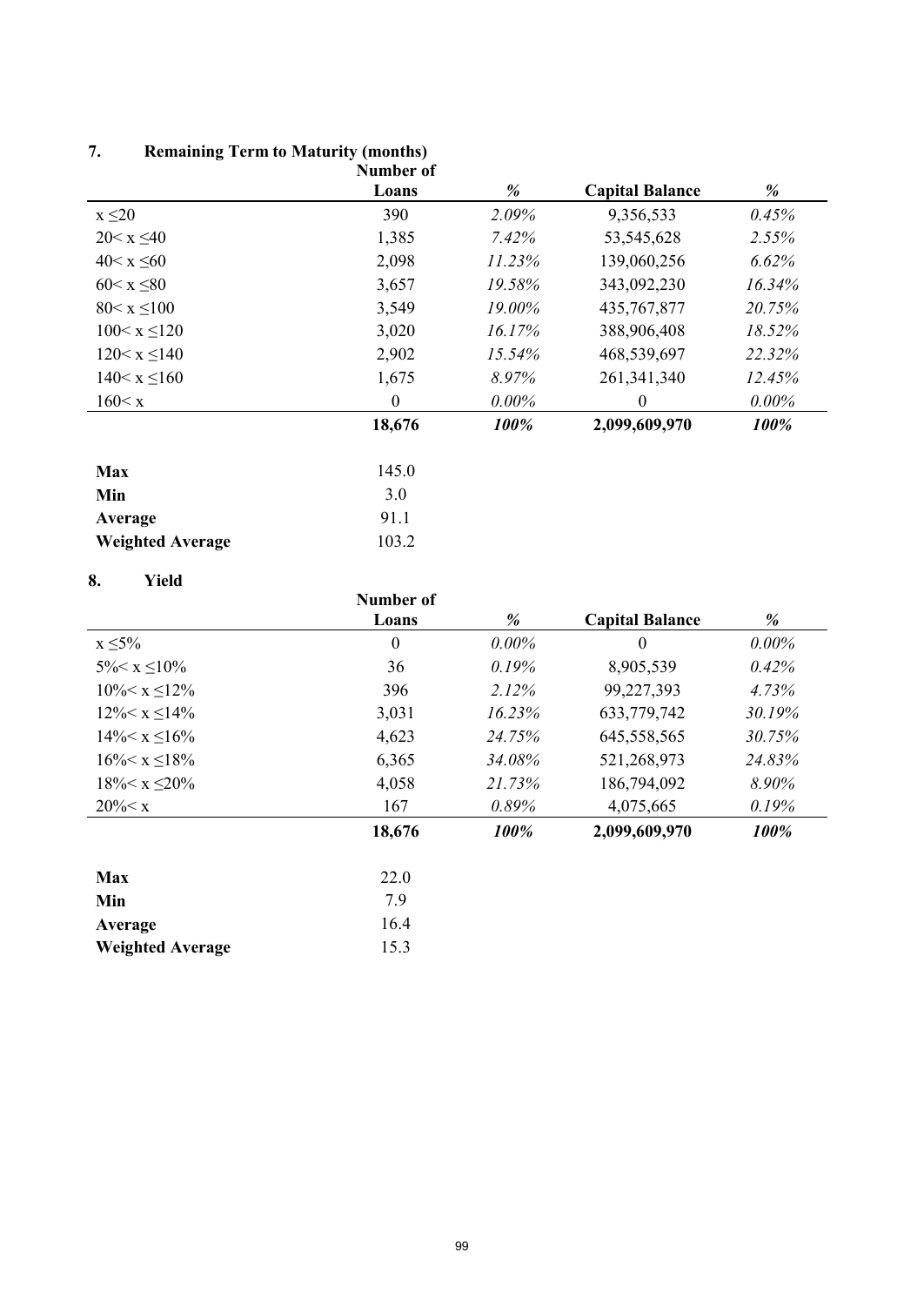## 7. Remaining Term to Maturity (months)

| | Number of Loans | % | Capital Balance | % |
|---|---|---|---|---|
| x ≤20 | 390 | *2.09%* | 9,356,533 | *0.45%* |
| 20< x ≤40 | 1,385 | *7.42%* | 53,545,628 | *2.55%* |
| 40< x ≤60 | 2,098 | *11.23%* | 139,060,256 | *6.62%* |
| 60< x ≤80 | 3,657 | *19.58%* | 343,092,230 | *16.34%* |
| 80< x ≤100 | 3,549 | *19.00%* | 435,767,877 | *20.75%* |
| 100< x ≤120 | 3,020 | *16.17%* | 388,906,408 | *18.52%* |
| 120< x ≤140 | 2,902 | *15.54%* | 468,539,697 | *22.32%* |
| 140< x ≤160 | 1,675 | *8.97%* | 261,341,340 | *12.45%* |
| 160< x | 0 | *0.00%* | 0 | *0.00%* |
| | **18,676** | ***100%*** | **2,099,609,970** | ***100%*** |

| | |
|---|---|
| **Max** | 145.0 |
| **Min** | 3.0 |
| **Average** | 91.1 |
| **Weighted Average** | 103.2 |

## 8. Yield

| | Number of Loans | % | Capital Balance | % |
|---|---|---|---|---|
| x ≤5% | 0 | *0.00%* | 0 | *0.00%* |
| 5%< x ≤10% | 36 | *0.19%* | 8,905,539 | *0.42%* |
| 10%< x ≤12% | 396 | *2.12%* | 99,227,393 | *4.73%* |
| 12%< x ≤14% | 3,031 | *16.23%* | 633,779,742 | *30.19%* |
| 14%< x ≤16% | 4,623 | *24.75%* | 645,558,565 | *30.75%* |
| 16%< x ≤18% | 6,365 | *34.08%* | 521,268,973 | *24.83%* |
| 18%< x ≤20% | 4,058 | *21.73%* | 186,794,092 | *8.90%* |
| 20%< x | 167 | *0.89%* | 4,075,665 | *0.19%* |
| | **18,676** | ***100%*** | **2,099,609,970** | ***100%*** |

| | |
|---|---|
| **Max** | 22.0 |
| **Min** | 7.9 |
| **Average** | 16.4 |
| **Weighted Average** | 15.3 |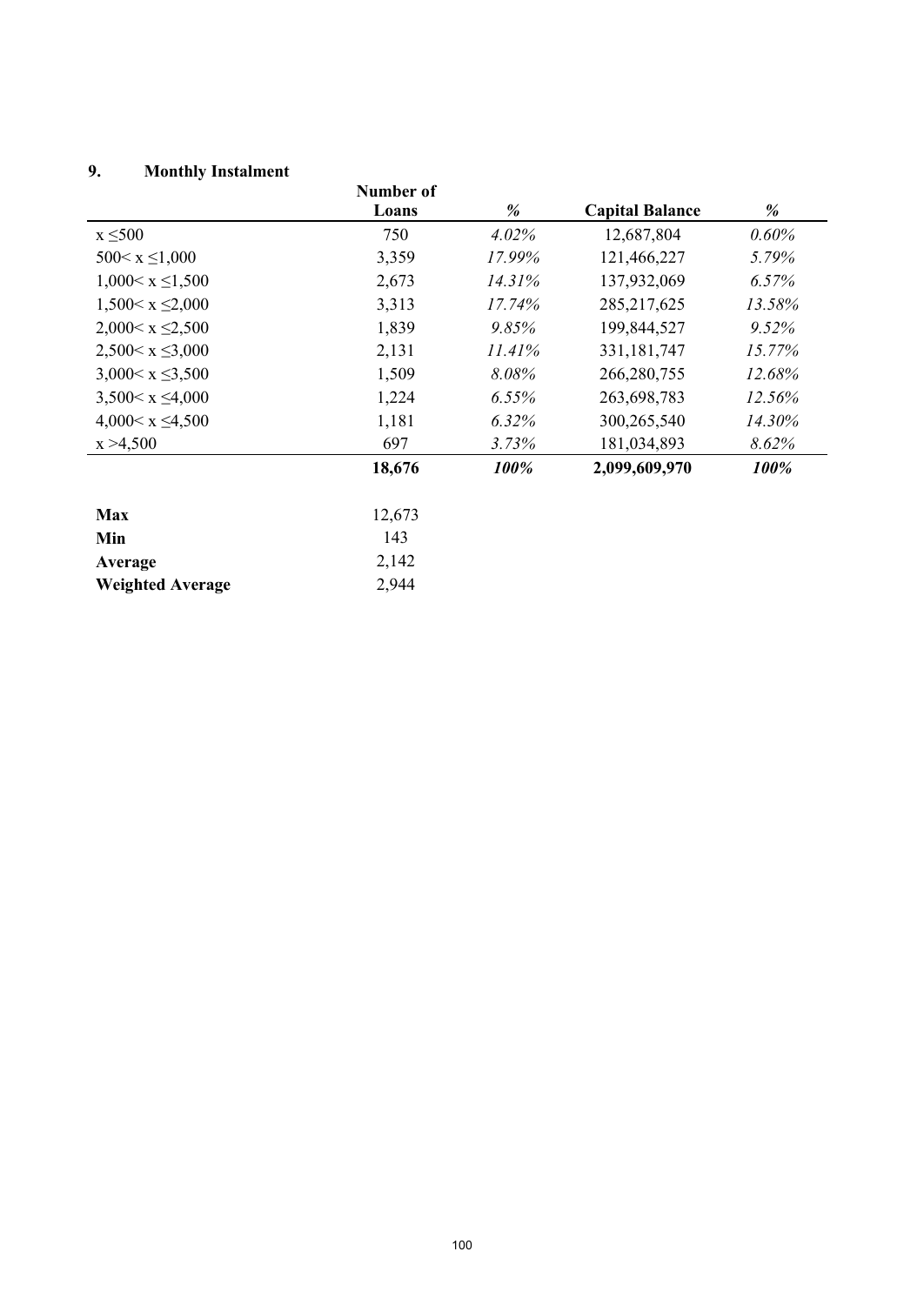## 9. Monthly Instalment

| | Number of Loans | % | Capital Balance | % |
|---|---|---|---|---|
| x ≤500 | 750 | *4.02%* | 12,687,804 | *0.60%* |
| 500< x ≤1,000 | 3,359 | *17.99%* | 121,466,227 | *5.79%* |
| 1,000< x ≤1,500 | 2,673 | *14.31%* | 137,932,069 | *6.57%* |
| 1,500< x ≤2,000 | 3,313 | *17.74%* | 285,217,625 | *13.58%* |
| 2,000< x ≤2,500 | 1,839 | *9.85%* | 199,844,527 | *9.52%* |
| 2,500< x ≤3,000 | 2,131 | *11.41%* | 331,181,747 | *15.77%* |
| 3,000< x ≤3,500 | 1,509 | *8.08%* | 266,280,755 | *12.68%* |
| 3,500< x ≤4,000 | 1,224 | *6.55%* | 263,698,783 | *12.56%* |
| 4,000< x ≤4,500 | 1,181 | *6.32%* | 300,265,540 | *14.30%* |
| x >4,500 | 697 | *3.73%* | 181,034,893 | *8.62%* |
| | **18,676** | ***100%*** | **2,099,609,970** | ***100%*** |

| | |
|---|---|
| **Max** | 12,673 |
| **Min** | 143 |
| **Average** | 2,142 |
| **Weighted Average** | 2,944 |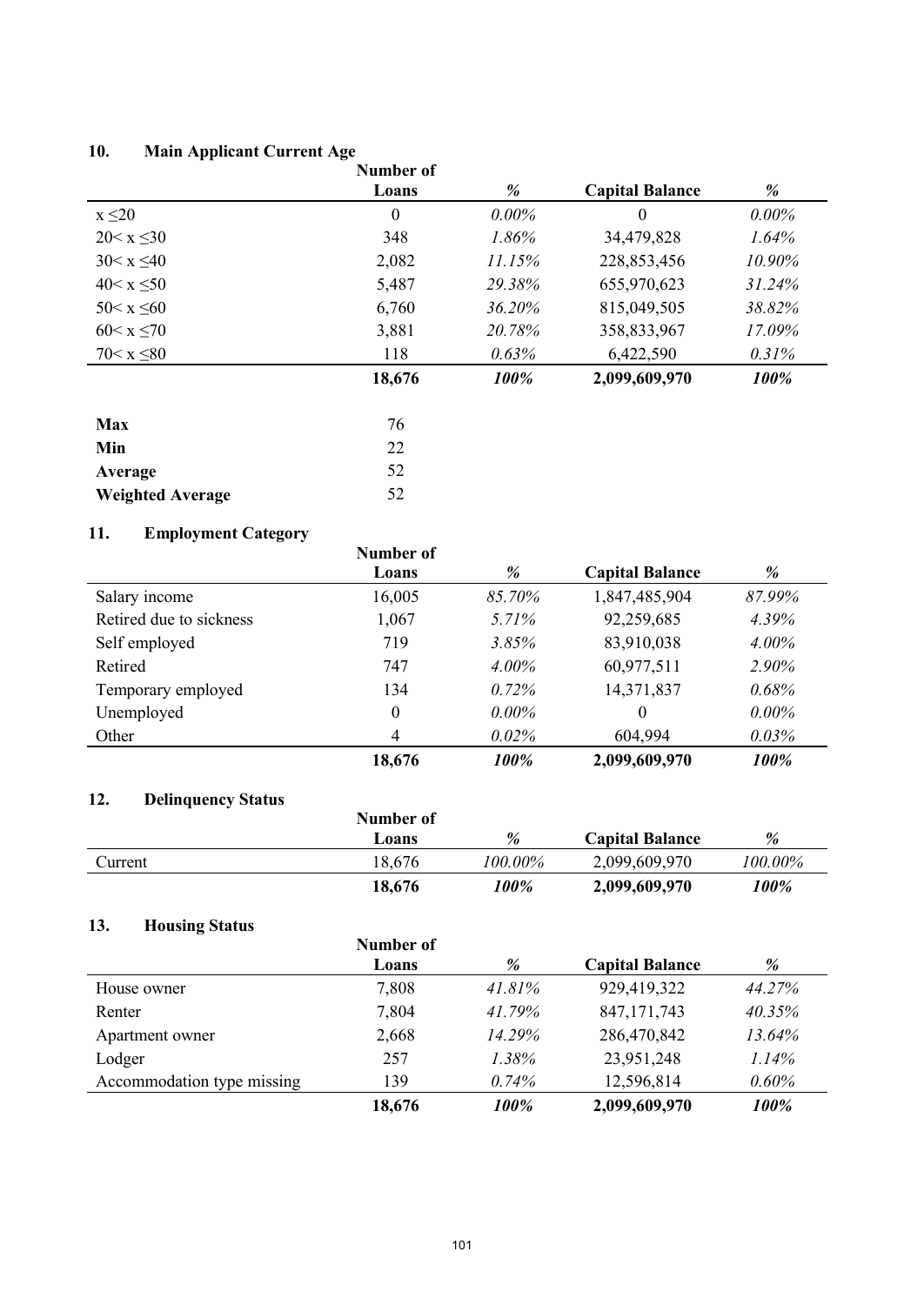## 10. Main Applicant Current Age

| | Number of Loans | % | Capital Balance | % |
|---|---|---|---|---|
| x ≤20 | 0 | *0.00%* | 0 | *0.00%* |
| 20< x ≤30 | 348 | *1.86%* | 34,479,828 | *1.64%* |
| 30< x ≤40 | 2,082 | *11.15%* | 228,853,456 | *10.90%* |
| 40< x ≤50 | 5,487 | *29.38%* | 655,970,623 | *31.24%* |
| 50< x ≤60 | 6,760 | *36.20%* | 815,049,505 | *38.82%* |
| 60< x ≤70 | 3,881 | *20.78%* | 358,833,967 | *17.09%* |
| 70< x ≤80 | 118 | *0.63%* | 6,422,590 | *0.31%* |
| | **18,676** | ***100%*** | **2,099,609,970** | ***100%*** |

| | |
|---|---|
| **Max** | 76 |
| **Min** | 22 |
| **Average** | 52 |
| **Weighted Average** | 52 |

## 11. Employment Category

| | Number of Loans | % | Capital Balance | % |
|---|---|---|---|---|
| Salary income | 16,005 | *85.70%* | 1,847,485,904 | *87.99%* |
| Retired due to sickness | 1,067 | *5.71%* | 92,259,685 | *4.39%* |
| Self employed | 719 | *3.85%* | 83,910,038 | *4.00%* |
| Retired | 747 | *4.00%* | 60,977,511 | *2.90%* |
| Temporary employed | 134 | *0.72%* | 14,371,837 | *0.68%* |
| Unemployed | 0 | *0.00%* | 0 | *0.00%* |
| Other | 4 | *0.02%* | 604,994 | *0.03%* |
| | **18,676** | ***100%*** | **2,099,609,970** | ***100%*** |

## 12. Delinquency Status

| | Number of Loans | % | Capital Balance | % |
|---|---|---|---|---|
| Current | 18,676 | *100.00%* | 2,099,609,970 | *100.00%* |
| | **18,676** | ***100%*** | **2,099,609,970** | ***100%*** |

## 13. Housing Status

| | Number of Loans | % | Capital Balance | % |
|---|---|---|---|---|
| House owner | 7,808 | *41.81%* | 929,419,322 | *44.27%* |
| Renter | 7,804 | *41.79%* | 847,171,743 | *40.35%* |
| Apartment owner | 2,668 | *14.29%* | 286,470,842 | *13.64%* |
| Lodger | 257 | *1.38%* | 23,951,248 | *1.14%* |
| Accommodation type missing | 139 | *0.74%* | 12,596,814 | *0.60%* |
| | **18,676** | ***100%*** | **2,099,609,970** | ***100%*** |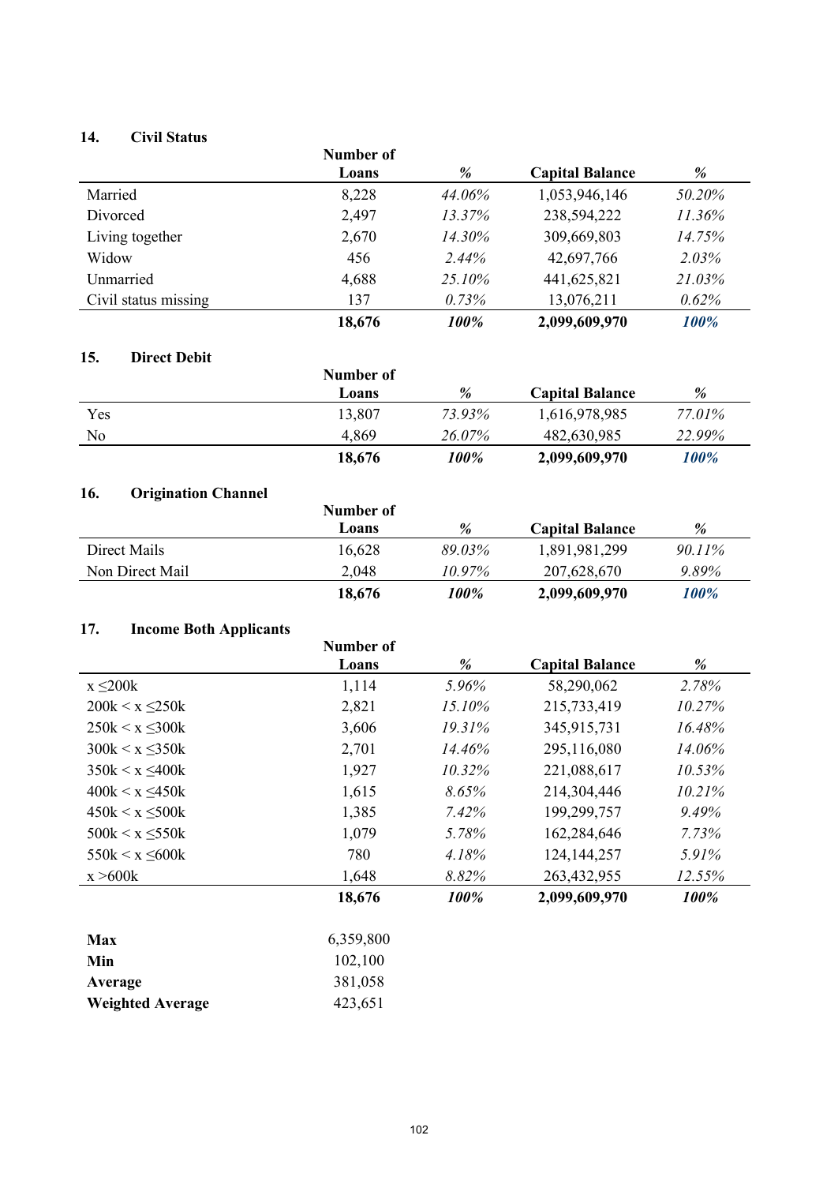## 14. Civil Status

| | Number of Loans | % | Capital Balance | % |
|---|---|---|---|---|
| Married | 8,228 | *44.06%* | 1,053,946,146 | *50.20%* |
| Divorced | 2,497 | *13.37%* | 238,594,222 | *11.36%* |
| Living together | 2,670 | *14.30%* | 309,669,803 | *14.75%* |
| Widow | 456 | *2.44%* | 42,697,766 | *2.03%* |
| Unmarried | 4,688 | *25.10%* | 441,625,821 | *21.03%* |
| Civil status missing | 137 | *0.73%* | 13,076,211 | *0.62%* |
| | **18,676** | ***100%*** | **2,099,609,970** | ***100%*** |

## 15. Direct Debit

| | Number of Loans | % | Capital Balance | % |
|---|---|---|---|---|
| Yes | 13,807 | *73.93%* | 1,616,978,985 | *77.01%* |
| No | 4,869 | *26.07%* | 482,630,985 | *22.99%* |
| | **18,676** | ***100%*** | **2,099,609,970** | ***100%*** |

## 16. Origination Channel

| | Number of Loans | % | Capital Balance | % |
|---|---|---|---|---|
| Direct Mails | 16,628 | *89.03%* | 1,891,981,299 | *90.11%* |
| Non Direct Mail | 2,048 | *10.97%* | 207,628,670 | *9.89%* |
| | **18,676** | ***100%*** | **2,099,609,970** | ***100%*** |

## 17. Income Both Applicants

| | Number of Loans | % | Capital Balance | % |
|---|---|---|---|---|
| x ≤200k | 1,114 | *5.96%* | 58,290,062 | *2.78%* |
| 200k < x ≤250k | 2,821 | *15.10%* | 215,733,419 | *10.27%* |
| 250k < x ≤300k | 3,606 | *19.31%* | 345,915,731 | *16.48%* |
| 300k < x ≤350k | 2,701 | *14.46%* | 295,116,080 | *14.06%* |
| 350k < x ≤400k | 1,927 | *10.32%* | 221,088,617 | *10.53%* |
| 400k < x ≤450k | 1,615 | *8.65%* | 214,304,446 | *10.21%* |
| 450k < x ≤500k | 1,385 | *7.42%* | 199,299,757 | *9.49%* |
| 500k < x ≤550k | 1,079 | *5.78%* | 162,284,646 | *7.73%* |
| 550k < x ≤600k | 780 | *4.18%* | 124,144,257 | *5.91%* |
| x >600k | 1,648 | *8.82%* | 263,432,955 | *12.55%* |
| | **18,676** | ***100%*** | **2,099,609,970** | ***100%*** |

| | |
|---|---|
| **Max** | 6,359,800 |
| **Min** | 102,100 |
| **Average** | 381,058 |
| **Weighted Average** | 423,651 |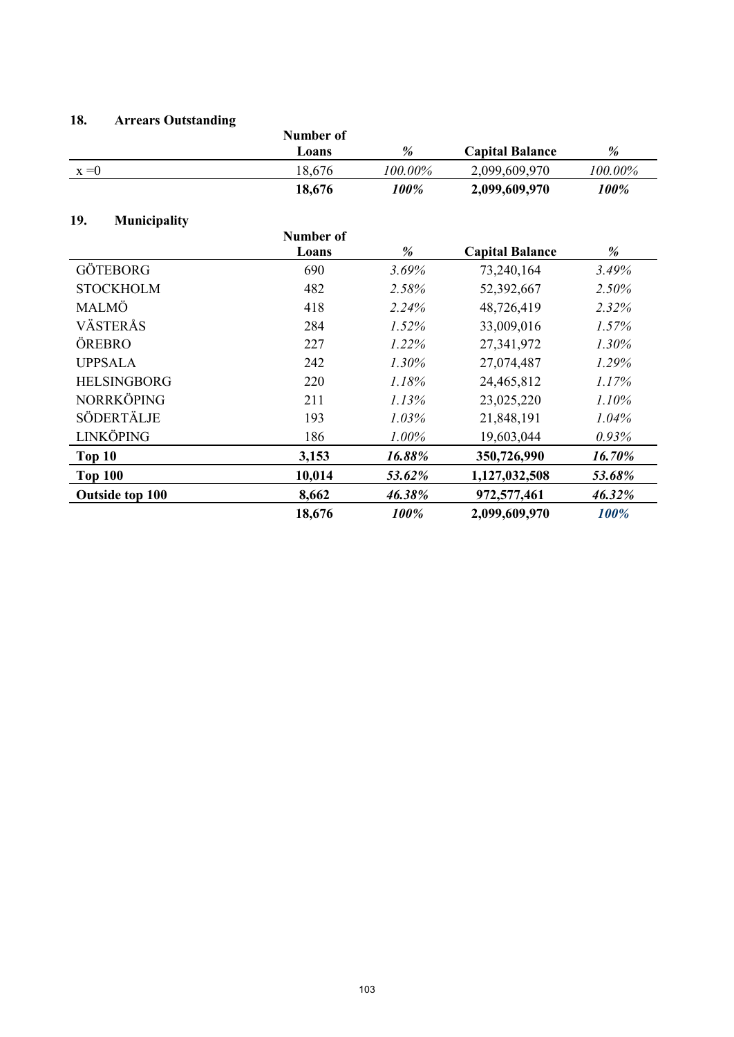## 18. Arrears Outstanding

| | Number of Loans | % | Capital Balance | % |
|---|---|---|---|---|
| x =0 | 18,676 | *100.00%* | 2,099,609,970 | *100.00%* |
| | **18,676** | ***100%*** | **2,099,609,970** | ***100%*** |

## 19. Municipality

| | Number of Loans | % | Capital Balance | % |
|---|---|---|---|---|
| GÖTEBORG | 690 | *3.69%* | 73,240,164 | *3.49%* |
| STOCKHOLM | 482 | *2.58%* | 52,392,667 | *2.50%* |
| MALMÖ | 418 | *2.24%* | 48,726,419 | *2.32%* |
| VÄSTERÅS | 284 | *1.52%* | 33,009,016 | *1.57%* |
| ÖREBRO | 227 | *1.22%* | 27,341,972 | *1.30%* |
| UPPSALA | 242 | *1.30%* | 27,074,487 | *1.29%* |
| HELSINGBORG | 220 | *1.18%* | 24,465,812 | *1.17%* |
| NORRKÖPING | 211 | *1.13%* | 23,025,220 | *1.10%* |
| SÖDERTÄLJE | 193 | *1.03%* | 21,848,191 | *1.04%* |
| LINKÖPING | 186 | *1.00%* | 19,603,044 | *0.93%* |
| **Top 10** | **3,153** | ***16.88%*** | **350,726,990** | ***16.70%*** |
| **Top 100** | **10,014** | ***53.62%*** | **1,127,032,508** | ***53.68%*** |
| **Outside top 100** | **8,662** | ***46.38%*** | **972,577,461** | ***46.32%*** |
| | **18,676** | ***100%*** | **2,099,609,970** | ***100%*** |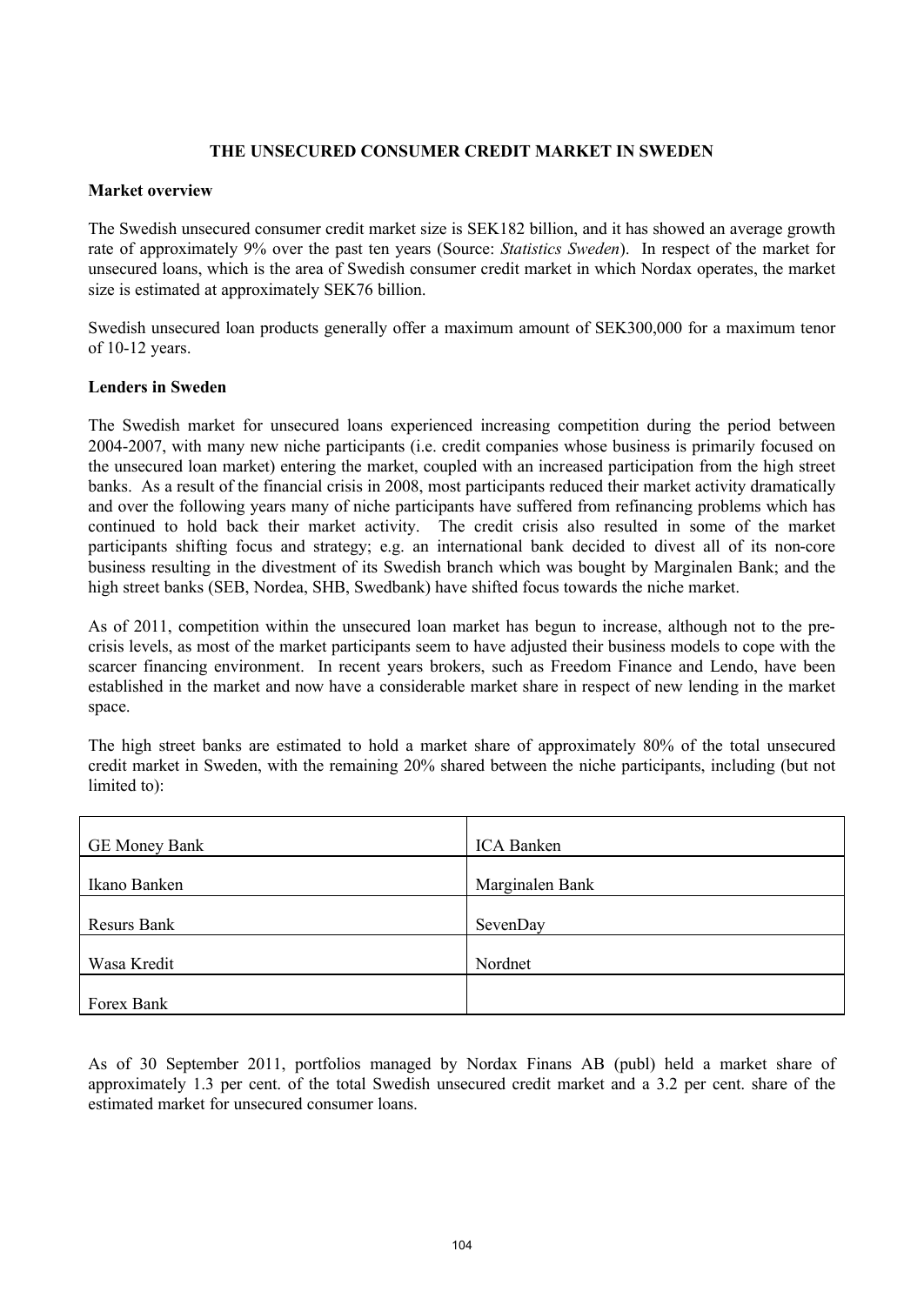# THE UNSECURED CONSUMER CREDIT MARKET IN SWEDEN

## Market overview

The Swedish unsecured consumer credit market size is SEK182 billion, and it has showed an average growth rate of approximately 9% over the past ten years (Source: *Statistics Sweden*). In respect of the market for unsecured loans, which is the area of Swedish consumer credit market in which Nordax operates, the market size is estimated at approximately SEK76 billion.

Swedish unsecured loan products generally offer a maximum amount of SEK300,000 for a maximum tenor of 10-12 years.

## Lenders in Sweden

The Swedish market for unsecured loans experienced increasing competition during the period between 2004-2007, with many new niche participants (i.e. credit companies whose business is primarily focused on the unsecured loan market) entering the market, coupled with an increased participation from the high street banks. As a result of the financial crisis in 2008, most participants reduced their market activity dramatically and over the following years many of niche participants have suffered from refinancing problems which has continued to hold back their market activity. The credit crisis also resulted in some of the market participants shifting focus and strategy; e.g. an international bank decided to divest all of its non-core business resulting in the divestment of its Swedish branch which was bought by Marginalen Bank; and the high street banks (SEB, Nordea, SHB, Swedbank) have shifted focus towards the niche market.

As of 2011, competition within the unsecured loan market has begun to increase, although not to the pre-crisis levels, as most of the market participants seem to have adjusted their business models to cope with the scarcer financing environment. In recent years brokers, such as Freedom Finance and Lendo, have been established in the market and now have a considerable market share in respect of new lending in the market space.

The high street banks are estimated to hold a market share of approximately 80% of the total unsecured credit market in Sweden, with the remaining 20% shared between the niche participants, including (but not limited to):

| | |
|---|---|
| GE Money Bank | ICA Banken |
| Ikano Banken | Marginalen Bank |
| Resurs Bank | SevenDay |
| Wasa Kredit | Nordnet |
| Forex Bank | |

As of 30 September 2011, portfolios managed by Nordax Finans AB (publ) held a market share of approximately 1.3 per cent. of the total Swedish unsecured credit market and a 3.2 per cent. share of the estimated market for unsecured consumer loans.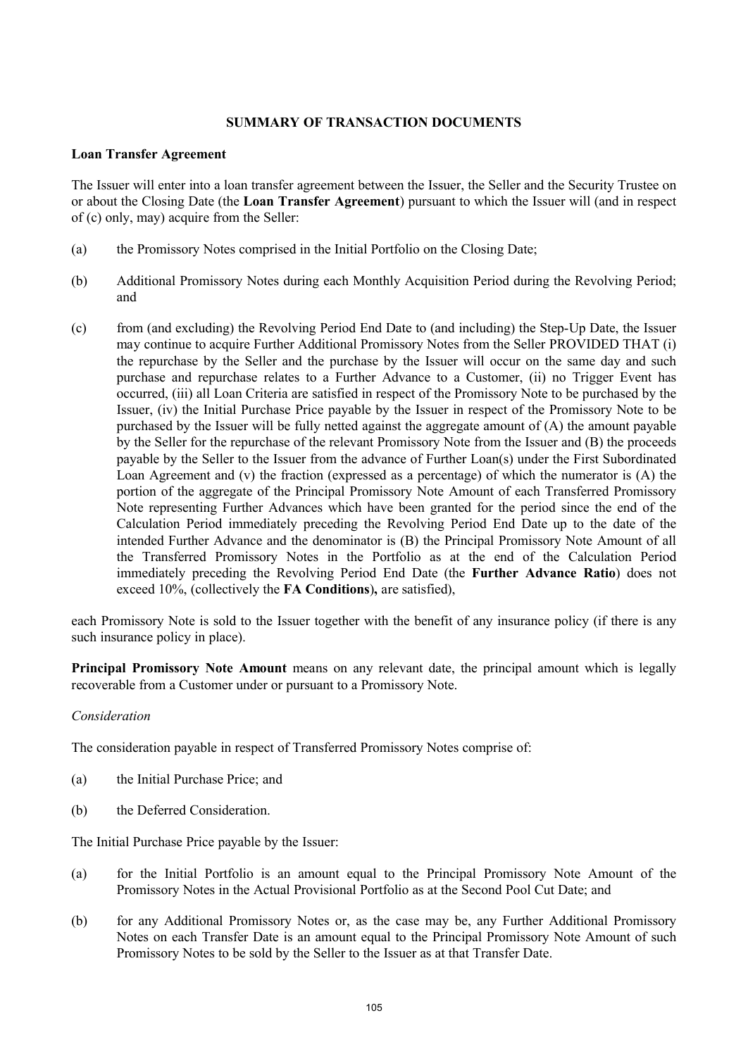## SUMMARY OF TRANSACTION DOCUMENTS

**Loan Transfer Agreement**

The Issuer will enter into a loan transfer agreement between the Issuer, the Seller and the Security Trustee on or about the Closing Date (the **Loan Transfer Agreement**) pursuant to which the Issuer will (and in respect of (c) only, may) acquire from the Seller:

(a) the Promissory Notes comprised in the Initial Portfolio on the Closing Date;

(b) Additional Promissory Notes during each Monthly Acquisition Period during the Revolving Period; and

(c) from (and excluding) the Revolving Period End Date to (and including) the Step-Up Date, the Issuer may continue to acquire Further Additional Promissory Notes from the Seller PROVIDED THAT (i) the repurchase by the Seller and the purchase by the Issuer will occur on the same day and such purchase and repurchase relates to a Further Advance to a Customer, (ii) no Trigger Event has occurred, (iii) all Loan Criteria are satisfied in respect of the Promissory Note to be purchased by the Issuer, (iv) the Initial Purchase Price payable by the Issuer in respect of the Promissory Note to be purchased by the Issuer will be fully netted against the aggregate amount of (A) the amount payable by the Seller for the repurchase of the relevant Promissory Note from the Issuer and (B) the proceeds payable by the Seller to the Issuer from the advance of Further Loan(s) under the First Subordinated Loan Agreement and (v) the fraction (expressed as a percentage) of which the numerator is (A) the portion of the aggregate of the Principal Promissory Note Amount of each Transferred Promissory Note representing Further Advances which have been granted for the period since the end of the Calculation Period immediately preceding the Revolving Period End Date up to the date of the intended Further Advance and the denominator is (B) the Principal Promissory Note Amount of all the Transferred Promissory Notes in the Portfolio as at the end of the Calculation Period immediately preceding the Revolving Period End Date (the **Further Advance Ratio**) does not exceed 10%, (collectively the **FA Conditions**), are satisfied),

each Promissory Note is sold to the Issuer together with the benefit of any insurance policy (if there is any such insurance policy in place).

**Principal Promissory Note Amount** means on any relevant date, the principal amount which is legally recoverable from a Customer under or pursuant to a Promissory Note.

*Consideration*

The consideration payable in respect of Transferred Promissory Notes comprise of:

(a) the Initial Purchase Price; and

(b) the Deferred Consideration.

The Initial Purchase Price payable by the Issuer:

(a) for the Initial Portfolio is an amount equal to the Principal Promissory Note Amount of the Promissory Notes in the Actual Provisional Portfolio as at the Second Pool Cut Date; and

(b) for any Additional Promissory Notes or, as the case may be, any Further Additional Promissory Notes on each Transfer Date is an amount equal to the Principal Promissory Note Amount of such Promissory Notes to be sold by the Seller to the Issuer as at that Transfer Date.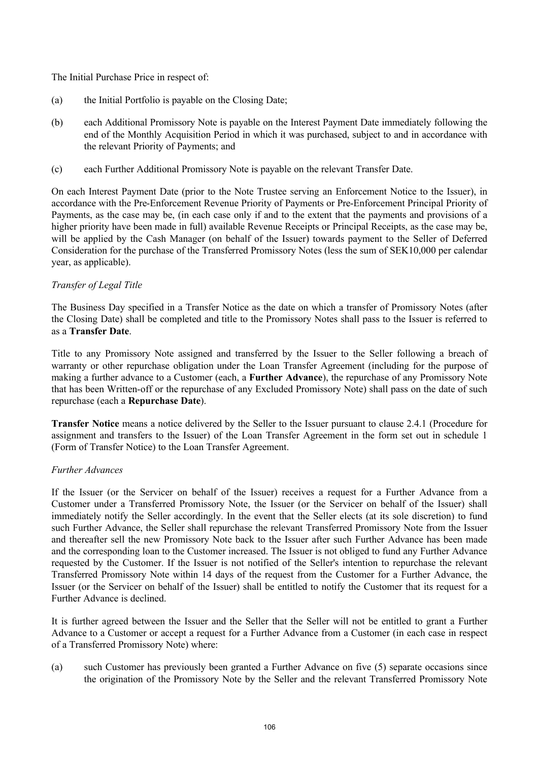The Initial Purchase Price in respect of:

(a) the Initial Portfolio is payable on the Closing Date;

(b) each Additional Promissory Note is payable on the Interest Payment Date immediately following the end of the Monthly Acquisition Period in which it was purchased, subject to and in accordance with the relevant Priority of Payments; and

(c) each Further Additional Promissory Note is payable on the relevant Transfer Date.

On each Interest Payment Date (prior to the Note Trustee serving an Enforcement Notice to the Issuer), in accordance with the Pre-Enforcement Revenue Priority of Payments or Pre-Enforcement Principal Priority of Payments, as the case may be, (in each case only if and to the extent that the payments and provisions of a higher priority have been made in full) available Revenue Receipts or Principal Receipts, as the case may be, will be applied by the Cash Manager (on behalf of the Issuer) towards payment to the Seller of Deferred Consideration for the purchase of the Transferred Promissory Notes (less the sum of SEK10,000 per calendar year, as applicable).

*Transfer of Legal Title*

The Business Day specified in a Transfer Notice as the date on which a transfer of Promissory Notes (after the Closing Date) shall be completed and title to the Promissory Notes shall pass to the Issuer is referred to as a **Transfer Date**.

Title to any Promissory Note assigned and transferred by the Issuer to the Seller following a breach of warranty or other repurchase obligation under the Loan Transfer Agreement (including for the purpose of making a further advance to a Customer (each, a **Further Advance**), the repurchase of any Promissory Note that has been Written-off or the repurchase of any Excluded Promissory Note) shall pass on the date of such repurchase (each a **Repurchase Date**).

**Transfer Notice** means a notice delivered by the Seller to the Issuer pursuant to clause 2.4.1 (Procedure for assignment and transfers to the Issuer) of the Loan Transfer Agreement in the form set out in schedule 1 (Form of Transfer Notice) to the Loan Transfer Agreement.

*Further Advances*

If the Issuer (or the Servicer on behalf of the Issuer) receives a request for a Further Advance from a Customer under a Transferred Promissory Note, the Issuer (or the Servicer on behalf of the Issuer) shall immediately notify the Seller accordingly. In the event that the Seller elects (at its sole discretion) to fund such Further Advance, the Seller shall repurchase the relevant Transferred Promissory Note from the Issuer and thereafter sell the new Promissory Note back to the Issuer after such Further Advance has been made and the corresponding loan to the Customer increased. The Issuer is not obliged to fund any Further Advance requested by the Customer. If the Issuer is not notified of the Seller's intention to repurchase the relevant Transferred Promissory Note within 14 days of the request from the Customer for a Further Advance, the Issuer (or the Servicer on behalf of the Issuer) shall be entitled to notify the Customer that its request for a Further Advance is declined.

It is further agreed between the Issuer and the Seller that the Seller will not be entitled to grant a Further Advance to a Customer or accept a request for a Further Advance from a Customer (in each case in respect of a Transferred Promissory Note) where:

(a) such Customer has previously been granted a Further Advance on five (5) separate occasions since the origination of the Promissory Note by the Seller and the relevant Transferred Promissory Note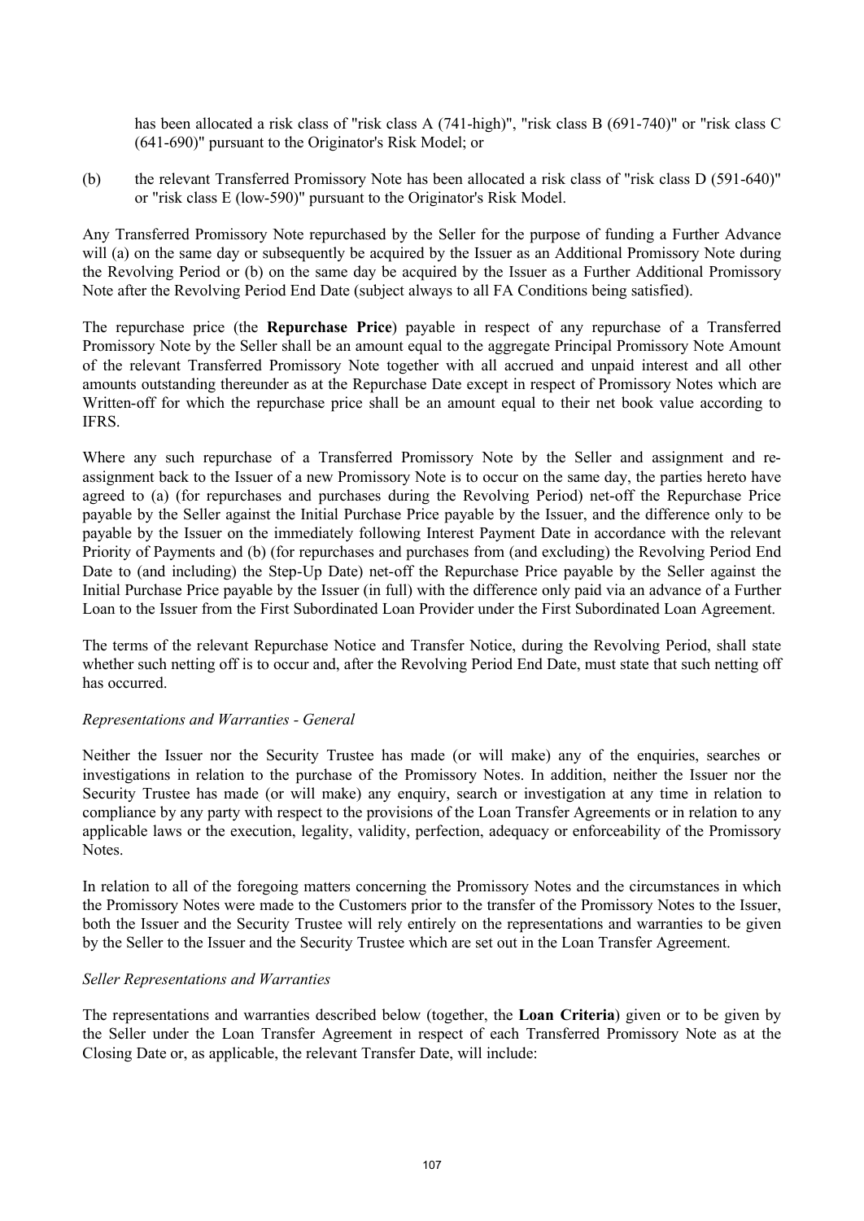has been allocated a risk class of "risk class A (741-high)", "risk class B (691-740)" or "risk class C (641-690)" pursuant to the Originator's Risk Model; or

(b) the relevant Transferred Promissory Note has been allocated a risk class of "risk class D (591-640)" or "risk class E (low-590)" pursuant to the Originator's Risk Model.

Any Transferred Promissory Note repurchased by the Seller for the purpose of funding a Further Advance will (a) on the same day or subsequently be acquired by the Issuer as an Additional Promissory Note during the Revolving Period or (b) on the same day be acquired by the Issuer as a Further Additional Promissory Note after the Revolving Period End Date (subject always to all FA Conditions being satisfied).

The repurchase price (the **Repurchase Price**) payable in respect of any repurchase of a Transferred Promissory Note by the Seller shall be an amount equal to the aggregate Principal Promissory Note Amount of the relevant Transferred Promissory Note together with all accrued and unpaid interest and all other amounts outstanding thereunder as at the Repurchase Date except in respect of Promissory Notes which are Written-off for which the repurchase price shall be an amount equal to their net book value according to IFRS.

Where any such repurchase of a Transferred Promissory Note by the Seller and assignment and re-assignment back to the Issuer of a new Promissory Note is to occur on the same day, the parties hereto have agreed to (a) (for repurchases and purchases during the Revolving Period) net-off the Repurchase Price payable by the Seller against the Initial Purchase Price payable by the Issuer, and the difference only to be payable by the Issuer on the immediately following Interest Payment Date in accordance with the relevant Priority of Payments and (b) (for repurchases and purchases from (and excluding) the Revolving Period End Date to (and including) the Step-Up Date) net-off the Repurchase Price payable by the Seller against the Initial Purchase Price payable by the Issuer (in full) with the difference only paid via an advance of a Further Loan to the Issuer from the First Subordinated Loan Provider under the First Subordinated Loan Agreement.

The terms of the relevant Repurchase Notice and Transfer Notice, during the Revolving Period, shall state whether such netting off is to occur and, after the Revolving Period End Date, must state that such netting off has occurred.

*Representations and Warranties - General*

Neither the Issuer nor the Security Trustee has made (or will make) any of the enquiries, searches or investigations in relation to the purchase of the Promissory Notes. In addition, neither the Issuer nor the Security Trustee has made (or will make) any enquiry, search or investigation at any time in relation to compliance by any party with respect to the provisions of the Loan Transfer Agreements or in relation to any applicable laws or the execution, legality, validity, perfection, adequacy or enforceability of the Promissory Notes.

In relation to all of the foregoing matters concerning the Promissory Notes and the circumstances in which the Promissory Notes were made to the Customers prior to the transfer of the Promissory Notes to the Issuer, both the Issuer and the Security Trustee will rely entirely on the representations and warranties to be given by the Seller to the Issuer and the Security Trustee which are set out in the Loan Transfer Agreement.

*Seller Representations and Warranties*

The representations and warranties described below (together, the **Loan Criteria**) given or to be given by the Seller under the Loan Transfer Agreement in respect of each Transferred Promissory Note as at the Closing Date or, as applicable, the relevant Transfer Date, will include: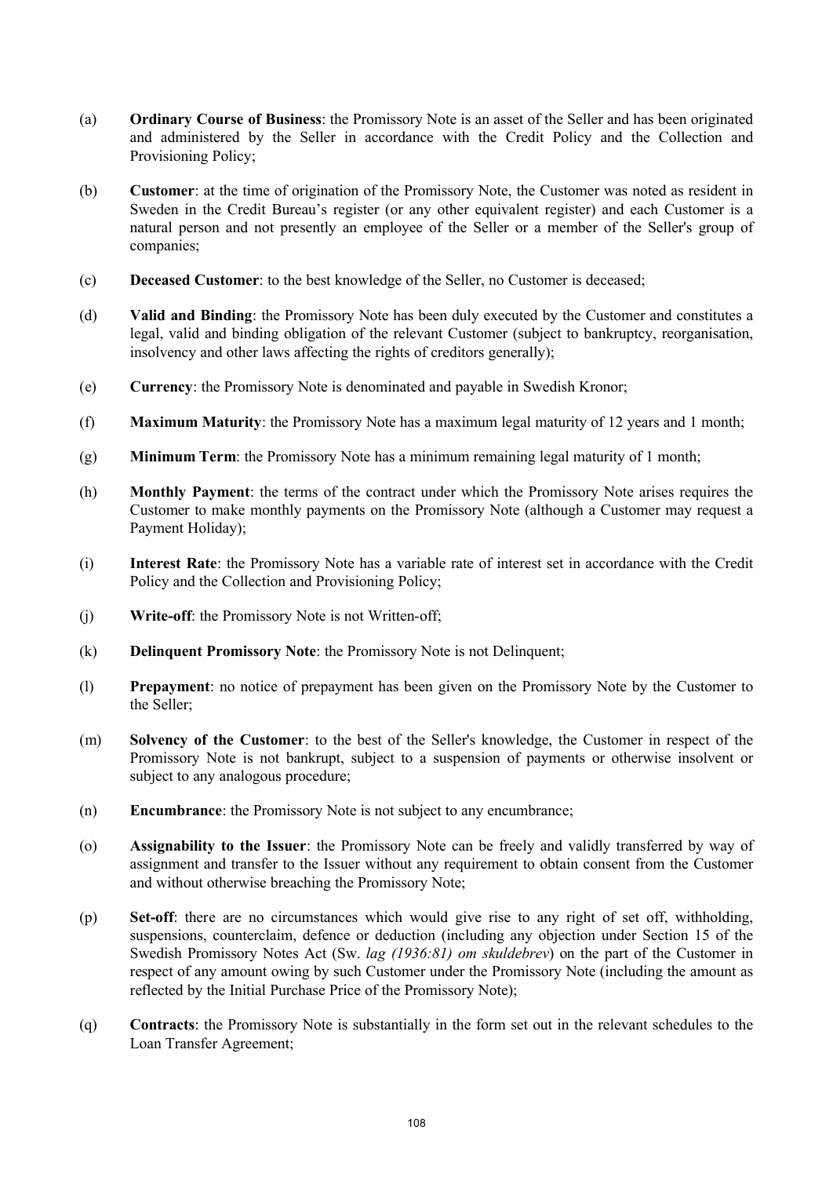(a) **Ordinary Course of Business**: the Promissory Note is an asset of the Seller and has been originated and administered by the Seller in accordance with the Credit Policy and the Collection and Provisioning Policy;

(b) **Customer**: at the time of origination of the Promissory Note, the Customer was noted as resident in Sweden in the Credit Bureau's register (or any other equivalent register) and each Customer is a natural person and not presently an employee of the Seller or a member of the Seller's group of companies;

(c) **Deceased Customer**: to the best knowledge of the Seller, no Customer is deceased;

(d) **Valid and Binding**: the Promissory Note has been duly executed by the Customer and constitutes a legal, valid and binding obligation of the relevant Customer (subject to bankruptcy, reorganisation, insolvency and other laws affecting the rights of creditors generally);

(e) **Currency**: the Promissory Note is denominated and payable in Swedish Kronor;

(f) **Maximum Maturity**: the Promissory Note has a maximum legal maturity of 12 years and 1 month;

(g) **Minimum Term**: the Promissory Note has a minimum remaining legal maturity of 1 month;

(h) **Monthly Payment**: the terms of the contract under which the Promissory Note arises requires the Customer to make monthly payments on the Promissory Note (although a Customer may request a Payment Holiday);

(i) **Interest Rate**: the Promissory Note has a variable rate of interest set in accordance with the Credit Policy and the Collection and Provisioning Policy;

(j) **Write-off**: the Promissory Note is not Written-off;

(k) **Delinquent Promissory Note**: the Promissory Note is not Delinquent;

(l) **Prepayment**: no notice of prepayment has been given on the Promissory Note by the Customer to the Seller;

(m) **Solvency of the Customer**: to the best of the Seller's knowledge, the Customer in respect of the Promissory Note is not bankrupt, subject to a suspension of payments or otherwise insolvent or subject to any analogous procedure;

(n) **Encumbrance**: the Promissory Note is not subject to any encumbrance;

(o) **Assignability to the Issuer**: the Promissory Note can be freely and validly transferred by way of assignment and transfer to the Issuer without any requirement to obtain consent from the Customer and without otherwise breaching the Promissory Note;

(p) **Set-off**: there are no circumstances which would give rise to any right of set off, withholding, suspensions, counterclaim, defence or deduction (including any objection under Section 15 of the Swedish Promissory Notes Act (Sw. *lag (1936:81) om skuldebrev*) on the part of the Customer in respect of any amount owing by such Customer under the Promissory Note (including the amount as reflected by the Initial Purchase Price of the Promissory Note);

(q) **Contracts**: the Promissory Note is substantially in the form set out in the relevant schedules to the Loan Transfer Agreement;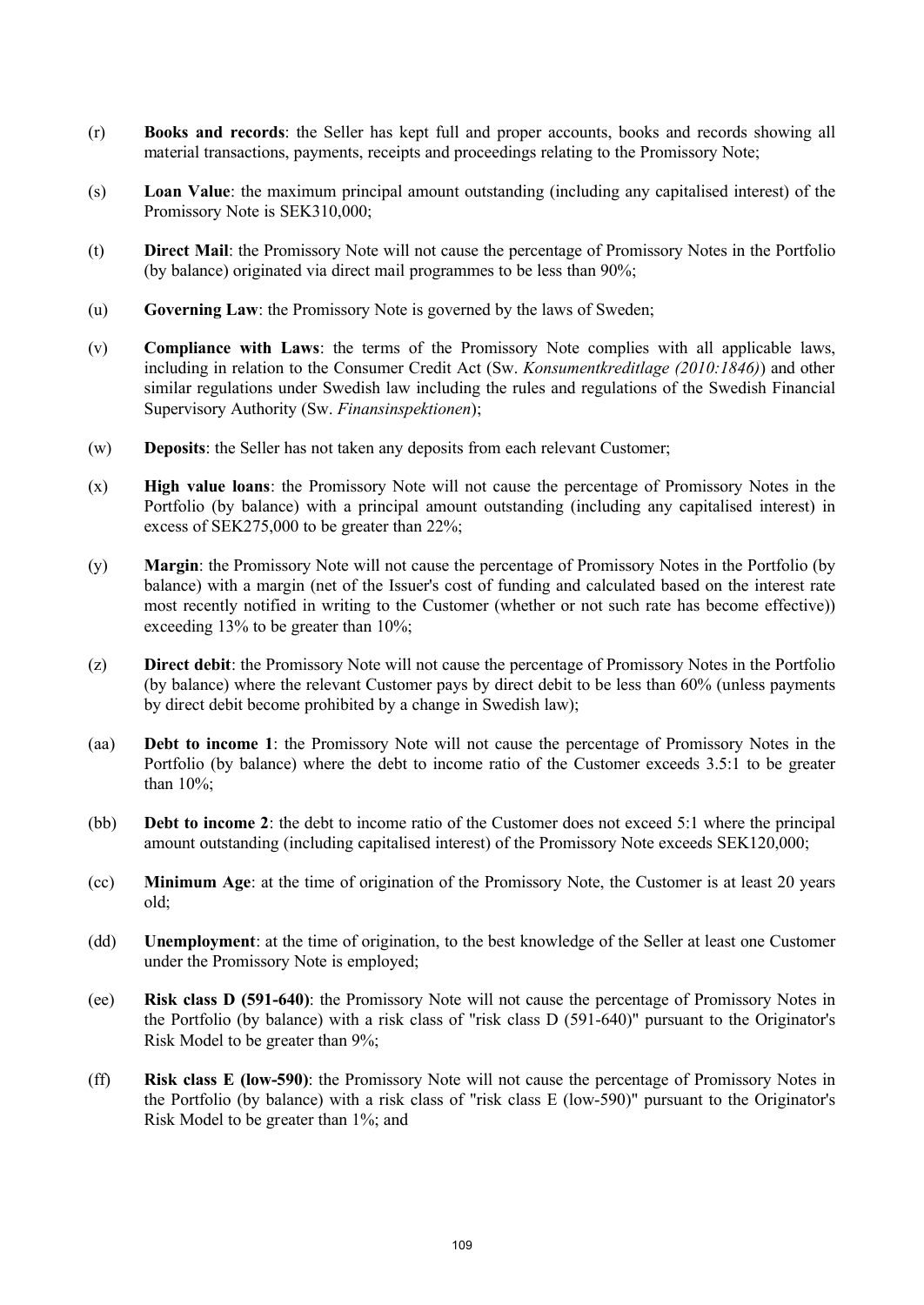(r) **Books and records**: the Seller has kept full and proper accounts, books and records showing all material transactions, payments, receipts and proceedings relating to the Promissory Note;

(s) **Loan Value**: the maximum principal amount outstanding (including any capitalised interest) of the Promissory Note is SEK310,000;

(t) **Direct Mail**: the Promissory Note will not cause the percentage of Promissory Notes in the Portfolio (by balance) originated via direct mail programmes to be less than 90%;

(u) **Governing Law**: the Promissory Note is governed by the laws of Sweden;

(v) **Compliance with Laws**: the terms of the Promissory Note complies with all applicable laws, including in relation to the Consumer Credit Act (Sw. *Konsumentkreditlage (2010:1846)*) and other similar regulations under Swedish law including the rules and regulations of the Swedish Financial Supervisory Authority (Sw. *Finansinspektionen*);

(w) **Deposits**: the Seller has not taken any deposits from each relevant Customer;

(x) **High value loans**: the Promissory Note will not cause the percentage of Promissory Notes in the Portfolio (by balance) with a principal amount outstanding (including any capitalised interest) in excess of SEK275,000 to be greater than 22%;

(y) **Margin**: the Promissory Note will not cause the percentage of Promissory Notes in the Portfolio (by balance) with a margin (net of the Issuer's cost of funding and calculated based on the interest rate most recently notified in writing to the Customer (whether or not such rate has become effective)) exceeding 13% to be greater than 10%;

(z) **Direct debit**: the Promissory Note will not cause the percentage of Promissory Notes in the Portfolio (by balance) where the relevant Customer pays by direct debit to be less than 60% (unless payments by direct debit become prohibited by a change in Swedish law);

(aa) **Debt to income 1**: the Promissory Note will not cause the percentage of Promissory Notes in the Portfolio (by balance) where the debt to income ratio of the Customer exceeds 3.5:1 to be greater than 10%;

(bb) **Debt to income 2**: the debt to income ratio of the Customer does not exceed 5:1 where the principal amount outstanding (including capitalised interest) of the Promissory Note exceeds SEK120,000;

(cc) **Minimum Age**: at the time of origination of the Promissory Note, the Customer is at least 20 years old;

(dd) **Unemployment**: at the time of origination, to the best knowledge of the Seller at least one Customer under the Promissory Note is employed;

(ee) **Risk class D (591-640)**: the Promissory Note will not cause the percentage of Promissory Notes in the Portfolio (by balance) with a risk class of "risk class D (591-640)" pursuant to the Originator's Risk Model to be greater than 9%;

(ff) **Risk class E (low-590)**: the Promissory Note will not cause the percentage of Promissory Notes in the Portfolio (by balance) with a risk class of "risk class E (low-590)" pursuant to the Originator's Risk Model to be greater than 1%; and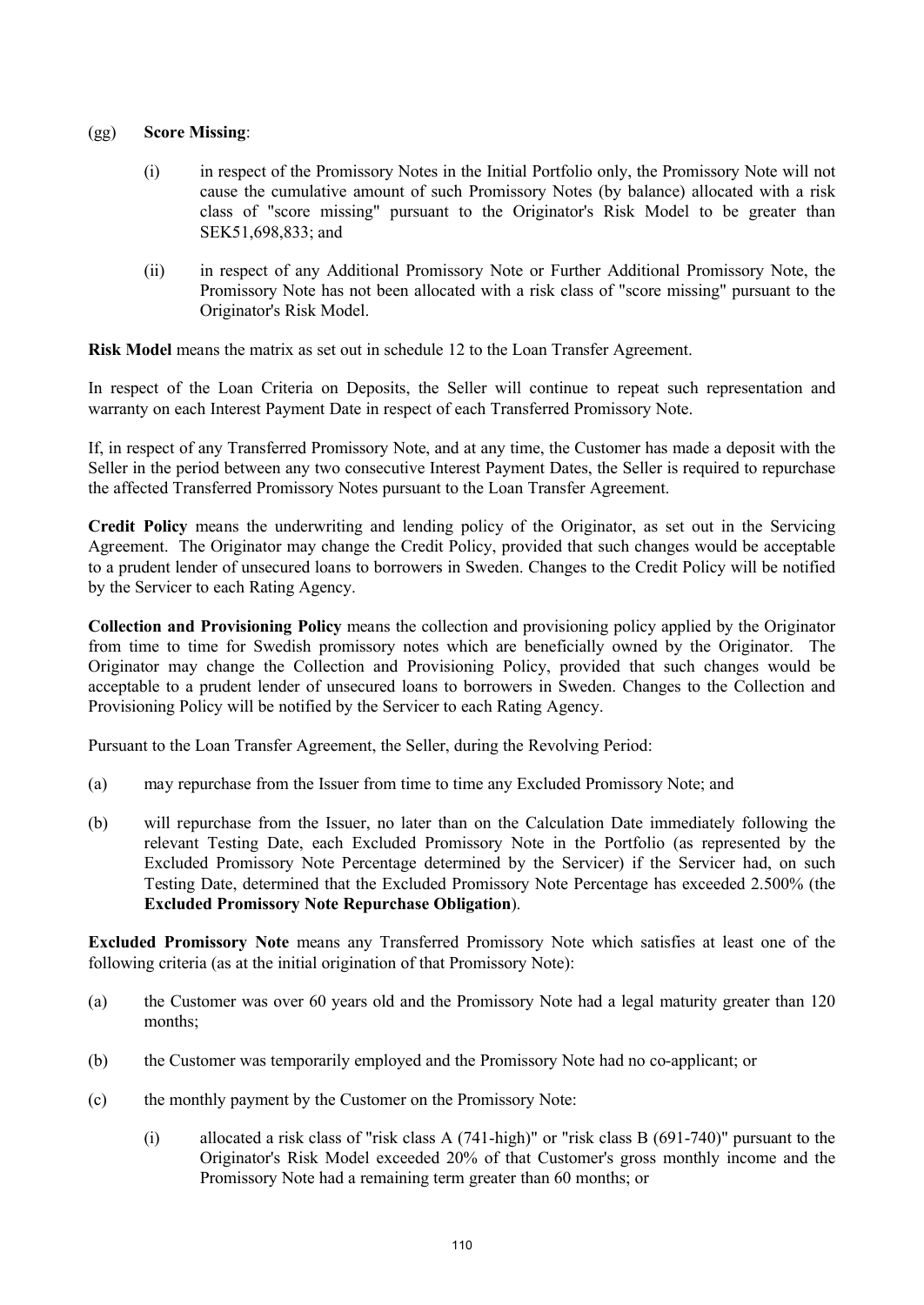(gg) **Score Missing**:

(i) in respect of the Promissory Notes in the Initial Portfolio only, the Promissory Note will not cause the cumulative amount of such Promissory Notes (by balance) allocated with a risk class of "score missing" pursuant to the Originator's Risk Model to be greater than SEK51,698,833; and

(ii) in respect of any Additional Promissory Note or Further Additional Promissory Note, the Promissory Note has not been allocated with a risk class of "score missing" pursuant to the Originator's Risk Model.

**Risk Model** means the matrix as set out in schedule 12 to the Loan Transfer Agreement.

In respect of the Loan Criteria on Deposits, the Seller will continue to repeat such representation and warranty on each Interest Payment Date in respect of each Transferred Promissory Note.

If, in respect of any Transferred Promissory Note, and at any time, the Customer has made a deposit with the Seller in the period between any two consecutive Interest Payment Dates, the Seller is required to repurchase the affected Transferred Promissory Notes pursuant to the Loan Transfer Agreement.

**Credit Policy** means the underwriting and lending policy of the Originator, as set out in the Servicing Agreement. The Originator may change the Credit Policy, provided that such changes would be acceptable to a prudent lender of unsecured loans to borrowers in Sweden. Changes to the Credit Policy will be notified by the Servicer to each Rating Agency.

**Collection and Provisioning Policy** means the collection and provisioning policy applied by the Originator from time to time for Swedish promissory notes which are beneficially owned by the Originator. The Originator may change the Collection and Provisioning Policy, provided that such changes would be acceptable to a prudent lender of unsecured loans to borrowers in Sweden. Changes to the Collection and Provisioning Policy will be notified by the Servicer to each Rating Agency.

Pursuant to the Loan Transfer Agreement, the Seller, during the Revolving Period:

(a) may repurchase from the Issuer from time to time any Excluded Promissory Note; and

(b) will repurchase from the Issuer, no later than on the Calculation Date immediately following the relevant Testing Date, each Excluded Promissory Note in the Portfolio (as represented by the Excluded Promissory Note Percentage determined by the Servicer) if the Servicer had, on such Testing Date, determined that the Excluded Promissory Note Percentage has exceeded 2.500% (the **Excluded Promissory Note Repurchase Obligation**).

**Excluded Promissory Note** means any Transferred Promissory Note which satisfies at least one of the following criteria (as at the initial origination of that Promissory Note):

(a) the Customer was over 60 years old and the Promissory Note had a legal maturity greater than 120 months;

(b) the Customer was temporarily employed and the Promissory Note had no co-applicant; or

(c) the monthly payment by the Customer on the Promissory Note:

(i) allocated a risk class of "risk class A (741-high)" or "risk class B (691-740)" pursuant to the Originator's Risk Model exceeded 20% of that Customer's gross monthly income and the Promissory Note had a remaining term greater than 60 months; or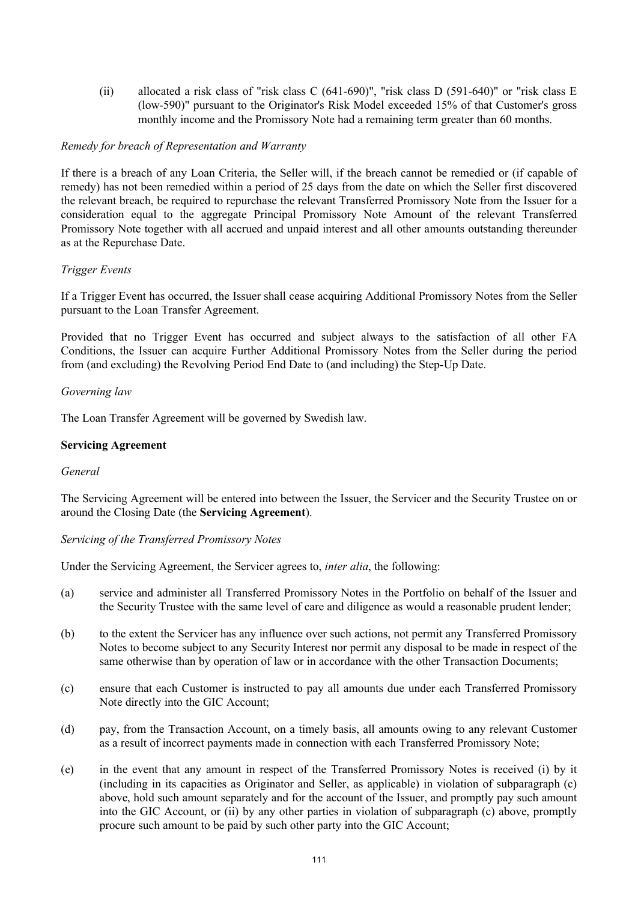(ii) allocated a risk class of "risk class C (641-690)", "risk class D (591-640)" or "risk class E (low-590)" pursuant to the Originator's Risk Model exceeded 15% of that Customer's gross monthly income and the Promissory Note had a remaining term greater than 60 months.

*Remedy for breach of Representation and Warranty*

If there is a breach of any Loan Criteria, the Seller will, if the breach cannot be remedied or (if capable of remedy) has not been remedied within a period of 25 days from the date on which the Seller first discovered the relevant breach, be required to repurchase the relevant Transferred Promissory Note from the Issuer for a consideration equal to the aggregate Principal Promissory Note Amount of the relevant Transferred Promissory Note together with all accrued and unpaid interest and all other amounts outstanding thereunder as at the Repurchase Date.

*Trigger Events*

If a Trigger Event has occurred, the Issuer shall cease acquiring Additional Promissory Notes from the Seller pursuant to the Loan Transfer Agreement.

Provided that no Trigger Event has occurred and subject always to the satisfaction of all other FA Conditions, the Issuer can acquire Further Additional Promissory Notes from the Seller during the period from (and excluding) the Revolving Period End Date to (and including) the Step-Up Date.

*Governing law*

The Loan Transfer Agreement will be governed by Swedish law.

**Servicing Agreement**

*General*

The Servicing Agreement will be entered into between the Issuer, the Servicer and the Security Trustee on or around the Closing Date (the **Servicing Agreement**).

*Servicing of the Transferred Promissory Notes*

Under the Servicing Agreement, the Servicer agrees to, *inter alia*, the following:

(a) service and administer all Transferred Promissory Notes in the Portfolio on behalf of the Issuer and the Security Trustee with the same level of care and diligence as would a reasonable prudent lender;

(b) to the extent the Servicer has any influence over such actions, not permit any Transferred Promissory Notes to become subject to any Security Interest nor permit any disposal to be made in respect of the same otherwise than by operation of law or in accordance with the other Transaction Documents;

(c) ensure that each Customer is instructed to pay all amounts due under each Transferred Promissory Note directly into the GIC Account;

(d) pay, from the Transaction Account, on a timely basis, all amounts owing to any relevant Customer as a result of incorrect payments made in connection with each Transferred Promissory Note;

(e) in the event that any amount in respect of the Transferred Promissory Notes is received (i) by it (including in its capacities as Originator and Seller, as applicable) in violation of subparagraph (c) above, hold such amount separately and for the account of the Issuer, and promptly pay such amount into the GIC Account, or (ii) by any other parties in violation of subparagraph (c) above, promptly procure such amount to be paid by such other party into the GIC Account;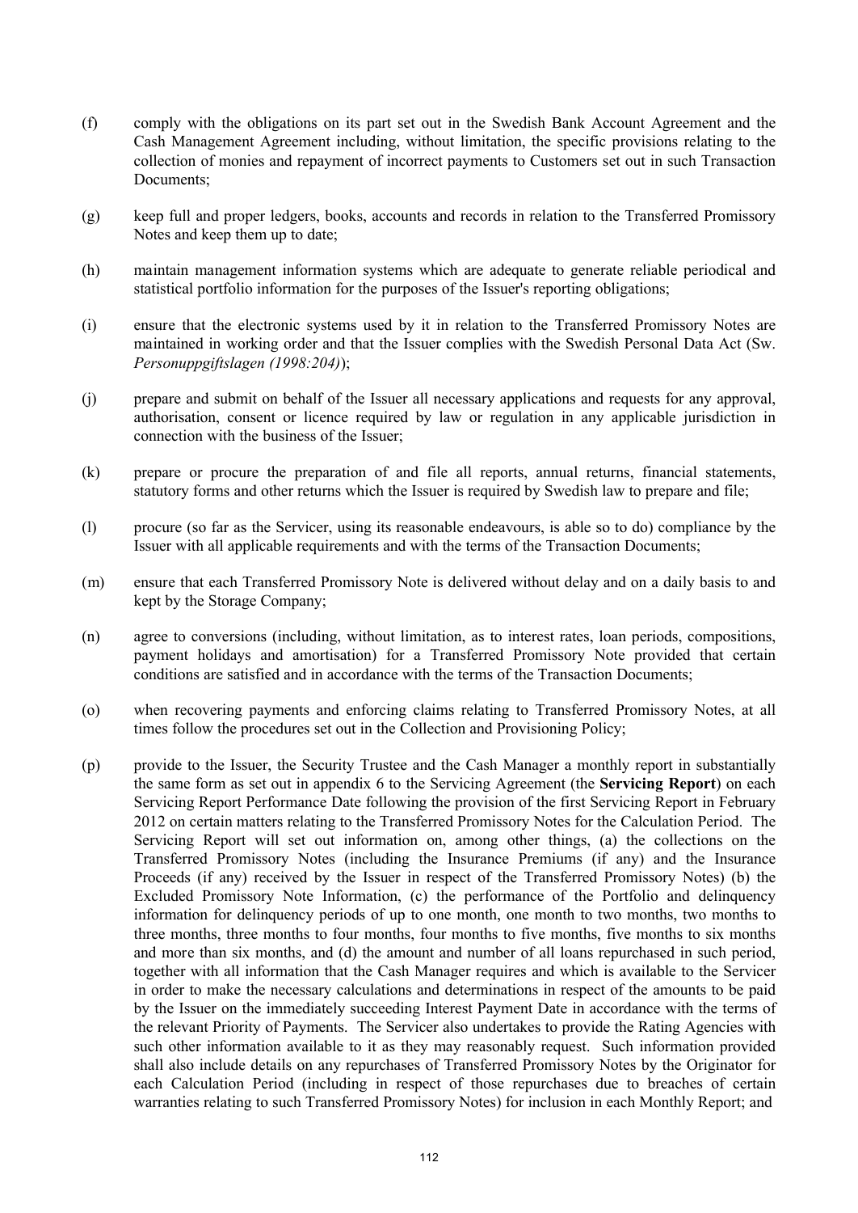(f) comply with the obligations on its part set out in the Swedish Bank Account Agreement and the Cash Management Agreement including, without limitation, the specific provisions relating to the collection of monies and repayment of incorrect payments to Customers set out in such Transaction Documents;

(g) keep full and proper ledgers, books, accounts and records in relation to the Transferred Promissory Notes and keep them up to date;

(h) maintain management information systems which are adequate to generate reliable periodical and statistical portfolio information for the purposes of the Issuer's reporting obligations;

(i) ensure that the electronic systems used by it in relation to the Transferred Promissory Notes are maintained in working order and that the Issuer complies with the Swedish Personal Data Act (Sw. *Personuppgiftslagen (1998:204)*);

(j) prepare and submit on behalf of the Issuer all necessary applications and requests for any approval, authorisation, consent or licence required by law or regulation in any applicable jurisdiction in connection with the business of the Issuer;

(k) prepare or procure the preparation of and file all reports, annual returns, financial statements, statutory forms and other returns which the Issuer is required by Swedish law to prepare and file;

(l) procure (so far as the Servicer, using its reasonable endeavours, is able so to do) compliance by the Issuer with all applicable requirements and with the terms of the Transaction Documents;

(m) ensure that each Transferred Promissory Note is delivered without delay and on a daily basis to and kept by the Storage Company;

(n) agree to conversions (including, without limitation, as to interest rates, loan periods, compositions, payment holidays and amortisation) for a Transferred Promissory Note provided that certain conditions are satisfied and in accordance with the terms of the Transaction Documents;

(o) when recovering payments and enforcing claims relating to Transferred Promissory Notes, at all times follow the procedures set out in the Collection and Provisioning Policy;

(p) provide to the Issuer, the Security Trustee and the Cash Manager a monthly report in substantially the same form as set out in appendix 6 to the Servicing Agreement (the **Servicing Report**) on each Servicing Report Performance Date following the provision of the first Servicing Report in February 2012 on certain matters relating to the Transferred Promissory Notes for the Calculation Period. The Servicing Report will set out information on, among other things, (a) the collections on the Transferred Promissory Notes (including the Insurance Premiums (if any) and the Insurance Proceeds (if any) received by the Issuer in respect of the Transferred Promissory Notes) (b) the Excluded Promissory Note Information, (c) the performance of the Portfolio and delinquency information for delinquency periods of up to one month, one month to two months, two months to three months, three months to four months, four months to five months, five months to six months and more than six months, and (d) the amount and number of all loans repurchased in such period, together with all information that the Cash Manager requires and which is available to the Servicer in order to make the necessary calculations and determinations in respect of the amounts to be paid by the Issuer on the immediately succeeding Interest Payment Date in accordance with the terms of the relevant Priority of Payments. The Servicer also undertakes to provide the Rating Agencies with such other information available to it as they may reasonably request. Such information provided shall also include details on any repurchases of Transferred Promissory Notes by the Originator for each Calculation Period (including in respect of those repurchases due to breaches of certain warranties relating to such Transferred Promissory Notes) for inclusion in each Monthly Report; and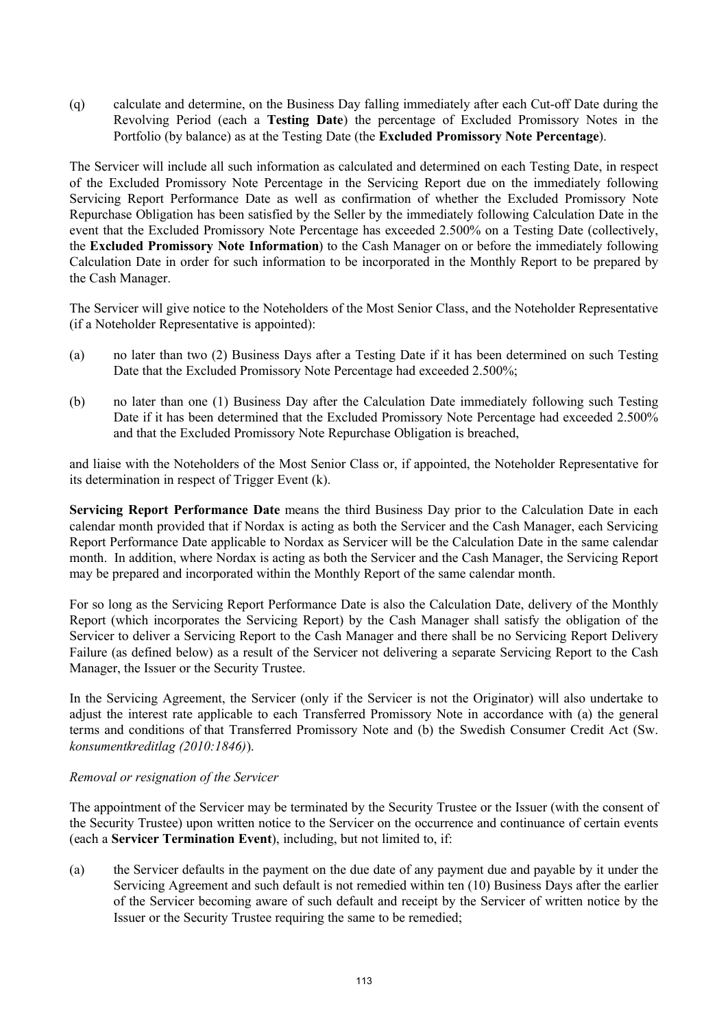(q) calculate and determine, on the Business Day falling immediately after each Cut-off Date during the Revolving Period (each a **Testing Date**) the percentage of Excluded Promissory Notes in the Portfolio (by balance) as at the Testing Date (the **Excluded Promissory Note Percentage**).

The Servicer will include all such information as calculated and determined on each Testing Date, in respect of the Excluded Promissory Note Percentage in the Servicing Report due on the immediately following Servicing Report Performance Date as well as confirmation of whether the Excluded Promissory Note Repurchase Obligation has been satisfied by the Seller by the immediately following Calculation Date in the event that the Excluded Promissory Note Percentage has exceeded 2.500% on a Testing Date (collectively, the **Excluded Promissory Note Information**) to the Cash Manager on or before the immediately following Calculation Date in order for such information to be incorporated in the Monthly Report to be prepared by the Cash Manager.

The Servicer will give notice to the Noteholders of the Most Senior Class, and the Noteholder Representative (if a Noteholder Representative is appointed):

(a) no later than two (2) Business Days after a Testing Date if it has been determined on such Testing Date that the Excluded Promissory Note Percentage had exceeded 2.500%;

(b) no later than one (1) Business Day after the Calculation Date immediately following such Testing Date if it has been determined that the Excluded Promissory Note Percentage had exceeded 2.500% and that the Excluded Promissory Note Repurchase Obligation is breached,

and liaise with the Noteholders of the Most Senior Class or, if appointed, the Noteholder Representative for its determination in respect of Trigger Event (k).

**Servicing Report Performance Date** means the third Business Day prior to the Calculation Date in each calendar month provided that if Nordax is acting as both the Servicer and the Cash Manager, each Servicing Report Performance Date applicable to Nordax as Servicer will be the Calculation Date in the same calendar month. In addition, where Nordax is acting as both the Servicer and the Cash Manager, the Servicing Report may be prepared and incorporated within the Monthly Report of the same calendar month.

For so long as the Servicing Report Performance Date is also the Calculation Date, delivery of the Monthly Report (which incorporates the Servicing Report) by the Cash Manager shall satisfy the obligation of the Servicer to deliver a Servicing Report to the Cash Manager and there shall be no Servicing Report Delivery Failure (as defined below) as a result of the Servicer not delivering a separate Servicing Report to the Cash Manager, the Issuer or the Security Trustee.

In the Servicing Agreement, the Servicer (only if the Servicer is not the Originator) will also undertake to adjust the interest rate applicable to each Transferred Promissory Note in accordance with (a) the general terms and conditions of that Transferred Promissory Note and (b) the Swedish Consumer Credit Act (Sw. *konsumentkreditlag (2010:1846)*).

*Removal or resignation of the Servicer*

The appointment of the Servicer may be terminated by the Security Trustee or the Issuer (with the consent of the Security Trustee) upon written notice to the Servicer on the occurrence and continuance of certain events (each a **Servicer Termination Event**), including, but not limited to, if:

(a) the Servicer defaults in the payment on the due date of any payment due and payable by it under the Servicing Agreement and such default is not remedied within ten (10) Business Days after the earlier of the Servicer becoming aware of such default and receipt by the Servicer of written notice by the Issuer or the Security Trustee requiring the same to be remedied;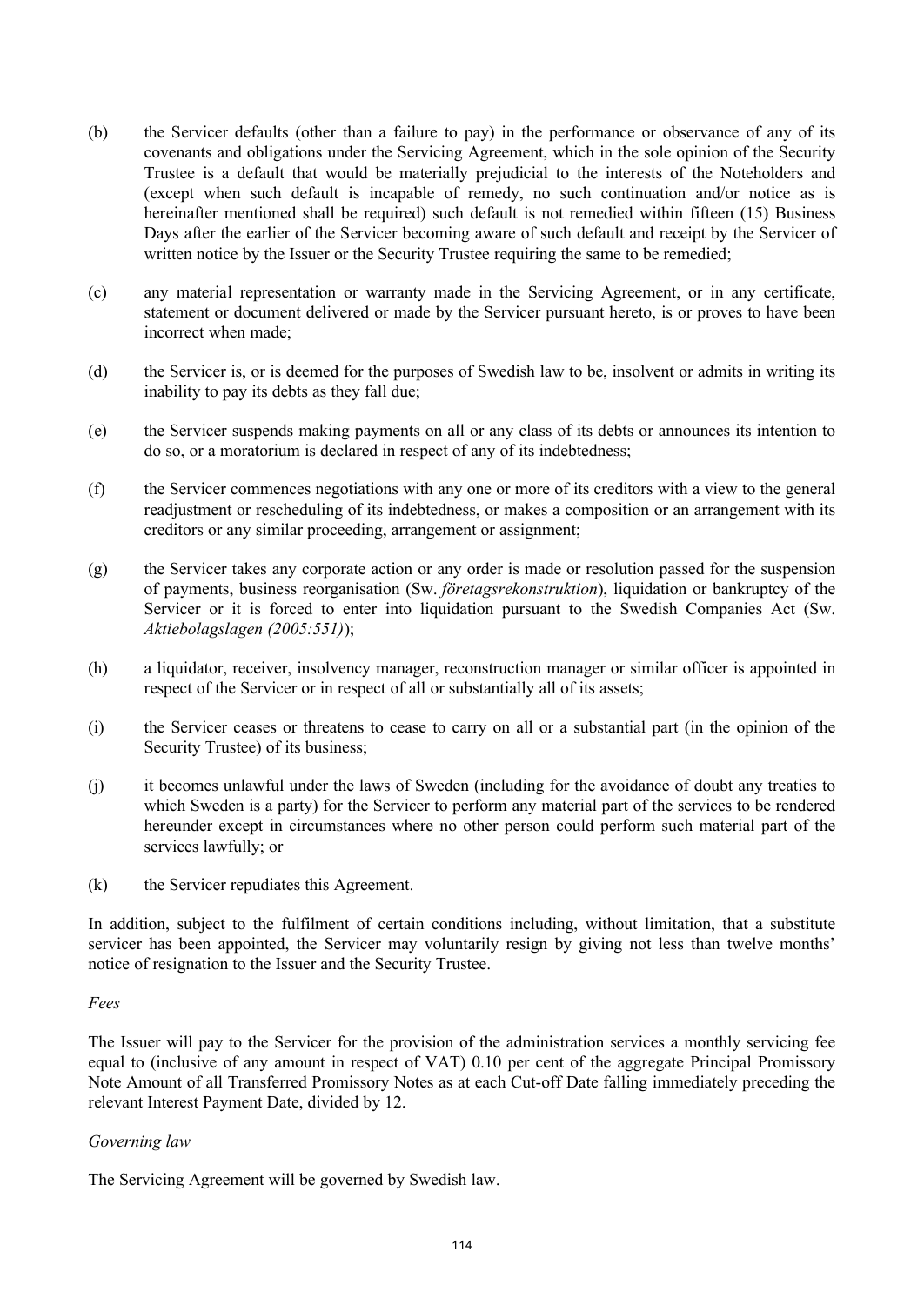(b) the Servicer defaults (other than a failure to pay) in the performance or observance of any of its covenants and obligations under the Servicing Agreement, which in the sole opinion of the Security Trustee is a default that would be materially prejudicial to the interests of the Noteholders and (except when such default is incapable of remedy, no such continuation and/or notice as is hereinafter mentioned shall be required) such default is not remedied within fifteen (15) Business Days after the earlier of the Servicer becoming aware of such default and receipt by the Servicer of written notice by the Issuer or the Security Trustee requiring the same to be remedied;

(c) any material representation or warranty made in the Servicing Agreement, or in any certificate, statement or document delivered or made by the Servicer pursuant hereto, is or proves to have been incorrect when made;

(d) the Servicer is, or is deemed for the purposes of Swedish law to be, insolvent or admits in writing its inability to pay its debts as they fall due;

(e) the Servicer suspends making payments on all or any class of its debts or announces its intention to do so, or a moratorium is declared in respect of any of its indebtedness;

(f) the Servicer commences negotiations with any one or more of its creditors with a view to the general readjustment or rescheduling of its indebtedness, or makes a composition or an arrangement with its creditors or any similar proceeding, arrangement or assignment;

(g) the Servicer takes any corporate action or any order is made or resolution passed for the suspension of payments, business reorganisation (Sw. *företagsrekonstruktion*), liquidation or bankruptcy of the Servicer or it is forced to enter into liquidation pursuant to the Swedish Companies Act (Sw. *Aktiebolagslagen (2005:551)*);

(h) a liquidator, receiver, insolvency manager, reconstruction manager or similar officer is appointed in respect of the Servicer or in respect of all or substantially all of its assets;

(i) the Servicer ceases or threatens to cease to carry on all or a substantial part (in the opinion of the Security Trustee) of its business;

(j) it becomes unlawful under the laws of Sweden (including for the avoidance of doubt any treaties to which Sweden is a party) for the Servicer to perform any material part of the services to be rendered hereunder except in circumstances where no other person could perform such material part of the services lawfully; or

(k) the Servicer repudiates this Agreement.

In addition, subject to the fulfilment of certain conditions including, without limitation, that a substitute servicer has been appointed, the Servicer may voluntarily resign by giving not less than twelve months' notice of resignation to the Issuer and the Security Trustee.

*Fees*

The Issuer will pay to the Servicer for the provision of the administration services a monthly servicing fee equal to (inclusive of any amount in respect of VAT) 0.10 per cent of the aggregate Principal Promissory Note Amount of all Transferred Promissory Notes as at each Cut-off Date falling immediately preceding the relevant Interest Payment Date, divided by 12.

*Governing law*

The Servicing Agreement will be governed by Swedish law.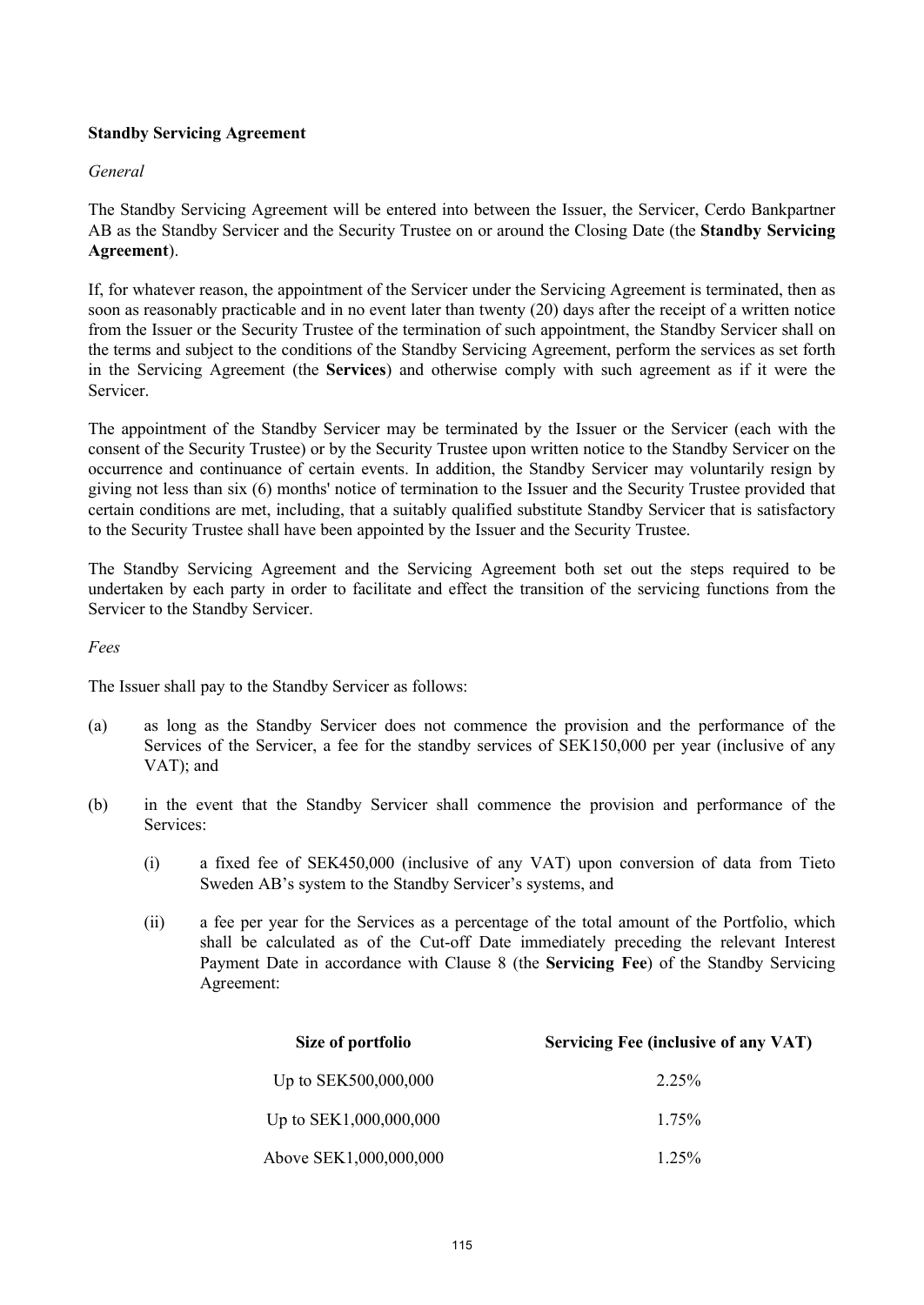**Standby Servicing Agreement**

*General*

The Standby Servicing Agreement will be entered into between the Issuer, the Servicer, Cerdo Bankpartner AB as the Standby Servicer and the Security Trustee on or around the Closing Date (the **Standby Servicing Agreement**).

If, for whatever reason, the appointment of the Servicer under the Servicing Agreement is terminated, then as soon as reasonably practicable and in no event later than twenty (20) days after the receipt of a written notice from the Issuer or the Security Trustee of the termination of such appointment, the Standby Servicer shall on the terms and subject to the conditions of the Standby Servicing Agreement, perform the services as set forth in the Servicing Agreement (the **Services**) and otherwise comply with such agreement as if it were the Servicer.

The appointment of the Standby Servicer may be terminated by the Issuer or the Servicer (each with the consent of the Security Trustee) or by the Security Trustee upon written notice to the Standby Servicer on the occurrence and continuance of certain events. In addition, the Standby Servicer may voluntarily resign by giving not less than six (6) months' notice of termination to the Issuer and the Security Trustee provided that certain conditions are met, including, that a suitably qualified substitute Standby Servicer that is satisfactory to the Security Trustee shall have been appointed by the Issuer and the Security Trustee.

The Standby Servicing Agreement and the Servicing Agreement both set out the steps required to be undertaken by each party in order to facilitate and effect the transition of the servicing functions from the Servicer to the Standby Servicer.

*Fees*

The Issuer shall pay to the Standby Servicer as follows:

(a) as long as the Standby Servicer does not commence the provision and the performance of the Services of the Servicer, a fee for the standby services of SEK150,000 per year (inclusive of any VAT); and

(b) in the event that the Standby Servicer shall commence the provision and performance of the Services:

  (i) a fixed fee of SEK450,000 (inclusive of any VAT) upon conversion of data from Tieto Sweden AB's system to the Standby Servicer's systems, and

  (ii) a fee per year for the Services as a percentage of the total amount of the Portfolio, which shall be calculated as of the Cut-off Date immediately preceding the relevant Interest Payment Date in accordance with Clause 8 (the **Servicing Fee**) of the Standby Servicing Agreement:

| Size of portfolio | Servicing Fee (inclusive of any VAT) |
|---|---|
| Up to SEK500,000,000 | 2.25% |
| Up to SEK1,000,000,000 | 1.75% |
| Above SEK1,000,000,000 | 1.25% |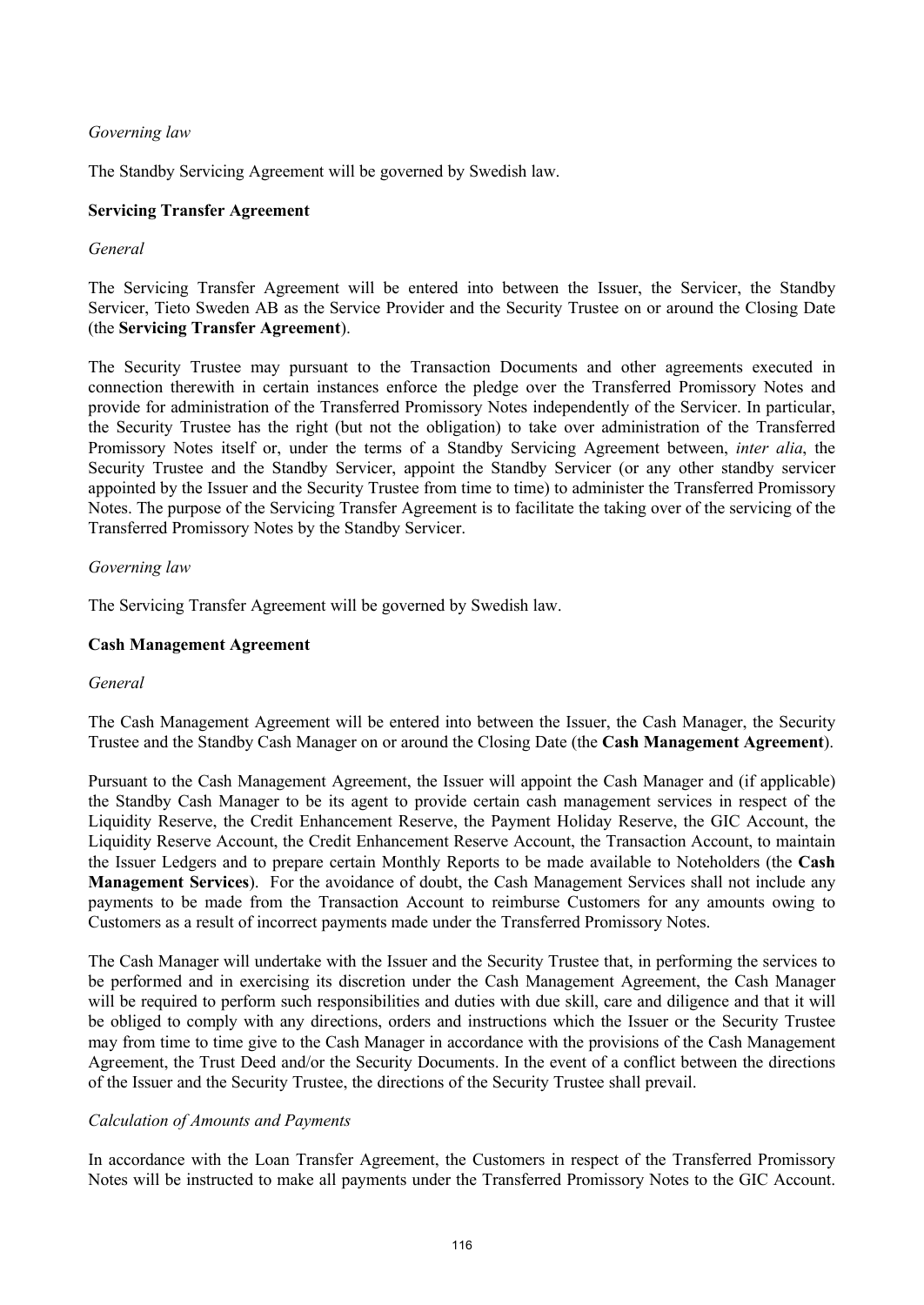*Governing law*

The Standby Servicing Agreement will be governed by Swedish law.

**Servicing Transfer Agreement**

*General*

The Servicing Transfer Agreement will be entered into between the Issuer, the Servicer, the Standby Servicer, Tieto Sweden AB as the Service Provider and the Security Trustee on or around the Closing Date (the **Servicing Transfer Agreement**).

The Security Trustee may pursuant to the Transaction Documents and other agreements executed in connection therewith in certain instances enforce the pledge over the Transferred Promissory Notes and provide for administration of the Transferred Promissory Notes independently of the Servicer. In particular, the Security Trustee has the right (but not the obligation) to take over administration of the Transferred Promissory Notes itself or, under the terms of a Standby Servicing Agreement between, *inter alia*, the Security Trustee and the Standby Servicer, appoint the Standby Servicer (or any other standby servicer appointed by the Issuer and the Security Trustee from time to time) to administer the Transferred Promissory Notes. The purpose of the Servicing Transfer Agreement is to facilitate the taking over of the servicing of the Transferred Promissory Notes by the Standby Servicer.

*Governing law*

The Servicing Transfer Agreement will be governed by Swedish law.

**Cash Management Agreement**

*General*

The Cash Management Agreement will be entered into between the Issuer, the Cash Manager, the Security Trustee and the Standby Cash Manager on or around the Closing Date (the **Cash Management Agreement**).

Pursuant to the Cash Management Agreement, the Issuer will appoint the Cash Manager and (if applicable) the Standby Cash Manager to be its agent to provide certain cash management services in respect of the Liquidity Reserve, the Credit Enhancement Reserve, the Payment Holiday Reserve, the GIC Account, the Liquidity Reserve Account, the Credit Enhancement Reserve Account, the Transaction Account, to maintain the Issuer Ledgers and to prepare certain Monthly Reports to be made available to Noteholders (the **Cash Management Services**). For the avoidance of doubt, the Cash Management Services shall not include any payments to be made from the Transaction Account to reimburse Customers for any amounts owing to Customers as a result of incorrect payments made under the Transferred Promissory Notes.

The Cash Manager will undertake with the Issuer and the Security Trustee that, in performing the services to be performed and in exercising its discretion under the Cash Management Agreement, the Cash Manager will be required to perform such responsibilities and duties with due skill, care and diligence and that it will be obliged to comply with any directions, orders and instructions which the Issuer or the Security Trustee may from time to time give to the Cash Manager in accordance with the provisions of the Cash Management Agreement, the Trust Deed and/or the Security Documents. In the event of a conflict between the directions of the Issuer and the Security Trustee, the directions of the Security Trustee shall prevail.

*Calculation of Amounts and Payments*

In accordance with the Loan Transfer Agreement, the Customers in respect of the Transferred Promissory Notes will be instructed to make all payments under the Transferred Promissory Notes to the GIC Account.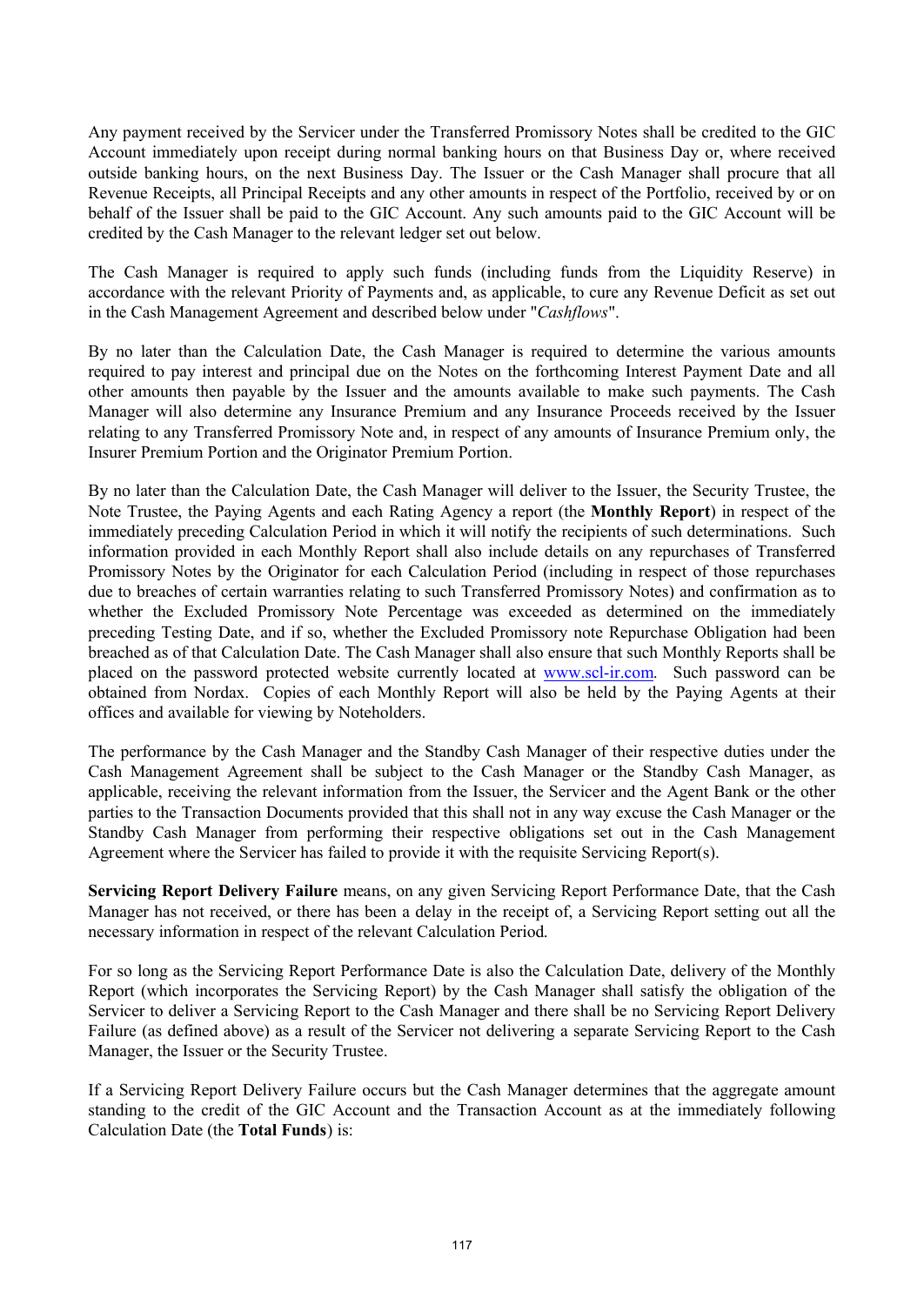Any payment received by the Servicer under the Transferred Promissory Notes shall be credited to the GIC Account immediately upon receipt during normal banking hours on that Business Day or, where received outside banking hours, on the next Business Day. The Issuer or the Cash Manager shall procure that all Revenue Receipts, all Principal Receipts and any other amounts in respect of the Portfolio, received by or on behalf of the Issuer shall be paid to the GIC Account. Any such amounts paid to the GIC Account will be credited by the Cash Manager to the relevant ledger set out below.

The Cash Manager is required to apply such funds (including funds from the Liquidity Reserve) in accordance with the relevant Priority of Payments and, as applicable, to cure any Revenue Deficit as set out in the Cash Management Agreement and described below under "*Cashflows*".

By no later than the Calculation Date, the Cash Manager is required to determine the various amounts required to pay interest and principal due on the Notes on the forthcoming Interest Payment Date and all other amounts then payable by the Issuer and the amounts available to make such payments. The Cash Manager will also determine any Insurance Premium and any Insurance Proceeds received by the Issuer relating to any Transferred Promissory Note and, in respect of any amounts of Insurance Premium only, the Insurer Premium Portion and the Originator Premium Portion.

By no later than the Calculation Date, the Cash Manager will deliver to the Issuer, the Security Trustee, the Note Trustee, the Paying Agents and each Rating Agency a report (the **Monthly Report**) in respect of the immediately preceding Calculation Period in which it will notify the recipients of such determinations. Such information provided in each Monthly Report shall also include details on any repurchases of Transferred Promissory Notes by the Originator for each Calculation Period (including in respect of those repurchases due to breaches of certain warranties relating to such Transferred Promissory Notes) and confirmation as to whether the Excluded Promissory Note Percentage was exceeded as determined on the immediately preceding Testing Date, and if so, whether the Excluded Promissory note Repurchase Obligation had been breached as of that Calculation Date. The Cash Manager shall also ensure that such Monthly Reports shall be placed on the password protected website currently located at www.scl-ir.com. Such password can be obtained from Nordax. Copies of each Monthly Report will also be held by the Paying Agents at their offices and available for viewing by Noteholders.

The performance by the Cash Manager and the Standby Cash Manager of their respective duties under the Cash Management Agreement shall be subject to the Cash Manager or the Standby Cash Manager, as applicable, receiving the relevant information from the Issuer, the Servicer and the Agent Bank or the other parties to the Transaction Documents provided that this shall not in any way excuse the Cash Manager or the Standby Cash Manager from performing their respective obligations set out in the Cash Management Agreement where the Servicer has failed to provide it with the requisite Servicing Report(s).

**Servicing Report Delivery Failure** means, on any given Servicing Report Performance Date, that the Cash Manager has not received, or there has been a delay in the receipt of, a Servicing Report setting out all the necessary information in respect of the relevant Calculation Period.

For so long as the Servicing Report Performance Date is also the Calculation Date, delivery of the Monthly Report (which incorporates the Servicing Report) by the Cash Manager shall satisfy the obligation of the Servicer to deliver a Servicing Report to the Cash Manager and there shall be no Servicing Report Delivery Failure (as defined above) as a result of the Servicer not delivering a separate Servicing Report to the Cash Manager, the Issuer or the Security Trustee.

If a Servicing Report Delivery Failure occurs but the Cash Manager determines that the aggregate amount standing to the credit of the GIC Account and the Transaction Account as at the immediately following Calculation Date (the **Total Funds**) is: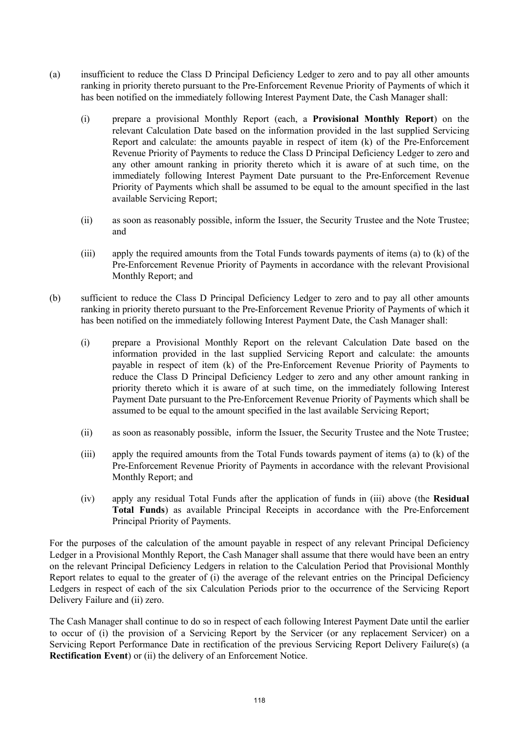(a) insufficient to reduce the Class D Principal Deficiency Ledger to zero and to pay all other amounts ranking in priority thereto pursuant to the Pre-Enforcement Revenue Priority of Payments of which it has been notified on the immediately following Interest Payment Date, the Cash Manager shall:

  (i) prepare a provisional Monthly Report (each, a **Provisional Monthly Report**) on the relevant Calculation Date based on the information provided in the last supplied Servicing Report and calculate: the amounts payable in respect of item (k) of the Pre-Enforcement Revenue Priority of Payments to reduce the Class D Principal Deficiency Ledger to zero and any other amount ranking in priority thereto which it is aware of at such time, on the immediately following Interest Payment Date pursuant to the Pre-Enforcement Revenue Priority of Payments which shall be assumed to be equal to the amount specified in the last available Servicing Report;

  (ii) as soon as reasonably possible, inform the Issuer, the Security Trustee and the Note Trustee; and

  (iii) apply the required amounts from the Total Funds towards payments of items (a) to (k) of the Pre-Enforcement Revenue Priority of Payments in accordance with the relevant Provisional Monthly Report; and

(b) sufficient to reduce the Class D Principal Deficiency Ledger to zero and to pay all other amounts ranking in priority thereto pursuant to the Pre-Enforcement Revenue Priority of Payments of which it has been notified on the immediately following Interest Payment Date, the Cash Manager shall:

  (i) prepare a Provisional Monthly Report on the relevant Calculation Date based on the information provided in the last supplied Servicing Report and calculate: the amounts payable in respect of item (k) of the Pre-Enforcement Revenue Priority of Payments to reduce the Class D Principal Deficiency Ledger to zero and any other amount ranking in priority thereto which it is aware of at such time, on the immediately following Interest Payment Date pursuant to the Pre-Enforcement Revenue Priority of Payments which shall be assumed to be equal to the amount specified in the last available Servicing Report;

  (ii) as soon as reasonably possible, inform the Issuer, the Security Trustee and the Note Trustee;

  (iii) apply the required amounts from the Total Funds towards payment of items (a) to (k) of the Pre-Enforcement Revenue Priority of Payments in accordance with the relevant Provisional Monthly Report; and

  (iv) apply any residual Total Funds after the application of funds in (iii) above (the **Residual Total Funds**) as available Principal Receipts in accordance with the Pre-Enforcement Principal Priority of Payments.

For the purposes of the calculation of the amount payable in respect of any relevant Principal Deficiency Ledger in a Provisional Monthly Report, the Cash Manager shall assume that there would have been an entry on the relevant Principal Deficiency Ledgers in relation to the Calculation Period that Provisional Monthly Report relates to equal to the greater of (i) the average of the relevant entries on the Principal Deficiency Ledgers in respect of each of the six Calculation Periods prior to the occurrence of the Servicing Report Delivery Failure and (ii) zero.

The Cash Manager shall continue to do so in respect of each following Interest Payment Date until the earlier to occur of (i) the provision of a Servicing Report by the Servicer (or any replacement Servicer) on a Servicing Report Performance Date in rectification of the previous Servicing Report Delivery Failure(s) (a **Rectification Event**) or (ii) the delivery of an Enforcement Notice.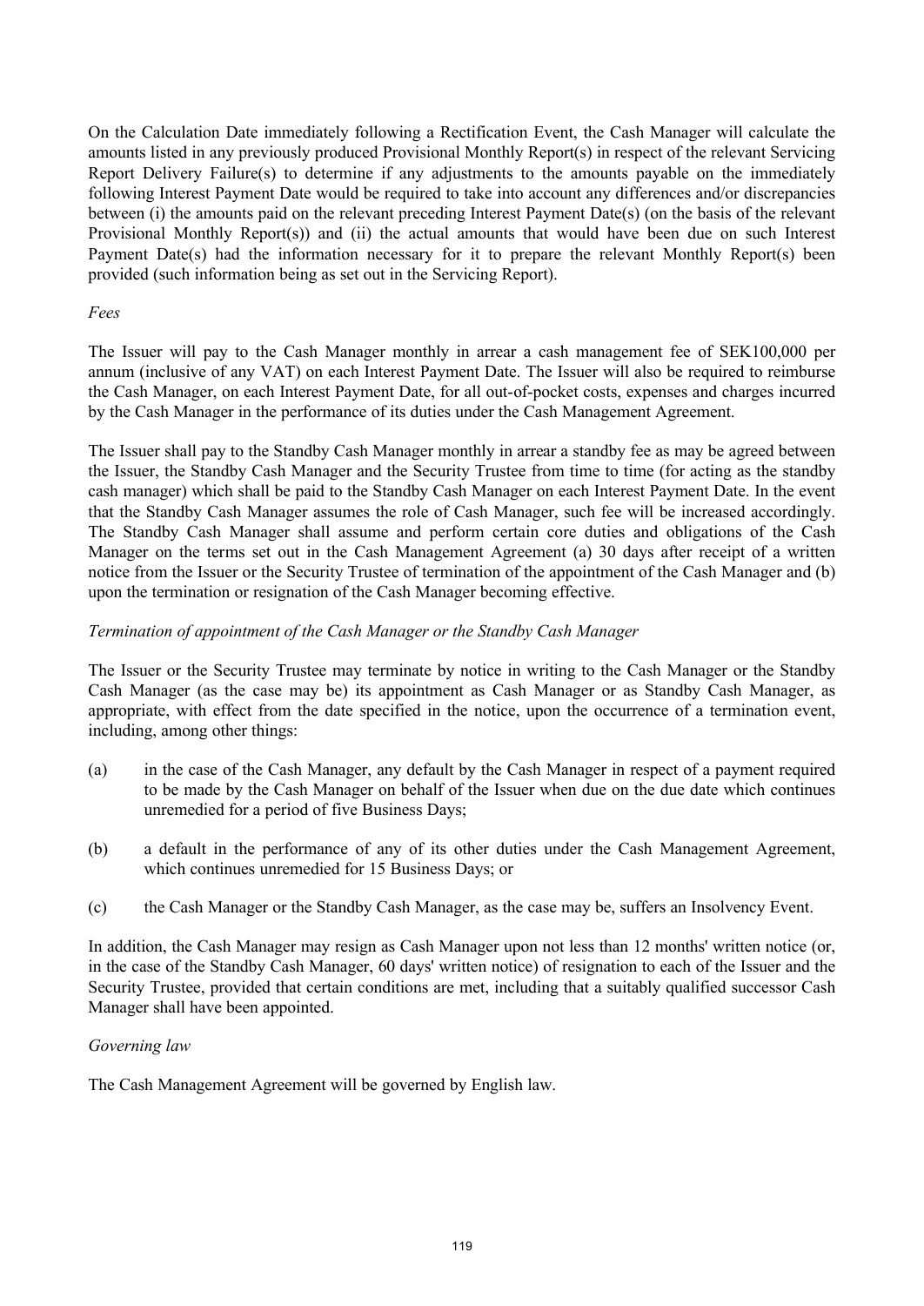On the Calculation Date immediately following a Rectification Event, the Cash Manager will calculate the amounts listed in any previously produced Provisional Monthly Report(s) in respect of the relevant Servicing Report Delivery Failure(s) to determine if any adjustments to the amounts payable on the immediately following Interest Payment Date would be required to take into account any differences and/or discrepancies between (i) the amounts paid on the relevant preceding Interest Payment Date(s) (on the basis of the relevant Provisional Monthly Report(s)) and (ii) the actual amounts that would have been due on such Interest Payment Date(s) had the information necessary for it to prepare the relevant Monthly Report(s) been provided (such information being as set out in the Servicing Report).

*Fees*

The Issuer will pay to the Cash Manager monthly in arrear a cash management fee of SEK100,000 per annum (inclusive of any VAT) on each Interest Payment Date. The Issuer will also be required to reimburse the Cash Manager, on each Interest Payment Date, for all out-of-pocket costs, expenses and charges incurred by the Cash Manager in the performance of its duties under the Cash Management Agreement.

The Issuer shall pay to the Standby Cash Manager monthly in arrear a standby fee as may be agreed between the Issuer, the Standby Cash Manager and the Security Trustee from time to time (for acting as the standby cash manager) which shall be paid to the Standby Cash Manager on each Interest Payment Date. In the event that the Standby Cash Manager assumes the role of Cash Manager, such fee will be increased accordingly. The Standby Cash Manager shall assume and perform certain core duties and obligations of the Cash Manager on the terms set out in the Cash Management Agreement (a) 30 days after receipt of a written notice from the Issuer or the Security Trustee of termination of the appointment of the Cash Manager and (b) upon the termination or resignation of the Cash Manager becoming effective.

*Termination of appointment of the Cash Manager or the Standby Cash Manager*

The Issuer or the Security Trustee may terminate by notice in writing to the Cash Manager or the Standby Cash Manager (as the case may be) its appointment as Cash Manager or as Standby Cash Manager, as appropriate, with effect from the date specified in the notice, upon the occurrence of a termination event, including, among other things:

(a) in the case of the Cash Manager, any default by the Cash Manager in respect of a payment required to be made by the Cash Manager on behalf of the Issuer when due on the due date which continues unremedied for a period of five Business Days;

(b) a default in the performance of any of its other duties under the Cash Management Agreement, which continues unremedied for 15 Business Days; or

(c) the Cash Manager or the Standby Cash Manager, as the case may be, suffers an Insolvency Event.

In addition, the Cash Manager may resign as Cash Manager upon not less than 12 months' written notice (or, in the case of the Standby Cash Manager, 60 days' written notice) of resignation to each of the Issuer and the Security Trustee, provided that certain conditions are met, including that a suitably qualified successor Cash Manager shall have been appointed.

*Governing law*

The Cash Management Agreement will be governed by English law.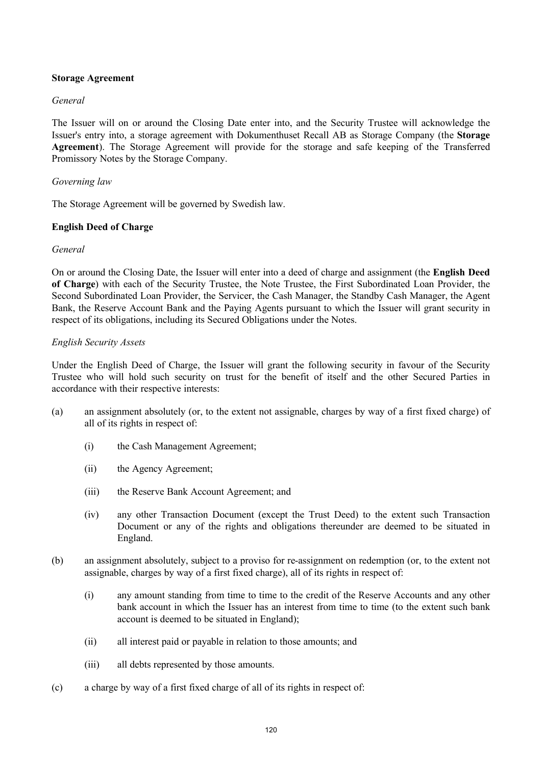**Storage Agreement**

*General*

The Issuer will on or around the Closing Date enter into, and the Security Trustee will acknowledge the Issuer's entry into, a storage agreement with Dokumenthuset Recall AB as Storage Company (the **Storage Agreement**). The Storage Agreement will provide for the storage and safe keeping of the Transferred Promissory Notes by the Storage Company.

*Governing law*

The Storage Agreement will be governed by Swedish law.

**English Deed of Charge**

*General*

On or around the Closing Date, the Issuer will enter into a deed of charge and assignment (the **English Deed of Charge**) with each of the Security Trustee, the Note Trustee, the First Subordinated Loan Provider, the Second Subordinated Loan Provider, the Servicer, the Cash Manager, the Standby Cash Manager, the Agent Bank, the Reserve Account Bank and the Paying Agents pursuant to which the Issuer will grant security in respect of its obligations, including its Secured Obligations under the Notes.

*English Security Assets*

Under the English Deed of Charge, the Issuer will grant the following security in favour of the Security Trustee who will hold such security on trust for the benefit of itself and the other Secured Parties in accordance with their respective interests:

(a) an assignment absolutely (or, to the extent not assignable, charges by way of a first fixed charge) of all of its rights in respect of:

  (i) the Cash Management Agreement;

  (ii) the Agency Agreement;

  (iii) the Reserve Bank Account Agreement; and

  (iv) any other Transaction Document (except the Trust Deed) to the extent such Transaction Document or any of the rights and obligations thereunder are deemed to be situated in England.

(b) an assignment absolutely, subject to a proviso for re-assignment on redemption (or, to the extent not assignable, charges by way of a first fixed charge), all of its rights in respect of:

  (i) any amount standing from time to time to the credit of the Reserve Accounts and any other bank account in which the Issuer has an interest from time to time (to the extent such bank account is deemed to be situated in England);

  (ii) all interest paid or payable in relation to those amounts; and

  (iii) all debts represented by those amounts.

(c) a charge by way of a first fixed charge of all of its rights in respect of: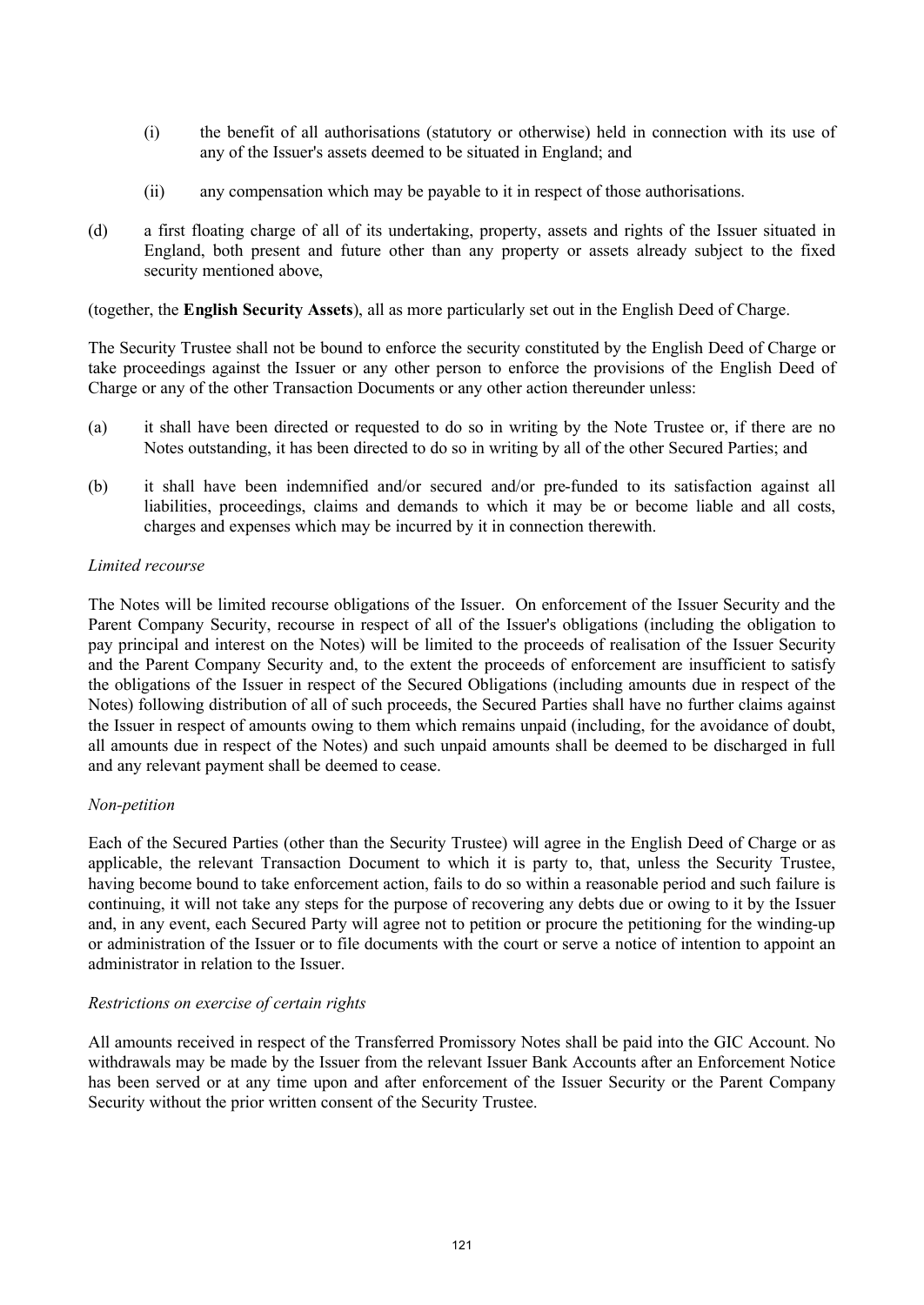(i) the benefit of all authorisations (statutory or otherwise) held in connection with its use of any of the Issuer's assets deemed to be situated in England; and

(ii) any compensation which may be payable to it in respect of those authorisations.

(d) a first floating charge of all of its undertaking, property, assets and rights of the Issuer situated in England, both present and future other than any property or assets already subject to the fixed security mentioned above,

(together, the **English Security Assets**), all as more particularly set out in the English Deed of Charge.

The Security Trustee shall not be bound to enforce the security constituted by the English Deed of Charge or take proceedings against the Issuer or any other person to enforce the provisions of the English Deed of Charge or any of the other Transaction Documents or any other action thereunder unless:

(a) it shall have been directed or requested to do so in writing by the Note Trustee or, if there are no Notes outstanding, it has been directed to do so in writing by all of the other Secured Parties; and

(b) it shall have been indemnified and/or secured and/or pre-funded to its satisfaction against all liabilities, proceedings, claims and demands to which it may be or become liable and all costs, charges and expenses which may be incurred by it in connection therewith.

*Limited recourse*

The Notes will be limited recourse obligations of the Issuer. On enforcement of the Issuer Security and the Parent Company Security, recourse in respect of all of the Issuer's obligations (including the obligation to pay principal and interest on the Notes) will be limited to the proceeds of realisation of the Issuer Security and the Parent Company Security and, to the extent the proceeds of enforcement are insufficient to satisfy the obligations of the Issuer in respect of the Secured Obligations (including amounts due in respect of the Notes) following distribution of all of such proceeds, the Secured Parties shall have no further claims against the Issuer in respect of amounts owing to them which remains unpaid (including, for the avoidance of doubt, all amounts due in respect of the Notes) and such unpaid amounts shall be deemed to be discharged in full and any relevant payment shall be deemed to cease.

*Non-petition*

Each of the Secured Parties (other than the Security Trustee) will agree in the English Deed of Charge or as applicable, the relevant Transaction Document to which it is party to, that, unless the Security Trustee, having become bound to take enforcement action, fails to do so within a reasonable period and such failure is continuing, it will not take any steps for the purpose of recovering any debts due or owing to it by the Issuer and, in any event, each Secured Party will agree not to petition or procure the petitioning for the winding-up or administration of the Issuer or to file documents with the court or serve a notice of intention to appoint an administrator in relation to the Issuer.

*Restrictions on exercise of certain rights*

All amounts received in respect of the Transferred Promissory Notes shall be paid into the GIC Account. No withdrawals may be made by the Issuer from the relevant Issuer Bank Accounts after an Enforcement Notice has been served or at any time upon and after enforcement of the Issuer Security or the Parent Company Security without the prior written consent of the Security Trustee.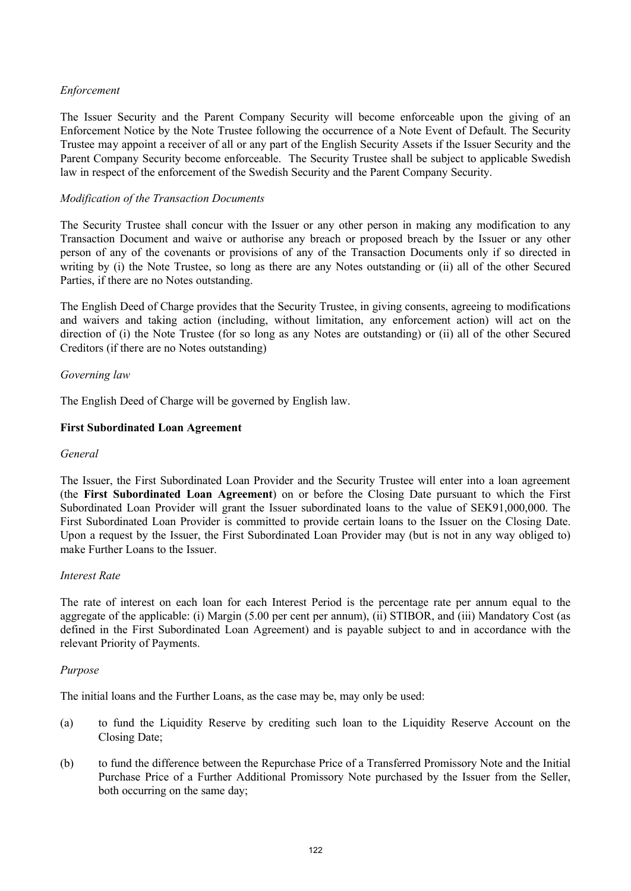*Enforcement*

The Issuer Security and the Parent Company Security will become enforceable upon the giving of an Enforcement Notice by the Note Trustee following the occurrence of a Note Event of Default. The Security Trustee may appoint a receiver of all or any part of the English Security Assets if the Issuer Security and the Parent Company Security become enforceable. The Security Trustee shall be subject to applicable Swedish law in respect of the enforcement of the Swedish Security and the Parent Company Security.

*Modification of the Transaction Documents*

The Security Trustee shall concur with the Issuer or any other person in making any modification to any Transaction Document and waive or authorise any breach or proposed breach by the Issuer or any other person of any of the covenants or provisions of any of the Transaction Documents only if so directed in writing by (i) the Note Trustee, so long as there are any Notes outstanding or (ii) all of the other Secured Parties, if there are no Notes outstanding.

The English Deed of Charge provides that the Security Trustee, in giving consents, agreeing to modifications and waivers and taking action (including, without limitation, any enforcement action) will act on the direction of (i) the Note Trustee (for so long as any Notes are outstanding) or (ii) all of the other Secured Creditors (if there are no Notes outstanding)

*Governing law*

The English Deed of Charge will be governed by English law.

**First Subordinated Loan Agreement**

*General*

The Issuer, the First Subordinated Loan Provider and the Security Trustee will enter into a loan agreement (the **First Subordinated Loan Agreement**) on or before the Closing Date pursuant to which the First Subordinated Loan Provider will grant the Issuer subordinated loans to the value of SEK91,000,000. The First Subordinated Loan Provider is committed to provide certain loans to the Issuer on the Closing Date. Upon a request by the Issuer, the First Subordinated Loan Provider may (but is not in any way obliged to) make Further Loans to the Issuer.

*Interest Rate*

The rate of interest on each loan for each Interest Period is the percentage rate per annum equal to the aggregate of the applicable: (i) Margin (5.00 per cent per annum), (ii) STIBOR, and (iii) Mandatory Cost (as defined in the First Subordinated Loan Agreement) and is payable subject to and in accordance with the relevant Priority of Payments.

*Purpose*

The initial loans and the Further Loans, as the case may be, may only be used:

(a) to fund the Liquidity Reserve by crediting such loan to the Liquidity Reserve Account on the Closing Date;

(b) to fund the difference between the Repurchase Price of a Transferred Promissory Note and the Initial Purchase Price of a Further Additional Promissory Note purchased by the Issuer from the Seller, both occurring on the same day;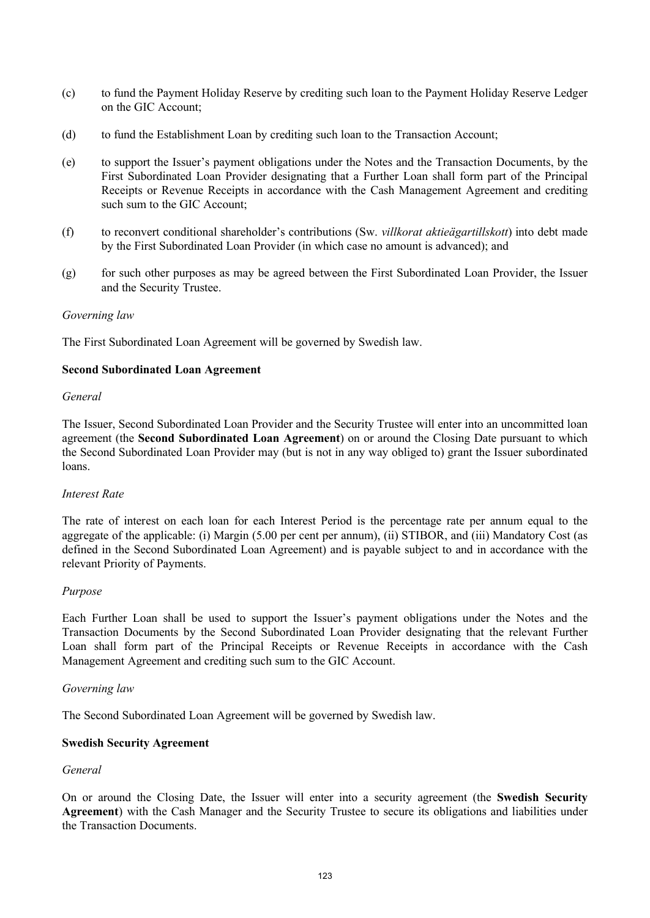(c) to fund the Payment Holiday Reserve by crediting such loan to the Payment Holiday Reserve Ledger on the GIC Account;

(d) to fund the Establishment Loan by crediting such loan to the Transaction Account;

(e) to support the Issuer's payment obligations under the Notes and the Transaction Documents, by the First Subordinated Loan Provider designating that a Further Loan shall form part of the Principal Receipts or Revenue Receipts in accordance with the Cash Management Agreement and crediting such sum to the GIC Account;

(f) to reconvert conditional shareholder's contributions (Sw. *villkorat aktieägartillskott*) into debt made by the First Subordinated Loan Provider (in which case no amount is advanced); and

(g) for such other purposes as may be agreed between the First Subordinated Loan Provider, the Issuer and the Security Trustee.

*Governing law*

The First Subordinated Loan Agreement will be governed by Swedish law.

**Second Subordinated Loan Agreement**

*General*

The Issuer, Second Subordinated Loan Provider and the Security Trustee will enter into an uncommitted loan agreement (the **Second Subordinated Loan Agreement**) on or around the Closing Date pursuant to which the Second Subordinated Loan Provider may (but is not in any way obliged to) grant the Issuer subordinated loans.

*Interest Rate*

The rate of interest on each loan for each Interest Period is the percentage rate per annum equal to the aggregate of the applicable: (i) Margin (5.00 per cent per annum), (ii) STIBOR, and (iii) Mandatory Cost (as defined in the Second Subordinated Loan Agreement) and is payable subject to and in accordance with the relevant Priority of Payments.

*Purpose*

Each Further Loan shall be used to support the Issuer's payment obligations under the Notes and the Transaction Documents by the Second Subordinated Loan Provider designating that the relevant Further Loan shall form part of the Principal Receipts or Revenue Receipts in accordance with the Cash Management Agreement and crediting such sum to the GIC Account.

*Governing law*

The Second Subordinated Loan Agreement will be governed by Swedish law.

**Swedish Security Agreement**

*General*

On or around the Closing Date, the Issuer will enter into a security agreement (the **Swedish Security Agreement**) with the Cash Manager and the Security Trustee to secure its obligations and liabilities under the Transaction Documents.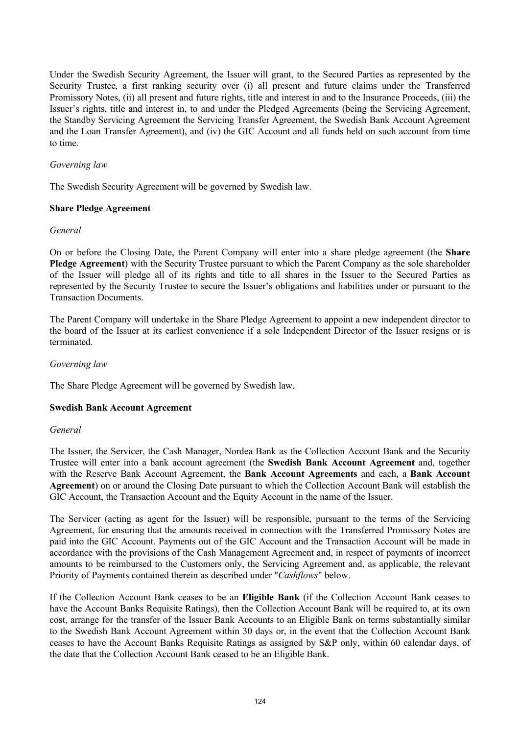Under the Swedish Security Agreement, the Issuer will grant, to the Secured Parties as represented by the Security Trustee, a first ranking security over (i) all present and future claims under the Transferred Promissory Notes, (ii) all present and future rights, title and interest in and to the Insurance Proceeds, (iii) the Issuer's rights, title and interest in, to and under the Pledged Agreements (being the Servicing Agreement, the Standby Servicing Agreement the Servicing Transfer Agreement, the Swedish Bank Account Agreement and the Loan Transfer Agreement), and (iv) the GIC Account and all funds held on such account from time to time.

*Governing law*

The Swedish Security Agreement will be governed by Swedish law.

**Share Pledge Agreement**

*General*

On or before the Closing Date, the Parent Company will enter into a share pledge agreement (the **Share Pledge Agreement**) with the Security Trustee pursuant to which the Parent Company as the sole shareholder of the Issuer will pledge all of its rights and title to all shares in the Issuer to the Secured Parties as represented by the Security Trustee to secure the Issuer's obligations and liabilities under or pursuant to the Transaction Documents.

The Parent Company will undertake in the Share Pledge Agreement to appoint a new independent director to the board of the Issuer at its earliest convenience if a sole Independent Director of the Issuer resigns or is terminated.

*Governing law*

The Share Pledge Agreement will be governed by Swedish law.

**Swedish Bank Account Agreement**

*General*

The Issuer, the Servicer, the Cash Manager, Nordea Bank as the Collection Account Bank and the Security Trustee will enter into a bank account agreement (the **Swedish Bank Account Agreement** and, together with the Reserve Bank Account Agreement, the **Bank Account Agreements** and each, a **Bank Account Agreement**) on or around the Closing Date pursuant to which the Collection Account Bank will establish the GIC Account, the Transaction Account and the Equity Account in the name of the Issuer.

The Servicer (acting as agent for the Issuer) will be responsible, pursuant to the terms of the Servicing Agreement, for ensuring that the amounts received in connection with the Transferred Promissory Notes are paid into the GIC Account. Payments out of the GIC Account and the Transaction Account will be made in accordance with the provisions of the Cash Management Agreement and, in respect of payments of incorrect amounts to be reimbursed to the Customers only, the Servicing Agreement and, as applicable, the relevant Priority of Payments contained therein as described under "*Cashflows*" below.

If the Collection Account Bank ceases to be an **Eligible Bank** (if the Collection Account Bank ceases to have the Account Banks Requisite Ratings), then the Collection Account Bank will be required to, at its own cost, arrange for the transfer of the Issuer Bank Accounts to an Eligible Bank on terms substantially similar to the Swedish Bank Account Agreement within 30 days or, in the event that the Collection Account Bank ceases to have the Account Banks Requisite Ratings as assigned by S&P only, within 60 calendar days, of the date that the Collection Account Bank ceased to be an Eligible Bank.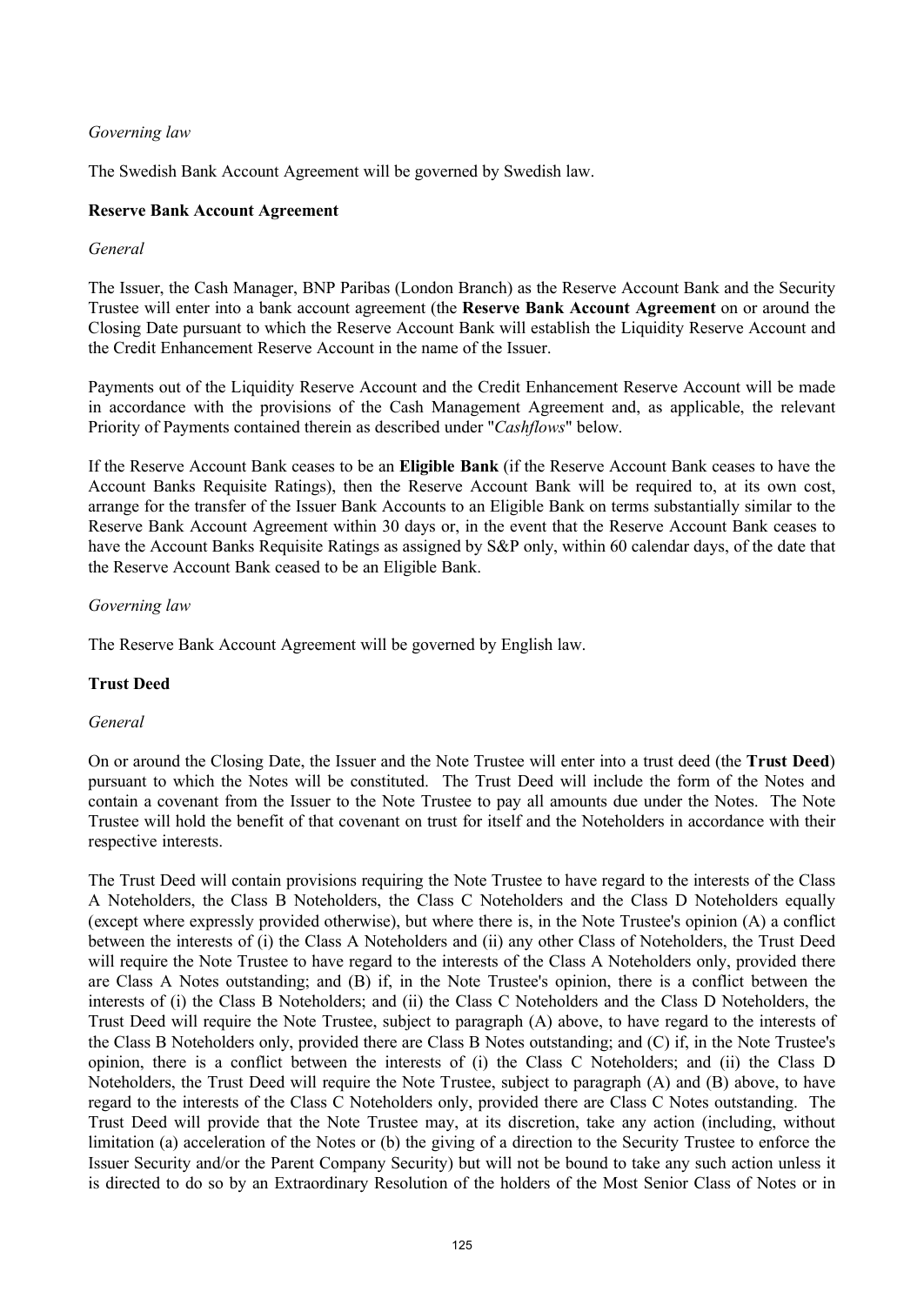*Governing law*

The Swedish Bank Account Agreement will be governed by Swedish law.

**Reserve Bank Account Agreement**

*General*

The Issuer, the Cash Manager, BNP Paribas (London Branch) as the Reserve Account Bank and the Security Trustee will enter into a bank account agreement (the **Reserve Bank Account Agreement** on or around the Closing Date pursuant to which the Reserve Account Bank will establish the Liquidity Reserve Account and the Credit Enhancement Reserve Account in the name of the Issuer.

Payments out of the Liquidity Reserve Account and the Credit Enhancement Reserve Account will be made in accordance with the provisions of the Cash Management Agreement and, as applicable, the relevant Priority of Payments contained therein as described under "*Cashflows*" below.

If the Reserve Account Bank ceases to be an **Eligible Bank** (if the Reserve Account Bank ceases to have the Account Banks Requisite Ratings), then the Reserve Account Bank will be required to, at its own cost, arrange for the transfer of the Issuer Bank Accounts to an Eligible Bank on terms substantially similar to the Reserve Bank Account Agreement within 30 days or, in the event that the Reserve Account Bank ceases to have the Account Banks Requisite Ratings as assigned by S&P only, within 60 calendar days, of the date that the Reserve Account Bank ceased to be an Eligible Bank.

*Governing law*

The Reserve Bank Account Agreement will be governed by English law.

**Trust Deed**

*General*

On or around the Closing Date, the Issuer and the Note Trustee will enter into a trust deed (the **Trust Deed**) pursuant to which the Notes will be constituted. The Trust Deed will include the form of the Notes and contain a covenant from the Issuer to the Note Trustee to pay all amounts due under the Notes. The Note Trustee will hold the benefit of that covenant on trust for itself and the Noteholders in accordance with their respective interests.

The Trust Deed will contain provisions requiring the Note Trustee to have regard to the interests of the Class A Noteholders, the Class B Noteholders, the Class C Noteholders and the Class D Noteholders equally (except where expressly provided otherwise), but where there is, in the Note Trustee's opinion (A) a conflict between the interests of (i) the Class A Noteholders and (ii) any other Class of Noteholders, the Trust Deed will require the Note Trustee to have regard to the interests of the Class A Noteholders only, provided there are Class A Notes outstanding; and (B) if, in the Note Trustee's opinion, there is a conflict between the interests of (i) the Class B Noteholders; and (ii) the Class C Noteholders and the Class D Noteholders, the Trust Deed will require the Note Trustee, subject to paragraph (A) above, to have regard to the interests of the Class B Noteholders only, provided there are Class B Notes outstanding; and (C) if, in the Note Trustee's opinion, there is a conflict between the interests of (i) the Class C Noteholders; and (ii) the Class D Noteholders, the Trust Deed will require the Note Trustee, subject to paragraph (A) and (B) above, to have regard to the interests of the Class C Noteholders only, provided there are Class C Notes outstanding. The Trust Deed will provide that the Note Trustee may, at its discretion, take any action (including, without limitation (a) acceleration of the Notes or (b) the giving of a direction to the Security Trustee to enforce the Issuer Security and/or the Parent Company Security) but will not be bound to take any such action unless it is directed to do so by an Extraordinary Resolution of the holders of the Most Senior Class of Notes or in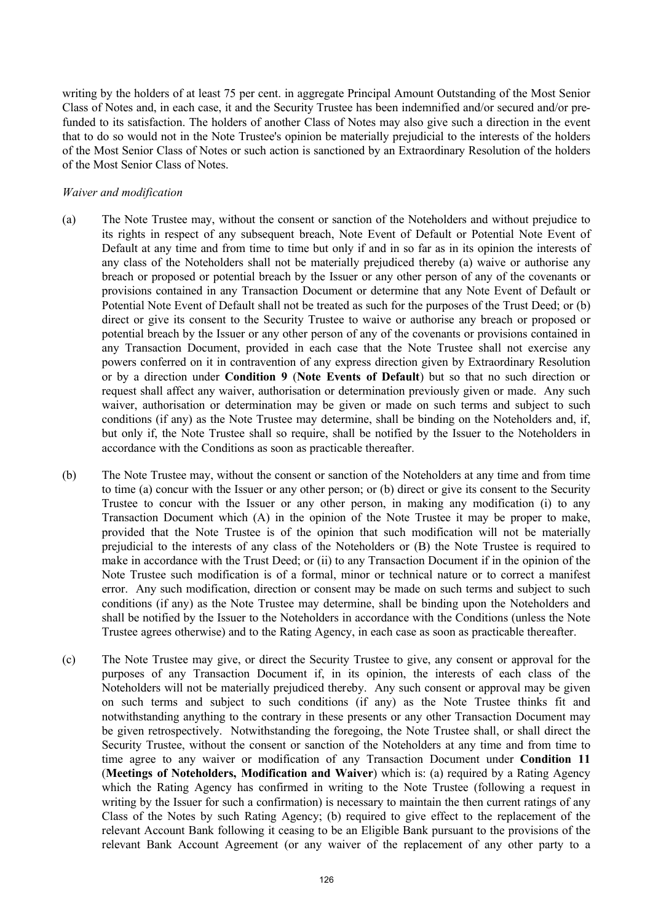writing by the holders of at least 75 per cent. in aggregate Principal Amount Outstanding of the Most Senior Class of Notes and, in each case, it and the Security Trustee has been indemnified and/or secured and/or pre-funded to its satisfaction. The holders of another Class of Notes may also give such a direction in the event that to do so would not in the Note Trustee's opinion be materially prejudicial to the interests of the holders of the Most Senior Class of Notes or such action is sanctioned by an Extraordinary Resolution of the holders of the Most Senior Class of Notes.

*Waiver and modification*

(a) The Note Trustee may, without the consent or sanction of the Noteholders and without prejudice to its rights in respect of any subsequent breach, Note Event of Default or Potential Note Event of Default at any time and from time to time but only if and in so far as in its opinion the interests of any class of the Noteholders shall not be materially prejudiced thereby (a) waive or authorise any breach or proposed or potential breach by the Issuer or any other person of any of the covenants or provisions contained in any Transaction Document or determine that any Note Event of Default or Potential Note Event of Default shall not be treated as such for the purposes of the Trust Deed; or (b) direct or give its consent to the Security Trustee to waive or authorise any breach or proposed or potential breach by the Issuer or any other person of any of the covenants or provisions contained in any Transaction Document, provided in each case that the Note Trustee shall not exercise any powers conferred on it in contravention of any express direction given by Extraordinary Resolution or by a direction under **Condition 9** (**Note Events of Default**) but so that no such direction or request shall affect any waiver, authorisation or determination previously given or made. Any such waiver, authorisation or determination may be given or made on such terms and subject to such conditions (if any) as the Note Trustee may determine, shall be binding on the Noteholders and, if, but only if, the Note Trustee shall so require, shall be notified by the Issuer to the Noteholders in accordance with the Conditions as soon as practicable thereafter.

(b) The Note Trustee may, without the consent or sanction of the Noteholders at any time and from time to time (a) concur with the Issuer or any other person; or (b) direct or give its consent to the Security Trustee to concur with the Issuer or any other person, in making any modification (i) to any Transaction Document which (A) in the opinion of the Note Trustee it may be proper to make, provided that the Note Trustee is of the opinion that such modification will not be materially prejudicial to the interests of any class of the Noteholders or (B) the Note Trustee is required to make in accordance with the Trust Deed; or (ii) to any Transaction Document if in the opinion of the Note Trustee such modification is of a formal, minor or technical nature or to correct a manifest error. Any such modification, direction or consent may be made on such terms and subject to such conditions (if any) as the Note Trustee may determine, shall be binding upon the Noteholders and shall be notified by the Issuer to the Noteholders in accordance with the Conditions (unless the Note Trustee agrees otherwise) and to the Rating Agency, in each case as soon as practicable thereafter.

(c) The Note Trustee may give, or direct the Security Trustee to give, any consent or approval for the purposes of any Transaction Document if, in its opinion, the interests of each class of the Noteholders will not be materially prejudiced thereby. Any such consent or approval may be given on such terms and subject to such conditions (if any) as the Note Trustee thinks fit and notwithstanding anything to the contrary in these presents or any other Transaction Document may be given retrospectively. Notwithstanding the foregoing, the Note Trustee shall, or shall direct the Security Trustee, without the consent or sanction of the Noteholders at any time and from time to time agree to any waiver or modification of any Transaction Document under **Condition 11** (**Meetings of Noteholders, Modification and Waiver**) which is: (a) required by a Rating Agency which the Rating Agency has confirmed in writing to the Note Trustee (following a request in writing by the Issuer for such a confirmation) is necessary to maintain the then current ratings of any Class of the Notes by such Rating Agency; (b) required to give effect to the replacement of the relevant Account Bank following it ceasing to be an Eligible Bank pursuant to the provisions of the relevant Bank Account Agreement (or any waiver of the replacement of any other party to a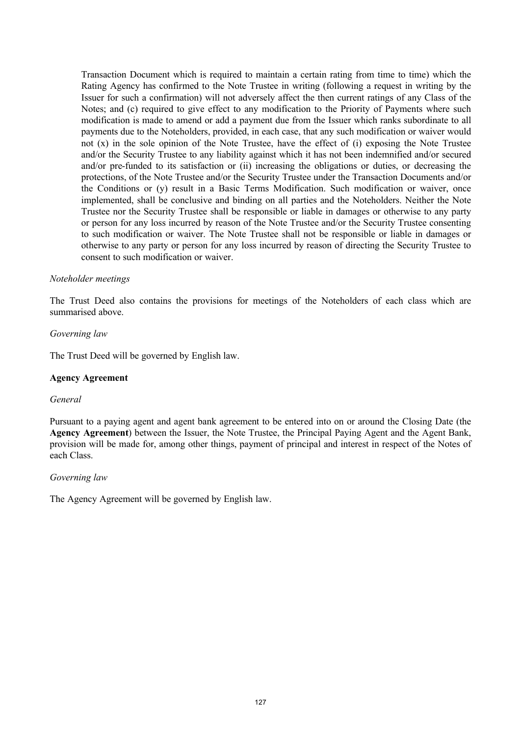Transaction Document which is required to maintain a certain rating from time to time) which the Rating Agency has confirmed to the Note Trustee in writing (following a request in writing by the Issuer for such a confirmation) will not adversely affect the then current ratings of any Class of the Notes; and (c) required to give effect to any modification to the Priority of Payments where such modification is made to amend or add a payment due from the Issuer which ranks subordinate to all payments due to the Noteholders, provided, in each case, that any such modification or waiver would not (x) in the sole opinion of the Note Trustee, have the effect of (i) exposing the Note Trustee and/or the Security Trustee to any liability against which it has not been indemnified and/or secured and/or pre-funded to its satisfaction or (ii) increasing the obligations or duties, or decreasing the protections, of the Note Trustee and/or the Security Trustee under the Transaction Documents and/or the Conditions or (y) result in a Basic Terms Modification. Such modification or waiver, once implemented, shall be conclusive and binding on all parties and the Noteholders. Neither the Note Trustee nor the Security Trustee shall be responsible or liable in damages or otherwise to any party or person for any loss incurred by reason of the Note Trustee and/or the Security Trustee consenting to such modification or waiver. The Note Trustee shall not be responsible or liable in damages or otherwise to any party or person for any loss incurred by reason of directing the Security Trustee to consent to such modification or waiver.

*Noteholder meetings*

The Trust Deed also contains the provisions for meetings of the Noteholders of each class which are summarised above.

*Governing law*

The Trust Deed will be governed by English law.

**Agency Agreement**

*General*

Pursuant to a paying agent and agent bank agreement to be entered into on or around the Closing Date (the **Agency Agreement**) between the Issuer, the Note Trustee, the Principal Paying Agent and the Agent Bank, provision will be made for, among other things, payment of principal and interest in respect of the Notes of each Class.

*Governing law*

The Agency Agreement will be governed by English law.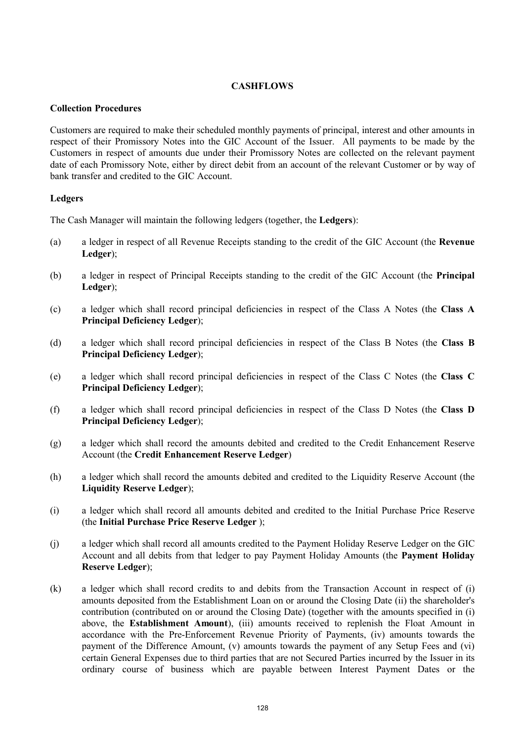## CASHFLOWS

### Collection Procedures

Customers are required to make their scheduled monthly payments of principal, interest and other amounts in respect of their Promissory Notes into the GIC Account of the Issuer. All payments to be made by the Customers in respect of amounts due under their Promissory Notes are collected on the relevant payment date of each Promissory Note, either by direct debit from an account of the relevant Customer or by way of bank transfer and credited to the GIC Account.

### Ledgers

The Cash Manager will maintain the following ledgers (together, the **Ledgers**):

(a) a ledger in respect of all Revenue Receipts standing to the credit of the GIC Account (the **Revenue Ledger**);

(b) a ledger in respect of Principal Receipts standing to the credit of the GIC Account (the **Principal Ledger**);

(c) a ledger which shall record principal deficiencies in respect of the Class A Notes (the **Class A Principal Deficiency Ledger**);

(d) a ledger which shall record principal deficiencies in respect of the Class B Notes (the **Class B Principal Deficiency Ledger**);

(e) a ledger which shall record principal deficiencies in respect of the Class C Notes (the **Class C Principal Deficiency Ledger**);

(f) a ledger which shall record principal deficiencies in respect of the Class D Notes (the **Class D Principal Deficiency Ledger**);

(g) a ledger which shall record the amounts debited and credited to the Credit Enhancement Reserve Account (the **Credit Enhancement Reserve Ledger**)

(h) a ledger which shall record the amounts debited and credited to the Liquidity Reserve Account (the **Liquidity Reserve Ledger**);

(i) a ledger which shall record all amounts debited and credited to the Initial Purchase Price Reserve (the **Initial Purchase Price Reserve Ledger** );

(j) a ledger which shall record all amounts credited to the Payment Holiday Reserve Ledger on the GIC Account and all debits from that ledger to pay Payment Holiday Amounts (the **Payment Holiday Reserve Ledger**);

(k) a ledger which shall record credits to and debits from the Transaction Account in respect of (i) amounts deposited from the Establishment Loan on or around the Closing Date (ii) the shareholder's contribution (contributed on or around the Closing Date) (together with the amounts specified in (i) above, the **Establishment Amount**), (iii) amounts received to replenish the Float Amount in accordance with the Pre-Enforcement Revenue Priority of Payments, (iv) amounts towards the payment of the Difference Amount, (v) amounts towards the payment of any Setup Fees and (vi) certain General Expenses due to third parties that are not Secured Parties incurred by the Issuer in its ordinary course of business which are payable between Interest Payment Dates or the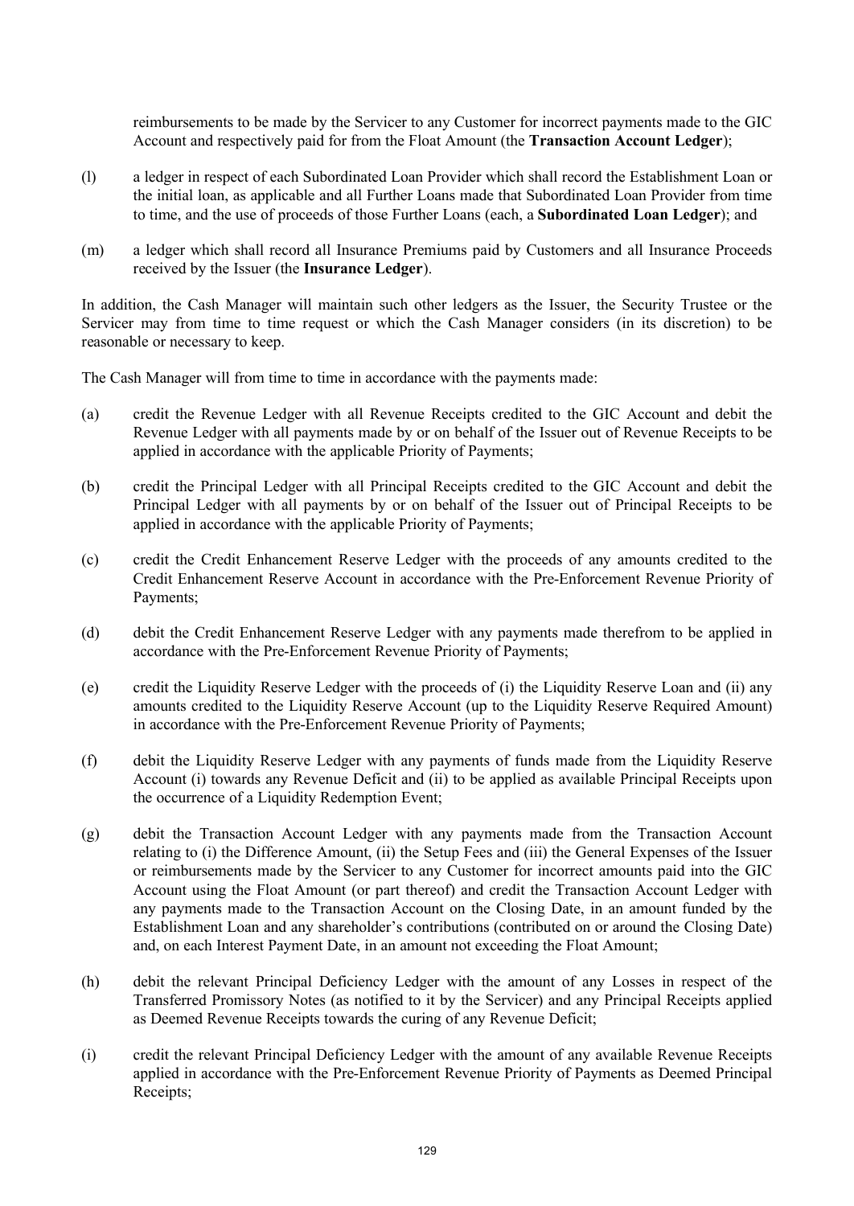reimbursements to be made by the Servicer to any Customer for incorrect payments made to the GIC Account and respectively paid for from the Float Amount (the **Transaction Account Ledger**);

(l) a ledger in respect of each Subordinated Loan Provider which shall record the Establishment Loan or the initial loan, as applicable and all Further Loans made that Subordinated Loan Provider from time to time, and the use of proceeds of those Further Loans (each, a **Subordinated Loan Ledger**); and

(m) a ledger which shall record all Insurance Premiums paid by Customers and all Insurance Proceeds received by the Issuer (the **Insurance Ledger**).

In addition, the Cash Manager will maintain such other ledgers as the Issuer, the Security Trustee or the Servicer may from time to time request or which the Cash Manager considers (in its discretion) to be reasonable or necessary to keep.

The Cash Manager will from time to time in accordance with the payments made:

(a) credit the Revenue Ledger with all Revenue Receipts credited to the GIC Account and debit the Revenue Ledger with all payments made by or on behalf of the Issuer out of Revenue Receipts to be applied in accordance with the applicable Priority of Payments;

(b) credit the Principal Ledger with all Principal Receipts credited to the GIC Account and debit the Principal Ledger with all payments by or on behalf of the Issuer out of Principal Receipts to be applied in accordance with the applicable Priority of Payments;

(c) credit the Credit Enhancement Reserve Ledger with the proceeds of any amounts credited to the Credit Enhancement Reserve Account in accordance with the Pre-Enforcement Revenue Priority of Payments;

(d) debit the Credit Enhancement Reserve Ledger with any payments made therefrom to be applied in accordance with the Pre-Enforcement Revenue Priority of Payments;

(e) credit the Liquidity Reserve Ledger with the proceeds of (i) the Liquidity Reserve Loan and (ii) any amounts credited to the Liquidity Reserve Account (up to the Liquidity Reserve Required Amount) in accordance with the Pre-Enforcement Revenue Priority of Payments;

(f) debit the Liquidity Reserve Ledger with any payments of funds made from the Liquidity Reserve Account (i) towards any Revenue Deficit and (ii) to be applied as available Principal Receipts upon the occurrence of a Liquidity Redemption Event;

(g) debit the Transaction Account Ledger with any payments made from the Transaction Account relating to (i) the Difference Amount, (ii) the Setup Fees and (iii) the General Expenses of the Issuer or reimbursements made by the Servicer to any Customer for incorrect amounts paid into the GIC Account using the Float Amount (or part thereof) and credit the Transaction Account Ledger with any payments made to the Transaction Account on the Closing Date, in an amount funded by the Establishment Loan and any shareholder's contributions (contributed on or around the Closing Date) and, on each Interest Payment Date, in an amount not exceeding the Float Amount;

(h) debit the relevant Principal Deficiency Ledger with the amount of any Losses in respect of the Transferred Promissory Notes (as notified to it by the Servicer) and any Principal Receipts applied as Deemed Revenue Receipts towards the curing of any Revenue Deficit;

(i) credit the relevant Principal Deficiency Ledger with the amount of any available Revenue Receipts applied in accordance with the Pre-Enforcement Revenue Priority of Payments as Deemed Principal Receipts;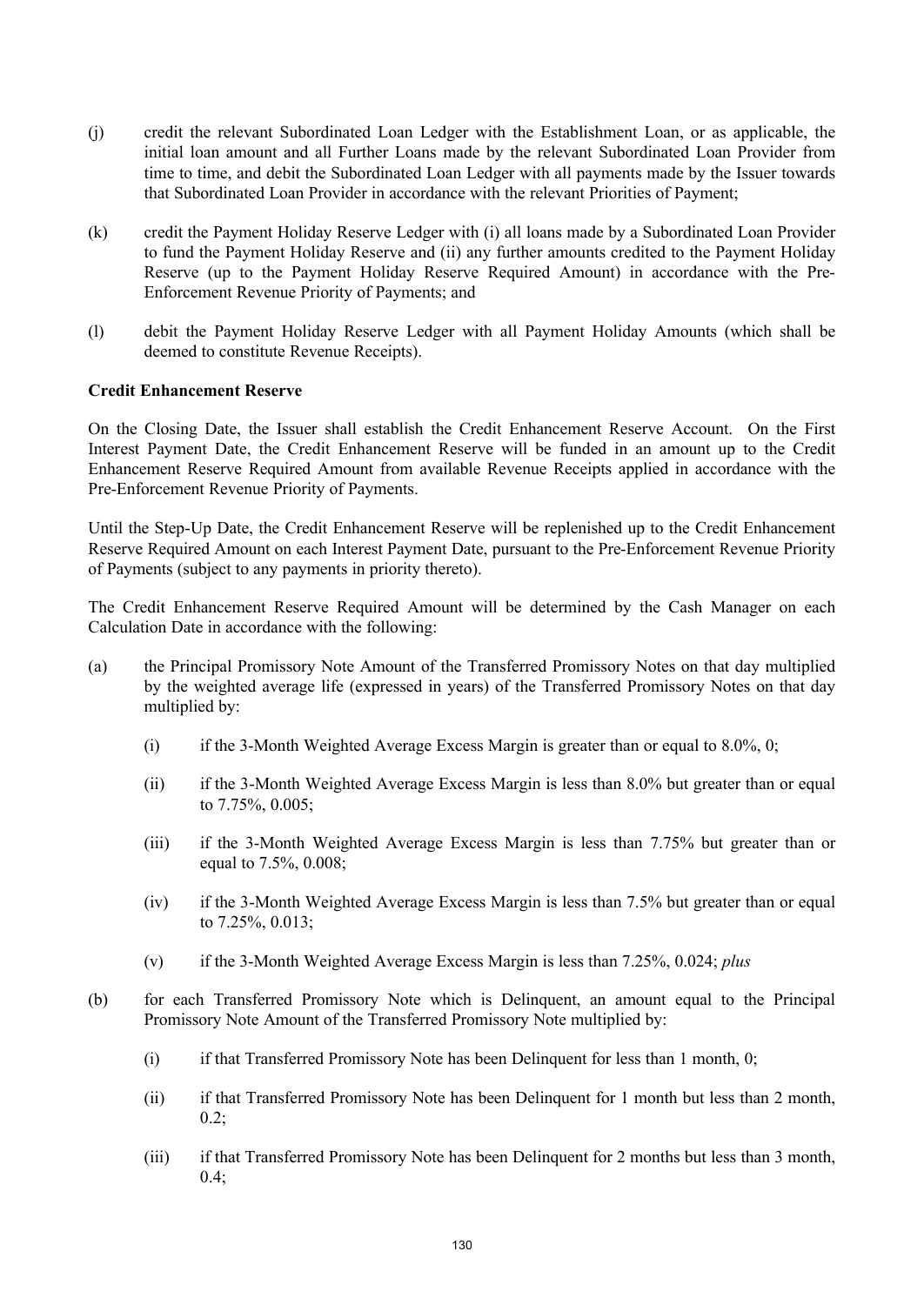(j) credit the relevant Subordinated Loan Ledger with the Establishment Loan, or as applicable, the initial loan amount and all Further Loans made by the relevant Subordinated Loan Provider from time to time, and debit the Subordinated Loan Ledger with all payments made by the Issuer towards that Subordinated Loan Provider in accordance with the relevant Priorities of Payment;

(k) credit the Payment Holiday Reserve Ledger with (i) all loans made by a Subordinated Loan Provider to fund the Payment Holiday Reserve and (ii) any further amounts credited to the Payment Holiday Reserve (up to the Payment Holiday Reserve Required Amount) in accordance with the Pre-Enforcement Revenue Priority of Payments; and

(l) debit the Payment Holiday Reserve Ledger with all Payment Holiday Amounts (which shall be deemed to constitute Revenue Receipts).

**Credit Enhancement Reserve**

On the Closing Date, the Issuer shall establish the Credit Enhancement Reserve Account. On the First Interest Payment Date, the Credit Enhancement Reserve will be funded in an amount up to the Credit Enhancement Reserve Required Amount from available Revenue Receipts applied in accordance with the Pre-Enforcement Revenue Priority of Payments.

Until the Step-Up Date, the Credit Enhancement Reserve will be replenished up to the Credit Enhancement Reserve Required Amount on each Interest Payment Date, pursuant to the Pre-Enforcement Revenue Priority of Payments (subject to any payments in priority thereto).

The Credit Enhancement Reserve Required Amount will be determined by the Cash Manager on each Calculation Date in accordance with the following:

(a) the Principal Promissory Note Amount of the Transferred Promissory Notes on that day multiplied by the weighted average life (expressed in years) of the Transferred Promissory Notes on that day multiplied by:

  (i) if the 3-Month Weighted Average Excess Margin is greater than or equal to 8.0%, 0;

  (ii) if the 3-Month Weighted Average Excess Margin is less than 8.0% but greater than or equal to 7.75%, 0.005;

  (iii) if the 3-Month Weighted Average Excess Margin is less than 7.75% but greater than or equal to 7.5%, 0.008;

  (iv) if the 3-Month Weighted Average Excess Margin is less than 7.5% but greater than or equal to 7.25%, 0.013;

  (v) if the 3-Month Weighted Average Excess Margin is less than 7.25%, 0.024; *plus*

(b) for each Transferred Promissory Note which is Delinquent, an amount equal to the Principal Promissory Note Amount of the Transferred Promissory Note multiplied by:

  (i) if that Transferred Promissory Note has been Delinquent for less than 1 month, 0;

  (ii) if that Transferred Promissory Note has been Delinquent for 1 month but less than 2 month, 0.2;

  (iii) if that Transferred Promissory Note has been Delinquent for 2 months but less than 3 month, 0.4;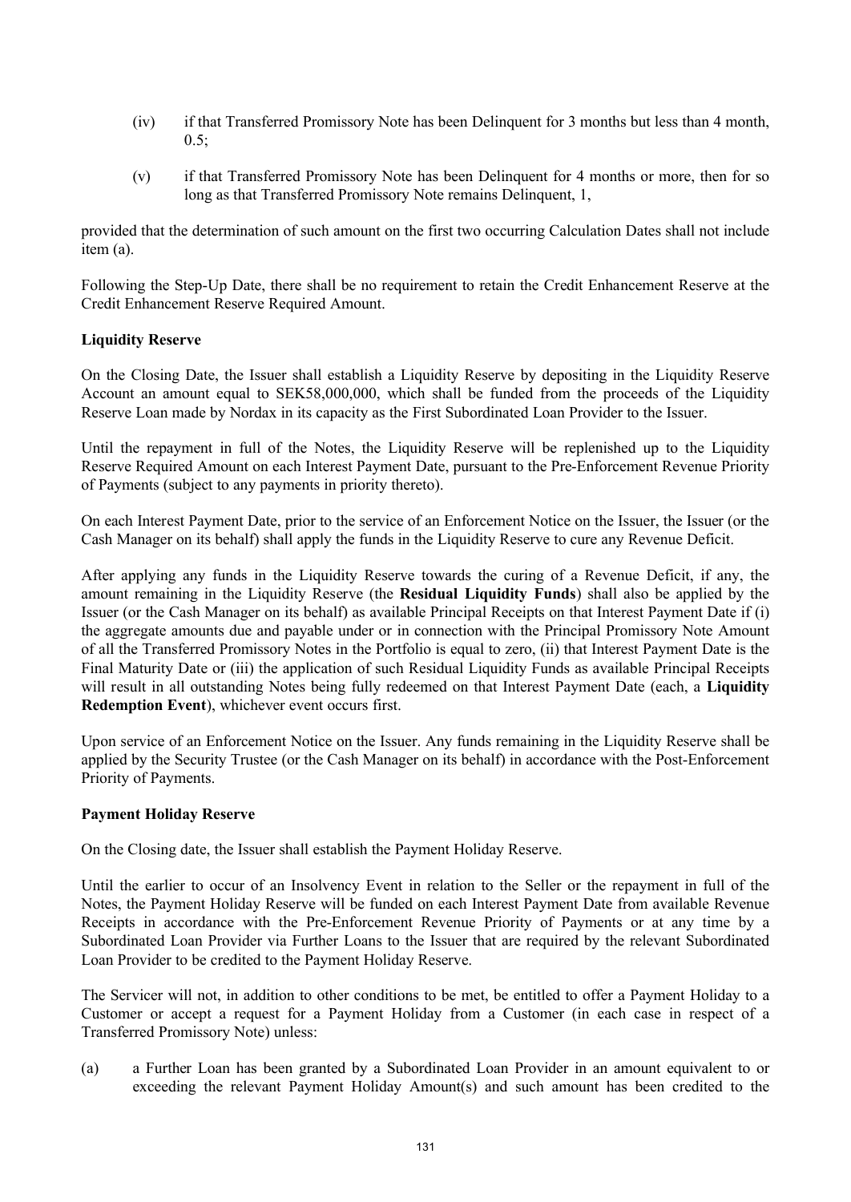(iv) if that Transferred Promissory Note has been Delinquent for 3 months but less than 4 month, 0.5;

(v) if that Transferred Promissory Note has been Delinquent for 4 months or more, then for so long as that Transferred Promissory Note remains Delinquent, 1,

provided that the determination of such amount on the first two occurring Calculation Dates shall not include item (a).

Following the Step-Up Date, there shall be no requirement to retain the Credit Enhancement Reserve at the Credit Enhancement Reserve Required Amount.

**Liquidity Reserve**

On the Closing Date, the Issuer shall establish a Liquidity Reserve by depositing in the Liquidity Reserve Account an amount equal to SEK58,000,000, which shall be funded from the proceeds of the Liquidity Reserve Loan made by Nordax in its capacity as the First Subordinated Loan Provider to the Issuer.

Until the repayment in full of the Notes, the Liquidity Reserve will be replenished up to the Liquidity Reserve Required Amount on each Interest Payment Date, pursuant to the Pre-Enforcement Revenue Priority of Payments (subject to any payments in priority thereto).

On each Interest Payment Date, prior to the service of an Enforcement Notice on the Issuer, the Issuer (or the Cash Manager on its behalf) shall apply the funds in the Liquidity Reserve to cure any Revenue Deficit.

After applying any funds in the Liquidity Reserve towards the curing of a Revenue Deficit, if any, the amount remaining in the Liquidity Reserve (the **Residual Liquidity Funds**) shall also be applied by the Issuer (or the Cash Manager on its behalf) as available Principal Receipts on that Interest Payment Date if (i) the aggregate amounts due and payable under or in connection with the Principal Promissory Note Amount of all the Transferred Promissory Notes in the Portfolio is equal to zero, (ii) that Interest Payment Date is the Final Maturity Date or (iii) the application of such Residual Liquidity Funds as available Principal Receipts will result in all outstanding Notes being fully redeemed on that Interest Payment Date (each, a **Liquidity Redemption Event**), whichever event occurs first.

Upon service of an Enforcement Notice on the Issuer. Any funds remaining in the Liquidity Reserve shall be applied by the Security Trustee (or the Cash Manager on its behalf) in accordance with the Post-Enforcement Priority of Payments.

**Payment Holiday Reserve**

On the Closing date, the Issuer shall establish the Payment Holiday Reserve.

Until the earlier to occur of an Insolvency Event in relation to the Seller or the repayment in full of the Notes, the Payment Holiday Reserve will be funded on each Interest Payment Date from available Revenue Receipts in accordance with the Pre-Enforcement Revenue Priority of Payments or at any time by a Subordinated Loan Provider via Further Loans to the Issuer that are required by the relevant Subordinated Loan Provider to be credited to the Payment Holiday Reserve.

The Servicer will not, in addition to other conditions to be met, be entitled to offer a Payment Holiday to a Customer or accept a request for a Payment Holiday from a Customer (in each case in respect of a Transferred Promissory Note) unless:

(a) a Further Loan has been granted by a Subordinated Loan Provider in an amount equivalent to or exceeding the relevant Payment Holiday Amount(s) and such amount has been credited to the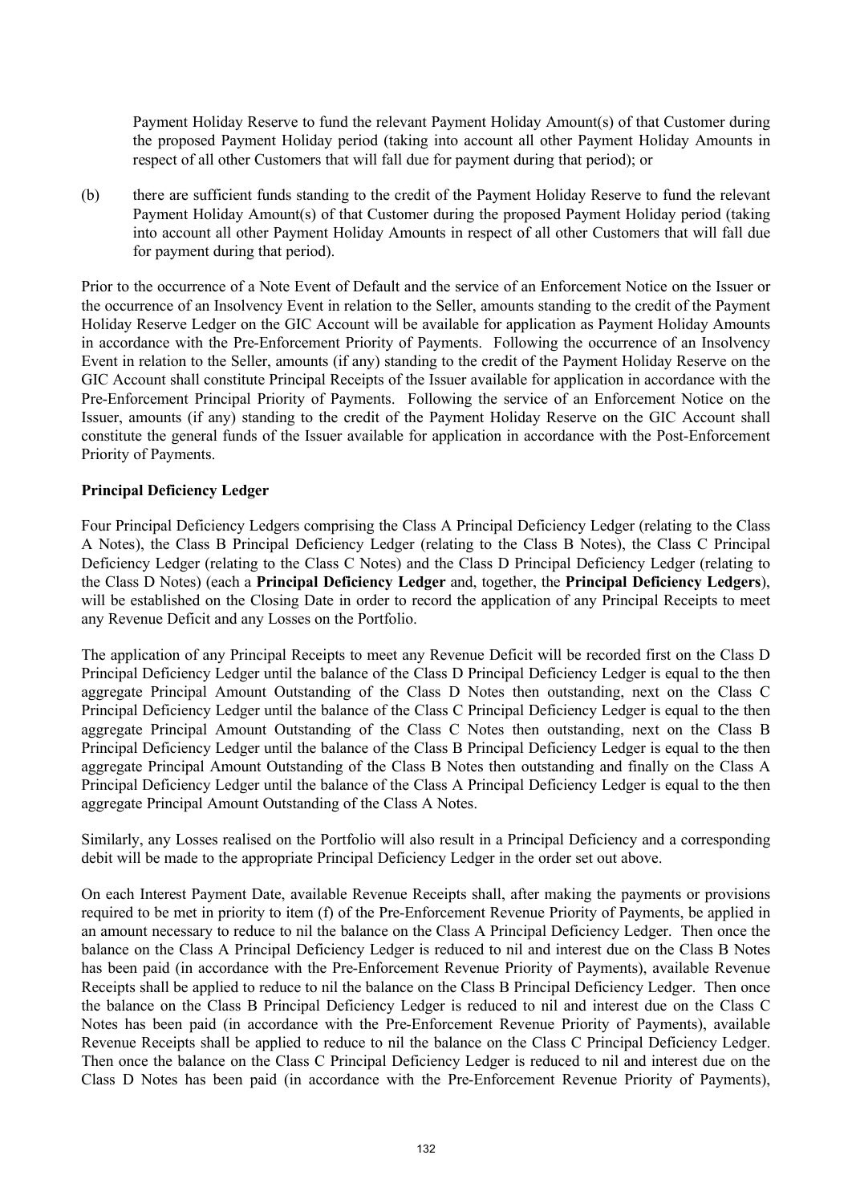Payment Holiday Reserve to fund the relevant Payment Holiday Amount(s) of that Customer during the proposed Payment Holiday period (taking into account all other Payment Holiday Amounts in respect of all other Customers that will fall due for payment during that period); or

(b) there are sufficient funds standing to the credit of the Payment Holiday Reserve to fund the relevant Payment Holiday Amount(s) of that Customer during the proposed Payment Holiday period (taking into account all other Payment Holiday Amounts in respect of all other Customers that will fall due for payment during that period).

Prior to the occurrence of a Note Event of Default and the service of an Enforcement Notice on the Issuer or the occurrence of an Insolvency Event in relation to the Seller, amounts standing to the credit of the Payment Holiday Reserve Ledger on the GIC Account will be available for application as Payment Holiday Amounts in accordance with the Pre-Enforcement Priority of Payments. Following the occurrence of an Insolvency Event in relation to the Seller, amounts (if any) standing to the credit of the Payment Holiday Reserve on the GIC Account shall constitute Principal Receipts of the Issuer available for application in accordance with the Pre-Enforcement Principal Priority of Payments. Following the service of an Enforcement Notice on the Issuer, amounts (if any) standing to the credit of the Payment Holiday Reserve on the GIC Account shall constitute the general funds of the Issuer available for application in accordance with the Post-Enforcement Priority of Payments.

**Principal Deficiency Ledger**

Four Principal Deficiency Ledgers comprising the Class A Principal Deficiency Ledger (relating to the Class A Notes), the Class B Principal Deficiency Ledger (relating to the Class B Notes), the Class C Principal Deficiency Ledger (relating to the Class C Notes) and the Class D Principal Deficiency Ledger (relating to the Class D Notes) (each a **Principal Deficiency Ledger** and, together, the **Principal Deficiency Ledgers**), will be established on the Closing Date in order to record the application of any Principal Receipts to meet any Revenue Deficit and any Losses on the Portfolio.

The application of any Principal Receipts to meet any Revenue Deficit will be recorded first on the Class D Principal Deficiency Ledger until the balance of the Class D Principal Deficiency Ledger is equal to the then aggregate Principal Amount Outstanding of the Class D Notes then outstanding, next on the Class C Principal Deficiency Ledger until the balance of the Class C Principal Deficiency Ledger is equal to the then aggregate Principal Amount Outstanding of the Class C Notes then outstanding, next on the Class B Principal Deficiency Ledger until the balance of the Class B Principal Deficiency Ledger is equal to the then aggregate Principal Amount Outstanding of the Class B Notes then outstanding and finally on the Class A Principal Deficiency Ledger until the balance of the Class A Principal Deficiency Ledger is equal to the then aggregate Principal Amount Outstanding of the Class A Notes.

Similarly, any Losses realised on the Portfolio will also result in a Principal Deficiency and a corresponding debit will be made to the appropriate Principal Deficiency Ledger in the order set out above.

On each Interest Payment Date, available Revenue Receipts shall, after making the payments or provisions required to be met in priority to item (f) of the Pre-Enforcement Revenue Priority of Payments, be applied in an amount necessary to reduce to nil the balance on the Class A Principal Deficiency Ledger. Then once the balance on the Class A Principal Deficiency Ledger is reduced to nil and interest due on the Class B Notes has been paid (in accordance with the Pre-Enforcement Revenue Priority of Payments), available Revenue Receipts shall be applied to reduce to nil the balance on the Class B Principal Deficiency Ledger. Then once the balance on the Class B Principal Deficiency Ledger is reduced to nil and interest due on the Class C Notes has been paid (in accordance with the Pre-Enforcement Revenue Priority of Payments), available Revenue Receipts shall be applied to reduce to nil the balance on the Class C Principal Deficiency Ledger. Then once the balance on the Class C Principal Deficiency Ledger is reduced to nil and interest due on the Class D Notes has been paid (in accordance with the Pre-Enforcement Revenue Priority of Payments),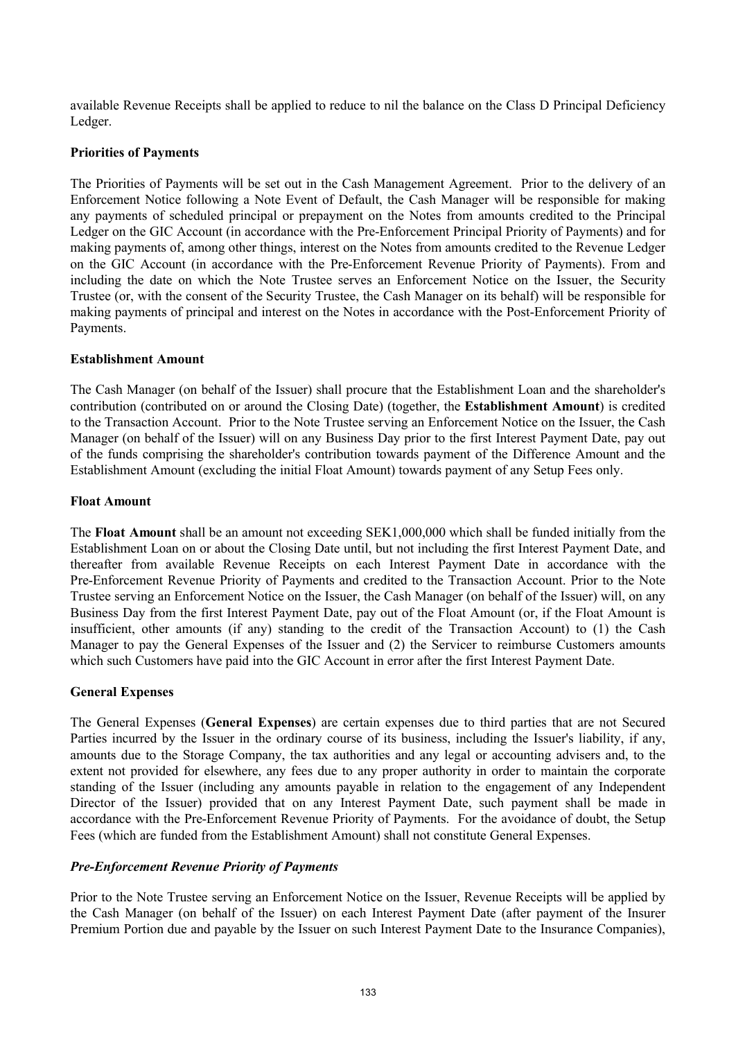available Revenue Receipts shall be applied to reduce to nil the balance on the Class D Principal Deficiency Ledger.

**Priorities of Payments**

The Priorities of Payments will be set out in the Cash Management Agreement. Prior to the delivery of an Enforcement Notice following a Note Event of Default, the Cash Manager will be responsible for making any payments of scheduled principal or prepayment on the Notes from amounts credited to the Principal Ledger on the GIC Account (in accordance with the Pre-Enforcement Principal Priority of Payments) and for making payments of, among other things, interest on the Notes from amounts credited to the Revenue Ledger on the GIC Account (in accordance with the Pre-Enforcement Revenue Priority of Payments). From and including the date on which the Note Trustee serves an Enforcement Notice on the Issuer, the Security Trustee (or, with the consent of the Security Trustee, the Cash Manager on its behalf) will be responsible for making payments of principal and interest on the Notes in accordance with the Post-Enforcement Priority of Payments.

**Establishment Amount**

The Cash Manager (on behalf of the Issuer) shall procure that the Establishment Loan and the shareholder's contribution (contributed on or around the Closing Date) (together, the **Establishment Amount**) is credited to the Transaction Account. Prior to the Note Trustee serving an Enforcement Notice on the Issuer, the Cash Manager (on behalf of the Issuer) will on any Business Day prior to the first Interest Payment Date, pay out of the funds comprising the shareholder's contribution towards payment of the Difference Amount and the Establishment Amount (excluding the initial Float Amount) towards payment of any Setup Fees only.

**Float Amount**

The **Float Amount** shall be an amount not exceeding SEK1,000,000 which shall be funded initially from the Establishment Loan on or about the Closing Date until, but not including the first Interest Payment Date, and thereafter from available Revenue Receipts on each Interest Payment Date in accordance with the Pre-Enforcement Revenue Priority of Payments and credited to the Transaction Account. Prior to the Note Trustee serving an Enforcement Notice on the Issuer, the Cash Manager (on behalf of the Issuer) will, on any Business Day from the first Interest Payment Date, pay out of the Float Amount (or, if the Float Amount is insufficient, other amounts (if any) standing to the credit of the Transaction Account) to (1) the Cash Manager to pay the General Expenses of the Issuer and (2) the Servicer to reimburse Customers amounts which such Customers have paid into the GIC Account in error after the first Interest Payment Date.

**General Expenses**

The General Expenses (**General Expenses**) are certain expenses due to third parties that are not Secured Parties incurred by the Issuer in the ordinary course of its business, including the Issuer's liability, if any, amounts due to the Storage Company, the tax authorities and any legal or accounting advisers and, to the extent not provided for elsewhere, any fees due to any proper authority in order to maintain the corporate standing of the Issuer (including any amounts payable in relation to the engagement of any Independent Director of the Issuer) provided that on any Interest Payment Date, such payment shall be made in accordance with the Pre-Enforcement Revenue Priority of Payments. For the avoidance of doubt, the Setup Fees (which are funded from the Establishment Amount) shall not constitute General Expenses.

***Pre-Enforcement Revenue Priority of Payments***

Prior to the Note Trustee serving an Enforcement Notice on the Issuer, Revenue Receipts will be applied by the Cash Manager (on behalf of the Issuer) on each Interest Payment Date (after payment of the Insurer Premium Portion due and payable by the Issuer on such Interest Payment Date to the Insurance Companies),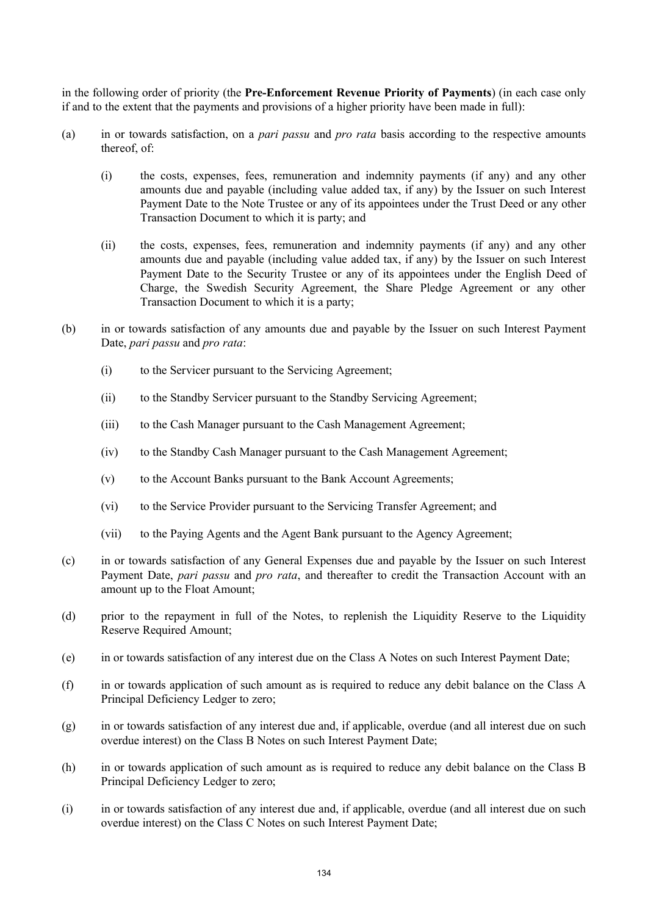in the following order of priority (the **Pre-Enforcement Revenue Priority of Payments**) (in each case only if and to the extent that the payments and provisions of a higher priority have been made in full):

(a) in or towards satisfaction, on a *pari passu* and *pro rata* basis according to the respective amounts thereof, of:

  (i) the costs, expenses, fees, remuneration and indemnity payments (if any) and any other amounts due and payable (including value added tax, if any) by the Issuer on such Interest Payment Date to the Note Trustee or any of its appointees under the Trust Deed or any other Transaction Document to which it is party; and

  (ii) the costs, expenses, fees, remuneration and indemnity payments (if any) and any other amounts due and payable (including value added tax, if any) by the Issuer on such Interest Payment Date to the Security Trustee or any of its appointees under the English Deed of Charge, the Swedish Security Agreement, the Share Pledge Agreement or any other Transaction Document to which it is a party;

(b) in or towards satisfaction of any amounts due and payable by the Issuer on such Interest Payment Date, *pari passu* and *pro rata*:

  (i) to the Servicer pursuant to the Servicing Agreement;

  (ii) to the Standby Servicer pursuant to the Standby Servicing Agreement;

  (iii) to the Cash Manager pursuant to the Cash Management Agreement;

  (iv) to the Standby Cash Manager pursuant to the Cash Management Agreement;

  (v) to the Account Banks pursuant to the Bank Account Agreements;

  (vi) to the Service Provider pursuant to the Servicing Transfer Agreement; and

  (vii) to the Paying Agents and the Agent Bank pursuant to the Agency Agreement;

(c) in or towards satisfaction of any General Expenses due and payable by the Issuer on such Interest Payment Date, *pari passu* and *pro rata*, and thereafter to credit the Transaction Account with an amount up to the Float Amount;

(d) prior to the repayment in full of the Notes, to replenish the Liquidity Reserve to the Liquidity Reserve Required Amount;

(e) in or towards satisfaction of any interest due on the Class A Notes on such Interest Payment Date;

(f) in or towards application of such amount as is required to reduce any debit balance on the Class A Principal Deficiency Ledger to zero;

(g) in or towards satisfaction of any interest due and, if applicable, overdue (and all interest due on such overdue interest) on the Class B Notes on such Interest Payment Date;

(h) in or towards application of such amount as is required to reduce any debit balance on the Class B Principal Deficiency Ledger to zero;

(i) in or towards satisfaction of any interest due and, if applicable, overdue (and all interest due on such overdue interest) on the Class C Notes on such Interest Payment Date;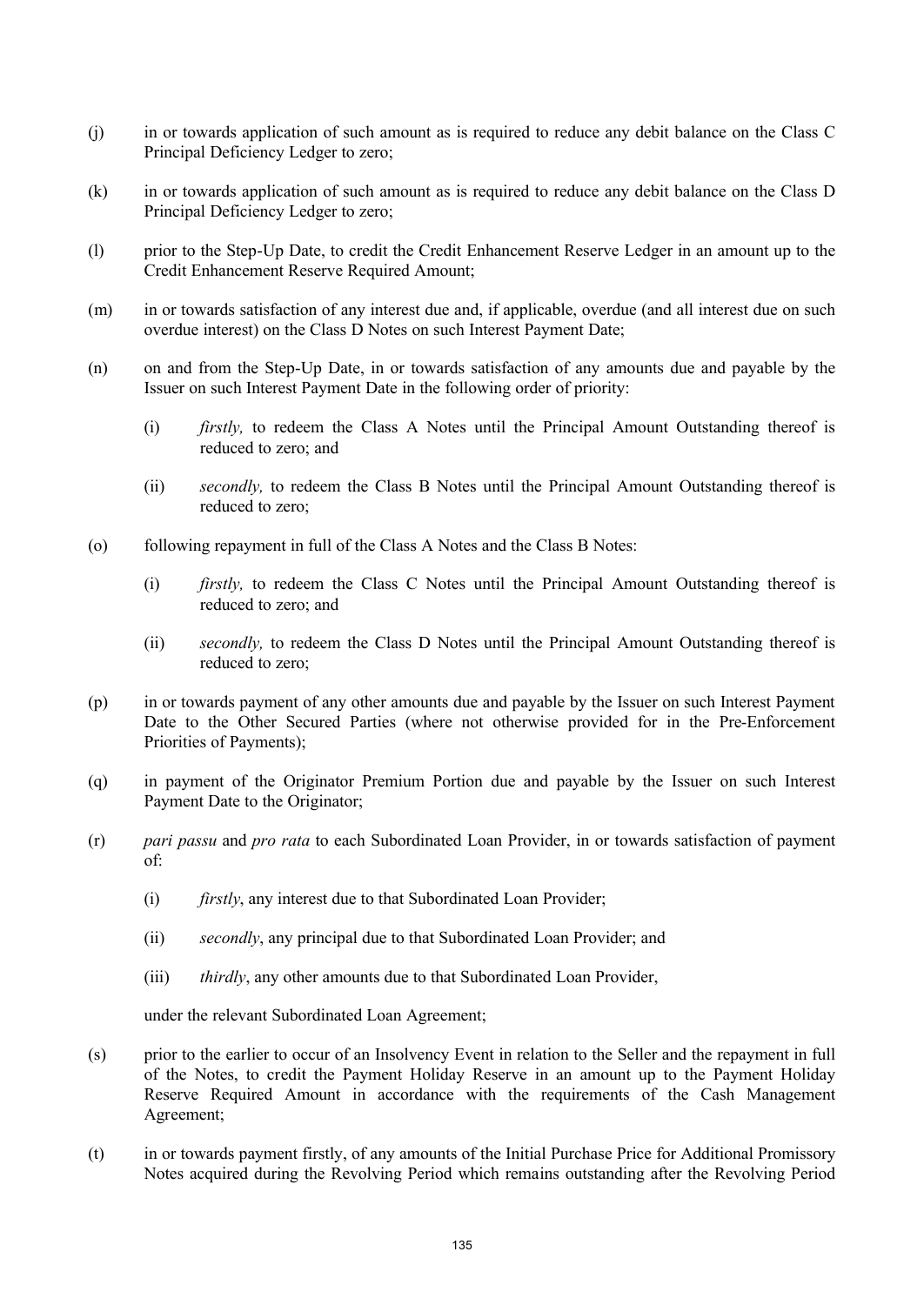(j) in or towards application of such amount as is required to reduce any debit balance on the Class C Principal Deficiency Ledger to zero;

(k) in or towards application of such amount as is required to reduce any debit balance on the Class D Principal Deficiency Ledger to zero;

(l) prior to the Step-Up Date, to credit the Credit Enhancement Reserve Ledger in an amount up to the Credit Enhancement Reserve Required Amount;

(m) in or towards satisfaction of any interest due and, if applicable, overdue (and all interest due on such overdue interest) on the Class D Notes on such Interest Payment Date;

(n) on and from the Step-Up Date, in or towards satisfaction of any amounts due and payable by the Issuer on such Interest Payment Date in the following order of priority:

   (i) *firstly,* to redeem the Class A Notes until the Principal Amount Outstanding thereof is reduced to zero; and

   (ii) *secondly,* to redeem the Class B Notes until the Principal Amount Outstanding thereof is reduced to zero;

(o) following repayment in full of the Class A Notes and the Class B Notes:

   (i) *firstly,* to redeem the Class C Notes until the Principal Amount Outstanding thereof is reduced to zero; and

   (ii) *secondly,* to redeem the Class D Notes until the Principal Amount Outstanding thereof is reduced to zero;

(p) in or towards payment of any other amounts due and payable by the Issuer on such Interest Payment Date to the Other Secured Parties (where not otherwise provided for in the Pre-Enforcement Priorities of Payments);

(q) in payment of the Originator Premium Portion due and payable by the Issuer on such Interest Payment Date to the Originator;

(r) *pari passu* and *pro rata* to each Subordinated Loan Provider, in or towards satisfaction of payment of:

   (i) *firstly*, any interest due to that Subordinated Loan Provider;

   (ii) *secondly*, any principal due to that Subordinated Loan Provider; and

   (iii) *thirdly*, any other amounts due to that Subordinated Loan Provider,

   under the relevant Subordinated Loan Agreement;

(s) prior to the earlier to occur of an Insolvency Event in relation to the Seller and the repayment in full of the Notes, to credit the Payment Holiday Reserve in an amount up to the Payment Holiday Reserve Required Amount in accordance with the requirements of the Cash Management Agreement;

(t) in or towards payment firstly, of any amounts of the Initial Purchase Price for Additional Promissory Notes acquired during the Revolving Period which remains outstanding after the Revolving Period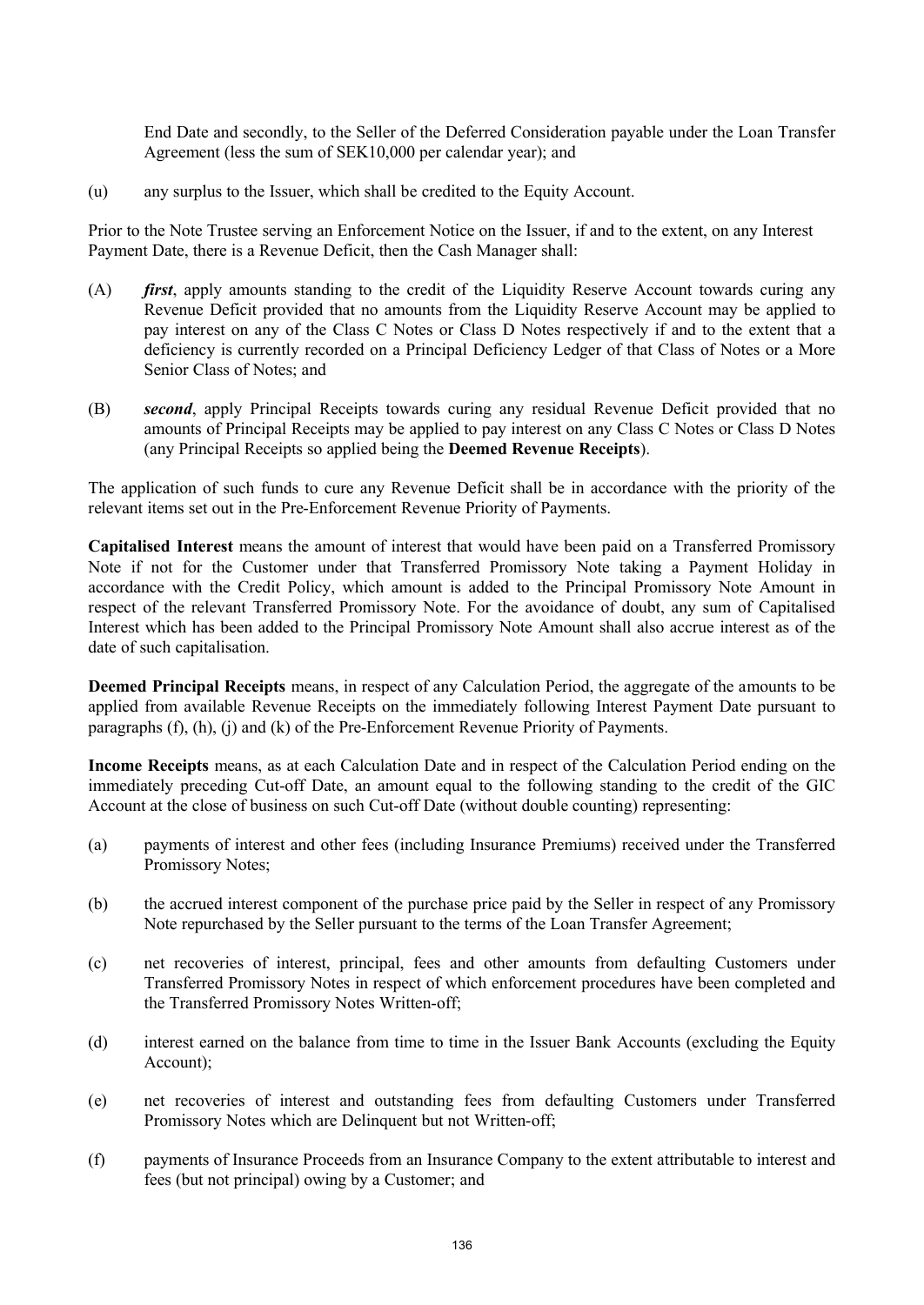End Date and secondly, to the Seller of the Deferred Consideration payable under the Loan Transfer Agreement (less the sum of SEK10,000 per calendar year); and

(u) any surplus to the Issuer, which shall be credited to the Equity Account.

Prior to the Note Trustee serving an Enforcement Notice on the Issuer, if and to the extent, on any Interest Payment Date, there is a Revenue Deficit, then the Cash Manager shall:

(A) ***first***, apply amounts standing to the credit of the Liquidity Reserve Account towards curing any Revenue Deficit provided that no amounts from the Liquidity Reserve Account may be applied to pay interest on any of the Class C Notes or Class D Notes respectively if and to the extent that a deficiency is currently recorded on a Principal Deficiency Ledger of that Class of Notes or a More Senior Class of Notes; and

(B) ***second***, apply Principal Receipts towards curing any residual Revenue Deficit provided that no amounts of Principal Receipts may be applied to pay interest on any Class C Notes or Class D Notes (any Principal Receipts so applied being the **Deemed Revenue Receipts**).

The application of such funds to cure any Revenue Deficit shall be in accordance with the priority of the relevant items set out in the Pre-Enforcement Revenue Priority of Payments.

**Capitalised Interest** means the amount of interest that would have been paid on a Transferred Promissory Note if not for the Customer under that Transferred Promissory Note taking a Payment Holiday in accordance with the Credit Policy, which amount is added to the Principal Promissory Note Amount in respect of the relevant Transferred Promissory Note. For the avoidance of doubt, any sum of Capitalised Interest which has been added to the Principal Promissory Note Amount shall also accrue interest as of the date of such capitalisation.

**Deemed Principal Receipts** means, in respect of any Calculation Period, the aggregate of the amounts to be applied from available Revenue Receipts on the immediately following Interest Payment Date pursuant to paragraphs (f), (h), (j) and (k) of the Pre-Enforcement Revenue Priority of Payments.

**Income Receipts** means, as at each Calculation Date and in respect of the Calculation Period ending on the immediately preceding Cut-off Date, an amount equal to the following standing to the credit of the GIC Account at the close of business on such Cut-off Date (without double counting) representing:

(a) payments of interest and other fees (including Insurance Premiums) received under the Transferred Promissory Notes;

(b) the accrued interest component of the purchase price paid by the Seller in respect of any Promissory Note repurchased by the Seller pursuant to the terms of the Loan Transfer Agreement;

(c) net recoveries of interest, principal, fees and other amounts from defaulting Customers under Transferred Promissory Notes in respect of which enforcement procedures have been completed and the Transferred Promissory Notes Written-off;

(d) interest earned on the balance from time to time in the Issuer Bank Accounts (excluding the Equity Account);

(e) net recoveries of interest and outstanding fees from defaulting Customers under Transferred Promissory Notes which are Delinquent but not Written-off;

(f) payments of Insurance Proceeds from an Insurance Company to the extent attributable to interest and fees (but not principal) owing by a Customer; and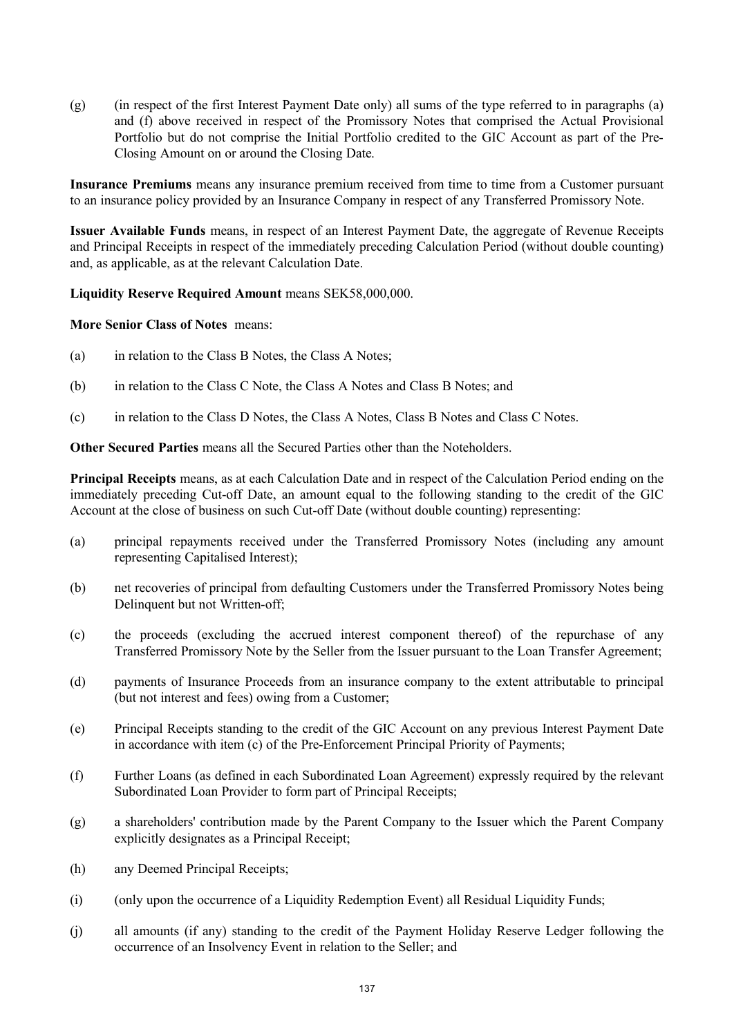(g) (in respect of the first Interest Payment Date only) all sums of the type referred to in paragraphs (a) and (f) above received in respect of the Promissory Notes that comprised the Actual Provisional Portfolio but do not comprise the Initial Portfolio credited to the GIC Account as part of the Pre-Closing Amount on or around the Closing Date.

**Insurance Premiums** means any insurance premium received from time to time from a Customer pursuant to an insurance policy provided by an Insurance Company in respect of any Transferred Promissory Note.

**Issuer Available Funds** means, in respect of an Interest Payment Date, the aggregate of Revenue Receipts and Principal Receipts in respect of the immediately preceding Calculation Period (without double counting) and, as applicable, as at the relevant Calculation Date.

**Liquidity Reserve Required Amount** means SEK58,000,000.

**More Senior Class of Notes** means:

(a) in relation to the Class B Notes, the Class A Notes;

(b) in relation to the Class C Note, the Class A Notes and Class B Notes; and

(c) in relation to the Class D Notes, the Class A Notes, Class B Notes and Class C Notes.

**Other Secured Parties** means all the Secured Parties other than the Noteholders.

**Principal Receipts** means, as at each Calculation Date and in respect of the Calculation Period ending on the immediately preceding Cut-off Date, an amount equal to the following standing to the credit of the GIC Account at the close of business on such Cut-off Date (without double counting) representing:

(a) principal repayments received under the Transferred Promissory Notes (including any amount representing Capitalised Interest);

(b) net recoveries of principal from defaulting Customers under the Transferred Promissory Notes being Delinquent but not Written-off;

(c) the proceeds (excluding the accrued interest component thereof) of the repurchase of any Transferred Promissory Note by the Seller from the Issuer pursuant to the Loan Transfer Agreement;

(d) payments of Insurance Proceeds from an insurance company to the extent attributable to principal (but not interest and fees) owing from a Customer;

(e) Principal Receipts standing to the credit of the GIC Account on any previous Interest Payment Date in accordance with item (c) of the Pre-Enforcement Principal Priority of Payments;

(f) Further Loans (as defined in each Subordinated Loan Agreement) expressly required by the relevant Subordinated Loan Provider to form part of Principal Receipts;

(g) a shareholders' contribution made by the Parent Company to the Issuer which the Parent Company explicitly designates as a Principal Receipt;

(h) any Deemed Principal Receipts;

(i) (only upon the occurrence of a Liquidity Redemption Event) all Residual Liquidity Funds;

(j) all amounts (if any) standing to the credit of the Payment Holiday Reserve Ledger following the occurrence of an Insolvency Event in relation to the Seller; and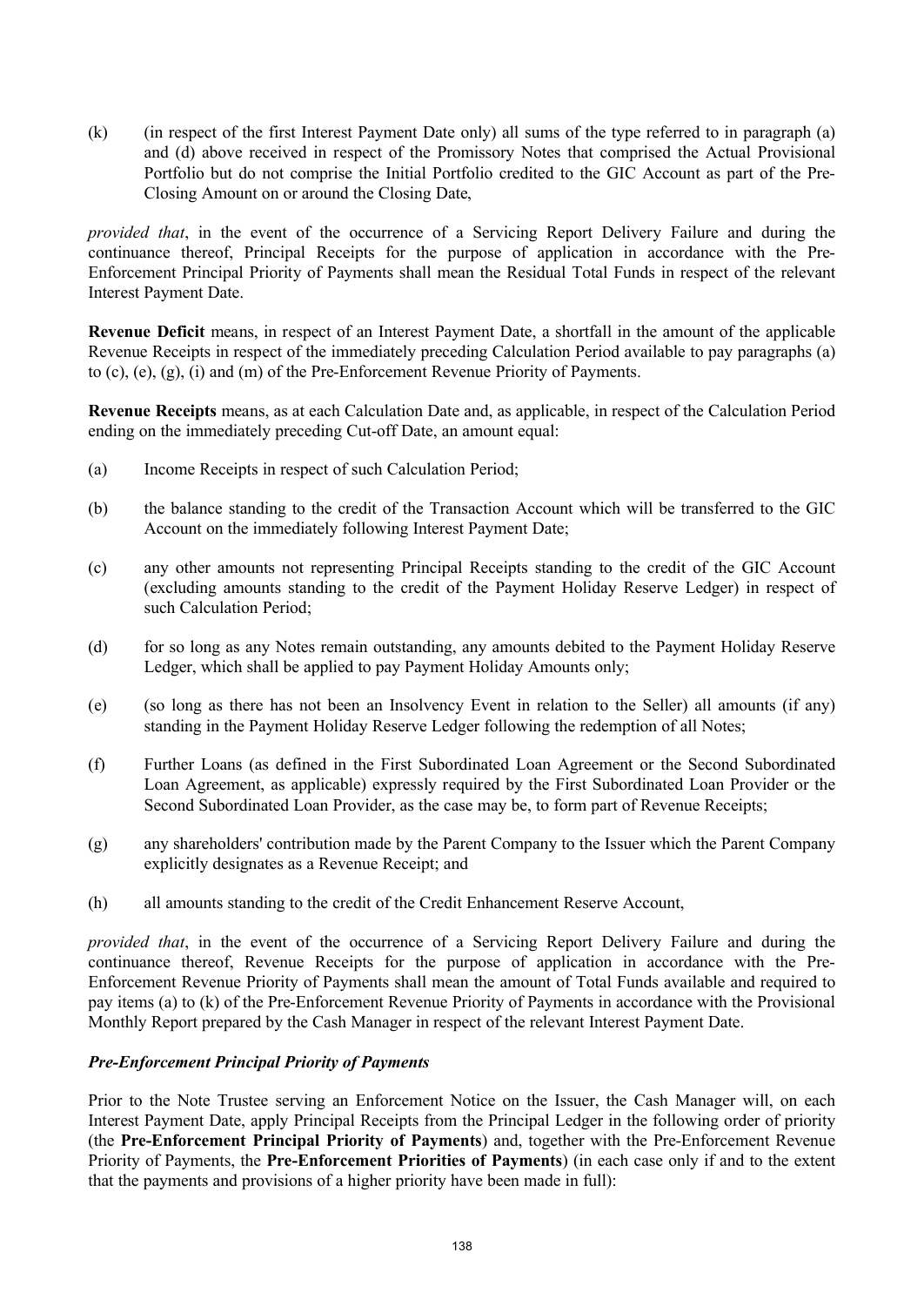(k) (in respect of the first Interest Payment Date only) all sums of the type referred to in paragraph (a) and (d) above received in respect of the Promissory Notes that comprised the Actual Provisional Portfolio but do not comprise the Initial Portfolio credited to the GIC Account as part of the Pre-Closing Amount on or around the Closing Date,

*provided that*, in the event of the occurrence of a Servicing Report Delivery Failure and during the continuance thereof, Principal Receipts for the purpose of application in accordance with the Pre-Enforcement Principal Priority of Payments shall mean the Residual Total Funds in respect of the relevant Interest Payment Date.

**Revenue Deficit** means, in respect of an Interest Payment Date, a shortfall in the amount of the applicable Revenue Receipts in respect of the immediately preceding Calculation Period available to pay paragraphs (a) to (c), (e), (g), (i) and (m) of the Pre-Enforcement Revenue Priority of Payments.

**Revenue Receipts** means, as at each Calculation Date and, as applicable, in respect of the Calculation Period ending on the immediately preceding Cut-off Date, an amount equal:

(a) Income Receipts in respect of such Calculation Period;

(b) the balance standing to the credit of the Transaction Account which will be transferred to the GIC Account on the immediately following Interest Payment Date;

(c) any other amounts not representing Principal Receipts standing to the credit of the GIC Account (excluding amounts standing to the credit of the Payment Holiday Reserve Ledger) in respect of such Calculation Period;

(d) for so long as any Notes remain outstanding, any amounts debited to the Payment Holiday Reserve Ledger, which shall be applied to pay Payment Holiday Amounts only;

(e) (so long as there has not been an Insolvency Event in relation to the Seller) all amounts (if any) standing in the Payment Holiday Reserve Ledger following the redemption of all Notes;

(f) Further Loans (as defined in the First Subordinated Loan Agreement or the Second Subordinated Loan Agreement, as applicable) expressly required by the First Subordinated Loan Provider or the Second Subordinated Loan Provider, as the case may be, to form part of Revenue Receipts;

(g) any shareholders' contribution made by the Parent Company to the Issuer which the Parent Company explicitly designates as a Revenue Receipt; and

(h) all amounts standing to the credit of the Credit Enhancement Reserve Account,

*provided that*, in the event of the occurrence of a Servicing Report Delivery Failure and during the continuance thereof, Revenue Receipts for the purpose of application in accordance with the Pre-Enforcement Revenue Priority of Payments shall mean the amount of Total Funds available and required to pay items (a) to (k) of the Pre-Enforcement Revenue Priority of Payments in accordance with the Provisional Monthly Report prepared by the Cash Manager in respect of the relevant Interest Payment Date.

***Pre-Enforcement Principal Priority of Payments***

Prior to the Note Trustee serving an Enforcement Notice on the Issuer, the Cash Manager will, on each Interest Payment Date, apply Principal Receipts from the Principal Ledger in the following order of priority (the **Pre-Enforcement Principal Priority of Payments**) and, together with the Pre-Enforcement Revenue Priority of Payments, the **Pre-Enforcement Priorities of Payments**) (in each case only if and to the extent that the payments and provisions of a higher priority have been made in full):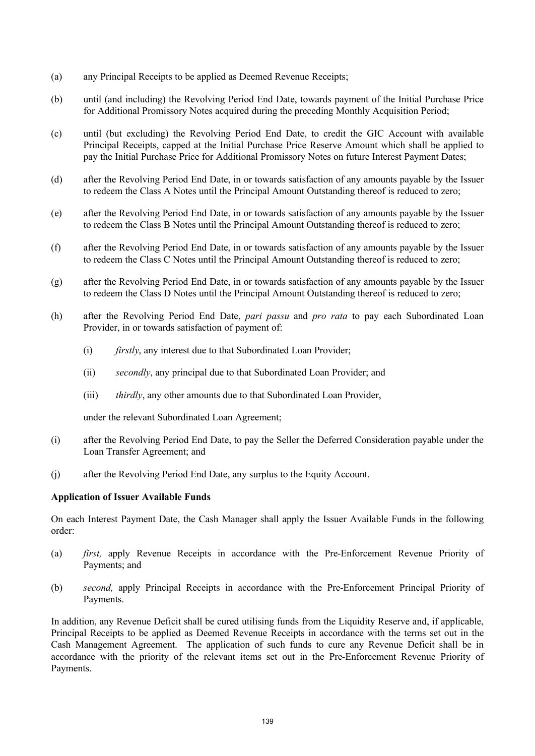(a) any Principal Receipts to be applied as Deemed Revenue Receipts;

(b) until (and including) the Revolving Period End Date, towards payment of the Initial Purchase Price for Additional Promissory Notes acquired during the preceding Monthly Acquisition Period;

(c) until (but excluding) the Revolving Period End Date, to credit the GIC Account with available Principal Receipts, capped at the Initial Purchase Price Reserve Amount which shall be applied to pay the Initial Purchase Price for Additional Promissory Notes on future Interest Payment Dates;

(d) after the Revolving Period End Date, in or towards satisfaction of any amounts payable by the Issuer to redeem the Class A Notes until the Principal Amount Outstanding thereof is reduced to zero;

(e) after the Revolving Period End Date, in or towards satisfaction of any amounts payable by the Issuer to redeem the Class B Notes until the Principal Amount Outstanding thereof is reduced to zero;

(f) after the Revolving Period End Date, in or towards satisfaction of any amounts payable by the Issuer to redeem the Class C Notes until the Principal Amount Outstanding thereof is reduced to zero;

(g) after the Revolving Period End Date, in or towards satisfaction of any amounts payable by the Issuer to redeem the Class D Notes until the Principal Amount Outstanding thereof is reduced to zero;

(h) after the Revolving Period End Date, *pari passu* and *pro rata* to pay each Subordinated Loan Provider, in or towards satisfaction of payment of:

    (i) *firstly*, any interest due to that Subordinated Loan Provider;

    (ii) *secondly*, any principal due to that Subordinated Loan Provider; and

    (iii) *thirdly*, any other amounts due to that Subordinated Loan Provider,

    under the relevant Subordinated Loan Agreement;

(i) after the Revolving Period End Date, to pay the Seller the Deferred Consideration payable under the Loan Transfer Agreement; and

(j) after the Revolving Period End Date, any surplus to the Equity Account.

**Application of Issuer Available Funds**

On each Interest Payment Date, the Cash Manager shall apply the Issuer Available Funds in the following order:

(a) *first,* apply Revenue Receipts in accordance with the Pre-Enforcement Revenue Priority of Payments; and

(b) *second,* apply Principal Receipts in accordance with the Pre-Enforcement Principal Priority of Payments.

In addition, any Revenue Deficit shall be cured utilising funds from the Liquidity Reserve and, if applicable, Principal Receipts to be applied as Deemed Revenue Receipts in accordance with the terms set out in the Cash Management Agreement. The application of such funds to cure any Revenue Deficit shall be in accordance with the priority of the relevant items set out in the Pre-Enforcement Revenue Priority of Payments.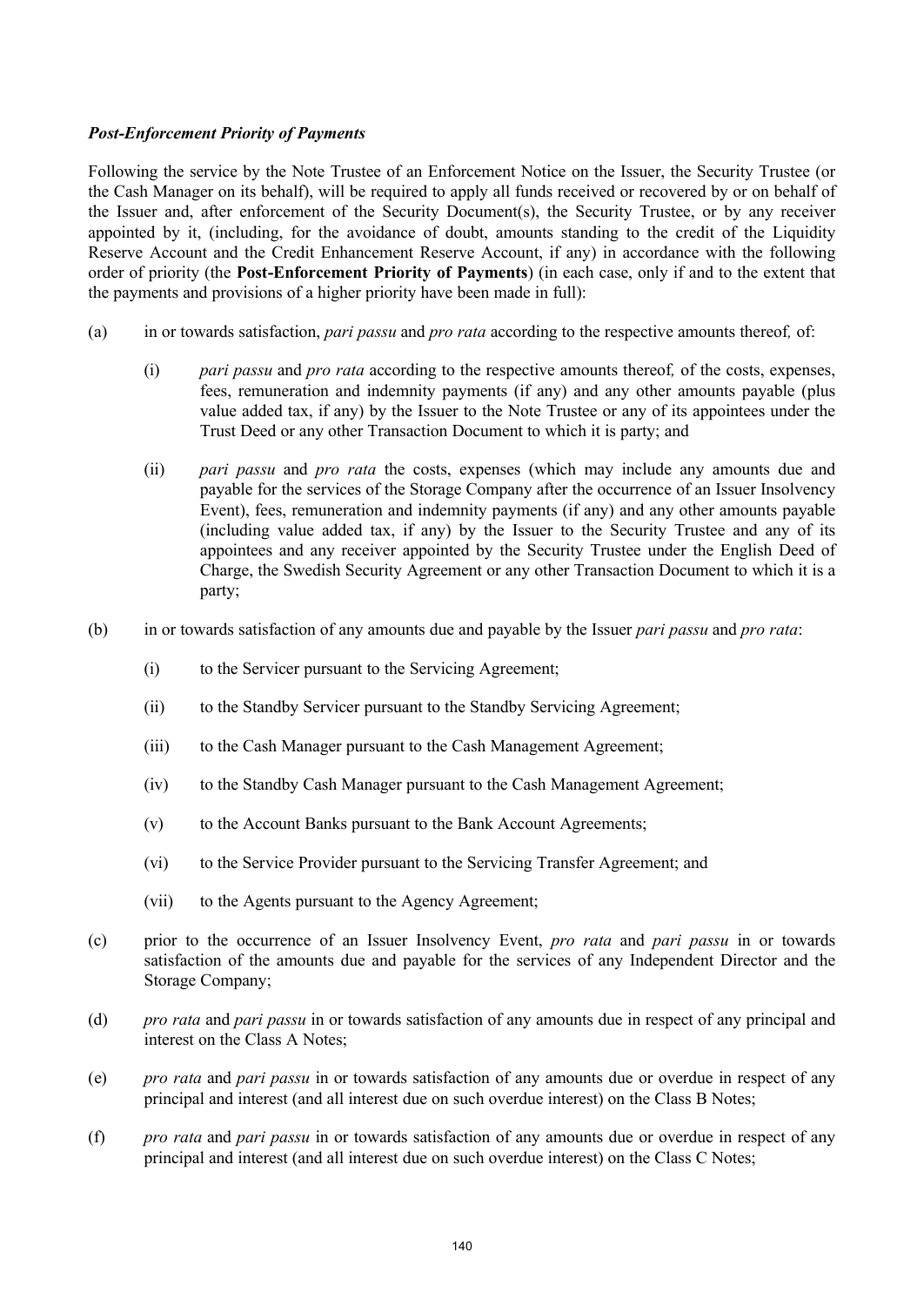***Post-Enforcement Priority of Payments***

Following the service by the Note Trustee of an Enforcement Notice on the Issuer, the Security Trustee (or the Cash Manager on its behalf), will be required to apply all funds received or recovered by or on behalf of the Issuer and, after enforcement of the Security Document(s), the Security Trustee, or by any receiver appointed by it, (including, for the avoidance of doubt, amounts standing to the credit of the Liquidity Reserve Account and the Credit Enhancement Reserve Account, if any) in accordance with the following order of priority (the **Post-Enforcement Priority of Payments**) (in each case, only if and to the extent that the payments and provisions of a higher priority have been made in full):

(a) in or towards satisfaction, *pari passu* and *pro rata* according to the respective amounts thereof*,* of:

  (i) *pari passu* and *pro rata* according to the respective amounts thereof*,* of the costs, expenses, fees, remuneration and indemnity payments (if any) and any other amounts payable (plus value added tax, if any) by the Issuer to the Note Trustee or any of its appointees under the Trust Deed or any other Transaction Document to which it is party; and

  (ii) *pari passu* and *pro rata* the costs, expenses (which may include any amounts due and payable for the services of the Storage Company after the occurrence of an Issuer Insolvency Event), fees, remuneration and indemnity payments (if any) and any other amounts payable (including value added tax, if any) by the Issuer to the Security Trustee and any of its appointees and any receiver appointed by the Security Trustee under the English Deed of Charge, the Swedish Security Agreement or any other Transaction Document to which it is a party;

(b) in or towards satisfaction of any amounts due and payable by the Issuer *pari passu* and *pro rata*:

  (i) to the Servicer pursuant to the Servicing Agreement;

  (ii) to the Standby Servicer pursuant to the Standby Servicing Agreement;

  (iii) to the Cash Manager pursuant to the Cash Management Agreement;

  (iv) to the Standby Cash Manager pursuant to the Cash Management Agreement;

  (v) to the Account Banks pursuant to the Bank Account Agreements;

  (vi) to the Service Provider pursuant to the Servicing Transfer Agreement; and

  (vii) to the Agents pursuant to the Agency Agreement;

(c) prior to the occurrence of an Issuer Insolvency Event, *pro rata* and *pari passu* in or towards satisfaction of the amounts due and payable for the services of any Independent Director and the Storage Company;

(d) *pro rata* and *pari passu* in or towards satisfaction of any amounts due in respect of any principal and interest on the Class A Notes;

(e) *pro rata* and *pari passu* in or towards satisfaction of any amounts due or overdue in respect of any principal and interest (and all interest due on such overdue interest) on the Class B Notes;

(f) *pro rata* and *pari passu* in or towards satisfaction of any amounts due or overdue in respect of any principal and interest (and all interest due on such overdue interest) on the Class C Notes;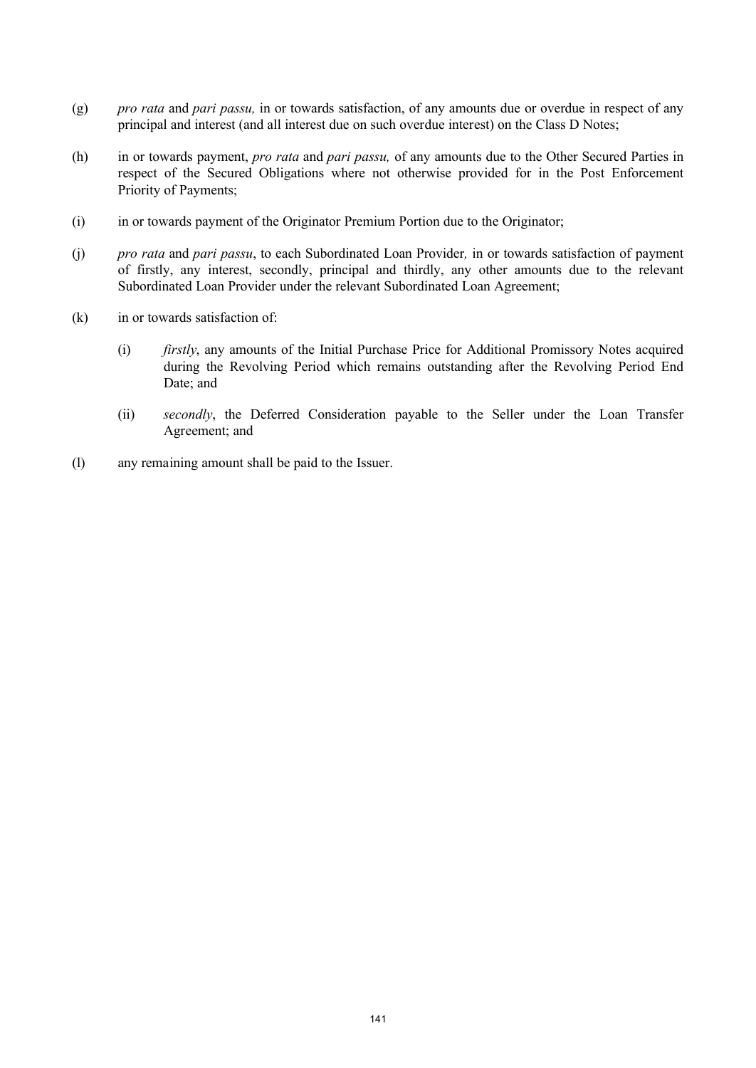(g) *pro rata* and *pari passu,* in or towards satisfaction, of any amounts due or overdue in respect of any principal and interest (and all interest due on such overdue interest) on the Class D Notes;

(h) in or towards payment, *pro rata* and *pari passu,* of any amounts due to the Other Secured Parties in respect of the Secured Obligations where not otherwise provided for in the Post Enforcement Priority of Payments;

(i) in or towards payment of the Originator Premium Portion due to the Originator;

(j) *pro rata* and *pari passu*, to each Subordinated Loan Provider*,* in or towards satisfaction of payment of firstly, any interest, secondly, principal and thirdly, any other amounts due to the relevant Subordinated Loan Provider under the relevant Subordinated Loan Agreement;

(k) in or towards satisfaction of:

  (i) *firstly*, any amounts of the Initial Purchase Price for Additional Promissory Notes acquired during the Revolving Period which remains outstanding after the Revolving Period End Date; and

  (ii) *secondly*, the Deferred Consideration payable to the Seller under the Loan Transfer Agreement; and

(l) any remaining amount shall be paid to the Issuer.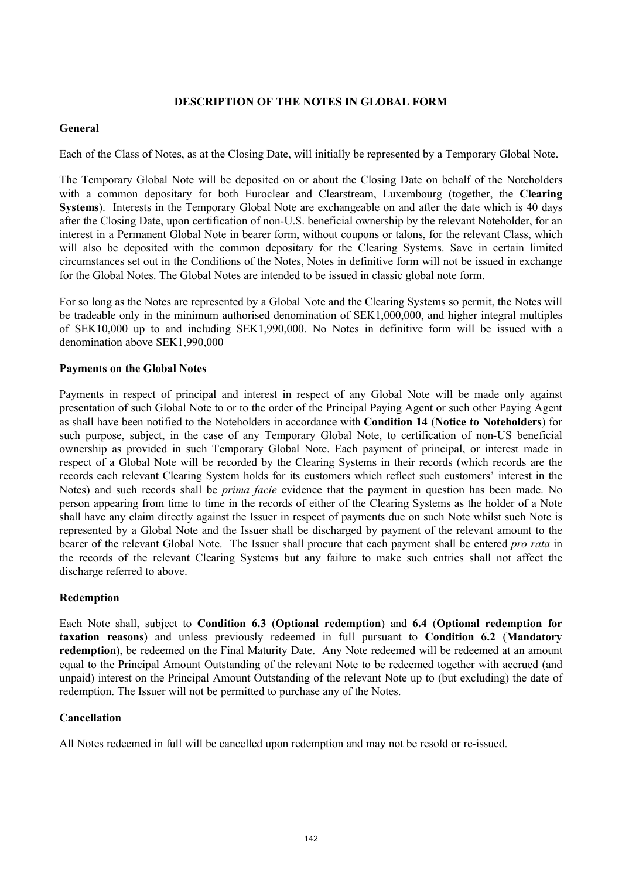## DESCRIPTION OF THE NOTES IN GLOBAL FORM

### General

Each of the Class of Notes, as at the Closing Date, will initially be represented by a Temporary Global Note.

The Temporary Global Note will be deposited on or about the Closing Date on behalf of the Noteholders with a common depositary for both Euroclear and Clearstream, Luxembourg (together, the **Clearing Systems**). Interests in the Temporary Global Note are exchangeable on and after the date which is 40 days after the Closing Date, upon certification of non-U.S. beneficial ownership by the relevant Noteholder, for an interest in a Permanent Global Note in bearer form, without coupons or talons, for the relevant Class, which will also be deposited with the common depositary for the Clearing Systems. Save in certain limited circumstances set out in the Conditions of the Notes, Notes in definitive form will not be issued in exchange for the Global Notes. The Global Notes are intended to be issued in classic global note form.

For so long as the Notes are represented by a Global Note and the Clearing Systems so permit, the Notes will be tradeable only in the minimum authorised denomination of SEK1,000,000, and higher integral multiples of SEK10,000 up to and including SEK1,990,000. No Notes in definitive form will be issued with a denomination above SEK1,990,000

### Payments on the Global Notes

Payments in respect of principal and interest in respect of any Global Note will be made only against presentation of such Global Note to or to the order of the Principal Paying Agent or such other Paying Agent as shall have been notified to the Noteholders in accordance with **Condition 14** (**Notice to Noteholders**) for such purpose, subject, in the case of any Temporary Global Note, to certification of non-US beneficial ownership as provided in such Temporary Global Note. Each payment of principal, or interest made in respect of a Global Note will be recorded by the Clearing Systems in their records (which records are the records each relevant Clearing System holds for its customers which reflect such customers' interest in the Notes) and such records shall be *prima facie* evidence that the payment in question has been made. No person appearing from time to time in the records of either of the Clearing Systems as the holder of a Note shall have any claim directly against the Issuer in respect of payments due on such Note whilst such Note is represented by a Global Note and the Issuer shall be discharged by payment of the relevant amount to the bearer of the relevant Global Note. The Issuer shall procure that each payment shall be entered *pro rata* in the records of the relevant Clearing Systems but any failure to make such entries shall not affect the discharge referred to above.

### Redemption

Each Note shall, subject to **Condition 6.3** (**Optional redemption**) and **6.4** (**Optional redemption for taxation reasons**) and unless previously redeemed in full pursuant to **Condition 6.2** (**Mandatory redemption**), be redeemed on the Final Maturity Date. Any Note redeemed will be redeemed at an amount equal to the Principal Amount Outstanding of the relevant Note to be redeemed together with accrued (and unpaid) interest on the Principal Amount Outstanding of the relevant Note up to (but excluding) the date of redemption. The Issuer will not be permitted to purchase any of the Notes.

### Cancellation

All Notes redeemed in full will be cancelled upon redemption and may not be resold or re-issued.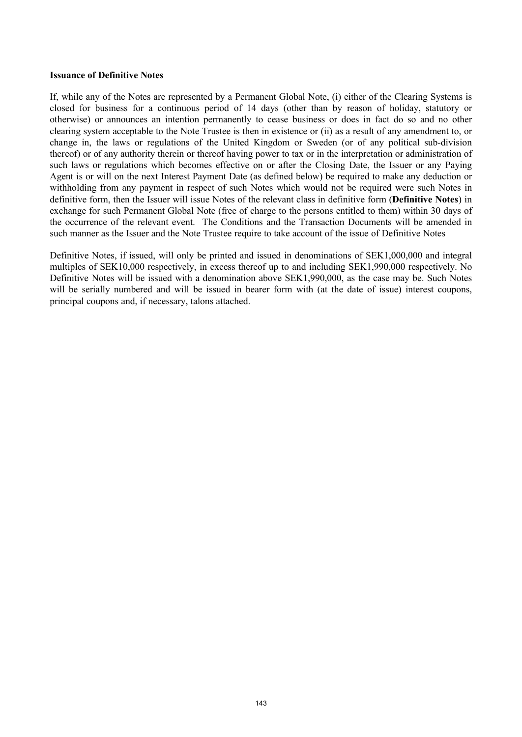**Issuance of Definitive Notes**

If, while any of the Notes are represented by a Permanent Global Note, (i) either of the Clearing Systems is closed for business for a continuous period of 14 days (other than by reason of holiday, statutory or otherwise) or announces an intention permanently to cease business or does in fact do so and no other clearing system acceptable to the Note Trustee is then in existence or (ii) as a result of any amendment to, or change in, the laws or regulations of the United Kingdom or Sweden (or of any political sub-division thereof) or of any authority therein or thereof having power to tax or in the interpretation or administration of such laws or regulations which becomes effective on or after the Closing Date, the Issuer or any Paying Agent is or will on the next Interest Payment Date (as defined below) be required to make any deduction or withholding from any payment in respect of such Notes which would not be required were such Notes in definitive form, then the Issuer will issue Notes of the relevant class in definitive form (**Definitive Notes**) in exchange for such Permanent Global Note (free of charge to the persons entitled to them) within 30 days of the occurrence of the relevant event. The Conditions and the Transaction Documents will be amended in such manner as the Issuer and the Note Trustee require to take account of the issue of Definitive Notes

Definitive Notes, if issued, will only be printed and issued in denominations of SEK1,000,000 and integral multiples of SEK10,000 respectively, in excess thereof up to and including SEK1,990,000 respectively. No Definitive Notes will be issued with a denomination above SEK1,990,000, as the case may be. Such Notes will be serially numbered and will be issued in bearer form with (at the date of issue) interest coupons, principal coupons and, if necessary, talons attached.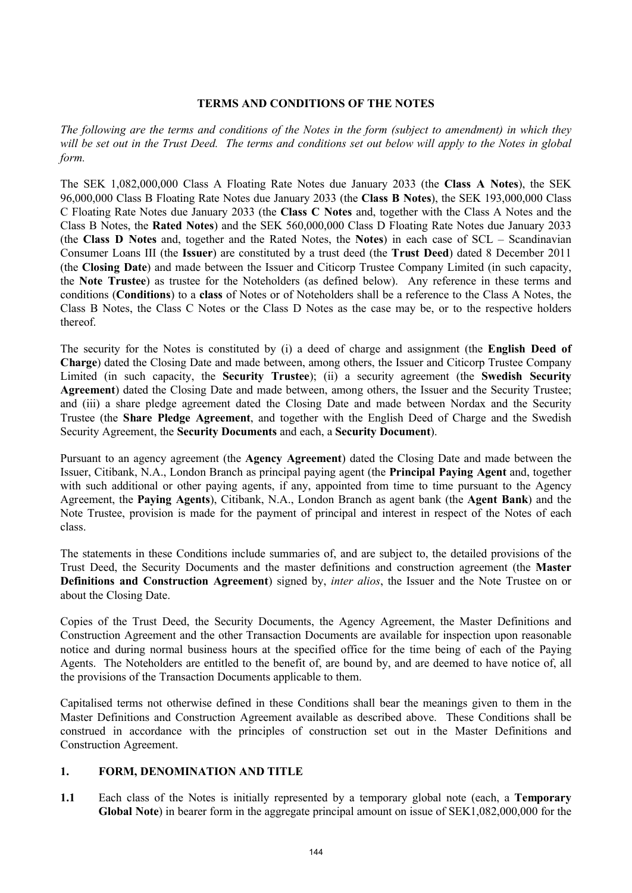## TERMS AND CONDITIONS OF THE NOTES

*The following are the terms and conditions of the Notes in the form (subject to amendment) in which they will be set out in the Trust Deed. The terms and conditions set out below will apply to the Notes in global form.*

The SEK 1,082,000,000 Class A Floating Rate Notes due January 2033 (the **Class A Notes**), the SEK 96,000,000 Class B Floating Rate Notes due January 2033 (the **Class B Notes**), the SEK 193,000,000 Class C Floating Rate Notes due January 2033 (the **Class C Notes** and, together with the Class A Notes and the Class B Notes, the **Rated Notes**) and the SEK 560,000,000 Class D Floating Rate Notes due January 2033 (the **Class D Notes** and, together and the Rated Notes, the **Notes**) in each case of SCL – Scandinavian Consumer Loans III (the **Issuer**) are constituted by a trust deed (the **Trust Deed**) dated 8 December 2011 (the **Closing Date**) and made between the Issuer and Citicorp Trustee Company Limited (in such capacity, the **Note Trustee**) as trustee for the Noteholders (as defined below). Any reference in these terms and conditions (**Conditions**) to a **class** of Notes or of Noteholders shall be a reference to the Class A Notes, the Class B Notes, the Class C Notes or the Class D Notes as the case may be, or to the respective holders thereof.

The security for the Notes is constituted by (i) a deed of charge and assignment (the **English Deed of Charge**) dated the Closing Date and made between, among others, the Issuer and Citicorp Trustee Company Limited (in such capacity, the **Security Trustee**); (ii) a security agreement (the **Swedish Security Agreement**) dated the Closing Date and made between, among others, the Issuer and the Security Trustee; and (iii) a share pledge agreement dated the Closing Date and made between Nordax and the Security Trustee (the **Share Pledge Agreement**, and together with the English Deed of Charge and the Swedish Security Agreement, the **Security Documents** and each, a **Security Document**).

Pursuant to an agency agreement (the **Agency Agreement**) dated the Closing Date and made between the Issuer, Citibank, N.A., London Branch as principal paying agent (the **Principal Paying Agent** and, together with such additional or other paying agents, if any, appointed from time to time pursuant to the Agency Agreement, the **Paying Agents**), Citibank, N.A., London Branch as agent bank (the **Agent Bank**) and the Note Trustee, provision is made for the payment of principal and interest in respect of the Notes of each class.

The statements in these Conditions include summaries of, and are subject to, the detailed provisions of the Trust Deed, the Security Documents and the master definitions and construction agreement (the **Master Definitions and Construction Agreement**) signed by, *inter alios*, the Issuer and the Note Trustee on or about the Closing Date.

Copies of the Trust Deed, the Security Documents, the Agency Agreement, the Master Definitions and Construction Agreement and the other Transaction Documents are available for inspection upon reasonable notice and during normal business hours at the specified office for the time being of each of the Paying Agents. The Noteholders are entitled to the benefit of, are bound by, and are deemed to have notice of, all the provisions of the Transaction Documents applicable to them.

Capitalised terms not otherwise defined in these Conditions shall bear the meanings given to them in the Master Definitions and Construction Agreement available as described above. These Conditions shall be construed in accordance with the principles of construction set out in the Master Definitions and Construction Agreement.

### 1. FORM, DENOMINATION AND TITLE

**1.1** Each class of the Notes is initially represented by a temporary global note (each, a **Temporary Global Note**) in bearer form in the aggregate principal amount on issue of SEK1,082,000,000 for the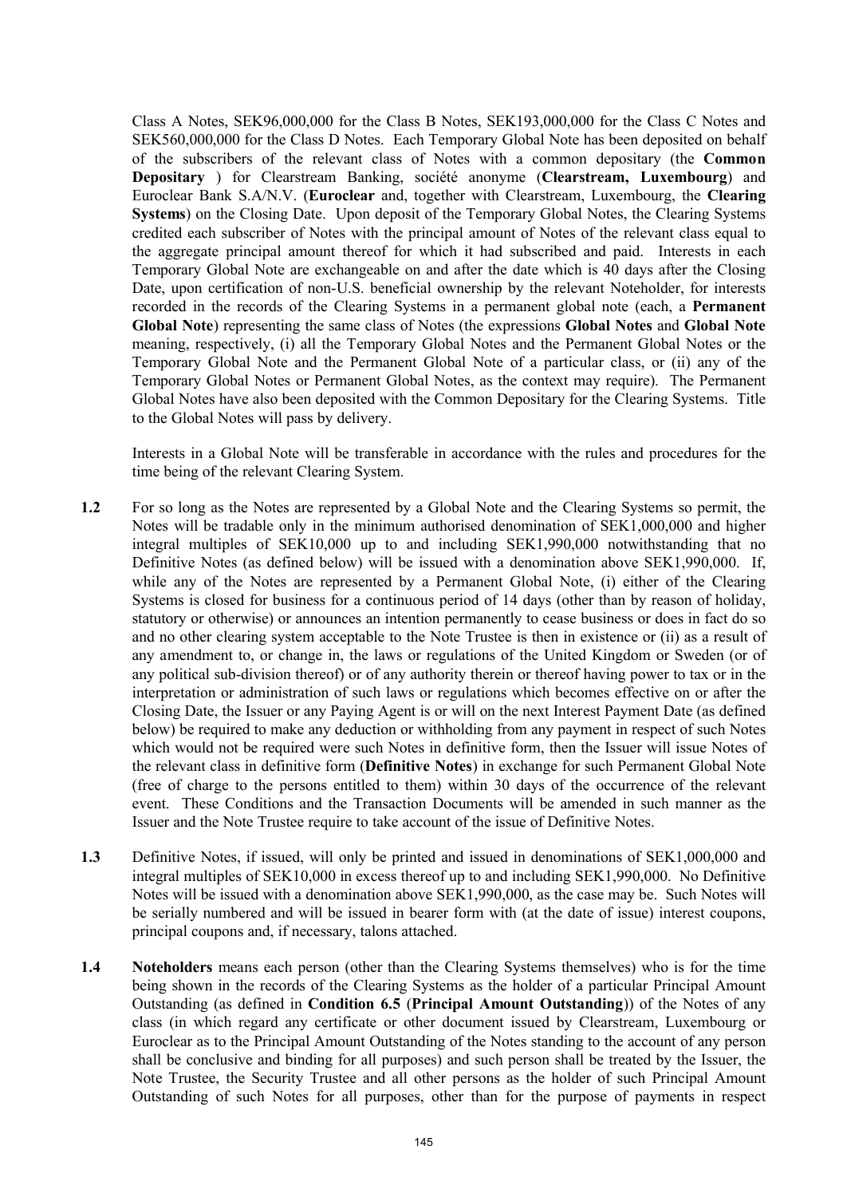Class A Notes, SEK96,000,000 for the Class B Notes, SEK193,000,000 for the Class C Notes and SEK560,000,000 for the Class D Notes. Each Temporary Global Note has been deposited on behalf of the subscribers of the relevant class of Notes with a common depositary (the **Common Depositary** ) for Clearstream Banking, société anonyme (**Clearstream, Luxembourg**) and Euroclear Bank S.A/N.V. (**Euroclear** and, together with Clearstream, Luxembourg, the **Clearing Systems**) on the Closing Date. Upon deposit of the Temporary Global Notes, the Clearing Systems credited each subscriber of Notes with the principal amount of Notes of the relevant class equal to the aggregate principal amount thereof for which it had subscribed and paid. Interests in each Temporary Global Note are exchangeable on and after the date which is 40 days after the Closing Date, upon certification of non-U.S. beneficial ownership by the relevant Noteholder, for interests recorded in the records of the Clearing Systems in a permanent global note (each, a **Permanent Global Note**) representing the same class of Notes (the expressions **Global Notes** and **Global Note** meaning, respectively, (i) all the Temporary Global Notes and the Permanent Global Notes or the Temporary Global Note and the Permanent Global Note of a particular class, or (ii) any of the Temporary Global Notes or Permanent Global Notes, as the context may require). The Permanent Global Notes have also been deposited with the Common Depositary for the Clearing Systems. Title to the Global Notes will pass by delivery.

Interests in a Global Note will be transferable in accordance with the rules and procedures for the time being of the relevant Clearing System.

**1.2** For so long as the Notes are represented by a Global Note and the Clearing Systems so permit, the Notes will be tradable only in the minimum authorised denomination of SEK1,000,000 and higher integral multiples of SEK10,000 up to and including SEK1,990,000 notwithstanding that no Definitive Notes (as defined below) will be issued with a denomination above SEK1,990,000. If, while any of the Notes are represented by a Permanent Global Note, (i) either of the Clearing Systems is closed for business for a continuous period of 14 days (other than by reason of holiday, statutory or otherwise) or announces an intention permanently to cease business or does in fact do so and no other clearing system acceptable to the Note Trustee is then in existence or (ii) as a result of any amendment to, or change in, the laws or regulations of the United Kingdom or Sweden (or of any political sub-division thereof) or of any authority therein or thereof having power to tax or in the interpretation or administration of such laws or regulations which becomes effective on or after the Closing Date, the Issuer or any Paying Agent is or will on the next Interest Payment Date (as defined below) be required to make any deduction or withholding from any payment in respect of such Notes which would not be required were such Notes in definitive form, then the Issuer will issue Notes of the relevant class in definitive form (**Definitive Notes**) in exchange for such Permanent Global Note (free of charge to the persons entitled to them) within 30 days of the occurrence of the relevant event. These Conditions and the Transaction Documents will be amended in such manner as the Issuer and the Note Trustee require to take account of the issue of Definitive Notes.

**1.3** Definitive Notes, if issued, will only be printed and issued in denominations of SEK1,000,000 and integral multiples of SEK10,000 in excess thereof up to and including SEK1,990,000. No Definitive Notes will be issued with a denomination above SEK1,990,000, as the case may be. Such Notes will be serially numbered and will be issued in bearer form with (at the date of issue) interest coupons, principal coupons and, if necessary, talons attached.

**1.4** **Noteholders** means each person (other than the Clearing Systems themselves) who is for the time being shown in the records of the Clearing Systems as the holder of a particular Principal Amount Outstanding (as defined in **Condition 6.5** (**Principal Amount Outstanding**)) of the Notes of any class (in which regard any certificate or other document issued by Clearstream, Luxembourg or Euroclear as to the Principal Amount Outstanding of the Notes standing to the account of any person shall be conclusive and binding for all purposes) and such person shall be treated by the Issuer, the Note Trustee, the Security Trustee and all other persons as the holder of such Principal Amount Outstanding of such Notes for all purposes, other than for the purpose of payments in respect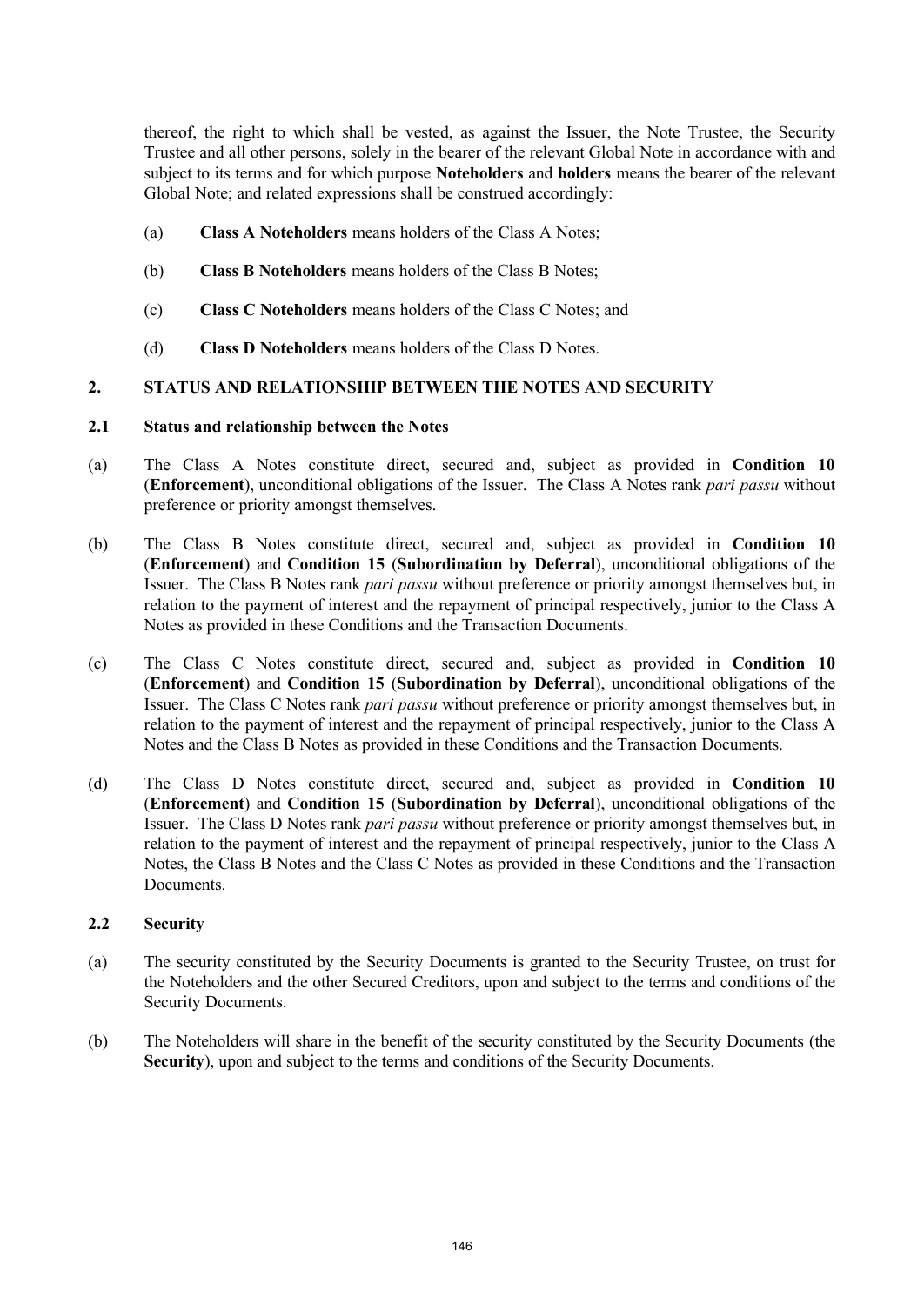thereof, the right to which shall be vested, as against the Issuer, the Note Trustee, the Security Trustee and all other persons, solely in the bearer of the relevant Global Note in accordance with and subject to its terms and for which purpose **Noteholders** and **holders** means the bearer of the relevant Global Note; and related expressions shall be construed accordingly:

(a) **Class A Noteholders** means holders of the Class A Notes;

(b) **Class B Noteholders** means holders of the Class B Notes;

(c) **Class C Noteholders** means holders of the Class C Notes; and

(d) **Class D Noteholders** means holders of the Class D Notes.

## 2. STATUS AND RELATIONSHIP BETWEEN THE NOTES AND SECURITY

### 2.1 Status and relationship between the Notes

(a) The Class A Notes constitute direct, secured and, subject as provided in **Condition 10** (**Enforcement**), unconditional obligations of the Issuer. The Class A Notes rank *pari passu* without preference or priority amongst themselves.

(b) The Class B Notes constitute direct, secured and, subject as provided in **Condition 10** (**Enforcement**) and **Condition 15** (**Subordination by Deferral**), unconditional obligations of the Issuer. The Class B Notes rank *pari passu* without preference or priority amongst themselves but, in relation to the payment of interest and the repayment of principal respectively, junior to the Class A Notes as provided in these Conditions and the Transaction Documents.

(c) The Class C Notes constitute direct, secured and, subject as provided in **Condition 10** (**Enforcement**) and **Condition 15** (**Subordination by Deferral**), unconditional obligations of the Issuer. The Class C Notes rank *pari passu* without preference or priority amongst themselves but, in relation to the payment of interest and the repayment of principal respectively, junior to the Class A Notes and the Class B Notes as provided in these Conditions and the Transaction Documents.

(d) The Class D Notes constitute direct, secured and, subject as provided in **Condition 10** (**Enforcement**) and **Condition 15** (**Subordination by Deferral**), unconditional obligations of the Issuer. The Class D Notes rank *pari passu* without preference or priority amongst themselves but, in relation to the payment of interest and the repayment of principal respectively, junior to the Class A Notes, the Class B Notes and the Class C Notes as provided in these Conditions and the Transaction Documents.

### 2.2 Security

(a) The security constituted by the Security Documents is granted to the Security Trustee, on trust for the Noteholders and the other Secured Creditors, upon and subject to the terms and conditions of the Security Documents.

(b) The Noteholders will share in the benefit of the security constituted by the Security Documents (the **Security**), upon and subject to the terms and conditions of the Security Documents.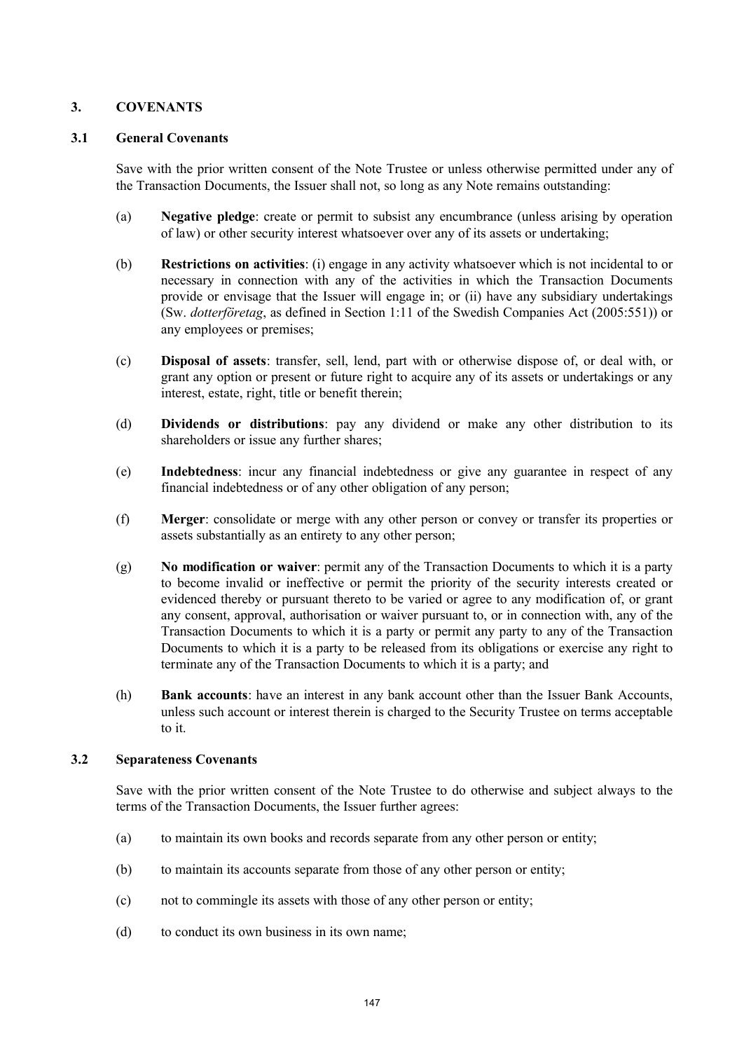## 3. COVENANTS

### 3.1 General Covenants

Save with the prior written consent of the Note Trustee or unless otherwise permitted under any of the Transaction Documents, the Issuer shall not, so long as any Note remains outstanding:

(a) **Negative pledge**: create or permit to subsist any encumbrance (unless arising by operation of law) or other security interest whatsoever over any of its assets or undertaking;

(b) **Restrictions on activities**: (i) engage in any activity whatsoever which is not incidental to or necessary in connection with any of the activities in which the Transaction Documents provide or envisage that the Issuer will engage in; or (ii) have any subsidiary undertakings (Sw. *dotterföretag*, as defined in Section 1:11 of the Swedish Companies Act (2005:551)) or any employees or premises;

(c) **Disposal of assets**: transfer, sell, lend, part with or otherwise dispose of, or deal with, or grant any option or present or future right to acquire any of its assets or undertakings or any interest, estate, right, title or benefit therein;

(d) **Dividends or distributions**: pay any dividend or make any other distribution to its shareholders or issue any further shares;

(e) **Indebtedness**: incur any financial indebtedness or give any guarantee in respect of any financial indebtedness or of any other obligation of any person;

(f) **Merger**: consolidate or merge with any other person or convey or transfer its properties or assets substantially as an entirety to any other person;

(g) **No modification or waiver**: permit any of the Transaction Documents to which it is a party to become invalid or ineffective or permit the priority of the security interests created or evidenced thereby or pursuant thereto to be varied or agree to any modification of, or grant any consent, approval, authorisation or waiver pursuant to, or in connection with, any of the Transaction Documents to which it is a party or permit any party to any of the Transaction Documents to which it is a party to be released from its obligations or exercise any right to terminate any of the Transaction Documents to which it is a party; and

(h) **Bank accounts**: have an interest in any bank account other than the Issuer Bank Accounts, unless such account or interest therein is charged to the Security Trustee on terms acceptable to it.

### 3.2 Separateness Covenants

Save with the prior written consent of the Note Trustee to do otherwise and subject always to the terms of the Transaction Documents, the Issuer further agrees:

(a) to maintain its own books and records separate from any other person or entity;

(b) to maintain its accounts separate from those of any other person or entity;

(c) not to commingle its assets with those of any other person or entity;

(d) to conduct its own business in its own name;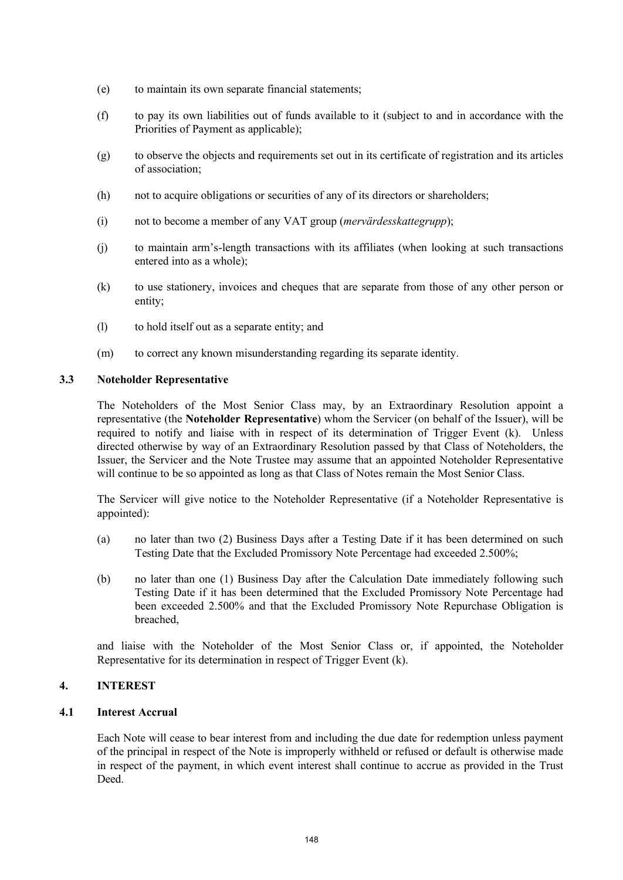(e) to maintain its own separate financial statements;

(f) to pay its own liabilities out of funds available to it (subject to and in accordance with the Priorities of Payment as applicable);

(g) to observe the objects and requirements set out in its certificate of registration and its articles of association;

(h) not to acquire obligations or securities of any of its directors or shareholders;

(i) not to become a member of any VAT group (*mervärdesskattegrupp*);

(j) to maintain arm's-length transactions with its affiliates (when looking at such transactions entered into as a whole);

(k) to use stationery, invoices and cheques that are separate from those of any other person or entity;

(l) to hold itself out as a separate entity; and

(m) to correct any known misunderstanding regarding its separate identity.

### 3.3 Noteholder Representative

The Noteholders of the Most Senior Class may, by an Extraordinary Resolution appoint a representative (the **Noteholder Representative**) whom the Servicer (on behalf of the Issuer), will be required to notify and liaise with in respect of its determination of Trigger Event (k). Unless directed otherwise by way of an Extraordinary Resolution passed by that Class of Noteholders, the Issuer, the Servicer and the Note Trustee may assume that an appointed Noteholder Representative will continue to be so appointed as long as that Class of Notes remain the Most Senior Class.

The Servicer will give notice to the Noteholder Representative (if a Noteholder Representative is appointed):

(a) no later than two (2) Business Days after a Testing Date if it has been determined on such Testing Date that the Excluded Promissory Note Percentage had exceeded 2.500%;

(b) no later than one (1) Business Day after the Calculation Date immediately following such Testing Date if it has been determined that the Excluded Promissory Note Percentage had been exceeded 2.500% and that the Excluded Promissory Note Repurchase Obligation is breached,

and liaise with the Noteholder of the Most Senior Class or, if appointed, the Noteholder Representative for its determination in respect of Trigger Event (k).

## 4. INTEREST

### 4.1 Interest Accrual

Each Note will cease to bear interest from and including the due date for redemption unless payment of the principal in respect of the Note is improperly withheld or refused or default is otherwise made in respect of the payment, in which event interest shall continue to accrue as provided in the Trust Deed.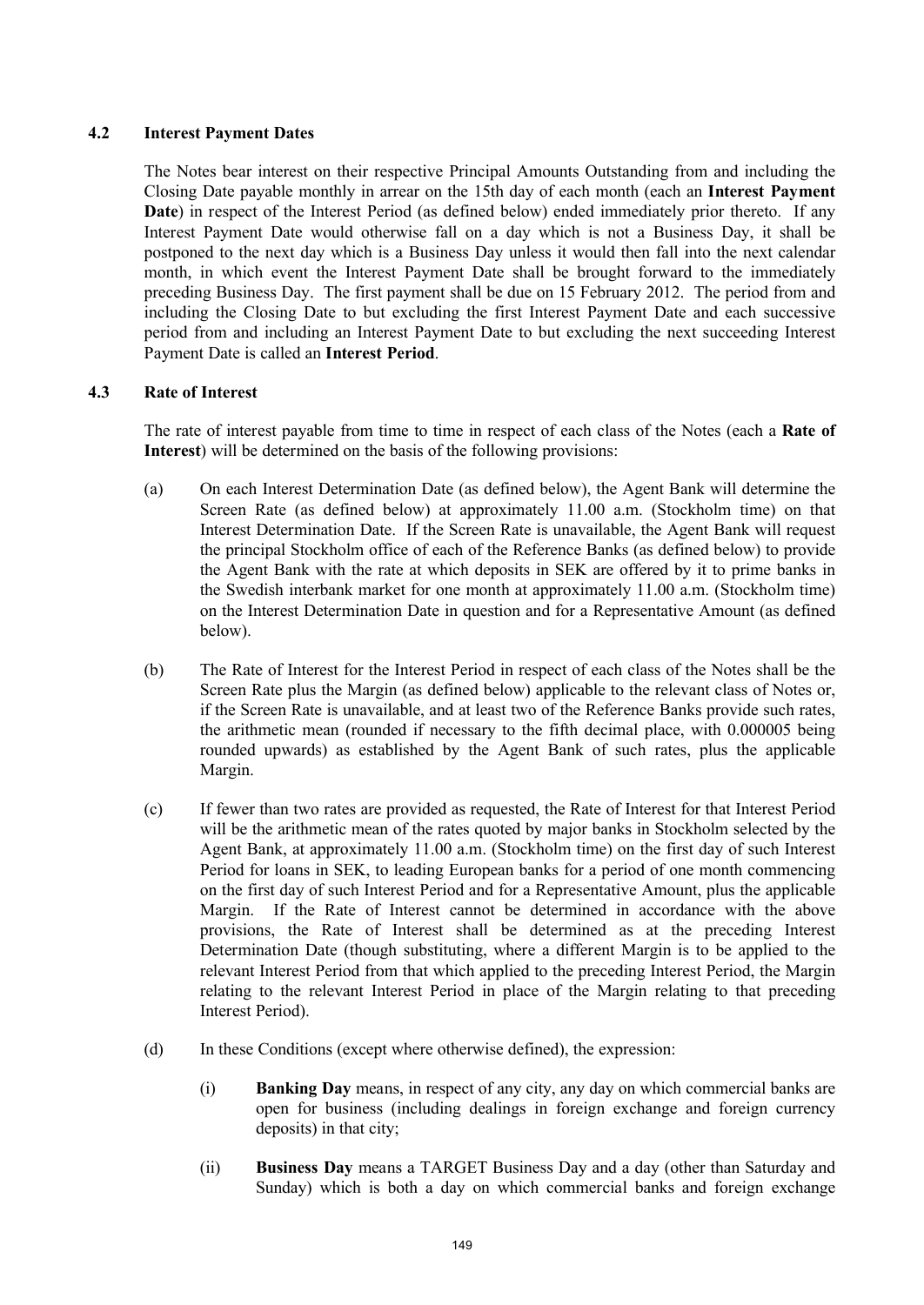### 4.2 Interest Payment Dates

The Notes bear interest on their respective Principal Amounts Outstanding from and including the Closing Date payable monthly in arrear on the 15th day of each month (each an **Interest Payment Date**) in respect of the Interest Period (as defined below) ended immediately prior thereto. If any Interest Payment Date would otherwise fall on a day which is not a Business Day, it shall be postponed to the next day which is a Business Day unless it would then fall into the next calendar month, in which event the Interest Payment Date shall be brought forward to the immediately preceding Business Day. The first payment shall be due on 15 February 2012. The period from and including the Closing Date to but excluding the first Interest Payment Date and each successive period from and including an Interest Payment Date to but excluding the next succeeding Interest Payment Date is called an **Interest Period**.

### 4.3 Rate of Interest

The rate of interest payable from time to time in respect of each class of the Notes (each a **Rate of Interest**) will be determined on the basis of the following provisions:

(a) On each Interest Determination Date (as defined below), the Agent Bank will determine the Screen Rate (as defined below) at approximately 11.00 a.m. (Stockholm time) on that Interest Determination Date. If the Screen Rate is unavailable, the Agent Bank will request the principal Stockholm office of each of the Reference Banks (as defined below) to provide the Agent Bank with the rate at which deposits in SEK are offered by it to prime banks in the Swedish interbank market for one month at approximately 11.00 a.m. (Stockholm time) on the Interest Determination Date in question and for a Representative Amount (as defined below).

(b) The Rate of Interest for the Interest Period in respect of each class of the Notes shall be the Screen Rate plus the Margin (as defined below) applicable to the relevant class of Notes or, if the Screen Rate is unavailable, and at least two of the Reference Banks provide such rates, the arithmetic mean (rounded if necessary to the fifth decimal place, with 0.000005 being rounded upwards) as established by the Agent Bank of such rates, plus the applicable Margin.

(c) If fewer than two rates are provided as requested, the Rate of Interest for that Interest Period will be the arithmetic mean of the rates quoted by major banks in Stockholm selected by the Agent Bank, at approximately 11.00 a.m. (Stockholm time) on the first day of such Interest Period for loans in SEK, to leading European banks for a period of one month commencing on the first day of such Interest Period and for a Representative Amount, plus the applicable Margin. If the Rate of Interest cannot be determined in accordance with the above provisions, the Rate of Interest shall be determined as at the preceding Interest Determination Date (though substituting, where a different Margin is to be applied to the relevant Interest Period from that which applied to the preceding Interest Period, the Margin relating to the relevant Interest Period in place of the Margin relating to that preceding Interest Period).

(d) In these Conditions (except where otherwise defined), the expression:

  (i) **Banking Day** means, in respect of any city, any day on which commercial banks are open for business (including dealings in foreign exchange and foreign currency deposits) in that city;

  (ii) **Business Day** means a TARGET Business Day and a day (other than Saturday and Sunday) which is both a day on which commercial banks and foreign exchange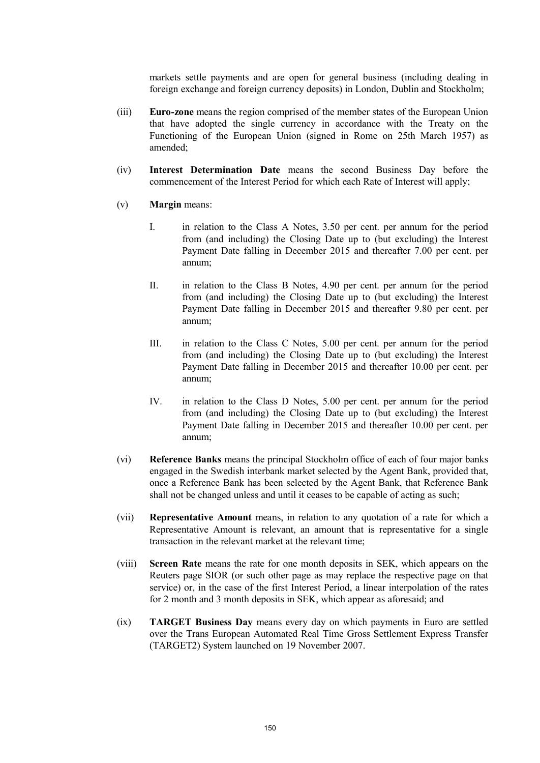markets settle payments and are open for general business (including dealing in foreign exchange and foreign currency deposits) in London, Dublin and Stockholm;

(iii) **Euro-zone** means the region comprised of the member states of the European Union that have adopted the single currency in accordance with the Treaty on the Functioning of the European Union (signed in Rome on 25th March 1957) as amended;

(iv) **Interest Determination Date** means the second Business Day before the commencement of the Interest Period for which each Rate of Interest will apply;

(v) **Margin** means:

I. in relation to the Class A Notes, 3.50 per cent. per annum for the period from (and including) the Closing Date up to (but excluding) the Interest Payment Date falling in December 2015 and thereafter 7.00 per cent. per annum;

II. in relation to the Class B Notes, 4.90 per cent. per annum for the period from (and including) the Closing Date up to (but excluding) the Interest Payment Date falling in December 2015 and thereafter 9.80 per cent. per annum;

III. in relation to the Class C Notes, 5.00 per cent. per annum for the period from (and including) the Closing Date up to (but excluding) the Interest Payment Date falling in December 2015 and thereafter 10.00 per cent. per annum;

IV. in relation to the Class D Notes, 5.00 per cent. per annum for the period from (and including) the Closing Date up to (but excluding) the Interest Payment Date falling in December 2015 and thereafter 10.00 per cent. per annum;

(vi) **Reference Banks** means the principal Stockholm office of each of four major banks engaged in the Swedish interbank market selected by the Agent Bank, provided that, once a Reference Bank has been selected by the Agent Bank, that Reference Bank shall not be changed unless and until it ceases to be capable of acting as such;

(vii) **Representative Amount** means, in relation to any quotation of a rate for which a Representative Amount is relevant, an amount that is representative for a single transaction in the relevant market at the relevant time;

(viii) **Screen Rate** means the rate for one month deposits in SEK, which appears on the Reuters page SIOR (or such other page as may replace the respective page on that service) or, in the case of the first Interest Period, a linear interpolation of the rates for 2 month and 3 month deposits in SEK, which appear as aforesaid; and

(ix) **TARGET Business Day** means every day on which payments in Euro are settled over the Trans European Automated Real Time Gross Settlement Express Transfer (TARGET2) System launched on 19 November 2007.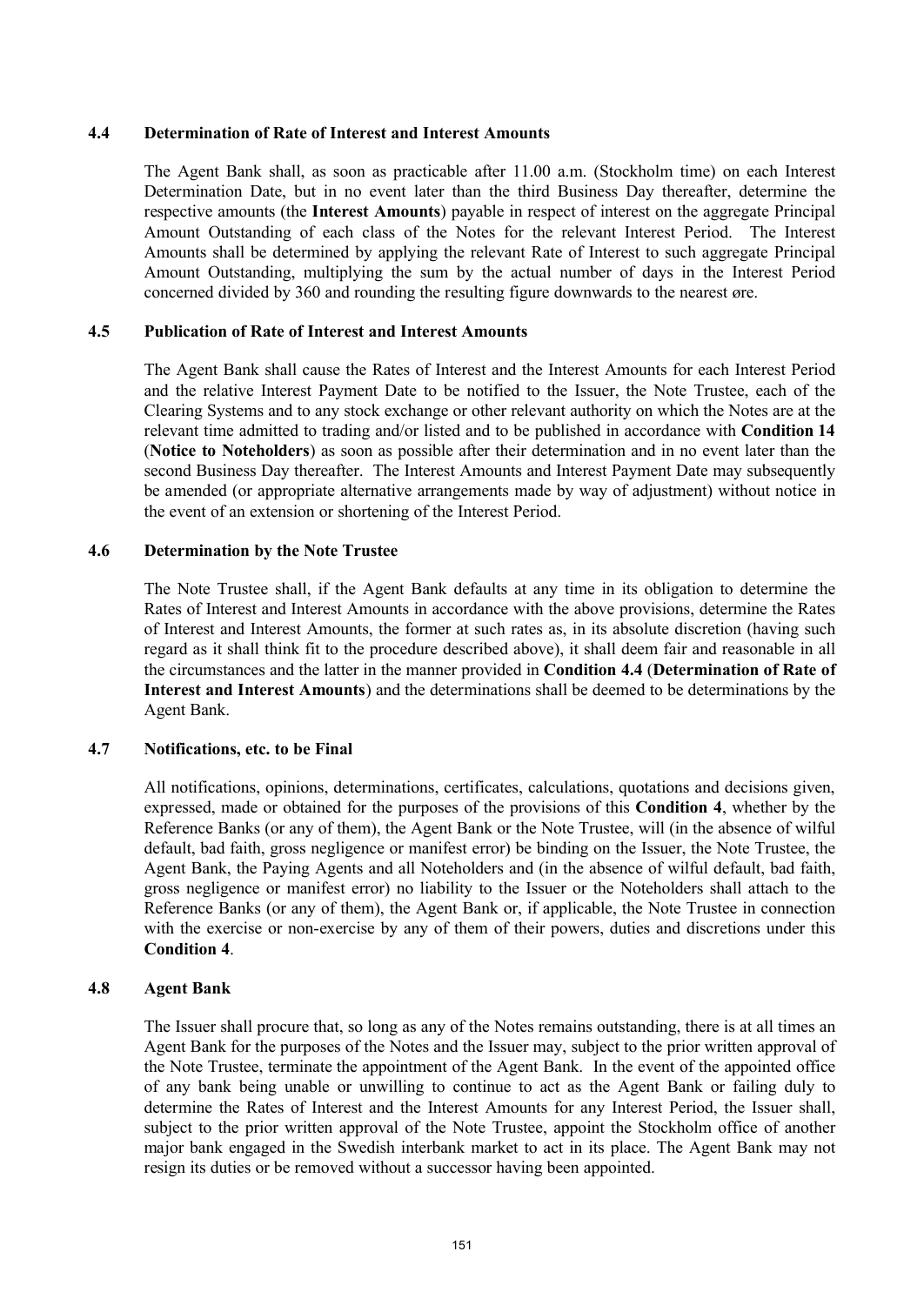### 4.4 Determination of Rate of Interest and Interest Amounts

The Agent Bank shall, as soon as practicable after 11.00 a.m. (Stockholm time) on each Interest Determination Date, but in no event later than the third Business Day thereafter, determine the respective amounts (the **Interest Amounts**) payable in respect of interest on the aggregate Principal Amount Outstanding of each class of the Notes for the relevant Interest Period. The Interest Amounts shall be determined by applying the relevant Rate of Interest to such aggregate Principal Amount Outstanding, multiplying the sum by the actual number of days in the Interest Period concerned divided by 360 and rounding the resulting figure downwards to the nearest øre.

### 4.5 Publication of Rate of Interest and Interest Amounts

The Agent Bank shall cause the Rates of Interest and the Interest Amounts for each Interest Period and the relative Interest Payment Date to be notified to the Issuer, the Note Trustee, each of the Clearing Systems and to any stock exchange or other relevant authority on which the Notes are at the relevant time admitted to trading and/or listed and to be published in accordance with **Condition 14** (**Notice to Noteholders**) as soon as possible after their determination and in no event later than the second Business Day thereafter. The Interest Amounts and Interest Payment Date may subsequently be amended (or appropriate alternative arrangements made by way of adjustment) without notice in the event of an extension or shortening of the Interest Period.

### 4.6 Determination by the Note Trustee

The Note Trustee shall, if the Agent Bank defaults at any time in its obligation to determine the Rates of Interest and Interest Amounts in accordance with the above provisions, determine the Rates of Interest and Interest Amounts, the former at such rates as, in its absolute discretion (having such regard as it shall think fit to the procedure described above), it shall deem fair and reasonable in all the circumstances and the latter in the manner provided in **Condition 4.4** (**Determination of Rate of Interest and Interest Amounts**) and the determinations shall be deemed to be determinations by the Agent Bank.

### 4.7 Notifications, etc. to be Final

All notifications, opinions, determinations, certificates, calculations, quotations and decisions given, expressed, made or obtained for the purposes of the provisions of this **Condition 4**, whether by the Reference Banks (or any of them), the Agent Bank or the Note Trustee, will (in the absence of wilful default, bad faith, gross negligence or manifest error) be binding on the Issuer, the Note Trustee, the Agent Bank, the Paying Agents and all Noteholders and (in the absence of wilful default, bad faith, gross negligence or manifest error) no liability to the Issuer or the Noteholders shall attach to the Reference Banks (or any of them), the Agent Bank or, if applicable, the Note Trustee in connection with the exercise or non-exercise by any of them of their powers, duties and discretions under this **Condition 4**.

### 4.8 Agent Bank

The Issuer shall procure that, so long as any of the Notes remains outstanding, there is at all times an Agent Bank for the purposes of the Notes and the Issuer may, subject to the prior written approval of the Note Trustee, terminate the appointment of the Agent Bank. In the event of the appointed office of any bank being unable or unwilling to continue to act as the Agent Bank or failing duly to determine the Rates of Interest and the Interest Amounts for any Interest Period, the Issuer shall, subject to the prior written approval of the Note Trustee, appoint the Stockholm office of another major bank engaged in the Swedish interbank market to act in its place. The Agent Bank may not resign its duties or be removed without a successor having been appointed.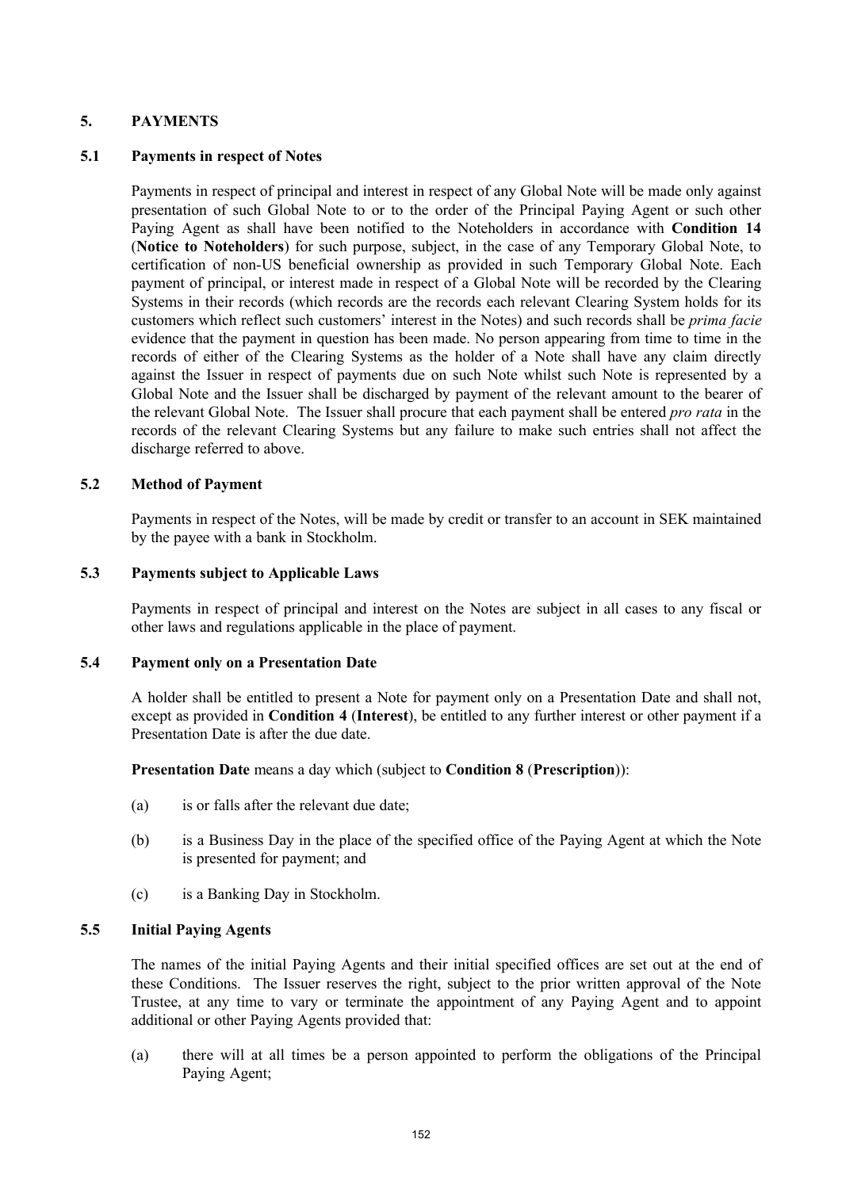## 5. PAYMENTS

### 5.1 Payments in respect of Notes

Payments in respect of principal and interest in respect of any Global Note will be made only against presentation of such Global Note to or to the order of the Principal Paying Agent or such other Paying Agent as shall have been notified to the Noteholders in accordance with **Condition 14** (**Notice to Noteholders**) for such purpose, subject, in the case of any Temporary Global Note, to certification of non-US beneficial ownership as provided in such Temporary Global Note. Each payment of principal, or interest made in respect of a Global Note will be recorded by the Clearing Systems in their records (which records are the records each relevant Clearing System holds for its customers which reflect such customers' interest in the Notes) and such records shall be *prima facie* evidence that the payment in question has been made. No person appearing from time to time in the records of either of the Clearing Systems as the holder of a Note shall have any claim directly against the Issuer in respect of payments due on such Note whilst such Note is represented by a Global Note and the Issuer shall be discharged by payment of the relevant amount to the bearer of the relevant Global Note. The Issuer shall procure that each payment shall be entered *pro rata* in the records of the relevant Clearing Systems but any failure to make such entries shall not affect the discharge referred to above.

### 5.2 Method of Payment

Payments in respect of the Notes, will be made by credit or transfer to an account in SEK maintained by the payee with a bank in Stockholm.

### 5.3 Payments subject to Applicable Laws

Payments in respect of principal and interest on the Notes are subject in all cases to any fiscal or other laws and regulations applicable in the place of payment.

### 5.4 Payment only on a Presentation Date

A holder shall be entitled to present a Note for payment only on a Presentation Date and shall not, except as provided in **Condition 4** (**Interest**), be entitled to any further interest or other payment if a Presentation Date is after the due date.

**Presentation Date** means a day which (subject to **Condition 8** (**Prescription**)):

(a) is or falls after the relevant due date;

(b) is a Business Day in the place of the specified office of the Paying Agent at which the Note is presented for payment; and

(c) is a Banking Day in Stockholm.

### 5.5 Initial Paying Agents

The names of the initial Paying Agents and their initial specified offices are set out at the end of these Conditions. The Issuer reserves the right, subject to the prior written approval of the Note Trustee, at any time to vary or terminate the appointment of any Paying Agent and to appoint additional or other Paying Agents provided that:

(a) there will at all times be a person appointed to perform the obligations of the Principal Paying Agent;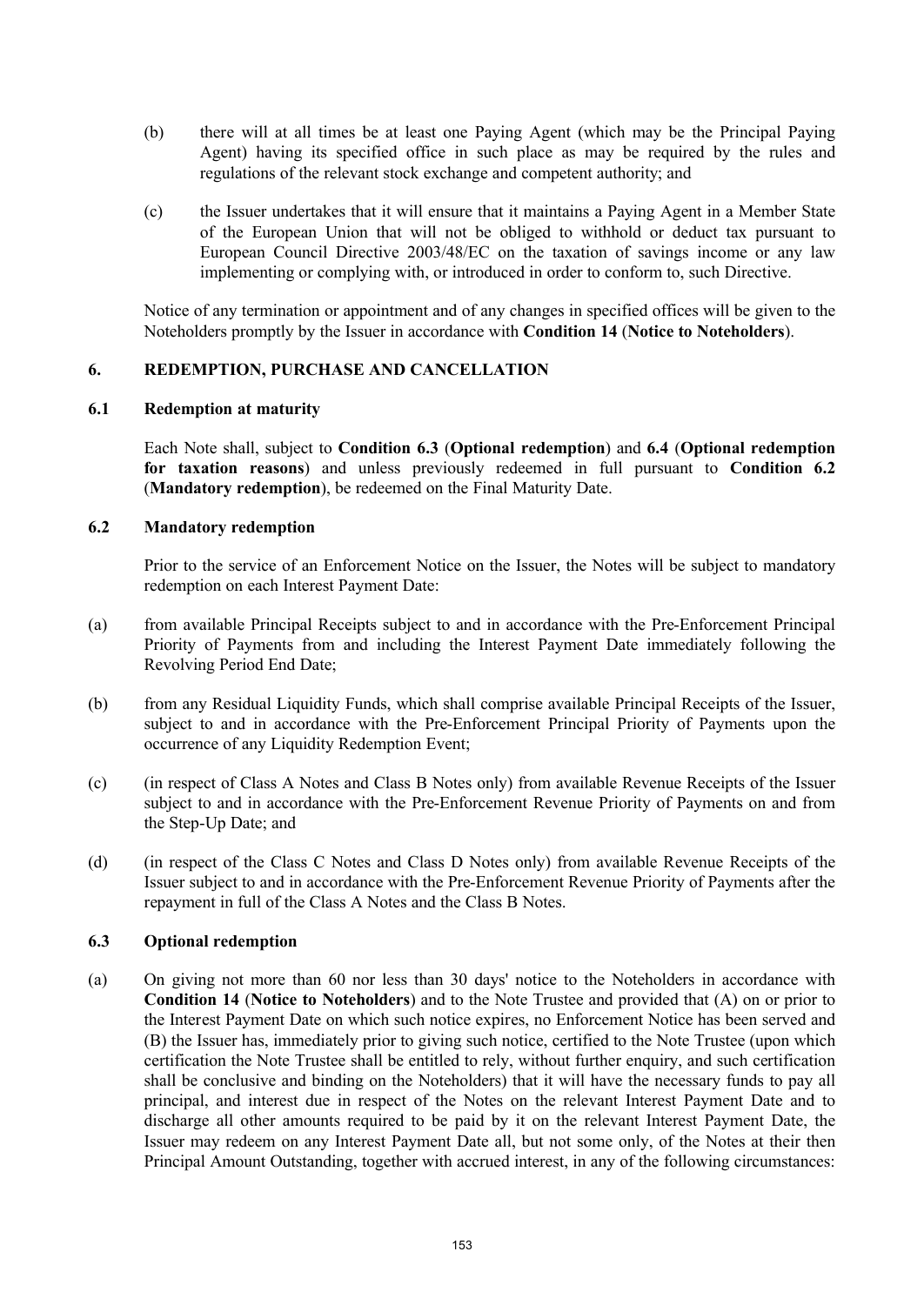(b) there will at all times be at least one Paying Agent (which may be the Principal Paying Agent) having its specified office in such place as may be required by the rules and regulations of the relevant stock exchange and competent authority; and

(c) the Issuer undertakes that it will ensure that it maintains a Paying Agent in a Member State of the European Union that will not be obliged to withhold or deduct tax pursuant to European Council Directive 2003/48/EC on the taxation of savings income or any law implementing or complying with, or introduced in order to conform to, such Directive.

Notice of any termination or appointment and of any changes in specified offices will be given to the Noteholders promptly by the Issuer in accordance with **Condition 14** (**Notice to Noteholders**).

## 6. REDEMPTION, PURCHASE AND CANCELLATION

### 6.1 Redemption at maturity

Each Note shall, subject to **Condition 6.3** (**Optional redemption**) and **6.4** (**Optional redemption for taxation reasons**) and unless previously redeemed in full pursuant to **Condition 6.2** (**Mandatory redemption**), be redeemed on the Final Maturity Date.

### 6.2 Mandatory redemption

Prior to the service of an Enforcement Notice on the Issuer, the Notes will be subject to mandatory redemption on each Interest Payment Date:

(a) from available Principal Receipts subject to and in accordance with the Pre-Enforcement Principal Priority of Payments from and including the Interest Payment Date immediately following the Revolving Period End Date;

(b) from any Residual Liquidity Funds, which shall comprise available Principal Receipts of the Issuer, subject to and in accordance with the Pre-Enforcement Principal Priority of Payments upon the occurrence of any Liquidity Redemption Event;

(c) (in respect of Class A Notes and Class B Notes only) from available Revenue Receipts of the Issuer subject to and in accordance with the Pre-Enforcement Revenue Priority of Payments on and from the Step-Up Date; and

(d) (in respect of the Class C Notes and Class D Notes only) from available Revenue Receipts of the Issuer subject to and in accordance with the Pre-Enforcement Revenue Priority of Payments after the repayment in full of the Class A Notes and the Class B Notes.

### 6.3 Optional redemption

(a) On giving not more than 60 nor less than 30 days' notice to the Noteholders in accordance with **Condition 14** (**Notice to Noteholders**) and to the Note Trustee and provided that (A) on or prior to the Interest Payment Date on which such notice expires, no Enforcement Notice has been served and (B) the Issuer has, immediately prior to giving such notice, certified to the Note Trustee (upon which certification the Note Trustee shall be entitled to rely, without further enquiry, and such certification shall be conclusive and binding on the Noteholders) that it will have the necessary funds to pay all principal, and interest due in respect of the Notes on the relevant Interest Payment Date and to discharge all other amounts required to be paid by it on the relevant Interest Payment Date, the Issuer may redeem on any Interest Payment Date all, but not some only, of the Notes at their then Principal Amount Outstanding, together with accrued interest, in any of the following circumstances: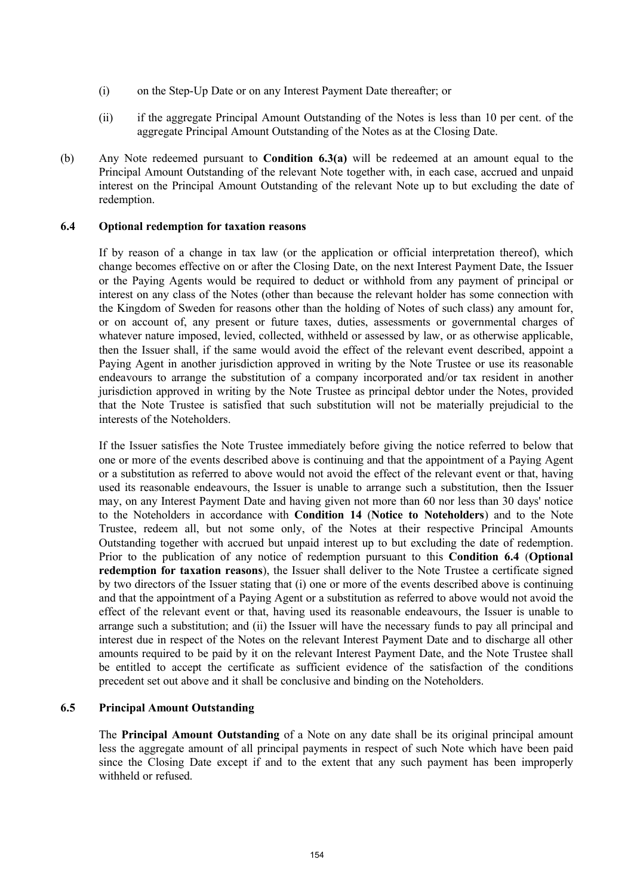(i) on the Step-Up Date or on any Interest Payment Date thereafter; or

(ii) if the aggregate Principal Amount Outstanding of the Notes is less than 10 per cent. of the aggregate Principal Amount Outstanding of the Notes as at the Closing Date.

(b) Any Note redeemed pursuant to **Condition 6.3(a)** will be redeemed at an amount equal to the Principal Amount Outstanding of the relevant Note together with, in each case, accrued and unpaid interest on the Principal Amount Outstanding of the relevant Note up to but excluding the date of redemption.

### 6.4 Optional redemption for taxation reasons

If by reason of a change in tax law (or the application or official interpretation thereof), which change becomes effective on or after the Closing Date, on the next Interest Payment Date, the Issuer or the Paying Agents would be required to deduct or withhold from any payment of principal or interest on any class of the Notes (other than because the relevant holder has some connection with the Kingdom of Sweden for reasons other than the holding of Notes of such class) any amount for, or on account of, any present or future taxes, duties, assessments or governmental charges of whatever nature imposed, levied, collected, withheld or assessed by law, or as otherwise applicable, then the Issuer shall, if the same would avoid the effect of the relevant event described, appoint a Paying Agent in another jurisdiction approved in writing by the Note Trustee or use its reasonable endeavours to arrange the substitution of a company incorporated and/or tax resident in another jurisdiction approved in writing by the Note Trustee as principal debtor under the Notes, provided that the Note Trustee is satisfied that such substitution will not be materially prejudicial to the interests of the Noteholders.

If the Issuer satisfies the Note Trustee immediately before giving the notice referred to below that one or more of the events described above is continuing and that the appointment of a Paying Agent or a substitution as referred to above would not avoid the effect of the relevant event or that, having used its reasonable endeavours, the Issuer is unable to arrange such a substitution, then the Issuer may, on any Interest Payment Date and having given not more than 60 nor less than 30 days' notice to the Noteholders in accordance with **Condition 14** (**Notice to Noteholders**) and to the Note Trustee, redeem all, but not some only, of the Notes at their respective Principal Amounts Outstanding together with accrued but unpaid interest up to but excluding the date of redemption. Prior to the publication of any notice of redemption pursuant to this **Condition 6.4** (**Optional redemption for taxation reasons**), the Issuer shall deliver to the Note Trustee a certificate signed by two directors of the Issuer stating that (i) one or more of the events described above is continuing and that the appointment of a Paying Agent or a substitution as referred to above would not avoid the effect of the relevant event or that, having used its reasonable endeavours, the Issuer is unable to arrange such a substitution; and (ii) the Issuer will have the necessary funds to pay all principal and interest due in respect of the Notes on the relevant Interest Payment Date and to discharge all other amounts required to be paid by it on the relevant Interest Payment Date, and the Note Trustee shall be entitled to accept the certificate as sufficient evidence of the satisfaction of the conditions precedent set out above and it shall be conclusive and binding on the Noteholders.

### 6.5 Principal Amount Outstanding

The **Principal Amount Outstanding** of a Note on any date shall be its original principal amount less the aggregate amount of all principal payments in respect of such Note which have been paid since the Closing Date except if and to the extent that any such payment has been improperly withheld or refused.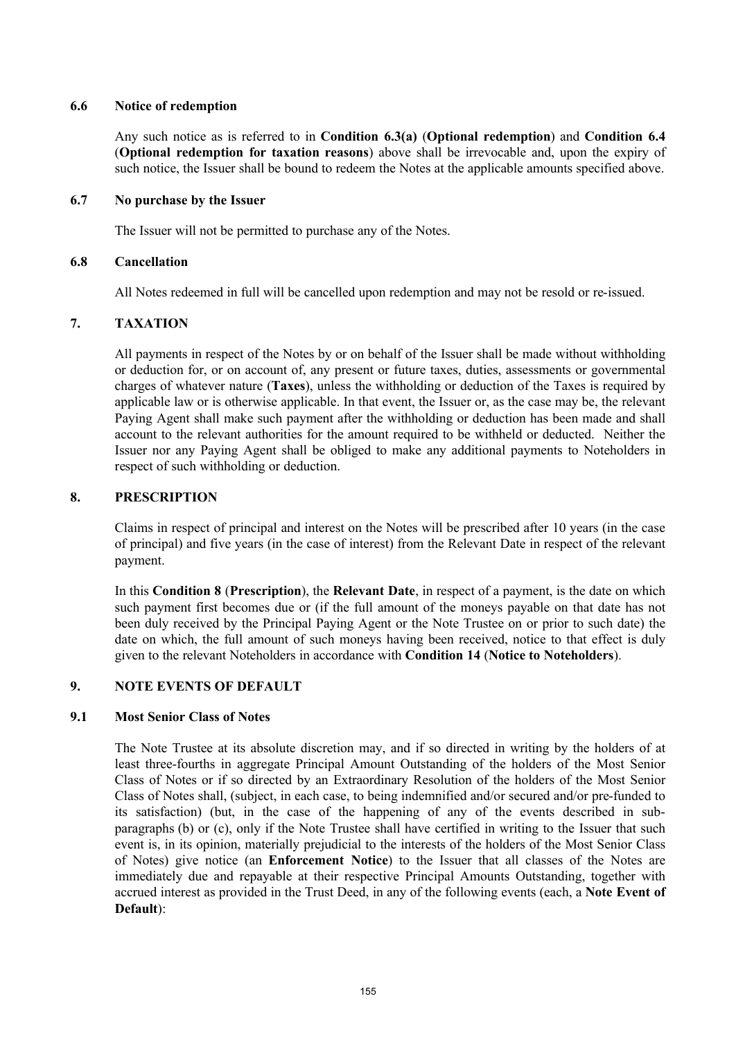### 6.6 Notice of redemption

Any such notice as is referred to in **Condition 6.3(a)** (**Optional redemption**) and **Condition 6.4** (**Optional redemption for taxation reasons**) above shall be irrevocable and, upon the expiry of such notice, the Issuer shall be bound to redeem the Notes at the applicable amounts specified above.

### 6.7 No purchase by the Issuer

The Issuer will not be permitted to purchase any of the Notes.

### 6.8 Cancellation

All Notes redeemed in full will be cancelled upon redemption and may not be resold or re-issued.

## 7. TAXATION

All payments in respect of the Notes by or on behalf of the Issuer shall be made without withholding or deduction for, or on account of, any present or future taxes, duties, assessments or governmental charges of whatever nature (**Taxes**), unless the withholding or deduction of the Taxes is required by applicable law or is otherwise applicable. In that event, the Issuer or, as the case may be, the relevant Paying Agent shall make such payment after the withholding or deduction has been made and shall account to the relevant authorities for the amount required to be withheld or deducted. Neither the Issuer nor any Paying Agent shall be obliged to make any additional payments to Noteholders in respect of such withholding or deduction.

## 8. PRESCRIPTION

Claims in respect of principal and interest on the Notes will be prescribed after 10 years (in the case of principal) and five years (in the case of interest) from the Relevant Date in respect of the relevant payment.

In this **Condition 8** (**Prescription**), the **Relevant Date**, in respect of a payment, is the date on which such payment first becomes due or (if the full amount of the moneys payable on that date has not been duly received by the Principal Paying Agent or the Note Trustee on or prior to such date) the date on which, the full amount of such moneys having been received, notice to that effect is duly given to the relevant Noteholders in accordance with **Condition 14** (**Notice to Noteholders**).

## 9. NOTE EVENTS OF DEFAULT

### 9.1 Most Senior Class of Notes

The Note Trustee at its absolute discretion may, and if so directed in writing by the holders of at least three-fourths in aggregate Principal Amount Outstanding of the holders of the Most Senior Class of Notes or if so directed by an Extraordinary Resolution of the holders of the Most Senior Class of Notes shall, (subject, in each case, to being indemnified and/or secured and/or pre-funded to its satisfaction) (but, in the case of the happening of any of the events described in sub-paragraphs (b) or (c), only if the Note Trustee shall have certified in writing to the Issuer that such event is, in its opinion, materially prejudicial to the interests of the holders of the Most Senior Class of Notes) give notice (an **Enforcement Notice**) to the Issuer that all classes of the Notes are immediately due and repayable at their respective Principal Amounts Outstanding, together with accrued interest as provided in the Trust Deed, in any of the following events (each, a **Note Event of Default**):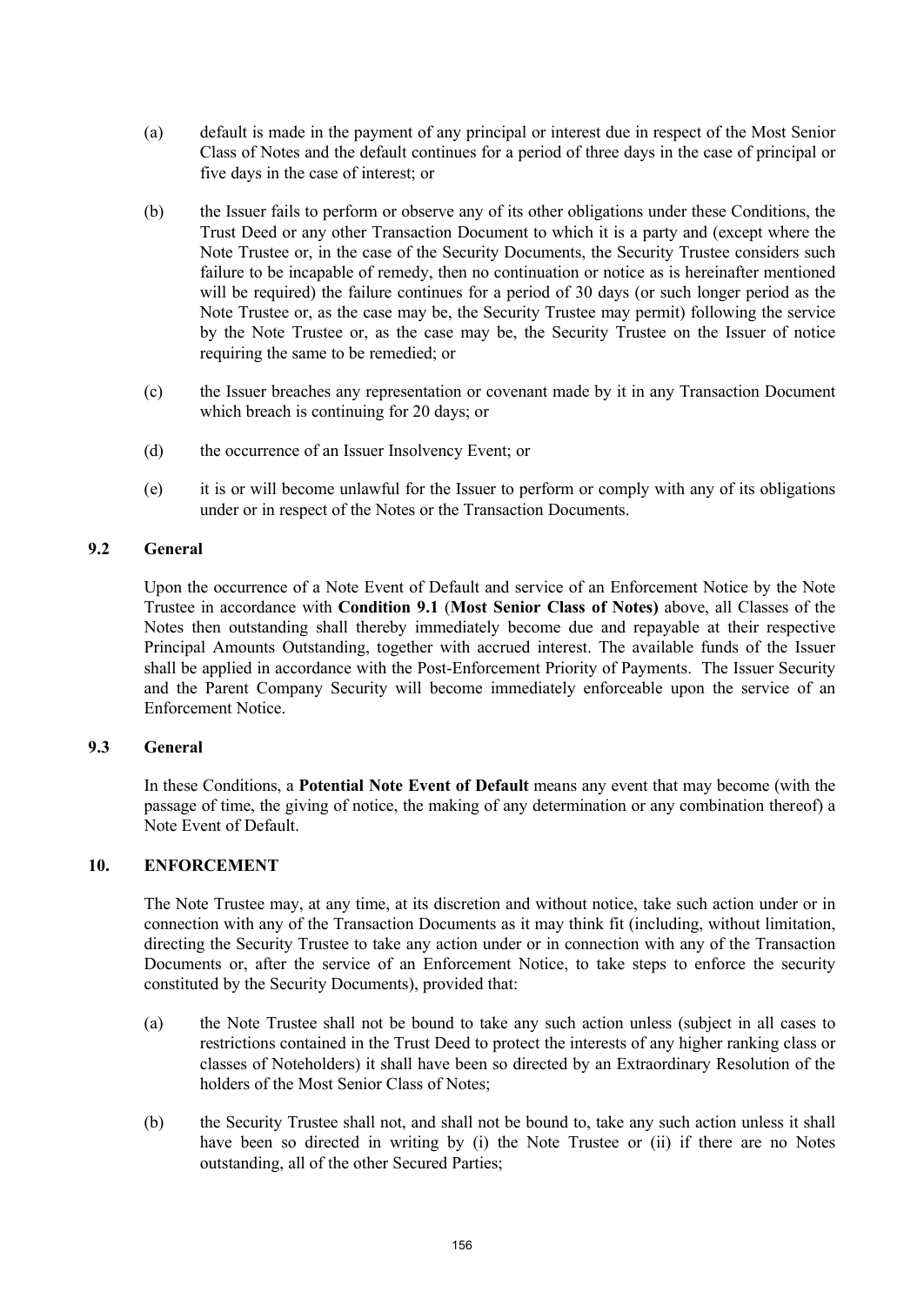(a) default is made in the payment of any principal or interest due in respect of the Most Senior Class of Notes and the default continues for a period of three days in the case of principal or five days in the case of interest; or

(b) the Issuer fails to perform or observe any of its other obligations under these Conditions, the Trust Deed or any other Transaction Document to which it is a party and (except where the Note Trustee or, in the case of the Security Documents, the Security Trustee considers such failure to be incapable of remedy, then no continuation or notice as is hereinafter mentioned will be required) the failure continues for a period of 30 days (or such longer period as the Note Trustee or, as the case may be, the Security Trustee may permit) following the service by the Note Trustee or, as the case may be, the Security Trustee on the Issuer of notice requiring the same to be remedied; or

(c) the Issuer breaches any representation or covenant made by it in any Transaction Document which breach is continuing for 20 days; or

(d) the occurrence of an Issuer Insolvency Event; or

(e) it is or will become unlawful for the Issuer to perform or comply with any of its obligations under or in respect of the Notes or the Transaction Documents.

### 9.2 General

Upon the occurrence of a Note Event of Default and service of an Enforcement Notice by the Note Trustee in accordance with **Condition 9.1** (**Most Senior Class of Notes)** above, all Classes of the Notes then outstanding shall thereby immediately become due and repayable at their respective Principal Amounts Outstanding, together with accrued interest. The available funds of the Issuer shall be applied in accordance with the Post-Enforcement Priority of Payments. The Issuer Security and the Parent Company Security will become immediately enforceable upon the service of an Enforcement Notice.

### 9.3 General

In these Conditions, a **Potential Note Event of Default** means any event that may become (with the passage of time, the giving of notice, the making of any determination or any combination thereof) a Note Event of Default.

## 10. ENFORCEMENT

The Note Trustee may, at any time, at its discretion and without notice, take such action under or in connection with any of the Transaction Documents as it may think fit (including, without limitation, directing the Security Trustee to take any action under or in connection with any of the Transaction Documents or, after the service of an Enforcement Notice, to take steps to enforce the security constituted by the Security Documents), provided that:

(a) the Note Trustee shall not be bound to take any such action unless (subject in all cases to restrictions contained in the Trust Deed to protect the interests of any higher ranking class or classes of Noteholders) it shall have been so directed by an Extraordinary Resolution of the holders of the Most Senior Class of Notes;

(b) the Security Trustee shall not, and shall not be bound to, take any such action unless it shall have been so directed in writing by (i) the Note Trustee or (ii) if there are no Notes outstanding, all of the other Secured Parties;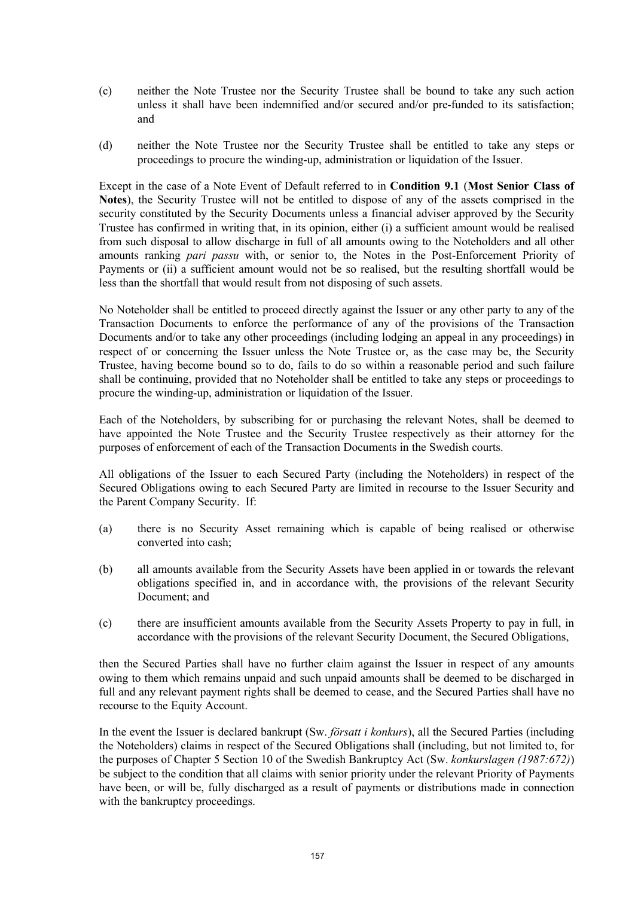(c) neither the Note Trustee nor the Security Trustee shall be bound to take any such action unless it shall have been indemnified and/or secured and/or pre-funded to its satisfaction; and

(d) neither the Note Trustee nor the Security Trustee shall be entitled to take any steps or proceedings to procure the winding-up, administration or liquidation of the Issuer.

Except in the case of a Note Event of Default referred to in **Condition 9.1** (**Most Senior Class of Notes**), the Security Trustee will not be entitled to dispose of any of the assets comprised in the security constituted by the Security Documents unless a financial adviser approved by the Security Trustee has confirmed in writing that, in its opinion, either (i) a sufficient amount would be realised from such disposal to allow discharge in full of all amounts owing to the Noteholders and all other amounts ranking *pari passu* with, or senior to, the Notes in the Post-Enforcement Priority of Payments or (ii) a sufficient amount would not be so realised, but the resulting shortfall would be less than the shortfall that would result from not disposing of such assets.

No Noteholder shall be entitled to proceed directly against the Issuer or any other party to any of the Transaction Documents to enforce the performance of any of the provisions of the Transaction Documents and/or to take any other proceedings (including lodging an appeal in any proceedings) in respect of or concerning the Issuer unless the Note Trustee or, as the case may be, the Security Trustee, having become bound so to do, fails to do so within a reasonable period and such failure shall be continuing, provided that no Noteholder shall be entitled to take any steps or proceedings to procure the winding-up, administration or liquidation of the Issuer.

Each of the Noteholders, by subscribing for or purchasing the relevant Notes, shall be deemed to have appointed the Note Trustee and the Security Trustee respectively as their attorney for the purposes of enforcement of each of the Transaction Documents in the Swedish courts.

All obligations of the Issuer to each Secured Party (including the Noteholders) in respect of the Secured Obligations owing to each Secured Party are limited in recourse to the Issuer Security and the Parent Company Security. If:

(a) there is no Security Asset remaining which is capable of being realised or otherwise converted into cash;

(b) all amounts available from the Security Assets have been applied in or towards the relevant obligations specified in, and in accordance with, the provisions of the relevant Security Document; and

(c) there are insufficient amounts available from the Security Assets Property to pay in full, in accordance with the provisions of the relevant Security Document, the Secured Obligations,

then the Secured Parties shall have no further claim against the Issuer in respect of any amounts owing to them which remains unpaid and such unpaid amounts shall be deemed to be discharged in full and any relevant payment rights shall be deemed to cease, and the Secured Parties shall have no recourse to the Equity Account.

In the event the Issuer is declared bankrupt (Sw. *försatt i konkurs*), all the Secured Parties (including the Noteholders) claims in respect of the Secured Obligations shall (including, but not limited to, for the purposes of Chapter 5 Section 10 of the Swedish Bankruptcy Act (Sw. *konkurslagen (1987:672)*) be subject to the condition that all claims with senior priority under the relevant Priority of Payments have been, or will be, fully discharged as a result of payments or distributions made in connection with the bankruptcy proceedings.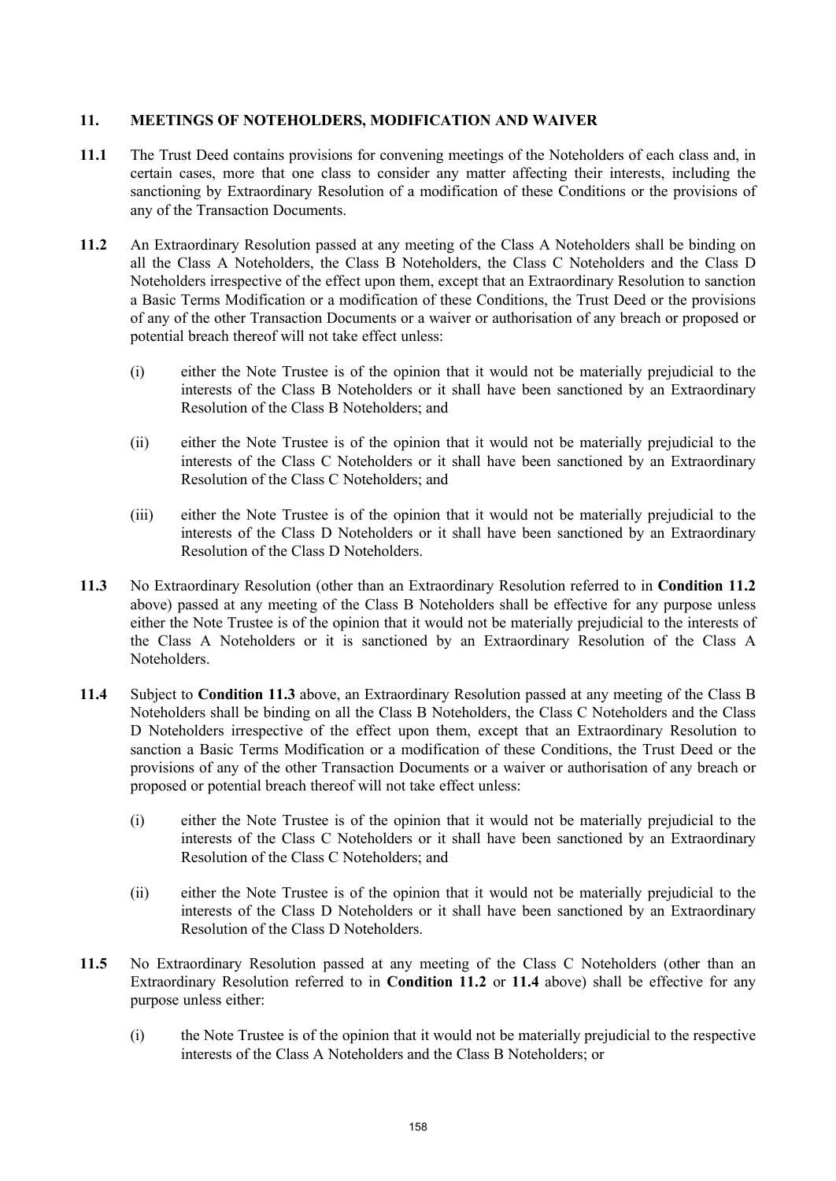## 11. MEETINGS OF NOTEHOLDERS, MODIFICATION AND WAIVER

**11.1** The Trust Deed contains provisions for convening meetings of the Noteholders of each class and, in certain cases, more that one class to consider any matter affecting their interests, including the sanctioning by Extraordinary Resolution of a modification of these Conditions or the provisions of any of the Transaction Documents.

**11.2** An Extraordinary Resolution passed at any meeting of the Class A Noteholders shall be binding on all the Class A Noteholders, the Class B Noteholders, the Class C Noteholders and the Class D Noteholders irrespective of the effect upon them, except that an Extraordinary Resolution to sanction a Basic Terms Modification or a modification of these Conditions, the Trust Deed or the provisions of any of the other Transaction Documents or a waiver or authorisation of any breach or proposed or potential breach thereof will not take effect unless:

(i) either the Note Trustee is of the opinion that it would not be materially prejudicial to the interests of the Class B Noteholders or it shall have been sanctioned by an Extraordinary Resolution of the Class B Noteholders; and

(ii) either the Note Trustee is of the opinion that it would not be materially prejudicial to the interests of the Class C Noteholders or it shall have been sanctioned by an Extraordinary Resolution of the Class C Noteholders; and

(iii) either the Note Trustee is of the opinion that it would not be materially prejudicial to the interests of the Class D Noteholders or it shall have been sanctioned by an Extraordinary Resolution of the Class D Noteholders.

**11.3** No Extraordinary Resolution (other than an Extraordinary Resolution referred to in **Condition 11.2** above) passed at any meeting of the Class B Noteholders shall be effective for any purpose unless either the Note Trustee is of the opinion that it would not be materially prejudicial to the interests of the Class A Noteholders or it is sanctioned by an Extraordinary Resolution of the Class A Noteholders.

**11.4** Subject to **Condition 11.3** above, an Extraordinary Resolution passed at any meeting of the Class B Noteholders shall be binding on all the Class B Noteholders, the Class C Noteholders and the Class D Noteholders irrespective of the effect upon them, except that an Extraordinary Resolution to sanction a Basic Terms Modification or a modification of these Conditions, the Trust Deed or the provisions of any of the other Transaction Documents or a waiver or authorisation of any breach or proposed or potential breach thereof will not take effect unless:

(i) either the Note Trustee is of the opinion that it would not be materially prejudicial to the interests of the Class C Noteholders or it shall have been sanctioned by an Extraordinary Resolution of the Class C Noteholders; and

(ii) either the Note Trustee is of the opinion that it would not be materially prejudicial to the interests of the Class D Noteholders or it shall have been sanctioned by an Extraordinary Resolution of the Class D Noteholders.

**11.5** No Extraordinary Resolution passed at any meeting of the Class C Noteholders (other than an Extraordinary Resolution referred to in **Condition 11.2** or **11.4** above) shall be effective for any purpose unless either:

(i) the Note Trustee is of the opinion that it would not be materially prejudicial to the respective interests of the Class A Noteholders and the Class B Noteholders; or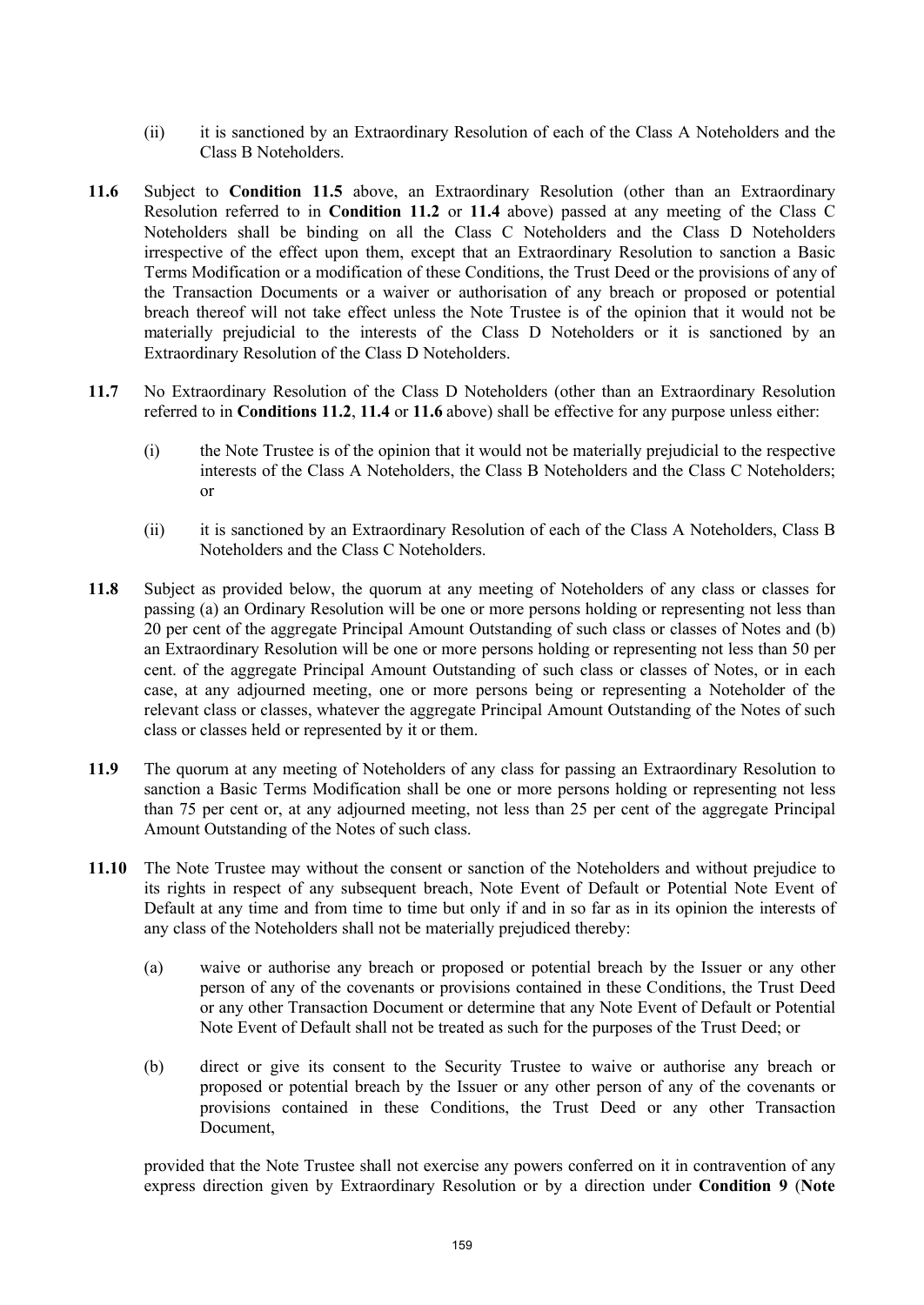(ii) it is sanctioned by an Extraordinary Resolution of each of the Class A Noteholders and the Class B Noteholders.

**11.6** Subject to **Condition 11.5** above, an Extraordinary Resolution (other than an Extraordinary Resolution referred to in **Condition 11.2** or **11.4** above) passed at any meeting of the Class C Noteholders shall be binding on all the Class C Noteholders and the Class D Noteholders irrespective of the effect upon them, except that an Extraordinary Resolution to sanction a Basic Terms Modification or a modification of these Conditions, the Trust Deed or the provisions of any of the Transaction Documents or a waiver or authorisation of any breach or proposed or potential breach thereof will not take effect unless the Note Trustee is of the opinion that it would not be materially prejudicial to the interests of the Class D Noteholders or it is sanctioned by an Extraordinary Resolution of the Class D Noteholders.

**11.7** No Extraordinary Resolution of the Class D Noteholders (other than an Extraordinary Resolution referred to in **Conditions 11.2**, **11.4** or **11.6** above) shall be effective for any purpose unless either:

(i) the Note Trustee is of the opinion that it would not be materially prejudicial to the respective interests of the Class A Noteholders, the Class B Noteholders and the Class C Noteholders; or

(ii) it is sanctioned by an Extraordinary Resolution of each of the Class A Noteholders, Class B Noteholders and the Class C Noteholders.

**11.8** Subject as provided below, the quorum at any meeting of Noteholders of any class or classes for passing (a) an Ordinary Resolution will be one or more persons holding or representing not less than 20 per cent of the aggregate Principal Amount Outstanding of such class or classes of Notes and (b) an Extraordinary Resolution will be one or more persons holding or representing not less than 50 per cent. of the aggregate Principal Amount Outstanding of such class or classes of Notes, or in each case, at any adjourned meeting, one or more persons being or representing a Noteholder of the relevant class or classes, whatever the aggregate Principal Amount Outstanding of the Notes of such class or classes held or represented by it or them.

**11.9** The quorum at any meeting of Noteholders of any class for passing an Extraordinary Resolution to sanction a Basic Terms Modification shall be one or more persons holding or representing not less than 75 per cent or, at any adjourned meeting, not less than 25 per cent of the aggregate Principal Amount Outstanding of the Notes of such class.

**11.10** The Note Trustee may without the consent or sanction of the Noteholders and without prejudice to its rights in respect of any subsequent breach, Note Event of Default or Potential Note Event of Default at any time and from time to time but only if and in so far as in its opinion the interests of any class of the Noteholders shall not be materially prejudiced thereby:

(a) waive or authorise any breach or proposed or potential breach by the Issuer or any other person of any of the covenants or provisions contained in these Conditions, the Trust Deed or any other Transaction Document or determine that any Note Event of Default or Potential Note Event of Default shall not be treated as such for the purposes of the Trust Deed; or

(b) direct or give its consent to the Security Trustee to waive or authorise any breach or proposed or potential breach by the Issuer or any other person of any of the covenants or provisions contained in these Conditions, the Trust Deed or any other Transaction Document,

provided that the Note Trustee shall not exercise any powers conferred on it in contravention of any express direction given by Extraordinary Resolution or by a direction under **Condition 9** (**Note**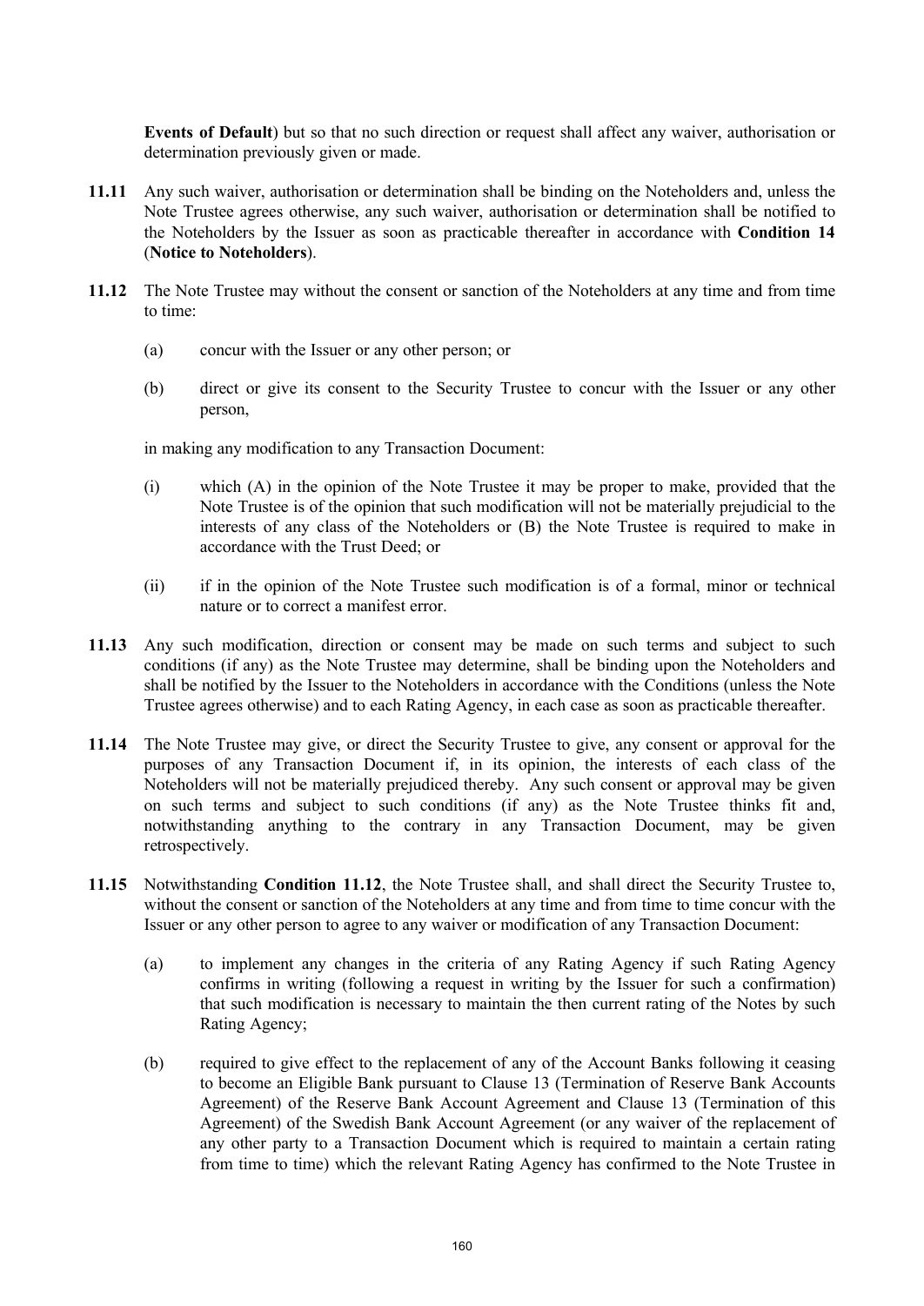**Events of Default**) but so that no such direction or request shall affect any waiver, authorisation or determination previously given or made.

**11.11** Any such waiver, authorisation or determination shall be binding on the Noteholders and, unless the Note Trustee agrees otherwise, any such waiver, authorisation or determination shall be notified to the Noteholders by the Issuer as soon as practicable thereafter in accordance with **Condition 14** (**Notice to Noteholders**).

**11.12** The Note Trustee may without the consent or sanction of the Noteholders at any time and from time to time:

(a) concur with the Issuer or any other person; or

(b) direct or give its consent to the Security Trustee to concur with the Issuer or any other person,

in making any modification to any Transaction Document:

(i) which (A) in the opinion of the Note Trustee it may be proper to make, provided that the Note Trustee is of the opinion that such modification will not be materially prejudicial to the interests of any class of the Noteholders or (B) the Note Trustee is required to make in accordance with the Trust Deed; or

(ii) if in the opinion of the Note Trustee such modification is of a formal, minor or technical nature or to correct a manifest error.

**11.13** Any such modification, direction or consent may be made on such terms and subject to such conditions (if any) as the Note Trustee may determine, shall be binding upon the Noteholders and shall be notified by the Issuer to the Noteholders in accordance with the Conditions (unless the Note Trustee agrees otherwise) and to each Rating Agency, in each case as soon as practicable thereafter.

**11.14** The Note Trustee may give, or direct the Security Trustee to give, any consent or approval for the purposes of any Transaction Document if, in its opinion, the interests of each class of the Noteholders will not be materially prejudiced thereby. Any such consent or approval may be given on such terms and subject to such conditions (if any) as the Note Trustee thinks fit and, notwithstanding anything to the contrary in any Transaction Document, may be given retrospectively.

**11.15** Notwithstanding **Condition 11.12**, the Note Trustee shall, and shall direct the Security Trustee to, without the consent or sanction of the Noteholders at any time and from time to time concur with the Issuer or any other person to agree to any waiver or modification of any Transaction Document:

(a) to implement any changes in the criteria of any Rating Agency if such Rating Agency confirms in writing (following a request in writing by the Issuer for such a confirmation) that such modification is necessary to maintain the then current rating of the Notes by such Rating Agency;

(b) required to give effect to the replacement of any of the Account Banks following it ceasing to become an Eligible Bank pursuant to Clause 13 (Termination of Reserve Bank Accounts Agreement) of the Reserve Bank Account Agreement and Clause 13 (Termination of this Agreement) of the Swedish Bank Account Agreement (or any waiver of the replacement of any other party to a Transaction Document which is required to maintain a certain rating from time to time) which the relevant Rating Agency has confirmed to the Note Trustee in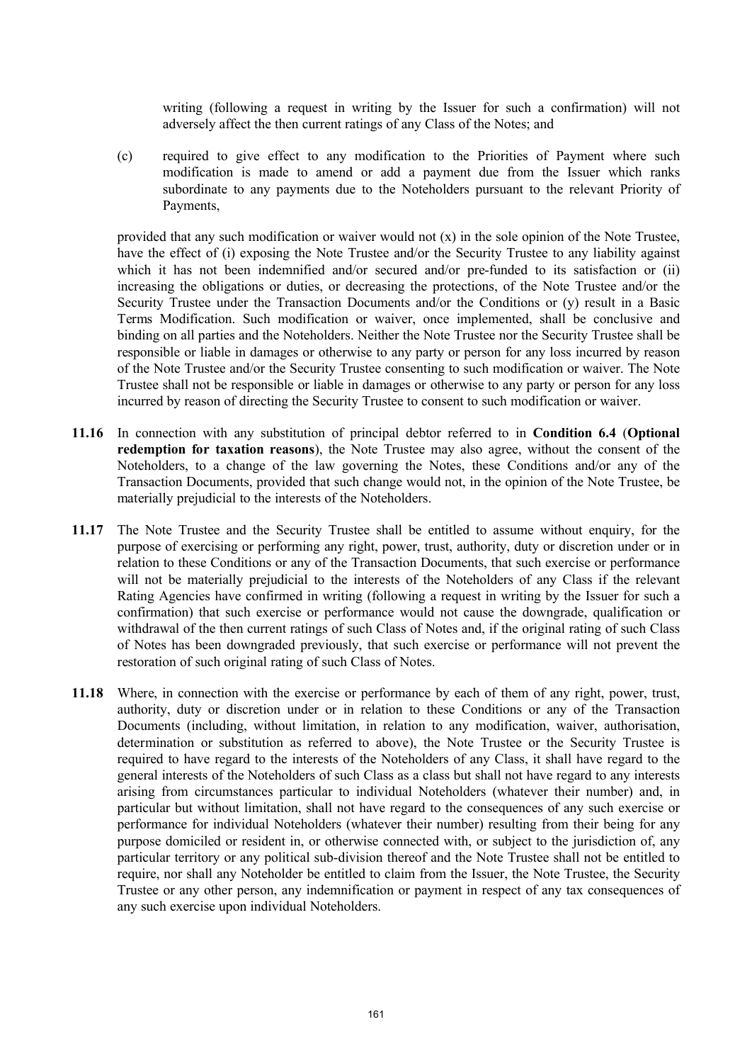writing (following a request in writing by the Issuer for such a confirmation) will not adversely affect the then current ratings of any Class of the Notes; and

(c) required to give effect to any modification to the Priorities of Payment where such modification is made to amend or add a payment due from the Issuer which ranks subordinate to any payments due to the Noteholders pursuant to the relevant Priority of Payments,

provided that any such modification or waiver would not (x) in the sole opinion of the Note Trustee, have the effect of (i) exposing the Note Trustee and/or the Security Trustee to any liability against which it has not been indemnified and/or secured and/or pre-funded to its satisfaction or (ii) increasing the obligations or duties, or decreasing the protections, of the Note Trustee and/or the Security Trustee under the Transaction Documents and/or the Conditions or (y) result in a Basic Terms Modification. Such modification or waiver, once implemented, shall be conclusive and binding on all parties and the Noteholders. Neither the Note Trustee nor the Security Trustee shall be responsible or liable in damages or otherwise to any party or person for any loss incurred by reason of the Note Trustee and/or the Security Trustee consenting to such modification or waiver. The Note Trustee shall not be responsible or liable in damages or otherwise to any party or person for any loss incurred by reason of directing the Security Trustee to consent to such modification or waiver.

**11.16** In connection with any substitution of principal debtor referred to in **Condition 6.4** (**Optional redemption for taxation reasons**), the Note Trustee may also agree, without the consent of the Noteholders, to a change of the law governing the Notes, these Conditions and/or any of the Transaction Documents, provided that such change would not, in the opinion of the Note Trustee, be materially prejudicial to the interests of the Noteholders.

**11.17** The Note Trustee and the Security Trustee shall be entitled to assume without enquiry, for the purpose of exercising or performing any right, power, trust, authority, duty or discretion under or in relation to these Conditions or any of the Transaction Documents, that such exercise or performance will not be materially prejudicial to the interests of the Noteholders of any Class if the relevant Rating Agencies have confirmed in writing (following a request in writing by the Issuer for such a confirmation) that such exercise or performance would not cause the downgrade, qualification or withdrawal of the then current ratings of such Class of Notes and, if the original rating of such Class of Notes has been downgraded previously, that such exercise or performance will not prevent the restoration of such original rating of such Class of Notes.

**11.18** Where, in connection with the exercise or performance by each of them of any right, power, trust, authority, duty or discretion under or in relation to these Conditions or any of the Transaction Documents (including, without limitation, in relation to any modification, waiver, authorisation, determination or substitution as referred to above), the Note Trustee or the Security Trustee is required to have regard to the interests of the Noteholders of any Class, it shall have regard to the general interests of the Noteholders of such Class as a class but shall not have regard to any interests arising from circumstances particular to individual Noteholders (whatever their number) and, in particular but without limitation, shall not have regard to the consequences of any such exercise or performance for individual Noteholders (whatever their number) resulting from their being for any purpose domiciled or resident in, or otherwise connected with, or subject to the jurisdiction of, any particular territory or any political sub-division thereof and the Note Trustee shall not be entitled to require, nor shall any Noteholder be entitled to claim from the Issuer, the Note Trustee, the Security Trustee or any other person, any indemnification or payment in respect of any tax consequences of any such exercise upon individual Noteholders.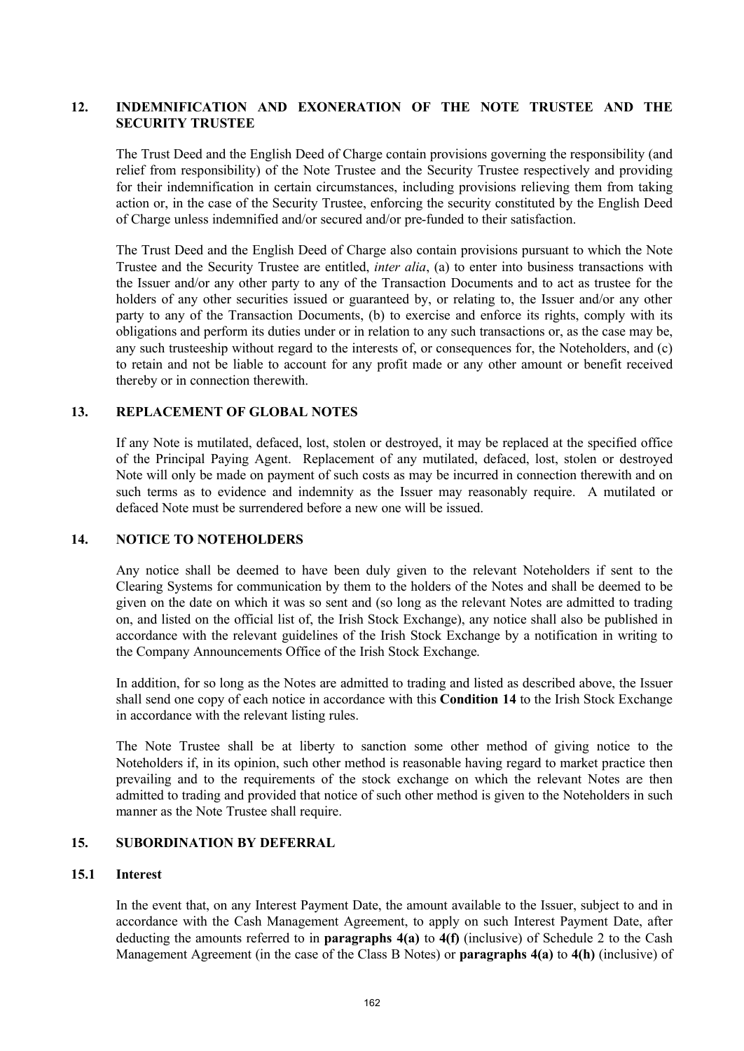## 12. INDEMNIFICATION AND EXONERATION OF THE NOTE TRUSTEE AND THE SECURITY TRUSTEE

The Trust Deed and the English Deed of Charge contain provisions governing the responsibility (and relief from responsibility) of the Note Trustee and the Security Trustee respectively and providing for their indemnification in certain circumstances, including provisions relieving them from taking action or, in the case of the Security Trustee, enforcing the security constituted by the English Deed of Charge unless indemnified and/or secured and/or pre-funded to their satisfaction.

The Trust Deed and the English Deed of Charge also contain provisions pursuant to which the Note Trustee and the Security Trustee are entitled, *inter alia*, (a) to enter into business transactions with the Issuer and/or any other party to any of the Transaction Documents and to act as trustee for the holders of any other securities issued or guaranteed by, or relating to, the Issuer and/or any other party to any of the Transaction Documents, (b) to exercise and enforce its rights, comply with its obligations and perform its duties under or in relation to any such transactions or, as the case may be, any such trusteeship without regard to the interests of, or consequences for, the Noteholders, and (c) to retain and not be liable to account for any profit made or any other amount or benefit received thereby or in connection therewith.

## 13. REPLACEMENT OF GLOBAL NOTES

If any Note is mutilated, defaced, lost, stolen or destroyed, it may be replaced at the specified office of the Principal Paying Agent. Replacement of any mutilated, defaced, lost, stolen or destroyed Note will only be made on payment of such costs as may be incurred in connection therewith and on such terms as to evidence and indemnity as the Issuer may reasonably require. A mutilated or defaced Note must be surrendered before a new one will be issued.

## 14. NOTICE TO NOTEHOLDERS

Any notice shall be deemed to have been duly given to the relevant Noteholders if sent to the Clearing Systems for communication by them to the holders of the Notes and shall be deemed to be given on the date on which it was so sent and (so long as the relevant Notes are admitted to trading on, and listed on the official list of, the Irish Stock Exchange), any notice shall also be published in accordance with the relevant guidelines of the Irish Stock Exchange by a notification in writing to the Company Announcements Office of the Irish Stock Exchange.

In addition, for so long as the Notes are admitted to trading and listed as described above, the Issuer shall send one copy of each notice in accordance with this **Condition 14** to the Irish Stock Exchange in accordance with the relevant listing rules.

The Note Trustee shall be at liberty to sanction some other method of giving notice to the Noteholders if, in its opinion, such other method is reasonable having regard to market practice then prevailing and to the requirements of the stock exchange on which the relevant Notes are then admitted to trading and provided that notice of such other method is given to the Noteholders in such manner as the Note Trustee shall require.

## 15. SUBORDINATION BY DEFERRAL

### 15.1 Interest

In the event that, on any Interest Payment Date, the amount available to the Issuer, subject to and in accordance with the Cash Management Agreement, to apply on such Interest Payment Date, after deducting the amounts referred to in **paragraphs 4(a)** to **4(f)** (inclusive) of Schedule 2 to the Cash Management Agreement (in the case of the Class B Notes) or **paragraphs 4(a)** to **4(h)** (inclusive) of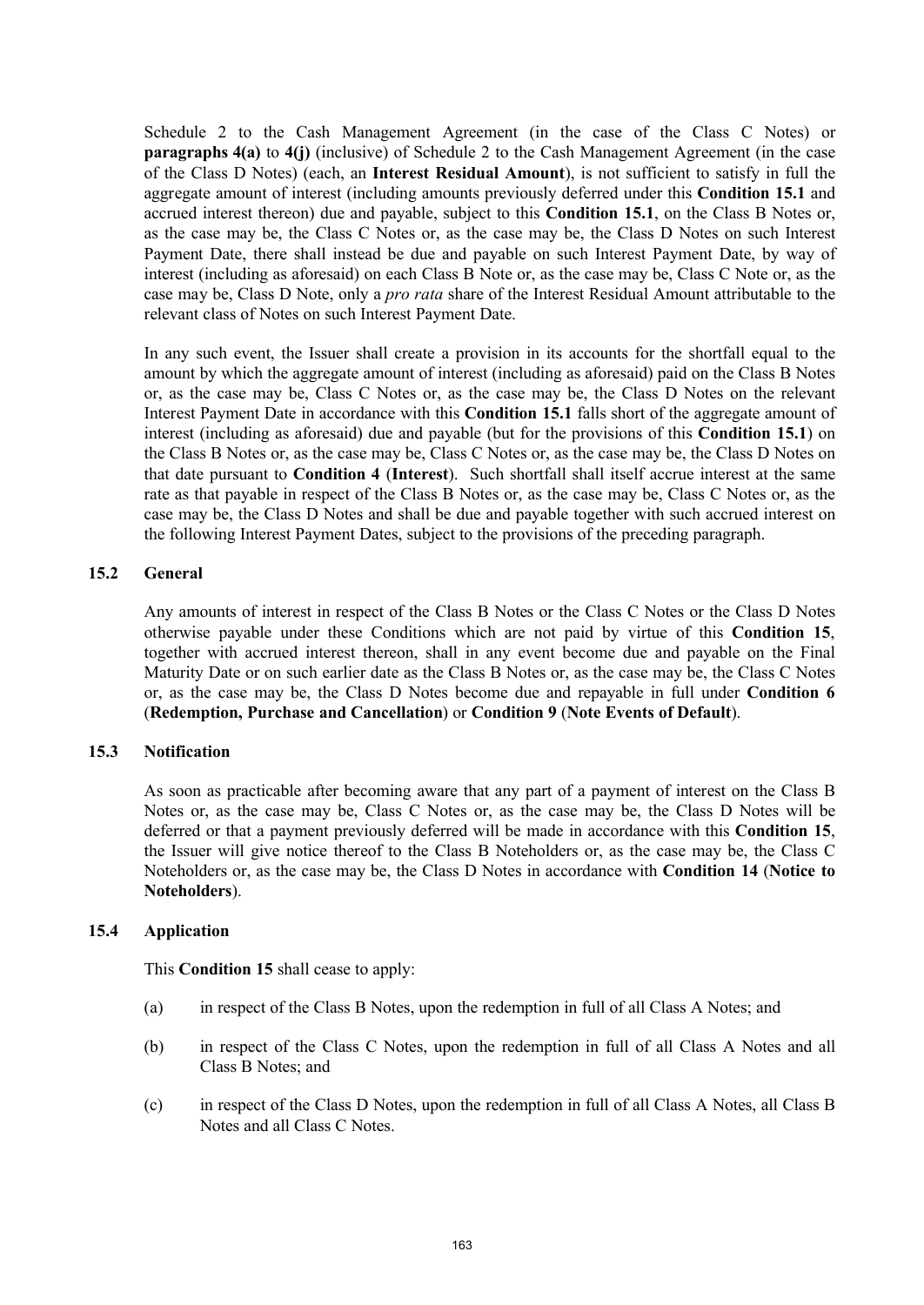Schedule 2 to the Cash Management Agreement (in the case of the Class C Notes) or **paragraphs 4(a)** to **4(j)** (inclusive) of Schedule 2 to the Cash Management Agreement (in the case of the Class D Notes) (each, an **Interest Residual Amount**), is not sufficient to satisfy in full the aggregate amount of interest (including amounts previously deferred under this **Condition 15.1** and accrued interest thereon) due and payable, subject to this **Condition 15.1**, on the Class B Notes or, as the case may be, the Class C Notes or, as the case may be, the Class D Notes on such Interest Payment Date, there shall instead be due and payable on such Interest Payment Date, by way of interest (including as aforesaid) on each Class B Note or, as the case may be, Class C Note or, as the case may be, Class D Note, only a *pro rata* share of the Interest Residual Amount attributable to the relevant class of Notes on such Interest Payment Date.

In any such event, the Issuer shall create a provision in its accounts for the shortfall equal to the amount by which the aggregate amount of interest (including as aforesaid) paid on the Class B Notes or, as the case may be, Class C Notes or, as the case may be, the Class D Notes on the relevant Interest Payment Date in accordance with this **Condition 15.1** falls short of the aggregate amount of interest (including as aforesaid) due and payable (but for the provisions of this **Condition 15.1**) on the Class B Notes or, as the case may be, Class C Notes or, as the case may be, the Class D Notes on that date pursuant to **Condition 4** (**Interest**). Such shortfall shall itself accrue interest at the same rate as that payable in respect of the Class B Notes or, as the case may be, Class C Notes or, as the case may be, the Class D Notes and shall be due and payable together with such accrued interest on the following Interest Payment Dates, subject to the provisions of the preceding paragraph.

### 15.2 General

Any amounts of interest in respect of the Class B Notes or the Class C Notes or the Class D Notes otherwise payable under these Conditions which are not paid by virtue of this **Condition 15**, together with accrued interest thereon, shall in any event become due and payable on the Final Maturity Date or on such earlier date as the Class B Notes or, as the case may be, the Class C Notes or, as the case may be, the Class D Notes become due and repayable in full under **Condition 6** (**Redemption, Purchase and Cancellation**) or **Condition 9** (**Note Events of Default**).

### 15.3 Notification

As soon as practicable after becoming aware that any part of a payment of interest on the Class B Notes or, as the case may be, Class C Notes or, as the case may be, the Class D Notes will be deferred or that a payment previously deferred will be made in accordance with this **Condition 15**, the Issuer will give notice thereof to the Class B Noteholders or, as the case may be, the Class C Noteholders or, as the case may be, the Class D Notes in accordance with **Condition 14** (**Notice to Noteholders**).

### 15.4 Application

This **Condition 15** shall cease to apply:

(a) in respect of the Class B Notes, upon the redemption in full of all Class A Notes; and

(b) in respect of the Class C Notes, upon the redemption in full of all Class A Notes and all Class B Notes; and

(c) in respect of the Class D Notes, upon the redemption in full of all Class A Notes, all Class B Notes and all Class C Notes.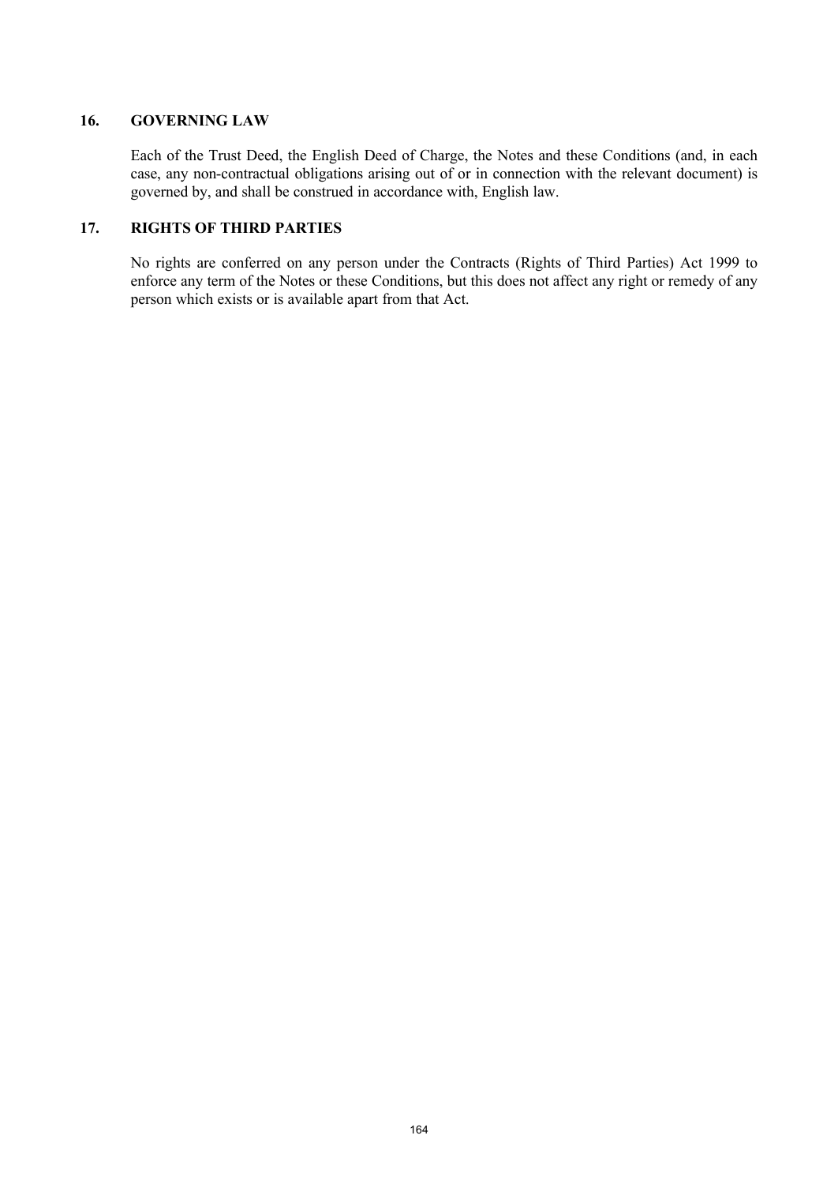## 16. GOVERNING LAW

Each of the Trust Deed, the English Deed of Charge, the Notes and these Conditions (and, in each case, any non-contractual obligations arising out of or in connection with the relevant document) is governed by, and shall be construed in accordance with, English law.

## 17. RIGHTS OF THIRD PARTIES

No rights are conferred on any person under the Contracts (Rights of Third Parties) Act 1999 to enforce any term of the Notes or these Conditions, but this does not affect any right or remedy of any person which exists or is available apart from that Act.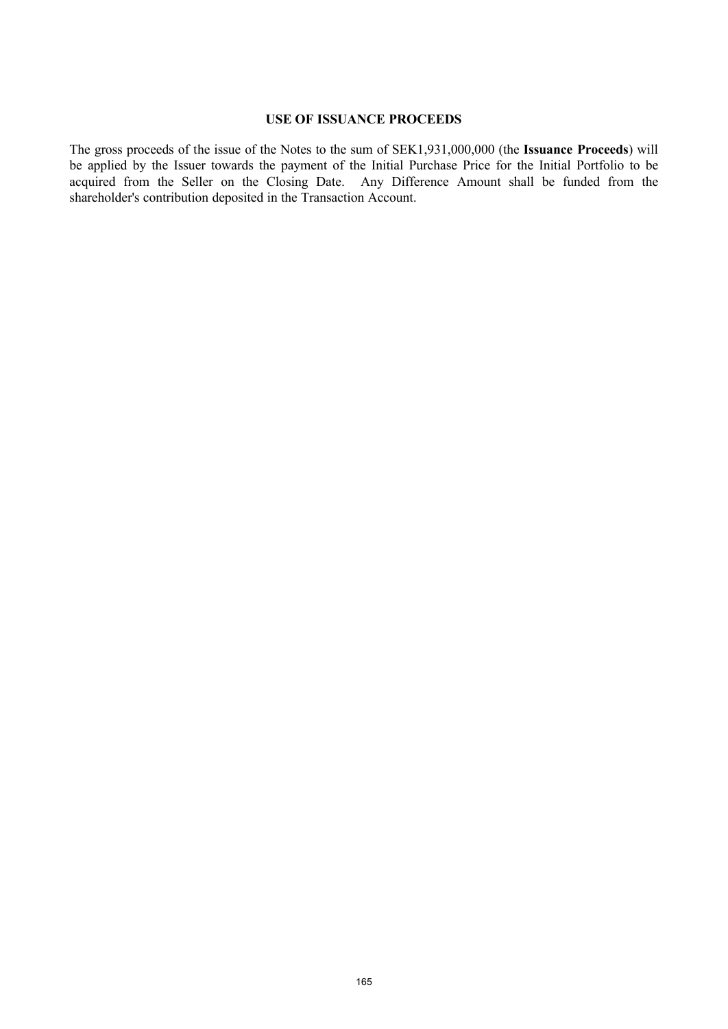## USE OF ISSUANCE PROCEEDS

The gross proceeds of the issue of the Notes to the sum of SEK1,931,000,000 (the **Issuance Proceeds**) will be applied by the Issuer towards the payment of the Initial Purchase Price for the Initial Portfolio to be acquired from the Seller on the Closing Date. Any Difference Amount shall be funded from the shareholder's contribution deposited in the Transaction Account.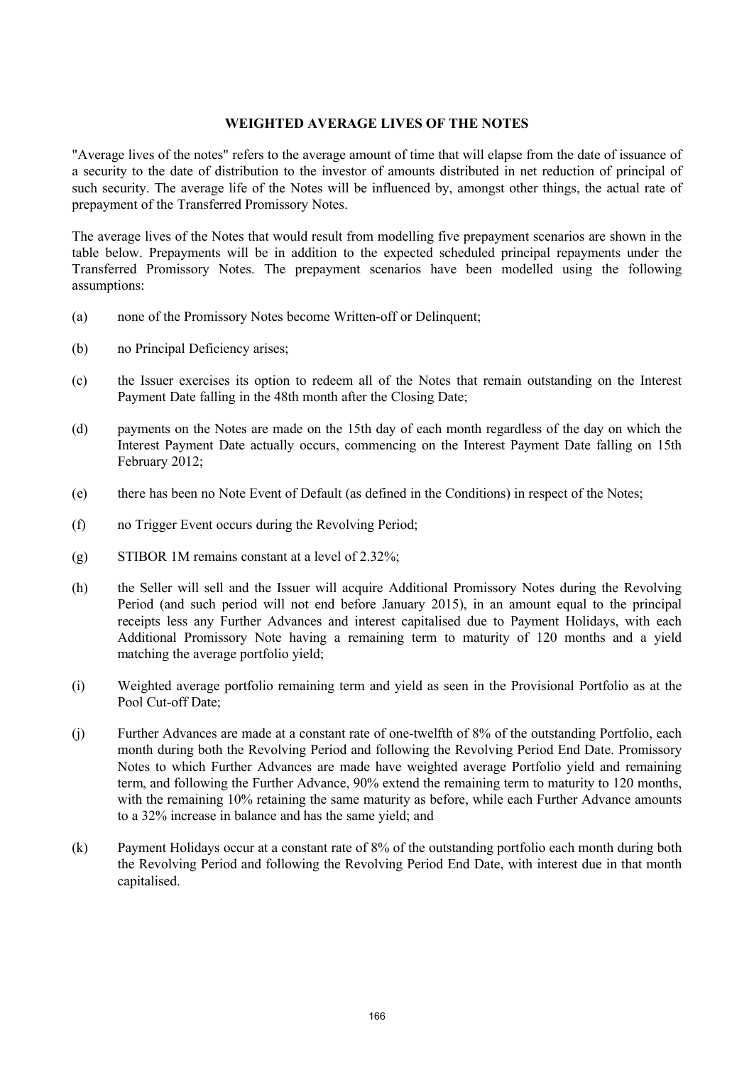## WEIGHTED AVERAGE LIVES OF THE NOTES

"Average lives of the notes" refers to the average amount of time that will elapse from the date of issuance of a security to the date of distribution to the investor of amounts distributed in net reduction of principal of such security. The average life of the Notes will be influenced by, amongst other things, the actual rate of prepayment of the Transferred Promissory Notes.

The average lives of the Notes that would result from modelling five prepayment scenarios are shown in the table below. Prepayments will be in addition to the expected scheduled principal repayments under the Transferred Promissory Notes. The prepayment scenarios have been modelled using the following assumptions:

(a) none of the Promissory Notes become Written-off or Delinquent;

(b) no Principal Deficiency arises;

(c) the Issuer exercises its option to redeem all of the Notes that remain outstanding on the Interest Payment Date falling in the 48th month after the Closing Date;

(d) payments on the Notes are made on the 15th day of each month regardless of the day on which the Interest Payment Date actually occurs, commencing on the Interest Payment Date falling on 15th February 2012;

(e) there has been no Note Event of Default (as defined in the Conditions) in respect of the Notes;

(f) no Trigger Event occurs during the Revolving Period;

(g) STIBOR 1M remains constant at a level of 2.32%;

(h) the Seller will sell and the Issuer will acquire Additional Promissory Notes during the Revolving Period (and such period will not end before January 2015), in an amount equal to the principal receipts less any Further Advances and interest capitalised due to Payment Holidays, with each Additional Promissory Note having a remaining term to maturity of 120 months and a yield matching the average portfolio yield;

(i) Weighted average portfolio remaining term and yield as seen in the Provisional Portfolio as at the Pool Cut-off Date;

(j) Further Advances are made at a constant rate of one-twelfth of 8% of the outstanding Portfolio, each month during both the Revolving Period and following the Revolving Period End Date. Promissory Notes to which Further Advances are made have weighted average Portfolio yield and remaining term, and following the Further Advance, 90% extend the remaining term to maturity to 120 months, with the remaining 10% retaining the same maturity as before, while each Further Advance amounts to a 32% increase in balance and has the same yield; and

(k) Payment Holidays occur at a constant rate of 8% of the outstanding portfolio each month during both the Revolving Period and following the Revolving Period End Date, with interest due in that month capitalised.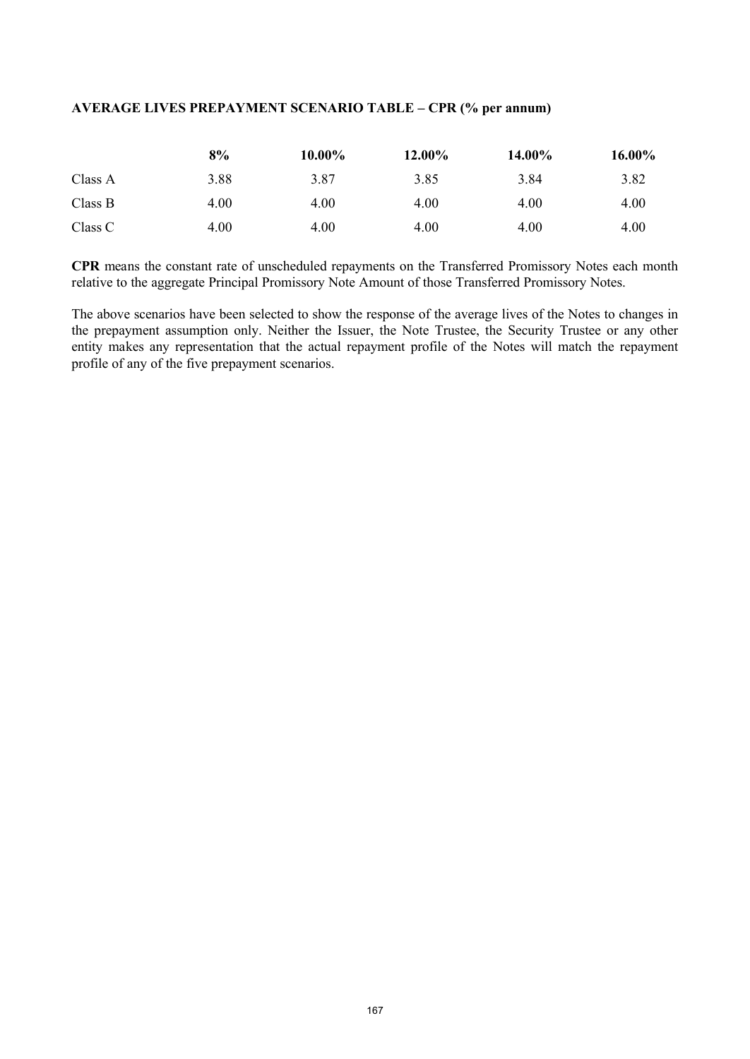**AVERAGE LIVES PREPAYMENT SCENARIO TABLE – CPR (% per annum)**

| | **8%** | **10.00%** | **12.00%** | **14.00%** | **16.00%** |
|---|---|---|---|---|---|
| Class A | 3.88 | 3.87 | 3.85 | 3.84 | 3.82 |
| Class B | 4.00 | 4.00 | 4.00 | 4.00 | 4.00 |
| Class C | 4.00 | 4.00 | 4.00 | 4.00 | 4.00 |

**CPR** means the constant rate of unscheduled repayments on the Transferred Promissory Notes each month relative to the aggregate Principal Promissory Note Amount of those Transferred Promissory Notes.

The above scenarios have been selected to show the response of the average lives of the Notes to changes in the prepayment assumption only. Neither the Issuer, the Note Trustee, the Security Trustee or any other entity makes any representation that the actual repayment profile of the Notes will match the repayment profile of any of the five prepayment scenarios.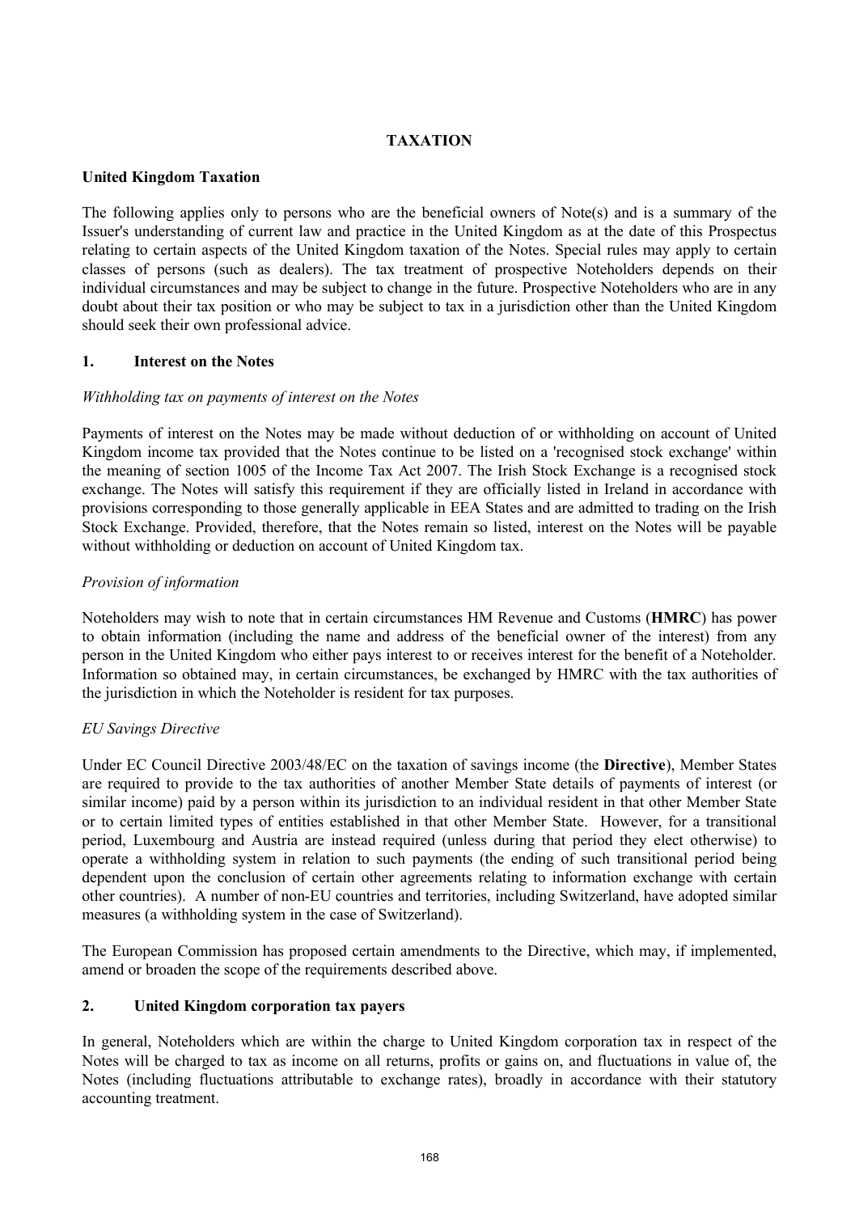# TAXATION

## United Kingdom Taxation

The following applies only to persons who are the beneficial owners of Note(s) and is a summary of the Issuer's understanding of current law and practice in the United Kingdom as at the date of this Prospectus relating to certain aspects of the United Kingdom taxation of the Notes. Special rules may apply to certain classes of persons (such as dealers). The tax treatment of prospective Noteholders depends on their individual circumstances and may be subject to change in the future. Prospective Noteholders who are in any doubt about their tax position or who may be subject to tax in a jurisdiction other than the United Kingdom should seek their own professional advice.

### 1. Interest on the Notes

*Withholding tax on payments of interest on the Notes*

Payments of interest on the Notes may be made without deduction of or withholding on account of United Kingdom income tax provided that the Notes continue to be listed on a 'recognised stock exchange' within the meaning of section 1005 of the Income Tax Act 2007. The Irish Stock Exchange is a recognised stock exchange. The Notes will satisfy this requirement if they are officially listed in Ireland in accordance with provisions corresponding to those generally applicable in EEA States and are admitted to trading on the Irish Stock Exchange. Provided, therefore, that the Notes remain so listed, interest on the Notes will be payable without withholding or deduction on account of United Kingdom tax.

*Provision of information*

Noteholders may wish to note that in certain circumstances HM Revenue and Customs (**HMRC**) has power to obtain information (including the name and address of the beneficial owner of the interest) from any person in the United Kingdom who either pays interest to or receives interest for the benefit of a Noteholder. Information so obtained may, in certain circumstances, be exchanged by HMRC with the tax authorities of the jurisdiction in which the Noteholder is resident for tax purposes.

*EU Savings Directive*

Under EC Council Directive 2003/48/EC on the taxation of savings income (the **Directive**), Member States are required to provide to the tax authorities of another Member State details of payments of interest (or similar income) paid by a person within its jurisdiction to an individual resident in that other Member State or to certain limited types of entities established in that other Member State. However, for a transitional period, Luxembourg and Austria are instead required (unless during that period they elect otherwise) to operate a withholding system in relation to such payments (the ending of such transitional period being dependent upon the conclusion of certain other agreements relating to information exchange with certain other countries). A number of non-EU countries and territories, including Switzerland, have adopted similar measures (a withholding system in the case of Switzerland).

The European Commission has proposed certain amendments to the Directive, which may, if implemented, amend or broaden the scope of the requirements described above.

### 2. United Kingdom corporation tax payers

In general, Noteholders which are within the charge to United Kingdom corporation tax in respect of the Notes will be charged to tax as income on all returns, profits or gains on, and fluctuations in value of, the Notes (including fluctuations attributable to exchange rates), broadly in accordance with their statutory accounting treatment.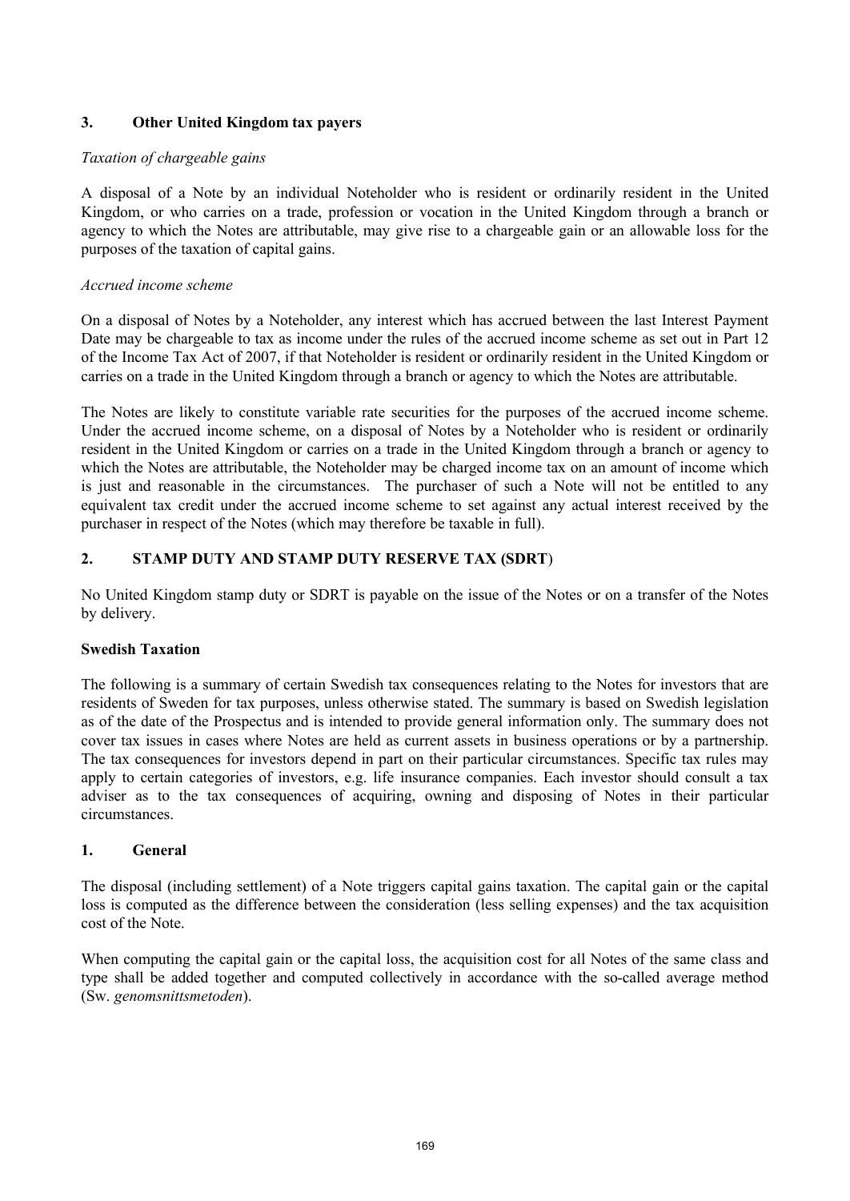## 3. Other United Kingdom tax payers

*Taxation of chargeable gains*

A disposal of a Note by an individual Noteholder who is resident or ordinarily resident in the United Kingdom, or who carries on a trade, profession or vocation in the United Kingdom through a branch or agency to which the Notes are attributable, may give rise to a chargeable gain or an allowable loss for the purposes of the taxation of capital gains.

*Accrued income scheme*

On a disposal of Notes by a Noteholder, any interest which has accrued between the last Interest Payment Date may be chargeable to tax as income under the rules of the accrued income scheme as set out in Part 12 of the Income Tax Act of 2007, if that Noteholder is resident or ordinarily resident in the United Kingdom or carries on a trade in the United Kingdom through a branch or agency to which the Notes are attributable.

The Notes are likely to constitute variable rate securities for the purposes of the accrued income scheme. Under the accrued income scheme, on a disposal of Notes by a Noteholder who is resident or ordinarily resident in the United Kingdom or carries on a trade in the United Kingdom through a branch or agency to which the Notes are attributable, the Noteholder may be charged income tax on an amount of income which is just and reasonable in the circumstances. The purchaser of such a Note will not be entitled to any equivalent tax credit under the accrued income scheme to set against any actual interest received by the purchaser in respect of the Notes (which may therefore be taxable in full).

## 2. STAMP DUTY AND STAMP DUTY RESERVE TAX (SDRT)

No United Kingdom stamp duty or SDRT is payable on the issue of the Notes or on a transfer of the Notes by delivery.

## Swedish Taxation

The following is a summary of certain Swedish tax consequences relating to the Notes for investors that are residents of Sweden for tax purposes, unless otherwise stated. The summary is based on Swedish legislation as of the date of the Prospectus and is intended to provide general information only. The summary does not cover tax issues in cases where Notes are held as current assets in business operations or by a partnership. The tax consequences for investors depend in part on their particular circumstances. Specific tax rules may apply to certain categories of investors, e.g. life insurance companies. Each investor should consult a tax adviser as to the tax consequences of acquiring, owning and disposing of Notes in their particular circumstances.

## 1. General

The disposal (including settlement) of a Note triggers capital gains taxation. The capital gain or the capital loss is computed as the difference between the consideration (less selling expenses) and the tax acquisition cost of the Note.

When computing the capital gain or the capital loss, the acquisition cost for all Notes of the same class and type shall be added together and computed collectively in accordance with the so-called average method (Sw. *genomsnittsmetoden*).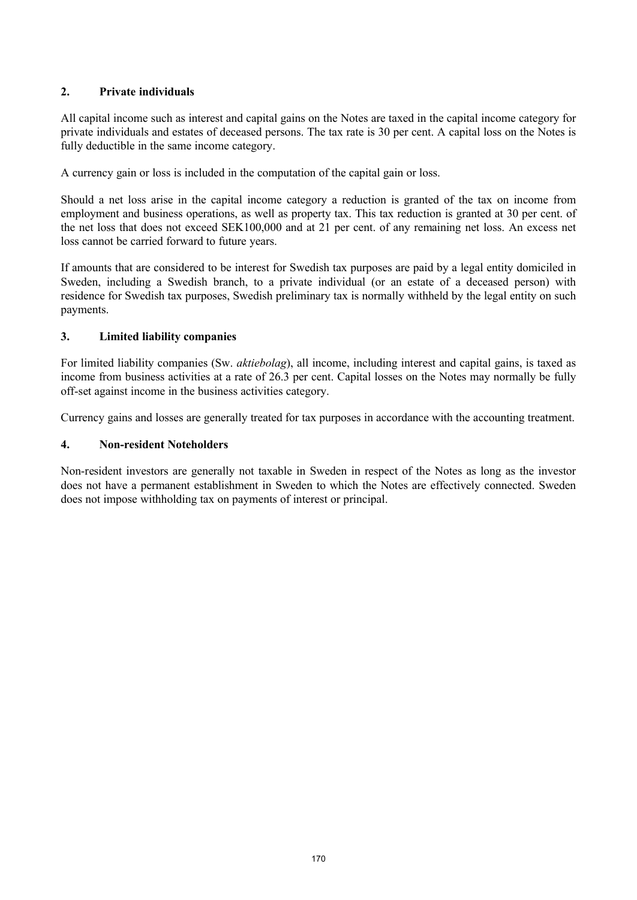## 2. Private individuals

All capital income such as interest and capital gains on the Notes are taxed in the capital income category for private individuals and estates of deceased persons. The tax rate is 30 per cent. A capital loss on the Notes is fully deductible in the same income category.

A currency gain or loss is included in the computation of the capital gain or loss.

Should a net loss arise in the capital income category a reduction is granted of the tax on income from employment and business operations, as well as property tax. This tax reduction is granted at 30 per cent. of the net loss that does not exceed SEK100,000 and at 21 per cent. of any remaining net loss. An excess net loss cannot be carried forward to future years.

If amounts that are considered to be interest for Swedish tax purposes are paid by a legal entity domiciled in Sweden, including a Swedish branch, to a private individual (or an estate of a deceased person) with residence for Swedish tax purposes, Swedish preliminary tax is normally withheld by the legal entity on such payments.

## 3. Limited liability companies

For limited liability companies (Sw. *aktiebolag*), all income, including interest and capital gains, is taxed as income from business activities at a rate of 26.3 per cent. Capital losses on the Notes may normally be fully off-set against income in the business activities category.

Currency gains and losses are generally treated for tax purposes in accordance with the accounting treatment.

## 4. Non-resident Noteholders

Non-resident investors are generally not taxable in Sweden in respect of the Notes as long as the investor does not have a permanent establishment in Sweden to which the Notes are effectively connected. Sweden does not impose withholding tax on payments of interest or principal.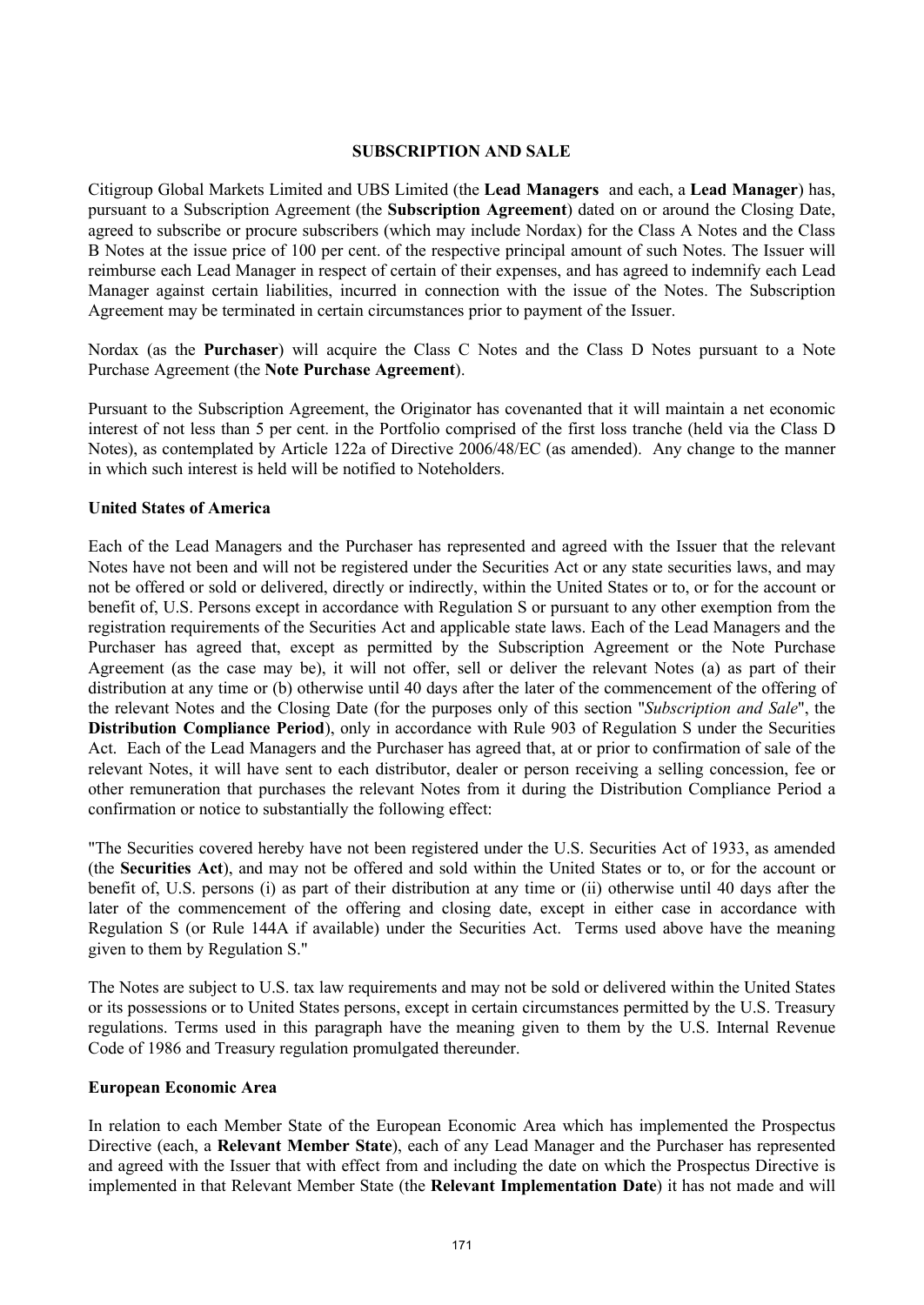## SUBSCRIPTION AND SALE

Citigroup Global Markets Limited and UBS Limited (the **Lead Managers** and each, a **Lead Manager**) has, pursuant to a Subscription Agreement (the **Subscription Agreement**) dated on or around the Closing Date, agreed to subscribe or procure subscribers (which may include Nordax) for the Class A Notes and the Class B Notes at the issue price of 100 per cent. of the respective principal amount of such Notes. The Issuer will reimburse each Lead Manager in respect of certain of their expenses, and has agreed to indemnify each Lead Manager against certain liabilities, incurred in connection with the issue of the Notes. The Subscription Agreement may be terminated in certain circumstances prior to payment of the Issuer.

Nordax (as the **Purchaser**) will acquire the Class C Notes and the Class D Notes pursuant to a Note Purchase Agreement (the **Note Purchase Agreement**).

Pursuant to the Subscription Agreement, the Originator has covenanted that it will maintain a net economic interest of not less than 5 per cent. in the Portfolio comprised of the first loss tranche (held via the Class D Notes), as contemplated by Article 122a of Directive 2006/48/EC (as amended). Any change to the manner in which such interest is held will be notified to Noteholders.

### United States of America

Each of the Lead Managers and the Purchaser has represented and agreed with the Issuer that the relevant Notes have not been and will not be registered under the Securities Act or any state securities laws, and may not be offered or sold or delivered, directly or indirectly, within the United States or to, or for the account or benefit of, U.S. Persons except in accordance with Regulation S or pursuant to any other exemption from the registration requirements of the Securities Act and applicable state laws. Each of the Lead Managers and the Purchaser has agreed that, except as permitted by the Subscription Agreement or the Note Purchase Agreement (as the case may be), it will not offer, sell or deliver the relevant Notes (a) as part of their distribution at any time or (b) otherwise until 40 days after the later of the commencement of the offering of the relevant Notes and the Closing Date (for the purposes only of this section "*Subscription and Sale*", the **Distribution Compliance Period**), only in accordance with Rule 903 of Regulation S under the Securities Act. Each of the Lead Managers and the Purchaser has agreed that, at or prior to confirmation of sale of the relevant Notes, it will have sent to each distributor, dealer or person receiving a selling concession, fee or other remuneration that purchases the relevant Notes from it during the Distribution Compliance Period a confirmation or notice to substantially the following effect:

"The Securities covered hereby have not been registered under the U.S. Securities Act of 1933, as amended (the **Securities Act**), and may not be offered and sold within the United States or to, or for the account or benefit of, U.S. persons (i) as part of their distribution at any time or (ii) otherwise until 40 days after the later of the commencement of the offering and closing date, except in either case in accordance with Regulation S (or Rule 144A if available) under the Securities Act. Terms used above have the meaning given to them by Regulation S."

The Notes are subject to U.S. tax law requirements and may not be sold or delivered within the United States or its possessions or to United States persons, except in certain circumstances permitted by the U.S. Treasury regulations. Terms used in this paragraph have the meaning given to them by the U.S. Internal Revenue Code of 1986 and Treasury regulation promulgated thereunder.

### European Economic Area

In relation to each Member State of the European Economic Area which has implemented the Prospectus Directive (each, a **Relevant Member State**), each of any Lead Manager and the Purchaser has represented and agreed with the Issuer that with effect from and including the date on which the Prospectus Directive is implemented in that Relevant Member State (the **Relevant Implementation Date**) it has not made and will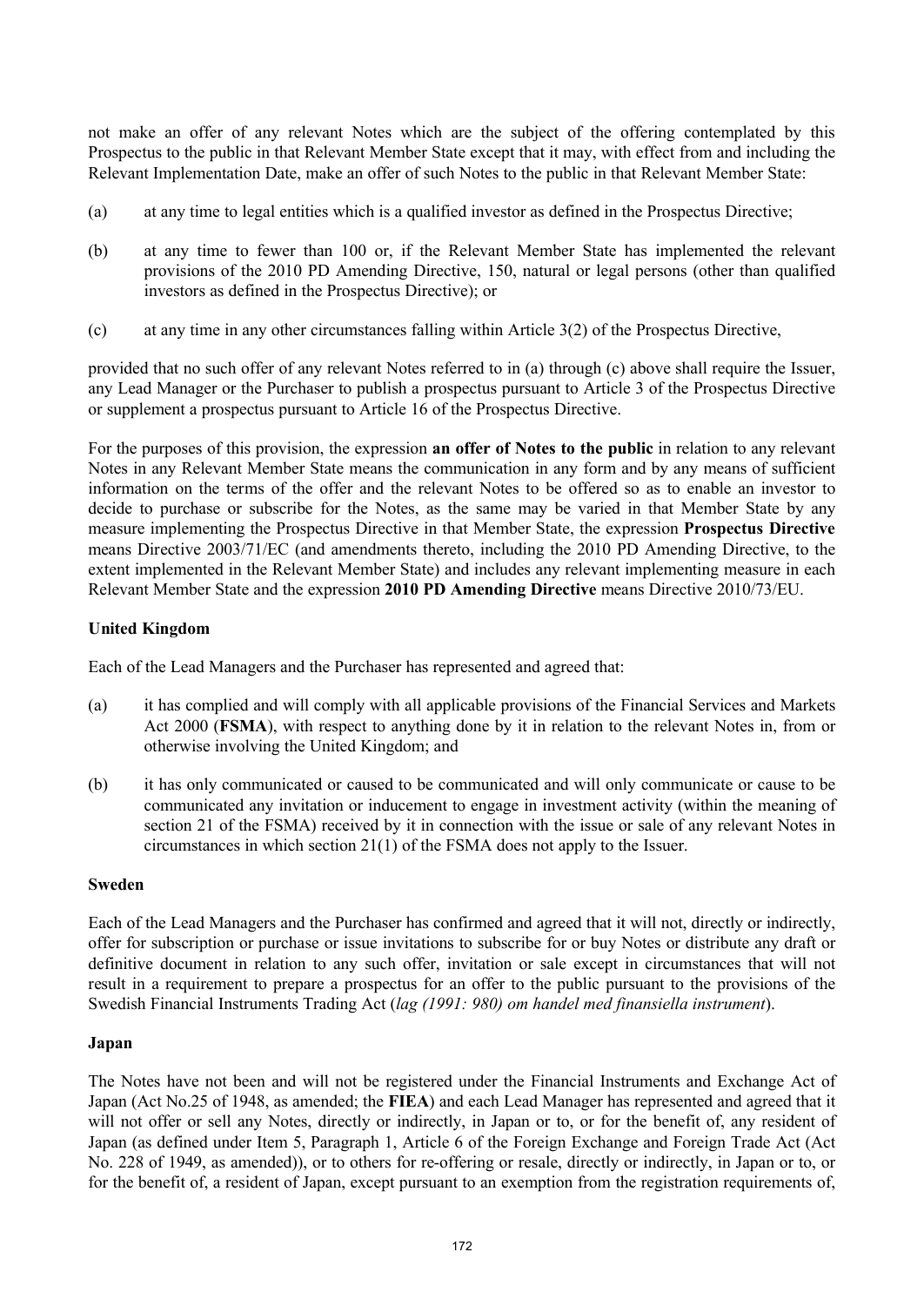not make an offer of any relevant Notes which are the subject of the offering contemplated by this Prospectus to the public in that Relevant Member State except that it may, with effect from and including the Relevant Implementation Date, make an offer of such Notes to the public in that Relevant Member State:

(a) at any time to legal entities which is a qualified investor as defined in the Prospectus Directive;

(b) at any time to fewer than 100 or, if the Relevant Member State has implemented the relevant provisions of the 2010 PD Amending Directive, 150, natural or legal persons (other than qualified investors as defined in the Prospectus Directive); or

(c) at any time in any other circumstances falling within Article 3(2) of the Prospectus Directive,

provided that no such offer of any relevant Notes referred to in (a) through (c) above shall require the Issuer, any Lead Manager or the Purchaser to publish a prospectus pursuant to Article 3 of the Prospectus Directive or supplement a prospectus pursuant to Article 16 of the Prospectus Directive.

For the purposes of this provision, the expression **an offer of Notes to the public** in relation to any relevant Notes in any Relevant Member State means the communication in any form and by any means of sufficient information on the terms of the offer and the relevant Notes to be offered so as to enable an investor to decide to purchase or subscribe for the Notes, as the same may be varied in that Member State by any measure implementing the Prospectus Directive in that Member State, the expression **Prospectus Directive** means Directive 2003/71/EC (and amendments thereto, including the 2010 PD Amending Directive, to the extent implemented in the Relevant Member State) and includes any relevant implementing measure in each Relevant Member State and the expression **2010 PD Amending Directive** means Directive 2010/73/EU.

**United Kingdom**

Each of the Lead Managers and the Purchaser has represented and agreed that:

(a) it has complied and will comply with all applicable provisions of the Financial Services and Markets Act 2000 (**FSMA**), with respect to anything done by it in relation to the relevant Notes in, from or otherwise involving the United Kingdom; and

(b) it has only communicated or caused to be communicated and will only communicate or cause to be communicated any invitation or inducement to engage in investment activity (within the meaning of section 21 of the FSMA) received by it in connection with the issue or sale of any relevant Notes in circumstances in which section 21(1) of the FSMA does not apply to the Issuer.

**Sweden**

Each of the Lead Managers and the Purchaser has confirmed and agreed that it will not, directly or indirectly, offer for subscription or purchase or issue invitations to subscribe for or buy Notes or distribute any draft or definitive document in relation to any such offer, invitation or sale except in circumstances that will not result in a requirement to prepare a prospectus for an offer to the public pursuant to the provisions of the Swedish Financial Instruments Trading Act (*lag (1991: 980) om handel med finansiella instrument*).

**Japan**

The Notes have not been and will not be registered under the Financial Instruments and Exchange Act of Japan (Act No.25 of 1948, as amended; the **FIEA**) and each Lead Manager has represented and agreed that it will not offer or sell any Notes, directly or indirectly, in Japan or to, or for the benefit of, any resident of Japan (as defined under Item 5, Paragraph 1, Article 6 of the Foreign Exchange and Foreign Trade Act (Act No. 228 of 1949, as amended)), or to others for re-offering or resale, directly or indirectly, in Japan or to, or for the benefit of, a resident of Japan, except pursuant to an exemption from the registration requirements of,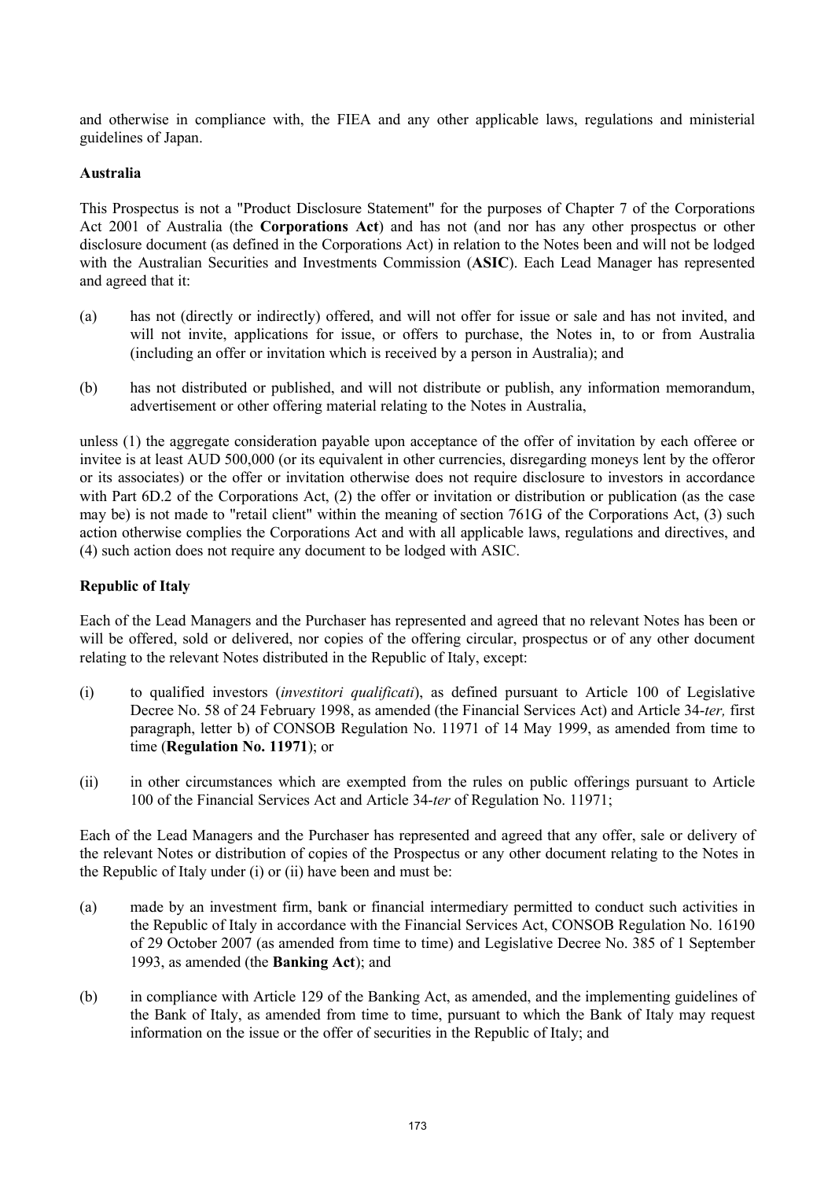and otherwise in compliance with, the FIEA and any other applicable laws, regulations and ministerial guidelines of Japan.

**Australia**

This Prospectus is not a "Product Disclosure Statement" for the purposes of Chapter 7 of the Corporations Act 2001 of Australia (the **Corporations Act**) and has not (and nor has any other prospectus or other disclosure document (as defined in the Corporations Act) in relation to the Notes been and will not be lodged with the Australian Securities and Investments Commission (**ASIC**). Each Lead Manager has represented and agreed that it:

(a) has not (directly or indirectly) offered, and will not offer for issue or sale and has not invited, and will not invite, applications for issue, or offers to purchase, the Notes in, to or from Australia (including an offer or invitation which is received by a person in Australia); and

(b) has not distributed or published, and will not distribute or publish, any information memorandum, advertisement or other offering material relating to the Notes in Australia,

unless (1) the aggregate consideration payable upon acceptance of the offer of invitation by each offeree or invitee is at least AUD 500,000 (or its equivalent in other currencies, disregarding moneys lent by the offeror or its associates) or the offer or invitation otherwise does not require disclosure to investors in accordance with Part 6D.2 of the Corporations Act, (2) the offer or invitation or distribution or publication (as the case may be) is not made to "retail client" within the meaning of section 761G of the Corporations Act, (3) such action otherwise complies the Corporations Act and with all applicable laws, regulations and directives, and (4) such action does not require any document to be lodged with ASIC.

**Republic of Italy**

Each of the Lead Managers and the Purchaser has represented and agreed that no relevant Notes has been or will be offered, sold or delivered, nor copies of the offering circular, prospectus or of any other document relating to the relevant Notes distributed in the Republic of Italy, except:

(i) to qualified investors (*investitori qualificati*), as defined pursuant to Article 100 of Legislative Decree No. 58 of 24 February 1998, as amended (the Financial Services Act) and Article 34-*ter,* first paragraph, letter b) of CONSOB Regulation No. 11971 of 14 May 1999, as amended from time to time (**Regulation No. 11971**); or

(ii) in other circumstances which are exempted from the rules on public offerings pursuant to Article 100 of the Financial Services Act and Article 34-*ter* of Regulation No. 11971;

Each of the Lead Managers and the Purchaser has represented and agreed that any offer, sale or delivery of the relevant Notes or distribution of copies of the Prospectus or any other document relating to the Notes in the Republic of Italy under (i) or (ii) have been and must be:

(a) made by an investment firm, bank or financial intermediary permitted to conduct such activities in the Republic of Italy in accordance with the Financial Services Act, CONSOB Regulation No. 16190 of 29 October 2007 (as amended from time to time) and Legislative Decree No. 385 of 1 September 1993, as amended (the **Banking Act**); and

(b) in compliance with Article 129 of the Banking Act, as amended, and the implementing guidelines of the Bank of Italy, as amended from time to time, pursuant to which the Bank of Italy may request information on the issue or the offer of securities in the Republic of Italy; and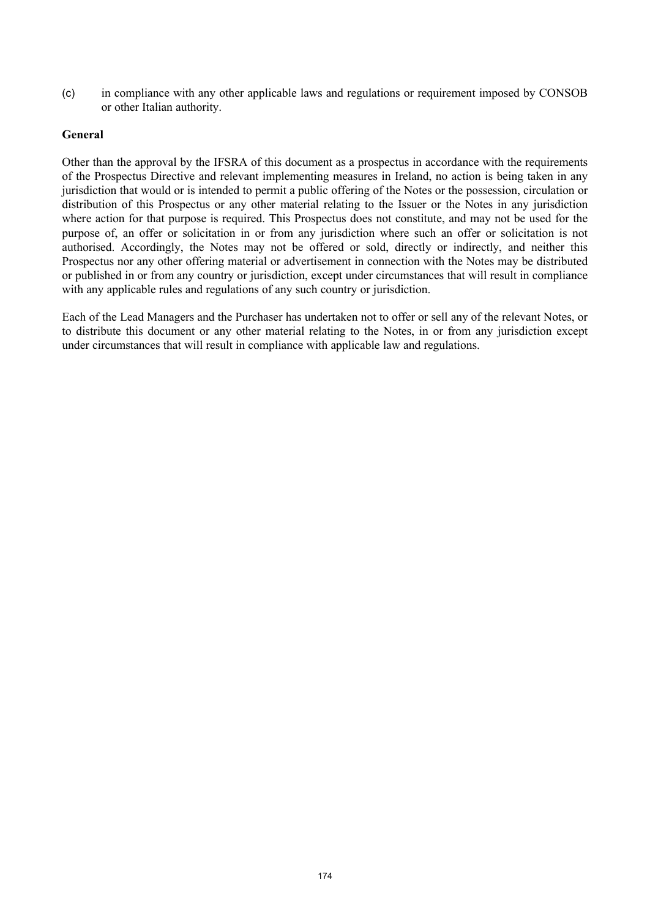(c) in compliance with any other applicable laws and regulations or requirement imposed by CONSOB or other Italian authority.

**General**

Other than the approval by the IFSRA of this document as a prospectus in accordance with the requirements of the Prospectus Directive and relevant implementing measures in Ireland, no action is being taken in any jurisdiction that would or is intended to permit a public offering of the Notes or the possession, circulation or distribution of this Prospectus or any other material relating to the Issuer or the Notes in any jurisdiction where action for that purpose is required. This Prospectus does not constitute, and may not be used for the purpose of, an offer or solicitation in or from any jurisdiction where such an offer or solicitation is not authorised. Accordingly, the Notes may not be offered or sold, directly or indirectly, and neither this Prospectus nor any other offering material or advertisement in connection with the Notes may be distributed or published in or from any country or jurisdiction, except under circumstances that will result in compliance with any applicable rules and regulations of any such country or jurisdiction.

Each of the Lead Managers and the Purchaser has undertaken not to offer or sell any of the relevant Notes, or to distribute this document or any other material relating to the Notes, in or from any jurisdiction except under circumstances that will result in compliance with applicable law and regulations.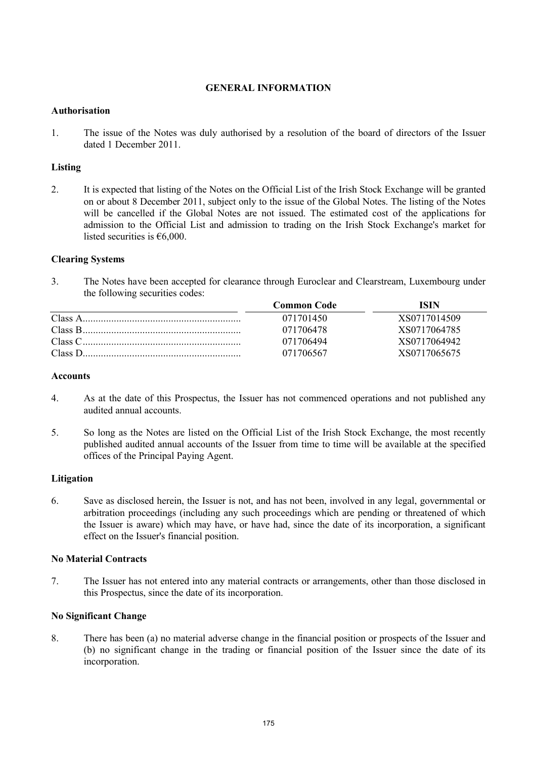# GENERAL INFORMATION

### Authorisation

1. The issue of the Notes was duly authorised by a resolution of the board of directors of the Issuer dated 1 December 2011.

### Listing

2. It is expected that listing of the Notes on the Official List of the Irish Stock Exchange will be granted on or about 8 December 2011, subject only to the issue of the Global Notes. The listing of the Notes will be cancelled if the Global Notes are not issued. The estimated cost of the applications for admission to the Official List and admission to trading on the Irish Stock Exchange's market for listed securities is €6,000.

### Clearing Systems

3. The Notes have been accepted for clearance through Euroclear and Clearstream, Luxembourg under the following securities codes:

| | Common Code | ISIN |
|---|---|---|
| Class A | 071701450 | XS0717014509 |
| Class B | 071706478 | XS0717064785 |
| Class C | 071706494 | XS0717064942 |
| Class D | 071706567 | XS0717065675 |

### Accounts

4. As at the date of this Prospectus, the Issuer has not commenced operations and not published any audited annual accounts.

5. So long as the Notes are listed on the Official List of the Irish Stock Exchange, the most recently published audited annual accounts of the Issuer from time to time will be available at the specified offices of the Principal Paying Agent.

### Litigation

6. Save as disclosed herein, the Issuer is not, and has not been, involved in any legal, governmental or arbitration proceedings (including any such proceedings which are pending or threatened of which the Issuer is aware) which may have, or have had, since the date of its incorporation, a significant effect on the Issuer's financial position.

### No Material Contracts

7. The Issuer has not entered into any material contracts or arrangements, other than those disclosed in this Prospectus, since the date of its incorporation.

### No Significant Change

8. There has been (a) no material adverse change in the financial position or prospects of the Issuer and (b) no significant change in the trading or financial position of the Issuer since the date of its incorporation.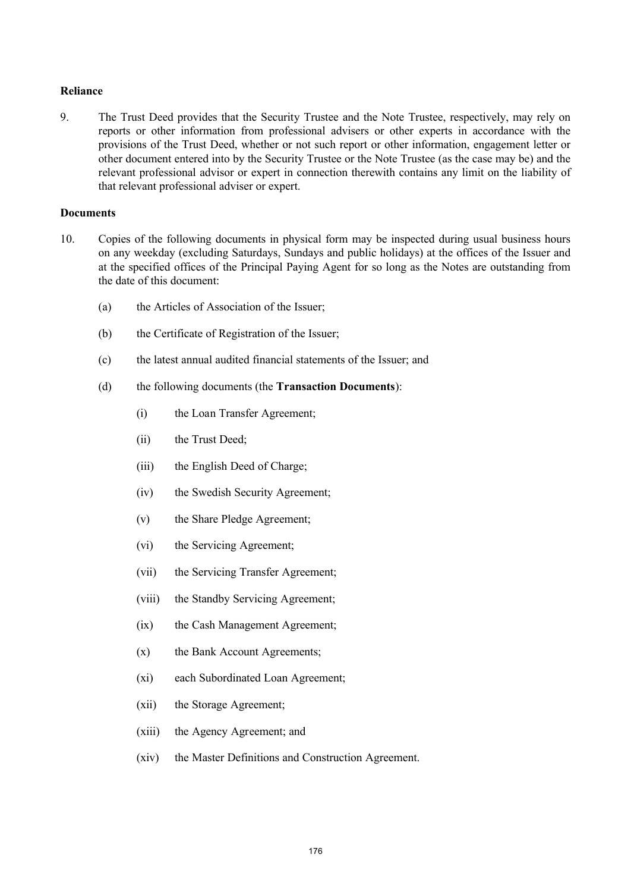**Reliance**

9. The Trust Deed provides that the Security Trustee and the Note Trustee, respectively, may rely on reports or other information from professional advisers or other experts in accordance with the provisions of the Trust Deed, whether or not such report or other information, engagement letter or other document entered into by the Security Trustee or the Note Trustee (as the case may be) and the relevant professional advisor or expert in connection therewith contains any limit on the liability of that relevant professional adviser or expert.

**Documents**

10. Copies of the following documents in physical form may be inspected during usual business hours on any weekday (excluding Saturdays, Sundays and public holidays) at the offices of the Issuer and at the specified offices of the Principal Paying Agent for so long as the Notes are outstanding from the date of this document:

    (a) the Articles of Association of the Issuer;

    (b) the Certificate of Registration of the Issuer;

    (c) the latest annual audited financial statements of the Issuer; and

    (d) the following documents (the **Transaction Documents**):

        (i) the Loan Transfer Agreement;

        (ii) the Trust Deed;

        (iii) the English Deed of Charge;

        (iv) the Swedish Security Agreement;

        (v) the Share Pledge Agreement;

        (vi) the Servicing Agreement;

        (vii) the Servicing Transfer Agreement;

        (viii) the Standby Servicing Agreement;

        (ix) the Cash Management Agreement;

        (x) the Bank Account Agreements;

        (xi) each Subordinated Loan Agreement;

        (xii) the Storage Agreement;

        (xiii) the Agency Agreement; and

        (xiv) the Master Definitions and Construction Agreement.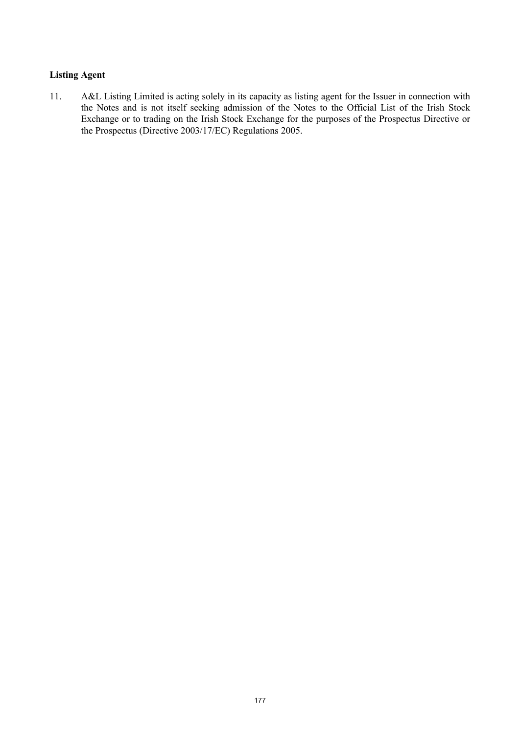**Listing Agent**

11. A&L Listing Limited is acting solely in its capacity as listing agent for the Issuer in connection with the Notes and is not itself seeking admission of the Notes to the Official List of the Irish Stock Exchange or to trading on the Irish Stock Exchange for the purposes of the Prospectus Directive or the Prospectus (Directive 2003/17/EC) Regulations 2005.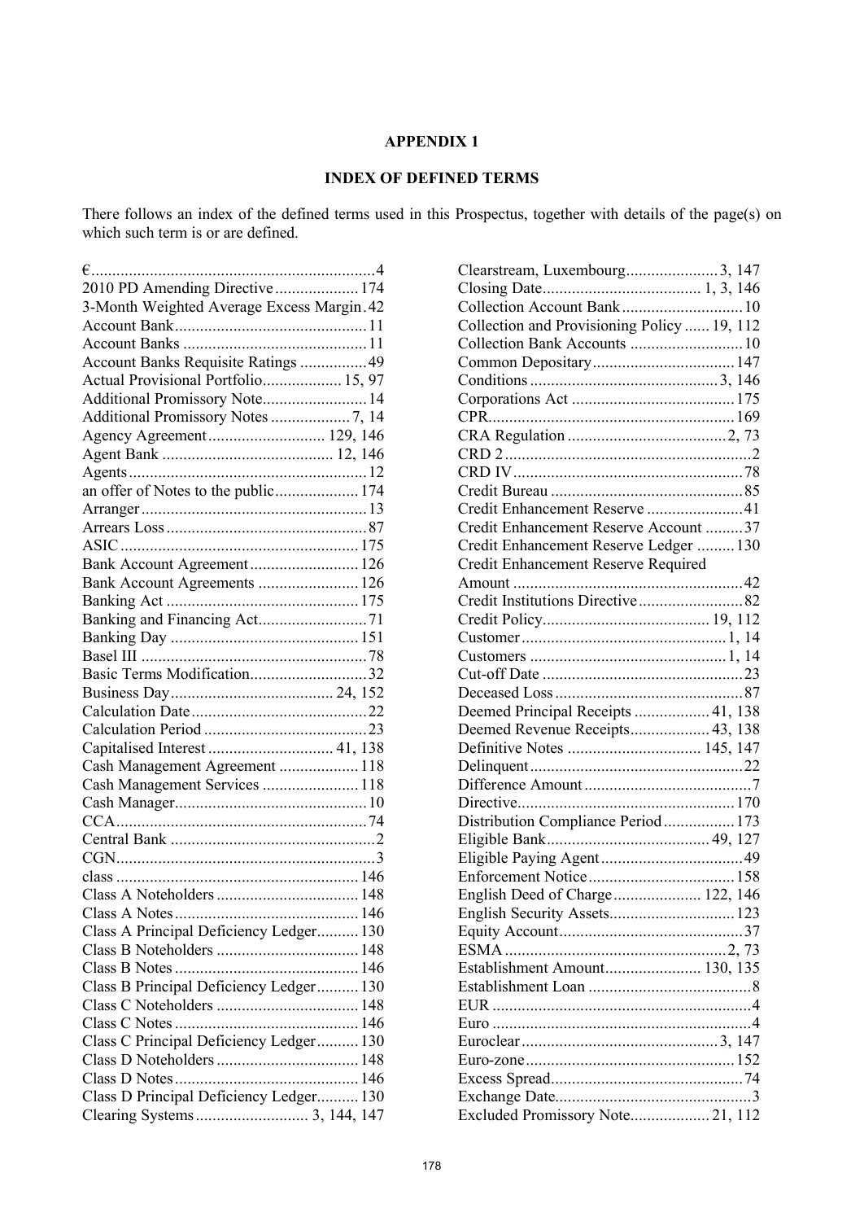## APPENDIX 1

## INDEX OF DEFINED TERMS

There follows an index of the defined terms used in this Prospectus, together with details of the page(s) on which such term is or are defined.

€ ... 4
2010 PD Amending Directive ... 174
3-Month Weighted Average Excess Margin ... 42
Account Bank ... 11
Account Banks ... 11
Account Banks Requisite Ratings ... 49
Actual Provisional Portfolio ... 15, 97
Additional Promissory Note ... 14
Additional Promissory Notes ... 7, 14
Agency Agreement ... 129, 146
Agent Bank ... 12, 146
Agents ... 12
an offer of Notes to the public ... 174
Arranger ... 13
Arrears Loss ... 87
ASIC ... 175
Bank Account Agreement ... 126
Bank Account Agreements ... 126
Banking Act ... 175
Banking and Financing Act ... 71
Banking Day ... 151
Basel III ... 78
Basic Terms Modification ... 32
Business Day ... 24, 152
Calculation Date ... 22
Calculation Period ... 23
Capitalised Interest ... 41, 138
Cash Management Agreement ... 118
Cash Management Services ... 118
Cash Manager ... 10
CCA ... 74
Central Bank ... 2
CGN ... 3
class ... 146
Class A Noteholders ... 148
Class A Notes ... 146
Class A Principal Deficiency Ledger ... 130
Class B Noteholders ... 148
Class B Notes ... 146
Class B Principal Deficiency Ledger ... 130
Class C Noteholders ... 148
Class C Notes ... 146
Class C Principal Deficiency Ledger ... 130
Class D Noteholders ... 148
Class D Notes ... 146
Class D Principal Deficiency Ledger ... 130
Clearing Systems ... 3, 144, 147
Clearstream, Luxembourg ... 3, 147
Closing Date ... 1, 3, 146
Collection Account Bank ... 10
Collection and Provisioning Policy ... 19, 112
Collection Bank Accounts ... 10
Common Depositary ... 147
Conditions ... 3, 146
Corporations Act ... 175
CPR ... 169
CRA Regulation ... 2, 73
CRD 2 ... 2
CRD IV ... 78
Credit Bureau ... 85
Credit Enhancement Reserve ... 41
Credit Enhancement Reserve Account ... 37
Credit Enhancement Reserve Ledger ... 130
Credit Enhancement Reserve Required Amount ... 42
Credit Institutions Directive ... 82
Credit Policy ... 19, 112
Customer ... 1, 14
Customers ... 1, 14
Cut-off Date ... 23
Deceased Loss ... 87
Deemed Principal Receipts ... 41, 138
Deemed Revenue Receipts ... 43, 138
Definitive Notes ... 145, 147
Delinquent ... 22
Difference Amount ... 7
Directive ... 170
Distribution Compliance Period ... 173
Eligible Bank ... 49, 127
Eligible Paying Agent ... 49
Enforcement Notice ... 158
English Deed of Charge ... 122, 146
English Security Assets ... 123
Equity Account ... 37
ESMA ... 2, 73
Establishment Amount ... 130, 135
Establishment Loan ... 8
EUR ... 4
Euro ... 4
Euroclear ... 3, 147
Euro-zone ... 152
Excess Spread ... 74
Exchange Date ... 3
Excluded Promissory Note ... 21, 112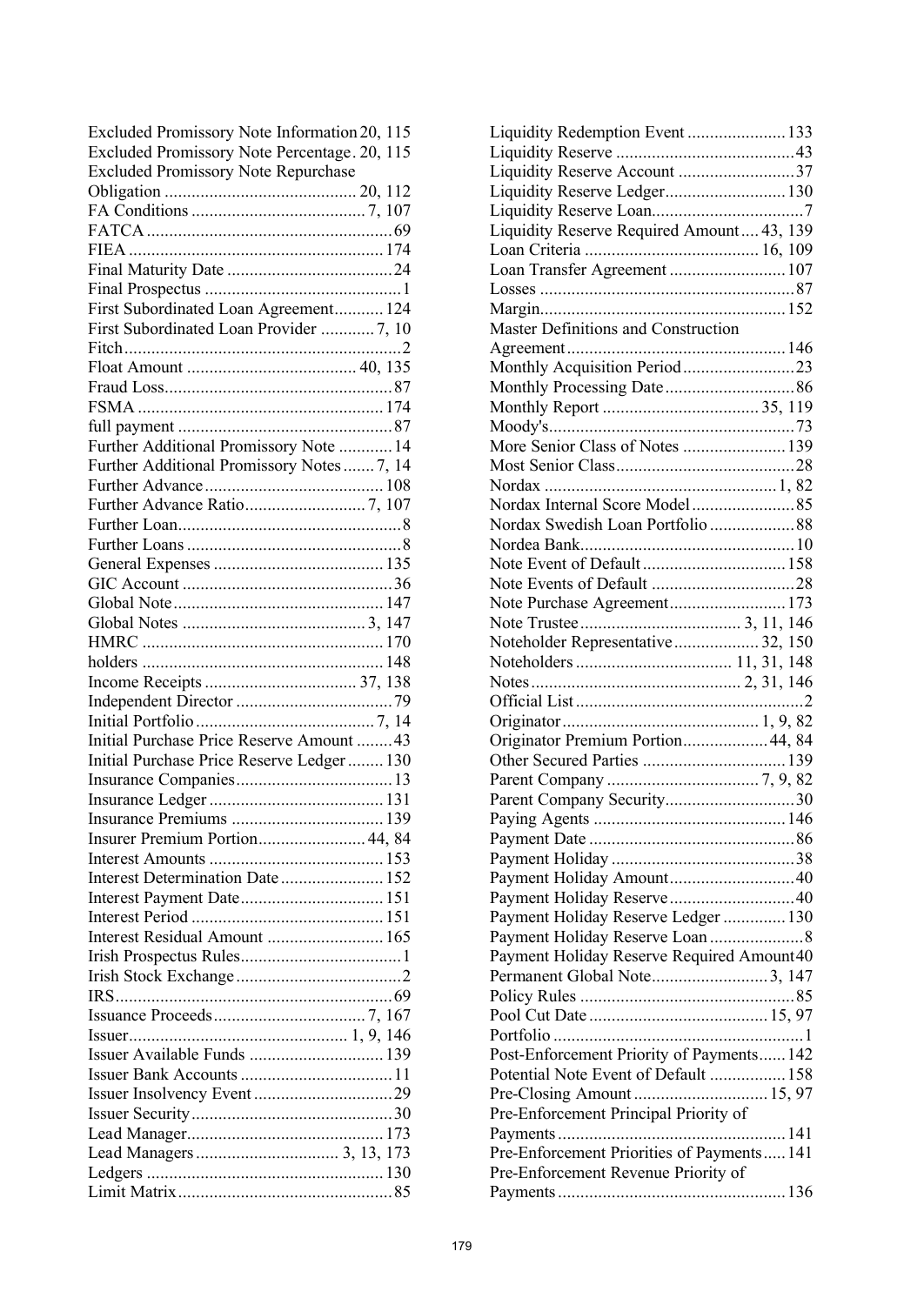Excluded Promissory Note Information 20, 115
Excluded Promissory Note Percentage. 20, 115
Excluded Promissory Note Repurchase Obligation ............................................ 20, 112
FA Conditions ........................................ 7, 107
FATCA ......................................................... 69
FIEA ........................................................... 174
Final Maturity Date ...................................... 24
Final Prospectus ............................................. 1
First Subordinated Loan Agreement........... 124
First Subordinated Loan Provider ............ 7, 10
Fitch................................................................ 2
Float Amount ...................................... 40, 135
Fraud Loss..................................................... 87
FSMA ......................................................... 174
full payment .................................................. 87
Further Additional Promissory Note ............ 14
Further Additional Promissory Notes ....... 7, 14
Further Advance ......................................... 108
Further Advance Ratio........................... 7, 107
Further Loan.................................................... 8
Further Loans .................................................. 8
General Expenses ....................................... 135
GIC Account ................................................. 36
Global Note ................................................ 147
Global Notes ......................................... 3, 147
HMRC ......................................................... 170
holders ........................................................ 148
Income Receipts .................................. 37, 138
Independent Director .................................... 79
Initial Portfolio ......................................... 7, 14
Initial Purchase Price Reserve Amount ........ 43
Initial Purchase Price Reserve Ledger ........ 130
Insurance Companies.................................... 13
Insurance Ledger ........................................ 131
Insurance Premiums ................................... 139
Insurer Premium Portion........................ 44, 84
Interest Amounts ........................................ 153
Interest Determination Date ....................... 152
Interest Payment Date................................. 151
Interest Period ............................................ 151
Interest Residual Amount .......................... 165
Irish Prospectus Rules..................................... 1
Irish Stock Exchange ...................................... 2
IRS................................................................ 69
Issuance Proceeds .................................. 7, 167
Issuer.................................................. 1, 9, 146
Issuer Available Funds .............................. 139
Issuer Bank Accounts ................................... 11
Issuer Insolvency Event ............................... 29
Issuer Security .............................................. 30
Lead Manager............................................. 173
Lead Managers ................................ 3, 13, 173
Ledgers ...................................................... 130
Limit Matrix ................................................. 85
Liquidity Redemption Event ...................... 133
Liquidity Reserve ......................................... 43
Liquidity Reserve Account .......................... 37
Liquidity Reserve Ledger........................... 130
Liquidity Reserve Loan.................................. 7
Liquidity Reserve Required Amount .... 43, 139
Loan Criteria ........................................ 16, 109
Loan Transfer Agreement .......................... 107
Losses .......................................................... 87
Margin......................................................... 152
Master Definitions and Construction Agreement.................................................. 146
Monthly Acquisition Period ......................... 23
Monthly Processing Date ............................. 86
Monthly Report ................................... 35, 119
Moody's......................................................... 73
More Senior Class of Notes ....................... 139
Most Senior Class......................................... 28
Nordax .................................................... 1, 82
Nordax Internal Score Model ....................... 85
Nordax Swedish Loan Portfolio ................... 88
Nordea Bank................................................. 10
Note Event of Default ................................ 158
Note Events of Default ................................ 28
Note Purchase Agreement.......................... 173
Note Trustee .................................... 3, 11, 146
Noteholder Representative................... 32, 150
Noteholders ................................... 11, 31, 148
Notes ............................................... 2, 31, 146
Official List ..................................................... 2
Originator ............................................ 1, 9, 82
Originator Premium Portion................... 44, 84
Other Secured Parties ................................ 139
Parent Company .................................. 7, 9, 82
Parent Company Security............................. 30
Paying Agents ........................................... 146
Payment Date ............................................... 86
Payment Holiday .......................................... 38
Payment Holiday Amount............................. 40
Payment Holiday Reserve ............................. 40
Payment Holiday Reserve Ledger .............. 130
Payment Holiday Reserve Loan ..................... 8
Payment Holiday Reserve Required Amount 40
Permanent Global Note.......................... 3, 147
Policy Rules ................................................. 85
Pool Cut Date ......................................... 15, 97
Portfolio ......................................................... 1
Post-Enforcement Priority of Payments...... 142
Potential Note Event of Default ................. 158
Pre-Closing Amount .............................. 15, 97
Pre-Enforcement Principal Priority of Payments ................................................... 141
Pre-Enforcement Priorities of Payments..... 141
Pre-Enforcement Revenue Priority of Payments ................................................... 136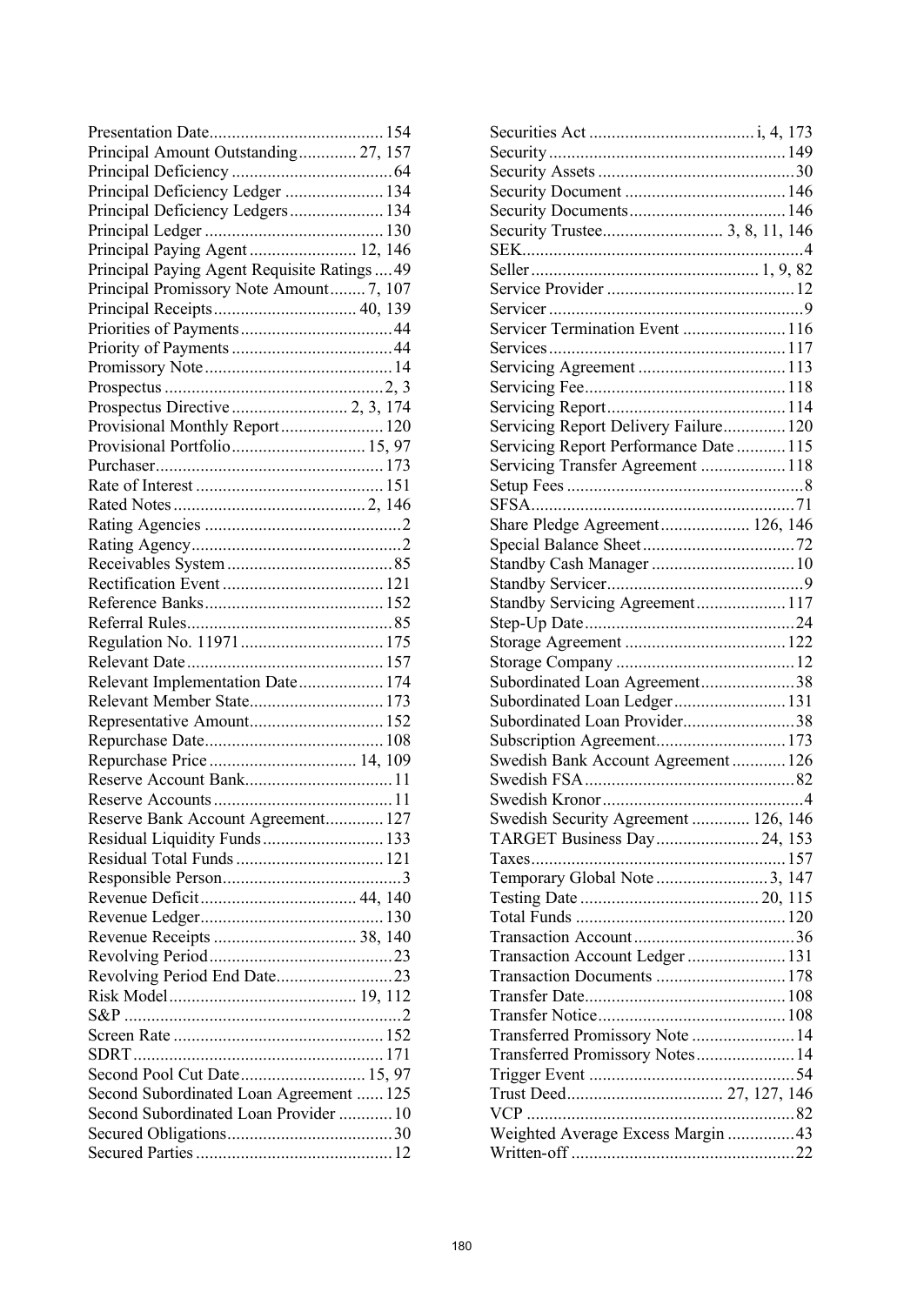Presentation Date....................................... 154
Principal Amount Outstanding............. 27, 157
Principal Deficiency .................................... 64
Principal Deficiency Ledger ...................... 134
Principal Deficiency Ledgers..................... 134
Principal Ledger ........................................ 130
Principal Paying Agent ........................ 12, 146
Principal Paying Agent Requisite Ratings .... 49
Principal Promissory Note Amount........ 7, 107
Principal Receipts................................ 40, 139
Priorities of Payments.................................. 44
Priority of Payments .................................... 44
Promissory Note .......................................... 14
Prospectus ................................................. 2, 3
Prospectus Directive .......................... 2, 3, 174
Provisional Monthly Report....................... 120
Provisional Portfolio.............................. 15, 97
Purchaser.................................................... 173
Rate of Interest .......................................... 151
Rated Notes ........................................... 2, 146
Rating Agencies ............................................ 2
Rating Agency............................................... 2
Receivables System ..................................... 85
Rectification Event .................................... 121
Reference Banks......................................... 152
Referral Rules.............................................. 85
Regulation No. 11971................................ 175
Relevant Date ............................................ 157
Relevant Implementation Date................... 174
Relevant Member State.............................. 173
Representative Amount.............................. 152
Repurchase Date........................................ 108
Repurchase Price ................................. 14, 109
Reserve Account Bank................................. 11
Reserve Accounts ........................................ 11
Reserve Bank Account Agreement............. 127
Residual Liquidity Funds ........................... 133
Residual Total Funds ................................. 121
Responsible Person........................................ 3
Revenue Deficit ................................... 44, 140
Revenue Ledger......................................... 130
Revenue Receipts ................................ 38, 140
Revolving Period......................................... 23
Revolving Period End Date.......................... 23
Risk Model .......................................... 19, 112
S&P ............................................................... 2
Screen Rate ............................................... 152
SDRT......................................................... 171
Second Pool Cut Date............................ 15, 97
Second Subordinated Loan Agreement ...... 125
Second Subordinated Loan Provider ............ 10
Secured Obligations..................................... 30
Secured Parties ............................................ 12
Securities Act ..................................... i, 4, 173
Security ..................................................... 149
Security Assets ............................................ 30
Security Document .................................... 146
Security Documents................................... 146
Security Trustee........................... 3, 8, 11, 146
SEK................................................................ 4
Seller ................................................... 1, 9, 82
Service Provider .......................................... 12
Servicer ......................................................... 9
Servicer Termination Event ....................... 116
Services ..................................................... 117
Servicing Agreement ................................. 113
Servicing Fee............................................. 118
Servicing Report ........................................ 114
Servicing Report Delivery Failure.............. 120
Servicing Report Performance Date ........... 115
Servicing Transfer Agreement ................... 118
Setup Fees ..................................................... 8
SFSA............................................................ 71
Share Pledge Agreement.................... 126, 146
Special Balance Sheet .................................. 72
Standby Cash Manager ................................ 10
Standby Servicer............................................ 9
Standby Servicing Agreement .................... 117
Step-Up Date ............................................... 24
Storage Agreement .................................... 122
Storage Company ........................................ 12
Subordinated Loan Agreement..................... 38
Subordinated Loan Ledger......................... 131
Subordinated Loan Provider......................... 38
Subscription Agreement............................. 173
Swedish Bank Account Agreement ............ 126
Swedish FSA ............................................... 82
Swedish Kronor ............................................. 4
Swedish Security Agreement ............. 126, 146
TARGET Business Day ....................... 24, 153
Taxes.......................................................... 157
Temporary Global Note ......................... 3, 147
Testing Date ........................................ 20, 115
Total Funds ............................................... 120
Transaction Account .................................... 36
Transaction Account Ledger ...................... 131
Transaction Documents ............................. 178
Transfer Date............................................. 108
Transfer Notice .......................................... 108
Transferred Promissory Note ....................... 14
Transferred Promissory Notes...................... 14
Trigger Event .............................................. 54
Trust Deed................................... 27, 127, 146
VCP ............................................................ 82
Weighted Average Excess Margin ............... 43
Written-off .................................................. 22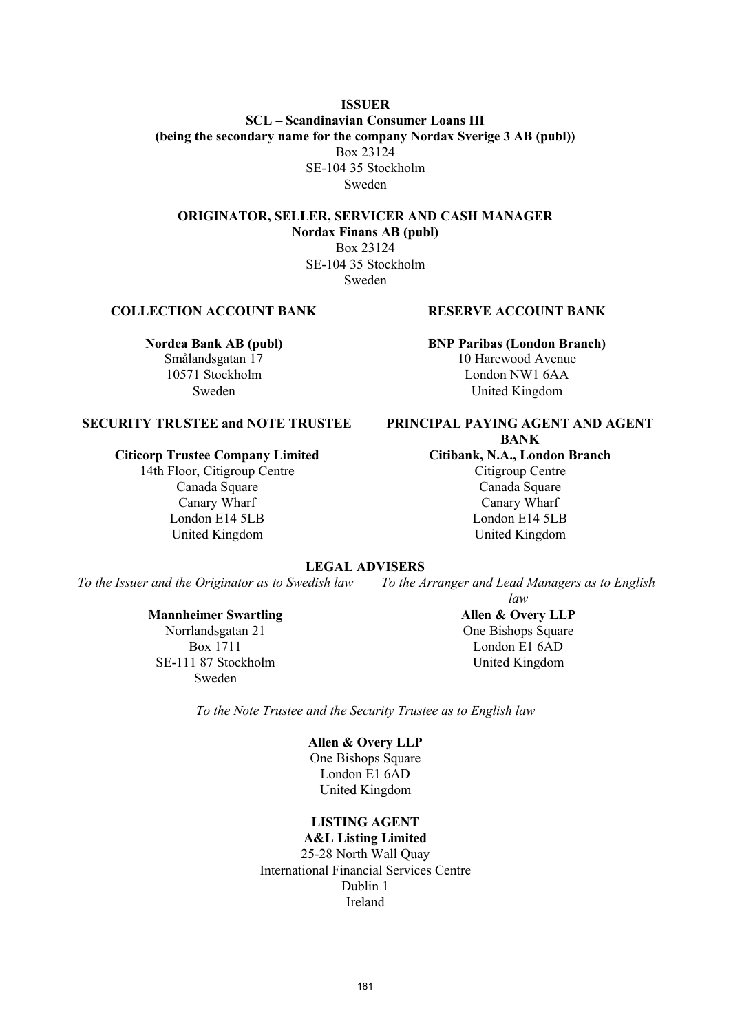**ISSUER**

**SCL – Scandinavian Consumer Loans III**

**(being the secondary name for the company Nordax Sverige 3 AB (publ))**

Box 23124
SE-104 35 Stockholm
Sweden

**ORIGINATOR, SELLER, SERVICER AND CASH MANAGER**

**Nordax Finans AB (publ)**

Box 23124
SE-104 35 Stockholm
Sweden

**COLLECTION ACCOUNT BANK**

**Nordea Bank AB (publ)**
Smålandsgatan 17
10571 Stockholm
Sweden

**RESERVE ACCOUNT BANK**

**BNP Paribas (London Branch)**
10 Harewood Avenue
London NW1 6AA
United Kingdom

**SECURITY TRUSTEE and NOTE TRUSTEE**

**Citicorp Trustee Company Limited**
14th Floor, Citigroup Centre
Canada Square
Canary Wharf
London E14 5LB
United Kingdom

**PRINCIPAL PAYING AGENT AND AGENT BANK**

**Citibank, N.A., London Branch**
Citigroup Centre
Canada Square
Canary Wharf
London E14 5LB
United Kingdom

**LEGAL ADVISERS**

*To the Issuer and the Originator as to Swedish law*

**Mannheimer Swartling**
Norrlandsgatan 21
Box 1711
SE-111 87 Stockholm
Sweden

*To the Arranger and Lead Managers as to English law*

**Allen & Overy LLP**
One Bishops Square
London E1 6AD
United Kingdom

*To the Note Trustee and the Security Trustee as to English law*

**Allen & Overy LLP**
One Bishops Square
London E1 6AD
United Kingdom

**LISTING AGENT**

**A&L Listing Limited**
25-28 North Wall Quay
International Financial Services Centre
Dublin 1
Ireland